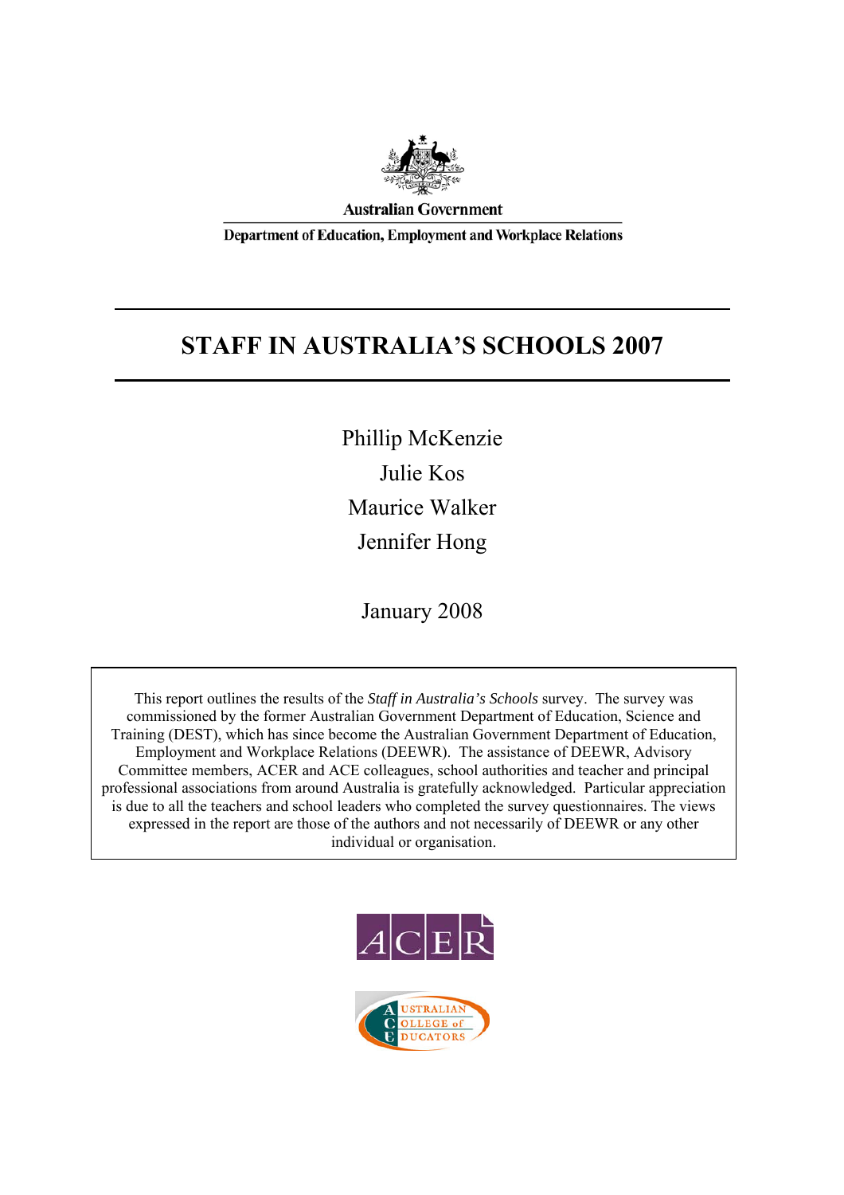Australian Government

Department of Education, Employment and Workplace Relations

# STAFF IN AUSTRALIA'S SCHOOLS 2007

Phillip McKenzie

Julie Kos

Maurice Walker

Jennifer Hong

January 2008

This report outlines the results of the *Staff in Australia's Schools* survey. The survey was commissioned by the former Australian Government Department of Education, Science and Training (DEST), which has since become the Australian Government Department of Education, Employment and Workplace Relations (DEEWR). The assistance of DEEWR, Advisory Committee members, ACER and ACE colleagues, school authorities and teacher and principal professional associations from around Australia is gratefully acknowledged. Particular appreciation is due to all the teachers and school leaders who completed the survey questionnaires. The views expressed in the report are those of the authors and not necessarily of DEEWR or any other individual or organisation.

ACER

AUSTRALIAN COLLEGE of EDUCATORS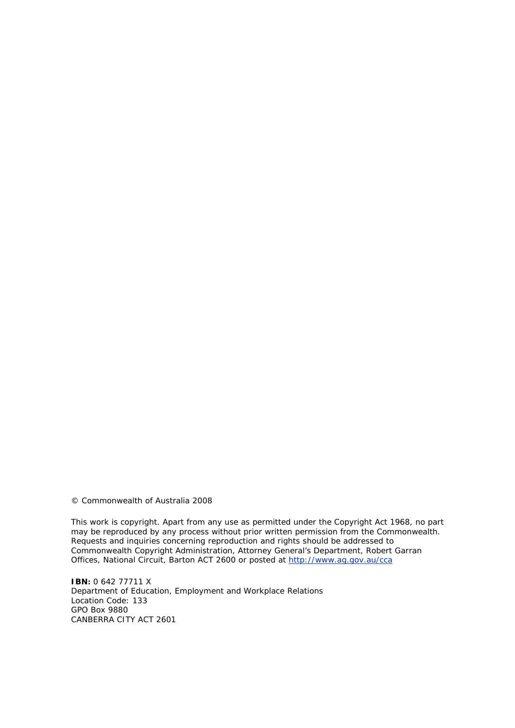© Commonwealth of Australia 2008

This work is copyright. Apart from any use as permitted under the Copyright Act 1968, no part may be reproduced by any process without prior written permission from the Commonwealth. Requests and inquiries concerning reproduction and rights should be addressed to Commonwealth Copyright Administration, Attorney General's Department, Robert Garran Offices, National Circuit, Barton ACT 2600 or posted at http://www.ag.gov.au/cca

**IBN:** 0 642 77711 X
Department of Education, Employment and Workplace Relations
Location Code: 133
GPO Box 9880
CANBERRA CITY ACT 2601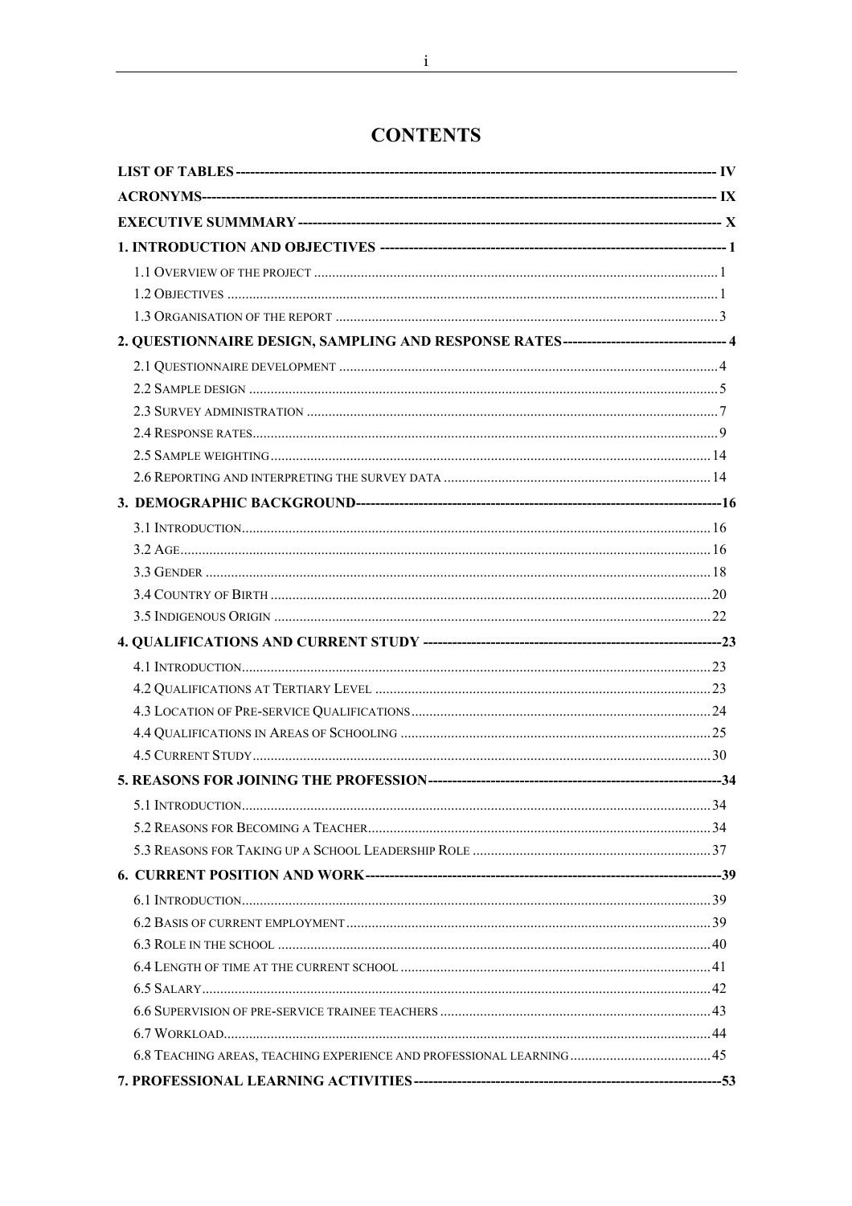# CONTENTS

**LIST OF TABLES** ---------- IV

**ACRONYMS** ---------- IX

**EXECUTIVE SUMMMARY** ---------- X

**1. INTRODUCTION AND OBJECTIVES** ---------- 1

- 1.1 Overview of the project .......... 1
- 1.2 Objectives .......... 1
- 1.3 Organisation of the report .......... 3

**2. QUESTIONNAIRE DESIGN, SAMPLING AND RESPONSE RATES** ---------- 4

- 2.1 Questionnaire development .......... 4
- 2.2 Sample design .......... 5
- 2.3 Survey administration .......... 7
- 2.4 Response rates .......... 9
- 2.5 Sample weighting .......... 14
- 2.6 Reporting and interpreting the survey data .......... 14

**3. DEMOGRAPHIC BACKGROUND** ---------- 16

- 3.1 Introduction .......... 16
- 3.2 Age .......... 16
- 3.3 Gender .......... 18
- 3.4 Country of Birth .......... 20
- 3.5 Indigenous Origin .......... 22

**4. QUALIFICATIONS AND CURRENT STUDY** ---------- 23

- 4.1 Introduction .......... 23
- 4.2 Qualifications at Tertiary Level .......... 23
- 4.3 Location of Pre-service Qualifications .......... 24
- 4.4 Qualifications in Areas of Schooling .......... 25
- 4.5 Current Study .......... 30

**5. REASONS FOR JOINING THE PROFESSION** ---------- 34

- 5.1 Introduction .......... 34
- 5.2 Reasons for Becoming a Teacher .......... 34
- 5.3 Reasons for Taking up a School Leadership Role .......... 37

**6. CURRENT POSITION AND WORK** ---------- 39

- 6.1 Introduction .......... 39
- 6.2 Basis of current employment .......... 39
- 6.3 Role in the school .......... 40
- 6.4 Length of time at the current school .......... 41
- 6.5 Salary .......... 42
- 6.6 Supervision of pre-service trainee teachers .......... 43
- 6.7 Workload .......... 44
- 6.8 Teaching areas, teaching experience and professional learning .......... 45

**7. PROFESSIONAL LEARNING ACTIVITIES** ---------- 53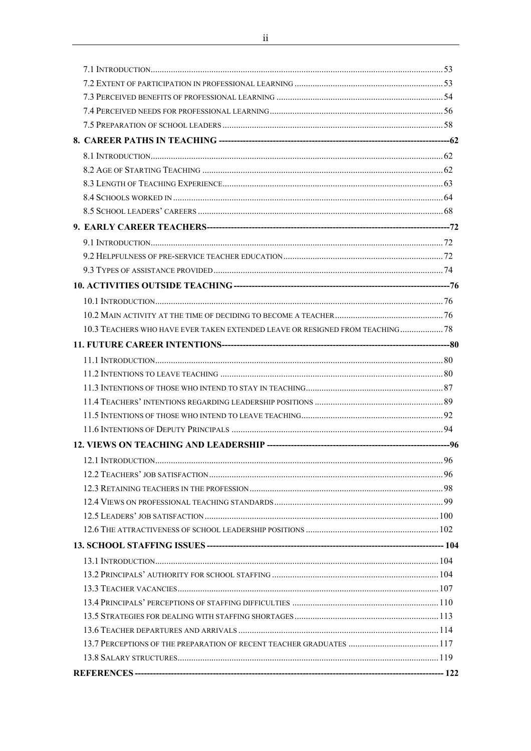7.1 Introduction .... 53
7.2 Extent of participation in professional learning .... 53
7.3 Perceived benefits of professional learning .... 54
7.4 Perceived needs for professional learning .... 56
7.5 Preparation of school leaders .... 58

**8. CAREER PATHS IN TEACHING .... 62**

8.1 Introduction .... 62
8.2 Age of Starting Teaching .... 62
8.3 Length of Teaching Experience .... 63
8.4 Schools worked in .... 64
8.5 School leaders' careers .... 68

**9. EARLY CAREER TEACHERS .... 72**

9.1 Introduction .... 72
9.2 Helpfulness of pre-service teacher education .... 72
9.3 Types of assistance provided .... 74

**10. ACTIVITIES OUTSIDE TEACHING .... 76**

10.1 Introduction .... 76
10.2 Main activity at the time of deciding to become a teacher .... 76
10.3 Teachers who have ever taken extended leave or resigned from teaching .... 78

**11. FUTURE CAREER INTENTIONS .... 80**

11.1 Introduction .... 80
11.2 Intentions to leave teaching .... 80
11.3 Intentions of those who intend to stay in teaching .... 87
11.4 Teachers' intentions regarding leadership positions .... 89
11.5 Intentions of those who intend to leave teaching .... 92
11.6 Intentions of Deputy Principals .... 94

**12. VIEWS ON TEACHING AND LEADERSHIP .... 96**

12.1 Introduction .... 96
12.2 Teachers' job satisfaction .... 96
12.3 Retaining teachers in the profession .... 98
12.4 Views on professional teaching standards .... 99
12.5 Leaders' job satisfaction .... 100
12.6 The attractiveness of school leadership positions .... 102

**13. SCHOOL STAFFING ISSUES .... 104**

13.1 Introduction .... 104
13.2 Principals' authority for school staffing .... 104
13.3 Teacher vacancies .... 107
13.4 Principals' perceptions of staffing difficulties .... 110
13.5 Strategies for dealing with staffing shortages .... 113
13.6 Teacher departures and arrivals .... 114
13.7 Perceptions of the preparation of recent teacher graduates .... 117
13.8 Salary structures .... 119

**REFERENCES .... 122**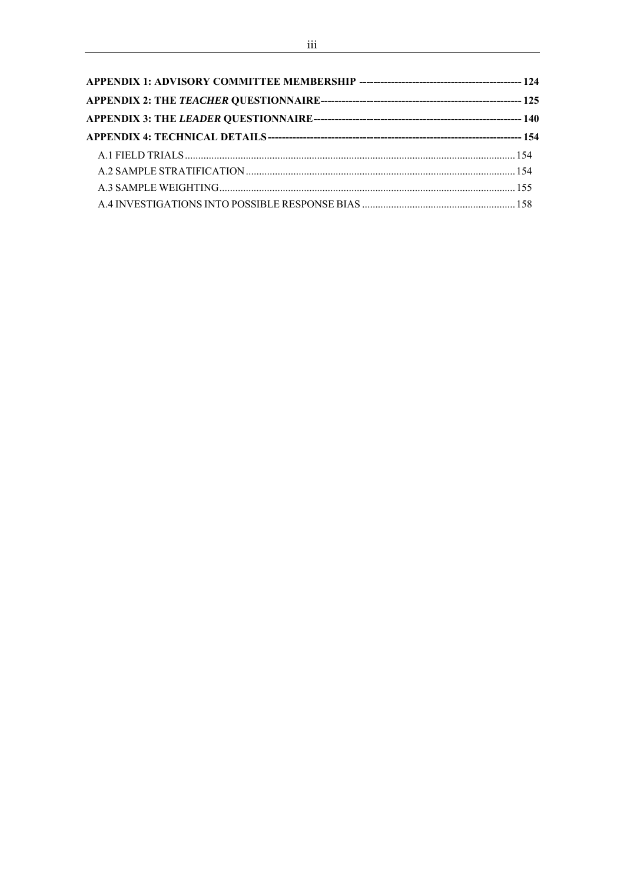**APPENDIX 1: ADVISORY COMMITTEE MEMBERSHIP ---------------------------------------------- 124**

**APPENDIX 2: THE *TEACHER* QUESTIONNAIRE--------------------------------------------------------- 125**

**APPENDIX 3: THE *LEADER* QUESTIONNAIRE----------------------------------------------------------- 140**

**APPENDIX 4: TECHNICAL DETAILS------------------------------------------------------------------------- 154**

A.1 FIELD TRIALS............................................................................................................................ 154

A.2 SAMPLE STRATIFICATION ...................................................................................................... 154

A.3 SAMPLE WEIGHTING................................................................................................................ 155

A.4 INVESTIGATIONS INTO POSSIBLE RESPONSE BIAS ........................................................... 158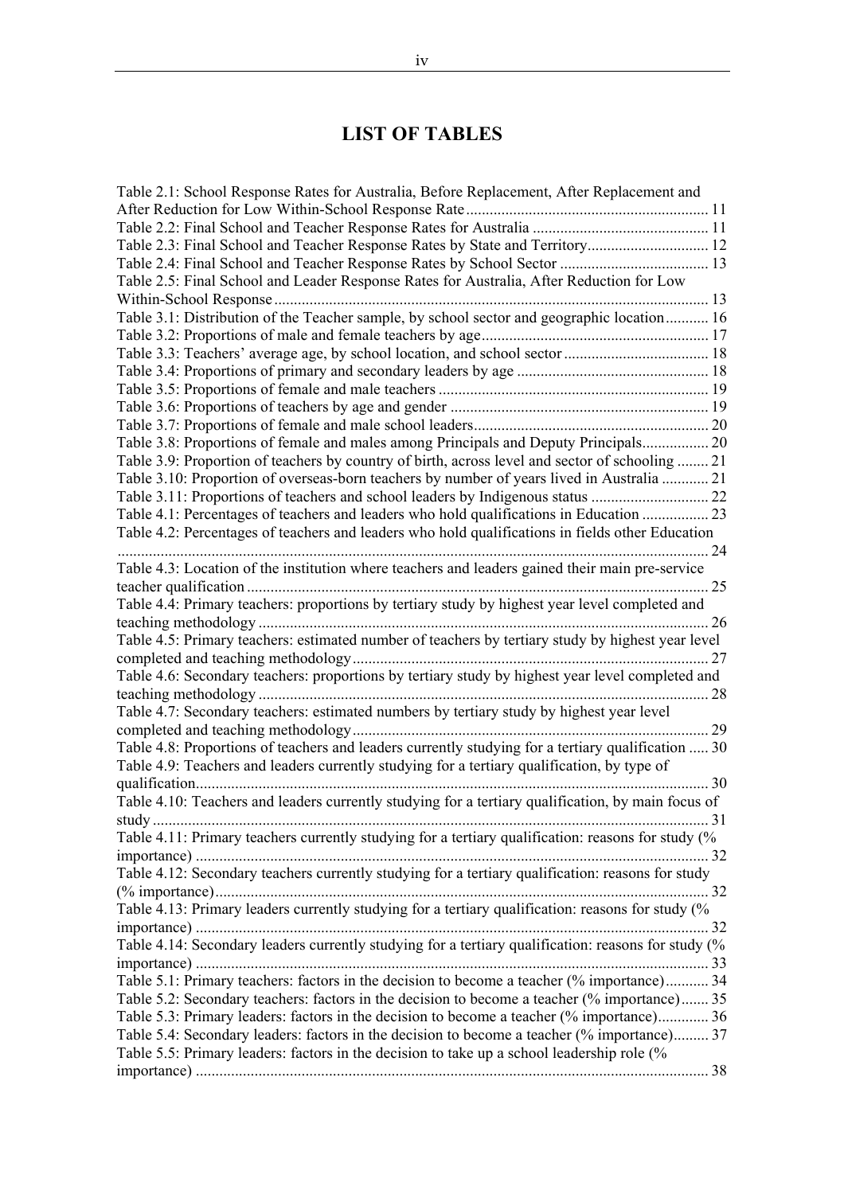# LIST OF TABLES

Table 2.1: School Response Rates for Australia, Before Replacement, After Replacement and After Reduction for Low Within-School Response Rate ............................................................. 11
Table 2.2: Final School and Teacher Response Rates for Australia ............................................. 11
Table 2.3: Final School and Teacher Response Rates by State and Territory............................... 12
Table 2.4: Final School and Teacher Response Rates by School Sector ...................................... 13
Table 2.5: Final School and Leader Response Rates for Australia, After Reduction for Low Within-School Response .............................................................................................................. 13
Table 3.1: Distribution of the Teacher sample, by school sector and geographic location........... 16
Table 3.2: Proportions of male and female teachers by age.......................................................... 17
Table 3.3: Teachers' average age, by school location, and school sector ..................................... 18
Table 3.4: Proportions of primary and secondary leaders by age ................................................. 18
Table 3.5: Proportions of female and male teachers ..................................................................... 19
Table 3.6: Proportions of teachers by age and gender .................................................................. 19
Table 3.7: Proportions of female and male school leaders............................................................ 20
Table 3.8: Proportions of female and males among Principals and Deputy Principals................. 20
Table 3.9: Proportion of teachers by country of birth, across level and sector of schooling ........ 21
Table 3.10: Proportion of overseas-born teachers by number of years lived in Australia ............ 21
Table 3.11: Proportions of teachers and school leaders by Indigenous status .............................. 22
Table 4.1: Percentages of teachers and leaders who hold qualifications in Education ................. 23
Table 4.2: Percentages of teachers and leaders who hold qualifications in fields other Education ...................................................................................................................................... 24
Table 4.3: Location of the institution where teachers and leaders gained their main pre-service teacher qualification ...................................................................................................................... 25
Table 4.4: Primary teachers: proportions by tertiary study by highest year level completed and teaching methodology .................................................................................................................. 26
Table 4.5: Primary teachers: estimated number of teachers by tertiary study by highest year level completed and teaching methodology.......................................................................................... 27
Table 4.6: Secondary teachers: proportions by tertiary study by highest year level completed and teaching methodology .................................................................................................................. 28
Table 4.7: Secondary teachers: estimated numbers by tertiary study by highest year level completed and teaching methodology.......................................................................................... 29
Table 4.8: Proportions of teachers and leaders currently studying for a tertiary qualification ..... 30
Table 4.9: Teachers and leaders currently studying for a tertiary qualification, by type of qualification.................................................................................................................................. 30
Table 4.10: Teachers and leaders currently studying for a tertiary qualification, by main focus of study ............................................................................................................................................ 31
Table 4.11: Primary teachers currently studying for a tertiary qualification: reasons for study (% importance) ................................................................................................................................. 32
Table 4.12: Secondary teachers currently studying for a tertiary qualification: reasons for study (% importance)............................................................................................................................. 32
Table 4.13: Primary leaders currently studying for a tertiary qualification: reasons for study (% importance) ................................................................................................................................. 32
Table 4.14: Secondary leaders currently studying for a tertiary qualification: reasons for study (% importance) ................................................................................................................................. 33
Table 5.1: Primary teachers: factors in the decision to become a teacher (% importance)........... 34
Table 5.2: Secondary teachers: factors in the decision to become a teacher (% importance)....... 35
Table 5.3: Primary leaders: factors in the decision to become a teacher (% importance)............. 36
Table 5.4: Secondary leaders: factors in the decision to become a teacher (% importance)......... 37
Table 5.5: Primary leaders: factors in the decision to take up a school leadership role (% importance) ................................................................................................................................. 38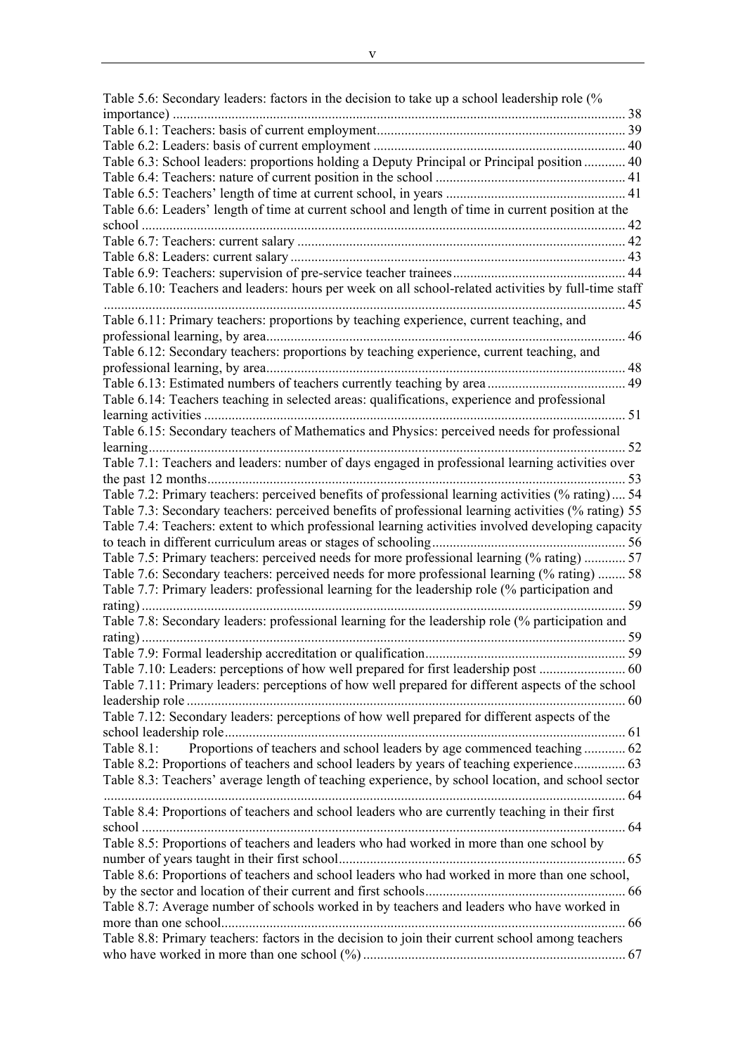Table 5.6: Secondary leaders: factors in the decision to take up a school leadership role (% importance) ... 38
Table 6.1: Teachers: basis of current employment ... 39
Table 6.2: Leaders: basis of current employment ... 40
Table 6.3: School leaders: proportions holding a Deputy Principal or Principal position ... 40
Table 6.4: Teachers: nature of current position in the school ... 41
Table 6.5: Teachers' length of time at current school, in years ... 41
Table 6.6: Leaders' length of time at current school and length of time in current position at the school ... 42
Table 6.7: Teachers: current salary ... 42
Table 6.8: Leaders: current salary ... 43
Table 6.9: Teachers: supervision of pre-service teacher trainees ... 44
Table 6.10: Teachers and leaders: hours per week on all school-related activities by full-time staff ... 45
Table 6.11: Primary teachers: proportions by teaching experience, current teaching, and professional learning, by area ... 46
Table 6.12: Secondary teachers: proportions by teaching experience, current teaching, and professional learning, by area ... 48
Table 6.13: Estimated numbers of teachers currently teaching by area ... 49
Table 6.14: Teachers teaching in selected areas: qualifications, experience and professional learning activities ... 51
Table 6.15: Secondary teachers of Mathematics and Physics: perceived needs for professional learning ... 52
Table 7.1: Teachers and leaders: number of days engaged in professional learning activities over the past 12 months ... 53
Table 7.2: Primary teachers: perceived benefits of professional learning activities (% rating) ... 54
Table 7.3: Secondary teachers: perceived benefits of professional learning activities (% rating) 55
Table 7.4: Teachers: extent to which professional learning activities involved developing capacity to teach in different curriculum areas or stages of schooling ... 56
Table 7.5: Primary teachers: perceived needs for more professional learning (% rating) ... 57
Table 7.6: Secondary teachers: perceived needs for more professional learning (% rating) ... 58
Table 7.7: Primary leaders: professional learning for the leadership role (% participation and rating) ... 59
Table 7.8: Secondary leaders: professional learning for the leadership role (% participation and rating) ... 59
Table 7.9: Formal leadership accreditation or qualification ... 59
Table 7.10: Leaders: perceptions of how well prepared for first leadership post ... 60
Table 7.11: Primary leaders: perceptions of how well prepared for different aspects of the school leadership role ... 60
Table 7.12: Secondary leaders: perceptions of how well prepared for different aspects of the school leadership role ... 61
Table 8.1: Proportions of teachers and school leaders by age commenced teaching ... 62
Table 8.2: Proportions of teachers and school leaders by years of teaching experience ... 63
Table 8.3: Teachers' average length of teaching experience, by school location, and school sector ... 64
Table 8.4: Proportions of teachers and school leaders who are currently teaching in their first school ... 64
Table 8.5: Proportions of teachers and leaders who had worked in more than one school by number of years taught in their first school ... 65
Table 8.6: Proportions of teachers and school leaders who had worked in more than one school, by the sector and location of their current and first schools ... 66
Table 8.7: Average number of schools worked in by teachers and leaders who have worked in more than one school ... 66
Table 8.8: Primary teachers: factors in the decision to join their current school among teachers who have worked in more than one school (%) ... 67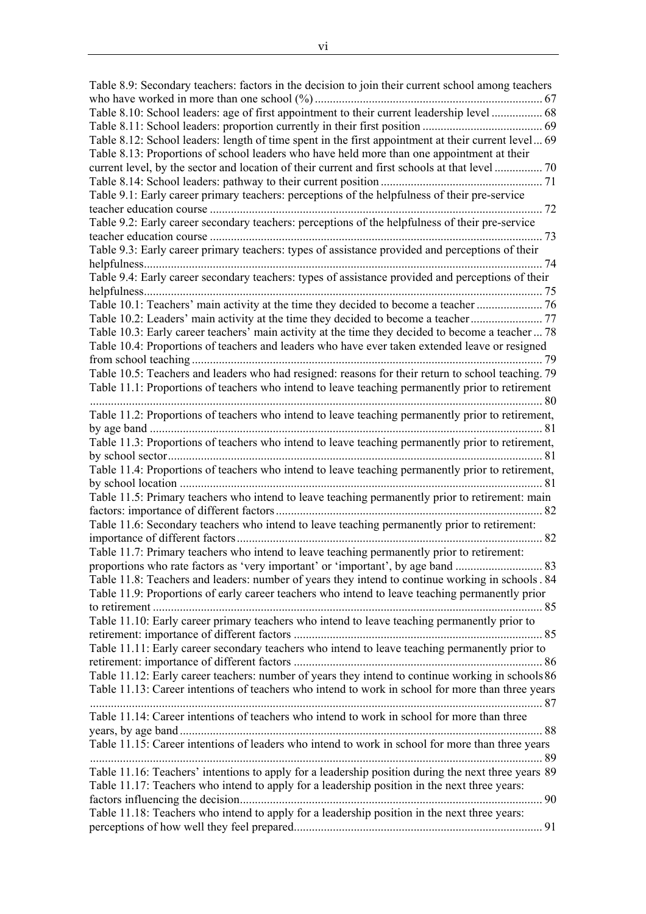Table 8.9: Secondary teachers: factors in the decision to join their current school among teachers who have worked in more than one school (%) ... 67
Table 8.10: School leaders: age of first appointment to their current leadership level ... 68
Table 8.11: School leaders: proportion currently in their first position ... 69
Table 8.12: School leaders: length of time spent in the first appointment at their current level ... 69
Table 8.13: Proportions of school leaders who have held more than one appointment at their current level, by the sector and location of their current and first schools at that level ... 70
Table 8.14: School leaders: pathway to their current position ... 71
Table 9.1: Early career primary teachers: perceptions of the helpfulness of their pre-service teacher education course ... 72
Table 9.2: Early career secondary teachers: perceptions of the helpfulness of their pre-service teacher education course ... 73
Table 9.3: Early career primary teachers: types of assistance provided and perceptions of their helpfulness ... 74
Table 9.4: Early career secondary teachers: types of assistance provided and perceptions of their helpfulness ... 75
Table 10.1: Teachers' main activity at the time they decided to become a teacher ... 76
Table 10.2: Leaders' main activity at the time they decided to become a teacher ... 77
Table 10.3: Early career teachers' main activity at the time they decided to become a teacher ... 78
Table 10.4: Proportions of teachers and leaders who have ever taken extended leave or resigned from school teaching ... 79
Table 10.5: Teachers and leaders who had resigned: reasons for their return to school teaching. 79
Table 11.1: Proportions of teachers who intend to leave teaching permanently prior to retirement ... 80
Table 11.2: Proportions of teachers who intend to leave teaching permanently prior to retirement, by age band ... 81
Table 11.3: Proportions of teachers who intend to leave teaching permanently prior to retirement, by school sector ... 81
Table 11.4: Proportions of teachers who intend to leave teaching permanently prior to retirement, by school location ... 81
Table 11.5: Primary teachers who intend to leave teaching permanently prior to retirement: main factors: importance of different factors ... 82
Table 11.6: Secondary teachers who intend to leave teaching permanently prior to retirement: importance of different factors ... 82
Table 11.7: Primary teachers who intend to leave teaching permanently prior to retirement: proportions who rate factors as 'very important' or 'important', by age band ... 83
Table 11.8: Teachers and leaders: number of years they intend to continue working in schools . 84
Table 11.9: Proportions of early career teachers who intend to leave teaching permanently prior to retirement ... 85
Table 11.10: Early career primary teachers who intend to leave teaching permanently prior to retirement: importance of different factors ... 85
Table 11.11: Early career secondary teachers who intend to leave teaching permanently prior to retirement: importance of different factors ... 86
Table 11.12: Early career teachers: number of years they intend to continue working in schools 86
Table 11.13: Career intentions of teachers who intend to work in school for more than three years ... 87
Table 11.14: Career intentions of teachers who intend to work in school for more than three years, by age band ... 88
Table 11.15: Career intentions of leaders who intend to work in school for more than three years ... 89
Table 11.16: Teachers' intentions to apply for a leadership position during the next three years 89
Table 11.17: Teachers who intend to apply for a leadership position in the next three years: factors influencing the decision ... 90
Table 11.18: Teachers who intend to apply for a leadership position in the next three years: perceptions of how well they feel prepared ... 91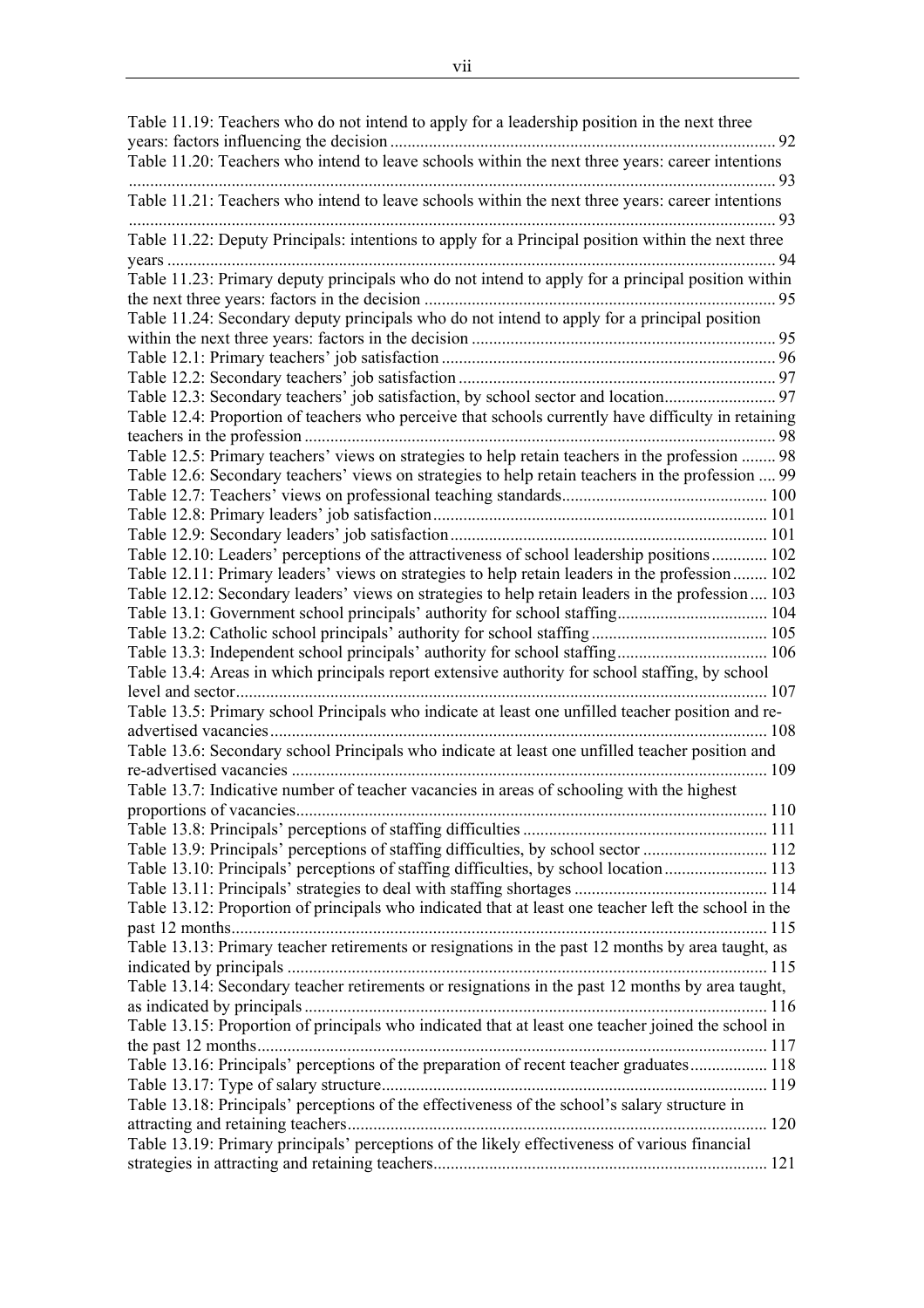Table 11.19: Teachers who do not intend to apply for a leadership position in the next three years: factors influencing the decision ........................................................................................ 92

Table 11.20: Teachers who intend to leave schools within the next three years: career intentions ........................................................................................................................................ 93

Table 11.21: Teachers who intend to leave schools within the next three years: career intentions ........................................................................................................................................ 93

Table 11.22: Deputy Principals: intentions to apply for a Principal position within the next three years ............................................................................................................................................ 94

Table 11.23: Primary deputy principals who do not intend to apply for a principal position within the next three years: factors in the decision ................................................................................ 95

Table 11.24: Secondary deputy principals who do not intend to apply for a principal position within the next three years: factors in the decision ...................................................................... 95

Table 12.1: Primary teachers' job satisfaction ............................................................................. 96

Table 12.2: Secondary teachers' job satisfaction ......................................................................... 97

Table 12.3: Secondary teachers' job satisfaction, by school sector and location.......................... 97

Table 12.4: Proportion of teachers who perceive that schools currently have difficulty in retaining teachers in the profession ............................................................................................................ 98

Table 12.5: Primary teachers' views on strategies to help retain teachers in the profession ........ 98

Table 12.6: Secondary teachers' views on strategies to help retain teachers in the profession .... 99

Table 12.7: Teachers' views on professional teaching standards............................................... 100

Table 12.8: Primary leaders' job satisfaction............................................................................. 101

Table 12.9: Secondary leaders' job satisfaction......................................................................... 101

Table 12.10: Leaders' perceptions of the attractiveness of school leadership positions............. 102

Table 12.11: Primary leaders' views on strategies to help retain leaders in the profession........ 102

Table 12.12: Secondary leaders' views on strategies to help retain leaders in the profession .... 103

Table 13.1: Government school principals' authority for school staffing.................................. 104

Table 13.2: Catholic school principals' authority for school staffing ........................................ 105

Table 13.3: Independent school principals' authority for school staffing .................................. 106

Table 13.4: Areas in which principals report extensive authority for school staffing, by school level and sector........................................................................................................................... 107

Table 13.5: Primary school Principals who indicate at least one unfilled teacher position and re-advertised vacancies.................................................................................................................. 108

Table 13.6: Secondary school Principals who indicate at least one unfilled teacher position and re-advertised vacancies ............................................................................................................. 109

Table 13.7: Indicative number of teacher vacancies in areas of schooling with the highest proportions of vacancies............................................................................................................ 110

Table 13.8: Principals' perceptions of staffing difficulties ........................................................ 111

Table 13.9: Principals' perceptions of staffing difficulties, by school sector ............................ 112

Table 13.10: Principals' perceptions of staffing difficulties, by school location........................ 113

Table 13.11: Principals' strategies to deal with staffing shortages ............................................ 114

Table 13.12: Proportion of principals who indicated that at least one teacher left the school in the past 12 months........................................................................................................................... 115

Table 13.13: Primary teacher retirements or resignations in the past 12 months by area taught, as indicated by principals .............................................................................................................. 115

Table 13.14: Secondary teacher retirements or resignations in the past 12 months by area taught, as indicated by principals .......................................................................................................... 116

Table 13.15: Proportion of principals who indicated that at least one teacher joined the school in the past 12 months..................................................................................................................... 117

Table 13.16: Principals' perceptions of the preparation of recent teacher graduates.................. 118

Table 13.17: Type of salary structure......................................................................................... 119

Table 13.18: Principals' perceptions of the effectiveness of the school's salary structure in attracting and retaining teachers................................................................................................ 120

Table 13.19: Primary principals' perceptions of the likely effectiveness of various financial strategies in attracting and retaining teachers............................................................................. 121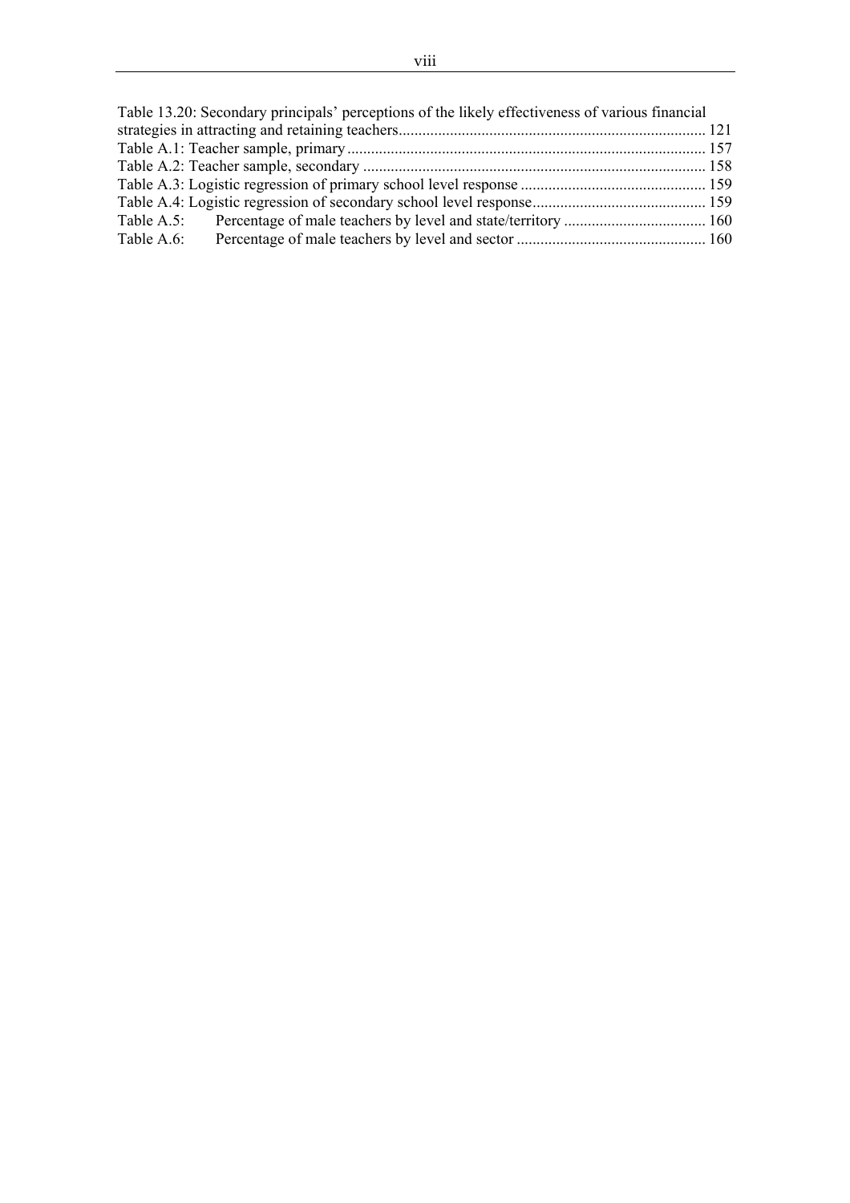Table 13.20: Secondary principals' perceptions of the likely effectiveness of various financial strategies in attracting and retaining teachers........................................................................... 121
Table A.1: Teacher sample, primary ........................................................................................ 157
Table A.2: Teacher sample, secondary ..................................................................................... 158
Table A.3: Logistic regression of primary school level response ............................................. 159
Table A.4: Logistic regression of secondary school level response.......................................... 159
Table A.5: Percentage of male teachers by level and state/territory .................................... 160
Table A.6: Percentage of male teachers by level and sector ................................................ 160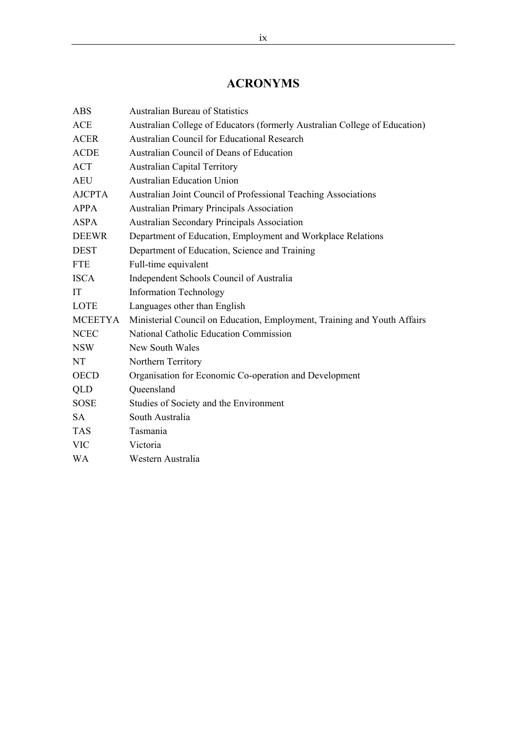# ACRONYMS

| | |
|---|---|
| ABS | Australian Bureau of Statistics |
| ACE | Australian College of Educators (formerly Australian College of Education) |
| ACER | Australian Council for Educational Research |
| ACDE | Australian Council of Deans of Education |
| ACT | Australian Capital Territory |
| AEU | Australian Education Union |
| AJCPTA | Australian Joint Council of Professional Teaching Associations |
| APPA | Australian Primary Principals Association |
| ASPA | Australian Secondary Principals Association |
| DEEWR | Department of Education, Employment and Workplace Relations |
| DEST | Department of Education, Science and Training |
| FTE | Full-time equivalent |
| ISCA | Independent Schools Council of Australia |
| IT | Information Technology |
| LOTE | Languages other than English |
| MCEETYA | Ministerial Council on Education, Employment, Training and Youth Affairs |
| NCEC | National Catholic Education Commission |
| NSW | New South Wales |
| NT | Northern Territory |
| OECD | Organisation for Economic Co-operation and Development |
| QLD | Queensland |
| SOSE | Studies of Society and the Environment |
| SA | South Australia |
| TAS | Tasmania |
| VIC | Victoria |
| WA | Western Australia |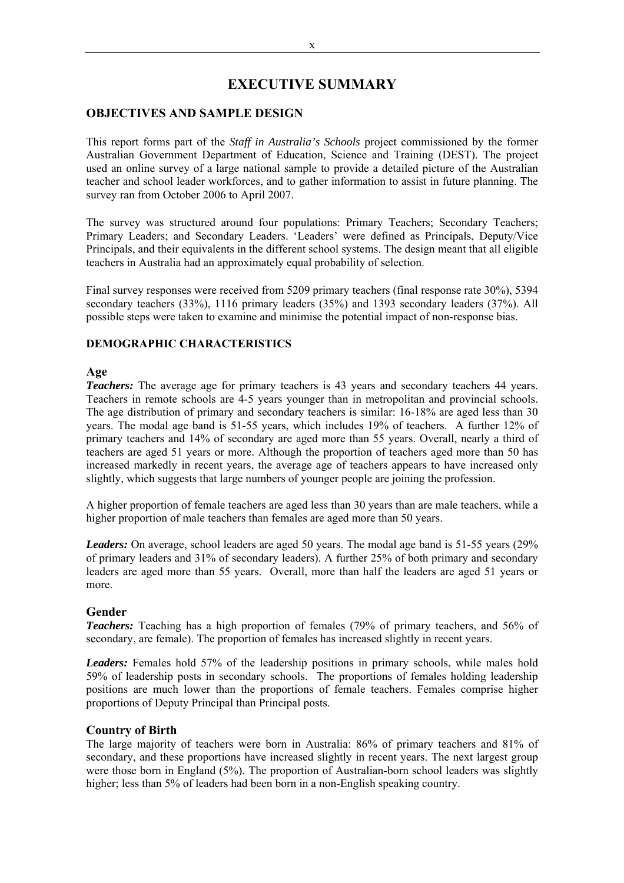# EXECUTIVE SUMMARY

## OBJECTIVES AND SAMPLE DESIGN

This report forms part of the *Staff in Australia's Schools* project commissioned by the former Australian Government Department of Education, Science and Training (DEST). The project used an online survey of a large national sample to provide a detailed picture of the Australian teacher and school leader workforces, and to gather information to assist in future planning. The survey ran from October 2006 to April 2007.

The survey was structured around four populations: Primary Teachers; Secondary Teachers; Primary Leaders; and Secondary Leaders. 'Leaders' were defined as Principals, Deputy/Vice Principals, and their equivalents in the different school systems. The design meant that all eligible teachers in Australia had an approximately equal probability of selection.

Final survey responses were received from 5209 primary teachers (final response rate 30%), 5394 secondary teachers (33%), 1116 primary leaders (35%) and 1393 secondary leaders (37%). All possible steps were taken to examine and minimise the potential impact of non-response bias.

### DEMOGRAPHIC CHARACTERISTICS

#### Age

***Teachers:*** The average age for primary teachers is 43 years and secondary teachers 44 years. Teachers in remote schools are 4-5 years younger than in metropolitan and provincial schools. The age distribution of primary and secondary teachers is similar: 16-18% are aged less than 30 years. The modal age band is 51-55 years, which includes 19% of teachers. A further 12% of primary teachers and 14% of secondary are aged more than 55 years. Overall, nearly a third of teachers are aged 51 years or more. Although the proportion of teachers aged more than 50 has increased markedly in recent years, the average age of teachers appears to have increased only slightly, which suggests that large numbers of younger people are joining the profession.

A higher proportion of female teachers are aged less than 30 years than are male teachers, while a higher proportion of male teachers than females are aged more than 50 years.

***Leaders:*** On average, school leaders are aged 50 years. The modal age band is 51-55 years (29% of primary leaders and 31% of secondary leaders). A further 25% of both primary and secondary leaders are aged more than 55 years. Overall, more than half the leaders are aged 51 years or more.

#### Gender

***Teachers:*** Teaching has a high proportion of females (79% of primary teachers, and 56% of secondary, are female). The proportion of females has increased slightly in recent years.

***Leaders:*** Females hold 57% of the leadership positions in primary schools, while males hold 59% of leadership posts in secondary schools. The proportions of females holding leadership positions are much lower than the proportions of female teachers. Females comprise higher proportions of Deputy Principal than Principal posts.

#### Country of Birth

The large majority of teachers were born in Australia: 86% of primary teachers and 81% of secondary, and these proportions have increased slightly in recent years. The next largest group were those born in England (5%). The proportion of Australian-born school leaders was slightly higher; less than 5% of leaders had been born in a non-English speaking country.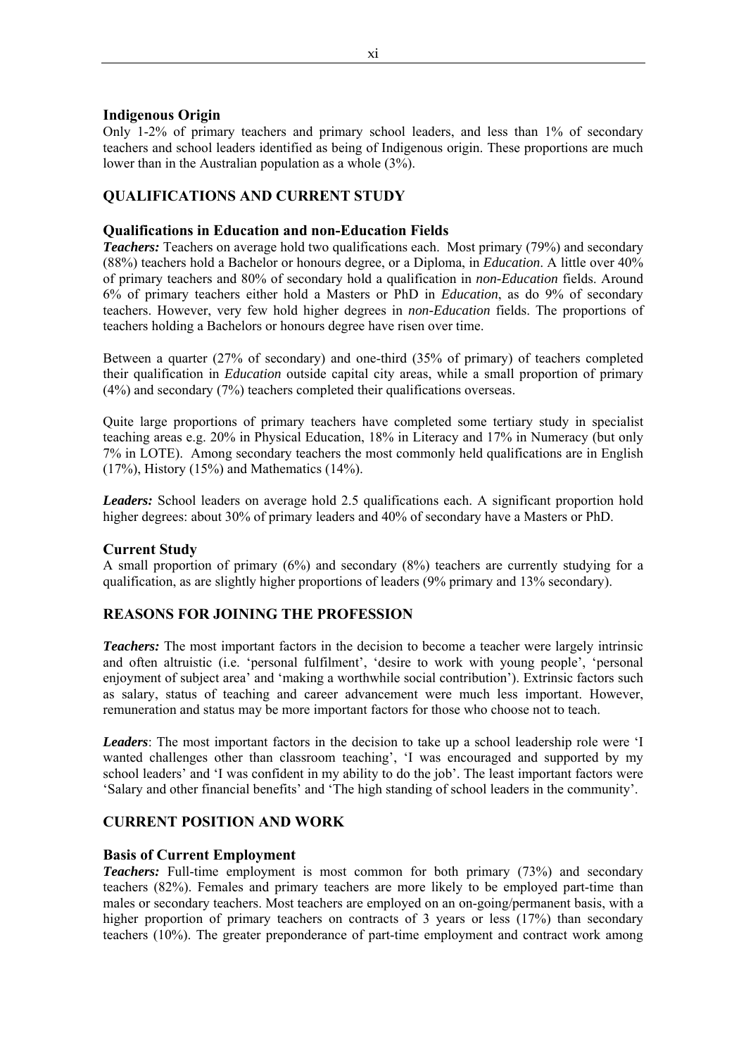### Indigenous Origin

Only 1-2% of primary teachers and primary school leaders, and less than 1% of secondary teachers and school leaders identified as being of Indigenous origin. These proportions are much lower than in the Australian population as a whole (3%).

## QUALIFICATIONS AND CURRENT STUDY

### Qualifications in Education and non-Education Fields

***Teachers:*** Teachers on average hold two qualifications each. Most primary (79%) and secondary (88%) teachers hold a Bachelor or honours degree, or a Diploma, in *Education*. A little over 40% of primary teachers and 80% of secondary hold a qualification in *non-Education* fields. Around 6% of primary teachers either hold a Masters or PhD in *Education*, as do 9% of secondary teachers. However, very few hold higher degrees in *non-Education* fields. The proportions of teachers holding a Bachelors or honours degree have risen over time.

Between a quarter (27% of secondary) and one-third (35% of primary) of teachers completed their qualification in *Education* outside capital city areas, while a small proportion of primary (4%) and secondary (7%) teachers completed their qualifications overseas.

Quite large proportions of primary teachers have completed some tertiary study in specialist teaching areas e.g. 20% in Physical Education, 18% in Literacy and 17% in Numeracy (but only 7% in LOTE). Among secondary teachers the most commonly held qualifications are in English (17%), History (15%) and Mathematics (14%).

***Leaders:*** School leaders on average hold 2.5 qualifications each. A significant proportion hold higher degrees: about 30% of primary leaders and 40% of secondary have a Masters or PhD.

### Current Study

A small proportion of primary (6%) and secondary (8%) teachers are currently studying for a qualification, as are slightly higher proportions of leaders (9% primary and 13% secondary).

## REASONS FOR JOINING THE PROFESSION

***Teachers:*** The most important factors in the decision to become a teacher were largely intrinsic and often altruistic (i.e. 'personal fulfilment', 'desire to work with young people', 'personal enjoyment of subject area' and 'making a worthwhile social contribution'). Extrinsic factors such as salary, status of teaching and career advancement were much less important. However, remuneration and status may be more important factors for those who choose not to teach.

***Leaders***: The most important factors in the decision to take up a school leadership role were 'I wanted challenges other than classroom teaching', 'I was encouraged and supported by my school leaders' and 'I was confident in my ability to do the job'. The least important factors were 'Salary and other financial benefits' and 'The high standing of school leaders in the community'.

## CURRENT POSITION AND WORK

### Basis of Current Employment

***Teachers:*** Full-time employment is most common for both primary (73%) and secondary teachers (82%). Females and primary teachers are more likely to be employed part-time than males or secondary teachers. Most teachers are employed on an on-going/permanent basis, with a higher proportion of primary teachers on contracts of 3 years or less (17%) than secondary teachers (10%). The greater preponderance of part-time employment and contract work among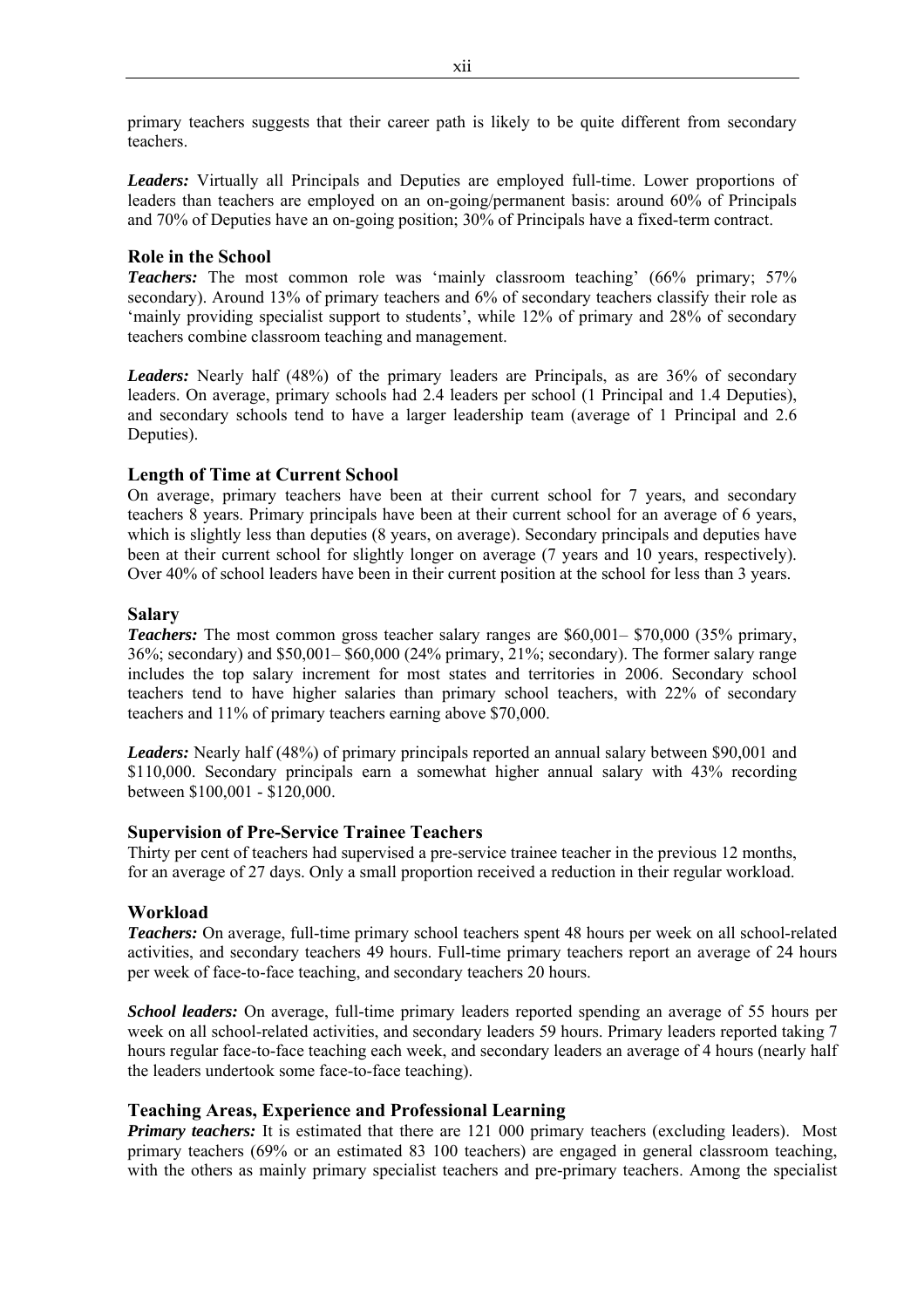primary teachers suggests that their career path is likely to be quite different from secondary teachers.

***Leaders:*** Virtually all Principals and Deputies are employed full-time. Lower proportions of leaders than teachers are employed on an on-going/permanent basis: around 60% of Principals and 70% of Deputies have an on-going position; 30% of Principals have a fixed-term contract.

### Role in the School

***Teachers:*** The most common role was 'mainly classroom teaching' (66% primary; 57% secondary). Around 13% of primary teachers and 6% of secondary teachers classify their role as 'mainly providing specialist support to students', while 12% of primary and 28% of secondary teachers combine classroom teaching and management.

***Leaders:*** Nearly half (48%) of the primary leaders are Principals, as are 36% of secondary leaders. On average, primary schools had 2.4 leaders per school (1 Principal and 1.4 Deputies), and secondary schools tend to have a larger leadership team (average of 1 Principal and 2.6 Deputies).

### Length of Time at Current School

On average, primary teachers have been at their current school for 7 years, and secondary teachers 8 years. Primary principals have been at their current school for an average of 6 years, which is slightly less than deputies (8 years, on average). Secondary principals and deputies have been at their current school for slightly longer on average (7 years and 10 years, respectively). Over 40% of school leaders have been in their current position at the school for less than 3 years.

### Salary

***Teachers:*** The most common gross teacher salary ranges are $60,001– $70,000 (35% primary, 36%; secondary) and $50,001– $60,000 (24% primary, 21%; secondary). The former salary range includes the top salary increment for most states and territories in 2006. Secondary school teachers tend to have higher salaries than primary school teachers, with 22% of secondary teachers and 11% of primary teachers earning above 70,000.

***Leaders:*** Nearly half (48%) of primary principals reported an annual salary between $90,001 and $110,000. Secondary principals earn a somewhat higher annual salary with 43% recording between $100,001 - $120,000.

### Supervision of Pre-Service Trainee Teachers

Thirty per cent of teachers had supervised a pre-service trainee teacher in the previous 12 months, for an average of 27 days. Only a small proportion received a reduction in their regular workload.

### Workload

***Teachers:*** On average, full-time primary school teachers spent 48 hours per week on all school-related activities, and secondary teachers 49 hours. Full-time primary teachers report an average of 24 hours per week of face-to-face teaching, and secondary teachers 20 hours.

***School leaders:*** On average, full-time primary leaders reported spending an average of 55 hours per week on all school-related activities, and secondary leaders 59 hours. Primary leaders reported taking 7 hours regular face-to-face teaching each week, and secondary leaders an average of 4 hours (nearly half the leaders undertook some face-to-face teaching).

### Teaching Areas, Experience and Professional Learning

***Primary teachers:*** It is estimated that there are 121 000 primary teachers (excluding leaders). Most primary teachers (69% or an estimated 83 100 teachers) are engaged in general classroom teaching, with the others as mainly primary specialist teachers and pre-primary teachers. Among the specialist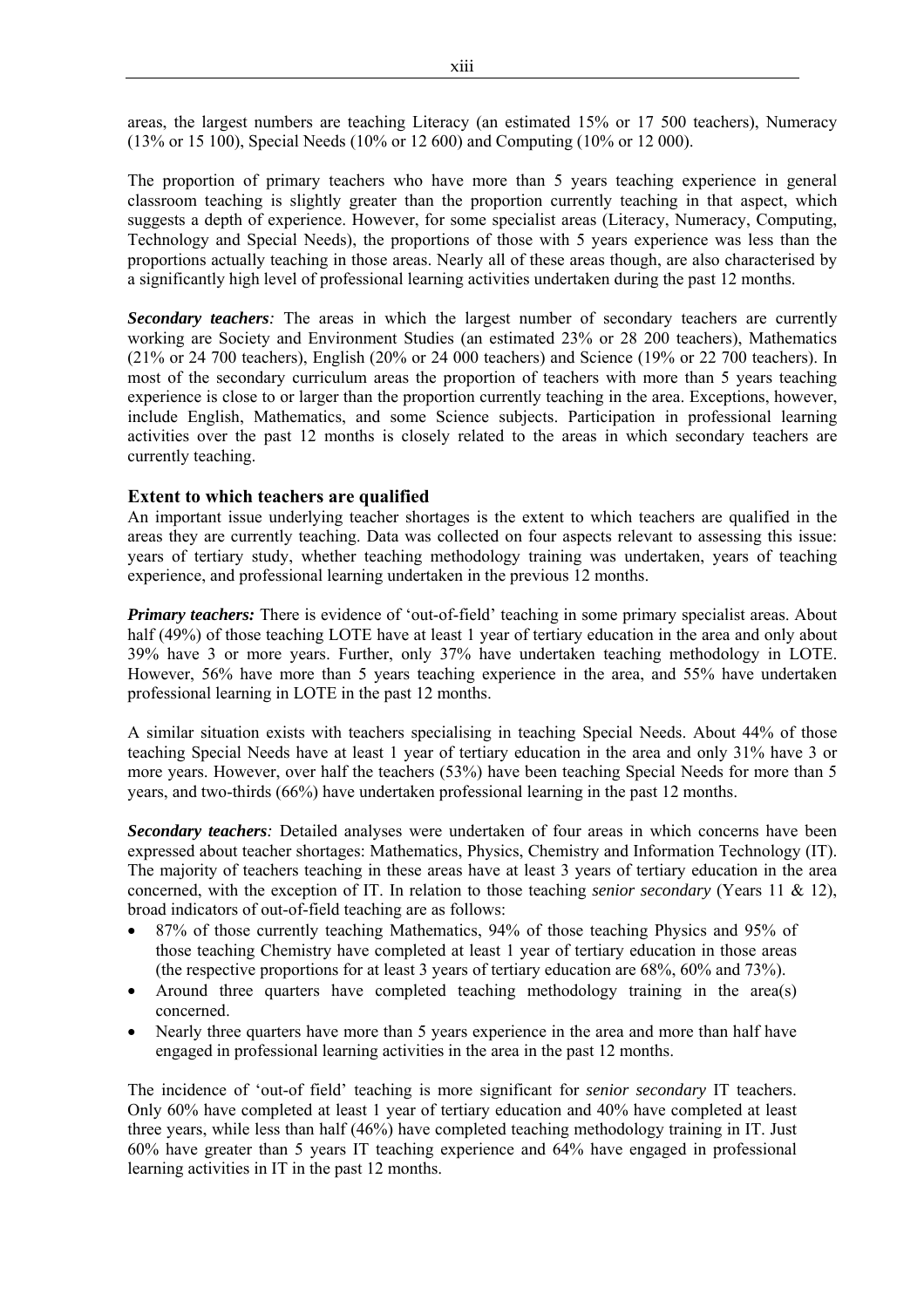areas, the largest numbers are teaching Literacy (an estimated 15% or 17 500 teachers), Numeracy (13% or 15 100), Special Needs (10% or 12 600) and Computing (10% or 12 000).

The proportion of primary teachers who have more than 5 years teaching experience in general classroom teaching is slightly greater than the proportion currently teaching in that aspect, which suggests a depth of experience. However, for some specialist areas (Literacy, Numeracy, Computing, Technology and Special Needs), the proportions of those with 5 years experience was less than the proportions actually teaching in those areas. Nearly all of these areas though, are also characterised by a significantly high level of professional learning activities undertaken during the past 12 months.

***Secondary teachers:*** The areas in which the largest number of secondary teachers are currently working are Society and Environment Studies (an estimated 23% or 28 200 teachers), Mathematics (21% or 24 700 teachers), English (20% or 24 000 teachers) and Science (19% or 22 700 teachers). In most of the secondary curriculum areas the proportion of teachers with more than 5 years teaching experience is close to or larger than the proportion currently teaching in the area. Exceptions, however, include English, Mathematics, and some Science subjects. Participation in professional learning activities over the past 12 months is closely related to the areas in which secondary teachers are currently teaching.

### Extent to which teachers are qualified

An important issue underlying teacher shortages is the extent to which teachers are qualified in the areas they are currently teaching. Data was collected on four aspects relevant to assessing this issue: years of tertiary study, whether teaching methodology training was undertaken, years of teaching experience, and professional learning undertaken in the previous 12 months.

***Primary teachers:*** There is evidence of 'out-of-field' teaching in some primary specialist areas. About half (49%) of those teaching LOTE have at least 1 year of tertiary education in the area and only about 39% have 3 or more years. Further, only 37% have undertaken teaching methodology in LOTE. However, 56% have more than 5 years teaching experience in the area, and 55% have undertaken professional learning in LOTE in the past 12 months.

A similar situation exists with teachers specialising in teaching Special Needs. About 44% of those teaching Special Needs have at least 1 year of tertiary education in the area and only 31% have 3 or more years. However, over half the teachers (53%) have been teaching Special Needs for more than 5 years, and two-thirds (66%) have undertaken professional learning in the past 12 months.

***Secondary teachers:*** Detailed analyses were undertaken of four areas in which concerns have been expressed about teacher shortages: Mathematics, Physics, Chemistry and Information Technology (IT). The majority of teachers teaching in these areas have at least 3 years of tertiary education in the area concerned, with the exception of IT. In relation to those teaching *senior secondary* (Years 11 & 12), broad indicators of out-of-field teaching are as follows:

- 87% of those currently teaching Mathematics, 94% of those teaching Physics and 95% of those teaching Chemistry have completed at least 1 year of tertiary education in those areas (the respective proportions for at least 3 years of tertiary education are 68%, 60% and 73%).
- Around three quarters have completed teaching methodology training in the area(s) concerned.
- Nearly three quarters have more than 5 years experience in the area and more than half have engaged in professional learning activities in the area in the past 12 months.

The incidence of 'out-of field' teaching is more significant for *senior secondary* IT teachers. Only 60% have completed at least 1 year of tertiary education and 40% have completed at least three years, while less than half (46%) have completed teaching methodology training in IT. Just 60% have greater than 5 years IT teaching experience and 64% have engaged in professional learning activities in IT in the past 12 months.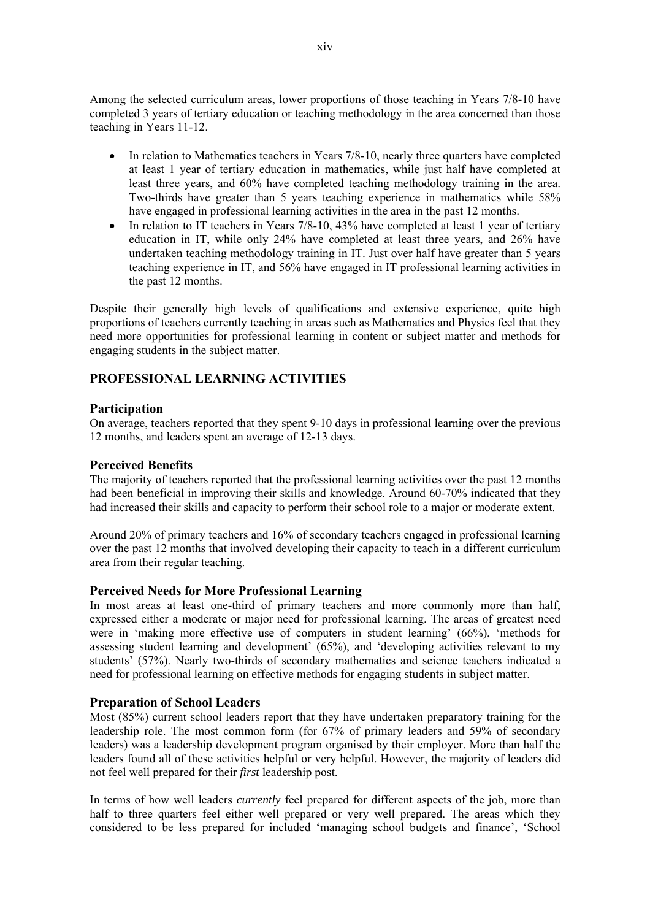Among the selected curriculum areas, lower proportions of those teaching in Years 7/8-10 have completed 3 years of tertiary education or teaching methodology in the area concerned than those teaching in Years 11-12.

- In relation to Mathematics teachers in Years 7/8-10, nearly three quarters have completed at least 1 year of tertiary education in mathematics, while just half have completed at least three years, and 60% have completed teaching methodology training in the area. Two-thirds have greater than 5 years teaching experience in mathematics while 58% have engaged in professional learning activities in the area in the past 12 months.
- In relation to IT teachers in Years 7/8-10, 43% have completed at least 1 year of tertiary education in IT, while only 24% have completed at least three years, and 26% have undertaken teaching methodology training in IT. Just over half have greater than 5 years teaching experience in IT, and 56% have engaged in IT professional learning activities in the past 12 months.

Despite their generally high levels of qualifications and extensive experience, quite high proportions of teachers currently teaching in areas such as Mathematics and Physics feel that they need more opportunities for professional learning in content or subject matter and methods for engaging students in the subject matter.

## PROFESSIONAL LEARNING ACTIVITIES

### Participation

On average, teachers reported that they spent 9-10 days in professional learning over the previous 12 months, and leaders spent an average of 12-13 days.

### Perceived Benefits

The majority of teachers reported that the professional learning activities over the past 12 months had been beneficial in improving their skills and knowledge. Around 60-70% indicated that they had increased their skills and capacity to perform their school role to a major or moderate extent.

Around 20% of primary teachers and 16% of secondary teachers engaged in professional learning over the past 12 months that involved developing their capacity to teach in a different curriculum area from their regular teaching.

### Perceived Needs for More Professional Learning

In most areas at least one-third of primary teachers and more commonly more than half, expressed either a moderate or major need for professional learning. The areas of greatest need were in 'making more effective use of computers in student learning' (66%), 'methods for assessing student learning and development' (65%), and 'developing activities relevant to my students' (57%). Nearly two-thirds of secondary mathematics and science teachers indicated a need for professional learning on effective methods for engaging students in subject matter.

### Preparation of School Leaders

Most (85%) current school leaders report that they have undertaken preparatory training for the leadership role. The most common form (for 67% of primary leaders and 59% of secondary leaders) was a leadership development program organised by their employer. More than half the leaders found all of these activities helpful or very helpful. However, the majority of leaders did not feel well prepared for their *first* leadership post.

In terms of how well leaders *currently* feel prepared for different aspects of the job, more than half to three quarters feel either well prepared or very well prepared. The areas which they considered to be less prepared for included 'managing school budgets and finance', 'School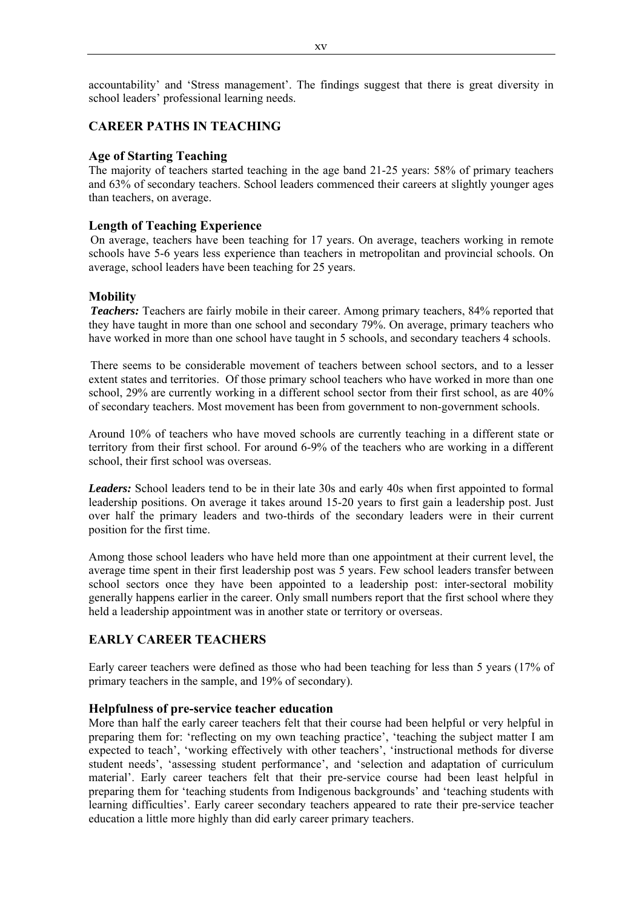accountability' and 'Stress management'. The findings suggest that there is great diversity in school leaders' professional learning needs.

## CAREER PATHS IN TEACHING

### Age of Starting Teaching

The majority of teachers started teaching in the age band 21-25 years: 58% of primary teachers and 63% of secondary teachers. School leaders commenced their careers at slightly younger ages than teachers, on average.

### Length of Teaching Experience

On average, teachers have been teaching for 17 years. On average, teachers working in remote schools have 5-6 years less experience than teachers in metropolitan and provincial schools. On average, school leaders have been teaching for 25 years.

### Mobility

***Teachers:*** Teachers are fairly mobile in their career. Among primary teachers, 84% reported that they have taught in more than one school and secondary 79%. On average, primary teachers who have worked in more than one school have taught in 5 schools, and secondary teachers 4 schools.

There seems to be considerable movement of teachers between school sectors, and to a lesser extent states and territories. Of those primary school teachers who have worked in more than one school, 29% are currently working in a different school sector from their first school, as are 40% of secondary teachers. Most movement has been from government to non-government schools.

Around 10% of teachers who have moved schools are currently teaching in a different state or territory from their first school. For around 6-9% of the teachers who are working in a different school, their first school was overseas.

***Leaders:*** School leaders tend to be in their late 30s and early 40s when first appointed to formal leadership positions. On average it takes around 15-20 years to first gain a leadership post. Just over half the primary leaders and two-thirds of the secondary leaders were in their current position for the first time.

Among those school leaders who have held more than one appointment at their current level, the average time spent in their first leadership post was 5 years. Few school leaders transfer between school sectors once they have been appointed to a leadership post: inter-sectoral mobility generally happens earlier in the career. Only small numbers report that the first school where they held a leadership appointment was in another state or territory or overseas.

## EARLY CAREER TEACHERS

Early career teachers were defined as those who had been teaching for less than 5 years (17% of primary teachers in the sample, and 19% of secondary).

### Helpfulness of pre-service teacher education

More than half the early career teachers felt that their course had been helpful or very helpful in preparing them for: 'reflecting on my own teaching practice', 'teaching the subject matter I am expected to teach', 'working effectively with other teachers', 'instructional methods for diverse student needs', 'assessing student performance', and 'selection and adaptation of curriculum material'. Early career teachers felt that their pre-service course had been least helpful in preparing them for 'teaching students from Indigenous backgrounds' and 'teaching students with learning difficulties'. Early career secondary teachers appeared to rate their pre-service teacher education a little more highly than did early career primary teachers.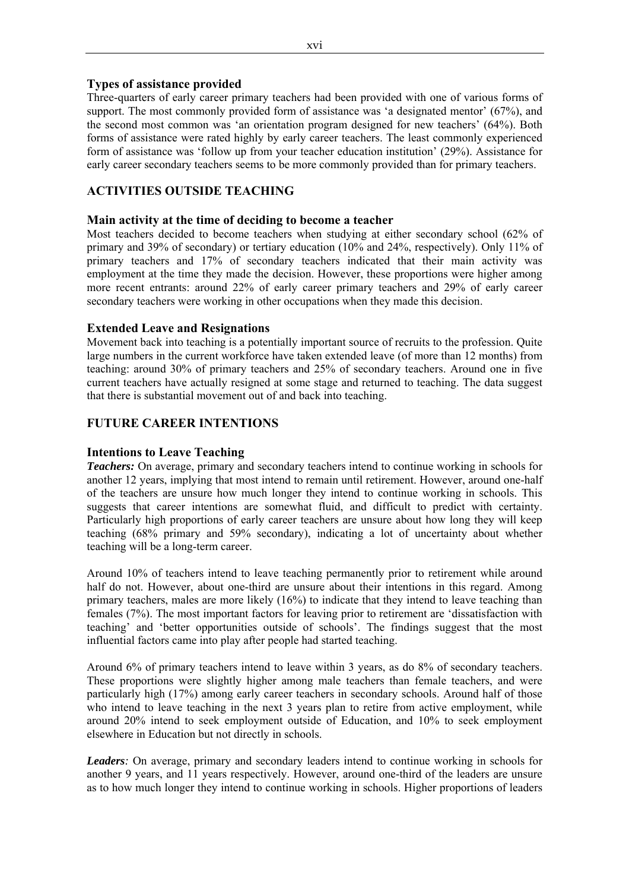### Types of assistance provided

Three-quarters of early career primary teachers had been provided with one of various forms of support. The most commonly provided form of assistance was 'a designated mentor' (67%), and the second most common was 'an orientation program designed for new teachers' (64%). Both forms of assistance were rated highly by early career teachers. The least commonly experienced form of assistance was 'follow up from your teacher education institution' (29%). Assistance for early career secondary teachers seems to be more commonly provided than for primary teachers.

## ACTIVITIES OUTSIDE TEACHING

### Main activity at the time of deciding to become a teacher

Most teachers decided to become teachers when studying at either secondary school (62% of primary and 39% of secondary) or tertiary education (10% and 24%, respectively). Only 11% of primary teachers and 17% of secondary teachers indicated that their main activity was employment at the time they made the decision. However, these proportions were higher among more recent entrants: around 22% of early career primary teachers and 29% of early career secondary teachers were working in other occupations when they made this decision.

### Extended Leave and Resignations

Movement back into teaching is a potentially important source of recruits to the profession. Quite large numbers in the current workforce have taken extended leave (of more than 12 months) from teaching: around 30% of primary teachers and 25% of secondary teachers. Around one in five current teachers have actually resigned at some stage and returned to teaching. The data suggest that there is substantial movement out of and back into teaching.

## FUTURE CAREER INTENTIONS

### Intentions to Leave Teaching

***Teachers:*** On average, primary and secondary teachers intend to continue working in schools for another 12 years, implying that most intend to remain until retirement. However, around one-half of the teachers are unsure how much longer they intend to continue working in schools. This suggests that career intentions are somewhat fluid, and difficult to predict with certainty. Particularly high proportions of early career teachers are unsure about how long they will keep teaching (68% primary and 59% secondary), indicating a lot of uncertainty about whether teaching will be a long-term career.

Around 10% of teachers intend to leave teaching permanently prior to retirement while around half do not. However, about one-third are unsure about their intentions in this regard. Among primary teachers, males are more likely (16%) to indicate that they intend to leave teaching than females (7%). The most important factors for leaving prior to retirement are 'dissatisfaction with teaching' and 'better opportunities outside of schools'. The findings suggest that the most influential factors came into play after people had started teaching.

Around 6% of primary teachers intend to leave within 3 years, as do 8% of secondary teachers. These proportions were slightly higher among male teachers than female teachers, and were particularly high (17%) among early career teachers in secondary schools. Around half of those who intend to leave teaching in the next 3 years plan to retire from active employment, while around 20% intend to seek employment outside of Education, and 10% to seek employment elsewhere in Education but not directly in schools.

***Leaders:*** On average, primary and secondary leaders intend to continue working in schools for another 9 years, and 11 years respectively. However, around one-third of the leaders are unsure as to how much longer they intend to continue working in schools. Higher proportions of leaders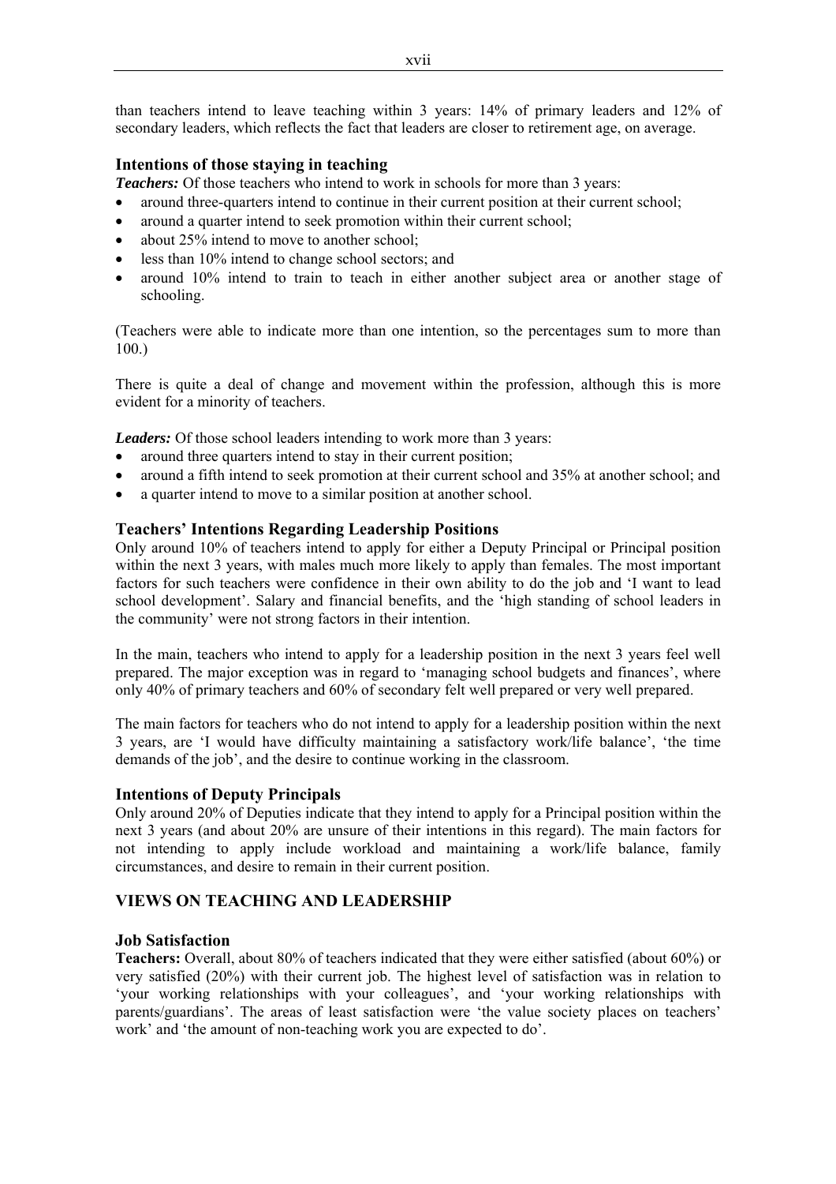than teachers intend to leave teaching within 3 years: 14% of primary leaders and 12% of secondary leaders, which reflects the fact that leaders are closer to retirement age, on average.

### Intentions of those staying in teaching

***Teachers:*** Of those teachers who intend to work in schools for more than 3 years:

- around three-quarters intend to continue in their current position at their current school;
- around a quarter intend to seek promotion within their current school;
- about 25% intend to move to another school;
- less than 10% intend to change school sectors; and
- around 10% intend to train to teach in either another subject area or another stage of schooling.

(Teachers were able to indicate more than one intention, so the percentages sum to more than 100.)

There is quite a deal of change and movement within the profession, although this is more evident for a minority of teachers.

***Leaders:*** Of those school leaders intending to work more than 3 years:

- around three quarters intend to stay in their current position;
- around a fifth intend to seek promotion at their current school and 35% at another school; and
- a quarter intend to move to a similar position at another school.

### Teachers' Intentions Regarding Leadership Positions

Only around 10% of teachers intend to apply for either a Deputy Principal or Principal position within the next 3 years, with males much more likely to apply than females. The most important factors for such teachers were confidence in their own ability to do the job and 'I want to lead school development'. Salary and financial benefits, and the 'high standing of school leaders in the community' were not strong factors in their intention.

In the main, teachers who intend to apply for a leadership position in the next 3 years feel well prepared. The major exception was in regard to 'managing school budgets and finances', where only 40% of primary teachers and 60% of secondary felt well prepared or very well prepared.

The main factors for teachers who do not intend to apply for a leadership position within the next 3 years, are 'I would have difficulty maintaining a satisfactory work/life balance', 'the time demands of the job', and the desire to continue working in the classroom.

### Intentions of Deputy Principals

Only around 20% of Deputies indicate that they intend to apply for a Principal position within the next 3 years (and about 20% are unsure of their intentions in this regard). The main factors for not intending to apply include workload and maintaining a work/life balance, family circumstances, and desire to remain in their current position.

## VIEWS ON TEACHING AND LEADERSHIP

### Job Satisfaction

**Teachers:** Overall, about 80% of teachers indicated that they were either satisfied (about 60%) or very satisfied (20%) with their current job. The highest level of satisfaction was in relation to 'your working relationships with your colleagues', and 'your working relationships with parents/guardians'. The areas of least satisfaction were 'the value society places on teachers' work' and 'the amount of non-teaching work you are expected to do'.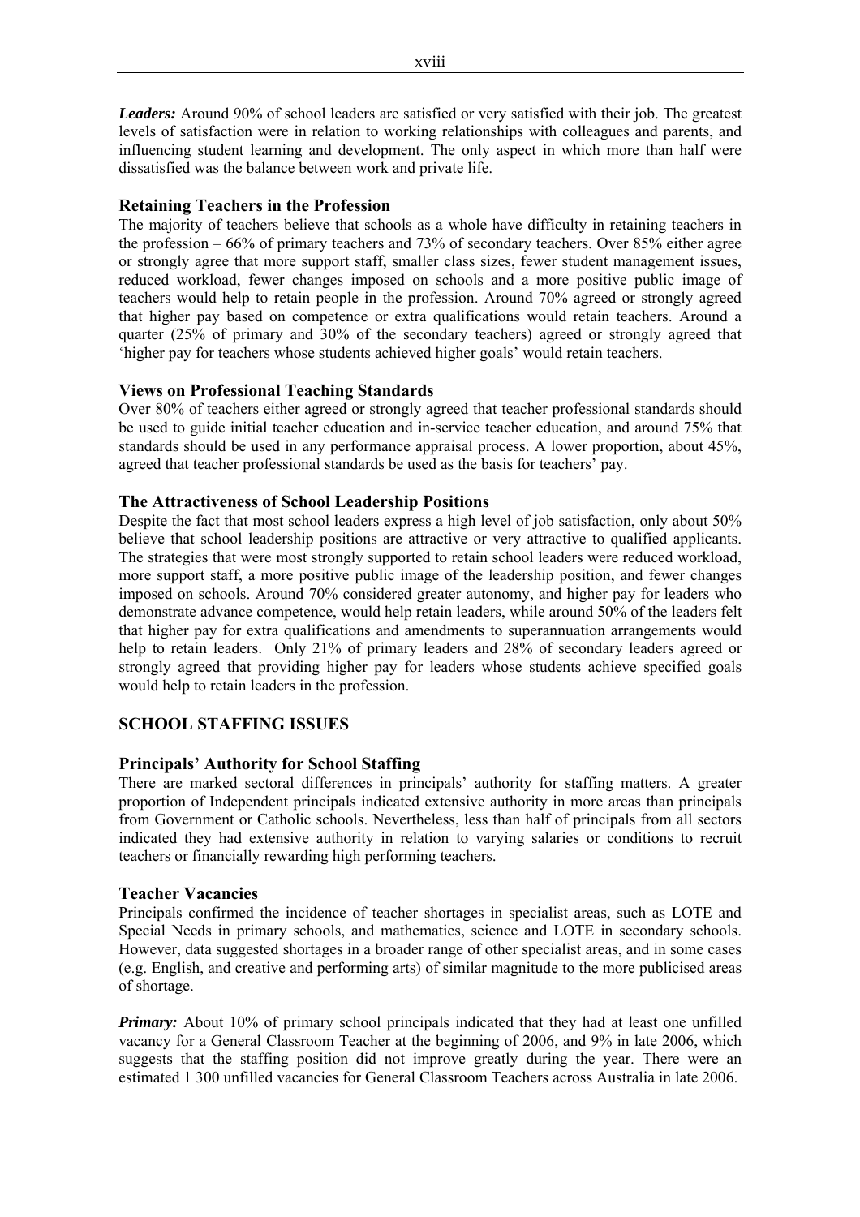***Leaders:*** Around 90% of school leaders are satisfied or very satisfied with their job. The greatest levels of satisfaction were in relation to working relationships with colleagues and parents, and influencing student learning and development. The only aspect in which more than half were dissatisfied was the balance between work and private life.

### Retaining Teachers in the Profession

The majority of teachers believe that schools as a whole have difficulty in retaining teachers in the profession – 66% of primary teachers and 73% of secondary teachers. Over 85% either agree or strongly agree that more support staff, smaller class sizes, fewer student management issues, reduced workload, fewer changes imposed on schools and a more positive public image of teachers would help to retain people in the profession. Around 70% agreed or strongly agreed that higher pay based on competence or extra qualifications would retain teachers. Around a quarter (25% of primary and 30% of the secondary teachers) agreed or strongly agreed that 'higher pay for teachers whose students achieved higher goals' would retain teachers.

### Views on Professional Teaching Standards

Over 80% of teachers either agreed or strongly agreed that teacher professional standards should be used to guide initial teacher education and in-service teacher education, and around 75% that standards should be used in any performance appraisal process. A lower proportion, about 45%, agreed that teacher professional standards be used as the basis for teachers' pay.

### The Attractiveness of School Leadership Positions

Despite the fact that most school leaders express a high level of job satisfaction, only about 50% believe that school leadership positions are attractive or very attractive to qualified applicants. The strategies that were most strongly supported to retain school leaders were reduced workload, more support staff, a more positive public image of the leadership position, and fewer changes imposed on schools. Around 70% considered greater autonomy, and higher pay for leaders who demonstrate advance competence, would help retain leaders, while around 50% of the leaders felt that higher pay for extra qualifications and amendments to superannuation arrangements would help to retain leaders. Only 21% of primary leaders and 28% of secondary leaders agreed or strongly agreed that providing higher pay for leaders whose students achieve specified goals would help to retain leaders in the profession.

## SCHOOL STAFFING ISSUES

### Principals' Authority for School Staffing

There are marked sectoral differences in principals' authority for staffing matters. A greater proportion of Independent principals indicated extensive authority in more areas than principals from Government or Catholic schools. Nevertheless, less than half of principals from all sectors indicated they had extensive authority in relation to varying salaries or conditions to recruit teachers or financially rewarding high performing teachers.

### Teacher Vacancies

Principals confirmed the incidence of teacher shortages in specialist areas, such as LOTE and Special Needs in primary schools, and mathematics, science and LOTE in secondary schools. However, data suggested shortages in a broader range of other specialist areas, and in some cases (e.g. English, and creative and performing arts) of similar magnitude to the more publicised areas of shortage.

***Primary:*** About 10% of primary school principals indicated that they had at least one unfilled vacancy for a General Classroom Teacher at the beginning of 2006, and 9% in late 2006, which suggests that the staffing position did not improve greatly during the year. There were an estimated 1 300 unfilled vacancies for General Classroom Teachers across Australia in late 2006.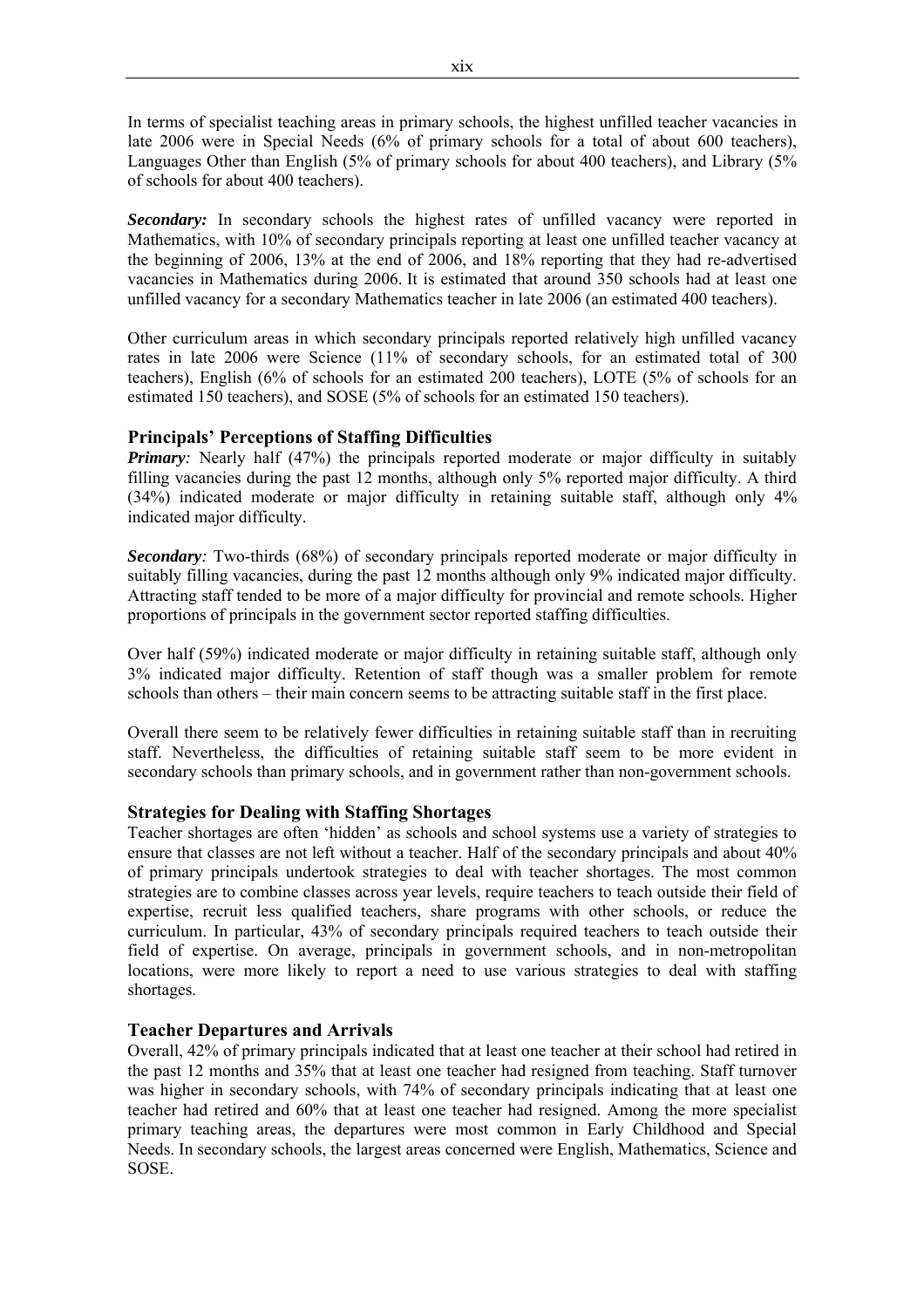In terms of specialist teaching areas in primary schools, the highest unfilled teacher vacancies in late 2006 were in Special Needs (6% of primary schools for a total of about 600 teachers), Languages Other than English (5% of primary schools for about 400 teachers), and Library (5% of schools for about 400 teachers).

***Secondary:*** In secondary schools the highest rates of unfilled vacancy were reported in Mathematics, with 10% of secondary principals reporting at least one unfilled teacher vacancy at the beginning of 2006, 13% at the end of 2006, and 18% reporting that they had re-advertised vacancies in Mathematics during 2006. It is estimated that around 350 schools had at least one unfilled vacancy for a secondary Mathematics teacher in late 2006 (an estimated 400 teachers).

Other curriculum areas in which secondary principals reported relatively high unfilled vacancy rates in late 2006 were Science (11% of secondary schools, for an estimated total of 300 teachers), English (6% of schools for an estimated 200 teachers), LOTE (5% of schools for an estimated 150 teachers), and SOSE (5% of schools for an estimated 150 teachers).

### Principals' Perceptions of Staffing Difficulties

***Primary:*** Nearly half (47%) the principals reported moderate or major difficulty in suitably filling vacancies during the past 12 months, although only 5% reported major difficulty. A third (34%) indicated moderate or major difficulty in retaining suitable staff, although only 4% indicated major difficulty.

***Secondary:*** Two-thirds (68%) of secondary principals reported moderate or major difficulty in suitably filling vacancies, during the past 12 months although only 9% indicated major difficulty. Attracting staff tended to be more of a major difficulty for provincial and remote schools. Higher proportions of principals in the government sector reported staffing difficulties.

Over half (59%) indicated moderate or major difficulty in retaining suitable staff, although only 3% indicated major difficulty. Retention of staff though was a smaller problem for remote schools than others – their main concern seems to be attracting suitable staff in the first place.

Overall there seem to be relatively fewer difficulties in retaining suitable staff than in recruiting staff. Nevertheless, the difficulties of retaining suitable staff seem to be more evident in secondary schools than primary schools, and in government rather than non-government schools.

### Strategies for Dealing with Staffing Shortages

Teacher shortages are often 'hidden' as schools and school systems use a variety of strategies to ensure that classes are not left without a teacher. Half of the secondary principals and about 40% of primary principals undertook strategies to deal with teacher shortages. The most common strategies are to combine classes across year levels, require teachers to teach outside their field of expertise, recruit less qualified teachers, share programs with other schools, or reduce the curriculum. In particular, 43% of secondary principals required teachers to teach outside their field of expertise. On average, principals in government schools, and in non-metropolitan locations, were more likely to report a need to use various strategies to deal with staffing shortages.

### Teacher Departures and Arrivals

Overall, 42% of primary principals indicated that at least one teacher at their school had retired in the past 12 months and 35% that at least one teacher had resigned from teaching. Staff turnover was higher in secondary schools, with 74% of secondary principals indicating that at least one teacher had retired and 60% that at least one teacher had resigned. Among the more specialist primary teaching areas, the departures were most common in Early Childhood and Special Needs. In secondary schools, the largest areas concerned were English, Mathematics, Science and SOSE.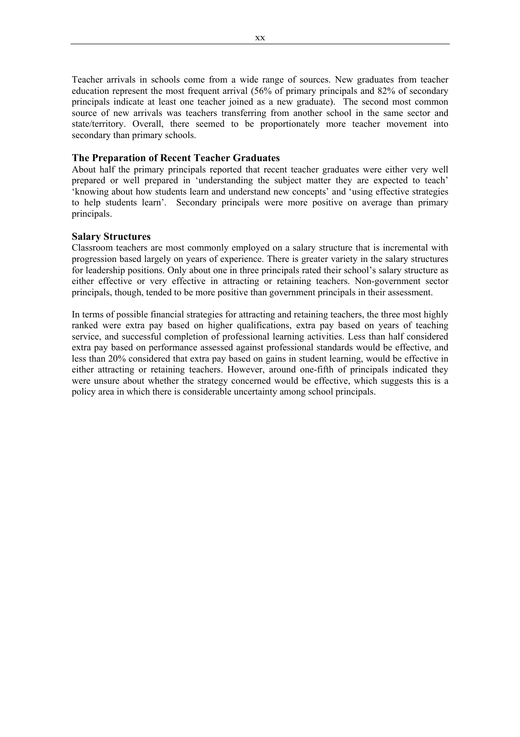Teacher arrivals in schools come from a wide range of sources. New graduates from teacher education represent the most frequent arrival (56% of primary principals and 82% of secondary principals indicate at least one teacher joined as a new graduate). The second most common source of new arrivals was teachers transferring from another school in the same sector and state/territory. Overall, there seemed to be proportionately more teacher movement into secondary than primary schools.

### The Preparation of Recent Teacher Graduates

About half the primary principals reported that recent teacher graduates were either very well prepared or well prepared in 'understanding the subject matter they are expected to teach' 'knowing about how students learn and understand new concepts' and 'using effective strategies to help students learn'. Secondary principals were more positive on average than primary principals.

### Salary Structures

Classroom teachers are most commonly employed on a salary structure that is incremental with progression based largely on years of experience. There is greater variety in the salary structures for leadership positions. Only about one in three principals rated their school's salary structure as either effective or very effective in attracting or retaining teachers. Non-government sector principals, though, tended to be more positive than government principals in their assessment.

In terms of possible financial strategies for attracting and retaining teachers, the three most highly ranked were extra pay based on higher qualifications, extra pay based on years of teaching service, and successful completion of professional learning activities. Less than half considered extra pay based on performance assessed against professional standards would be effective, and less than 20% considered that extra pay based on gains in student learning, would be effective in either attracting or retaining teachers. However, around one-fifth of principals indicated they were unsure about whether the strategy concerned would be effective, which suggests this is a policy area in which there is considerable uncertainty among school principals.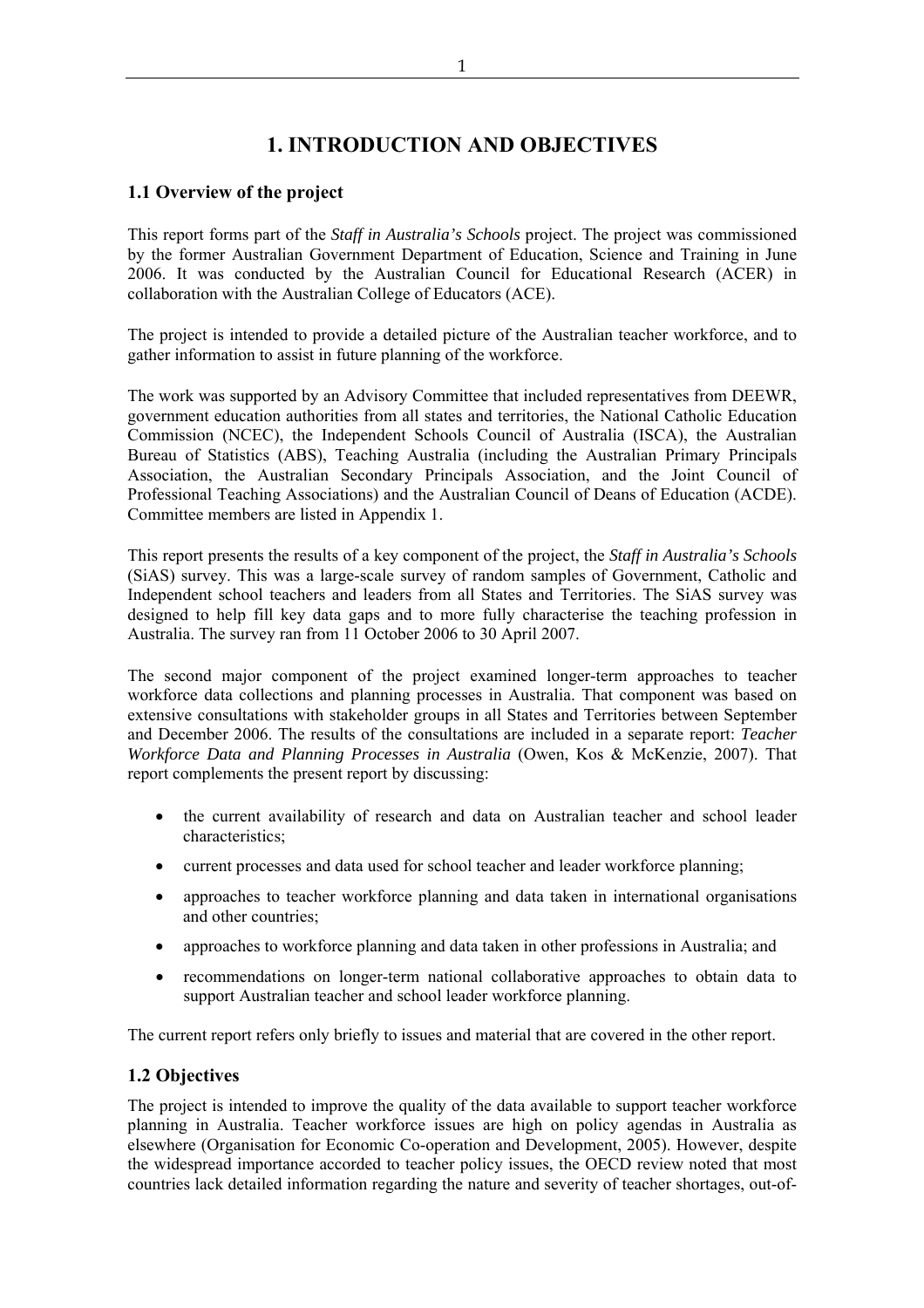# 1. INTRODUCTION AND OBJECTIVES

## 1.1 Overview of the project

This report forms part of the *Staff in Australia's Schools* project. The project was commissioned by the former Australian Government Department of Education, Science and Training in June 2006. It was conducted by the Australian Council for Educational Research (ACER) in collaboration with the Australian College of Educators (ACE).

The project is intended to provide a detailed picture of the Australian teacher workforce, and to gather information to assist in future planning of the workforce.

The work was supported by an Advisory Committee that included representatives from DEEWR, government education authorities from all states and territories, the National Catholic Education Commission (NCEC), the Independent Schools Council of Australia (ISCA), the Australian Bureau of Statistics (ABS), Teaching Australia (including the Australian Primary Principals Association, the Australian Secondary Principals Association, and the Joint Council of Professional Teaching Associations) and the Australian Council of Deans of Education (ACDE). Committee members are listed in Appendix 1.

This report presents the results of a key component of the project, the *Staff in Australia's Schools* (SiAS) survey. This was a large-scale survey of random samples of Government, Catholic and Independent school teachers and leaders from all States and Territories. The SiAS survey was designed to help fill key data gaps and to more fully characterise the teaching profession in Australia. The survey ran from 11 October 2006 to 30 April 2007.

The second major component of the project examined longer-term approaches to teacher workforce data collections and planning processes in Australia. That component was based on extensive consultations with stakeholder groups in all States and Territories between September and December 2006. The results of the consultations are included in a separate report: *Teacher Workforce Data and Planning Processes in Australia* (Owen, Kos & McKenzie, 2007). That report complements the present report by discussing:

- the current availability of research and data on Australian teacher and school leader characteristics;
- current processes and data used for school teacher and leader workforce planning;
- approaches to teacher workforce planning and data taken in international organisations and other countries;
- approaches to workforce planning and data taken in other professions in Australia; and
- recommendations on longer-term national collaborative approaches to obtain data to support Australian teacher and school leader workforce planning.

The current report refers only briefly to issues and material that are covered in the other report.

## 1.2 Objectives

The project is intended to improve the quality of the data available to support teacher workforce planning in Australia. Teacher workforce issues are high on policy agendas in Australia as elsewhere (Organisation for Economic Co-operation and Development, 2005). However, despite the widespread importance accorded to teacher policy issues, the OECD review noted that most countries lack detailed information regarding the nature and severity of teacher shortages, out-of-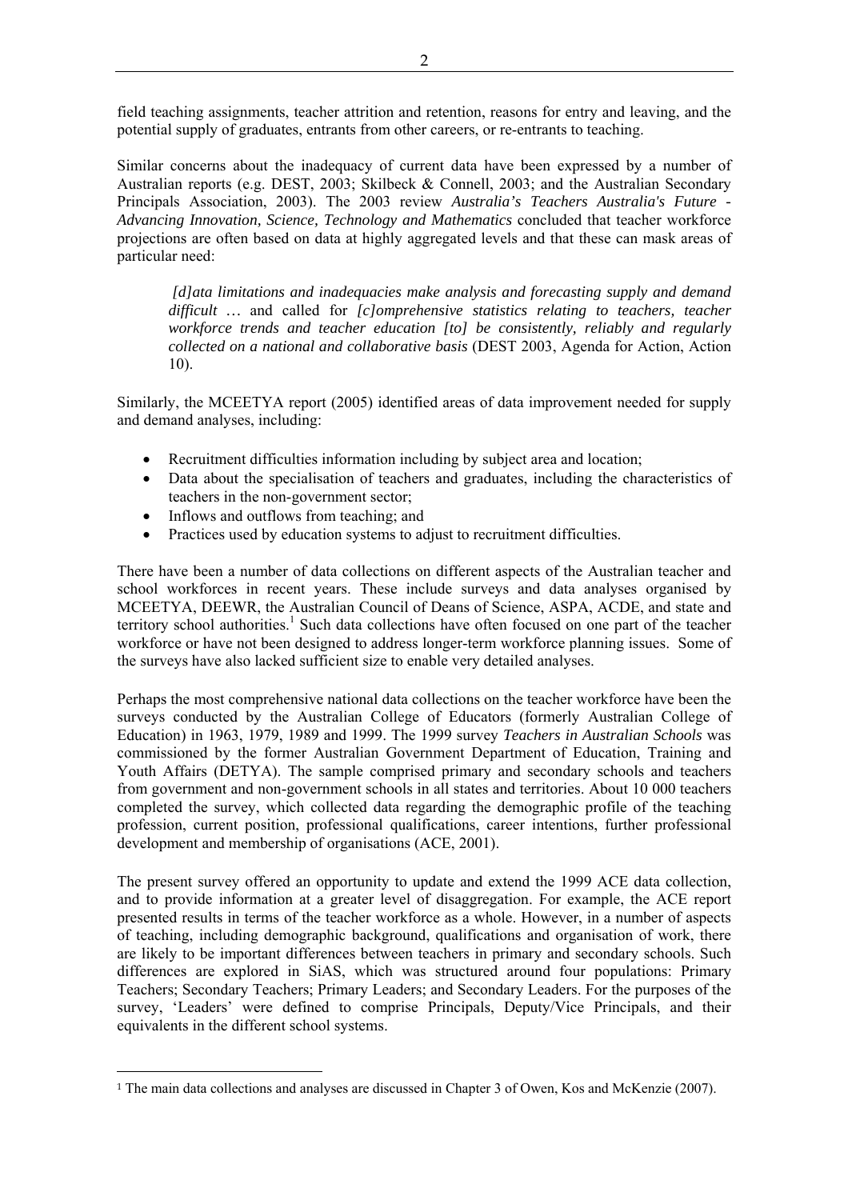field teaching assignments, teacher attrition and retention, reasons for entry and leaving, and the potential supply of graduates, entrants from other careers, or re-entrants to teaching.

Similar concerns about the inadequacy of current data have been expressed by a number of Australian reports (e.g. DEST, 2003; Skilbeck & Connell, 2003; and the Australian Secondary Principals Association, 2003). The 2003 review *Australia's Teachers Australia's Future - Advancing Innovation, Science, Technology and Mathematics* concluded that teacher workforce projections are often based on data at highly aggregated levels and that these can mask areas of particular need:

> *[d]ata limitations and inadequacies make analysis and forecasting supply and demand difficult* … and called for *[c]omprehensive statistics relating to teachers, teacher workforce trends and teacher education [to] be consistently, reliably and regularly collected on a national and collaborative basis* (DEST 2003, Agenda for Action, Action 10).

Similarly, the MCEETYA report (2005) identified areas of data improvement needed for supply and demand analyses, including:

- Recruitment difficulties information including by subject area and location;
- Data about the specialisation of teachers and graduates, including the characteristics of teachers in the non-government sector;
- Inflows and outflows from teaching; and
- Practices used by education systems to adjust to recruitment difficulties.

There have been a number of data collections on different aspects of the Australian teacher and school workforces in recent years. These include surveys and data analyses organised by MCEETYA, DEEWR, the Australian Council of Deans of Science, ASPA, ACDE, and state and territory school authorities.[1] Such data collections have often focused on one part of the teacher workforce or have not been designed to address longer-term workforce planning issues. Some of the surveys have also lacked sufficient size to enable very detailed analyses.

Perhaps the most comprehensive national data collections on the teacher workforce have been the surveys conducted by the Australian College of Educators (formerly Australian College of Education) in 1963, 1979, 1989 and 1999. The 1999 survey *Teachers in Australian Schools* was commissioned by the former Australian Government Department of Education, Training and Youth Affairs (DETYA). The sample comprised primary and secondary schools and teachers from government and non-government schools in all states and territories. About 10 000 teachers completed the survey, which collected data regarding the demographic profile of the teaching profession, current position, professional qualifications, career intentions, further professional development and membership of organisations (ACE, 2001).

The present survey offered an opportunity to update and extend the 1999 ACE data collection, and to provide information at a greater level of disaggregation. For example, the ACE report presented results in terms of the teacher workforce as a whole. However, in a number of aspects of teaching, including demographic background, qualifications and organisation of work, there are likely to be important differences between teachers in primary and secondary schools. Such differences are explored in SiAS, which was structured around four populations: Primary Teachers; Secondary Teachers; Primary Leaders; and Secondary Leaders. For the purposes of the survey, 'Leaders' were defined to comprise Principals, Deputy/Vice Principals, and their equivalents in the different school systems.

---

[1] The main data collections and analyses are discussed in Chapter 3 of Owen, Kos and McKenzie (2007).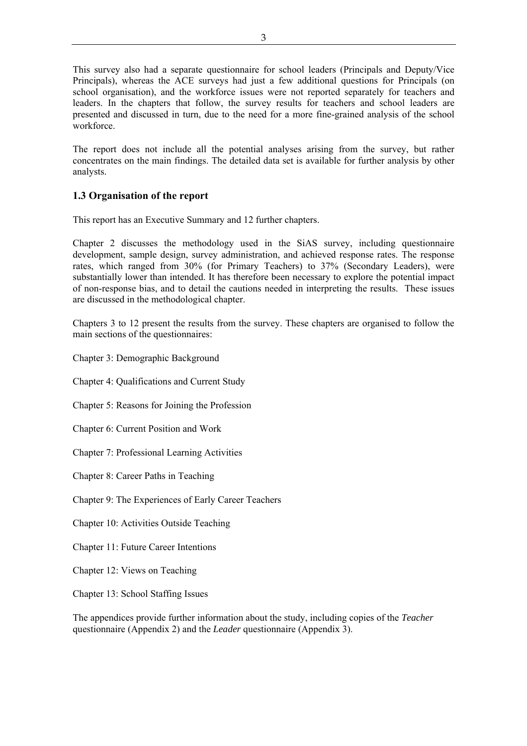This survey also had a separate questionnaire for school leaders (Principals and Deputy/Vice Principals), whereas the ACE surveys had just a few additional questions for Principals (on school organisation), and the workforce issues were not reported separately for teachers and leaders. In the chapters that follow, the survey results for teachers and school leaders are presented and discussed in turn, due to the need for a more fine-grained analysis of the school workforce.

The report does not include all the potential analyses arising from the survey, but rather concentrates on the main findings. The detailed data set is available for further analysis by other analysts.

### 1.3 Organisation of the report

This report has an Executive Summary and 12 further chapters.

Chapter 2 discusses the methodology used in the SiAS survey, including questionnaire development, sample design, survey administration, and achieved response rates. The response rates, which ranged from 30% (for Primary Teachers) to 37% (Secondary Leaders), were substantially lower than intended. It has therefore been necessary to explore the potential impact of non-response bias, and to detail the cautions needed in interpreting the results. These issues are discussed in the methodological chapter.

Chapters 3 to 12 present the results from the survey. These chapters are organised to follow the main sections of the questionnaires:

Chapter 3: Demographic Background

Chapter 4: Qualifications and Current Study

Chapter 5: Reasons for Joining the Profession

Chapter 6: Current Position and Work

Chapter 7: Professional Learning Activities

Chapter 8: Career Paths in Teaching

Chapter 9: The Experiences of Early Career Teachers

Chapter 10: Activities Outside Teaching

Chapter 11: Future Career Intentions

Chapter 12: Views on Teaching

Chapter 13: School Staffing Issues

The appendices provide further information about the study, including copies of the *Teacher* questionnaire (Appendix 2) and the *Leader* questionnaire (Appendix 3).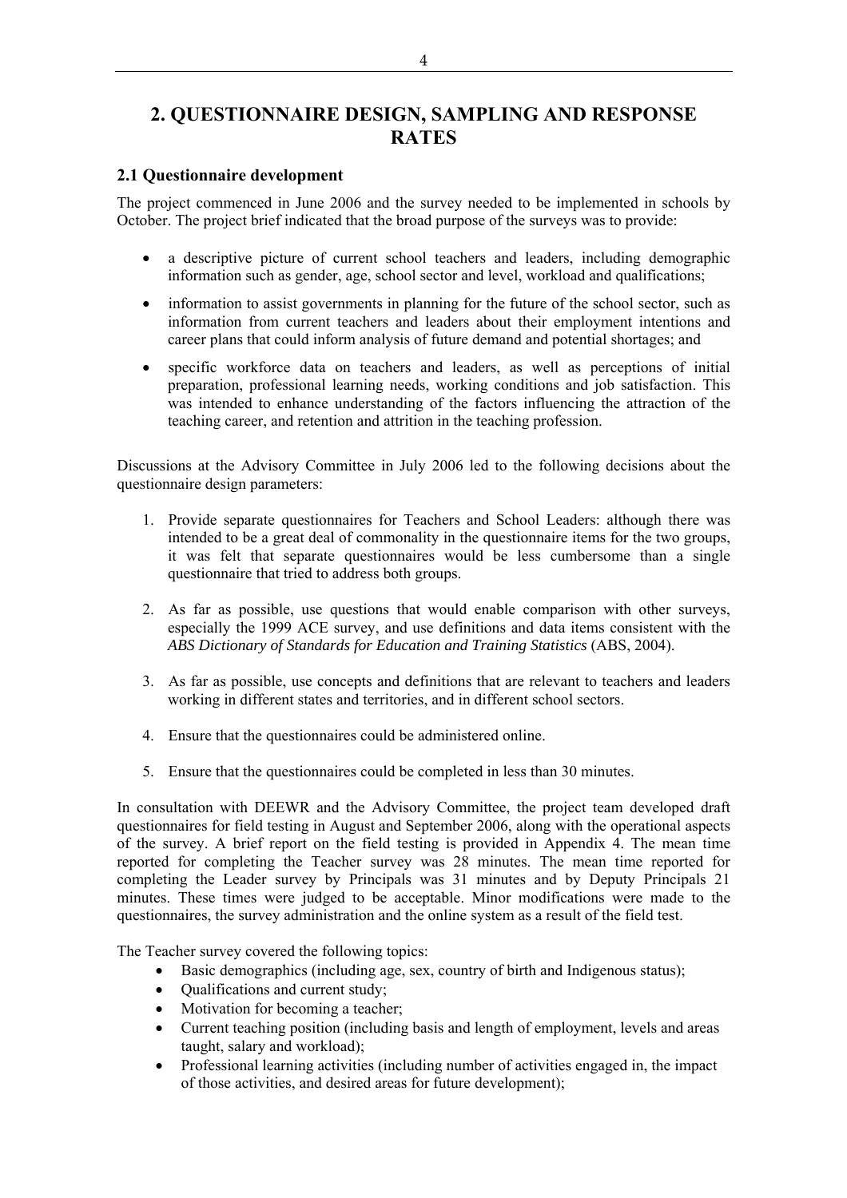# 2. QUESTIONNAIRE DESIGN, SAMPLING AND RESPONSE RATES

## 2.1 Questionnaire development

The project commenced in June 2006 and the survey needed to be implemented in schools by October. The project brief indicated that the broad purpose of the surveys was to provide:

- a descriptive picture of current school teachers and leaders, including demographic information such as gender, age, school sector and level, workload and qualifications;
- information to assist governments in planning for the future of the school sector, such as information from current teachers and leaders about their employment intentions and career plans that could inform analysis of future demand and potential shortages; and
- specific workforce data on teachers and leaders, as well as perceptions of initial preparation, professional learning needs, working conditions and job satisfaction. This was intended to enhance understanding of the factors influencing the attraction of the teaching career, and retention and attrition in the teaching profession.

Discussions at the Advisory Committee in July 2006 led to the following decisions about the questionnaire design parameters:

1. Provide separate questionnaires for Teachers and School Leaders: although there was intended to be a great deal of commonality in the questionnaire items for the two groups, it was felt that separate questionnaires would be less cumbersome than a single questionnaire that tried to address both groups.

2. As far as possible, use questions that would enable comparison with other surveys, especially the 1999 ACE survey, and use definitions and data items consistent with the *ABS Dictionary of Standards for Education and Training Statistics* (ABS, 2004).

3. As far as possible, use concepts and definitions that are relevant to teachers and leaders working in different states and territories, and in different school sectors.

4. Ensure that the questionnaires could be administered online.

5. Ensure that the questionnaires could be completed in less than 30 minutes.

In consultation with DEEWR and the Advisory Committee, the project team developed draft questionnaires for field testing in August and September 2006, along with the operational aspects of the survey. A brief report on the field testing is provided in Appendix 4. The mean time reported for completing the Teacher survey was 28 minutes. The mean time reported for completing the Leader survey by Principals was 31 minutes and by Deputy Principals 21 minutes. These times were judged to be acceptable. Minor modifications were made to the questionnaires, the survey administration and the online system as a result of the field test.

The Teacher survey covered the following topics:

- Basic demographics (including age, sex, country of birth and Indigenous status);
- Qualifications and current study;
- Motivation for becoming a teacher;
- Current teaching position (including basis and length of employment, levels and areas taught, salary and workload);
- Professional learning activities (including number of activities engaged in, the impact of those activities, and desired areas for future development);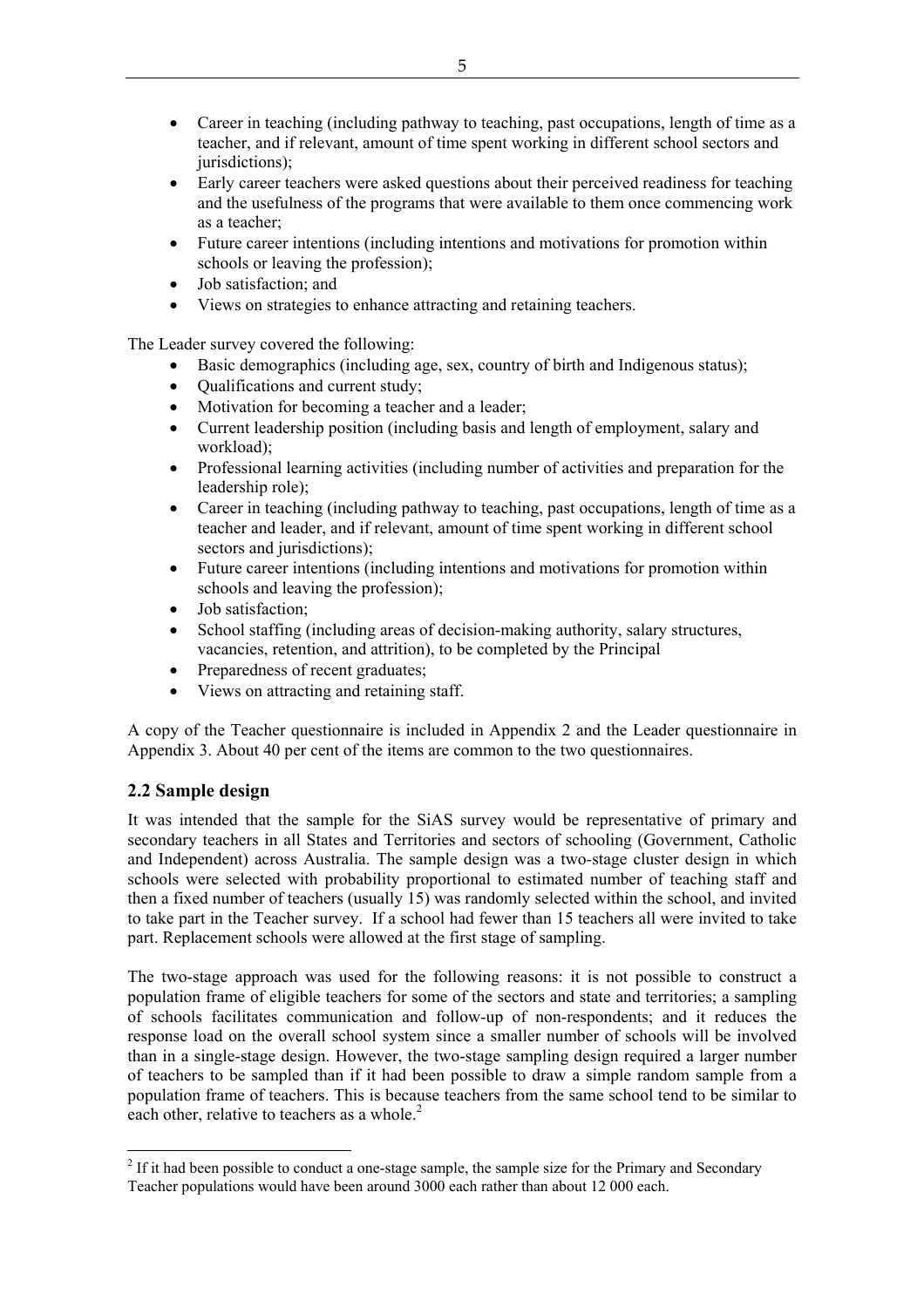- Career in teaching (including pathway to teaching, past occupations, length of time as a teacher, and if relevant, amount of time spent working in different school sectors and jurisdictions);
- Early career teachers were asked questions about their perceived readiness for teaching and the usefulness of the programs that were available to them once commencing work as a teacher;
- Future career intentions (including intentions and motivations for promotion within schools or leaving the profession);
- Job satisfaction; and
- Views on strategies to enhance attracting and retaining teachers.

The Leader survey covered the following:

- Basic demographics (including age, sex, country of birth and Indigenous status);
- Qualifications and current study;
- Motivation for becoming a teacher and a leader;
- Current leadership position (including basis and length of employment, salary and workload);
- Professional learning activities (including number of activities and preparation for the leadership role);
- Career in teaching (including pathway to teaching, past occupations, length of time as a teacher and leader, and if relevant, amount of time spent working in different school sectors and jurisdictions);
- Future career intentions (including intentions and motivations for promotion within schools and leaving the profession);
- Job satisfaction;
- School staffing (including areas of decision-making authority, salary structures, vacancies, retention, and attrition), to be completed by the Principal
- Preparedness of recent graduates;
- Views on attracting and retaining staff.

A copy of the Teacher questionnaire is included in Appendix 2 and the Leader questionnaire in Appendix 3. About 40 per cent of the items are common to the two questionnaires.

## 2.2 Sample design

It was intended that the sample for the SiAS survey would be representative of primary and secondary teachers in all States and Territories and sectors of schooling (Government, Catholic and Independent) across Australia. The sample design was a two-stage cluster design in which schools were selected with probability proportional to estimated number of teaching staff and then a fixed number of teachers (usually 15) was randomly selected within the school, and invited to take part in the Teacher survey. If a school had fewer than 15 teachers all were invited to take part. Replacement schools were allowed at the first stage of sampling.

The two-stage approach was used for the following reasons: it is not possible to construct a population frame of eligible teachers for some of the sectors and state and territories; a sampling of schools facilitates communication and follow-up of non-respondents; and it reduces the response load on the overall school system since a smaller number of schools will be involved than in a single-stage design. However, the two-stage sampling design required a larger number of teachers to be sampled than if it had been possible to draw a simple random sample from a population frame of teachers. This is because teachers from the same school tend to be similar to each other, relative to teachers as a whole.[2]

[2] If it had been possible to conduct a one-stage sample, the sample size for the Primary and Secondary Teacher populations would have been around 3000 each rather than about 12 000 each.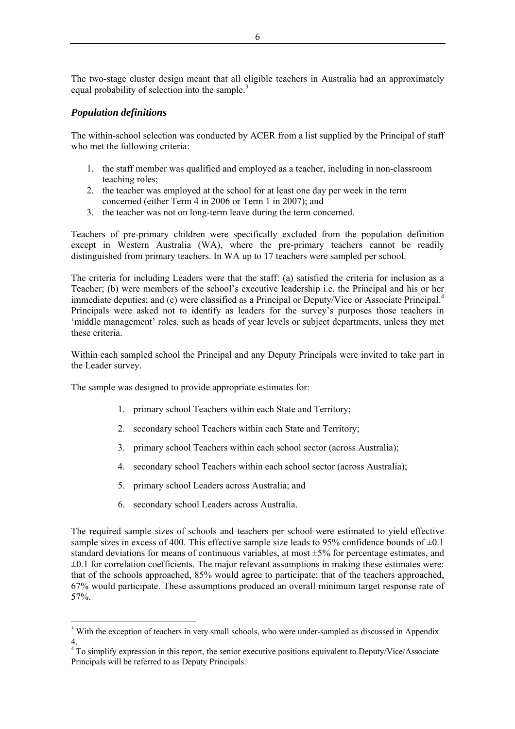The two-stage cluster design meant that all eligible teachers in Australia had an approximately equal probability of selection into the sample.[3]

### *Population definitions*

The within-school selection was conducted by ACER from a list supplied by the Principal of staff who met the following criteria:

1. the staff member was qualified and employed as a teacher, including in non-classroom teaching roles;
2. the teacher was employed at the school for at least one day per week in the term concerned (either Term 4 in 2006 or Term 1 in 2007); and
3. the teacher was not on long-term leave during the term concerned.

Teachers of pre-primary children were specifically excluded from the population definition except in Western Australia (WA), where the pre-primary teachers cannot be readily distinguished from primary teachers. In WA up to 17 teachers were sampled per school.

The criteria for including Leaders were that the staff: (a) satisfied the criteria for inclusion as a Teacher; (b) were members of the school's executive leadership i.e. the Principal and his or her immediate deputies; and (c) were classified as a Principal or Deputy/Vice or Associate Principal.[4] Principals were asked not to identify as leaders for the survey's purposes those teachers in 'middle management' roles, such as heads of year levels or subject departments, unless they met these criteria.

Within each sampled school the Principal and any Deputy Principals were invited to take part in the Leader survey.

The sample was designed to provide appropriate estimates for:

1. primary school Teachers within each State and Territory;
2. secondary school Teachers within each State and Territory;
3. primary school Teachers within each school sector (across Australia);
4. secondary school Teachers within each school sector (across Australia);
5. primary school Leaders across Australia; and
6. secondary school Leaders across Australia.

The required sample sizes of schools and teachers per school were estimated to yield effective sample sizes in excess of 400. This effective sample size leads to 95% confidence bounds of $\pm 0.1$ standard deviations for means of continuous variables, at most $\pm 5\%$ for percentage estimates, and $\pm 0.1$ for correlation coefficients. The major relevant assumptions in making these estimates were: that of the schools approached, 85% would agree to participate; that of the teachers approached, 67% would participate. These assumptions produced an overall minimum target response rate of 57%.

---

[3] With the exception of teachers in very small schools, who were under-sampled as discussed in Appendix 4.

[4] To simplify expression in this report, the senior executive positions equivalent to Deputy/Vice/Associate Principals will be referred to as Deputy Principals.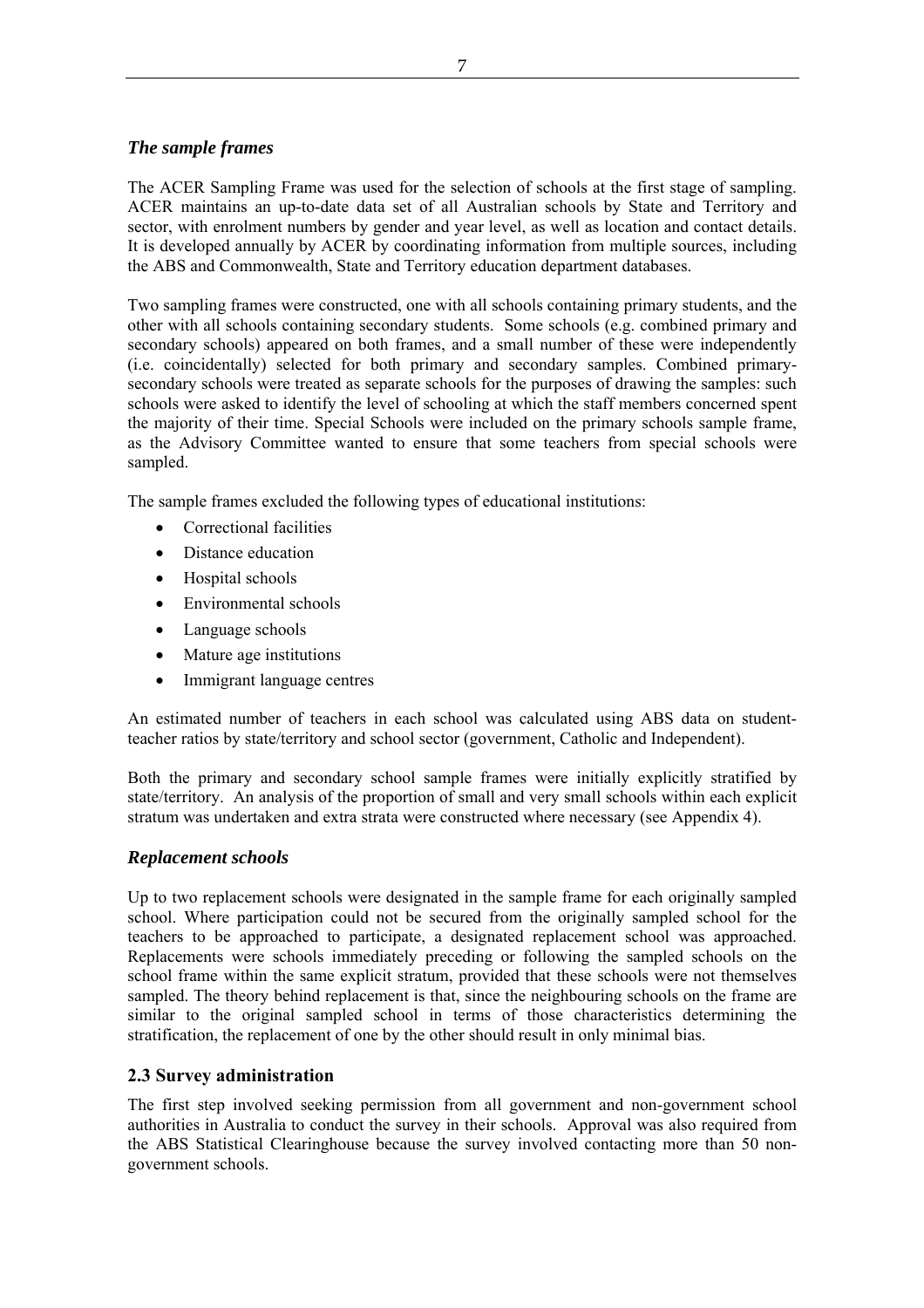### *The sample frames*

The ACER Sampling Frame was used for the selection of schools at the first stage of sampling. ACER maintains an up-to-date data set of all Australian schools by State and Territory and sector, with enrolment numbers by gender and year level, as well as location and contact details. It is developed annually by ACER by coordinating information from multiple sources, including the ABS and Commonwealth, State and Territory education department databases.

Two sampling frames were constructed, one with all schools containing primary students, and the other with all schools containing secondary students. Some schools (e.g. combined primary and secondary schools) appeared on both frames, and a small number of these were independently (i.e. coincidentally) selected for both primary and secondary samples. Combined primary-secondary schools were treated as separate schools for the purposes of drawing the samples: such schools were asked to identify the level of schooling at which the staff members concerned spent the majority of their time. Special Schools were included on the primary schools sample frame, as the Advisory Committee wanted to ensure that some teachers from special schools were sampled.

The sample frames excluded the following types of educational institutions:

- Correctional facilities
- Distance education
- Hospital schools
- Environmental schools
- Language schools
- Mature age institutions
- Immigrant language centres

An estimated number of teachers in each school was calculated using ABS data on student-teacher ratios by state/territory and school sector (government, Catholic and Independent).

Both the primary and secondary school sample frames were initially explicitly stratified by state/territory. An analysis of the proportion of small and very small schools within each explicit stratum was undertaken and extra strata were constructed where necessary (see Appendix 4).

### *Replacement schools*

Up to two replacement schools were designated in the sample frame for each originally sampled school. Where participation could not be secured from the originally sampled school for the teachers to be approached to participate, a designated replacement school was approached. Replacements were schools immediately preceding or following the sampled schools on the school frame within the same explicit stratum, provided that these schools were not themselves sampled. The theory behind replacement is that, since the neighbouring schools on the frame are similar to the original sampled school in terms of those characteristics determining the stratification, the replacement of one by the other should result in only minimal bias.

## 2.3 Survey administration

The first step involved seeking permission from all government and non-government school authorities in Australia to conduct the survey in their schools. Approval was also required from the ABS Statistical Clearinghouse because the survey involved contacting more than 50 non-government schools.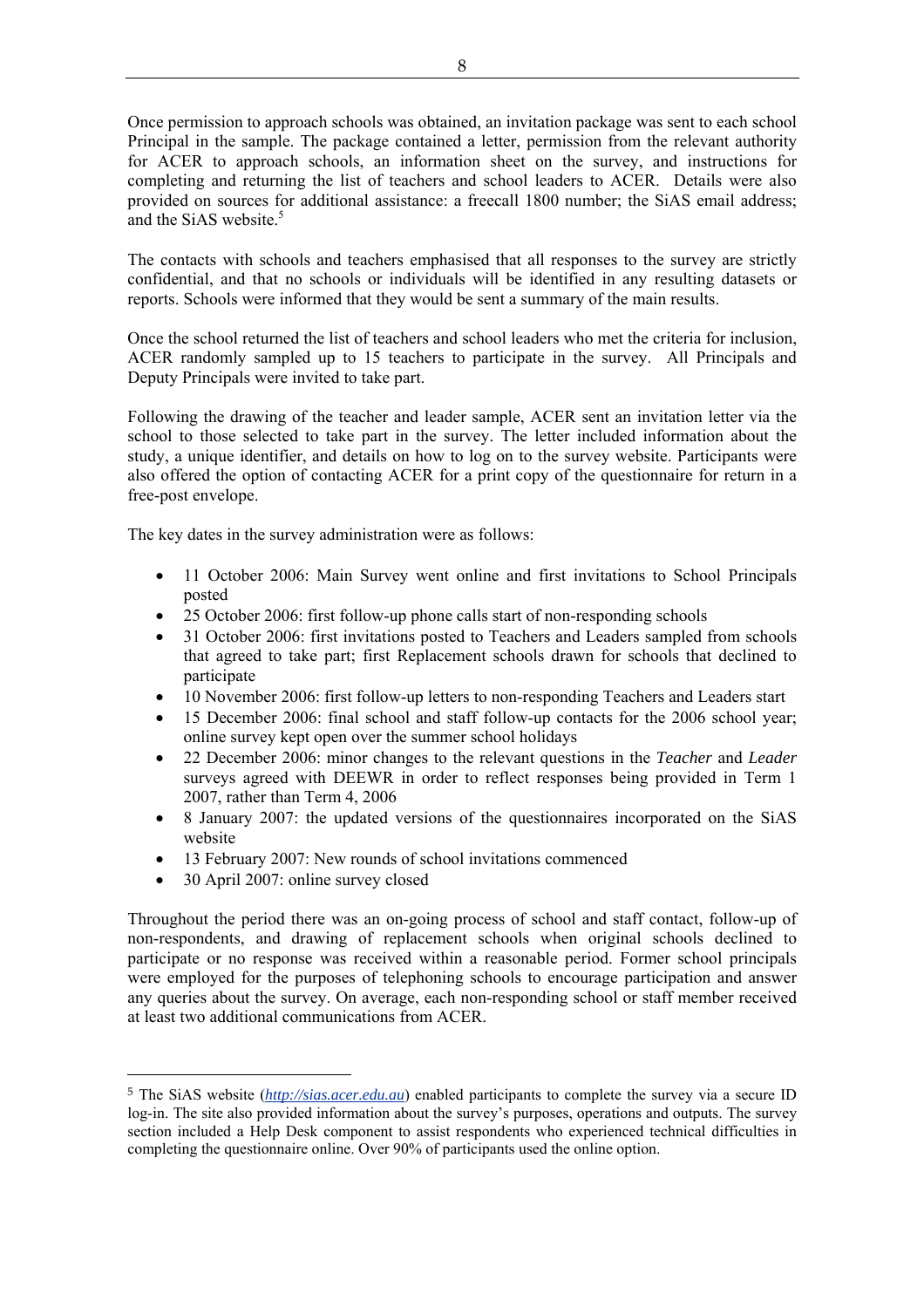Once permission to approach schools was obtained, an invitation package was sent to each school Principal in the sample. The package contained a letter, permission from the relevant authority for ACER to approach schools, an information sheet on the survey, and instructions for completing and returning the list of teachers and school leaders to ACER. Details were also provided on sources for additional assistance: a freecall 1800 number; the SiAS email address; and the SiAS website.[5]

The contacts with schools and teachers emphasised that all responses to the survey are strictly confidential, and that no schools or individuals will be identified in any resulting datasets or reports. Schools were informed that they would be sent a summary of the main results.

Once the school returned the list of teachers and school leaders who met the criteria for inclusion, ACER randomly sampled up to 15 teachers to participate in the survey. All Principals and Deputy Principals were invited to take part.

Following the drawing of the teacher and leader sample, ACER sent an invitation letter via the school to those selected to take part in the survey. The letter included information about the study, a unique identifier, and details on how to log on to the survey website. Participants were also offered the option of contacting ACER for a print copy of the questionnaire for return in a free-post envelope.

The key dates in the survey administration were as follows:

- 11 October 2006: Main Survey went online and first invitations to School Principals posted
- 25 October 2006: first follow-up phone calls start of non-responding schools
- 31 October 2006: first invitations posted to Teachers and Leaders sampled from schools that agreed to take part; first Replacement schools drawn for schools that declined to participate
- 10 November 2006: first follow-up letters to non-responding Teachers and Leaders start
- 15 December 2006: final school and staff follow-up contacts for the 2006 school year; online survey kept open over the summer school holidays
- 22 December 2006: minor changes to the relevant questions in the *Teacher* and *Leader* surveys agreed with DEEWR in order to reflect responses being provided in Term 1 2007, rather than Term 4, 2006
- 8 January 2007: the updated versions of the questionnaires incorporated on the SiAS website
- 13 February 2007: New rounds of school invitations commenced
- 30 April 2007: online survey closed

Throughout the period there was an on-going process of school and staff contact, follow-up of non-respondents, and drawing of replacement schools when original schools declined to participate or no response was received within a reasonable period. Former school principals were employed for the purposes of telephoning schools to encourage participation and answer any queries about the survey. On average, each non-responding school or staff member received at least two additional communications from ACER.

[5] The SiAS website (*http://sias.acer.edu.au*) enabled participants to complete the survey via a secure ID log-in. The site also provided information about the survey's purposes, operations and outputs. The survey section included a Help Desk component to assist respondents who experienced technical difficulties in completing the questionnaire online. Over 90% of participants used the online option.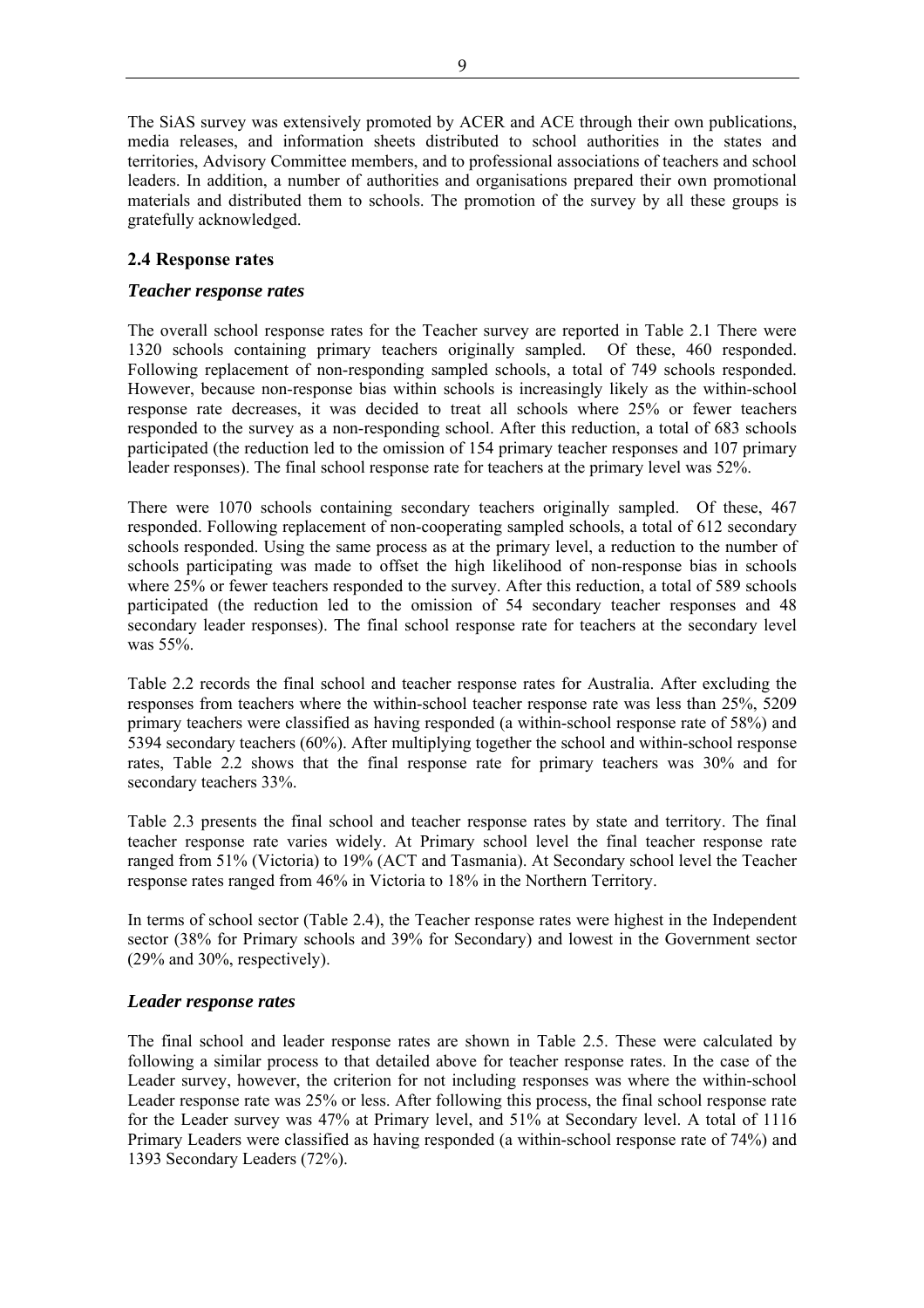The SiAS survey was extensively promoted by ACER and ACE through their own publications, media releases, and information sheets distributed to school authorities in the states and territories, Advisory Committee members, and to professional associations of teachers and school leaders. In addition, a number of authorities and organisations prepared their own promotional materials and distributed them to schools. The promotion of the survey by all these groups is gratefully acknowledged.

### 2.4 Response rates

#### *Teacher response rates*

The overall school response rates for the Teacher survey are reported in Table 2.1 There were 1320 schools containing primary teachers originally sampled. Of these, 460 responded. Following replacement of non-responding sampled schools, a total of 749 schools responded. However, because non-response bias within schools is increasingly likely as the within-school response rate decreases, it was decided to treat all schools where 25% or fewer teachers responded to the survey as a non-responding school. After this reduction, a total of 683 schools participated (the reduction led to the omission of 154 primary teacher responses and 107 primary leader responses). The final school response rate for teachers at the primary level was 52%.

There were 1070 schools containing secondary teachers originally sampled. Of these, 467 responded. Following replacement of non-cooperating sampled schools, a total of 612 secondary schools responded. Using the same process as at the primary level, a reduction to the number of schools participating was made to offset the high likelihood of non-response bias in schools where 25% or fewer teachers responded to the survey. After this reduction, a total of 589 schools participated (the reduction led to the omission of 54 secondary teacher responses and 48 secondary leader responses). The final school response rate for teachers at the secondary level was 55%.

Table 2.2 records the final school and teacher response rates for Australia. After excluding the responses from teachers where the within-school teacher response rate was less than 25%, 5209 primary teachers were classified as having responded (a within-school response rate of 58%) and 5394 secondary teachers (60%). After multiplying together the school and within-school response rates, Table 2.2 shows that the final response rate for primary teachers was 30% and for secondary teachers 33%.

Table 2.3 presents the final school and teacher response rates by state and territory. The final teacher response rate varies widely. At Primary school level the final teacher response rate ranged from 51% (Victoria) to 19% (ACT and Tasmania). At Secondary school level the Teacher response rates ranged from 46% in Victoria to 18% in the Northern Territory.

In terms of school sector (Table 2.4), the Teacher response rates were highest in the Independent sector (38% for Primary schools and 39% for Secondary) and lowest in the Government sector (29% and 30%, respectively).

#### *Leader response rates*

The final school and leader response rates are shown in Table 2.5. These were calculated by following a similar process to that detailed above for teacher response rates. In the case of the Leader survey, however, the criterion for not including responses was where the within-school Leader response rate was 25% or less. After following this process, the final school response rate for the Leader survey was 47% at Primary level, and 51% at Secondary level. A total of 1116 Primary Leaders were classified as having responded (a within-school response rate of 74%) and 1393 Secondary Leaders (72%).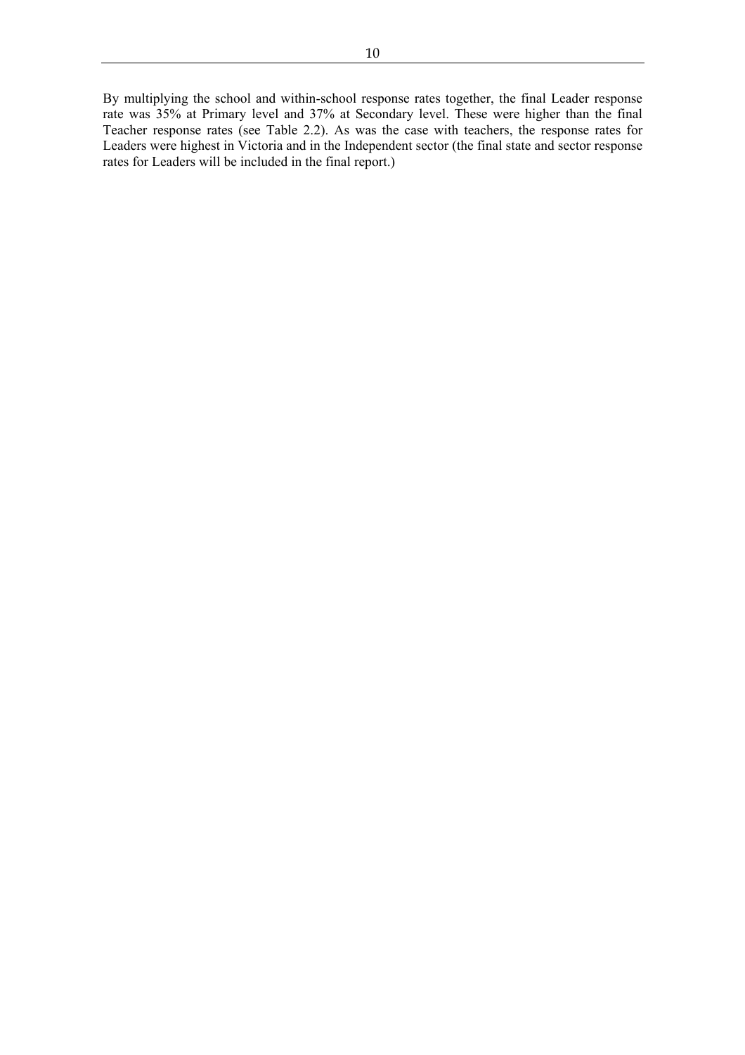By multiplying the school and within-school response rates together, the final Leader response rate was 35% at Primary level and 37% at Secondary level. These were higher than the final Teacher response rates (see Table 2.2). As was the case with teachers, the response rates for Leaders were highest in Victoria and in the Independent sector (the final state and sector response rates for Leaders will be included in the final report.)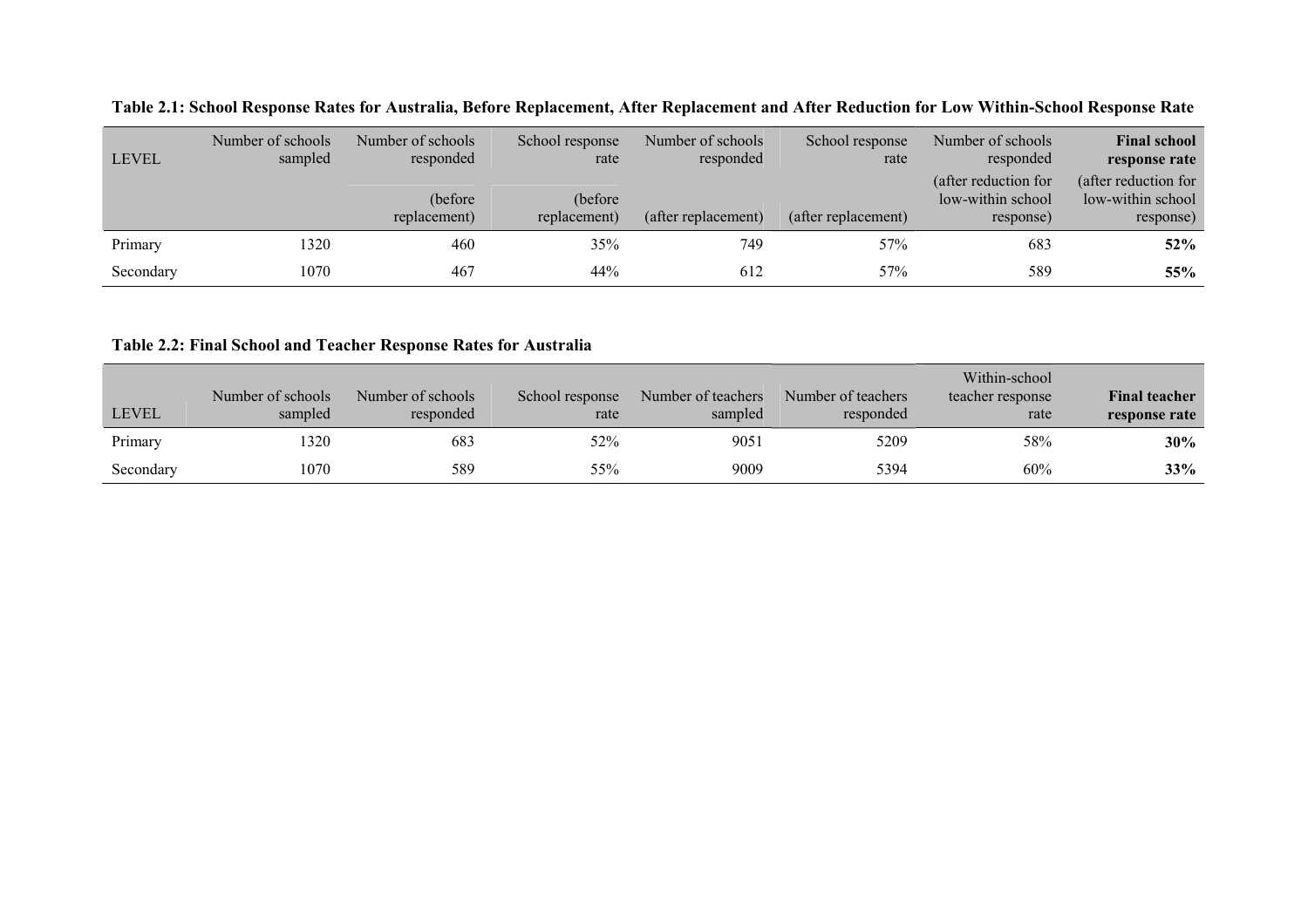**Table 2.1: School Response Rates for Australia, Before Replacement, After Replacement and After Reduction for Low Within-School Response Rate**

| LEVEL | Number of schools sampled | Number of schools responded (before replacement) | School response rate (before replacement) | Number of schools responded (after replacement) | School response rate (after replacement) | Number of schools responded (after reduction for low-within school response) | **Final school response rate** (after reduction for low-within school response) |
|---|---|---|---|---|---|---|---|
| Primary | 1320 | 460 | 35% | 749 | 57% | 683 | **52%** |
| Secondary | 1070 | 467 | 44% | 612 | 57% | 589 | **55%** |

**Table 2.2: Final School and Teacher Response Rates for Australia**

| LEVEL | Number of schools sampled | Number of schools responded | School response rate | Number of teachers sampled | Number of teachers responded | Within-school teacher response rate | **Final teacher response rate** |
|---|---|---|---|---|---|---|---|
| Primary | 1320 | 683 | 52% | 9051 | 5209 | 58% | **30%** |
| Secondary | 1070 | 589 | 55% | 9009 | 5394 | 60% | **33%** |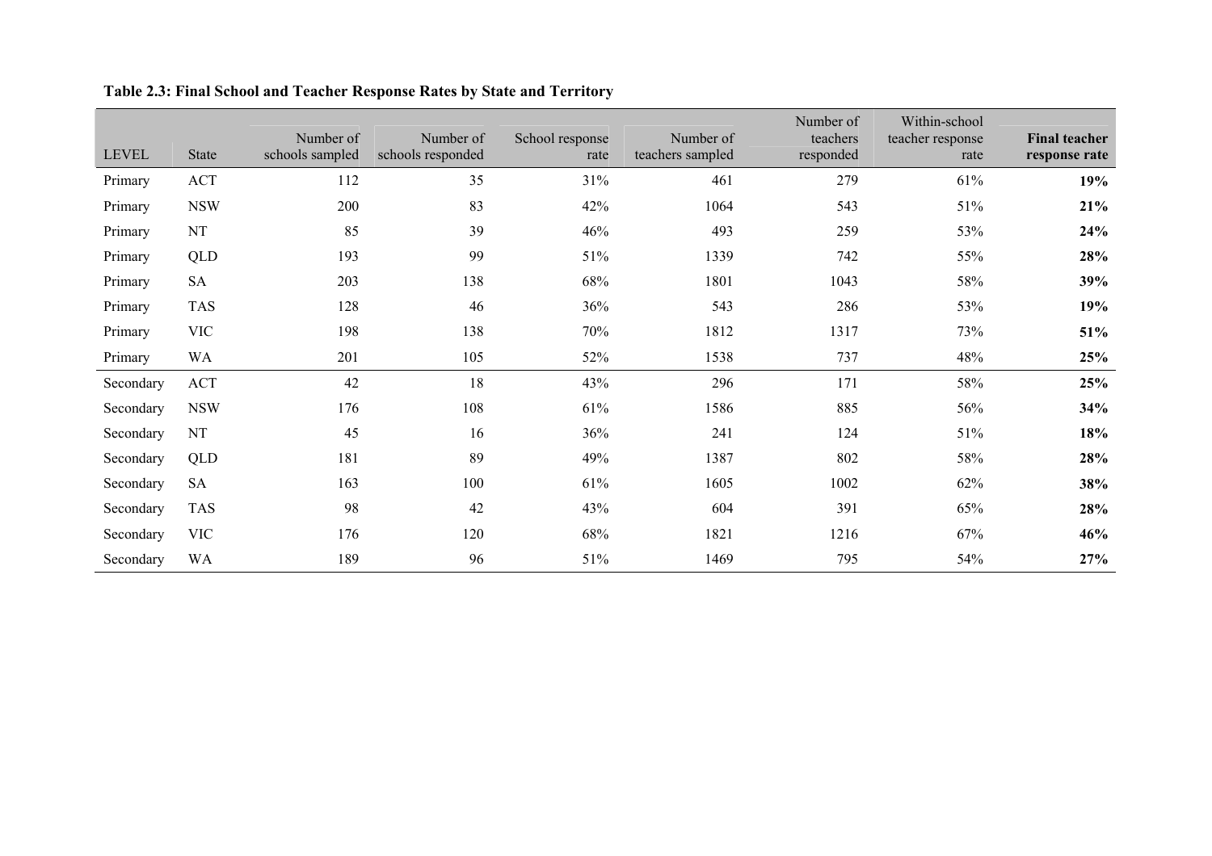**Table 2.3: Final School and Teacher Response Rates by State and Territory**

| LEVEL | State | Number of schools sampled | Number of schools responded | School response rate | Number of teachers sampled | Number of teachers responded | Within-school teacher response rate | **Final teacher response rate** |
|---|---|---|---|---|---|---|---|---|
| Primary | ACT | 112 | 35 | 31% | 461 | 279 | 61% | **19%** |
| Primary | NSW | 200 | 83 | 42% | 1064 | 543 | 51% | **21%** |
| Primary | NT | 85 | 39 | 46% | 493 | 259 | 53% | **24%** |
| Primary | QLD | 193 | 99 | 51% | 1339 | 742 | 55% | **28%** |
| Primary | SA | 203 | 138 | 68% | 1801 | 1043 | 58% | **39%** |
| Primary | TAS | 128 | 46 | 36% | 543 | 286 | 53% | **19%** |
| Primary | VIC | 198 | 138 | 70% | 1812 | 1317 | 73% | **51%** |
| Primary | WA | 201 | 105 | 52% | 1538 | 737 | 48% | **25%** |
| Secondary | ACT | 42 | 18 | 43% | 296 | 171 | 58% | **25%** |
| Secondary | NSW | 176 | 108 | 61% | 1586 | 885 | 56% | **34%** |
| Secondary | NT | 45 | 16 | 36% | 241 | 124 | 51% | **18%** |
| Secondary | QLD | 181 | 89 | 49% | 1387 | 802 | 58% | **28%** |
| Secondary | SA | 163 | 100 | 61% | 1605 | 1002 | 62% | **38%** |
| Secondary | TAS | 98 | 42 | 43% | 604 | 391 | 65% | **28%** |
| Secondary | VIC | 176 | 120 | 68% | 1821 | 1216 | 67% | **46%** |
| Secondary | WA | 189 | 96 | 51% | 1469 | 795 | 54% | **27%** |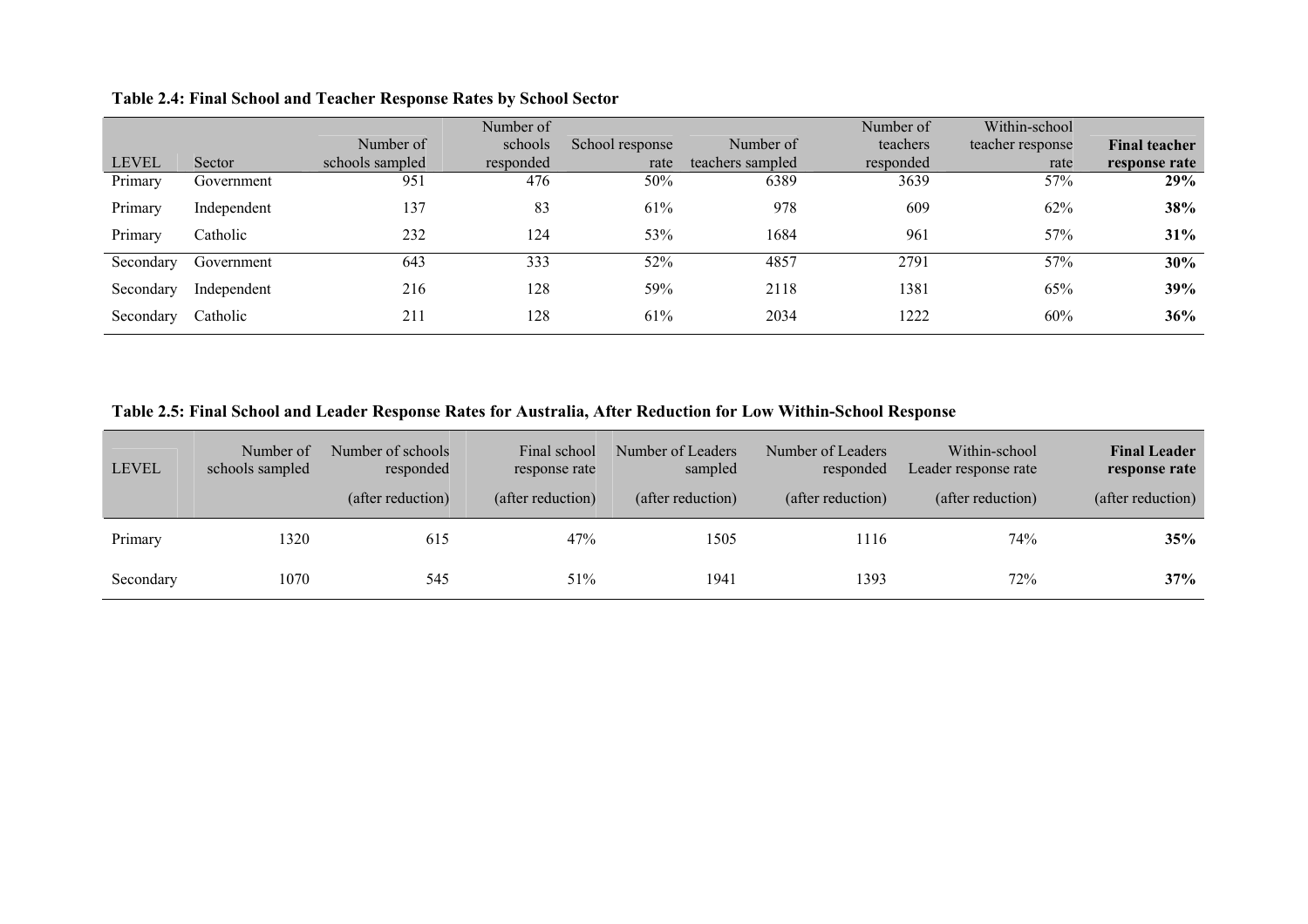**Table 2.4: Final School and Teacher Response Rates by School Sector**

| LEVEL | Sector | Number of schools sampled | Number of schools responded | School response rate | Number of teachers sampled | Number of teachers responded | Within-school teacher response rate | **Final teacher response rate** |
|---|---|---|---|---|---|---|---|---|
| Primary | Government | 951 | 476 | 50% | 6389 | 3639 | 57% | **29%** |
| Primary | Independent | 137 | 83 | 61% | 978 | 609 | 62% | **38%** |
| Primary | Catholic | 232 | 124 | 53% | 1684 | 961 | 57% | **31%** |
| Secondary | Government | 643 | 333 | 52% | 4857 | 2791 | 57% | **30%** |
| Secondary | Independent | 216 | 128 | 59% | 2118 | 1381 | 65% | **39%** |
| Secondary | Catholic | 211 | 128 | 61% | 2034 | 1222 | 60% | **36%** |

**Table 2.5: Final School and Leader Response Rates for Australia, After Reduction for Low Within-School Response**

| LEVEL | Number of schools sampled | Number of schools responded (after reduction) | Final school response rate (after reduction) | Number of Leaders sampled (after reduction) | Number of Leaders responded (after reduction) | Within-school Leader response rate (after reduction) | **Final Leader response rate** (after reduction) |
|---|---|---|---|---|---|---|---|
| Primary | 1320 | 615 | 47% | 1505 | 1116 | 74% | **35%** |
| Secondary | 1070 | 545 | 51% | 1941 | 1393 | 72% | **37%** |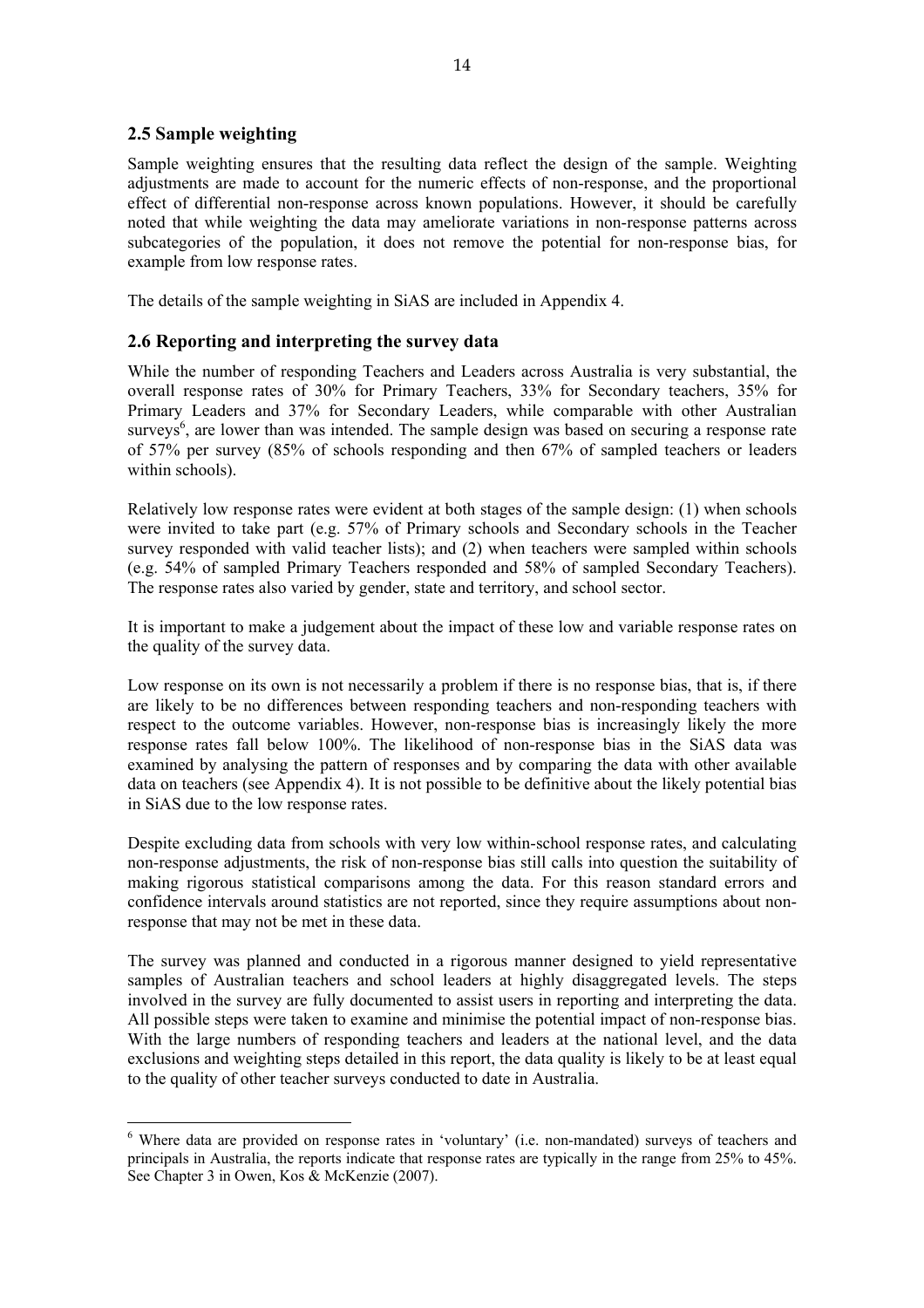## 2.5 Sample weighting

Sample weighting ensures that the resulting data reflect the design of the sample. Weighting adjustments are made to account for the numeric effects of non-response, and the proportional effect of differential non-response across known populations. However, it should be carefully noted that while weighting the data may ameliorate variations in non-response patterns across subcategories of the population, it does not remove the potential for non-response bias, for example from low response rates.

The details of the sample weighting in SiAS are included in Appendix 4.

## 2.6 Reporting and interpreting the survey data

While the number of responding Teachers and Leaders across Australia is very substantial, the overall response rates of 30% for Primary Teachers, 33% for Secondary teachers, 35% for Primary Leaders and 37% for Secondary Leaders, while comparable with other Australian surveys[6], are lower than was intended. The sample design was based on securing a response rate of 57% per survey (85% of schools responding and then 67% of sampled teachers or leaders within schools).

Relatively low response rates were evident at both stages of the sample design: (1) when schools were invited to take part (e.g. 57% of Primary schools and Secondary schools in the Teacher survey responded with valid teacher lists); and (2) when teachers were sampled within schools (e.g. 54% of sampled Primary Teachers responded and 58% of sampled Secondary Teachers). The response rates also varied by gender, state and territory, and school sector.

It is important to make a judgement about the impact of these low and variable response rates on the quality of the survey data.

Low response on its own is not necessarily a problem if there is no response bias, that is, if there are likely to be no differences between responding teachers and non-responding teachers with respect to the outcome variables. However, non-response bias is increasingly likely the more response rates fall below 100%. The likelihood of non-response bias in the SiAS data was examined by analysing the pattern of responses and by comparing the data with other available data on teachers (see Appendix 4). It is not possible to be definitive about the likely potential bias in SiAS due to the low response rates.

Despite excluding data from schools with very low within-school response rates, and calculating non-response adjustments, the risk of non-response bias still calls into question the suitability of making rigorous statistical comparisons among the data. For this reason standard errors and confidence intervals around statistics are not reported, since they require assumptions about non-response that may not be met in these data.

The survey was planned and conducted in a rigorous manner designed to yield representative samples of Australian teachers and school leaders at highly disaggregated levels. The steps involved in the survey are fully documented to assist users in reporting and interpreting the data. All possible steps were taken to examine and minimise the potential impact of non-response bias. With the large numbers of responding teachers and leaders at the national level, and the data exclusions and weighting steps detailed in this report, the data quality is likely to be at least equal to the quality of other teacher surveys conducted to date in Australia.

---

[6] Where data are provided on response rates in 'voluntary' (i.e. non-mandated) surveys of teachers and principals in Australia, the reports indicate that response rates are typically in the range from 25% to 45%. See Chapter 3 in Owen, Kos & McKenzie (2007).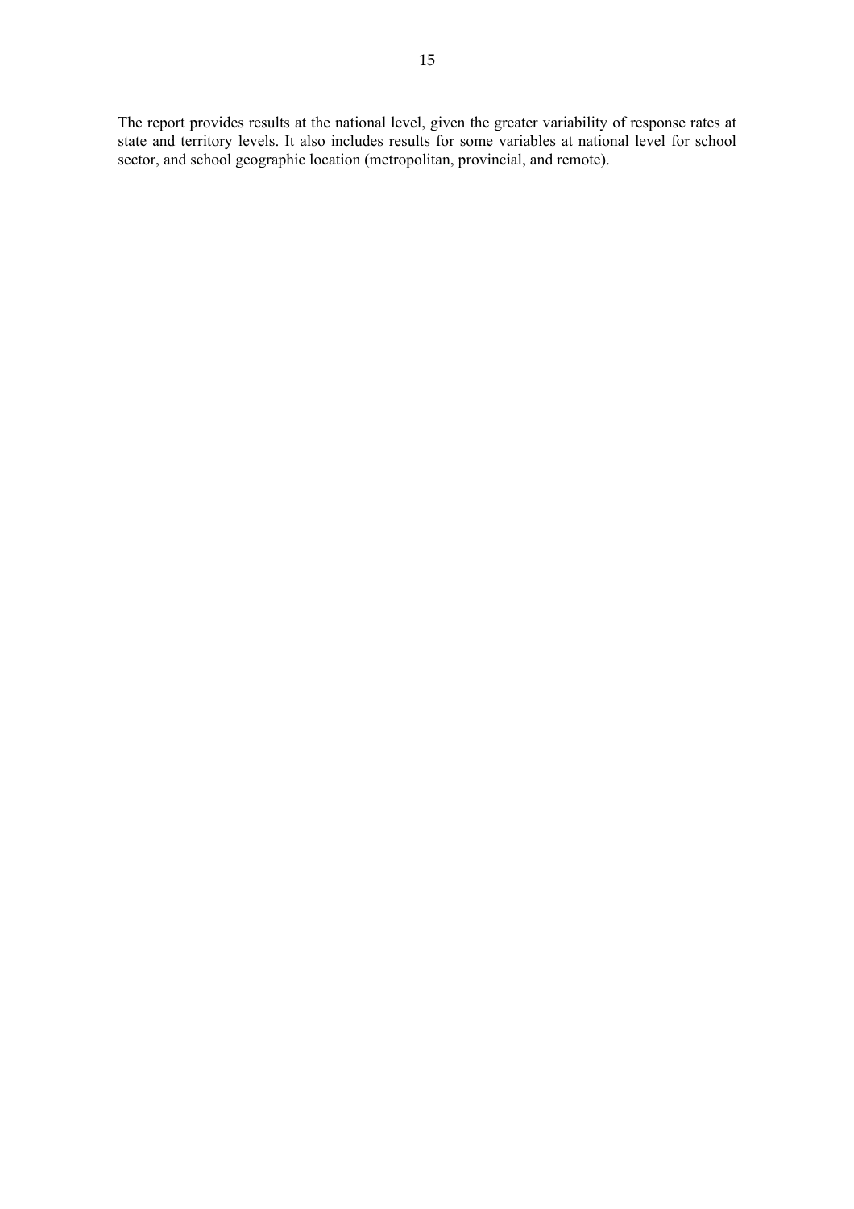The report provides results at the national level, given the greater variability of response rates at state and territory levels. It also includes results for some variables at national level for school sector, and school geographic location (metropolitan, provincial, and remote).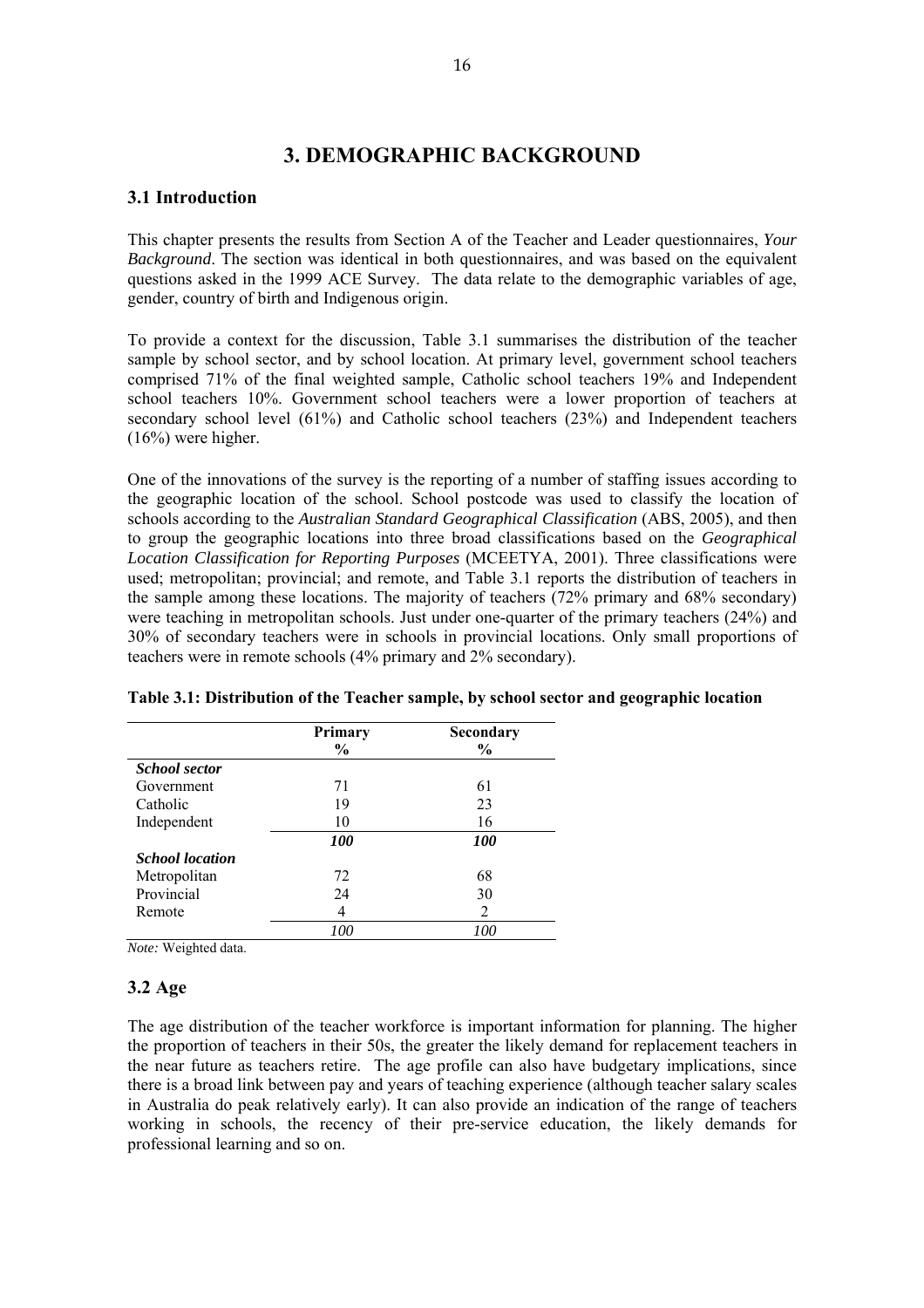# 3. DEMOGRAPHIC BACKGROUND

## 3.1 Introduction

This chapter presents the results from Section A of the Teacher and Leader questionnaires, *Your Background*. The section was identical in both questionnaires, and was based on the equivalent questions asked in the 1999 ACE Survey. The data relate to the demographic variables of age, gender, country of birth and Indigenous origin.

To provide a context for the discussion, Table 3.1 summarises the distribution of the teacher sample by school sector, and by school location. At primary level, government school teachers comprised 71% of the final weighted sample, Catholic school teachers 19% and Independent school teachers 10%. Government school teachers were a lower proportion of teachers at secondary school level (61%) and Catholic school teachers (23%) and Independent teachers (16%) were higher.

One of the innovations of the survey is the reporting of a number of staffing issues according to the geographic location of the school. School postcode was used to classify the location of schools according to the *Australian Standard Geographical Classification* (ABS, 2005), and then to group the geographic locations into three broad classifications based on the *Geographical Location Classification for Reporting Purposes* (MCEETYA, 2001). Three classifications were used; metropolitan; provincial; and remote, and Table 3.1 reports the distribution of teachers in the sample among these locations. The majority of teachers (72% primary and 68% secondary) were teaching in metropolitan schools. Just under one-quarter of the primary teachers (24%) and 30% of secondary teachers were in schools in provincial locations. Only small proportions of teachers were in remote schools (4% primary and 2% secondary).

**Table 3.1: Distribution of the Teacher sample, by school sector and geographic location**

| | Primary % | Secondary % |
|---|---|---|
| ***School sector*** | | |
| Government | 71 | 61 |
| Catholic | 19 | 23 |
| Independent | 10 | 16 |
| | ***100*** | ***100*** |
| ***School location*** | | |
| Metropolitan | 72 | 68 |
| Provincial | 24 | 30 |
| Remote | 4 | 2 |
| | *100* | *100* |

*Note:* Weighted data.

## 3.2 Age

The age distribution of the teacher workforce is important information for planning. The higher the proportion of teachers in their 50s, the greater the likely demand for replacement teachers in the near future as teachers retire. The age profile can also have budgetary implications, since there is a broad link between pay and years of teaching experience (although teacher salary scales in Australia do peak relatively early). It can also provide an indication of the range of teachers working in schools, the recency of their pre-service education, the likely demands for professional learning and so on.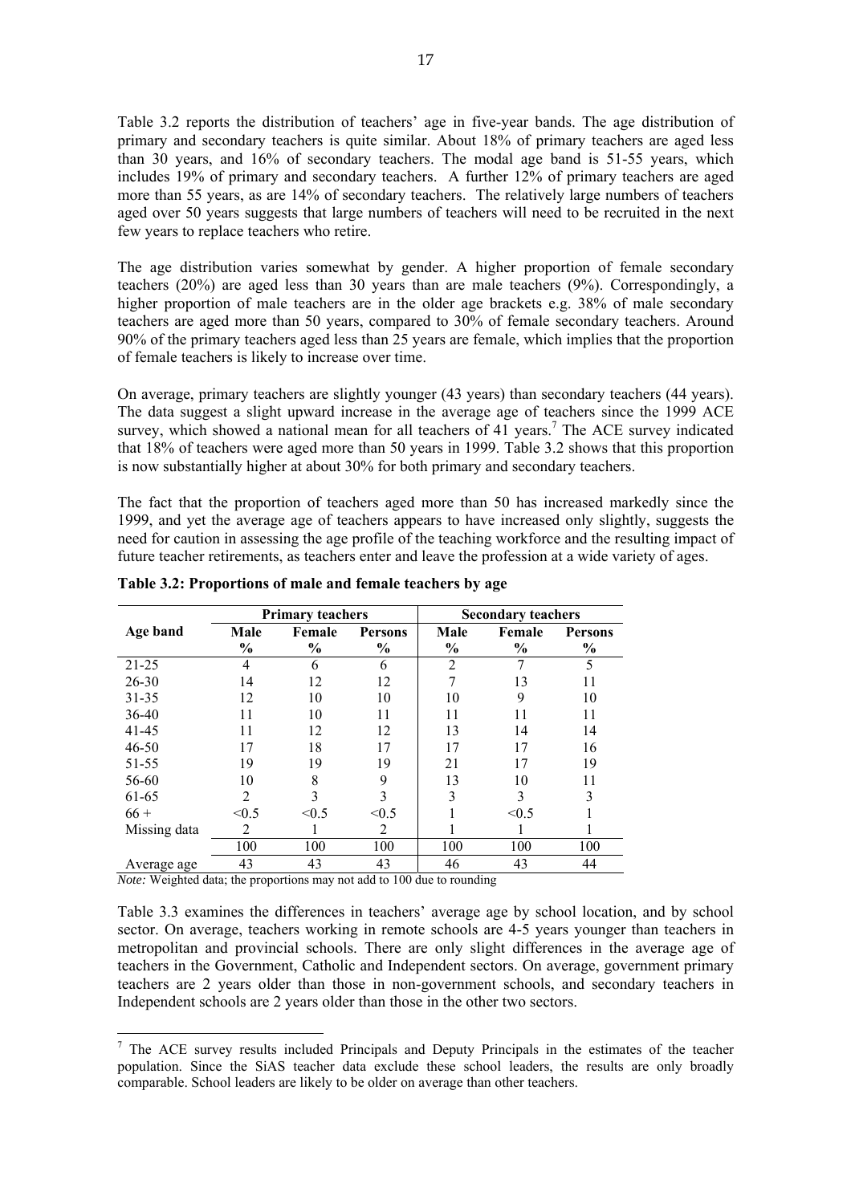Table 3.2 reports the distribution of teachers' age in five-year bands. The age distribution of primary and secondary teachers is quite similar. About 18% of primary teachers are aged less than 30 years, and 16% of secondary teachers. The modal age band is 51-55 years, which includes 19% of primary and secondary teachers. A further 12% of primary teachers are aged more than 55 years, as are 14% of secondary teachers. The relatively large numbers of teachers aged over 50 years suggests that large numbers of teachers will need to be recruited in the next few years to replace teachers who retire.

The age distribution varies somewhat by gender. A higher proportion of female secondary teachers (20%) are aged less than 30 years than are male teachers (9%). Correspondingly, a higher proportion of male teachers are in the older age brackets e.g. 38% of male secondary teachers are aged more than 50 years, compared to 30% of female secondary teachers. Around 90% of the primary teachers aged less than 25 years are female, which implies that the proportion of female teachers is likely to increase over time.

On average, primary teachers are slightly younger (43 years) than secondary teachers (44 years). The data suggest a slight upward increase in the average age of teachers since the 1999 ACE survey, which showed a national mean for all teachers of 41 years.[7] The ACE survey indicated that 18% of teachers were aged more than 50 years in 1999. Table 3.2 shows that this proportion is now substantially higher at about 30% for both primary and secondary teachers.

The fact that the proportion of teachers aged more than 50 has increased markedly since the 1999, and yet the average age of teachers appears to have increased only slightly, suggests the need for caution in assessing the age profile of the teaching workforce and the resulting impact of future teacher retirements, as teachers enter and leave the profession at a wide variety of ages.

**Table 3.2: Proportions of male and female teachers by age**

| | Primary teachers | | | Secondary teachers | | |
|---|---|---|---|---|---|---|
| Age band | Male % | Female % | Persons % | Male % | Female % | Persons % |
| 21-25 | 4 | 6 | 6 | 2 | 7 | 5 |
| 26-30 | 14 | 12 | 12 | 7 | 13 | 11 |
| 31-35 | 12 | 10 | 10 | 10 | 9 | 10 |
| 36-40 | 11 | 10 | 11 | 11 | 11 | 11 |
| 41-45 | 11 | 12 | 12 | 13 | 14 | 14 |
| 46-50 | 17 | 18 | 17 | 17 | 17 | 16 |
| 51-55 | 19 | 19 | 19 | 21 | 17 | 19 |
| 56-60 | 10 | 8 | 9 | 13 | 10 | 11 |
| 61-65 | 2 | 3 | 3 | 3 | 3 | 3 |
| 66 + | <0.5 | <0.5 | <0.5 | 1 | <0.5 | 1 |
| Missing data | 2 | 1 | 2 | 1 | 1 | 1 |
| | 100 | 100 | 100 | 100 | 100 | 100 |
| Average age | 43 | 43 | 43 | 46 | 43 | 44 |

*Note:* Weighted data; the proportions may not add to 100 due to rounding

Table 3.3 examines the differences in teachers' average age by school location, and by school sector. On average, teachers working in remote schools are 4-5 years younger than teachers in metropolitan and provincial schools. There are only slight differences in the average age of teachers in the Government, Catholic and Independent sectors. On average, government primary teachers are 2 years older than those in non-government schools, and secondary teachers in Independent schools are 2 years older than those in the other two sectors.

[7] The ACE survey results included Principals and Deputy Principals in the estimates of the teacher population. Since the SiAS teacher data exclude these school leaders, the results are only broadly comparable. School leaders are likely to be older on average than other teachers.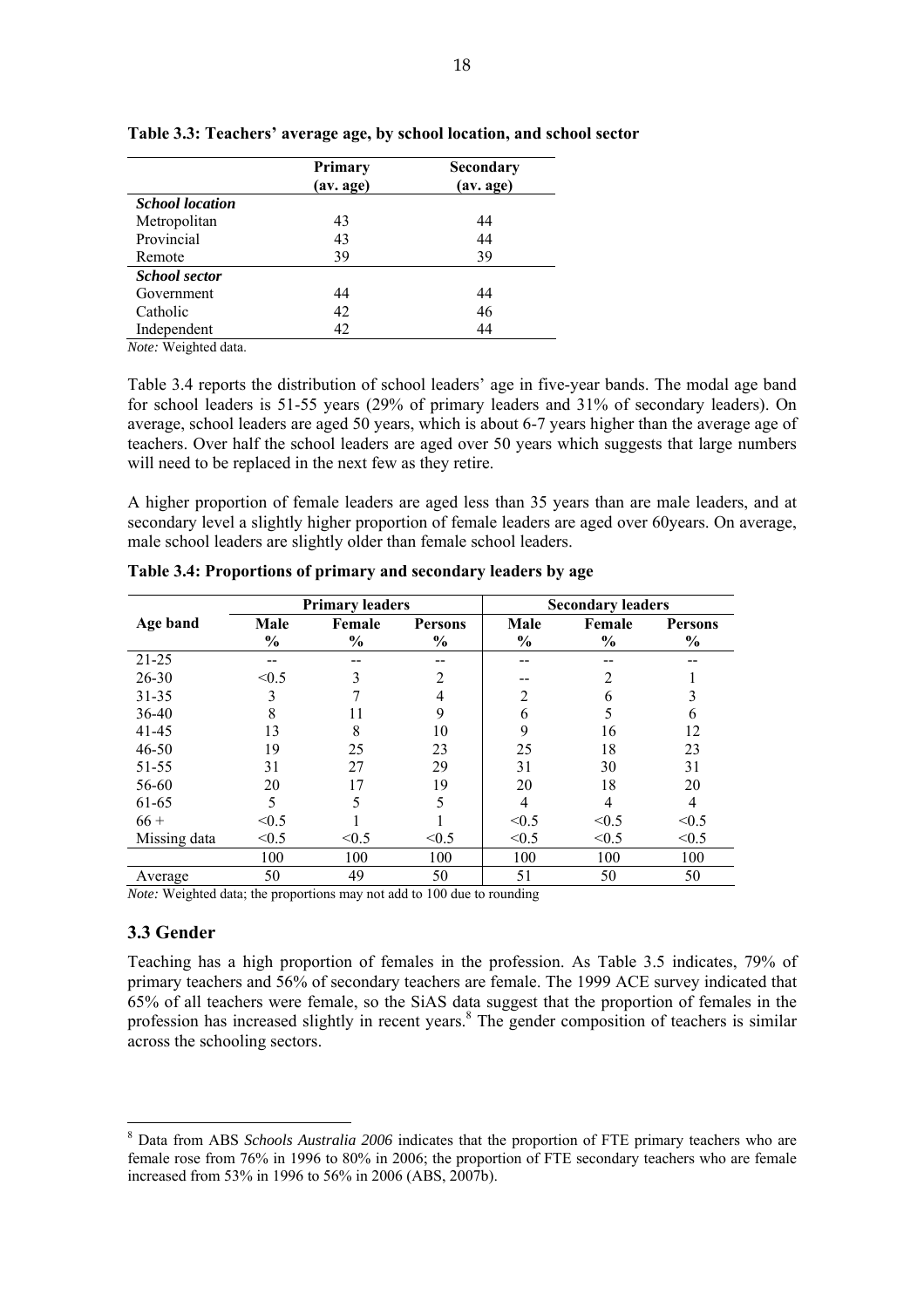**Table 3.3: Teachers' average age, by school location, and school sector**

| | Primary (av. age) | Secondary (av. age) |
|---|---|---|
| ***School location*** | | |
| Metropolitan | 43 | 44 |
| Provincial | 43 | 44 |
| Remote | 39 | 39 |
| ***School sector*** | | |
| Government | 44 | 44 |
| Catholic | 42 | 46 |
| Independent | 42 | 44 |

*Note:* Weighted data.

Table 3.4 reports the distribution of school leaders' age in five-year bands. The modal age band for school leaders is 51-55 years (29% of primary leaders and 31% of secondary leaders). On average, school leaders are aged 50 years, which is about 6-7 years higher than the average age of teachers. Over half the school leaders are aged over 50 years which suggests that large numbers will need to be replaced in the next few as they retire.

A higher proportion of female leaders are aged less than 35 years than are male leaders, and at secondary level a slightly higher proportion of female leaders are aged over 60years. On average, male school leaders are slightly older than female school leaders.

**Table 3.4: Proportions of primary and secondary leaders by age**

| | Primary leaders | | | Secondary leaders | | |
|---|---|---|---|---|---|---|
| Age band | Male % | Female % | Persons % | Male % | Female % | Persons % |
| 21-25 | -- | -- | -- | -- | -- | -- |
| 26-30 | <0.5 | 3 | 2 | -- | 2 | 1 |
| 31-35 | 3 | 7 | 4 | 2 | 6 | 3 |
| 36-40 | 8 | 11 | 9 | 6 | 5 | 6 |
| 41-45 | 13 | 8 | 10 | 9 | 16 | 12 |
| 46-50 | 19 | 25 | 23 | 25 | 18 | 23 |
| 51-55 | 31 | 27 | 29 | 31 | 30 | 31 |
| 56-60 | 20 | 17 | 19 | 20 | 18 | 20 |
| 61-65 | 5 | 5 | 5 | 4 | 4 | 4 |
| 66 + | <0.5 | 1 | 1 | <0.5 | <0.5 | <0.5 |
| Missing data | <0.5 | <0.5 | <0.5 | <0.5 | <0.5 | <0.5 |
| | 100 | 100 | 100 | 100 | 100 | 100 |
| Average | 50 | 49 | 50 | 51 | 50 | 50 |

*Note:* Weighted data; the proportions may not add to 100 due to rounding

### 3.3 Gender

Teaching has a high proportion of females in the profession. As Table 3.5 indicates, 79% of primary teachers and 56% of secondary teachers are female. The 1999 ACE survey indicated that 65% of all teachers were female, so the SiAS data suggest that the proportion of females in the profession has increased slightly in recent years.[8] The gender composition of teachers is similar across the schooling sectors.

---

[8] Data from ABS *Schools Australia 2006* indicates that the proportion of FTE primary teachers who are female rose from 76% in 1996 to 80% in 2006; the proportion of FTE secondary teachers who are female increased from 53% in 1996 to 56% in 2006 (ABS, 2007b).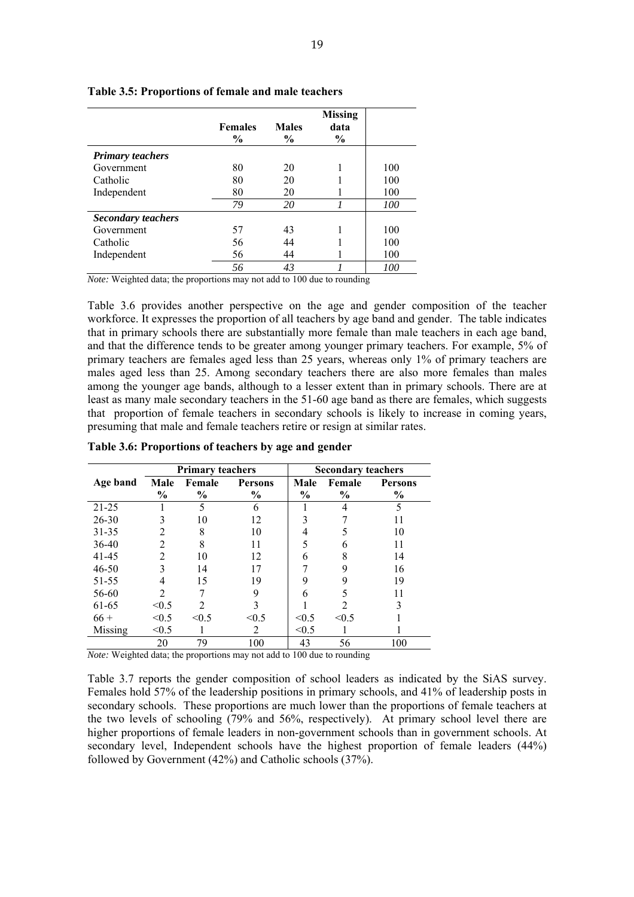**Table 3.5: Proportions of female and male teachers**

| | Females % | Males % | Missing data % | |
|---|---|---|---|---|
| ***Primary teachers*** | | | | |
| Government | 80 | 20 | 1 | 100 |
| Catholic | 80 | 20 | 1 | 100 |
| Independent | 80 | 20 | 1 | 100 |
| | *79* | *20* | *1* | *100* |
| ***Secondary teachers*** | | | | |
| Government | 57 | 43 | 1 | 100 |
| Catholic | 56 | 44 | 1 | 100 |
| Independent | 56 | 44 | 1 | 100 |
| | *56* | *43* | *1* | *100* |

*Note:* Weighted data; the proportions may not add to 100 due to rounding

Table 3.6 provides another perspective on the age and gender composition of the teacher workforce. It expresses the proportion of all teachers by age band and gender. The table indicates that in primary schools there are substantially more female than male teachers in each age band, and that the difference tends to be greater among younger primary teachers. For example, 5% of primary teachers are females aged less than 25 years, whereas only 1% of primary teachers are males aged less than 25. Among secondary teachers there are also more females than males among the younger age bands, although to a lesser extent than in primary schools. There are at least as many male secondary teachers in the 51-60 age band as there are females, which suggests that proportion of female teachers in secondary schools is likely to increase in coming years, presuming that male and female teachers retire or resign at similar rates.

**Table 3.6: Proportions of teachers by age and gender**

| | Primary teachers | | | Secondary teachers | | |
|---|---|---|---|---|---|---|
| **Age band** | **Male %** | **Female %** | **Persons %** | **Male %** | **Female %** | **Persons %** |
| 21-25 | 1 | 5 | 6 | 1 | 4 | 5 |
| 26-30 | 3 | 10 | 12 | 3 | 7 | 11 |
| 31-35 | 2 | 8 | 10 | 4 | 5 | 10 |
| 36-40 | 2 | 8 | 11 | 5 | 6 | 11 |
| 41-45 | 2 | 10 | 12 | 6 | 8 | 14 |
| 46-50 | 3 | 14 | 17 | 7 | 9 | 16 |
| 51-55 | 4 | 15 | 19 | 9 | 9 | 19 |
| 56-60 | 2 | 7 | 9 | 6 | 5 | 11 |
| 61-65 | <0.5 | 2 | 3 | 1 | 2 | 3 |
| 66 + | <0.5 | <0.5 | <0.5 | <0.5 | <0.5 | 1 |
| Missing | <0.5 | 1 | 2 | <0.5 | 1 | 1 |
| | 20 | 79 | 100 | 43 | 56 | 100 |

*Note:* Weighted data; the proportions may not add to 100 due to rounding

Table 3.7 reports the gender composition of school leaders as indicated by the SiAS survey. Females hold 57% of the leadership positions in primary schools, and 41% of leadership posts in secondary schools. These proportions are much lower than the proportions of female teachers at the two levels of schooling (79% and 56%, respectively). At primary school level there are higher proportions of female leaders in non-government schools than in government schools. At secondary level, Independent schools have the highest proportion of female leaders (44%) followed by Government (42%) and Catholic schools (37%).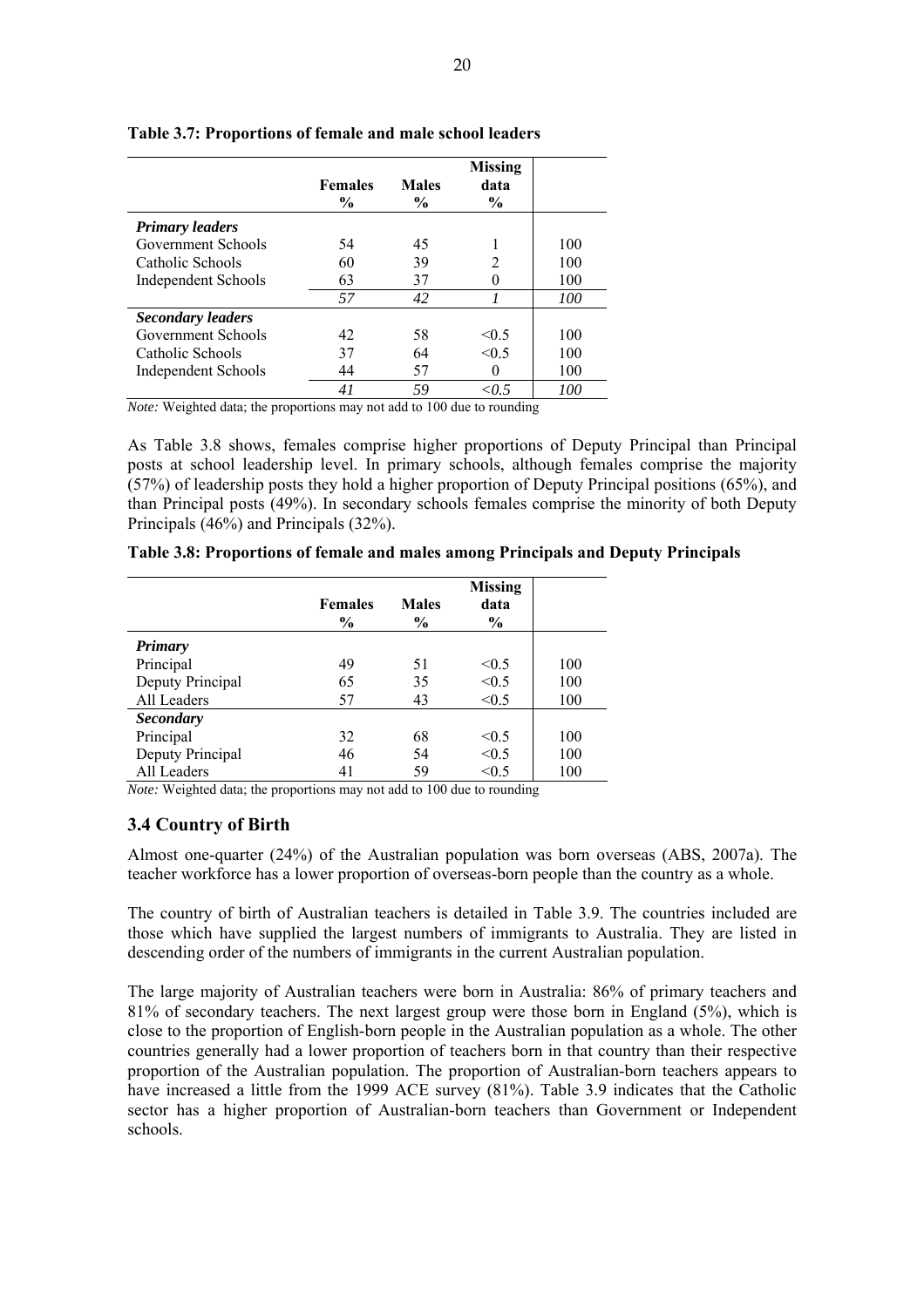**Table 3.7: Proportions of female and male school leaders**

| | Females % | Males % | Missing data % | |
|---|---|---|---|---|
| ***Primary leaders*** | | | | |
| Government Schools | 54 | 45 | 1 | 100 |
| Catholic Schools | 60 | 39 | 2 | 100 |
| Independent Schools | 63 | 37 | 0 | 100 |
| | *57* | *42* | *1* | *100* |
| ***Secondary leaders*** | | | | |
| Government Schools | 42 | 58 | <0.5 | 100 |
| Catholic Schools | 37 | 64 | <0.5 | 100 |
| Independent Schools | 44 | 57 | 0 | 100 |
| | *41* | *59* | *<0.5* | *100* |

*Note:* Weighted data; the proportions may not add to 100 due to rounding

As Table 3.8 shows, females comprise higher proportions of Deputy Principal than Principal posts at school leadership level. In primary schools, although females comprise the majority (57%) of leadership posts they hold a higher proportion of Deputy Principal positions (65%), and than Principal posts (49%). In secondary schools females comprise the minority of both Deputy Principals (46%) and Principals (32%).

**Table 3.8: Proportions of female and males among Principals and Deputy Principals**

| | Females % | Males % | Missing data % | |
|---|---|---|---|---|
| ***Primary*** | | | | |
| Principal | 49 | 51 | <0.5 | 100 |
| Deputy Principal | 65 | 35 | <0.5 | 100 |
| All Leaders | 57 | 43 | <0.5 | 100 |
| ***Secondary*** | | | | |
| Principal | 32 | 68 | <0.5 | 100 |
| Deputy Principal | 46 | 54 | <0.5 | 100 |
| All Leaders | 41 | 59 | <0.5 | 100 |

*Note:* Weighted data; the proportions may not add to 100 due to rounding

## 3.4 Country of Birth

Almost one-quarter (24%) of the Australian population was born overseas (ABS, 2007a). The teacher workforce has a lower proportion of overseas-born people than the country as a whole.

The country of birth of Australian teachers is detailed in Table 3.9. The countries included are those which have supplied the largest numbers of immigrants to Australia. They are listed in descending order of the numbers of immigrants in the current Australian population.

The large majority of Australian teachers were born in Australia: 86% of primary teachers and 81% of secondary teachers. The next largest group were those born in England (5%), which is close to the proportion of English-born people in the Australian population as a whole. The other countries generally had a lower proportion of teachers born in that country than their respective proportion of the Australian population. The proportion of Australian-born teachers appears to have increased a little from the 1999 ACE survey (81%). Table 3.9 indicates that the Catholic sector has a higher proportion of Australian-born teachers than Government or Independent schools.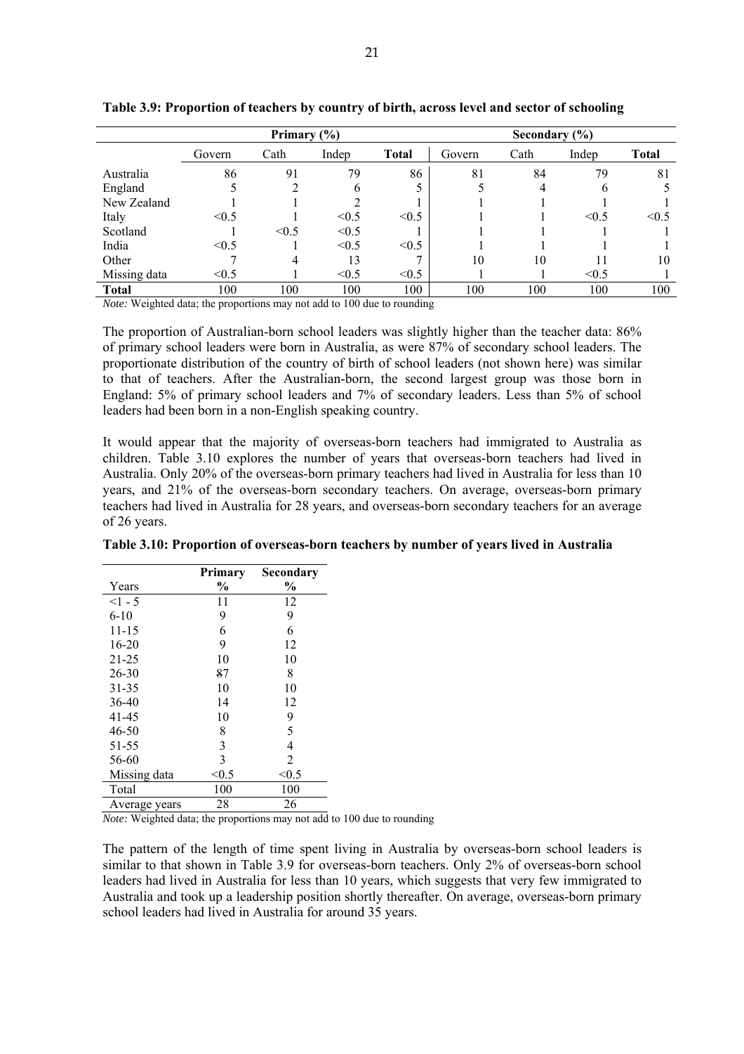**Table 3.9: Proportion of teachers by country of birth, across level and sector of schooling**

| | Primary (%) | | | | Secondary (%) | | | |
|---|---|---|---|---|---|---|---|---|
| | Govern | Cath | Indep | **Total** | Govern | Cath | Indep | **Total** |
| Australia | 86 | 91 | 79 | 86 | 81 | 84 | 79 | 81 |
| England | 5 | 2 | 6 | 5 | 5 | 4 | 6 | 5 |
| New Zealand | 1 | 1 | 2 | 1 | 1 | 1 | 1 | 1 |
| Italy | <0.5 | 1 | <0.5 | <0.5 | 1 | 1 | <0.5 | <0.5 |
| Scotland | 1 | <0.5 | <0.5 | 1 | 1 | 1 | 1 | 1 |
| India | <0.5 | 1 | <0.5 | <0.5 | 1 | 1 | 1 | 1 |
| Other | 7 | 4 | 13 | 7 | 10 | 10 | 11 | 10 |
| Missing data | <0.5 | 1 | <0.5 | <0.5 | 1 | 1 | <0.5 | 1 |
| **Total** | 100 | 100 | 100 | 100 | 100 | 100 | 100 | 100 |

*Note:* Weighted data; the proportions may not add to 100 due to rounding

The proportion of Australian-born school leaders was slightly higher than the teacher data: 86% of primary school leaders were born in Australia, as were 87% of secondary school leaders. The proportionate distribution of the country of birth of school leaders (not shown here) was similar to that of teachers. After the Australian-born, the second largest group was those born in England: 5% of primary school leaders and 7% of secondary leaders. Less than 5% of school leaders had been born in a non-English speaking country.

It would appear that the majority of overseas-born teachers had immigrated to Australia as children. Table 3.10 explores the number of years that overseas-born teachers had lived in Australia. Only 20% of the overseas-born primary teachers had lived in Australia for less than 10 years, and 21% of the overseas-born secondary teachers. On average, overseas-born primary teachers had lived in Australia for 28 years, and overseas-born secondary teachers for an average of 26 years.

**Table 3.10: Proportion of overseas-born teachers by number of years lived in Australia**

| Years | Primary % | Secondary % |
|---|---|---|
| <1 - 5 | 11 | 12 |
| 6-10 | 9 | 9 |
| 11-15 | 6 | 6 |
| 16-20 | 9 | 12 |
| 21-25 | 10 | 10 |
| 26-30 | 87 | 8 |
| 31-35 | 10 | 10 |
| 36-40 | 14 | 12 |
| 41-45 | 10 | 9 |
| 46-50 | 8 | 5 |
| 51-55 | 3 | 4 |
| 56-60 | 3 | 2 |
| Missing data | <0.5 | <0.5 |
| Total | 100 | 100 |
| Average years | 28 | 26 |

*Note:* Weighted data; the proportions may not add to 100 due to rounding

The pattern of the length of time spent living in Australia by overseas-born school leaders is similar to that shown in Table 3.9 for overseas-born teachers. Only 2% of overseas-born school leaders had lived in Australia for less than 10 years, which suggests that very few immigrated to Australia and took up a leadership position shortly thereafter. On average, overseas-born primary school leaders had lived in Australia for around 35 years.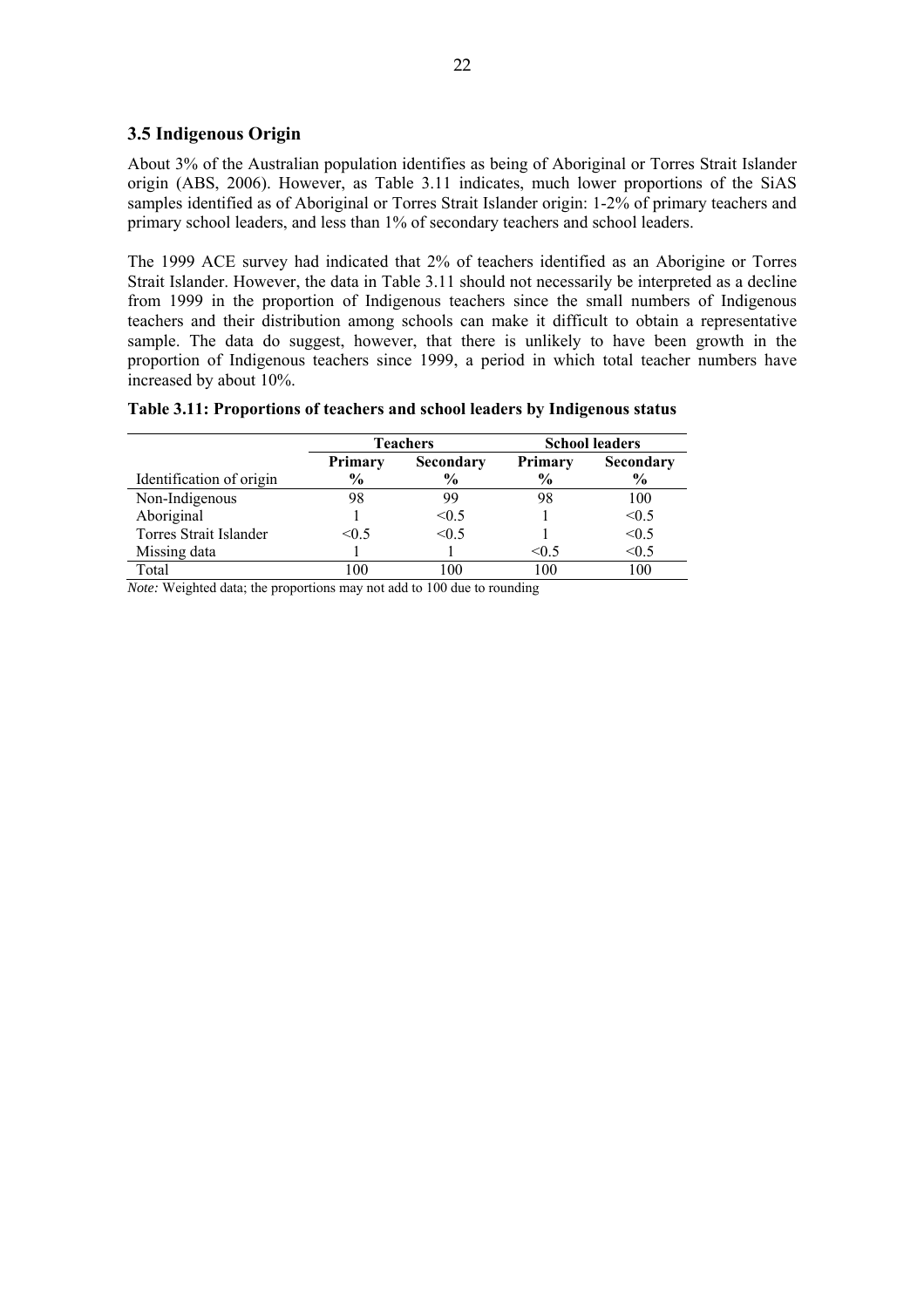### 3.5 Indigenous Origin

About 3% of the Australian population identifies as being of Aboriginal or Torres Strait Islander origin (ABS, 2006). However, as Table 3.11 indicates, much lower proportions of the SiAS samples identified as of Aboriginal or Torres Strait Islander origin: 1-2% of primary teachers and primary school leaders, and less than 1% of secondary teachers and school leaders.

The 1999 ACE survey had indicated that 2% of teachers identified as an Aborigine or Torres Strait Islander. However, the data in Table 3.11 should not necessarily be interpreted as a decline from 1999 in the proportion of Indigenous teachers since the small numbers of Indigenous teachers and their distribution among schools can make it difficult to obtain a representative sample. The data do suggest, however, that there is unlikely to have been growth in the proportion of Indigenous teachers since 1999, a period in which total teacher numbers have increased by about 10%.

**Table 3.11: Proportions of teachers and school leaders by Indigenous status**

| | Teachers | | School leaders | |
|---|---|---|---|---|
| Identification of origin | Primary % | Secondary % | Primary % | Secondary % |
| Non-Indigenous | 98 | 99 | 98 | 100 |
| Aboriginal | 1 | <0.5 | 1 | <0.5 |
| Torres Strait Islander | <0.5 | <0.5 | 1 | <0.5 |
| Missing data | 1 | 1 | <0.5 | <0.5 |
| Total | 100 | 100 | 100 | 100 |

*Note:* Weighted data; the proportions may not add to 100 due to rounding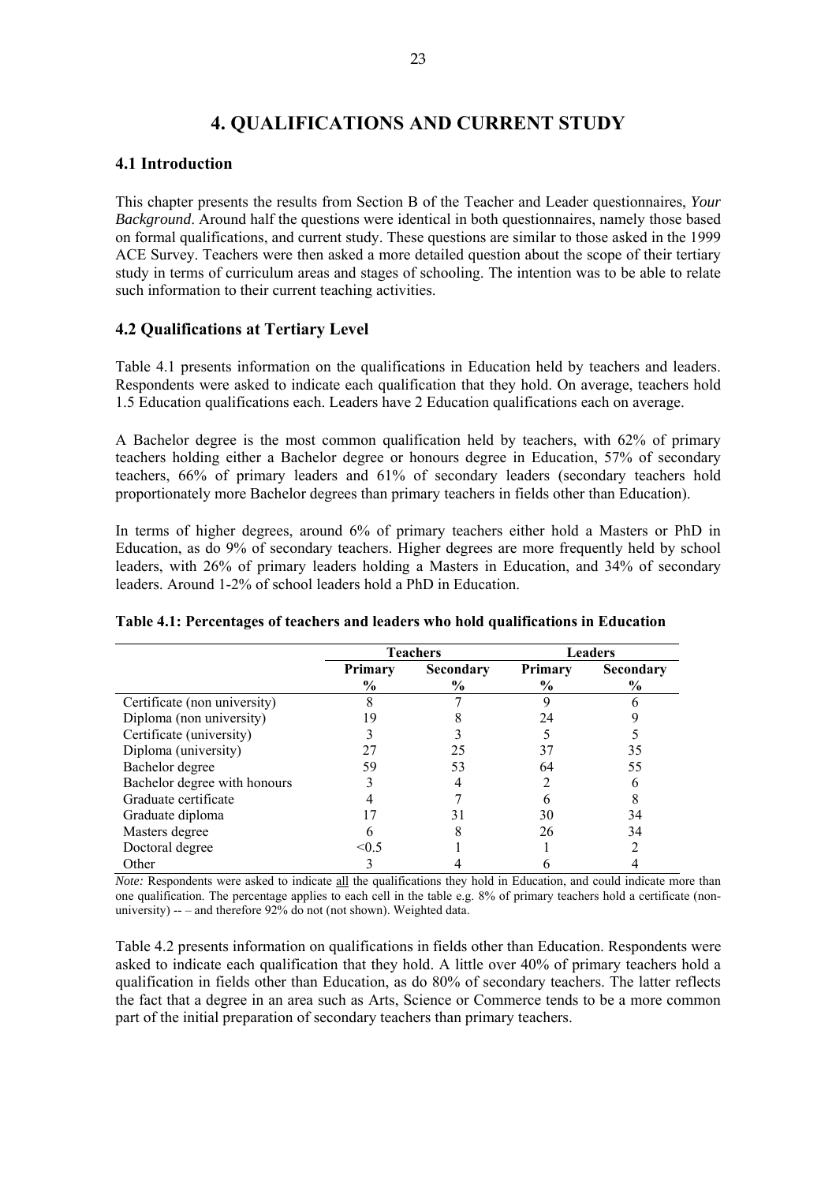# 4. QUALIFICATIONS AND CURRENT STUDY

## 4.1 Introduction

This chapter presents the results from Section B of the Teacher and Leader questionnaires, *Your Background*. Around half the questions were identical in both questionnaires, namely those based on formal qualifications, and current study. These questions are similar to those asked in the 1999 ACE Survey. Teachers were then asked a more detailed question about the scope of their tertiary study in terms of curriculum areas and stages of schooling. The intention was to be able to relate such information to their current teaching activities.

## 4.2 Qualifications at Tertiary Level

Table 4.1 presents information on the qualifications in Education held by teachers and leaders. Respondents were asked to indicate each qualification that they hold. On average, teachers hold 1.5 Education qualifications each. Leaders have 2 Education qualifications each on average.

A Bachelor degree is the most common qualification held by teachers, with 62% of primary teachers holding either a Bachelor degree or honours degree in Education, 57% of secondary teachers, 66% of primary leaders and 61% of secondary leaders (secondary teachers hold proportionately more Bachelor degrees than primary teachers in fields other than Education).

In terms of higher degrees, around 6% of primary teachers either hold a Masters or PhD in Education, as do 9% of secondary teachers. Higher degrees are more frequently held by school leaders, with 26% of primary leaders holding a Masters in Education, and 34% of secondary leaders. Around 1-2% of school leaders hold a PhD in Education.

**Table 4.1: Percentages of teachers and leaders who hold qualifications in Education**

| | Teachers | | Leaders | |
|---|---|---|---|---|
| | Primary % | Secondary % | Primary % | Secondary % |
| Certificate (non university) | 8 | 7 | 9 | 6 |
| Diploma (non university) | 19 | 8 | 24 | 9 |
| Certificate (university) | 3 | 3 | 5 | 5 |
| Diploma (university) | 27 | 25 | 37 | 35 |
| Bachelor degree | 59 | 53 | 64 | 55 |
| Bachelor degree with honours | 3 | 4 | 2 | 6 |
| Graduate certificate | 4 | 7 | 6 | 8 |
| Graduate diploma | 17 | 31 | 30 | 34 |
| Masters degree | 6 | 8 | 26 | 34 |
| Doctoral degree | <0.5 | 1 | 1 | 2 |
| Other | 3 | 4 | 6 | 4 |

*Note:* Respondents were asked to indicate all the qualifications they hold in Education, and could indicate more than one qualification. The percentage applies to each cell in the table e.g. 8% of primary teachers hold a certificate (non-university) -- – and therefore 92% do not (not shown). Weighted data.

Table 4.2 presents information on qualifications in fields other than Education. Respondents were asked to indicate each qualification that they hold. A little over 40% of primary teachers hold a qualification in fields other than Education, as do 80% of secondary teachers. The latter reflects the fact that a degree in an area such as Arts, Science or Commerce tends to be a more common part of the initial preparation of secondary teachers than primary teachers.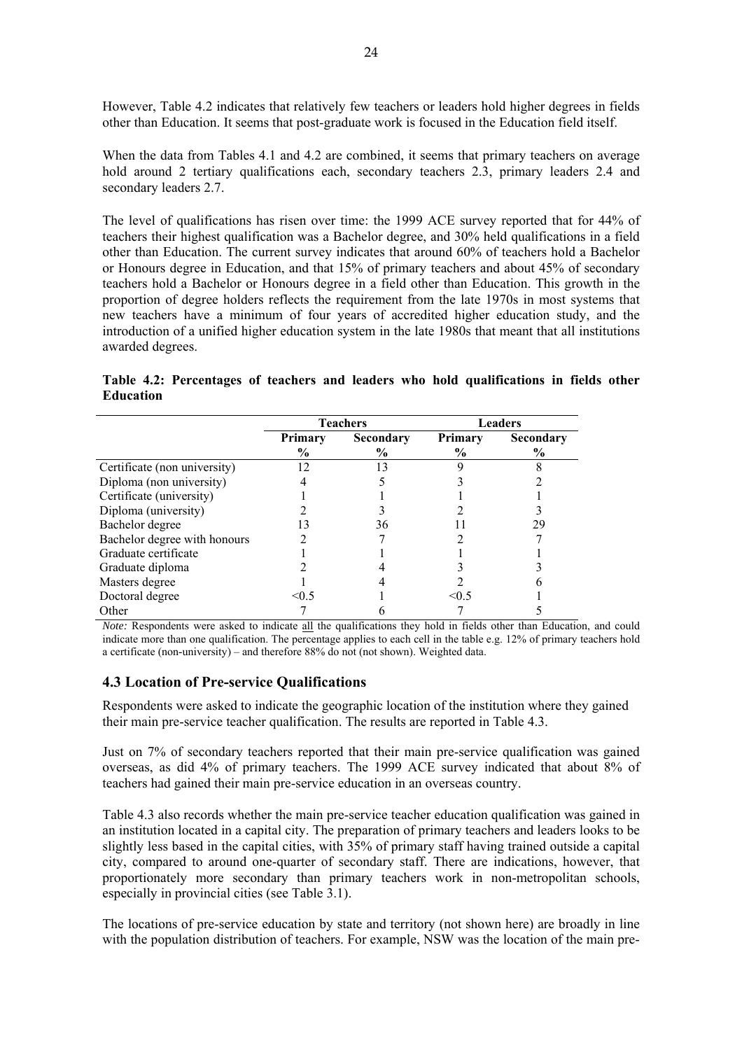However, Table 4.2 indicates that relatively few teachers or leaders hold higher degrees in fields other than Education. It seems that post-graduate work is focused in the Education field itself.

When the data from Tables 4.1 and 4.2 are combined, it seems that primary teachers on average hold around 2 tertiary qualifications each, secondary teachers 2.3, primary leaders 2.4 and secondary leaders 2.7.

The level of qualifications has risen over time: the 1999 ACE survey reported that for 44% of teachers their highest qualification was a Bachelor degree, and 30% held qualifications in a field other than Education. The current survey indicates that around 60% of teachers hold a Bachelor or Honours degree in Education, and that 15% of primary teachers and about 45% of secondary teachers hold a Bachelor or Honours degree in a field other than Education. This growth in the proportion of degree holders reflects the requirement from the late 1970s in most systems that new teachers have a minimum of four years of accredited higher education study, and the introduction of a unified higher education system in the late 1980s that meant that all institutions awarded degrees.

**Table 4.2: Percentages of teachers and leaders who hold qualifications in fields other Education**

| | Teachers | | Leaders | |
|---|---|---|---|---|
| | Primary | Secondary | Primary | Secondary |
| | % | % | % | % |
| Certificate (non university) | 12 | 13 | 9 | 8 |
| Diploma (non university) | 4 | 5 | 3 | 2 |
| Certificate (university) | 1 | 1 | 1 | 1 |
| Diploma (university) | 2 | 3 | 2 | 3 |
| Bachelor degree | 13 | 36 | 11 | 29 |
| Bachelor degree with honours | 2 | 7 | 2 | 7 |
| Graduate certificate | 1 | 1 | 1 | 1 |
| Graduate diploma | 2 | 4 | 3 | 3 |
| Masters degree | 1 | 4 | 2 | 6 |
| Doctoral degree | <0.5 | 1 | <0.5 | 1 |
| Other | 7 | 6 | 7 | 5 |

*Note:* Respondents were asked to indicate all the qualifications they hold in fields other than Education, and could indicate more than one qualification. The percentage applies to each cell in the table e.g. 12% of primary teachers hold a certificate (non-university) – and therefore 88% do not (not shown). Weighted data.

### 4.3 Location of Pre-service Qualifications

Respondents were asked to indicate the geographic location of the institution where they gained their main pre-service teacher qualification. The results are reported in Table 4.3.

Just on 7% of secondary teachers reported that their main pre-service qualification was gained overseas, as did 4% of primary teachers. The 1999 ACE survey indicated that about 8% of teachers had gained their main pre-service education in an overseas country.

Table 4.3 also records whether the main pre-service teacher education qualification was gained in an institution located in a capital city. The preparation of primary teachers and leaders looks to be slightly less based in the capital cities, with 35% of primary staff having trained outside a capital city, compared to around one-quarter of secondary staff. There are indications, however, that proportionately more secondary than primary teachers work in non-metropolitan schools, especially in provincial cities (see Table 3.1).

The locations of pre-service education by state and territory (not shown here) are broadly in line with the population distribution of teachers. For example, NSW was the location of the main pre-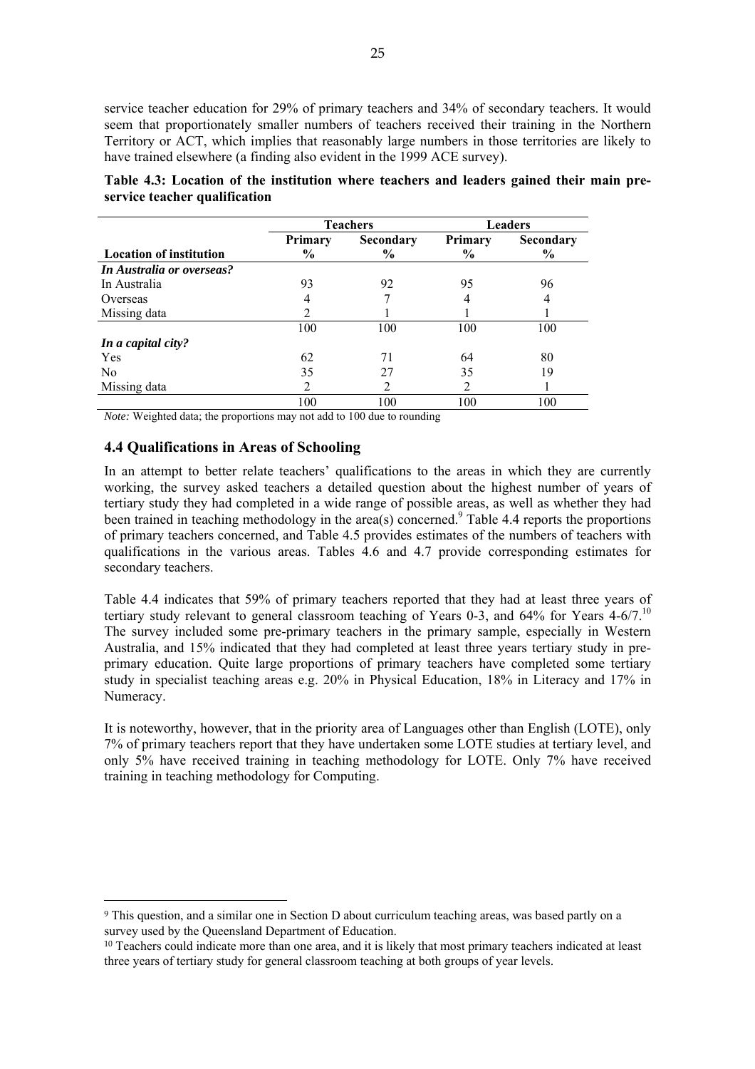service teacher education for 29% of primary teachers and 34% of secondary teachers. It would seem that proportionately smaller numbers of teachers received their training in the Northern Territory or ACT, which implies that reasonably large numbers in those territories are likely to have trained elsewhere (a finding also evident in the 1999 ACE survey).

**Table 4.3: Location of the institution where teachers and leaders gained their main pre-service teacher qualification**

| | Teachers | | Leaders | |
|---|---|---|---|---|
| **Location of institution** | **Primary %** | **Secondary %** | **Primary %** | **Secondary %** |
| ***In Australia or overseas?*** | | | | |
| In Australia | 93 | 92 | 95 | 96 |
| Overseas | 4 | 7 | 4 | 4 |
| Missing data | 2 | 1 | 1 | 1 |
| | 100 | 100 | 100 | 100 |
| ***In a capital city?*** | | | | |
| Yes | 62 | 71 | 64 | 80 |
| No | 35 | 27 | 35 | 19 |
| Missing data | 2 | 2 | 2 | 1 |
| | 100 | 100 | 100 | 100 |

*Note:* Weighted data; the proportions may not add to 100 due to rounding

## 4.4 Qualifications in Areas of Schooling

In an attempt to better relate teachers' qualifications to the areas in which they are currently working, the survey asked teachers a detailed question about the highest number of years of tertiary study they had completed in a wide range of possible areas, as well as whether they had been trained in teaching methodology in the area(s) concerned.[9] Table 4.4 reports the proportions of primary teachers concerned, and Table 4.5 provides estimates of the numbers of teachers with qualifications in the various areas. Tables 4.6 and 4.7 provide corresponding estimates for secondary teachers.

Table 4.4 indicates that 59% of primary teachers reported that they had at least three years of tertiary study relevant to general classroom teaching of Years 0-3, and 64% for Years 4-6/7.[10] The survey included some pre-primary teachers in the primary sample, especially in Western Australia, and 15% indicated that they had completed at least three years tertiary study in pre-primary education. Quite large proportions of primary teachers have completed some tertiary study in specialist teaching areas e.g. 20% in Physical Education, 18% in Literacy and 17% in Numeracy.

It is noteworthy, however, that in the priority area of Languages other than English (LOTE), only 7% of primary teachers report that they have undertaken some LOTE studies at tertiary level, and only 5% have received training in teaching methodology for LOTE. Only 7% have received training in teaching methodology for Computing.

---

[9] This question, and a similar one in Section D about curriculum teaching areas, was based partly on a survey used by the Queensland Department of Education.

[10] Teachers could indicate more than one area, and it is likely that most primary teachers indicated at least three years of tertiary study for general classroom teaching at both groups of year levels.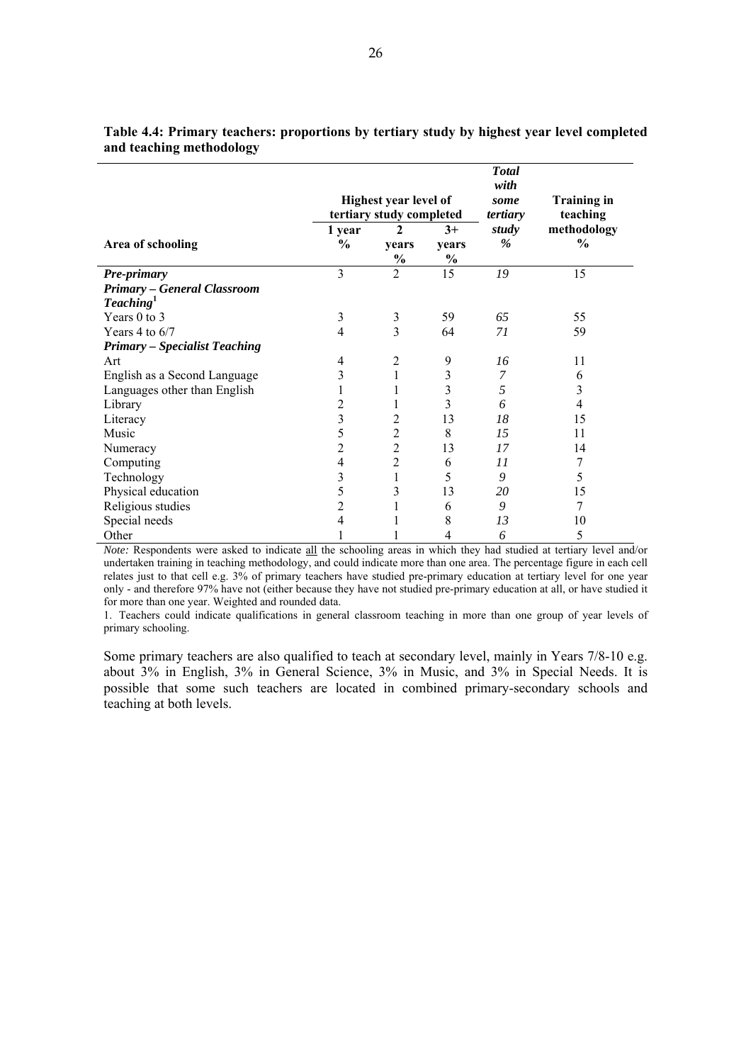**Table 4.4: Primary teachers: proportions by tertiary study by highest year level completed and teaching methodology**

| Area of schooling | Highest year level of tertiary study completed | | | *Total with some tertiary study* | Training in teaching methodology |
|---|---|---|---|---|---|
| | 1 year % | 2 years % | 3+ years % | *%* | % |
| ***Pre-primary*** | 3 | 2 | 15 | *19* | 15 |
| ***Primary – General Classroom Teaching***[1] | | | | | |
| Years 0 to 3 | 3 | 3 | 59 | *65* | 55 |
| Years 4 to 6/7 | 4 | 3 | 64 | *71* | 59 |
| ***Primary – Specialist Teaching*** | | | | | |
| Art | 4 | 2 | 9 | *16* | 11 |
| English as a Second Language | 3 | 1 | 3 | *7* | 6 |
| Languages other than English | 1 | 1 | 3 | *5* | 3 |
| Library | 2 | 1 | 3 | *6* | 4 |
| Literacy | 3 | 2 | 13 | *18* | 15 |
| Music | 5 | 2 | 8 | *15* | 11 |
| Numeracy | 2 | 2 | 13 | *17* | 14 |
| Computing | 4 | 2 | 6 | *11* | 7 |
| Technology | 3 | 1 | 5 | *9* | 5 |
| Physical education | 5 | 3 | 13 | *20* | 15 |
| Religious studies | 2 | 1 | 6 | *9* | 7 |
| Special needs | 4 | 1 | 8 | *13* | 10 |
| Other | 1 | 1 | 4 | *6* | 5 |

*Note:* Respondents were asked to indicate all the schooling areas in which they had studied at tertiary level and/or undertaken training in teaching methodology, and could indicate more than one area. The percentage figure in each cell relates just to that cell e.g. 3% of primary teachers have studied pre-primary education at tertiary level for one year only - and therefore 97% have not (either because they have not studied pre-primary education at all, or have studied it for more than one year. Weighted and rounded data.

1. Teachers could indicate qualifications in general classroom teaching in more than one group of year levels of primary schooling.

Some primary teachers are also qualified to teach at secondary level, mainly in Years 7/8-10 e.g. about 3% in English, 3% in General Science, 3% in Music, and 3% in Special Needs. It is possible that some such teachers are located in combined primary-secondary schools and teaching at both levels.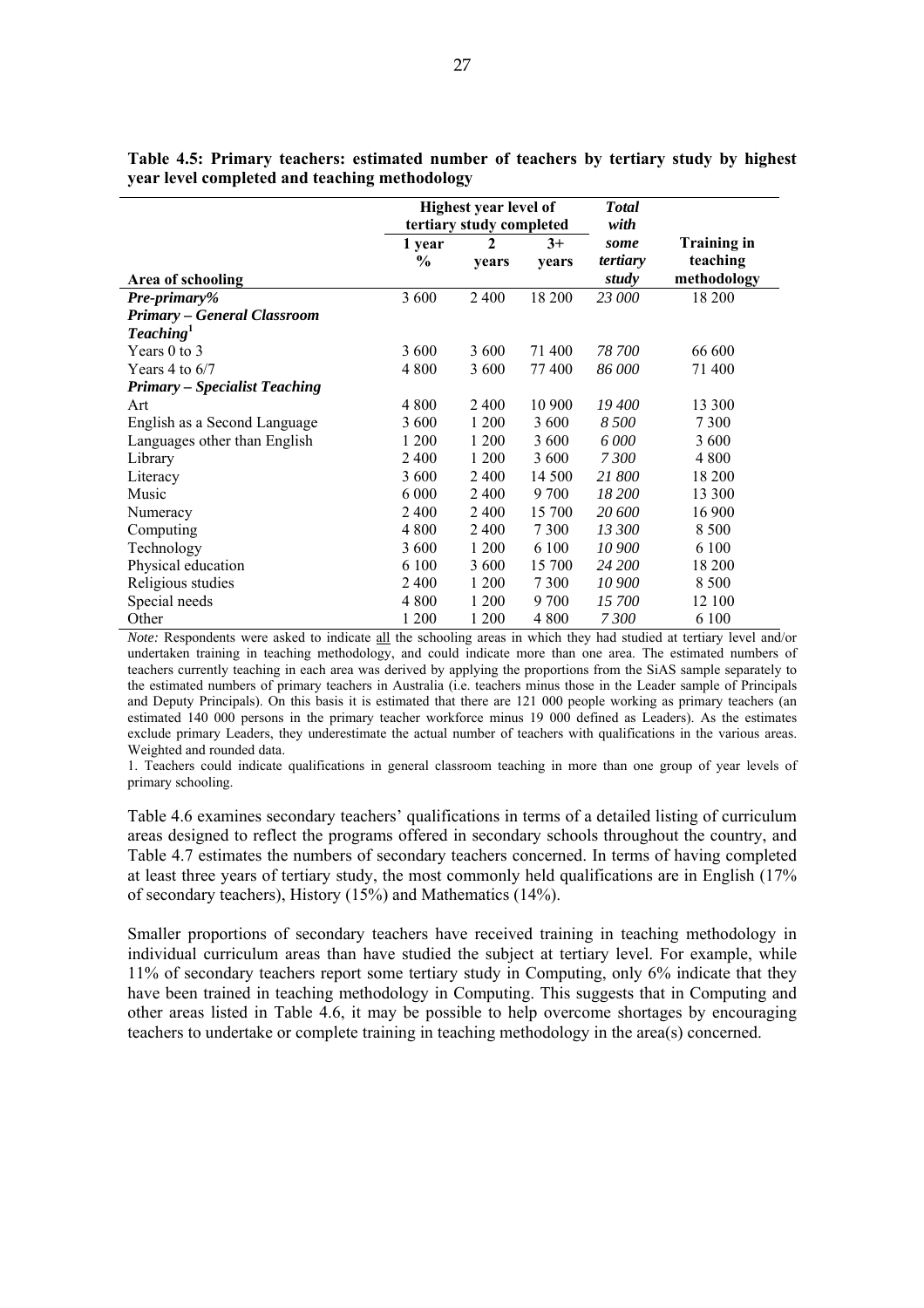**Table 4.5: Primary teachers: estimated number of teachers by tertiary study by highest year level completed and teaching methodology**

| Area of schooling | Highest year level of tertiary study completed | | | *Total with some tertiary study* | Training in teaching methodology |
|---|---|---|---|---|---|
| | 1 year % | 2 years | 3+ years | | |
| ***Pre-primary%*** | 3 600 | 2 400 | 18 200 | *23 000* | 18 200 |
| ***Primary – General Classroom Teaching***[1] | | | | | |
| Years 0 to 3 | 3 600 | 3 600 | 71 400 | *78 700* | 66 600 |
| Years 4 to 6/7 | 4 800 | 3 600 | 77 400 | *86 000* | 71 400 |
| ***Primary – Specialist Teaching*** | | | | | |
| Art | 4 800 | 2 400 | 10 900 | *19 400* | 13 300 |
| English as a Second Language | 3 600 | 1 200 | 3 600 | *8 500* | 7 300 |
| Languages other than English | 1 200 | 1 200 | 3 600 | *6 000* | 3 600 |
| Library | 2 400 | 1 200 | 3 600 | *7 300* | 4 800 |
| Literacy | 3 600 | 2 400 | 14 500 | *21 800* | 18 200 |
| Music | 6 000 | 2 400 | 9 700 | *18 200* | 13 300 |
| Numeracy | 2 400 | 2 400 | 15 700 | *20 600* | 16 900 |
| Computing | 4 800 | 2 400 | 7 300 | *13 300* | 8 500 |
| Technology | 3 600 | 1 200 | 6 100 | *10 900* | 6 100 |
| Physical education | 6 100 | 3 600 | 15 700 | *24 200* | 18 200 |
| Religious studies | 2 400 | 1 200 | 7 300 | *10 900* | 8 500 |
| Special needs | 4 800 | 1 200 | 9 700 | *15 700* | 12 100 |
| Other | 1 200 | 1 200 | 4 800 | *7 300* | 6 100 |

*Note:* Respondents were asked to indicate all the schooling areas in which they had studied at tertiary level and/or undertaken training in teaching methodology, and could indicate more than one area. The estimated numbers of teachers currently teaching in each area was derived by applying the proportions from the SiAS sample separately to the estimated numbers of primary teachers in Australia (i.e. teachers minus those in the Leader sample of Principals and Deputy Principals). On this basis it is estimated that there are 121 000 people working as primary teachers (an estimated 140 000 persons in the primary teacher workforce minus 19 000 defined as Leaders). As the estimates exclude primary Leaders, they underestimate the actual number of teachers with qualifications in the various areas. Weighted and rounded data.

1. Teachers could indicate qualifications in general classroom teaching in more than one group of year levels of primary schooling.

Table 4.6 examines secondary teachers' qualifications in terms of a detailed listing of curriculum areas designed to reflect the programs offered in secondary schools throughout the country, and Table 4.7 estimates the numbers of secondary teachers concerned. In terms of having completed at least three years of tertiary study, the most commonly held qualifications are in English (17% of secondary teachers), History (15%) and Mathematics (14%).

Smaller proportions of secondary teachers have received training in teaching methodology in individual curriculum areas than have studied the subject at tertiary level. For example, while 11% of secondary teachers report some tertiary study in Computing, only 6% indicate that they have been trained in teaching methodology in Computing. This suggests that in Computing and other areas listed in Table 4.6, it may be possible to help overcome shortages by encouraging teachers to undertake or complete training in teaching methodology in the area(s) concerned.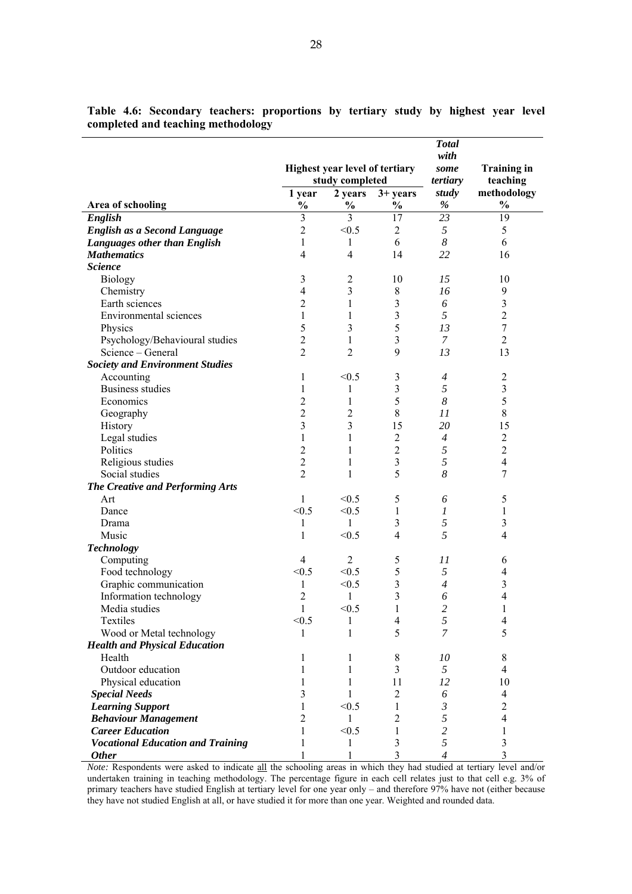**Table 4.6: Secondary teachers: proportions by tertiary study by highest year level completed and teaching methodology**

| Area of schooling | Highest year level of tertiary study completed | | | *Total with some tertiary study* | Training in teaching methodology |
|---|---|---|---|---|---|
| | 1 year % | 2 years % | 3+ years % | *%* | % |
| ***English*** | 3 | 3 | 17 | *23* | 19 |
| ***English as a Second Language*** | 2 | <0.5 | 2 | *5* | 5 |
| ***Languages other than English*** | 1 | 1 | 6 | *8* | 6 |
| ***Mathematics*** | 4 | 4 | 14 | *22* | 16 |
| ***Science*** | | | | | |
| Biology | 3 | 2 | 10 | *15* | 10 |
| Chemistry | 4 | 3 | 8 | *16* | 9 |
| Earth sciences | 2 | 1 | 3 | *6* | 3 |
| Environmental sciences | 1 | 1 | 3 | *5* | 2 |
| Physics | 5 | 3 | 5 | *13* | 7 |
| Psychology/Behavioural studies | 2 | 1 | 3 | *7* | 2 |
| Science – General | 2 | 2 | 9 | *13* | 13 |
| ***Society and Environment Studies*** | | | | | |
| Accounting | 1 | <0.5 | 3 | *4* | 2 |
| Business studies | 1 | 1 | 3 | *5* | 3 |
| Economics | 2 | 1 | 5 | *8* | 5 |
| Geography | 2 | 2 | 8 | *11* | 8 |
| History | 3 | 3 | 15 | *20* | 15 |
| Legal studies | 1 | 1 | 2 | *4* | 2 |
| Politics | 2 | 1 | 2 | *5* | 2 |
| Religious studies | 2 | 1 | 3 | *5* | 4 |
| Social studies | 2 | 1 | 5 | *8* | 7 |
| ***The Creative and Performing Arts*** | | | | | |
| Art | 1 | <0.5 | 5 | *6* | 5 |
| Dance | <0.5 | <0.5 | 1 | *1* | 1 |
| Drama | 1 | 1 | 3 | *5* | 3 |
| Music | 1 | <0.5 | 4 | *5* | 4 |
| ***Technology*** | | | | | |
| Computing | 4 | 2 | 5 | *11* | 6 |
| Food technology | <0.5 | <0.5 | 5 | *5* | 4 |
| Graphic communication | 1 | <0.5 | 3 | *4* | 3 |
| Information technology | 2 | 1 | 3 | *6* | 4 |
| Media studies | 1 | <0.5 | 1 | *2* | 1 |
| Textiles | <0.5 | 1 | 4 | *5* | 4 |
| Wood or Metal technology | 1 | 1 | 5 | *7* | 5 |
| ***Health and Physical Education*** | | | | | |
| Health | 1 | 1 | 8 | *10* | 8 |
| Outdoor education | 1 | 1 | 3 | *5* | 4 |
| Physical education | 1 | 1 | 11 | *12* | 10 |
| ***Special Needs*** | 3 | 1 | 2 | *6* | 4 |
| ***Learning Support*** | 1 | <0.5 | 1 | *3* | 2 |
| ***Behaviour Management*** | 2 | 1 | 2 | *5* | 4 |
| ***Career Education*** | 1 | <0.5 | 1 | *2* | 1 |
| ***Vocational Education and Training*** | 1 | 1 | 3 | *5* | 3 |
| ***Other*** | 1 | 1 | 3 | *4* | 3 |

*Note:* Respondents were asked to indicate all the schooling areas in which they had studied at tertiary level and/or undertaken training in teaching methodology. The percentage figure in each cell relates just to that cell e.g. 3% of primary teachers have studied English at tertiary level for one year only – and therefore 97% have not (either because they have not studied English at all, or have studied it for more than one year. Weighted and rounded data.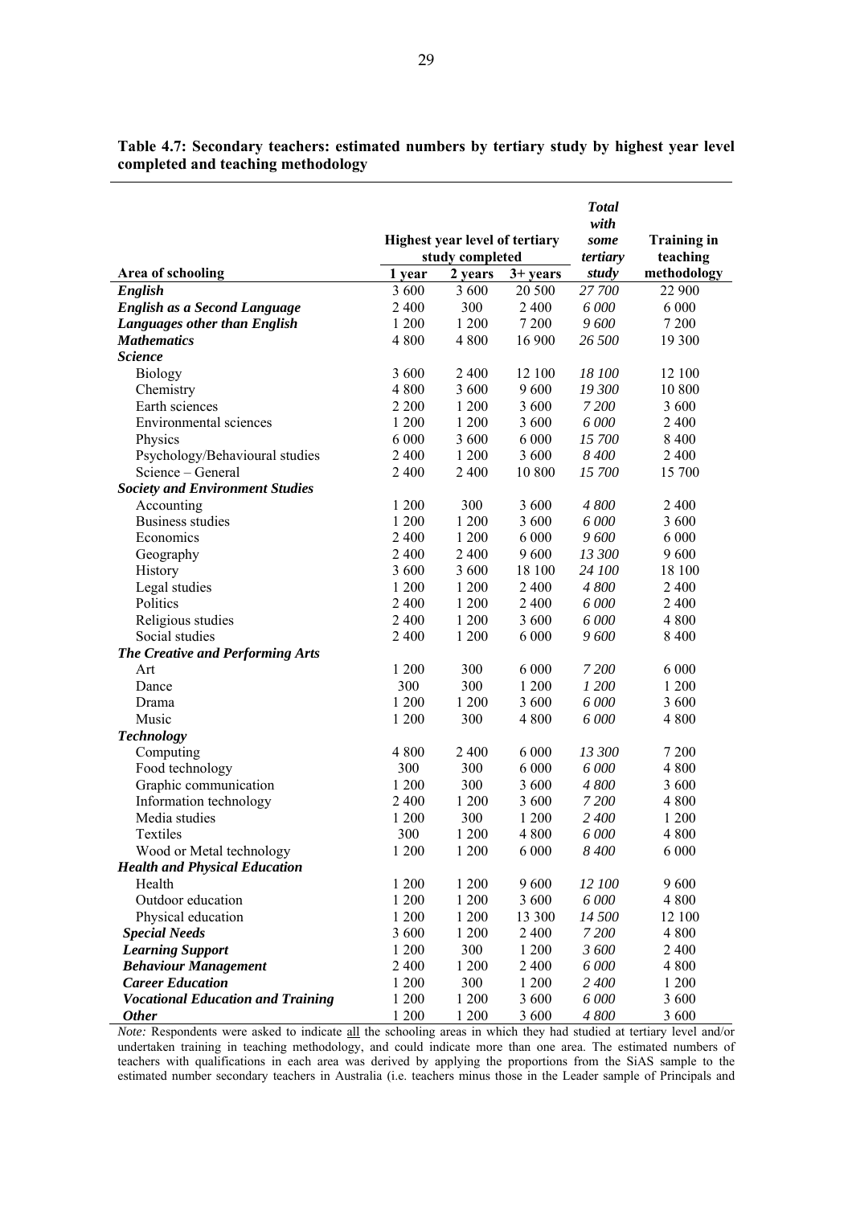**Table 4.7: Secondary teachers: estimated numbers by tertiary study by highest year level completed and teaching methodology**

| Area of schooling | Highest year level of tertiary study completed | | | *Total with some tertiary study* | Training in teaching methodology |
|---|---|---|---|---|---|
| | 1 year | 2 years | 3+ years | | |
| ***English*** | 3 600 | 3 600 | 20 500 | *27 700* | 22 900 |
| ***English as a Second Language*** | 2 400 | 300 | 2 400 | *6 000* | 6 000 |
| ***Languages other than English*** | 1 200 | 1 200 | 7 200 | *9 600* | 7 200 |
| ***Mathematics*** | 4 800 | 4 800 | 16 900 | *26 500* | 19 300 |
| ***Science*** | | | | | |
| Biology | 3 600 | 2 400 | 12 100 | *18 100* | 12 100 |
| Chemistry | 4 800 | 3 600 | 9 600 | *19 300* | 10 800 |
| Earth sciences | 2 200 | 1 200 | 3 600 | *7 200* | 3 600 |
| Environmental sciences | 1 200 | 1 200 | 3 600 | *6 000* | 2 400 |
| Physics | 6 000 | 3 600 | 6 000 | *15 700* | 8 400 |
| Psychology/Behavioural studies | 2 400 | 1 200 | 3 600 | *8 400* | 2 400 |
| Science – General | 2 400 | 2 400 | 10 800 | *15 700* | 15 700 |
| ***Society and Environment Studies*** | | | | | |
| Accounting | 1 200 | 300 | 3 600 | *4 800* | 2 400 |
| Business studies | 1 200 | 1 200 | 3 600 | *6 000* | 3 600 |
| Economics | 2 400 | 1 200 | 6 000 | *9 600* | 6 000 |
| Geography | 2 400 | 2 400 | 9 600 | *13 300* | 9 600 |
| History | 3 600 | 3 600 | 18 100 | *24 100* | 18 100 |
| Legal studies | 1 200 | 1 200 | 2 400 | *4 800* | 2 400 |
| Politics | 2 400 | 1 200 | 2 400 | *6 000* | 2 400 |
| Religious studies | 2 400 | 1 200 | 3 600 | *6 000* | 4 800 |
| Social studies | 2 400 | 1 200 | 6 000 | *9 600* | 8 400 |
| ***The Creative and Performing Arts*** | | | | | |
| Art | 1 200 | 300 | 6 000 | *7 200* | 6 000 |
| Dance | 300 | 300 | 1 200 | *1 200* | 1 200 |
| Drama | 1 200 | 1 200 | 3 600 | *6 000* | 3 600 |
| Music | 1 200 | 300 | 4 800 | *6 000* | 4 800 |
| ***Technology*** | | | | | |
| Computing | 4 800 | 2 400 | 6 000 | *13 300* | 7 200 |
| Food technology | 300 | 300 | 6 000 | *6 000* | 4 800 |
| Graphic communication | 1 200 | 300 | 3 600 | *4 800* | 3 600 |
| Information technology | 2 400 | 1 200 | 3 600 | *7 200* | 4 800 |
| Media studies | 1 200 | 300 | 1 200 | *2 400* | 1 200 |
| Textiles | 300 | 1 200 | 4 800 | *6 000* | 4 800 |
| Wood or Metal technology | 1 200 | 1 200 | 6 000 | *8 400* | 6 000 |
| ***Health and Physical Education*** | | | | | |
| Health | 1 200 | 1 200 | 9 600 | *12 100* | 9 600 |
| Outdoor education | 1 200 | 1 200 | 3 600 | *6 000* | 4 800 |
| Physical education | 1 200 | 1 200 | 13 300 | *14 500* | 12 100 |
| ***Special Needs*** | 3 600 | 1 200 | 2 400 | *7 200* | 4 800 |
| ***Learning Support*** | 1 200 | 300 | 1 200 | *3 600* | 2 400 |
| ***Behaviour Management*** | 2 400 | 1 200 | 2 400 | *6 000* | 4 800 |
| ***Career Education*** | 1 200 | 300 | 1 200 | *2 400* | 1 200 |
| ***Vocational Education and Training*** | 1 200 | 1 200 | 3 600 | *6 000* | 3 600 |
| ***Other*** | 1 200 | 1 200 | 3 600 | *4 800* | 3 600 |

*Note:* Respondents were asked to indicate all the schooling areas in which they had studied at tertiary level and/or undertaken training in teaching methodology, and could indicate more than one area. The estimated numbers of teachers with qualifications in each area was derived by applying the proportions from the SiAS sample to the estimated number secondary teachers in Australia (i.e. teachers minus those in the Leader sample of Principals and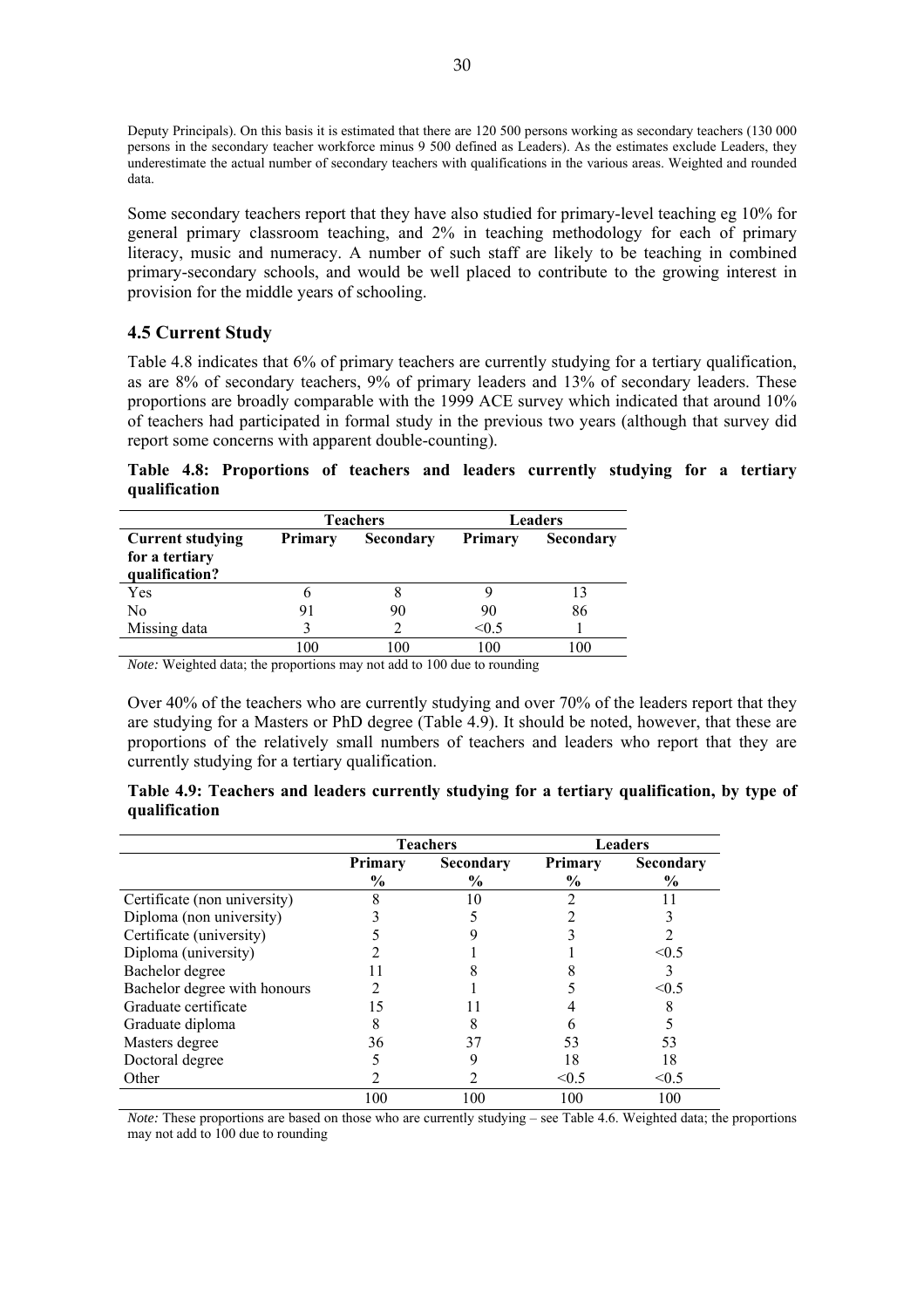Deputy Principals). On this basis it is estimated that there are 120 500 persons working as secondary teachers (130 000 persons in the secondary teacher workforce minus 9 500 defined as Leaders). As the estimates exclude Leaders, they underestimate the actual number of secondary teachers with qualifications in the various areas. Weighted and rounded data.

Some secondary teachers report that they have also studied for primary-level teaching eg 10% for general primary classroom teaching, and 2% in teaching methodology for each of primary literacy, music and numeracy. A number of such staff are likely to be teaching in combined primary-secondary schools, and would be well placed to contribute to the growing interest in provision for the middle years of schooling.

### 4.5 Current Study

Table 4.8 indicates that 6% of primary teachers are currently studying for a tertiary qualification, as are 8% of secondary teachers, 9% of primary leaders and 13% of secondary leaders. These proportions are broadly comparable with the 1999 ACE survey which indicated that around 10% of teachers had participated in formal study in the previous two years (although that survey did report some concerns with apparent double-counting).

**Table 4.8: Proportions of teachers and leaders currently studying for a tertiary qualification**

| | Teachers | | Leaders | |
|---|---|---|---|---|
| **Current studying for a tertiary qualification?** | **Primary** | **Secondary** | **Primary** | **Secondary** |
| Yes | 6 | 8 | 9 | 13 |
| No | 91 | 90 | 90 | 86 |
| Missing data | 3 | 2 | <0.5 | 1 |
| | 100 | 100 | 100 | 100 |

*Note:* Weighted data; the proportions may not add to 100 due to rounding

Over 40% of the teachers who are currently studying and over 70% of the leaders report that they are studying for a Masters or PhD degree (Table 4.9). It should be noted, however, that these are proportions of the relatively small numbers of teachers and leaders who report that they are currently studying for a tertiary qualification.

**Table 4.9: Teachers and leaders currently studying for a tertiary qualification, by type of qualification**

| | Teachers | | Leaders | |
|---|---|---|---|---|
| | **Primary** % | **Secondary** % | **Primary** % | **Secondary** % |
| Certificate (non university) | 8 | 10 | 2 | 11 |
| Diploma (non university) | 3 | 5 | 2 | 3 |
| Certificate (university) | 5 | 9 | 3 | 2 |
| Diploma (university) | 2 | 1 | 1 | <0.5 |
| Bachelor degree | 11 | 8 | 8 | 3 |
| Bachelor degree with honours | 2 | 1 | 5 | <0.5 |
| Graduate certificate | 15 | 11 | 4 | 8 |
| Graduate diploma | 8 | 8 | 6 | 5 |
| Masters degree | 36 | 37 | 53 | 53 |
| Doctoral degree | 5 | 9 | 18 | 18 |
| Other | 2 | 2 | <0.5 | <0.5 |
| | 100 | 100 | 100 | 100 |

*Note:* These proportions are based on those who are currently studying – see Table 4.6. Weighted data; the proportions may not add to 100 due to rounding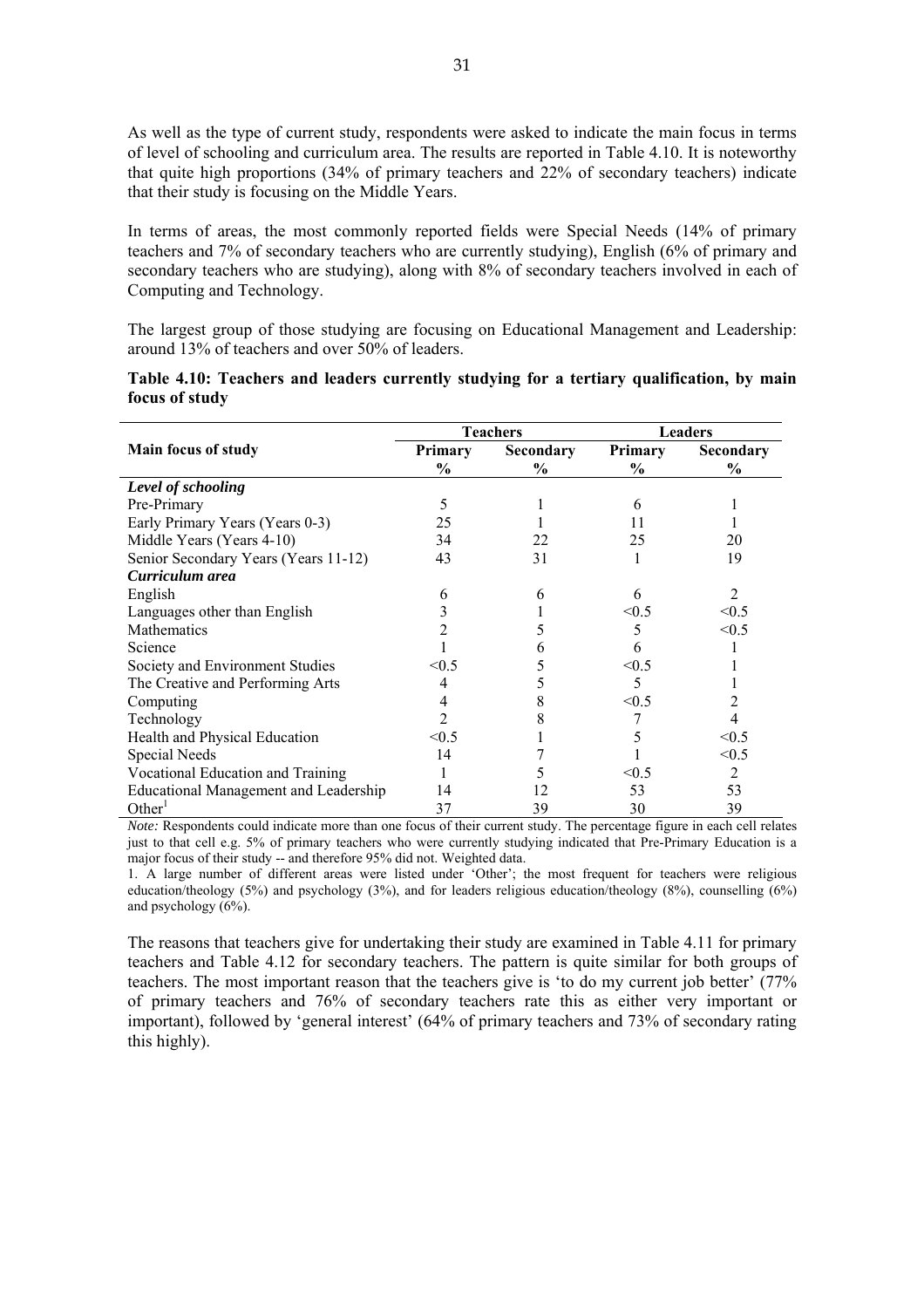As well as the type of current study, respondents were asked to indicate the main focus in terms of level of schooling and curriculum area. The results are reported in Table 4.10. It is noteworthy that quite high proportions (34% of primary teachers and 22% of secondary teachers) indicate that their study is focusing on the Middle Years.

In terms of areas, the most commonly reported fields were Special Needs (14% of primary teachers and 7% of secondary teachers who are currently studying), English (6% of primary and secondary teachers who are studying), along with 8% of secondary teachers involved in each of Computing and Technology.

The largest group of those studying are focusing on Educational Management and Leadership: around 13% of teachers and over 50% of leaders.

**Table 4.10: Teachers and leaders currently studying for a tertiary qualification, by main focus of study**

| | Teachers | | Leaders | |
|---|---|---|---|---|
| **Main focus of study** | **Primary %** | **Secondary %** | **Primary %** | **Secondary %** |
| ***Level of schooling*** | | | | |
| Pre-Primary | 5 | 1 | 6 | 1 |
| Early Primary Years (Years 0-3) | 25 | 1 | 11 | 1 |
| Middle Years (Years 4-10) | 34 | 22 | 25 | 20 |
| Senior Secondary Years (Years 11-12) | 43 | 31 | 1 | 19 |
| ***Curriculum area*** | | | | |
| English | 6 | 6 | 6 | 2 |
| Languages other than English | 3 | 1 | <0.5 | <0.5 |
| Mathematics | 2 | 5 | 5 | <0.5 |
| Science | 1 | 6 | 6 | 1 |
| Society and Environment Studies | <0.5 | 5 | <0.5 | 1 |
| The Creative and Performing Arts | 4 | 5 | 5 | 1 |
| Computing | 4 | 8 | <0.5 | 2 |
| Technology | 2 | 8 | 7 | 4 |
| Health and Physical Education | <0.5 | 1 | 5 | <0.5 |
| Special Needs | 14 | 7 | 1 | <0.5 |
| Vocational Education and Training | 1 | 5 | <0.5 | 2 |
| Educational Management and Leadership | 14 | 12 | 53 | 53 |
| Other[1] | 37 | 39 | 30 | 39 |

*Note:* Respondents could indicate more than one focus of their current study. The percentage figure in each cell relates just to that cell e.g. 5% of primary teachers who were currently studying indicated that Pre-Primary Education is a major focus of their study -- and therefore 95% did not. Weighted data.

1. A large number of different areas were listed under 'Other'; the most frequent for teachers were religious education/theology (5%) and psychology (3%), and for leaders religious education/theology (8%), counselling (6%) and psychology (6%).

The reasons that teachers give for undertaking their study are examined in Table 4.11 for primary teachers and Table 4.12 for secondary teachers. The pattern is quite similar for both groups of teachers. The most important reason that the teachers give is 'to do my current job better' (77% of primary teachers and 76% of secondary teachers rate this as either very important or important), followed by 'general interest' (64% of primary teachers and 73% of secondary rating this highly).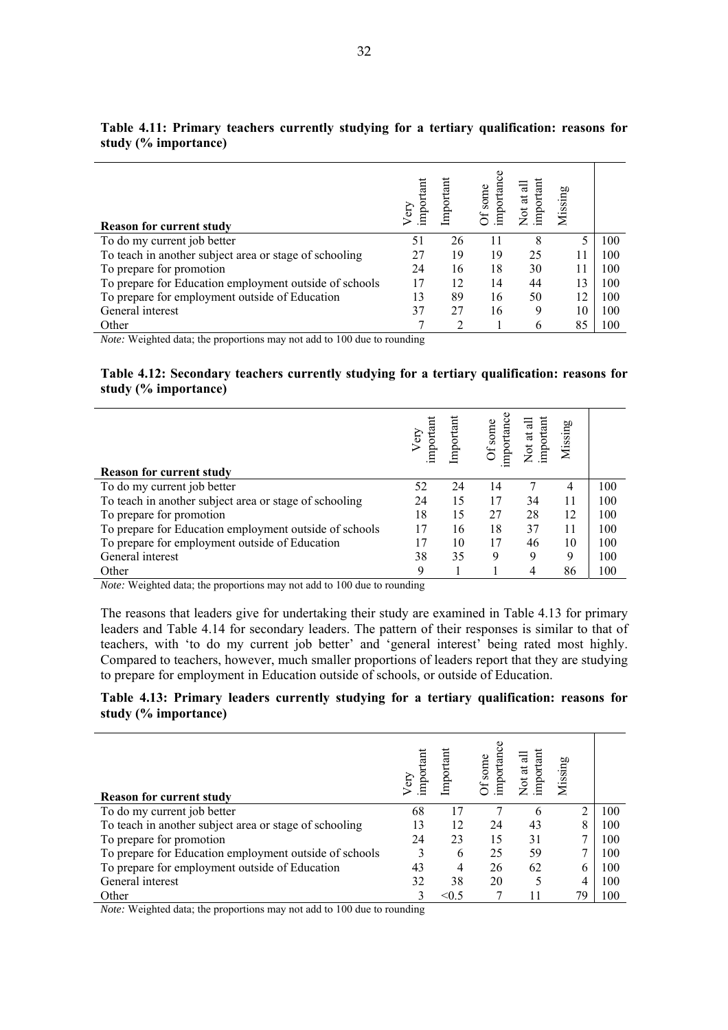**Table 4.11: Primary teachers currently studying for a tertiary qualification: reasons for study (% importance)**

| Reason for current study | Very important | Important | Of some importance | Not at all important | Missing | |
|---|---|---|---|---|---|---|
| To do my current job better | 51 | 26 | 11 | 8 | 5 | 100 |
| To teach in another subject area or stage of schooling | 27 | 19 | 19 | 25 | 11 | 100 |
| To prepare for promotion | 24 | 16 | 18 | 30 | 11 | 100 |
| To prepare for Education employment outside of schools | 17 | 12 | 14 | 44 | 13 | 100 |
| To prepare for employment outside of Education | 13 | 89 | 16 | 50 | 12 | 100 |
| General interest | 37 | 27 | 16 | 9 | 10 | 100 |
| Other | 7 | 2 | 1 | 6 | 85 | 100 |

*Note:* Weighted data; the proportions may not add to 100 due to rounding

**Table 4.12: Secondary teachers currently studying for a tertiary qualification: reasons for study (% importance)**

| Reason for current study | Very important | Important | Of some importance | Not at all important | Missing | |
|---|---|---|---|---|---|---|
| To do my current job better | 52 | 24 | 14 | 7 | 4 | 100 |
| To teach in another subject area or stage of schooling | 24 | 15 | 17 | 34 | 11 | 100 |
| To prepare for promotion | 18 | 15 | 27 | 28 | 12 | 100 |
| To prepare for Education employment outside of schools | 17 | 16 | 18 | 37 | 11 | 100 |
| To prepare for employment outside of Education | 17 | 10 | 17 | 46 | 10 | 100 |
| General interest | 38 | 35 | 9 | 9 | 9 | 100 |
| Other | 9 | 1 | 1 | 4 | 86 | 100 |

*Note:* Weighted data; the proportions may not add to 100 due to rounding

The reasons that leaders give for undertaking their study are examined in Table 4.13 for primary leaders and Table 4.14 for secondary leaders. The pattern of their responses is similar to that of teachers, with 'to do my current job better' and 'general interest' being rated most highly. Compared to teachers, however, much smaller proportions of leaders report that they are studying to prepare for employment in Education outside of schools, or outside of Education.

**Table 4.13: Primary leaders currently studying for a tertiary qualification: reasons for study (% importance)**

| Reason for current study | Very important | Important | Of some importance | Not at all important | Missing | |
|---|---|---|---|---|---|---|
| To do my current job better | 68 | 17 | 7 | 6 | 2 | 100 |
| To teach in another subject area or stage of schooling | 13 | 12 | 24 | 43 | 8 | 100 |
| To prepare for promotion | 24 | 23 | 15 | 31 | 7 | 100 |
| To prepare for Education employment outside of schools | 3 | 6 | 25 | 59 | 7 | 100 |
| To prepare for employment outside of Education | 43 | 4 | 26 | 62 | 6 | 100 |
| General interest | 32 | 38 | 20 | 5 | 4 | 100 |
| Other | 3 | <0.5 | 7 | 11 | 79 | 100 |

*Note:* Weighted data; the proportions may not add to 100 due to rounding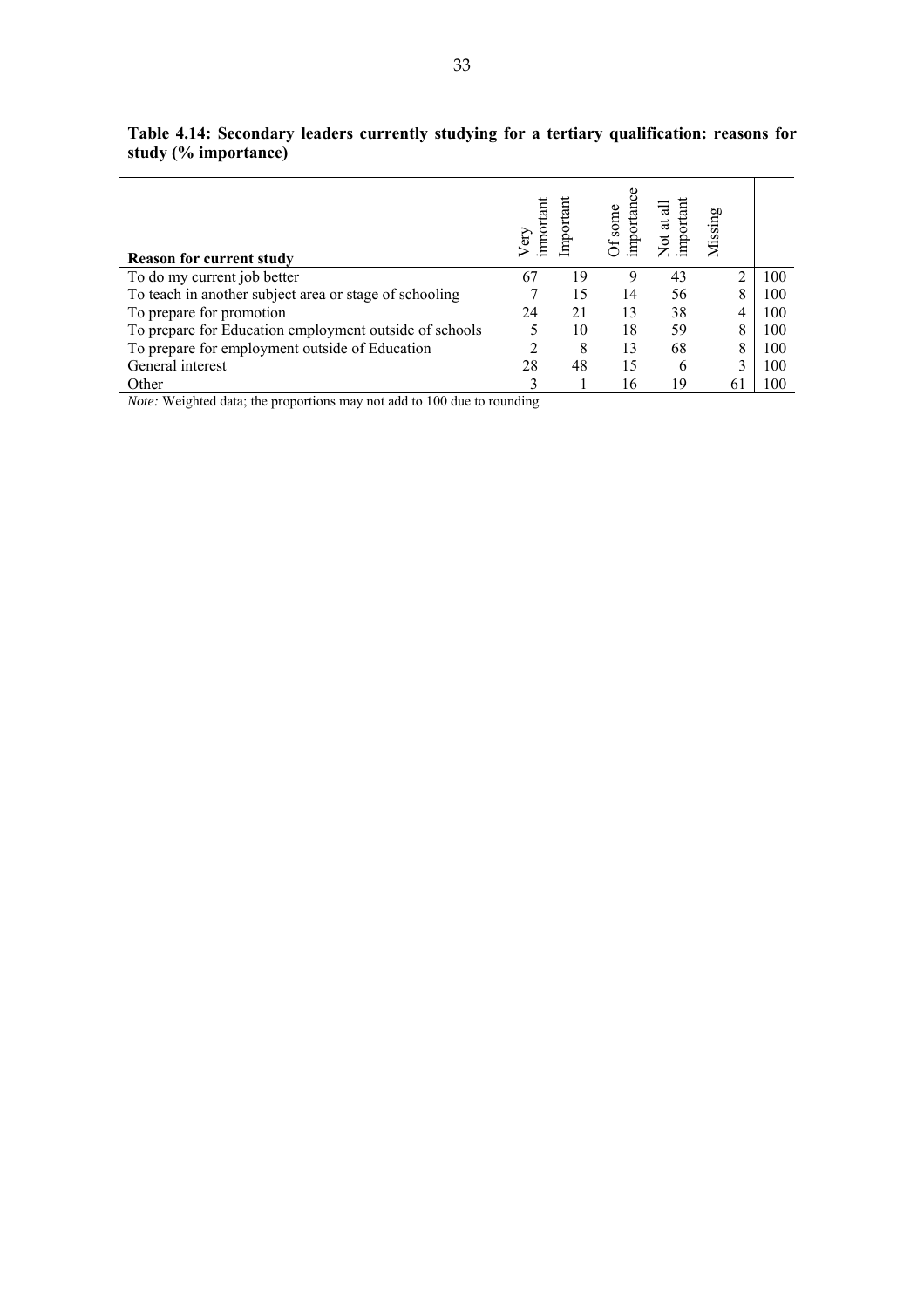**Table 4.14: Secondary leaders currently studying for a tertiary qualification: reasons for study (% importance)**

| Reason for current study | Very important | Important | Of some importance | Not at all important | Missing | |
|---|---|---|---|---|---|---|
| To do my current job better | 67 | 19 | 9 | 43 | 2 | 100 |
| To teach in another subject area or stage of schooling | 7 | 15 | 14 | 56 | 8 | 100 |
| To prepare for promotion | 24 | 21 | 13 | 38 | 4 | 100 |
| To prepare for Education employment outside of schools | 5 | 10 | 18 | 59 | 8 | 100 |
| To prepare for employment outside of Education | 2 | 8 | 13 | 68 | 8 | 100 |
| General interest | 28 | 48 | 15 | 6 | 3 | 100 |
| Other | 3 | 1 | 16 | 19 | 61 | 100 |

*Note:* Weighted data; the proportions may not add to 100 due to rounding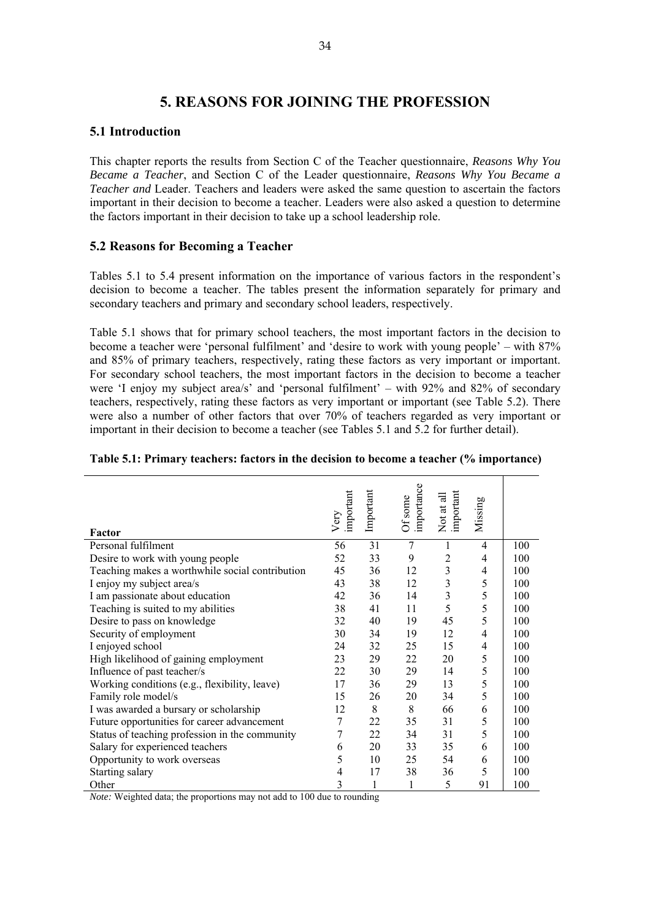# 5. REASONS FOR JOINING THE PROFESSION

## 5.1 Introduction

This chapter reports the results from Section C of the Teacher questionnaire, *Reasons Why You Became a Teacher*, and Section C of the Leader questionnaire, *Reasons Why You Became a Teacher and* Leader. Teachers and leaders were asked the same question to ascertain the factors important in their decision to become a teacher. Leaders were also asked a question to determine the factors important in their decision to take up a school leadership role.

## 5.2 Reasons for Becoming a Teacher

Tables 5.1 to 5.4 present information on the importance of various factors in the respondent's decision to become a teacher. The tables present the information separately for primary and secondary teachers and primary and secondary school leaders, respectively.

Table 5.1 shows that for primary school teachers, the most important factors in the decision to become a teacher were 'personal fulfilment' and 'desire to work with young people' – with 87% and 85% of primary teachers, respectively, rating these factors as very important or important. For secondary school teachers, the most important factors in the decision to become a teacher were 'I enjoy my subject area/s' and 'personal fulfilment' – with 92% and 82% of secondary teachers, respectively, rating these factors as very important or important (see Table 5.2). There were also a number of other factors that over 70% of teachers regarded as very important or important in their decision to become a teacher (see Tables 5.1 and 5.2 for further detail).

**Table 5.1: Primary teachers: factors in the decision to become a teacher (% importance)**

| Factor | Very important | Important | Of some importance | Not at all important | Missing | |
|---|---|---|---|---|---|---|
| Personal fulfilment | 56 | 31 | 7 | 1 | 4 | 100 |
| Desire to work with young people | 52 | 33 | 9 | 2 | 4 | 100 |
| Teaching makes a worthwhile social contribution | 45 | 36 | 12 | 3 | 4 | 100 |
| I enjoy my subject area/s | 43 | 38 | 12 | 3 | 5 | 100 |
| I am passionate about education | 42 | 36 | 14 | 3 | 5 | 100 |
| Teaching is suited to my abilities | 38 | 41 | 11 | 5 | 5 | 100 |
| Desire to pass on knowledge | 32 | 40 | 19 | 45 | 5 | 100 |
| Security of employment | 30 | 34 | 19 | 12 | 4 | 100 |
| I enjoyed school | 24 | 32 | 25 | 15 | 4 | 100 |
| High likelihood of gaining employment | 23 | 29 | 22 | 20 | 5 | 100 |
| Influence of past teacher/s | 22 | 30 | 29 | 14 | 5 | 100 |
| Working conditions (e.g., flexibility, leave) | 17 | 36 | 29 | 13 | 5 | 100 |
| Family role model/s | 15 | 26 | 20 | 34 | 5 | 100 |
| I was awarded a bursary or scholarship | 12 | 8 | 8 | 66 | 6 | 100 |
| Future opportunities for career advancement | 7 | 22 | 35 | 31 | 5 | 100 |
| Status of teaching profession in the community | 7 | 22 | 34 | 31 | 5 | 100 |
| Salary for experienced teachers | 6 | 20 | 33 | 35 | 6 | 100 |
| Opportunity to work overseas | 5 | 10 | 25 | 54 | 6 | 100 |
| Starting salary | 4 | 17 | 38 | 36 | 5 | 100 |
| Other | 3 | 1 | 1 | 5 | 91 | 100 |

*Note:* Weighted data; the proportions may not add to 100 due to rounding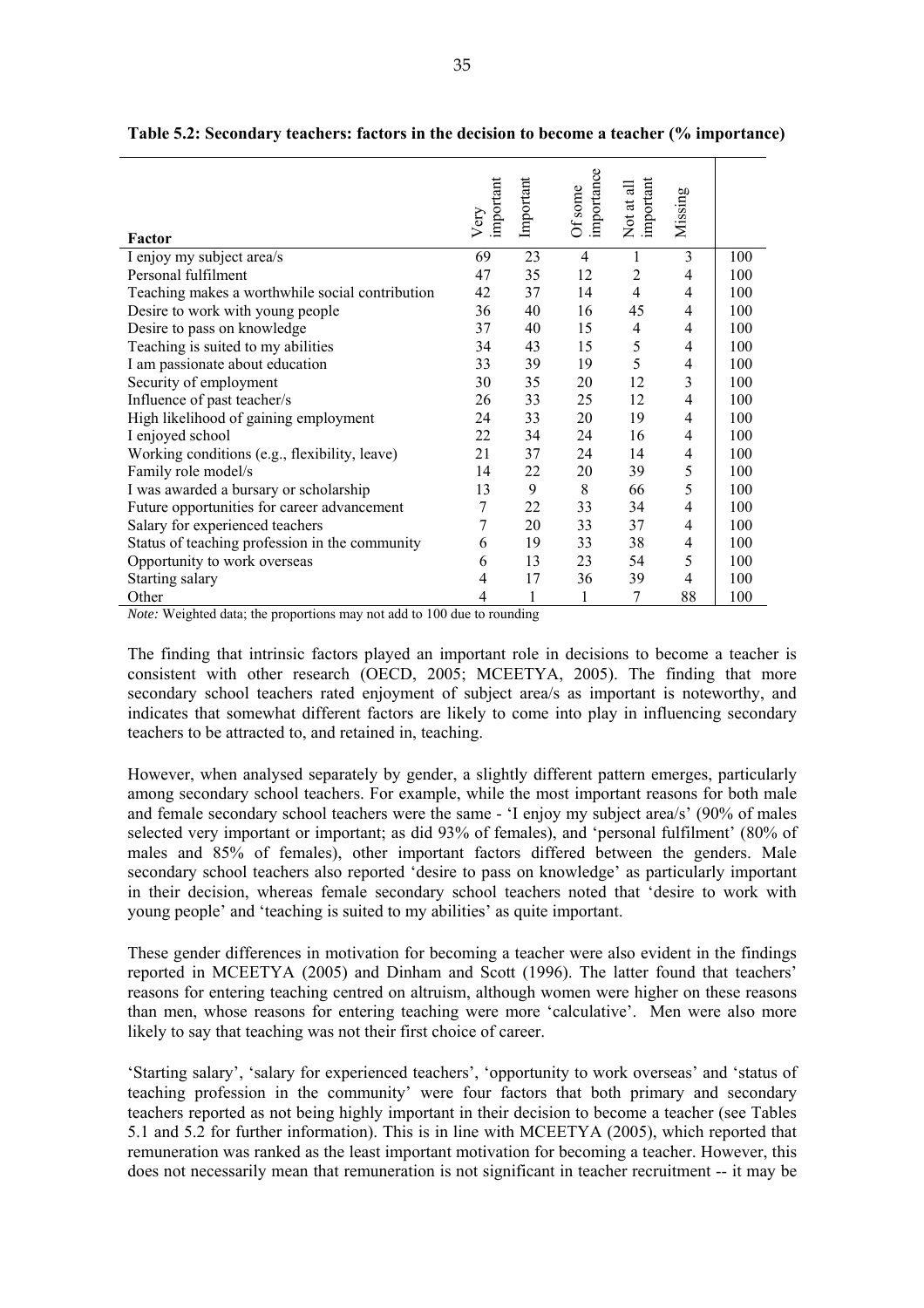**Table 5.2: Secondary teachers: factors in the decision to become a teacher (% importance)**

| Factor | Very important | Important | Of some importance | Not at all important | Missing | |
|---|---|---|---|---|---|---|
| I enjoy my subject area/s | 69 | 23 | 4 | 1 | 3 | 100 |
| Personal fulfilment | 47 | 35 | 12 | 2 | 4 | 100 |
| Teaching makes a worthwhile social contribution | 42 | 37 | 14 | 4 | 4 | 100 |
| Desire to work with young people | 36 | 40 | 16 | 45 | 4 | 100 |
| Desire to pass on knowledge | 37 | 40 | 15 | 4 | 4 | 100 |
| Teaching is suited to my abilities | 34 | 43 | 15 | 5 | 4 | 100 |
| I am passionate about education | 33 | 39 | 19 | 5 | 4 | 100 |
| Security of employment | 30 | 35 | 20 | 12 | 3 | 100 |
| Influence of past teacher/s | 26 | 33 | 25 | 12 | 4 | 100 |
| High likelihood of gaining employment | 24 | 33 | 20 | 19 | 4 | 100 |
| I enjoyed school | 22 | 34 | 24 | 16 | 4 | 100 |
| Working conditions (e.g., flexibility, leave) | 21 | 37 | 24 | 14 | 4 | 100 |
| Family role model/s | 14 | 22 | 20 | 39 | 5 | 100 |
| I was awarded a bursary or scholarship | 13 | 9 | 8 | 66 | 5 | 100 |
| Future opportunities for career advancement | 7 | 22 | 33 | 34 | 4 | 100 |
| Salary for experienced teachers | 7 | 20 | 33 | 37 | 4 | 100 |
| Status of teaching profession in the community | 6 | 19 | 33 | 38 | 4 | 100 |
| Opportunity to work overseas | 6 | 13 | 23 | 54 | 5 | 100 |
| Starting salary | 4 | 17 | 36 | 39 | 4 | 100 |
| Other | 4 | 1 | 1 | 7 | 88 | 100 |

*Note:* Weighted data; the proportions may not add to 100 due to rounding

The finding that intrinsic factors played an important role in decisions to become a teacher is consistent with other research (OECD, 2005; MCEETYA, 2005). The finding that more secondary school teachers rated enjoyment of subject area/s as important is noteworthy, and indicates that somewhat different factors are likely to come into play in influencing secondary teachers to be attracted to, and retained in, teaching.

However, when analysed separately by gender, a slightly different pattern emerges, particularly among secondary school teachers. For example, while the most important reasons for both male and female secondary school teachers were the same - 'I enjoy my subject area/s' (90% of males selected very important or important; as did 93% of females), and 'personal fulfilment' (80% of males and 85% of females), other important factors differed between the genders. Male secondary school teachers also reported 'desire to pass on knowledge' as particularly important in their decision, whereas female secondary school teachers noted that 'desire to work with young people' and 'teaching is suited to my abilities' as quite important.

These gender differences in motivation for becoming a teacher were also evident in the findings reported in MCEETYA (2005) and Dinham and Scott (1996). The latter found that teachers' reasons for entering teaching centred on altruism, although women were higher on these reasons than men, whose reasons for entering teaching were more 'calculative'. Men were also more likely to say that teaching was not their first choice of career.

'Starting salary', 'salary for experienced teachers', 'opportunity to work overseas' and 'status of teaching profession in the community' were four factors that both primary and secondary teachers reported as not being highly important in their decision to become a teacher (see Tables 5.1 and 5.2 for further information). This is in line with MCEETYA (2005), which reported that remuneration was ranked as the least important motivation for becoming a teacher. However, this does not necessarily mean that remuneration is not significant in teacher recruitment -- it may be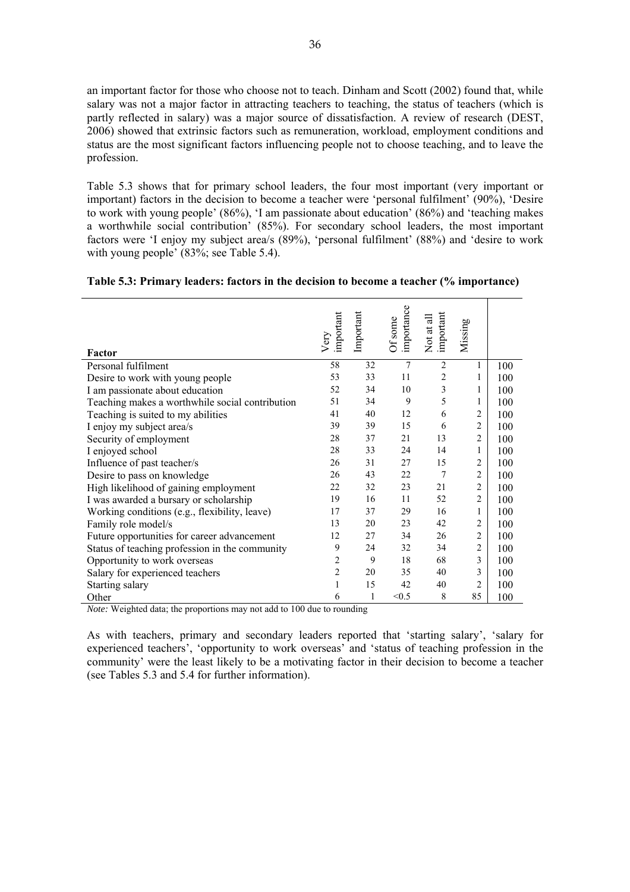an important factor for those who choose not to teach. Dinham and Scott (2002) found that, while salary was not a major factor in attracting teachers to teaching, the status of teachers (which is partly reflected in salary) was a major source of dissatisfaction. A review of research (DEST, 2006) showed that extrinsic factors such as remuneration, workload, employment conditions and status are the most significant factors influencing people not to choose teaching, and to leave the profession.

Table 5.3 shows that for primary school leaders, the four most important (very important or important) factors in the decision to become a teacher were 'personal fulfilment' (90%), 'Desire to work with young people' (86%), 'I am passionate about education' (86%) and 'teaching makes a worthwhile social contribution' (85%). For secondary school leaders, the most important factors were 'I enjoy my subject area/s (89%), 'personal fulfilment' (88%) and 'desire to work with young people' (83%; see Table 5.4).

**Table 5.3: Primary leaders: factors in the decision to become a teacher (% importance)**

| Factor | Very important | Important | Of some importance | Not at all important | Missing | |
|---|---|---|---|---|---|---|
| Personal fulfilment | 58 | 32 | 7 | 2 | 1 | 100 |
| Desire to work with young people | 53 | 33 | 11 | 2 | 1 | 100 |
| I am passionate about education | 52 | 34 | 10 | 3 | 1 | 100 |
| Teaching makes a worthwhile social contribution | 51 | 34 | 9 | 5 | 1 | 100 |
| Teaching is suited to my abilities | 41 | 40 | 12 | 6 | 2 | 100 |
| I enjoy my subject area/s | 39 | 39 | 15 | 6 | 2 | 100 |
| Security of employment | 28 | 37 | 21 | 13 | 2 | 100 |
| I enjoyed school | 28 | 33 | 24 | 14 | 1 | 100 |
| Influence of past teacher/s | 26 | 31 | 27 | 15 | 2 | 100 |
| Desire to pass on knowledge | 26 | 43 | 22 | 7 | 2 | 100 |
| High likelihood of gaining employment | 22 | 32 | 23 | 21 | 2 | 100 |
| I was awarded a bursary or scholarship | 19 | 16 | 11 | 52 | 2 | 100 |
| Working conditions (e.g., flexibility, leave) | 17 | 37 | 29 | 16 | 1 | 100 |
| Family role model/s | 13 | 20 | 23 | 42 | 2 | 100 |
| Future opportunities for career advancement | 12 | 27 | 34 | 26 | 2 | 100 |
| Status of teaching profession in the community | 9 | 24 | 32 | 34 | 2 | 100 |
| Opportunity to work overseas | 2 | 9 | 18 | 68 | 3 | 100 |
| Salary for experienced teachers | 2 | 20 | 35 | 40 | 3 | 100 |
| Starting salary | 1 | 15 | 42 | 40 | 2 | 100 |
| Other | 6 | 1 | <0.5 | 8 | 85 | 100 |

*Note:* Weighted data; the proportions may not add to 100 due to rounding

As with teachers, primary and secondary leaders reported that 'starting salary', 'salary for experienced teachers', 'opportunity to work overseas' and 'status of teaching profession in the community' were the least likely to be a motivating factor in their decision to become a teacher (see Tables 5.3 and 5.4 for further information).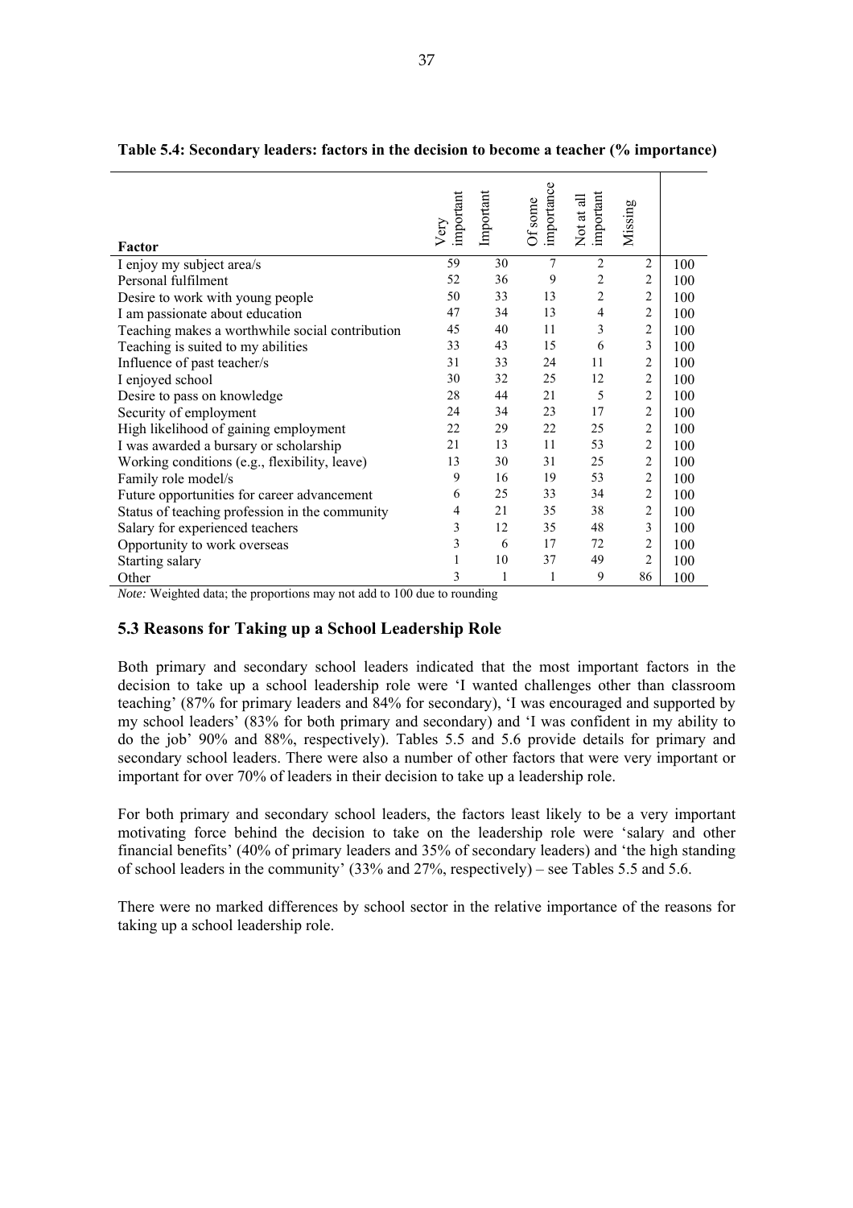**Table 5.4: Secondary leaders: factors in the decision to become a teacher (% importance)**

| Factor | Very important | Important | Of some importance | Not at all important | Missing | |
|---|---|---|---|---|---|---|
| I enjoy my subject area/s | 59 | 30 | 7 | 2 | 2 | 100 |
| Personal fulfilment | 52 | 36 | 9 | 2 | 2 | 100 |
| Desire to work with young people | 50 | 33 | 13 | 2 | 2 | 100 |
| I am passionate about education | 47 | 34 | 13 | 4 | 2 | 100 |
| Teaching makes a worthwhile social contribution | 45 | 40 | 11 | 3 | 2 | 100 |
| Teaching is suited to my abilities | 33 | 43 | 15 | 6 | 3 | 100 |
| Influence of past teacher/s | 31 | 33 | 24 | 11 | 2 | 100 |
| I enjoyed school | 30 | 32 | 25 | 12 | 2 | 100 |
| Desire to pass on knowledge | 28 | 44 | 21 | 5 | 2 | 100 |
| Security of employment | 24 | 34 | 23 | 17 | 2 | 100 |
| High likelihood of gaining employment | 22 | 29 | 22 | 25 | 2 | 100 |
| I was awarded a bursary or scholarship | 21 | 13 | 11 | 53 | 2 | 100 |
| Working conditions (e.g., flexibility, leave) | 13 | 30 | 31 | 25 | 2 | 100 |
| Family role model/s | 9 | 16 | 19 | 53 | 2 | 100 |
| Future opportunities for career advancement | 6 | 25 | 33 | 34 | 2 | 100 |
| Status of teaching profession in the community | 4 | 21 | 35 | 38 | 2 | 100 |
| Salary for experienced teachers | 3 | 12 | 35 | 48 | 3 | 100 |
| Opportunity to work overseas | 3 | 6 | 17 | 72 | 2 | 100 |
| Starting salary | 1 | 10 | 37 | 49 | 2 | 100 |
| Other | 3 | 1 | 1 | 9 | 86 | 100 |

*Note:* Weighted data; the proportions may not add to 100 due to rounding

## 5.3 Reasons for Taking up a School Leadership Role

Both primary and secondary school leaders indicated that the most important factors in the decision to take up a school leadership role were 'I wanted challenges other than classroom teaching' (87% for primary leaders and 84% for secondary), 'I was encouraged and supported by my school leaders' (83% for both primary and secondary) and 'I was confident in my ability to do the job' 90% and 88%, respectively). Tables 5.5 and 5.6 provide details for primary and secondary school leaders. There were also a number of other factors that were very important or important for over 70% of leaders in their decision to take up a leadership role.

For both primary and secondary school leaders, the factors least likely to be a very important motivating force behind the decision to take on the leadership role were 'salary and other financial benefits' (40% of primary leaders and 35% of secondary leaders) and 'the high standing of school leaders in the community' (33% and 27%, respectively) – see Tables 5.5 and 5.6.

There were no marked differences by school sector in the relative importance of the reasons for taking up a school leadership role.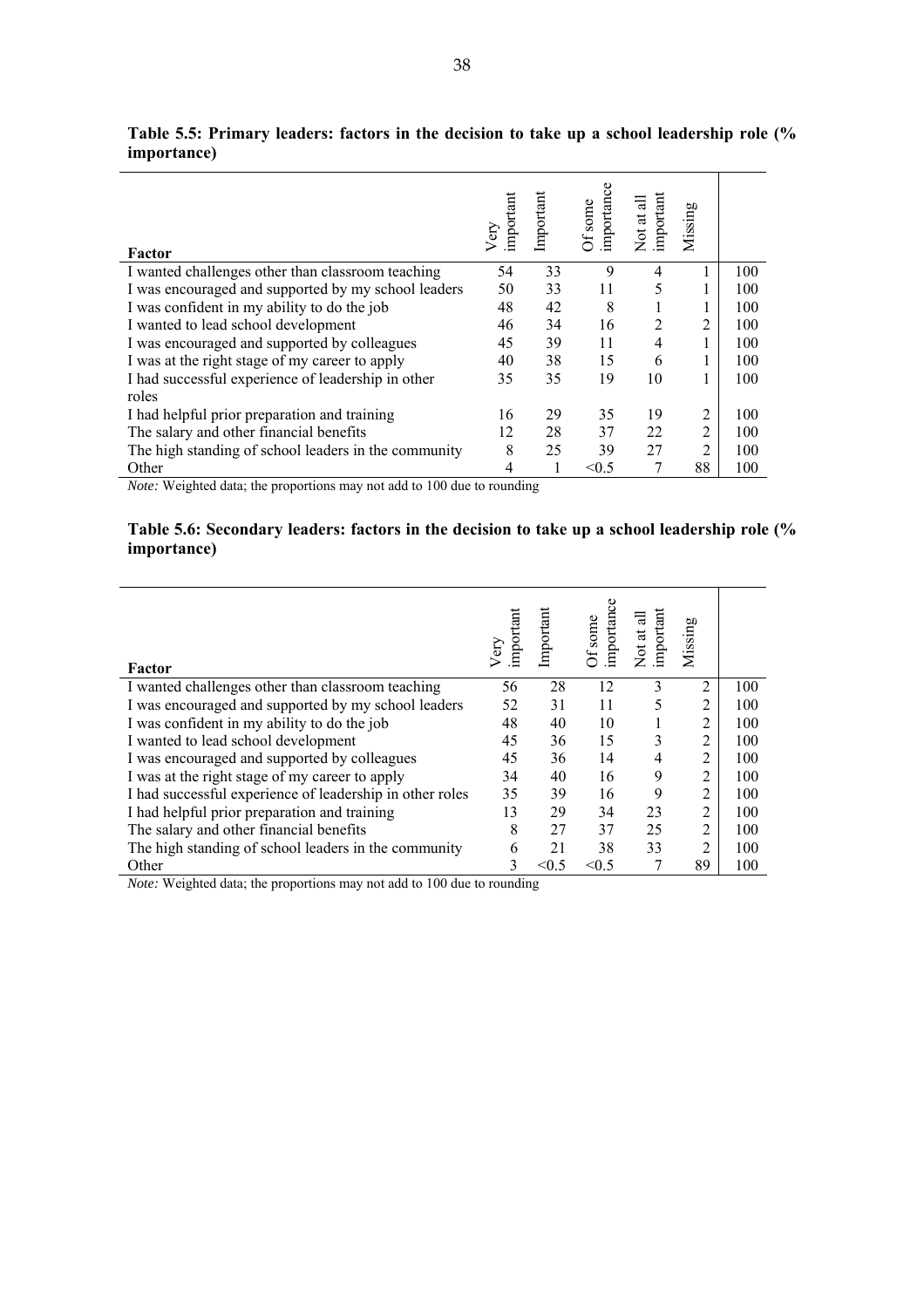**Table 5.5: Primary leaders: factors in the decision to take up a school leadership role (% importance)**

| Factor | Very important | Important | Of some importance | Not at all important | Missing | |
|---|---|---|---|---|---|---|
| I wanted challenges other than classroom teaching | 54 | 33 | 9 | 4 | 1 | 100 |
| I was encouraged and supported by my school leaders | 50 | 33 | 11 | 5 | 1 | 100 |
| I was confident in my ability to do the job | 48 | 42 | 8 | 1 | 1 | 100 |
| I wanted to lead school development | 46 | 34 | 16 | 2 | 2 | 100 |
| I was encouraged and supported by colleagues | 45 | 39 | 11 | 4 | 1 | 100 |
| I was at the right stage of my career to apply | 40 | 38 | 15 | 6 | 1 | 100 |
| I had successful experience of leadership in other roles | 35 | 35 | 19 | 10 | 1 | 100 |
| I had helpful prior preparation and training | 16 | 29 | 35 | 19 | 2 | 100 |
| The salary and other financial benefits | 12 | 28 | 37 | 22 | 2 | 100 |
| The high standing of school leaders in the community | 8 | 25 | 39 | 27 | 2 | 100 |
| Other | 4 | 1 | <0.5 | 7 | 88 | 100 |

*Note:* Weighted data; the proportions may not add to 100 due to rounding

**Table 5.6: Secondary leaders: factors in the decision to take up a school leadership role (% importance)**

| Factor | Very important | Important | Of some importance | Not at all important | Missing | |
|---|---|---|---|---|---|---|
| I wanted challenges other than classroom teaching | 56 | 28 | 12 | 3 | 2 | 100 |
| I was encouraged and supported by my school leaders | 52 | 31 | 11 | 5 | 2 | 100 |
| I was confident in my ability to do the job | 48 | 40 | 10 | 1 | 2 | 100 |
| I wanted to lead school development | 45 | 36 | 15 | 3 | 2 | 100 |
| I was encouraged and supported by colleagues | 45 | 36 | 14 | 4 | 2 | 100 |
| I was at the right stage of my career to apply | 34 | 40 | 16 | 9 | 2 | 100 |
| I had successful experience of leadership in other roles | 35 | 39 | 16 | 9 | 2 | 100 |
| I had helpful prior preparation and training | 13 | 29 | 34 | 23 | 2 | 100 |
| The salary and other financial benefits | 8 | 27 | 37 | 25 | 2 | 100 |
| The high standing of school leaders in the community | 6 | 21 | 38 | 33 | 2 | 100 |
| Other | 3 | <0.5 | <0.5 | 7 | 89 | 100 |

*Note:* Weighted data; the proportions may not add to 100 due to rounding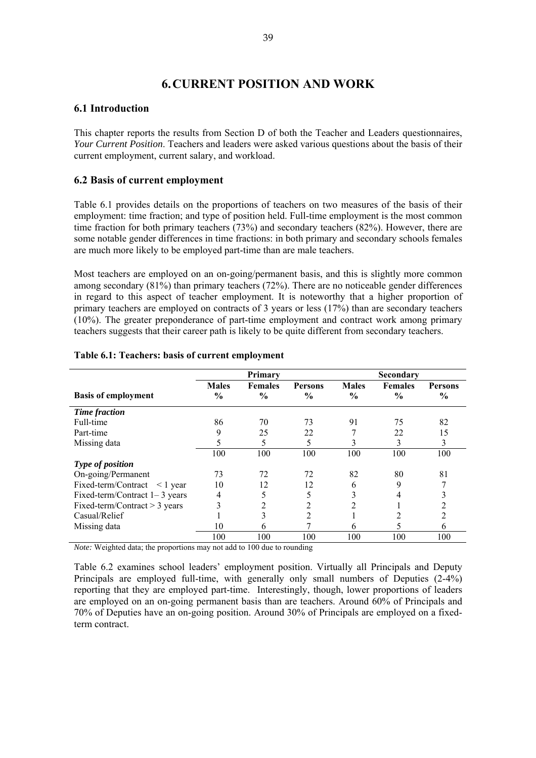# 6. CURRENT POSITION AND WORK

## 6.1 Introduction

This chapter reports the results from Section D of both the Teacher and Leaders questionnaires, *Your Current Position*. Teachers and leaders were asked various questions about the basis of their current employment, current salary, and workload.

## 6.2 Basis of current employment

Table 6.1 provides details on the proportions of teachers on two measures of the basis of their employment: time fraction; and type of position held. Full-time employment is the most common time fraction for both primary teachers (73%) and secondary teachers (82%). However, there are some notable gender differences in time fractions: in both primary and secondary schools females are much more likely to be employed part-time than are male teachers.

Most teachers are employed on an on-going/permanent basis, and this is slightly more common among secondary (81%) than primary teachers (72%). There are no noticeable gender differences in regard to this aspect of teacher employment. It is noteworthy that a higher proportion of primary teachers are employed on contracts of 3 years or less (17%) than are secondary teachers (10%). The greater preponderance of part-time employment and contract work among primary teachers suggests that their career path is likely to be quite different from secondary teachers.

**Table 6.1: Teachers: basis of current employment**

| | Primary | | | Secondary | | |
|---|---|---|---|---|---|---|
| **Basis of employment** | **Males %** | **Females %** | **Persons %** | **Males %** | **Females %** | **Persons %** |
| ***Time fraction*** | | | | | | |
| Full-time | 86 | 70 | 73 | 91 | 75 | 82 |
| Part-time | 9 | 25 | 22 | 7 | 22 | 15 |
| Missing data | 5 | 5 | 5 | 3 | 3 | 3 |
| | 100 | 100 | 100 | 100 | 100 | 100 |
| ***Type of position*** | | | | | | |
| On-going/Permanent | 73 | 72 | 72 | 82 | 80 | 81 |
| Fixed-term/Contract < 1 year | 10 | 12 | 12 | 6 | 9 | 7 |
| Fixed-term/Contract 1– 3 years | 4 | 5 | 5 | 3 | 4 | 3 |
| Fixed-term/Contract > 3 years | 3 | 2 | 2 | 2 | 1 | 2 |
| Casual/Relief | 1 | 3 | 2 | 1 | 2 | 2 |
| Missing data | 10 | 6 | 7 | 6 | 5 | 6 |
| | 100 | 100 | 100 | 100 | 100 | 100 |

*Note:* Weighted data; the proportions may not add to 100 due to rounding

Table 6.2 examines school leaders' employment position. Virtually all Principals and Deputy Principals are employed full-time, with generally only small numbers of Deputies (2-4%) reporting that they are employed part-time. Interestingly, though, lower proportions of leaders are employed on an on-going permanent basis than are teachers. Around 60% of Principals and 70% of Deputies have an on-going position. Around 30% of Principals are employed on a fixed-term contract.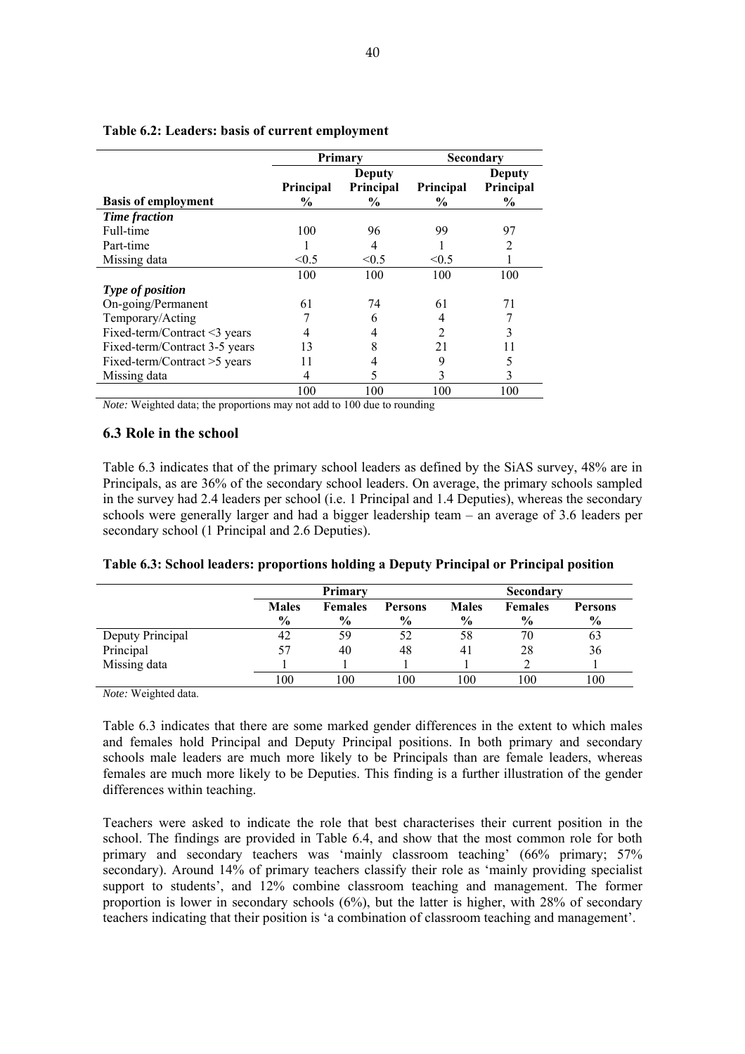**Table 6.2: Leaders: basis of current employment**

| | Primary | | Secondary | |
|---|---|---|---|---|
| | Principal | Deputy Principal | Principal | Deputy Principal |
| **Basis of employment** | **%** | **%** | **%** | **%** |
| ***Time fraction*** | | | | |
| Full-time | 100 | 96 | 99 | 97 |
| Part-time | 1 | 4 | 1 | 2 |
| Missing data | <0.5 | <0.5 | <0.5 | 1 |
| | 100 | 100 | 100 | 100 |
| ***Type of position*** | | | | |
| On-going/Permanent | 61 | 74 | 61 | 71 |
| Temporary/Acting | 7 | 6 | 4 | 7 |
| Fixed-term/Contract <3 years | 4 | 4 | 2 | 3 |
| Fixed-term/Contract 3-5 years | 13 | 8 | 21 | 11 |
| Fixed-term/Contract >5 years | 11 | 4 | 9 | 5 |
| Missing data | 4 | 5 | 3 | 3 |
| | 100 | 100 | 100 | 100 |

*Note:* Weighted data; the proportions may not add to 100 due to rounding

## 6.3 Role in the school

Table 6.3 indicates that of the primary school leaders as defined by the SiAS survey, 48% are in Principals, as are 36% of the secondary school leaders. On average, the primary schools sampled in the survey had 2.4 leaders per school (i.e. 1 Principal and 1.4 Deputies), whereas the secondary schools were generally larger and had a bigger leadership team – an average of 3.6 leaders per secondary school (1 Principal and 2.6 Deputies).

**Table 6.3: School leaders: proportions holding a Deputy Principal or Principal position**

| | Primary | | | Secondary | | |
|---|---|---|---|---|---|---|
| | Males % | Females % | Persons % | Males % | Females % | Persons % |
| Deputy Principal | 42 | 59 | 52 | 58 | 70 | 63 |
| Principal | 57 | 40 | 48 | 41 | 28 | 36 |
| Missing data | 1 | 1 | 1 | 1 | 2 | 1 |
| | 100 | 100 | 100 | 100 | 100 | 100 |

*Note:* Weighted data.

Table 6.3 indicates that there are some marked gender differences in the extent to which males and females hold Principal and Deputy Principal positions. In both primary and secondary schools male leaders are much more likely to be Principals than are female leaders, whereas females are much more likely to be Deputies. This finding is a further illustration of the gender differences within teaching.

Teachers were asked to indicate the role that best characterises their current position in the school. The findings are provided in Table 6.4, and show that the most common role for both primary and secondary teachers was 'mainly classroom teaching' (66% primary; 57% secondary). Around 14% of primary teachers classify their role as 'mainly providing specialist support to students', and 12% combine classroom teaching and management. The former proportion is lower in secondary schools (6%), but the latter is higher, with 28% of secondary teachers indicating that their position is 'a combination of classroom teaching and management'.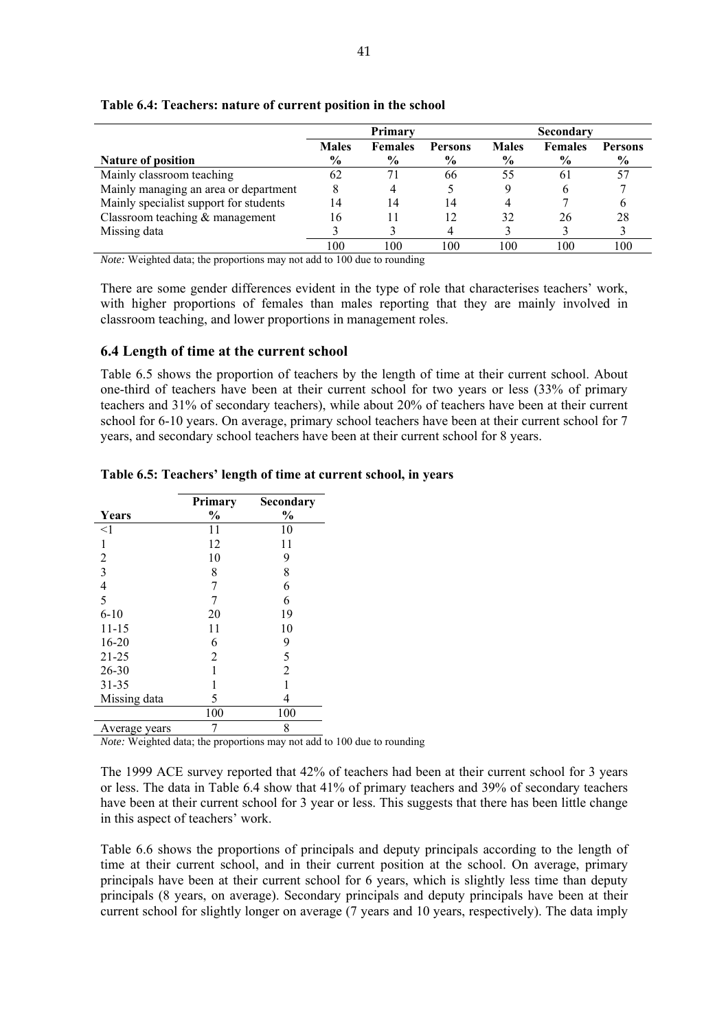**Table 6.4: Teachers: nature of current position in the school**

| | Primary | | | Secondary | | |
|---|---|---|---|---|---|---|
| | Males | Females | Persons | Males | Females | Persons |
| **Nature of position** | % | % | % | % | % | % |
| Mainly classroom teaching | 62 | 71 | 66 | 55 | 61 | 57 |
| Mainly managing an area or department | 8 | 4 | 5 | 9 | 6 | 7 |
| Mainly specialist support for students | 14 | 14 | 14 | 4 | 7 | 6 |
| Classroom teaching & management | 16 | 11 | 12 | 32 | 26 | 28 |
| Missing data | 3 | 3 | 4 | 3 | 3 | 3 |
| | 100 | 100 | 100 | 100 | 100 | 100 |

*Note:* Weighted data; the proportions may not add to 100 due to rounding

There are some gender differences evident in the type of role that characterises teachers' work, with higher proportions of females than males reporting that they are mainly involved in classroom teaching, and lower proportions in management roles.

### 6.4 Length of time at the current school

Table 6.5 shows the proportion of teachers by the length of time at their current school. About one-third of teachers have been at their current school for two years or less (33% of primary teachers and 31% of secondary teachers), while about 20% of teachers have been at their current school for 6-10 years. On average, primary school teachers have been at their current school for 7 years, and secondary school teachers have been at their current school for 8 years.

**Table 6.5: Teachers' length of time at current school, in years**

| Years | Primary % | Secondary % |
|---|---|---|
| <1 | 11 | 10 |
| 1 | 12 | 11 |
| 2 | 10 | 9 |
| 3 | 8 | 8 |
| 4 | 7 | 6 |
| 5 | 7 | 6 |
| 6-10 | 20 | 19 |
| 11-15 | 11 | 10 |
| 16-20 | 6 | 9 |
| 21-25 | 2 | 5 |
| 26-30 | 1 | 2 |
| 31-35 | 1 | 1 |
| Missing data | 5 | 4 |
| | 100 | 100 |
| Average years | 7 | 8 |

*Note:* Weighted data; the proportions may not add to 100 due to rounding

The 1999 ACE survey reported that 42% of teachers had been at their current school for 3 years or less. The data in Table 6.4 show that 41% of primary teachers and 39% of secondary teachers have been at their current school for 3 year or less. This suggests that there has been little change in this aspect of teachers' work.

Table 6.6 shows the proportions of principals and deputy principals according to the length of time at their current school, and in their current position at the school. On average, primary principals have been at their current school for 6 years, which is slightly less time than deputy principals (8 years, on average). Secondary principals and deputy principals have been at their current school for slightly longer on average (7 years and 10 years, respectively). The data imply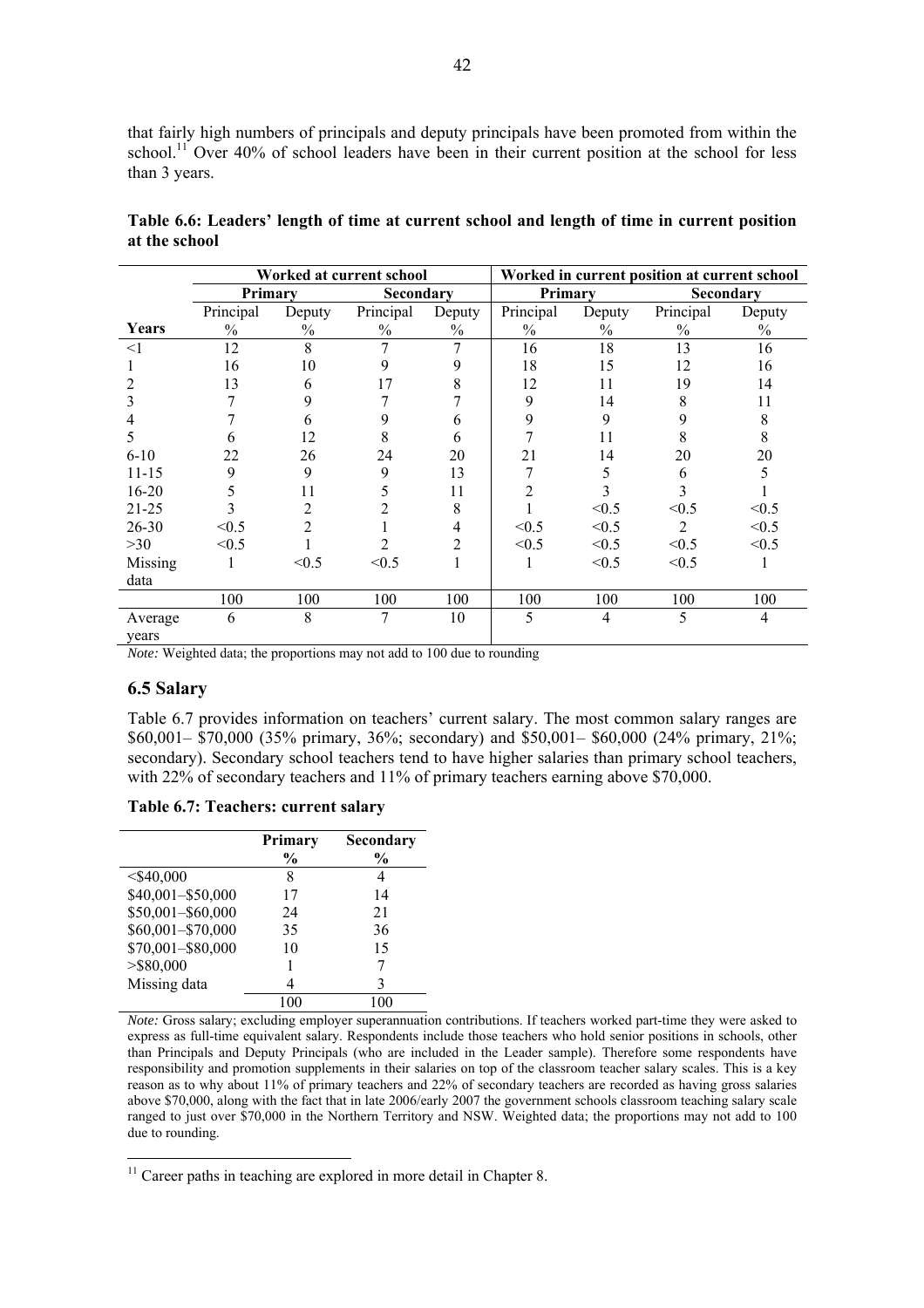that fairly high numbers of principals and deputy principals have been promoted from within the school.[11] Over 40% of school leaders have been in their current position at the school for less than 3 years.

**Table 6.6: Leaders' length of time at current school and length of time in current position at the school**

| | Worked at current school | | | | Worked in current position at current school | | | |
|---|---|---|---|---|---|---|---|---|
| | Primary | | Secondary | | Primary | | Secondary | |
| | Principal | Deputy | Principal | Deputy | Principal | Deputy | Principal | Deputy |
| Years | % | % | % | % | % | % | % | % |
| <1 | 12 | 8 | 7 | 7 | 16 | 18 | 13 | 16 |
| 1 | 16 | 10 | 9 | 9 | 18 | 15 | 12 | 16 |
| 2 | 13 | 6 | 17 | 8 | 12 | 11 | 19 | 14 |
| 3 | 7 | 9 | 7 | 7 | 9 | 14 | 8 | 11 |
| 4 | 7 | 6 | 9 | 6 | 9 | 9 | 9 | 8 |
| 5 | 6 | 12 | 8 | 6 | 7 | 11 | 8 | 8 |
| 6-10 | 22 | 26 | 24 | 20 | 21 | 14 | 20 | 20 |
| 11-15 | 9 | 9 | 9 | 13 | 7 | 5 | 6 | 5 |
| 16-20 | 5 | 11 | 5 | 11 | 2 | 3 | 3 | 1 |
| 21-25 | 3 | 2 | 2 | 8 | 1 | <0.5 | <0.5 | <0.5 |
| 26-30 | <0.5 | 2 | 1 | 4 | <0.5 | <0.5 | 2 | <0.5 |
| >30 | <0.5 | 1 | 2 | 2 | <0.5 | <0.5 | <0.5 | <0.5 |
| Missing data | 1 | <0.5 | <0.5 | 1 | 1 | <0.5 | <0.5 | 1 |
| | 100 | 100 | 100 | 100 | 100 | 100 | 100 | 100 |
| Average years | 6 | 8 | 7 | 10 | 5 | 4 | 5 | 4 |

*Note:* Weighted data; the proportions may not add to 100 due to rounding

## 6.5 Salary

Table 6.7 provides information on teachers' current salary. The most common salary ranges are $60,001– $70,000 (35% primary, 36%; secondary) and $50,001– $60,000 (24% primary, 21%; secondary). Secondary school teachers tend to have higher salaries than primary school teachers, with 22% of secondary teachers and 11% of primary teachers earning above $70,000.

**Table 6.7: Teachers: current salary**

| | Primary | Secondary |
|---|---|---|
| | % | % |
| <$40,000 | 8 | 4 |
| $40,001–$50,000 | 17 | 14 |
| $50,001–$60,000 | 24 | 21 |
| $60,001–$70,000 | 35 | 36 |
| $70,001–$80,000 | 10 | 15 |
| >$80,000 | 1 | 7 |
| Missing data | 4 | 3 |
| | 100 | 100 |

*Note:* Gross salary; excluding employer superannuation contributions. If teachers worked part-time they were asked to express as full-time equivalent salary. Respondents include those teachers who hold senior positions in schools, other than Principals and Deputy Principals (who are included in the Leader sample). Therefore some respondents have responsibility and promotion supplements in their salaries on top of the classroom teacher salary scales. This is a key reason as to why about 11% of primary teachers and 22% of secondary teachers are recorded as having gross salaries above $70,000, along with the fact that in late 2006/early 2007 the government schools classroom teaching salary scale ranged to just over $70,000 in the Northern Territory and NSW. Weighted data; the proportions may not add to 100 due to rounding.

[11] Career paths in teaching are explored in more detail in Chapter 8.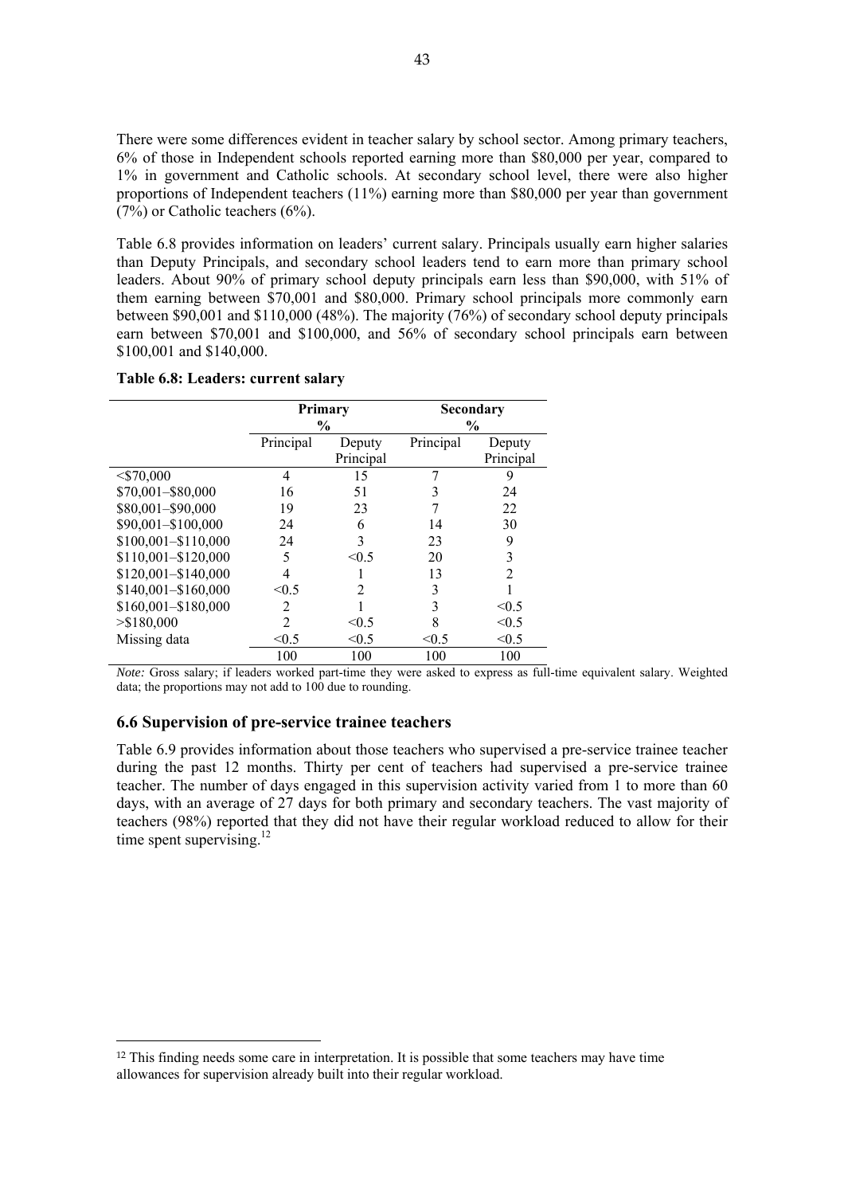There were some differences evident in teacher salary by school sector. Among primary teachers, 6% of those in Independent schools reported earning more than $80,000 per year, compared to 1% in government and Catholic schools. At secondary school level, there were also higher proportions of Independent teachers (11%) earning more than $80,000 per year than government (7%) or Catholic teachers (6%).

Table 6.8 provides information on leaders' current salary. Principals usually earn higher salaries than Deputy Principals, and secondary school leaders tend to earn more than primary school leaders. About 90% of primary school deputy principals earn less than $90,000, with 51% of them earning between $70,001 and $80,000. Primary school principals more commonly earn between $90,001 and $110,000 (48%). The majority (76%) of secondary school deputy principals earn between $70,001 and $100,000, and 56% of secondary school principals earn between $100,001 and $140,000.

**Table 6.8: Leaders: current salary**

| | Primary % | | Secondary % | |
|---|---|---|---|---|
| | Principal | Deputy Principal | Principal | Deputy Principal |
| <$70,000 | 4 | 15 | 7 | 9 |
| $70,001–$80,000 | 16 | 51 | 3 | 24 |
| $80,001–$90,000 | 19 | 23 | 7 | 22 |
| $90,001–$100,000 | 24 | 6 | 14 | 30 |
| $100,001–$110,000 | 24 | 3 | 23 | 9 |
| $110,001–$120,000 | 5 | <0.5 | 20 | 3 |
| $120,001–$140,000 | 4 | 1 | 13 | 2 |
| $140,001–$160,000 | <0.5 | 2 | 3 | 1 |
| $160,001–$180,000 | 2 | 1 | 3 | <0.5 |
| >$180,000 | 2 | <0.5 | 8 | <0.5 |
| Missing data | <0.5 | <0.5 | <0.5 | <0.5 |
| | 100 | 100 | 100 | 100 |

*Note:* Gross salary; if leaders worked part-time they were asked to express as full-time equivalent salary. Weighted data; the proportions may not add to 100 due to rounding.

### 6.6 Supervision of pre-service trainee teachers

Table 6.9 provides information about those teachers who supervised a pre-service trainee teacher during the past 12 months. Thirty per cent of teachers had supervised a pre-service trainee teacher. The number of days engaged in this supervision activity varied from 1 to more than 60 days, with an average of 27 days for both primary and secondary teachers. The vast majority of teachers (98%) reported that they did not have their regular workload reduced to allow for their time spent supervising.[12]

[12] This finding needs some care in interpretation. It is possible that some teachers may have time allowances for supervision already built into their regular workload.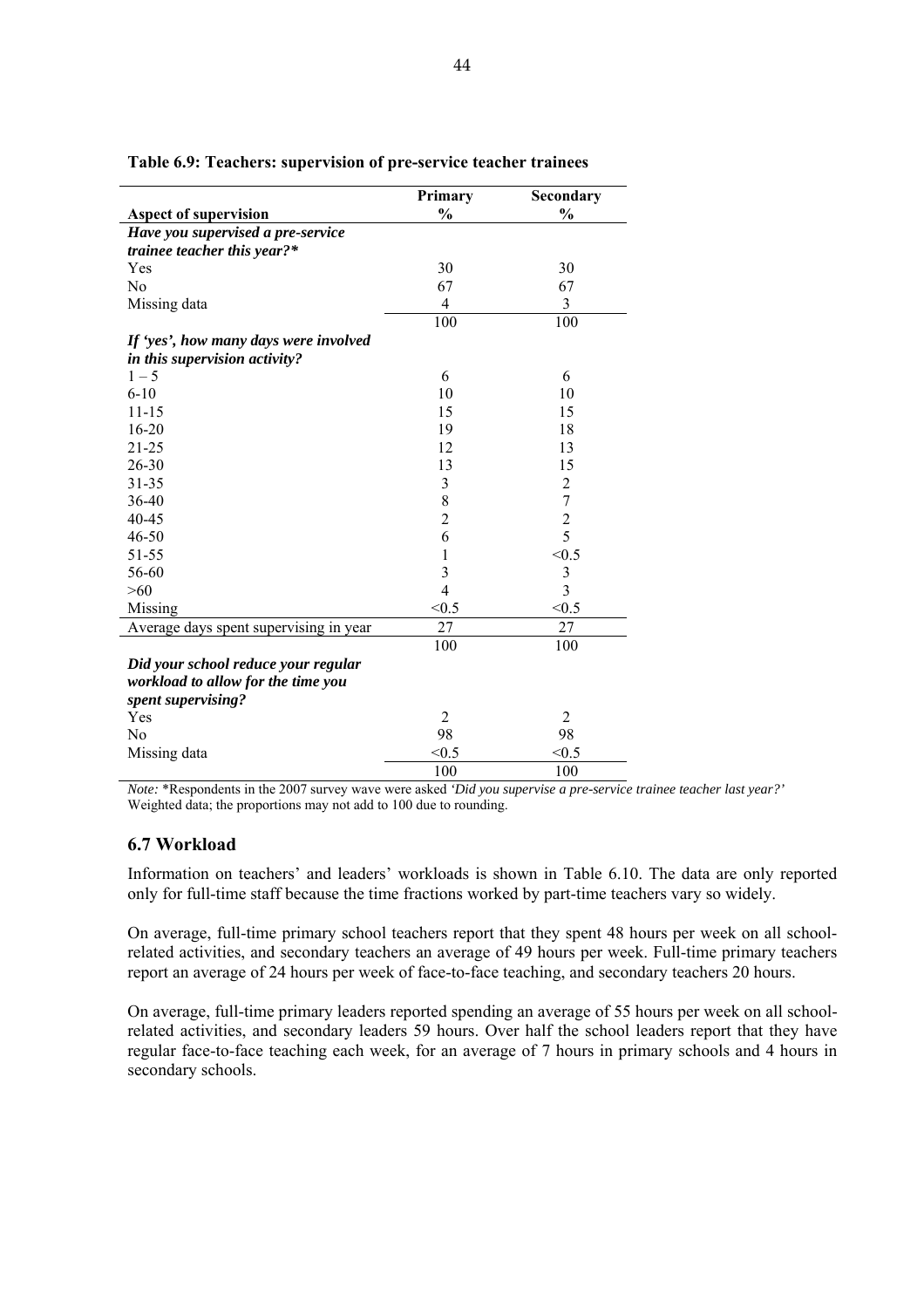**Table 6.9: Teachers: supervision of pre-service teacher trainees**

| Aspect of supervision | Primary % | Secondary % |
|---|---|---|
| ***Have you supervised a pre-service trainee teacher this year?**** | | |
| Yes | 30 | 30 |
| No | 67 | 67 |
| Missing data | 4 | 3 |
| | 100 | 100 |
| ***If 'yes', how many days were involved in this supervision activity?*** | | |
| 1 – 5 | 6 | 6 |
| 6-10 | 10 | 10 |
| 11-15 | 15 | 15 |
| 16-20 | 19 | 18 |
| 21-25 | 12 | 13 |
| 26-30 | 13 | 15 |
| 31-35 | 3 | 2 |
| 36-40 | 8 | 7 |
| 40-45 | 2 | 2 |
| 46-50 | 6 | 5 |
| 51-55 | 1 | <0.5 |
| 56-60 | 3 | 3 |
| >60 | 4 | 3 |
| Missing | <0.5 | <0.5 |
| Average days spent supervising in year | 27 | 27 |
| | 100 | 100 |
| ***Did your school reduce your regular workload to allow for the time you spent supervising?*** | | |
| Yes | 2 | 2 |
| No | 98 | 98 |
| Missing data | <0.5 | <0.5 |
| | 100 | 100 |

*Note:* *Respondents in the 2007 survey wave were asked *'Did you supervise a pre-service trainee teacher last year?'*
Weighted data; the proportions may not add to 100 due to rounding.

## 6.7 Workload

Information on teachers' and leaders' workloads is shown in Table 6.10. The data are only reported only for full-time staff because the time fractions worked by part-time teachers vary so widely.

On average, full-time primary school teachers report that they spent 48 hours per week on all school-related activities, and secondary teachers an average of 49 hours per week. Full-time primary teachers report an average of 24 hours per week of face-to-face teaching, and secondary teachers 20 hours.

On average, full-time primary leaders reported spending an average of 55 hours per week on all school-related activities, and secondary leaders 59 hours. Over half the school leaders report that they have regular face-to-face teaching each week, for an average of 7 hours in primary schools and 4 hours in secondary schools.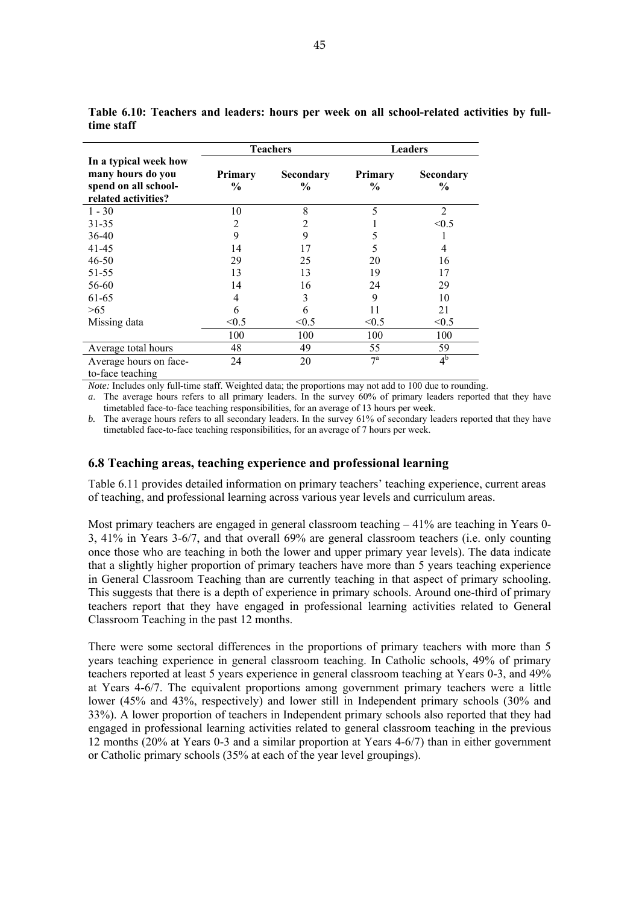**Table 6.10: Teachers and leaders: hours per week on all school-related activities by full-time staff**

| In a typical week how many hours do you spend on all school-related activities? | Teachers | | Leaders | |
|---|---|---|---|---|
| | **Primary %** | **Secondary %** | **Primary %** | **Secondary %** |
| 1 - 30 | 10 | 8 | 5 | 2 |
| 31-35 | 2 | 2 | 1 | <0.5 |
| 36-40 | 9 | 9 | 5 | 1 |
| 41-45 | 14 | 17 | 5 | 4 |
| 46-50 | 29 | 25 | 20 | 16 |
| 51-55 | 13 | 13 | 19 | 17 |
| 56-60 | 14 | 16 | 24 | 29 |
| 61-65 | 4 | 3 | 9 | 10 |
| >65 | 6 | 6 | 11 | 21 |
| Missing data | <0.5 | <0.5 | <0.5 | <0.5 |
| | 100 | 100 | 100 | 100 |
| Average total hours | 48 | 49 | 55 | 59 |
| Average hours on face-to-face teaching | 24 | 20 | 7[a] | 4[b] |

*Note:* Includes only full-time staff. Weighted data; the proportions may not add to 100 due to rounding.

*a*. The average hours refers to all primary leaders. In the survey 60% of primary leaders reported that they have timetabled face-to-face teaching responsibilities, for an average of 13 hours per week.

*b*. The average hours refers to all secondary leaders. In the survey 61% of secondary leaders reported that they have timetabled face-to-face teaching responsibilities, for an average of 7 hours per week.

## 6.8 Teaching areas, teaching experience and professional learning

Table 6.11 provides detailed information on primary teachers' teaching experience, current areas of teaching, and professional learning across various year levels and curriculum areas.

Most primary teachers are engaged in general classroom teaching – 41% are teaching in Years 0-3, 41% in Years 3-6/7, and that overall 69% are general classroom teachers (i.e. only counting once those who are teaching in both the lower and upper primary year levels). The data indicate that a slightly higher proportion of primary teachers have more than 5 years teaching experience in General Classroom Teaching than are currently teaching in that aspect of primary schooling. This suggests that there is a depth of experience in primary schools. Around one-third of primary teachers report that they have engaged in professional learning activities related to General Classroom Teaching in the past 12 months.

There were some sectoral differences in the proportions of primary teachers with more than 5 years teaching experience in general classroom teaching. In Catholic schools, 49% of primary teachers reported at least 5 years experience in general classroom teaching at Years 0-3, and 49% at Years 4-6/7. The equivalent proportions among government primary teachers were a little lower (45% and 43%, respectively) and lower still in Independent primary schools (30% and 33%). A lower proportion of teachers in Independent primary schools also reported that they had engaged in professional learning activities related to general classroom teaching in the previous 12 months (20% at Years 0-3 and a similar proportion at Years 4-6/7) than in either government or Catholic primary schools (35% at each of the year level groupings).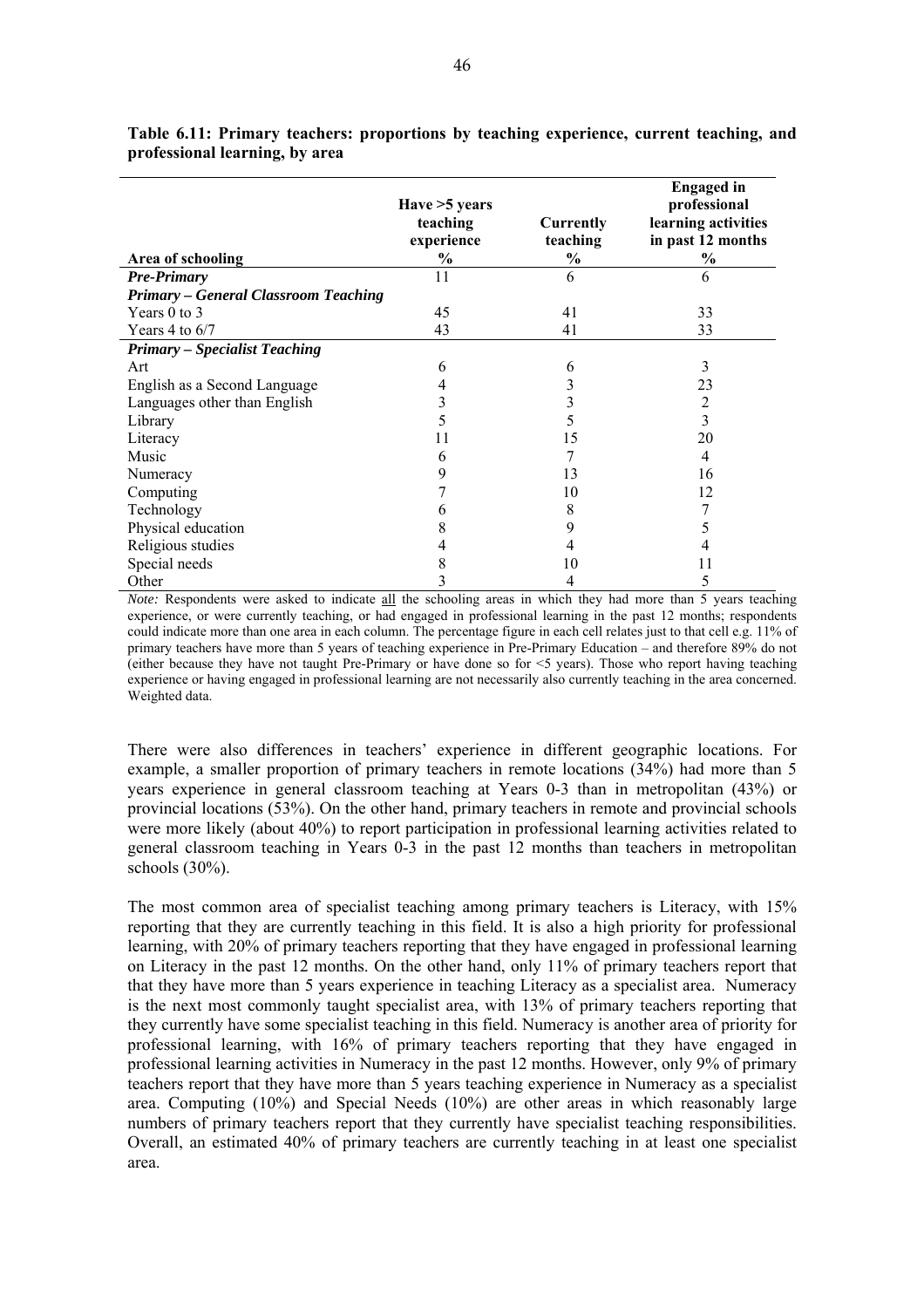**Table 6.11: Primary teachers: proportions by teaching experience, current teaching, and professional learning, by area**

| Area of schooling | Have >5 years teaching experience % | Currently teaching % | Engaged in professional learning activities in past 12 months % |
|---|---|---|---|
| ***Pre-Primary*** | 11 | 6 | 6 |
| ***Primary – General Classroom Teaching*** | | | |
| Years 0 to 3 | 45 | 41 | 33 |
| Years 4 to 6/7 | 43 | 41 | 33 |
| ***Primary – Specialist Teaching*** | | | |
| Art | 6 | 6 | 3 |
| English as a Second Language | 4 | 3 | 23 |
| Languages other than English | 3 | 3 | 2 |
| Library | 5 | 5 | 3 |
| Literacy | 11 | 15 | 20 |
| Music | 6 | 7 | 4 |
| Numeracy | 9 | 13 | 16 |
| Computing | 7 | 10 | 12 |
| Technology | 6 | 8 | 7 |
| Physical education | 8 | 9 | 5 |
| Religious studies | 4 | 4 | 4 |
| Special needs | 8 | 10 | 11 |
| Other | 3 | 4 | 5 |

*Note:* Respondents were asked to indicate all the schooling areas in which they had more than 5 years teaching experience, or were currently teaching, or had engaged in professional learning in the past 12 months; respondents could indicate more than one area in each column. The percentage figure in each cell relates just to that cell e.g. 11% of primary teachers have more than 5 years of teaching experience in Pre-Primary Education – and therefore 89% do not (either because they have not taught Pre-Primary or have done so for <5 years). Those who report having teaching experience or having engaged in professional learning are not necessarily also currently teaching in the area concerned. Weighted data.

There were also differences in teachers' experience in different geographic locations. For example, a smaller proportion of primary teachers in remote locations (34%) had more than 5 years experience in general classroom teaching at Years 0-3 than in metropolitan (43%) or provincial locations (53%). On the other hand, primary teachers in remote and provincial schools were more likely (about 40%) to report participation in professional learning activities related to general classroom teaching in Years 0-3 in the past 12 months than teachers in metropolitan schools (30%).

The most common area of specialist teaching among primary teachers is Literacy, with 15% reporting that they are currently teaching in this field. It is also a high priority for professional learning, with 20% of primary teachers reporting that they have engaged in professional learning on Literacy in the past 12 months. On the other hand, only 11% of primary teachers report that that they have more than 5 years experience in teaching Literacy as a specialist area. Numeracy is the next most commonly taught specialist area, with 13% of primary teachers reporting that they currently have some specialist teaching in this field. Numeracy is another area of priority for professional learning, with 16% of primary teachers reporting that they have engaged in professional learning activities in Numeracy in the past 12 months. However, only 9% of primary teachers report that they have more than 5 years teaching experience in Numeracy as a specialist area. Computing (10%) and Special Needs (10%) are other areas in which reasonably large numbers of primary teachers report that they currently have specialist teaching responsibilities. Overall, an estimated 40% of primary teachers are currently teaching in at least one specialist area.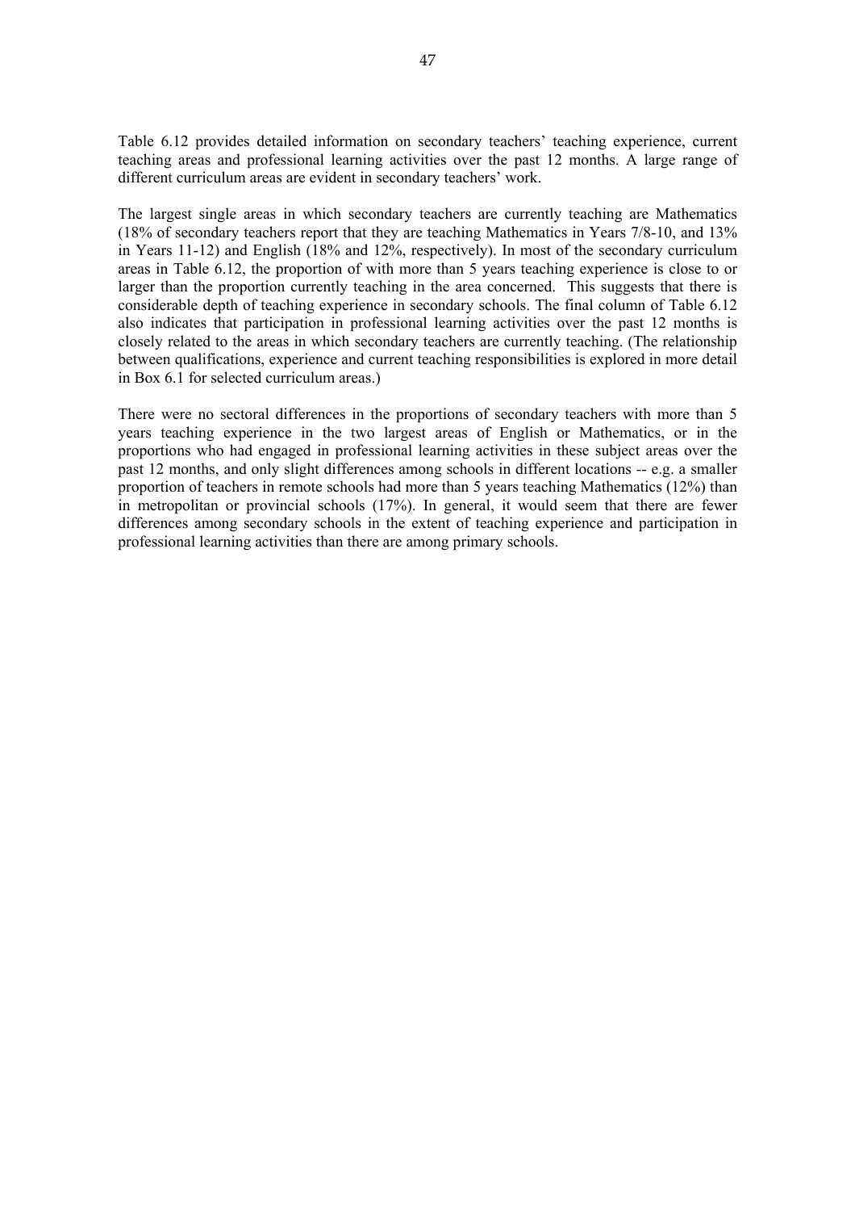Table 6.12 provides detailed information on secondary teachers' teaching experience, current teaching areas and professional learning activities over the past 12 months. A large range of different curriculum areas are evident in secondary teachers' work.

The largest single areas in which secondary teachers are currently teaching are Mathematics (18% of secondary teachers report that they are teaching Mathematics in Years 7/8-10, and 13% in Years 11-12) and English (18% and 12%, respectively). In most of the secondary curriculum areas in Table 6.12, the proportion of with more than 5 years teaching experience is close to or larger than the proportion currently teaching in the area concerned. This suggests that there is considerable depth of teaching experience in secondary schools. The final column of Table 6.12 also indicates that participation in professional learning activities over the past 12 months is closely related to the areas in which secondary teachers are currently teaching. (The relationship between qualifications, experience and current teaching responsibilities is explored in more detail in Box 6.1 for selected curriculum areas.)

There were no sectoral differences in the proportions of secondary teachers with more than 5 years teaching experience in the two largest areas of English or Mathematics, or in the proportions who had engaged in professional learning activities in these subject areas over the past 12 months, and only slight differences among schools in different locations -- e.g. a smaller proportion of teachers in remote schools had more than 5 years teaching Mathematics (12%) than in metropolitan or provincial schools (17%). In general, it would seem that there are fewer differences among secondary schools in the extent of teaching experience and participation in professional learning activities than there are among primary schools.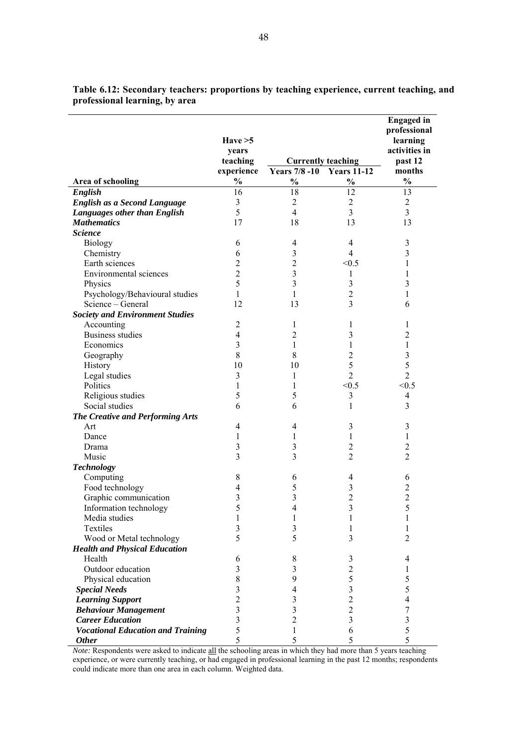**Table 6.12: Secondary teachers: proportions by teaching experience, current teaching, and professional learning, by area**

| Area of schooling | Have >5 years teaching experience | Currently teaching | | Engaged in professional learning activities in past 12 months |
|---|---|---|---|---|
| | | Years 7/8 -10 | Years 11-12 | |
| | % | % | % | % |
| ***English*** | 16 | 18 | 12 | 13 |
| ***English as a Second Language*** | 3 | 2 | 2 | 2 |
| ***Languages other than English*** | 5 | 4 | 3 | 3 |
| ***Mathematics*** | 17 | 18 | 13 | 13 |
| ***Science*** | | | | |
| Biology | 6 | 4 | 4 | 3 |
| Chemistry | 6 | 3 | 4 | 3 |
| Earth sciences | 2 | 2 | <0.5 | 1 |
| Environmental sciences | 2 | 3 | 1 | 1 |
| Physics | 5 | 3 | 3 | 3 |
| Psychology/Behavioural studies | 1 | 1 | 2 | 1 |
| Science – General | 12 | 13 | 3 | 6 |
| ***Society and Environment Studies*** | | | | |
| Accounting | 2 | 1 | 1 | 1 |
| Business studies | 4 | 2 | 3 | 2 |
| Economics | 3 | 1 | 1 | 1 |
| Geography | 8 | 8 | 2 | 3 |
| History | 10 | 10 | 5 | 5 |
| Legal studies | 3 | 1 | 2 | 2 |
| Politics | 1 | 1 | <0.5 | <0.5 |
| Religious studies | 5 | 5 | 3 | 4 |
| Social studies | 6 | 6 | 1 | 3 |
| ***The Creative and Performing Arts*** | | | | |
| Art | 4 | 4 | 3 | 3 |
| Dance | 1 | 1 | 1 | 1 |
| Drama | 3 | 3 | 2 | 2 |
| Music | 3 | 3 | 2 | 2 |
| ***Technology*** | | | | |
| Computing | 8 | 6 | 4 | 6 |
| Food technology | 4 | 5 | 3 | 2 |
| Graphic communication | 3 | 3 | 2 | 2 |
| Information technology | 5 | 4 | 3 | 5 |
| Media studies | 1 | 1 | 1 | 1 |
| Textiles | 3 | 3 | 1 | 1 |
| Wood or Metal technology | 5 | 5 | 3 | 2 |
| ***Health and Physical Education*** | | | | |
| Health | 6 | 8 | 3 | 4 |
| Outdoor education | 3 | 3 | 2 | 1 |
| Physical education | 8 | 9 | 5 | 5 |
| ***Special Needs*** | 3 | 4 | 3 | 5 |
| ***Learning Support*** | 2 | 3 | 2 | 4 |
| ***Behaviour Management*** | 3 | 3 | 2 | 7 |
| ***Career Education*** | 3 | 2 | 3 | 3 |
| ***Vocational Education and Training*** | 5 | 1 | 6 | 5 |
| ***Other*** | 5 | 5 | 5 | 5 |

*Note:* Respondents were asked to indicate all the schooling areas in which they had more than 5 years teaching experience, or were currently teaching, or had engaged in professional learning in the past 12 months; respondents could indicate more than one area in each column. Weighted data.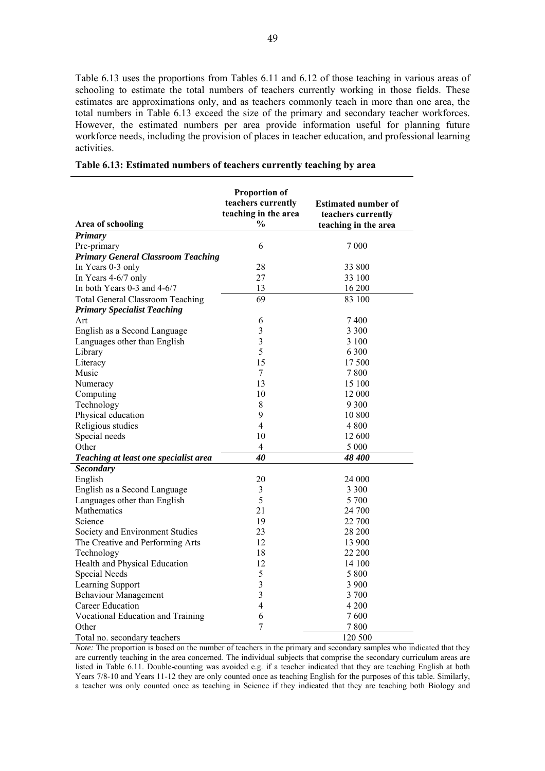Table 6.13 uses the proportions from Tables 6.11 and 6.12 of those teaching in various areas of schooling to estimate the total numbers of teachers currently working in those fields. These estimates are approximations only, and as teachers commonly teach in more than one area, the total numbers in Table 6.13 exceed the size of the primary and secondary teacher workforces. However, the estimated numbers per area provide information useful for planning future workforce needs, including the provision of places in teacher education, and professional learning activities.

**Table 6.13: Estimated numbers of teachers currently teaching by area**

| Area of schooling | Proportion of teachers currently teaching in the area % | Estimated number of teachers currently teaching in the area |
|---|---|---|
| ***Primary*** | | |
| Pre-primary | 6 | 7 000 |
| ***Primary General Classroom Teaching*** | | |
| In Years 0-3 only | 28 | 33 800 |
| In Years 4-6/7 only | 27 | 33 100 |
| In both Years 0-3 and 4-6/7 | 13 | 16 200 |
| Total General Classroom Teaching | 69 | 83 100 |
| ***Primary Specialist Teaching*** | | |
| Art | 6 | 7 400 |
| English as a Second Language | 3 | 3 300 |
| Languages other than English | 3 | 3 100 |
| Library | 5 | 6 300 |
| Literacy | 15 | 17 500 |
| Music | 7 | 7 800 |
| Numeracy | 13 | 15 100 |
| Computing | 10 | 12 000 |
| Technology | 8 | 9 300 |
| Physical education | 9 | 10 800 |
| Religious studies | 4 | 4 800 |
| Special needs | 10 | 12 600 |
| Other | 4 | 5 000 |
| ***Teaching at least one specialist area*** | ***40*** | ***48 400*** |
| ***Secondary*** | | |
| English | 20 | 24 000 |
| English as a Second Language | 3 | 3 300 |
| Languages other than English | 5 | 5 700 |
| Mathematics | 21 | 24 700 |
| Science | 19 | 22 700 |
| Society and Environment Studies | 23 | 28 200 |
| The Creative and Performing Arts | 12 | 13 900 |
| Technology | 18 | 22 200 |
| Health and Physical Education | 12 | 14 100 |
| Special Needs | 5 | 5 800 |
| Learning Support | 3 | 3 900 |
| Behaviour Management | 3 | 3 700 |
| Career Education | 4 | 4 200 |
| Vocational Education and Training | 6 | 7 600 |
| Other | 7 | 7 800 |
| Total no. secondary teachers | | 120 500 |

*Note:* The proportion is based on the number of teachers in the primary and secondary samples who indicated that they are currently teaching in the area concerned. The individual subjects that comprise the secondary curriculum areas are listed in Table 6.11. Double-counting was avoided e.g. if a teacher indicated that they are teaching English at both Years 7/8-10 and Years 11-12 they are only counted once as teaching English for the purposes of this table. Similarly, a teacher was only counted once as teaching in Science if they indicated that they are teaching both Biology and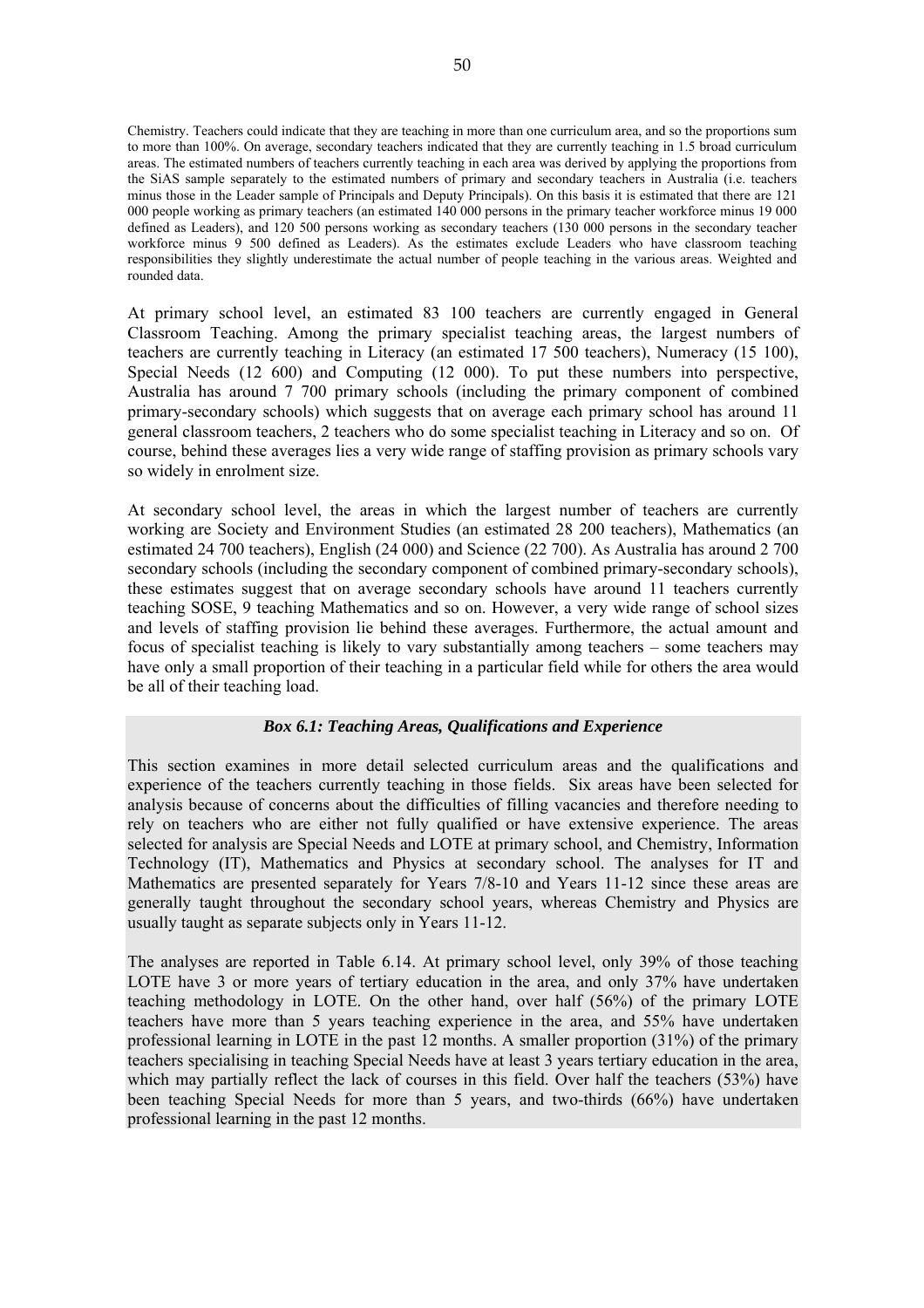Chemistry. Teachers could indicate that they are teaching in more than one curriculum area, and so the proportions sum to more than 100%. On average, secondary teachers indicated that they are currently teaching in 1.5 broad curriculum areas. The estimated numbers of teachers currently teaching in each area was derived by applying the proportions from the SiAS sample separately to the estimated numbers of primary and secondary teachers in Australia (i.e. teachers minus those in the Leader sample of Principals and Deputy Principals). On this basis it is estimated that there are 121 000 people working as primary teachers (an estimated 140 000 persons in the primary teacher workforce minus 19 000 defined as Leaders), and 120 500 persons working as secondary teachers (130 000 persons in the secondary teacher workforce minus 9 500 defined as Leaders). As the estimates exclude Leaders who have classroom teaching responsibilities they slightly underestimate the actual number of people teaching in the various areas. Weighted and rounded data.

At primary school level, an estimated 83 100 teachers are currently engaged in General Classroom Teaching. Among the primary specialist teaching areas, the largest numbers of teachers are currently teaching in Literacy (an estimated 17 500 teachers), Numeracy (15 100), Special Needs (12 600) and Computing (12 000). To put these numbers into perspective, Australia has around 7 700 primary schools (including the primary component of combined primary-secondary schools) which suggests that on average each primary school has around 11 general classroom teachers, 2 teachers who do some specialist teaching in Literacy and so on. Of course, behind these averages lies a very wide range of staffing provision as primary schools vary so widely in enrolment size.

At secondary school level, the areas in which the largest number of teachers are currently working are Society and Environment Studies (an estimated 28 200 teachers), Mathematics (an estimated 24 700 teachers), English (24 000) and Science (22 700). As Australia has around 2 700 secondary schools (including the secondary component of combined primary-secondary schools), these estimates suggest that on average secondary schools have around 11 teachers currently teaching SOSE, 9 teaching Mathematics and so on. However, a very wide range of school sizes and levels of staffing provision lie behind these averages. Furthermore, the actual amount and focus of specialist teaching is likely to vary substantially among teachers – some teachers may have only a small proportion of their teaching in a particular field while for others the area would be all of their teaching load.

***Box 6.1: Teaching Areas, Qualifications and Experience***

This section examines in more detail selected curriculum areas and the qualifications and experience of the teachers currently teaching in those fields. Six areas have been selected for analysis because of concerns about the difficulties of filling vacancies and therefore needing to rely on teachers who are either not fully qualified or have extensive experience. The areas selected for analysis are Special Needs and LOTE at primary school, and Chemistry, Information Technology (IT), Mathematics and Physics at secondary school. The analyses for IT and Mathematics are presented separately for Years 7/8-10 and Years 11-12 since these areas are generally taught throughout the secondary school years, whereas Chemistry and Physics are usually taught as separate subjects only in Years 11-12.

The analyses are reported in Table 6.14. At primary school level, only 39% of those teaching LOTE have 3 or more years of tertiary education in the area, and only 37% have undertaken teaching methodology in LOTE. On the other hand, over half (56%) of the primary LOTE teachers have more than 5 years teaching experience in the area, and 55% have undertaken professional learning in LOTE in the past 12 months. A smaller proportion (31%) of the primary teachers specialising in teaching Special Needs have at least 3 years tertiary education in the area, which may partially reflect the lack of courses in this field. Over half the teachers (53%) have been teaching Special Needs for more than 5 years, and two-thirds (66%) have undertaken professional learning in the past 12 months.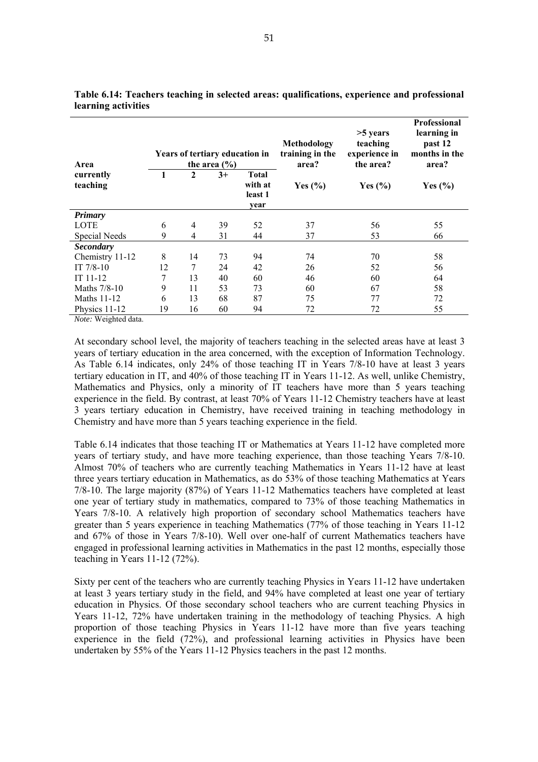**Table 6.14: Teachers teaching in selected areas: qualifications, experience and professional learning activities**

| Area currently teaching | Years of tertiary education in the area (%) | | | | Methodology training in the area? | >5 years teaching experience in the area? | Professional learning in past 12 months in the area? |
|---|---|---|---|---|---|---|---|
| | 1 | 2 | 3+ | Total with at least 1 year | Yes (%) | Yes (%) | Yes (%) |
| ***Primary*** | | | | | | | |
| LOTE | 6 | 4 | 39 | 52 | 37 | 56 | 55 |
| Special Needs | 9 | 4 | 31 | 44 | 37 | 53 | 66 |
| ***Secondary*** | | | | | | | |
| Chemistry 11-12 | 8 | 14 | 73 | 94 | 74 | 70 | 58 |
| IT 7/8-10 | 12 | 7 | 24 | 42 | 26 | 52 | 56 |
| IT 11-12 | 7 | 13 | 40 | 60 | 46 | 60 | 64 |
| Maths 7/8-10 | 9 | 11 | 53 | 73 | 60 | 67 | 58 |
| Maths 11-12 | 6 | 13 | 68 | 87 | 75 | 77 | 72 |
| Physics 11-12 | 19 | 16 | 60 | 94 | 72 | 72 | 55 |

*Note:* Weighted data.

At secondary school level, the majority of teachers teaching in the selected areas have at least 3 years of tertiary education in the area concerned, with the exception of Information Technology. As Table 6.14 indicates, only 24% of those teaching IT in Years 7/8-10 have at least 3 years tertiary education in IT, and 40% of those teaching IT in Years 11-12. As well, unlike Chemistry, Mathematics and Physics, only a minority of IT teachers have more than 5 years teaching experience in the field. By contrast, at least 70% of Years 11-12 Chemistry teachers have at least 3 years tertiary education in Chemistry, have received training in teaching methodology in Chemistry and have more than 5 years teaching experience in the field.

Table 6.14 indicates that those teaching IT or Mathematics at Years 11-12 have completed more years of tertiary study, and have more teaching experience, than those teaching Years 7/8-10. Almost 70% of teachers who are currently teaching Mathematics in Years 11-12 have at least three years tertiary education in Mathematics, as do 53% of those teaching Mathematics at Years 7/8-10. The large majority (87%) of Years 11-12 Mathematics teachers have completed at least one year of tertiary study in mathematics, compared to 73% of those teaching Mathematics in Years 7/8-10. A relatively high proportion of secondary school Mathematics teachers have greater than 5 years experience in teaching Mathematics (77% of those teaching in Years 11-12 and 67% of those in Years 7/8-10). Well over one-half of current Mathematics teachers have engaged in professional learning activities in Mathematics in the past 12 months, especially those teaching in Years 11-12 (72%).

Sixty per cent of the teachers who are currently teaching Physics in Years 11-12 have undertaken at least 3 years tertiary study in the field, and 94% have completed at least one year of tertiary education in Physics. Of those secondary school teachers who are current teaching Physics in Years 11-12, 72% have undertaken training in the methodology of teaching Physics. A high proportion of those teaching Physics in Years 11-12 have more than five years teaching experience in the field (72%), and professional learning activities in Physics have been undertaken by 55% of the Years 11-12 Physics teachers in the past 12 months.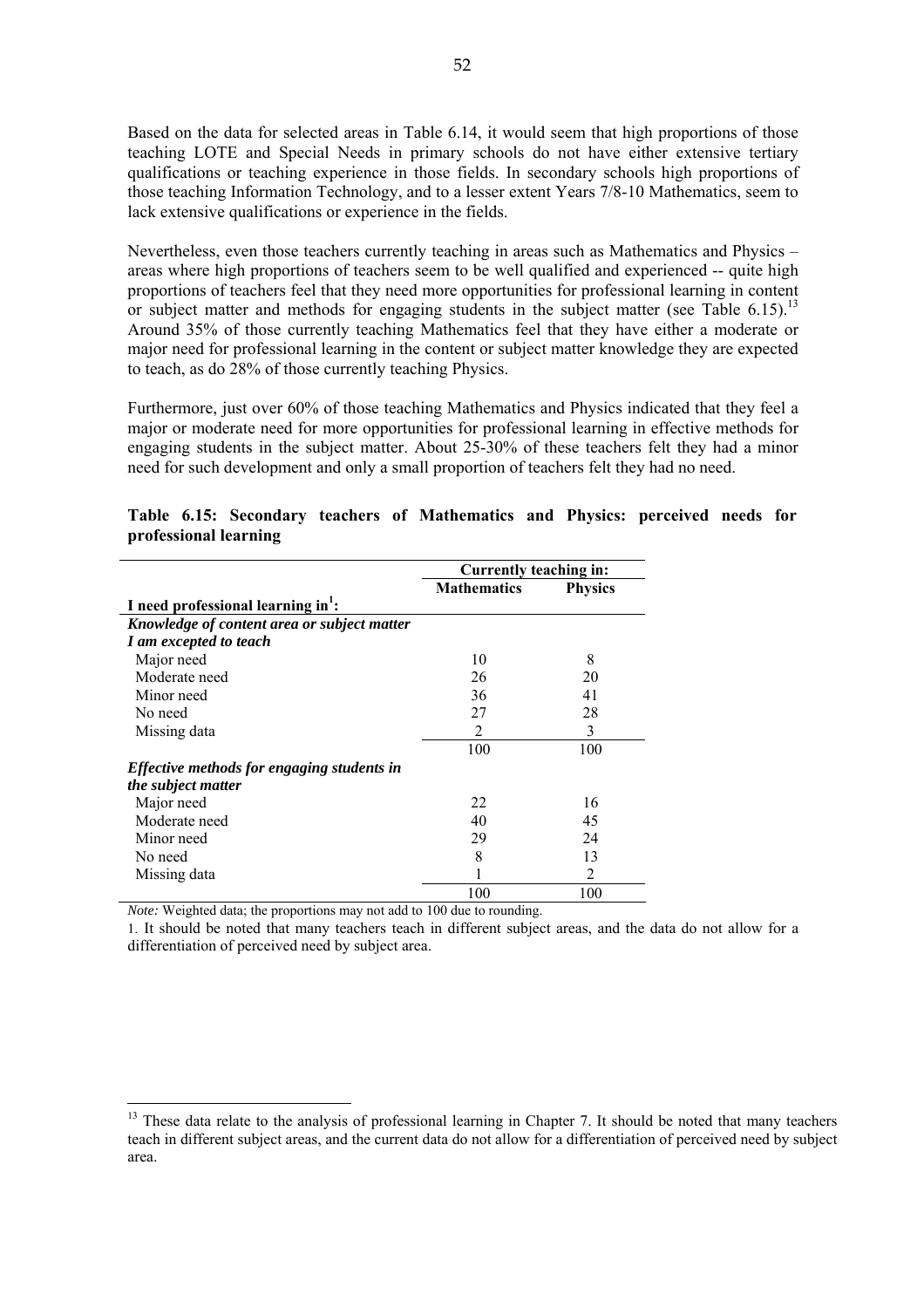Based on the data for selected areas in Table 6.14, it would seem that high proportions of those teaching LOTE and Special Needs in primary schools do not have either extensive tertiary qualifications or teaching experience in those fields. In secondary schools high proportions of those teaching Information Technology, and to a lesser extent Years 7/8-10 Mathematics, seem to lack extensive qualifications or experience in the fields.

Nevertheless, even those teachers currently teaching in areas such as Mathematics and Physics – areas where high proportions of teachers seem to be well qualified and experienced -- quite high proportions of teachers feel that they need more opportunities for professional learning in content or subject matter and methods for engaging students in the subject matter (see Table 6.15).[13] Around 35% of those currently teaching Mathematics feel that they have either a moderate or major need for professional learning in the content or subject matter knowledge they are expected to teach, as do 28% of those currently teaching Physics.

Furthermore, just over 60% of those teaching Mathematics and Physics indicated that they feel a major or moderate need for more opportunities for professional learning in effective methods for engaging students in the subject matter. About 25-30% of these teachers felt they had a minor need for such development and only a small proportion of teachers felt they had no need.

**Table 6.15: Secondary teachers of Mathematics and Physics: perceived needs for professional learning**

| | Currently teaching in: | |
|---|---|---|
| **I need professional learning in[1]:** | **Mathematics** | **Physics** |
| ***Knowledge of content area or subject matter I am excepted to teach*** | | |
| Major need | 10 | 8 |
| Moderate need | 26 | 20 |
| Minor need | 36 | 41 |
| No need | 27 | 28 |
| Missing data | 2 | 3 |
| | 100 | 100 |
| ***Effective methods for engaging students in the subject matter*** | | |
| Major need | 22 | 16 |
| Moderate need | 40 | 45 |
| Minor need | 29 | 24 |
| No need | 8 | 13 |
| Missing data | 1 | 2 |
| | 100 | 100 |

*Note:* Weighted data; the proportions may not add to 100 due to rounding.

1. It should be noted that many teachers teach in different subject areas, and the data do not allow for a differentiation of perceived need by subject area.

[13] These data relate to the analysis of professional learning in Chapter 7. It should be noted that many teachers teach in different subject areas, and the current data do not allow for a differentiation of perceived need by subject area.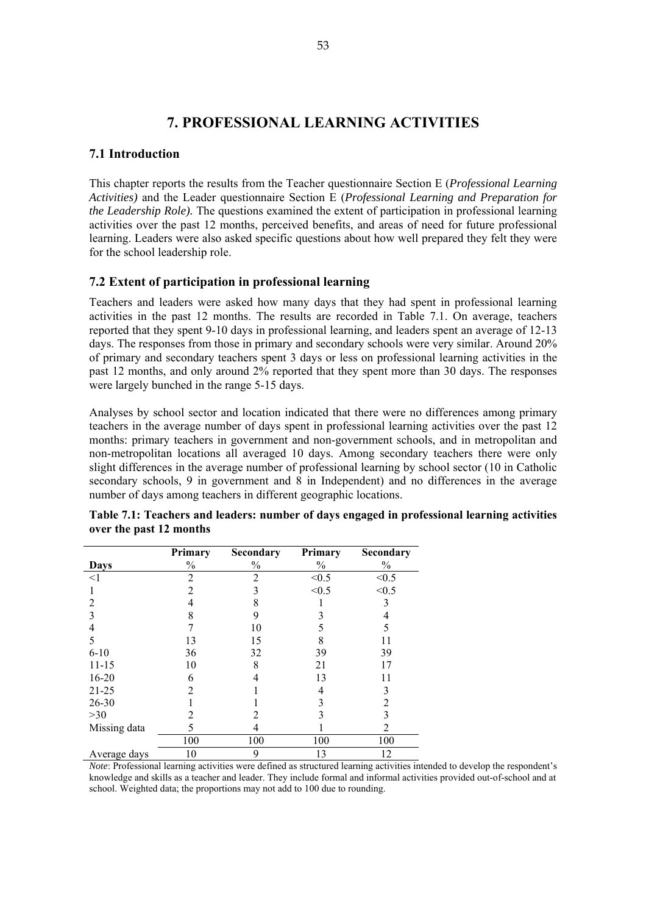# 7. PROFESSIONAL LEARNING ACTIVITIES

## 7.1 Introduction

This chapter reports the results from the Teacher questionnaire Section E (*Professional Learning Activities)* and the Leader questionnaire Section E (*Professional Learning and Preparation for the Leadership Role).* The questions examined the extent of participation in professional learning activities over the past 12 months, perceived benefits, and areas of need for future professional learning. Leaders were also asked specific questions about how well prepared they felt they were for the school leadership role.

## 7.2 Extent of participation in professional learning

Teachers and leaders were asked how many days that they had spent in professional learning activities in the past 12 months. The results are recorded in Table 7.1. On average, teachers reported that they spent 9-10 days in professional learning, and leaders spent an average of 12-13 days. The responses from those in primary and secondary schools were very similar. Around 20% of primary and secondary teachers spent 3 days or less on professional learning activities in the past 12 months, and only around 2% reported that they spent more than 30 days. The responses were largely bunched in the range 5-15 days.

Analyses by school sector and location indicated that there were no differences among primary teachers in the average number of days spent in professional learning activities over the past 12 months: primary teachers in government and non-government schools, and in metropolitan and non-metropolitan locations all averaged 10 days. Among secondary teachers there were only slight differences in the average number of professional learning by school sector (10 in Catholic secondary schools, 9 in government and 8 in Independent) and no differences in the average number of days among teachers in different geographic locations.

**Table 7.1: Teachers and leaders: number of days engaged in professional learning activities over the past 12 months**

| Days | Primary % | Secondary % | Primary % | Secondary % |
|---|---|---|---|---|
| <1 | 2 | 2 | <0.5 | <0.5 |
| 1 | 2 | 3 | <0.5 | <0.5 |
| 2 | 4 | 8 | 1 | 3 |
| 3 | 8 | 9 | 3 | 4 |
| 4 | 7 | 10 | 5 | 5 |
| 5 | 13 | 15 | 8 | 11 |
| 6-10 | 36 | 32 | 39 | 39 |
| 11-15 | 10 | 8 | 21 | 17 |
| 16-20 | 6 | 4 | 13 | 11 |
| 21-25 | 2 | 1 | 4 | 3 |
| 26-30 | 1 | 1 | 3 | 2 |
| >30 | 2 | 2 | 3 | 3 |
| Missing data | 5 | 4 | 1 | 2 |
| | 100 | 100 | 100 | 100 |
| Average days | 10 | 9 | 13 | 12 |

*Note*: Professional learning activities were defined as structured learning activities intended to develop the respondent's knowledge and skills as a teacher and leader. They include formal and informal activities provided out-of-school and at school. Weighted data; the proportions may not add to 100 due to rounding.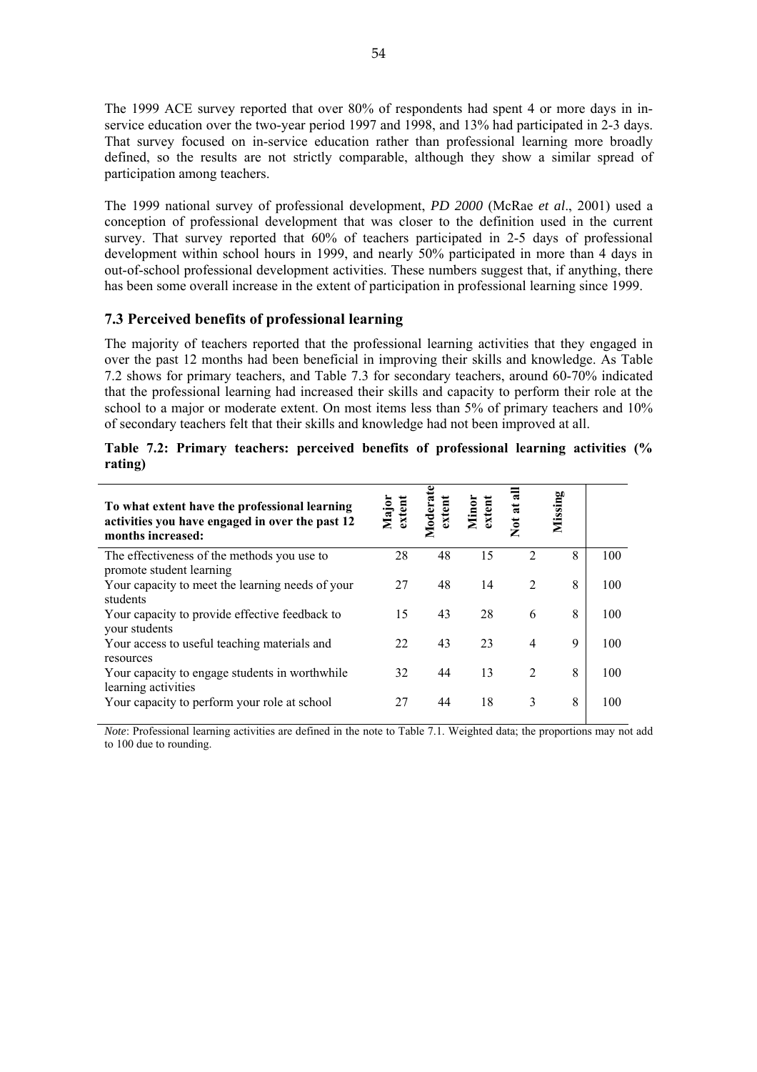The 1999 ACE survey reported that over 80% of respondents had spent 4 or more days in in-service education over the two-year period 1997 and 1998, and 13% had participated in 2-3 days. That survey focused on in-service education rather than professional learning more broadly defined, so the results are not strictly comparable, although they show a similar spread of participation among teachers.

The 1999 national survey of professional development, *PD 2000* (McRae *et al*., 2001) used a conception of professional development that was closer to the definition used in the current survey. That survey reported that 60% of teachers participated in 2-5 days of professional development within school hours in 1999, and nearly 50% participated in more than 4 days in out-of-school professional development activities. These numbers suggest that, if anything, there has been some overall increase in the extent of participation in professional learning since 1999.

### 7.3 Perceived benefits of professional learning

The majority of teachers reported that the professional learning activities that they engaged in over the past 12 months had been beneficial in improving their skills and knowledge. As Table 7.2 shows for primary teachers, and Table 7.3 for secondary teachers, around 60-70% indicated that the professional learning had increased their skills and capacity to perform their role at the school to a major or moderate extent. On most items less than 5% of primary teachers and 10% of secondary teachers felt that their skills and knowledge had not been improved at all.

**Table 7.2: Primary teachers: perceived benefits of professional learning activities (% rating)**

| To what extent have the professional learning activities you have engaged in over the past 12 months increased: | Major extent | Moderate extent | Minor extent | Not at all | Missing | |
|---|---|---|---|---|---|---|
| The effectiveness of the methods you use to promote student learning | 28 | 48 | 15 | 2 | 8 | 100 |
| Your capacity to meet the learning needs of your students | 27 | 48 | 14 | 2 | 8 | 100 |
| Your capacity to provide effective feedback to your students | 15 | 43 | 28 | 6 | 8 | 100 |
| Your access to useful teaching materials and resources | 22 | 43 | 23 | 4 | 9 | 100 |
| Your capacity to engage students in worthwhile learning activities | 32 | 44 | 13 | 2 | 8 | 100 |
| Your capacity to perform your role at school | 27 | 44 | 18 | 3 | 8 | 100 |

*Note*: Professional learning activities are defined in the note to Table 7.1. Weighted data; the proportions may not add to 100 due to rounding.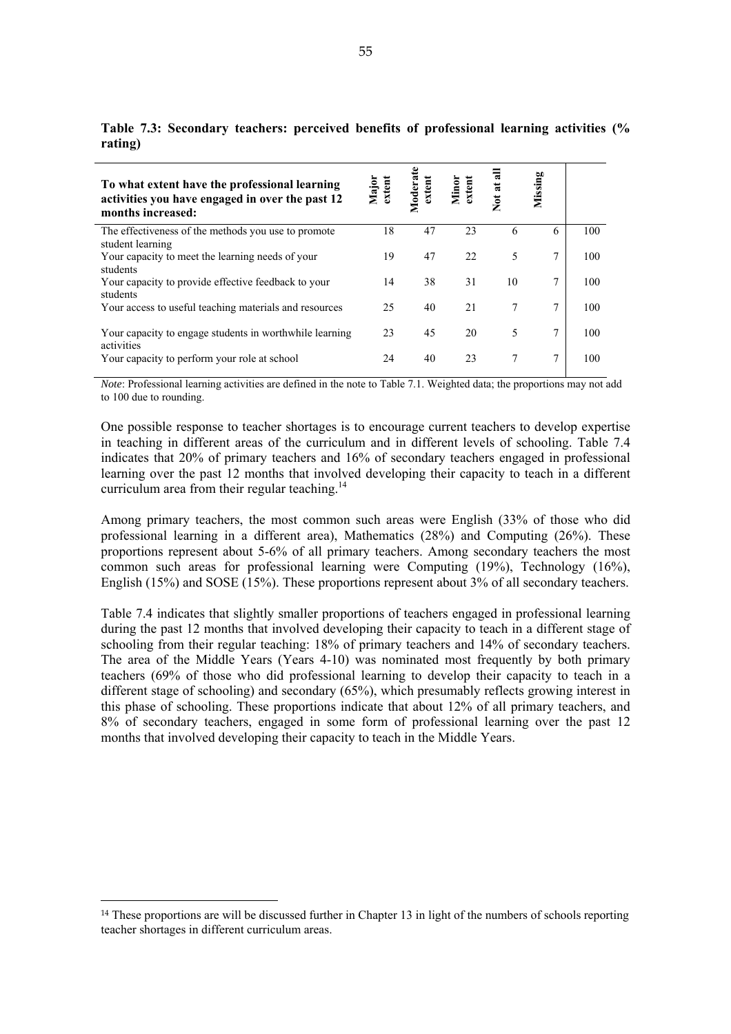**Table 7.3: Secondary teachers: perceived benefits of professional learning activities (% rating)**

| To what extent have the professional learning activities you have engaged in over the past 12 months increased: | Major extent | Moderate extent | Minor extent | Not at all | Missing | |
|---|---|---|---|---|---|---|
| The effectiveness of the methods you use to promote student learning | 18 | 47 | 23 | 6 | 6 | 100 |
| Your capacity to meet the learning needs of your students | 19 | 47 | 22 | 5 | 7 | 100 |
| Your capacity to provide effective feedback to your students | 14 | 38 | 31 | 10 | 7 | 100 |
| Your access to useful teaching materials and resources | 25 | 40 | 21 | 7 | 7 | 100 |
| Your capacity to engage students in worthwhile learning activities | 23 | 45 | 20 | 5 | 7 | 100 |
| Your capacity to perform your role at school | 24 | 40 | 23 | 7 | 7 | 100 |

*Note*: Professional learning activities are defined in the note to Table 7.1. Weighted data; the proportions may not add to 100 due to rounding.

One possible response to teacher shortages is to encourage current teachers to develop expertise in teaching in different areas of the curriculum and in different levels of schooling. Table 7.4 indicates that 20% of primary teachers and 16% of secondary teachers engaged in professional learning over the past 12 months that involved developing their capacity to teach in a different curriculum area from their regular teaching.[14]

Among primary teachers, the most common such areas were English (33% of those who did professional learning in a different area), Mathematics (28%) and Computing (26%). These proportions represent about 5-6% of all primary teachers. Among secondary teachers the most common such areas for professional learning were Computing (19%), Technology (16%), English (15%) and SOSE (15%). These proportions represent about 3% of all secondary teachers.

Table 7.4 indicates that slightly smaller proportions of teachers engaged in professional learning during the past 12 months that involved developing their capacity to teach in a different stage of schooling from their regular teaching: 18% of primary teachers and 14% of secondary teachers. The area of the Middle Years (Years 4-10) was nominated most frequently by both primary teachers (69% of those who did professional learning to develop their capacity to teach in a different stage of schooling) and secondary (65%), which presumably reflects growing interest in this phase of schooling. These proportions indicate that about 12% of all primary teachers, and 8% of secondary teachers, engaged in some form of professional learning over the past 12 months that involved developing their capacity to teach in the Middle Years.

[14] These proportions are will be discussed further in Chapter 13 in light of the numbers of schools reporting teacher shortages in different curriculum areas.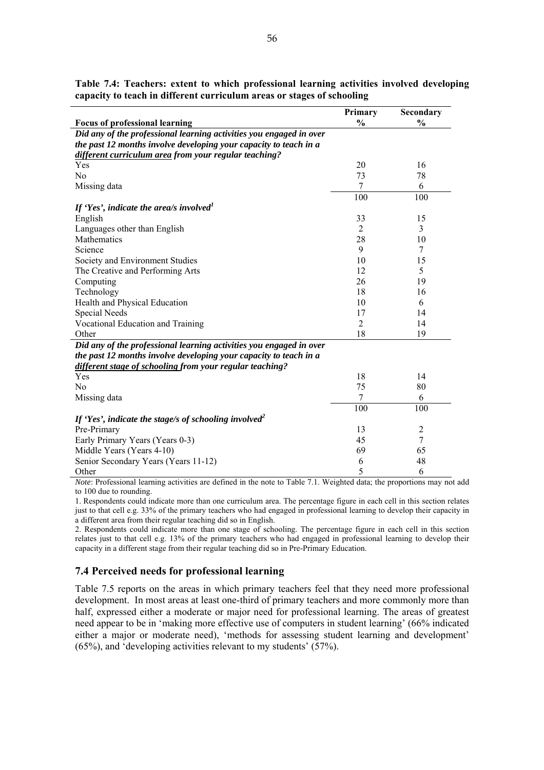**Table 7.4: Teachers: extent to which professional learning activities involved developing capacity to teach in different curriculum areas or stages of schooling**

| Focus of professional learning | Primary % | Secondary % |
|---|---|---|
| ***Did any of the professional learning activities you engaged in over the past 12 months involve developing your capacity to teach in a <u>different curriculum area</u> from your regular teaching?*** | | |
| Yes | 20 | 16 |
| No | 73 | 78 |
| Missing data | 7 | 6 |
| | 100 | 100 |
| ***If 'Yes', indicate the area/s involved[1]*** | | |
| English | 33 | 15 |
| Languages other than English | 2 | 3 |
| Mathematics | 28 | 10 |
| Science | 9 | 7 |
| Society and Environment Studies | 10 | 15 |
| The Creative and Performing Arts | 12 | 5 |
| Computing | 26 | 19 |
| Technology | 18 | 16 |
| Health and Physical Education | 10 | 6 |
| Special Needs | 17 | 14 |
| Vocational Education and Training | 2 | 14 |
| Other | 18 | 19 |
| ***Did any of the professional learning activities you engaged in over the past 12 months involve developing your capacity to teach in a <u>different stage of schooling</u> from your regular teaching?*** | | |
| Yes | 18 | 14 |
| No | 75 | 80 |
| Missing data | 7 | 6 |
| | 100 | 100 |
| ***If 'Yes', indicate the stage/s of schooling involved[2]*** | | |
| Pre-Primary | 13 | 2 |
| Early Primary Years (Years 0-3) | 45 | 7 |
| Middle Years (Years 4-10) | 69 | 65 |
| Senior Secondary Years (Years 11-12) | 6 | 48 |
| Other | 5 | 6 |

*Note*: Professional learning activities are defined in the note to Table 7.1. Weighted data; the proportions may not add to 100 due to rounding.

1. Respondents could indicate more than one curriculum area. The percentage figure in each cell in this section relates just to that cell e.g. 33% of the primary teachers who had engaged in professional learning to develop their capacity in a different area from their regular teaching did so in English.

2. Respondents could indicate more than one stage of schooling. The percentage figure in each cell in this section relates just to that cell e.g. 13% of the primary teachers who had engaged in professional learning to develop their capacity in a different stage from their regular teaching did so in Pre-Primary Education.

## 7.4 Perceived needs for professional learning

Table 7.5 reports on the areas in which primary teachers feel that they need more professional development. In most areas at least one-third of primary teachers and more commonly more than half, expressed either a moderate or major need for professional learning. The areas of greatest need appear to be in 'making more effective use of computers in student learning' (66% indicated either a major or moderate need), 'methods for assessing student learning and development' (65%), and 'developing activities relevant to my students' (57%).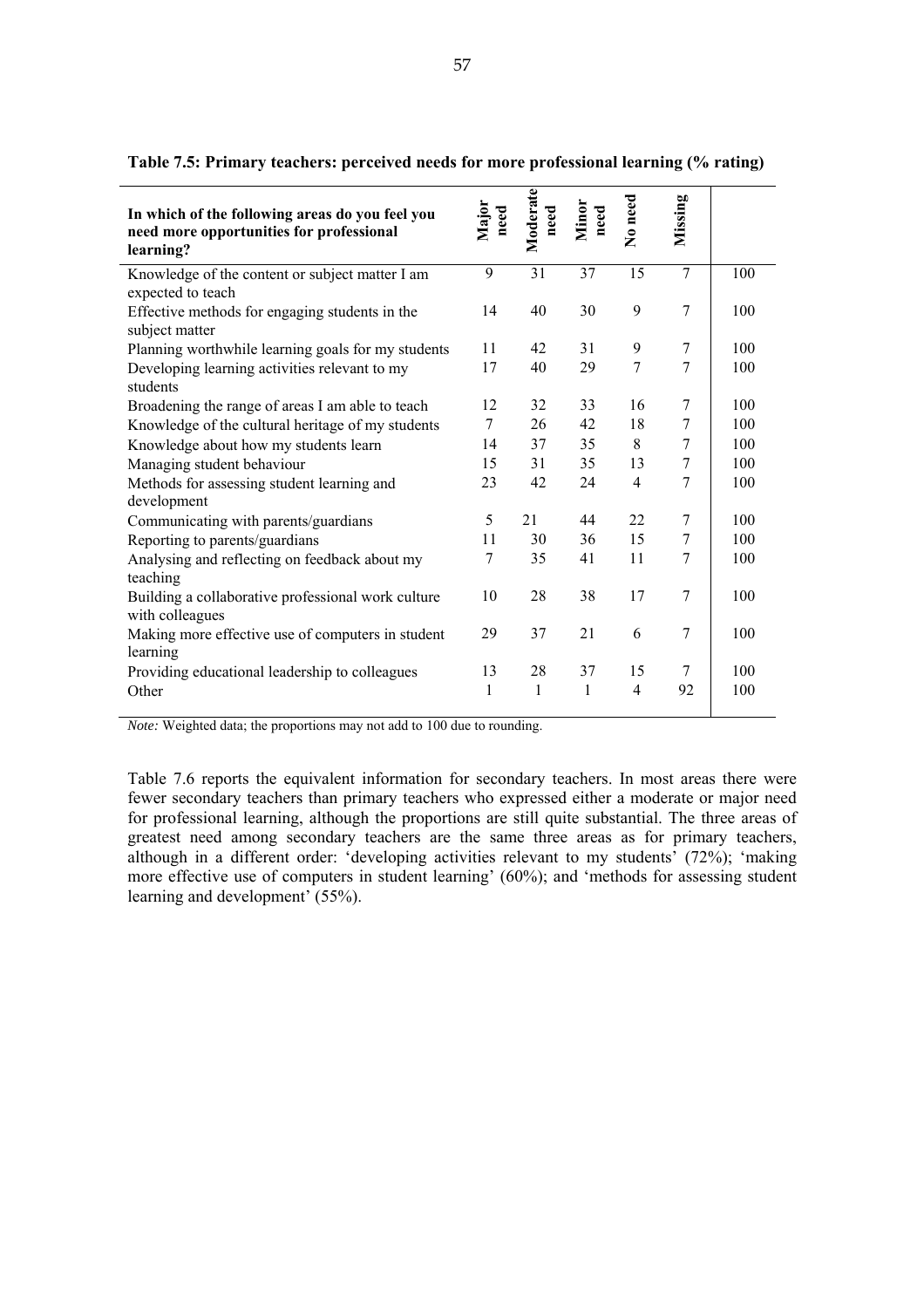**Table 7.5: Primary teachers: perceived needs for more professional learning (% rating)**

| In which of the following areas do you feel you need more opportunities for professional learning? | Major need | Moderate need | Minor need | No need | Missing | |
|---|---|---|---|---|---|---|
| Knowledge of the content or subject matter I am expected to teach | 9 | 31 | 37 | 15 | 7 | 100 |
| Effective methods for engaging students in the subject matter | 14 | 40 | 30 | 9 | 7 | 100 |
| Planning worthwhile learning goals for my students | 11 | 42 | 31 | 9 | 7 | 100 |
| Developing learning activities relevant to my students | 17 | 40 | 29 | 7 | 7 | 100 |
| Broadening the range of areas I am able to teach | 12 | 32 | 33 | 16 | 7 | 100 |
| Knowledge of the cultural heritage of my students | 7 | 26 | 42 | 18 | 7 | 100 |
| Knowledge about how my students learn | 14 | 37 | 35 | 8 | 7 | 100 |
| Managing student behaviour | 15 | 31 | 35 | 13 | 7 | 100 |
| Methods for assessing student learning and development | 23 | 42 | 24 | 4 | 7 | 100 |
| Communicating with parents/guardians | 5 | 21 | 44 | 22 | 7 | 100 |
| Reporting to parents/guardians | 11 | 30 | 36 | 15 | 7 | 100 |
| Analysing and reflecting on feedback about my teaching | 7 | 35 | 41 | 11 | 7 | 100 |
| Building a collaborative professional work culture with colleagues | 10 | 28 | 38 | 17 | 7 | 100 |
| Making more effective use of computers in student learning | 29 | 37 | 21 | 6 | 7 | 100 |
| Providing educational leadership to colleagues | 13 | 28 | 37 | 15 | 7 | 100 |
| Other | 1 | 1 | 1 | 4 | 92 | 100 |

*Note:* Weighted data; the proportions may not add to 100 due to rounding.

Table 7.6 reports the equivalent information for secondary teachers. In most areas there were fewer secondary teachers than primary teachers who expressed either a moderate or major need for professional learning, although the proportions are still quite substantial. The three areas of greatest need among secondary teachers are the same three areas as for primary teachers, although in a different order: 'developing activities relevant to my students' (72%); 'making more effective use of computers in student learning' (60%); and 'methods for assessing student learning and development' (55%).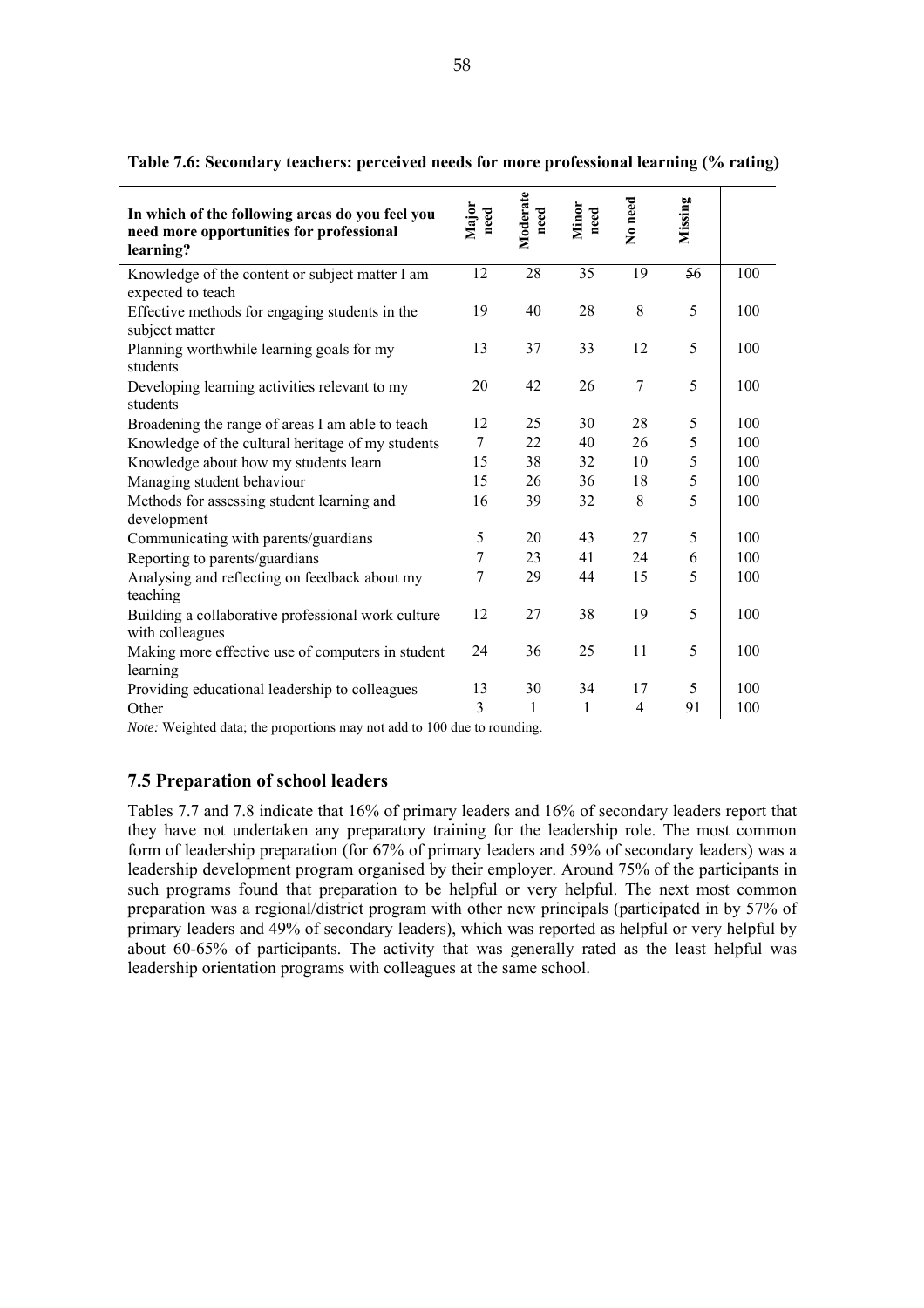**Table 7.6: Secondary teachers: perceived needs for more professional learning (% rating)**

| In which of the following areas do you feel you need more opportunities for professional learning? | Major need | Moderate need | Minor need | No need | Missing | |
|---|---|---|---|---|---|---|
| Knowledge of the content or subject matter I am expected to teach | 12 | 28 | 35 | 19 | 56 | 100 |
| Effective methods for engaging students in the subject matter | 19 | 40 | 28 | 8 | 5 | 100 |
| Planning worthwhile learning goals for my students | 13 | 37 | 33 | 12 | 5 | 100 |
| Developing learning activities relevant to my students | 20 | 42 | 26 | 7 | 5 | 100 |
| Broadening the range of areas I am able to teach | 12 | 25 | 30 | 28 | 5 | 100 |
| Knowledge of the cultural heritage of my students | 7 | 22 | 40 | 26 | 5 | 100 |
| Knowledge about how my students learn | 15 | 38 | 32 | 10 | 5 | 100 |
| Managing student behaviour | 15 | 26 | 36 | 18 | 5 | 100 |
| Methods for assessing student learning and development | 16 | 39 | 32 | 8 | 5 | 100 |
| Communicating with parents/guardians | 5 | 20 | 43 | 27 | 5 | 100 |
| Reporting to parents/guardians | 7 | 23 | 41 | 24 | 6 | 100 |
| Analysing and reflecting on feedback about my teaching | 7 | 29 | 44 | 15 | 5 | 100 |
| Building a collaborative professional work culture with colleagues | 12 | 27 | 38 | 19 | 5 | 100 |
| Making more effective use of computers in student learning | 24 | 36 | 25 | 11 | 5 | 100 |
| Providing educational leadership to colleagues | 13 | 30 | 34 | 17 | 5 | 100 |
| Other | 3 | 1 | 1 | 4 | 91 | 100 |

*Note:* Weighted data; the proportions may not add to 100 due to rounding.

### 7.5 Preparation of school leaders

Tables 7.7 and 7.8 indicate that 16% of primary leaders and 16% of secondary leaders report that they have not undertaken any preparatory training for the leadership role. The most common form of leadership preparation (for 67% of primary leaders and 59% of secondary leaders) was a leadership development program organised by their employer. Around 75% of the participants in such programs found that preparation to be helpful or very helpful. The next most common preparation was a regional/district program with other new principals (participated in by 57% of primary leaders and 49% of secondary leaders), which was reported as helpful or very helpful by about 60-65% of participants. The activity that was generally rated as the least helpful was leadership orientation programs with colleagues at the same school.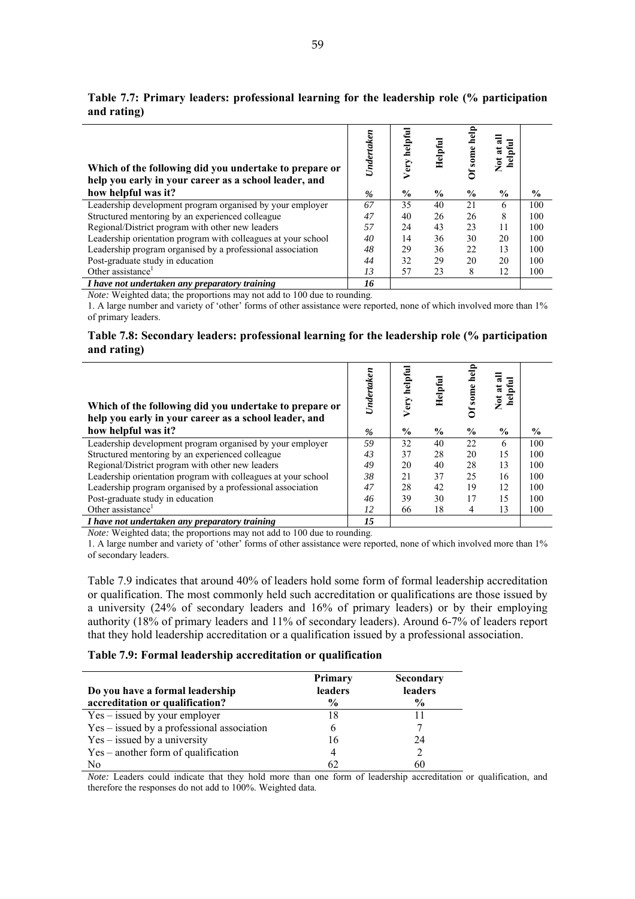**Table 7.7: Primary leaders: professional learning for the leadership role (% participation and rating)**

| Which of the following did you undertake to prepare or help you early in your career as a school leader, and how helpful was it? | *Undertaken* *%* | Very helpful % | Helpful % | Of some help % | Not at all helpful % | % |
|---|---|---|---|---|---|---|
| Leadership development program organised by your employer | *67* | 35 | 40 | 21 | 6 | 100 |
| Structured mentoring by an experienced colleague | *47* | 40 | 26 | 26 | 8 | 100 |
| Regional/District program with other new leaders | *57* | 24 | 43 | 23 | 11 | 100 |
| Leadership orientation program with colleagues at your school | *40* | 14 | 36 | 30 | 20 | 100 |
| Leadership program organised by a professional association | *48* | 29 | 36 | 22 | 13 | 100 |
| Post-graduate study in education | *44* | 32 | 29 | 20 | 20 | 100 |
| Other assistance[1] | *13* | 57 | 23 | 8 | 12 | 100 |
| ***I have not undertaken any preparatory training*** | ***16*** | | | | | |

*Note:* Weighted data; the proportions may not add to 100 due to rounding.

1. A large number and variety of 'other' forms of other assistance were reported, none of which involved more than 1% of primary leaders.

**Table 7.8: Secondary leaders: professional learning for the leadership role (% participation and rating)**

| Which of the following did you undertake to prepare or help you early in your career as a school leader, and how helpful was it? | *Undertaken* *%* | Very helpful % | Helpful % | Of some help % | Not at all helpful % | % |
|---|---|---|---|---|---|---|
| Leadership development program organised by your employer | *59* | 32 | 40 | 22 | 6 | 100 |
| Structured mentoring by an experienced colleague | *43* | 37 | 28 | 20 | 15 | 100 |
| Regional/District program with other new leaders | *49* | 20 | 40 | 28 | 13 | 100 |
| Leadership orientation program with colleagues at your school | *38* | 21 | 37 | 25 | 16 | 100 |
| Leadership program organised by a professional association | *47* | 28 | 42 | 19 | 12 | 100 |
| Post-graduate study in education | *46* | 39 | 30 | 17 | 15 | 100 |
| Other assistance[1] | *12* | 66 | 18 | 4 | 13 | 100 |
| ***I have not undertaken any preparatory training*** | ***15*** | | | | | |

*Note:* Weighted data; the proportions may not add to 100 due to rounding.

1. A large number and variety of 'other' forms of other assistance were reported, none of which involved more than 1% of secondary leaders.

Table 7.9 indicates that around 40% of leaders hold some form of formal leadership accreditation or qualification. The most commonly held such accreditation or qualifications are those issued by a university (24% of secondary leaders and 16% of primary leaders) or by their employing authority (18% of primary leaders and 11% of secondary leaders). Around 6-7% of leaders report that they hold leadership accreditation or a qualification issued by a professional association.

**Table 7.9: Formal leadership accreditation or qualification**

| Do you have a formal leadership accreditation or qualification? | Primary leaders % | Secondary leaders % |
|---|---|---|
| Yes – issued by your employer | 18 | 11 |
| Yes – issued by a professional association | 6 | 7 |
| Yes – issued by a university | 16 | 24 |
| Yes – another form of qualification | 4 | 2 |
| No | 62 | 60 |

*Note:* Leaders could indicate that they hold more than one form of leadership accreditation or qualification, and therefore the responses do not add to 100%. Weighted data.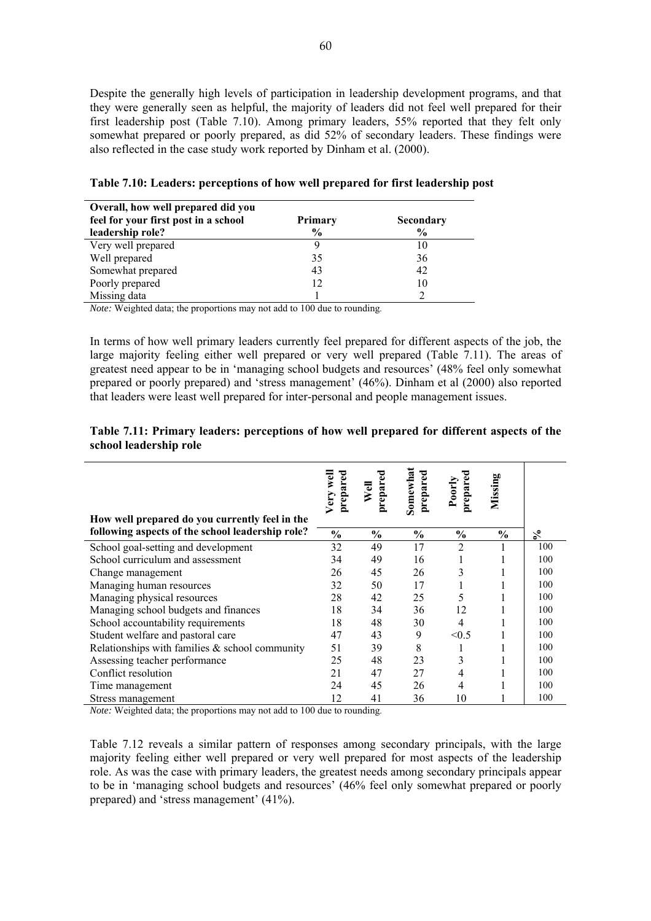Despite the generally high levels of participation in leadership development programs, and that they were generally seen as helpful, the majority of leaders did not feel well prepared for their first leadership post (Table 7.10). Among primary leaders, 55% reported that they felt only somewhat prepared or poorly prepared, as did 52% of secondary leaders. These findings were also reflected in the case study work reported by Dinham et al. (2000).

**Table 7.10: Leaders: perceptions of how well prepared for first leadership post**

| Overall, how well prepared did you feel for your first post in a school leadership role? | Primary % | Secondary % |
|---|---|---|
| Very well prepared | 9 | 10 |
| Well prepared | 35 | 36 |
| Somewhat prepared | 43 | 42 |
| Poorly prepared | 12 | 10 |
| Missing data | 1 | 2 |

*Note:* Weighted data; the proportions may not add to 100 due to rounding.

In terms of how well primary leaders currently feel prepared for different aspects of the job, the large majority feeling either well prepared or very well prepared (Table 7.11). The areas of greatest need appear to be in 'managing school budgets and resources' (48% feel only somewhat prepared or poorly prepared) and 'stress management' (46%). Dinham et al (2000) also reported that leaders were least well prepared for inter-personal and people management issues.

**Table 7.11: Primary leaders: perceptions of how well prepared for different aspects of the school leadership role**

| How well prepared do you currently feel in the following aspects of the school leadership role? | Very well prepared % | Well prepared % | Somewhat prepared % | Poorly prepared % | Missing % | % |
|---|---|---|---|---|---|---|
| School goal-setting and development | 32 | 49 | 17 | 2 | 1 | 100 |
| School curriculum and assessment | 34 | 49 | 16 | 1 | 1 | 100 |
| Change management | 26 | 45 | 26 | 3 | 1 | 100 |
| Managing human resources | 32 | 50 | 17 | 1 | 1 | 100 |
| Managing physical resources | 28 | 42 | 25 | 5 | 1 | 100 |
| Managing school budgets and finances | 18 | 34 | 36 | 12 | 1 | 100 |
| School accountability requirements | 18 | 48 | 30 | 4 | 1 | 100 |
| Student welfare and pastoral care | 47 | 43 | 9 | <0.5 | 1 | 100 |
| Relationships with families & school community | 51 | 39 | 8 | 1 | 1 | 100 |
| Assessing teacher performance | 25 | 48 | 23 | 3 | 1 | 100 |
| Conflict resolution | 21 | 47 | 27 | 4 | 1 | 100 |
| Time management | 24 | 45 | 26 | 4 | 1 | 100 |
| Stress management | 12 | 41 | 36 | 10 | 1 | 100 |

*Note:* Weighted data; the proportions may not add to 100 due to rounding.

Table 7.12 reveals a similar pattern of responses among secondary principals, with the large majority feeling either well prepared or very well prepared for most aspects of the leadership role. As was the case with primary leaders, the greatest needs among secondary principals appear to be in 'managing school budgets and resources' (46% feel only somewhat prepared or poorly prepared) and 'stress management' (41%).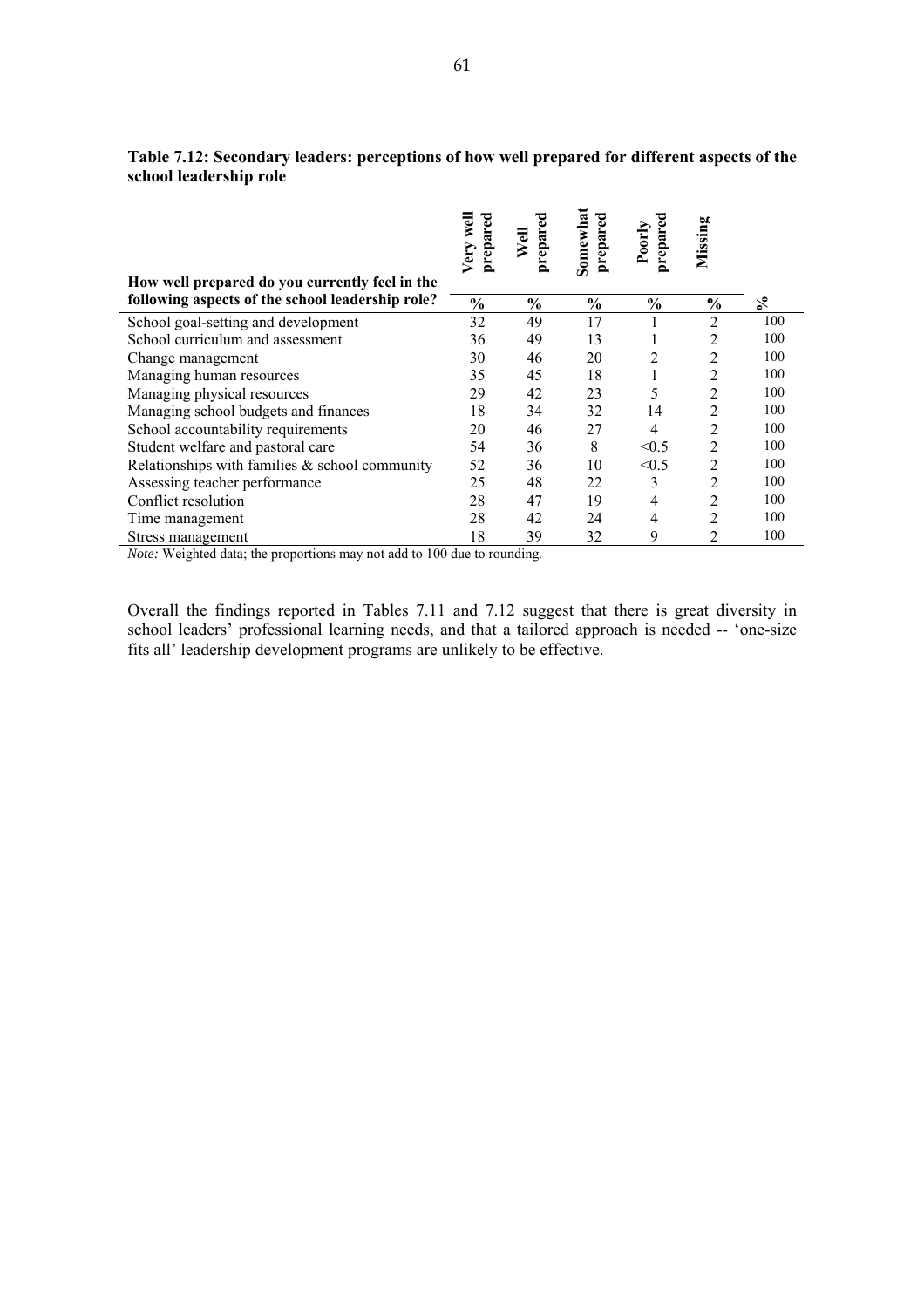**Table 7.12: Secondary leaders: perceptions of how well prepared for different aspects of the school leadership role**

| How well prepared do you currently feel in the following aspects of the school leadership role? | Very well prepared | Well prepared | Somewhat prepared | Poorly prepared | Missing | |
|---|---|---|---|---|---|---|
| | % | % | % | % | % | % |
| School goal-setting and development | 32 | 49 | 17 | 1 | 2 | 100 |
| School curriculum and assessment | 36 | 49 | 13 | 1 | 2 | 100 |
| Change management | 30 | 46 | 20 | 2 | 2 | 100 |
| Managing human resources | 35 | 45 | 18 | 1 | 2 | 100 |
| Managing physical resources | 29 | 42 | 23 | 5 | 2 | 100 |
| Managing school budgets and finances | 18 | 34 | 32 | 14 | 2 | 100 |
| School accountability requirements | 20 | 46 | 27 | 4 | 2 | 100 |
| Student welfare and pastoral care | 54 | 36 | 8 | <0.5 | 2 | 100 |
| Relationships with families & school community | 52 | 36 | 10 | <0.5 | 2 | 100 |
| Assessing teacher performance | 25 | 48 | 22 | 3 | 2 | 100 |
| Conflict resolution | 28 | 47 | 19 | 4 | 2 | 100 |
| Time management | 28 | 42 | 24 | 4 | 2 | 100 |
| Stress management | 18 | 39 | 32 | 9 | 2 | 100 |

*Note:* Weighted data; the proportions may not add to 100 due to rounding.

Overall the findings reported in Tables 7.11 and 7.12 suggest that there is great diversity in school leaders' professional learning needs, and that a tailored approach is needed -- 'one-size fits all' leadership development programs are unlikely to be effective.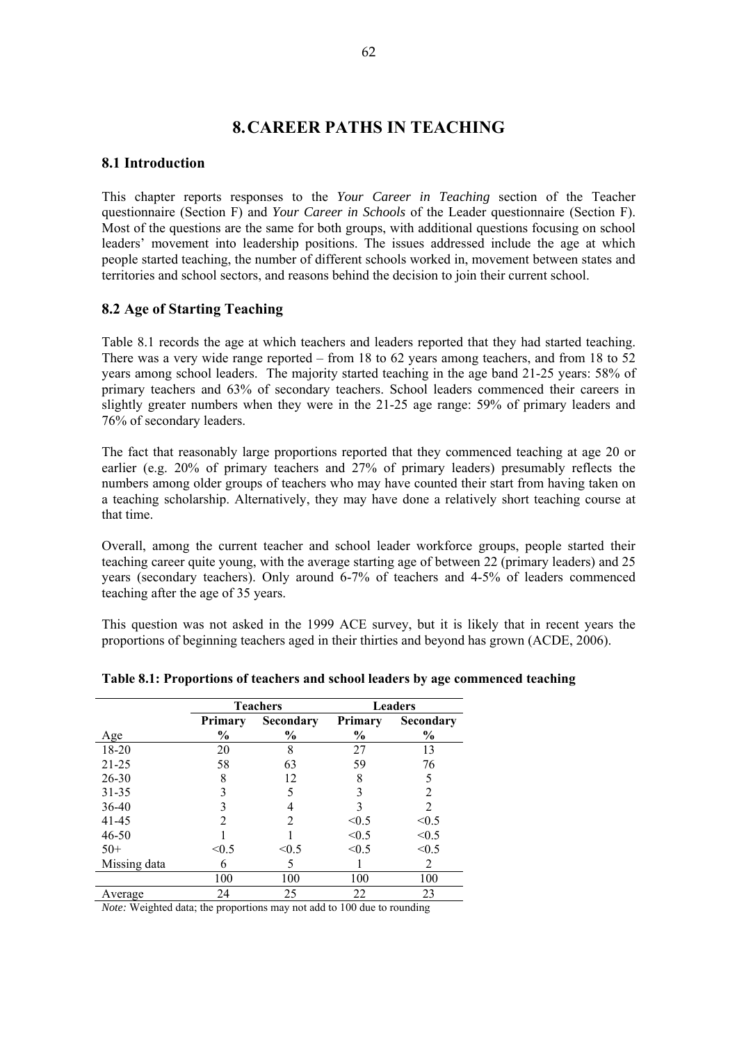# 8. CAREER PATHS IN TEACHING

## 8.1 Introduction

This chapter reports responses to the *Your Career in Teaching* section of the Teacher questionnaire (Section F) and *Your Career in Schools* of the Leader questionnaire (Section F). Most of the questions are the same for both groups, with additional questions focusing on school leaders' movement into leadership positions. The issues addressed include the age at which people started teaching, the number of different schools worked in, movement between states and territories and school sectors, and reasons behind the decision to join their current school.

## 8.2 Age of Starting Teaching

Table 8.1 records the age at which teachers and leaders reported that they had started teaching. There was a very wide range reported – from 18 to 62 years among teachers, and from 18 to 52 years among school leaders. The majority started teaching in the age band 21-25 years: 58% of primary teachers and 63% of secondary teachers. School leaders commenced their careers in slightly greater numbers when they were in the 21-25 age range: 59% of primary leaders and 76% of secondary leaders.

The fact that reasonably large proportions reported that they commenced teaching at age 20 or earlier (e.g. 20% of primary teachers and 27% of primary leaders) presumably reflects the numbers among older groups of teachers who may have counted their start from having taken on a teaching scholarship. Alternatively, they may have done a relatively short teaching course at that time.

Overall, among the current teacher and school leader workforce groups, people started their teaching career quite young, with the average starting age of between 22 (primary leaders) and 25 years (secondary teachers). Only around 6-7% of teachers and 4-5% of leaders commenced teaching after the age of 35 years.

This question was not asked in the 1999 ACE survey, but it is likely that in recent years the proportions of beginning teachers aged in their thirties and beyond has grown (ACDE, 2006).

**Table 8.1: Proportions of teachers and school leaders by age commenced teaching**

| | Teachers | | Leaders | |
|---|---|---|---|---|
| | Primary | Secondary | Primary | Secondary |
| Age | % | % | % | % |
| 18-20 | 20 | 8 | 27 | 13 |
| 21-25 | 58 | 63 | 59 | 76 |
| 26-30 | 8 | 12 | 8 | 5 |
| 31-35 | 3 | 5 | 3 | 2 |
| 36-40 | 3 | 4 | 3 | 2 |
| 41-45 | 2 | 2 | <0.5 | <0.5 |
| 46-50 | 1 | 1 | <0.5 | <0.5 |
| 50+ | <0.5 | <0.5 | <0.5 | <0.5 |
| Missing data | 6 | 5 | 1 | 2 |
| | 100 | 100 | 100 | 100 |
| Average | 24 | 25 | 22 | 23 |

*Note:* Weighted data; the proportions may not add to 100 due to rounding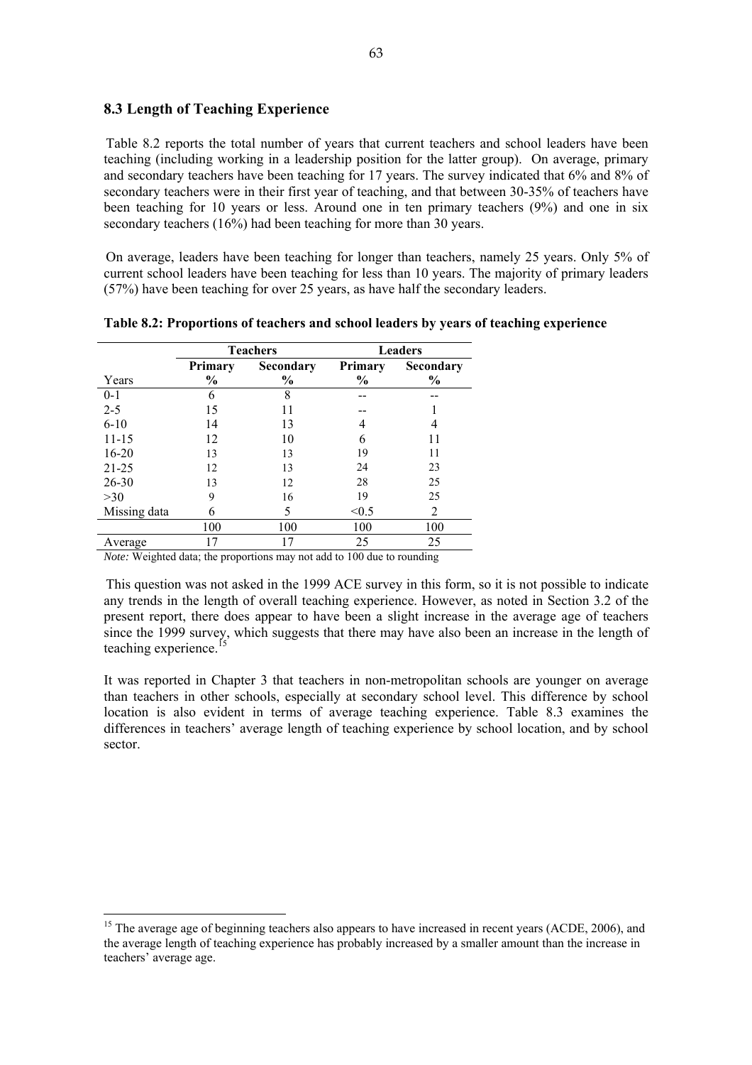## 8.3 Length of Teaching Experience

Table 8.2 reports the total number of years that current teachers and school leaders have been teaching (including working in a leadership position for the latter group). On average, primary and secondary teachers have been teaching for 17 years. The survey indicated that 6% and 8% of secondary teachers were in their first year of teaching, and that between 30-35% of teachers have been teaching for 10 years or less. Around one in ten primary teachers (9%) and one in six secondary teachers (16%) had been teaching for more than 30 years.

On average, leaders have been teaching for longer than teachers, namely 25 years. Only 5% of current school leaders have been teaching for less than 10 years. The majority of primary leaders (57%) have been teaching for over 25 years, as have half the secondary leaders.

**Table 8.2: Proportions of teachers and school leaders by years of teaching experience**

| | Teachers | | Leaders | |
|---|---|---|---|---|
| Years | Primary % | Secondary % | Primary % | Secondary % |
| 0-1 | 6 | 8 | -- | -- |
| 2-5 | 15 | 11 | -- | 1 |
| 6-10 | 14 | 13 | 4 | 4 |
| 11-15 | 12 | 10 | 6 | 11 |
| 16-20 | 13 | 13 | 19 | 11 |
| 21-25 | 12 | 13 | 24 | 23 |
| 26-30 | 13 | 12 | 28 | 25 |
| >30 | 9 | 16 | 19 | 25 |
| Missing data | 6 | 5 | <0.5 | 2 |
| | 100 | 100 | 100 | 100 |
| Average | 17 | 17 | 25 | 25 |

*Note:* Weighted data; the proportions may not add to 100 due to rounding

This question was not asked in the 1999 ACE survey in this form, so it is not possible to indicate any trends in the length of overall teaching experience. However, as noted in Section 3.2 of the present report, there does appear to have been a slight increase in the average age of teachers since the 1999 survey, which suggests that there may have also been an increase in the length of teaching experience.[15]

It was reported in Chapter 3 that teachers in non-metropolitan schools are younger on average than teachers in other schools, especially at secondary school level. This difference by school location is also evident in terms of average teaching experience. Table 8.3 examines the differences in teachers' average length of teaching experience by school location, and by school sector.

---

[15] The average age of beginning teachers also appears to have increased in recent years (ACDE, 2006), and the average length of teaching experience has probably increased by a smaller amount than the increase in teachers' average age.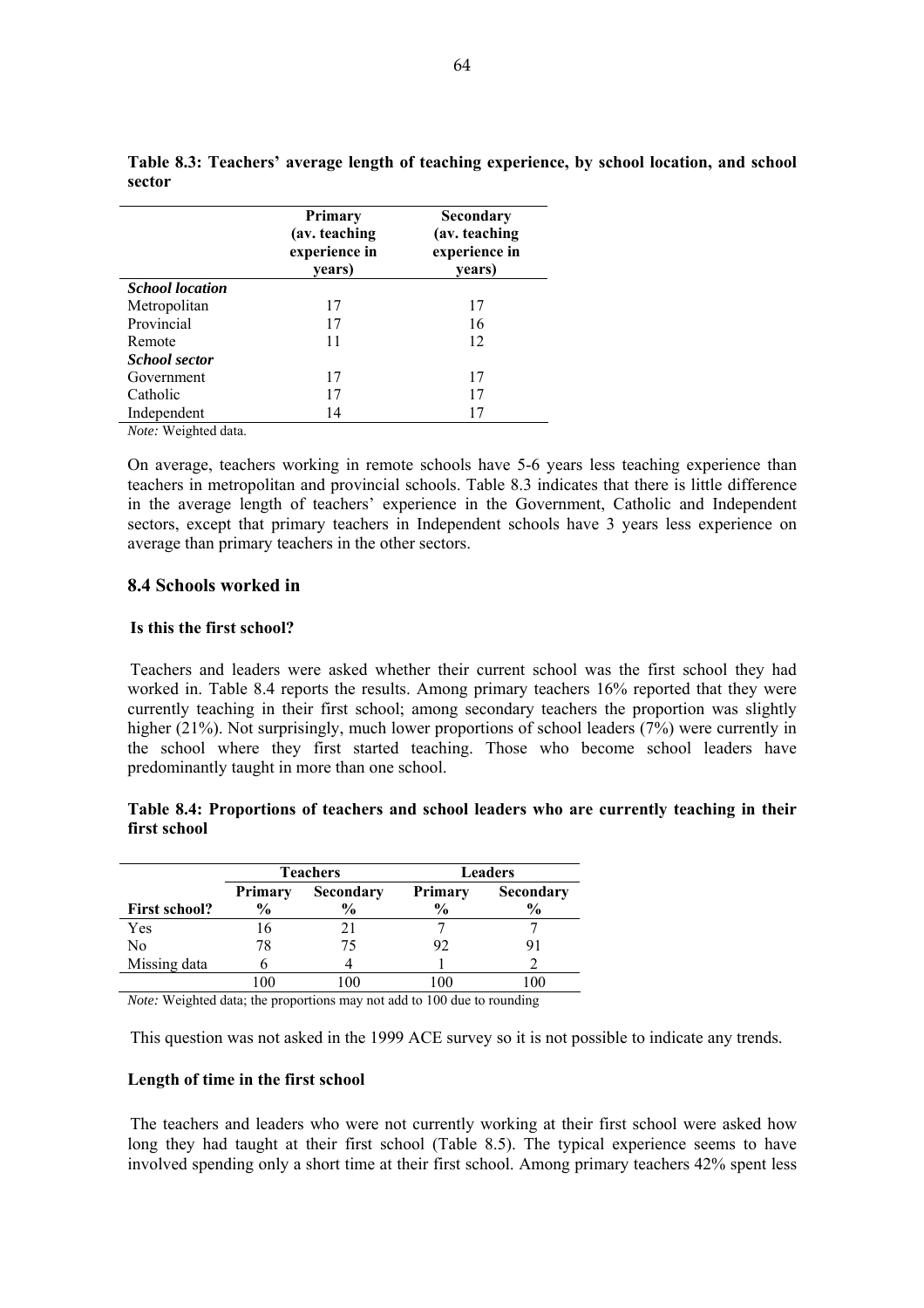**Table 8.3: Teachers' average length of teaching experience, by school location, and school sector**

| | Primary (av. teaching experience in years) | Secondary (av. teaching experience in years) |
|---|---|---|
| ***School location*** | | |
| Metropolitan | 17 | 17 |
| Provincial | 17 | 16 |
| Remote | 11 | 12 |
| ***School sector*** | | |
| Government | 17 | 17 |
| Catholic | 17 | 17 |
| Independent | 14 | 17 |

*Note:* Weighted data.

On average, teachers working in remote schools have 5-6 years less teaching experience than teachers in metropolitan and provincial schools. Table 8.3 indicates that there is little difference in the average length of teachers' experience in the Government, Catholic and Independent sectors, except that primary teachers in Independent schools have 3 years less experience on average than primary teachers in the other sectors.

## 8.4 Schools worked in

#### Is this the first school?

Teachers and leaders were asked whether their current school was the first school they had worked in. Table 8.4 reports the results. Among primary teachers 16% reported that they were currently teaching in their first school; among secondary teachers the proportion was slightly higher (21%). Not surprisingly, much lower proportions of school leaders (7%) were currently in the school where they first started teaching. Those who become school leaders have predominantly taught in more than one school.

**Table 8.4: Proportions of teachers and school leaders who are currently teaching in their first school**

| | Teachers | | Leaders | |
|---|---|---|---|---|
| **First school?** | **Primary %** | **Secondary %** | **Primary %** | **Secondary %** |
| Yes | 16 | 21 | 7 | 7 |
| No | 78 | 75 | 92 | 91 |
| Missing data | 6 | 4 | 1 | 2 |
| | 100 | 100 | 100 | 100 |

*Note:* Weighted data; the proportions may not add to 100 due to rounding

This question was not asked in the 1999 ACE survey so it is not possible to indicate any trends.

#### Length of time in the first school

The teachers and leaders who were not currently working at their first school were asked how long they had taught at their first school (Table 8.5). The typical experience seems to have involved spending only a short time at their first school. Among primary teachers 42% spent less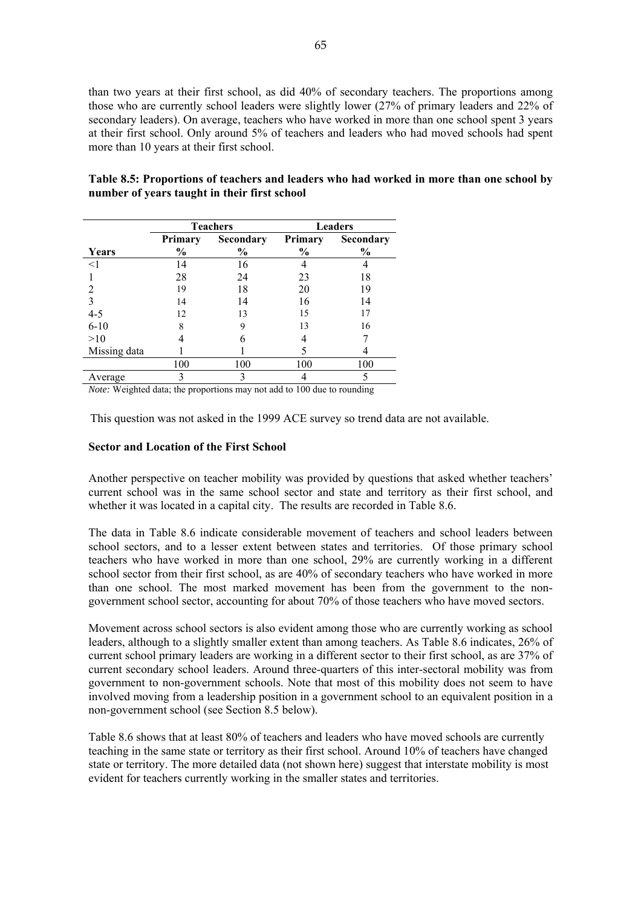than two years at their first school, as did 40% of secondary teachers. The proportions among those who are currently school leaders were slightly lower (27% of primary leaders and 22% of secondary leaders). On average, teachers who have worked in more than one school spent 3 years at their first school. Only around 5% of teachers and leaders who had moved schools had spent more than 10 years at their first school.

**Table 8.5: Proportions of teachers and leaders who had worked in more than one school by number of years taught in their first school**

| | Teachers | | Leaders | |
|---|---|---|---|---|
| | Primary | Secondary | Primary | Secondary |
| Years | % | % | % | % |
| <1 | 14 | 16 | 4 | 4 |
| 1 | 28 | 24 | 23 | 18 |
| 2 | 19 | 18 | 20 | 19 |
| 3 | 14 | 14 | 16 | 14 |
| 4-5 | 12 | 13 | 15 | 17 |
| 6-10 | 8 | 9 | 13 | 16 |
| >10 | 4 | 6 | 4 | 7 |
| Missing data | 1 | 1 | 5 | 4 |
| | 100 | 100 | 100 | 100 |
| Average | 3 | 3 | 4 | 5 |

*Note:* Weighted data; the proportions may not add to 100 due to rounding

This question was not asked in the 1999 ACE survey so trend data are not available.

**Sector and Location of the First School**

Another perspective on teacher mobility was provided by questions that asked whether teachers' current school was in the same school sector and state and territory as their first school, and whether it was located in a capital city. The results are recorded in Table 8.6.

The data in Table 8.6 indicate considerable movement of teachers and school leaders between school sectors, and to a lesser extent between states and territories. Of those primary school teachers who have worked in more than one school, 29% are currently working in a different school sector from their first school, as are 40% of secondary teachers who have worked in more than one school. The most marked movement has been from the government to the non-government school sector, accounting for about 70% of those teachers who have moved sectors.

Movement across school sectors is also evident among those who are currently working as school leaders, although to a slightly smaller extent than among teachers. As Table 8.6 indicates, 26% of current school primary leaders are working in a different sector to their first school, as are 37% of current secondary school leaders. Around three-quarters of this inter-sectoral mobility was from government to non-government schools. Note that most of this mobility does not seem to have involved moving from a leadership position in a government school to an equivalent position in a non-government school (see Section 8.5 below).

Table 8.6 shows that at least 80% of teachers and leaders who have moved schools are currently teaching in the same state or territory as their first school. Around 10% of teachers have changed state or territory. The more detailed data (not shown here) suggest that interstate mobility is most evident for teachers currently working in the smaller states and territories.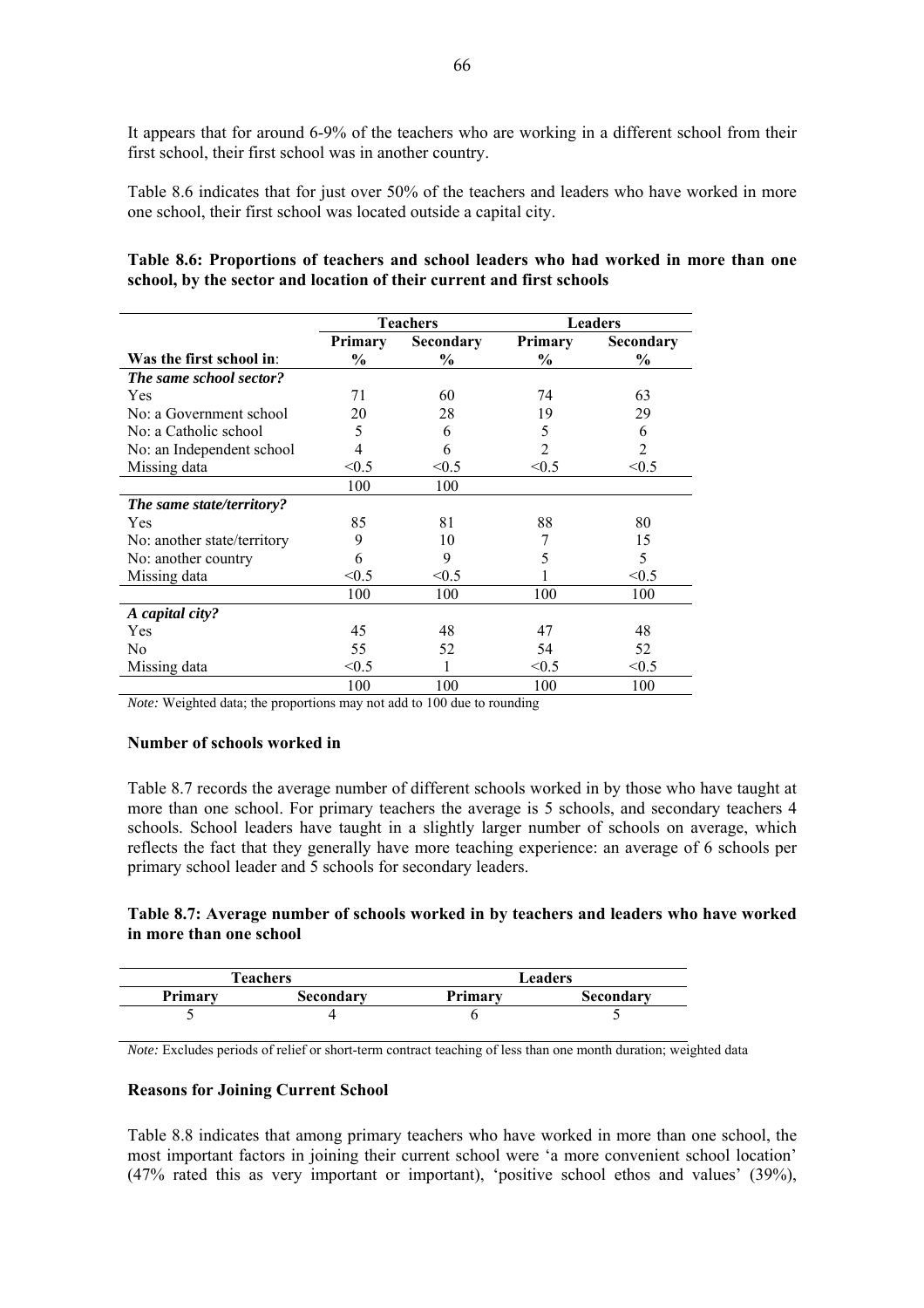It appears that for around 6-9% of the teachers who are working in a different school from their first school, their first school was in another country.

Table 8.6 indicates that for just over 50% of the teachers and leaders who have worked in more one school, their first school was located outside a capital city.

**Table 8.6: Proportions of teachers and school leaders who had worked in more than one school, by the sector and location of their current and first schools**

| | Teachers | | Leaders | |
|---|---|---|---|---|
| | Primary | Secondary | Primary | Secondary |
| **Was the first school in**: | **%** | **%** | **%** | **%** |
| ***The same school sector?*** | | | | |
| Yes | 71 | 60 | 74 | 63 |
| No: a Government school | 20 | 28 | 19 | 29 |
| No: a Catholic school | 5 | 6 | 5 | 6 |
| No: an Independent school | 4 | 6 | 2 | 2 |
| Missing data | <0.5 | <0.5 | <0.5 | <0.5 |
| | 100 | 100 | | |
| ***The same state/territory?*** | | | | |
| Yes | 85 | 81 | 88 | 80 |
| No: another state/territory | 9 | 10 | 7 | 15 |
| No: another country | 6 | 9 | 5 | 5 |
| Missing data | <0.5 | <0.5 | 1 | <0.5 |
| | 100 | 100 | 100 | 100 |
| ***A capital city?*** | | | | |
| Yes | 45 | 48 | 47 | 48 |
| No | 55 | 52 | 54 | 52 |
| Missing data | <0.5 | 1 | <0.5 | <0.5 |
| | 100 | 100 | 100 | 100 |

*Note:* Weighted data; the proportions may not add to 100 due to rounding

#### Number of schools worked in

Table 8.7 records the average number of different schools worked in by those who have taught at more than one school. For primary teachers the average is 5 schools, and secondary teachers 4 schools. School leaders have taught in a slightly larger number of schools on average, which reflects the fact that they generally have more teaching experience: an average of 6 schools per primary school leader and 5 schools for secondary leaders.

**Table 8.7: Average number of schools worked in by teachers and leaders who have worked in more than one school**

| Teachers | | Leaders | |
|---|---|---|---|
| **Primary** | **Secondary** | **Primary** | **Secondary** |
| 5 | 4 | 6 | 5 |

*Note:* Excludes periods of relief or short-term contract teaching of less than one month duration; weighted data

#### Reasons for Joining Current School

Table 8.8 indicates that among primary teachers who have worked in more than one school, the most important factors in joining their current school were 'a more convenient school location' (47% rated this as very important or important), 'positive school ethos and values' (39%),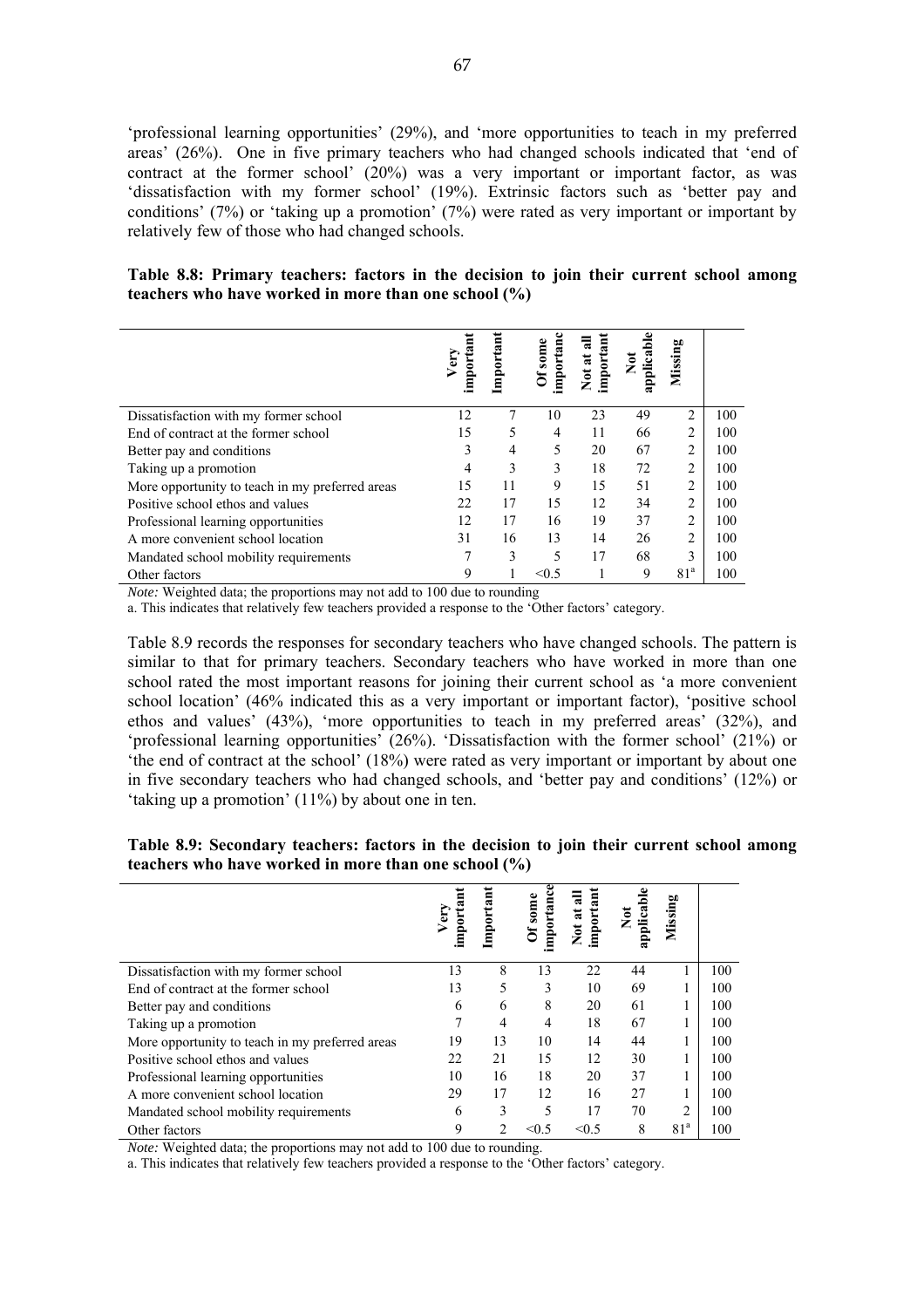'professional learning opportunities' (29%), and 'more opportunities to teach in my preferred areas' (26%). One in five primary teachers who had changed schools indicated that 'end of contract at the former school' (20%) was a very important or important factor, as was 'dissatisfaction with my former school' (19%). Extrinsic factors such as 'better pay and conditions' (7%) or 'taking up a promotion' (7%) were rated as very important or important by relatively few of those who had changed schools.

**Table 8.8: Primary teachers: factors in the decision to join their current school among teachers who have worked in more than one school (%)**

| | Very important | Important | Of some importance | Not at all important | Not applicable | Missing | |
|---|---|---|---|---|---|---|---|
| Dissatisfaction with my former school | 12 | 7 | 10 | 23 | 49 | 2 | 100 |
| End of contract at the former school | 15 | 5 | 4 | 11 | 66 | 2 | 100 |
| Better pay and conditions | 3 | 4 | 5 | 20 | 67 | 2 | 100 |
| Taking up a promotion | 4 | 3 | 3 | 18 | 72 | 2 | 100 |
| More opportunity to teach in my preferred areas | 15 | 11 | 9 | 15 | 51 | 2 | 100 |
| Positive school ethos and values | 22 | 17 | 15 | 12 | 34 | 2 | 100 |
| Professional learning opportunities | 12 | 17 | 16 | 19 | 37 | 2 | 100 |
| A more convenient school location | 31 | 16 | 13 | 14 | 26 | 2 | 100 |
| Mandated school mobility requirements | 7 | 3 | 5 | 17 | 68 | 3 | 100 |
| Other factors | 9 | 1 | <0.5 | 1 | 9 | 81[a] | 100 |

*Note:* Weighted data; the proportions may not add to 100 due to rounding

a. This indicates that relatively few teachers provided a response to the 'Other factors' category.

Table 8.9 records the responses for secondary teachers who have changed schools. The pattern is similar to that for primary teachers. Secondary teachers who have worked in more than one school rated the most important reasons for joining their current school as 'a more convenient school location' (46% indicated this as a very important or important factor), 'positive school ethos and values' (43%), 'more opportunities to teach in my preferred areas' (32%), and 'professional learning opportunities' (26%). 'Dissatisfaction with the former school' (21%) or 'the end of contract at the school' (18%) were rated as very important or important by about one in five secondary teachers who had changed schools, and 'better pay and conditions' (12%) or 'taking up a promotion' (11%) by about one in ten.

**Table 8.9: Secondary teachers: factors in the decision to join their current school among teachers who have worked in more than one school (%)**

| | Very important | Important | Of some importance | Not at all important | Not applicable | Missing | |
|---|---|---|---|---|---|---|---|
| Dissatisfaction with my former school | 13 | 8 | 13 | 22 | 44 | 1 | 100 |
| End of contract at the former school | 13 | 5 | 3 | 10 | 69 | 1 | 100 |
| Better pay and conditions | 6 | 6 | 8 | 20 | 61 | 1 | 100 |
| Taking up a promotion | 7 | 4 | 4 | 18 | 67 | 1 | 100 |
| More opportunity to teach in my preferred areas | 19 | 13 | 10 | 14 | 44 | 1 | 100 |
| Positive school ethos and values | 22 | 21 | 15 | 12 | 30 | 1 | 100 |
| Professional learning opportunities | 10 | 16 | 18 | 20 | 37 | 1 | 100 |
| A more convenient school location | 29 | 17 | 12 | 16 | 27 | 1 | 100 |
| Mandated school mobility requirements | 6 | 3 | 5 | 17 | 70 | 2 | 100 |
| Other factors | 9 | 2 | <0.5 | <0.5 | 8 | 81[a] | 100 |

*Note:* Weighted data; the proportions may not add to 100 due to rounding.

a. This indicates that relatively few teachers provided a response to the 'Other factors' category.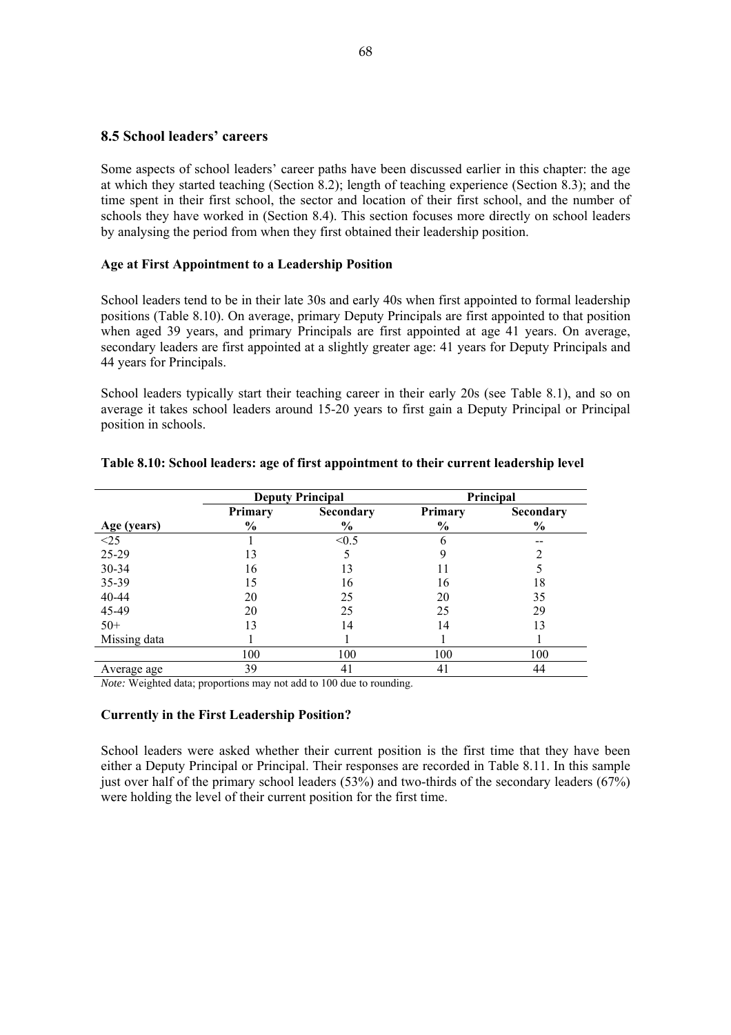## 8.5 School leaders' careers

Some aspects of school leaders' career paths have been discussed earlier in this chapter: the age at which they started teaching (Section 8.2); length of teaching experience (Section 8.3); and the time spent in their first school, the sector and location of their first school, and the number of schools they have worked in (Section 8.4). This section focuses more directly on school leaders by analysing the period from when they first obtained their leadership position.

### Age at First Appointment to a Leadership Position

School leaders tend to be in their late 30s and early 40s when first appointed to formal leadership positions (Table 8.10). On average, primary Deputy Principals are first appointed to that position when aged 39 years, and primary Principals are first appointed at age 41 years. On average, secondary leaders are first appointed at a slightly greater age: 41 years for Deputy Principals and 44 years for Principals.

School leaders typically start their teaching career in their early 20s (see Table 8.1), and so on average it takes school leaders around 15-20 years to first gain a Deputy Principal or Principal position in schools.

**Table 8.10: School leaders: age of first appointment to their current leadership level**

| | Deputy Principal | | Principal | |
|---|---|---|---|---|
| | Primary | Secondary | Primary | Secondary |
| Age (years) | % | % | % | % |
| <25 | 1 | <0.5 | 6 | -- |
| 25-29 | 13 | 5 | 9 | 2 |
| 30-34 | 16 | 13 | 11 | 5 |
| 35-39 | 15 | 16 | 16 | 18 |
| 40-44 | 20 | 25 | 20 | 35 |
| 45-49 | 20 | 25 | 25 | 29 |
| 50+ | 13 | 14 | 14 | 13 |
| Missing data | 1 | 1 | 1 | 1 |
| | 100 | 100 | 100 | 100 |
| Average age | 39 | 41 | 41 | 44 |

*Note:* Weighted data; proportions may not add to 100 due to rounding.

### Currently in the First Leadership Position?

School leaders were asked whether their current position is the first time that they have been either a Deputy Principal or Principal. Their responses are recorded in Table 8.11. In this sample just over half of the primary school leaders (53%) and two-thirds of the secondary leaders (67%) were holding the level of their current position for the first time.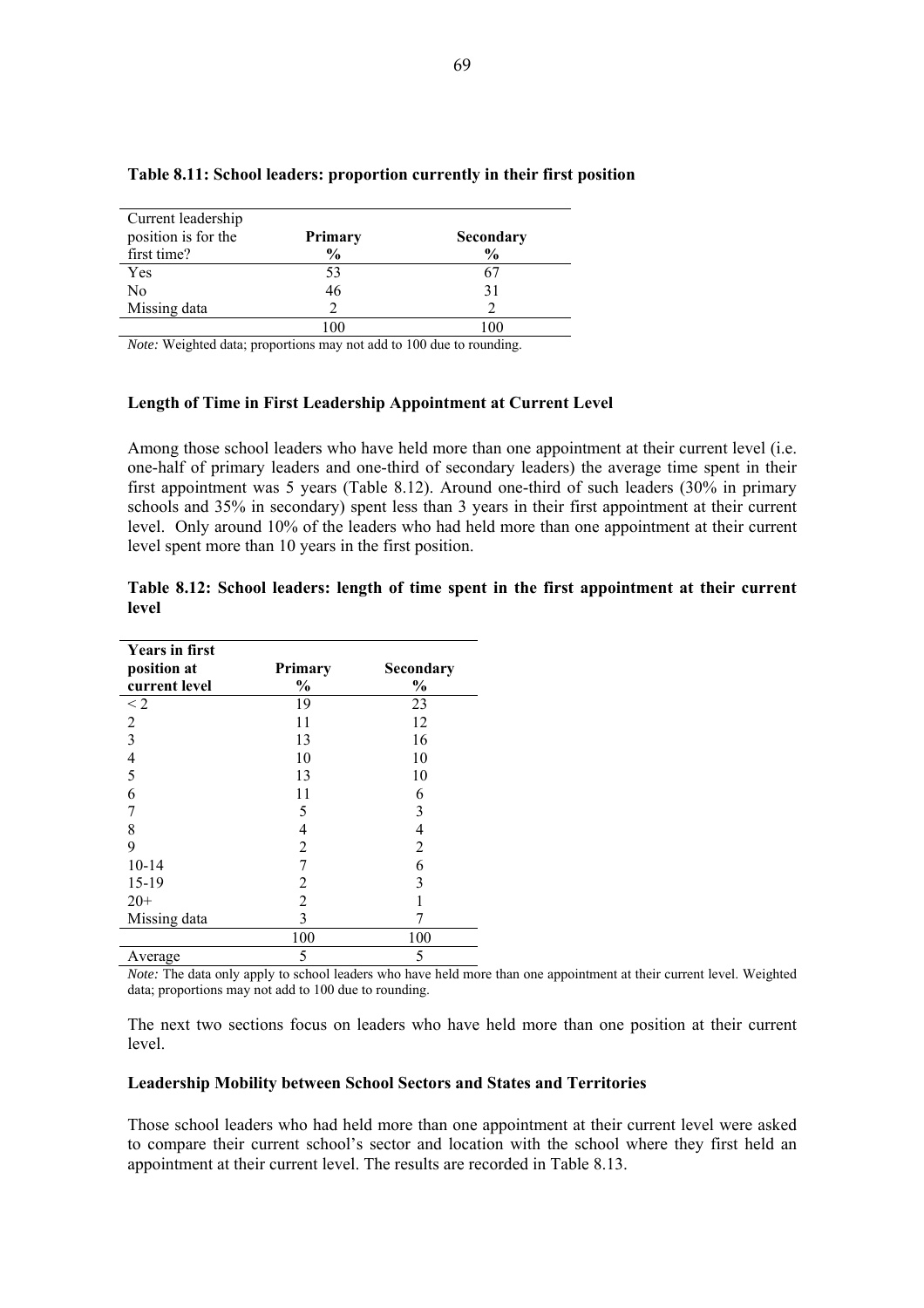**Table 8.11: School leaders: proportion currently in their first position**

| Current leadership position is for the first time? | **Primary** % | **Secondary** % |
|---|---|---|
| Yes | 53 | 67 |
| No | 46 | 31 |
| Missing data | 2 | 2 |
| | 100 | 100 |

*Note:* Weighted data; proportions may not add to 100 due to rounding.

### Length of Time in First Leadership Appointment at Current Level

Among those school leaders who have held more than one appointment at their current level (i.e. one-half of primary leaders and one-third of secondary leaders) the average time spent in their first appointment was 5 years (Table 8.12). Around one-third of such leaders (30% in primary schools and 35% in secondary) spent less than 3 years in their first appointment at their current level. Only around 10% of the leaders who had held more than one appointment at their current level spent more than 10 years in the first position.

**Table 8.12: School leaders: length of time spent in the first appointment at their current level**

| **Years in first position at current level** | **Primary** % | **Secondary** % |
|---|---|---|
| < 2 | 19 | 23 |
| 2 | 11 | 12 |
| 3 | 13 | 16 |
| 4 | 10 | 10 |
| 5 | 13 | 10 |
| 6 | 11 | 6 |
| 7 | 5 | 3 |
| 8 | 4 | 4 |
| 9 | 2 | 2 |
| 10-14 | 7 | 6 |
| 15-19 | 2 | 3 |
| 20+ | 2 | 1 |
| Missing data | 3 | 7 |
| | 100 | 100 |
| Average | 5 | 5 |

*Note:* The data only apply to school leaders who have held more than one appointment at their current level. Weighted data; proportions may not add to 100 due to rounding.

The next two sections focus on leaders who have held more than one position at their current level.

### Leadership Mobility between School Sectors and States and Territories

Those school leaders who had held more than one appointment at their current level were asked to compare their current school's sector and location with the school where they first held an appointment at their current level. The results are recorded in Table 8.13.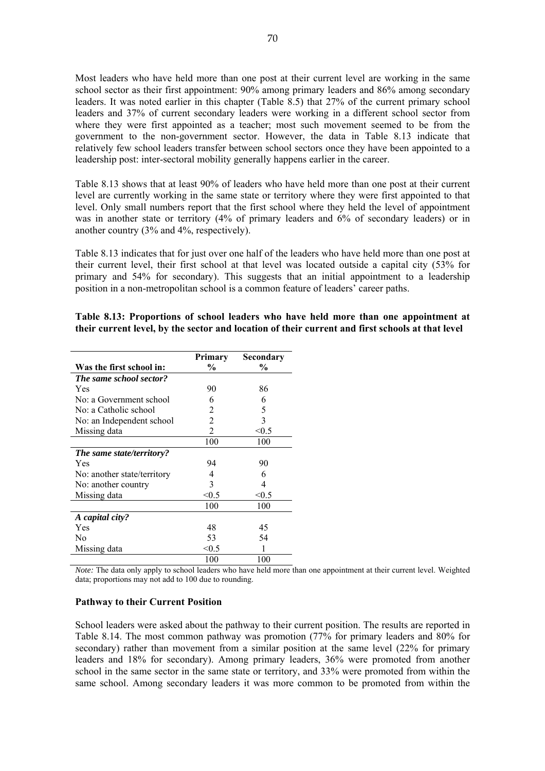Most leaders who have held more than one post at their current level are working in the same school sector as their first appointment: 90% among primary leaders and 86% among secondary leaders. It was noted earlier in this chapter (Table 8.5) that 27% of the current primary school leaders and 37% of current secondary leaders were working in a different school sector from where they were first appointed as a teacher; most such movement seemed to be from the government to the non-government sector. However, the data in Table 8.13 indicate that relatively few school leaders transfer between school sectors once they have been appointed to a leadership post: inter-sectoral mobility generally happens earlier in the career.

Table 8.13 shows that at least 90% of leaders who have held more than one post at their current level are currently working in the same state or territory where they were first appointed to that level. Only small numbers report that the first school where they held the level of appointment was in another state or territory (4% of primary leaders and 6% of secondary leaders) or in another country (3% and 4%, respectively).

Table 8.13 indicates that for just over one half of the leaders who have held more than one post at their current level, their first school at that level was located outside a capital city (53% for primary and 54% for secondary). This suggests that an initial appointment to a leadership position in a non-metropolitan school is a common feature of leaders' career paths.

**Table 8.13: Proportions of school leaders who have held more than one appointment at their current level, by the sector and location of their current and first schools at that level**

| Was the first school in: | Primary % | Secondary % |
|---|---|---|
| ***The same school sector?*** | | |
| Yes | 90 | 86 |
| No: a Government school | 6 | 6 |
| No: a Catholic school | 2 | 5 |
| No: an Independent school | 2 | 3 |
| Missing data | 2 | <0.5 |
| | 100 | 100 |
| ***The same state/territory?*** | | |
| Yes | 94 | 90 |
| No: another state/territory | 4 | 6 |
| No: another country | 3 | 4 |
| Missing data | <0.5 | <0.5 |
| | 100 | 100 |
| ***A capital city?*** | | |
| Yes | 48 | 45 |
| No | 53 | 54 |
| Missing data | <0.5 | 1 |
| | 100 | 100 |

*Note:* The data only apply to school leaders who have held more than one appointment at their current level. Weighted data; proportions may not add to 100 due to rounding.

**Pathway to their Current Position**

School leaders were asked about the pathway to their current position. The results are reported in Table 8.14. The most common pathway was promotion (77% for primary leaders and 80% for secondary) rather than movement from a similar position at the same level (22% for primary leaders and 18% for secondary). Among primary leaders, 36% were promoted from another school in the same sector in the same state or territory, and 33% were promoted from within the same school. Among secondary leaders it was more common to be promoted from within the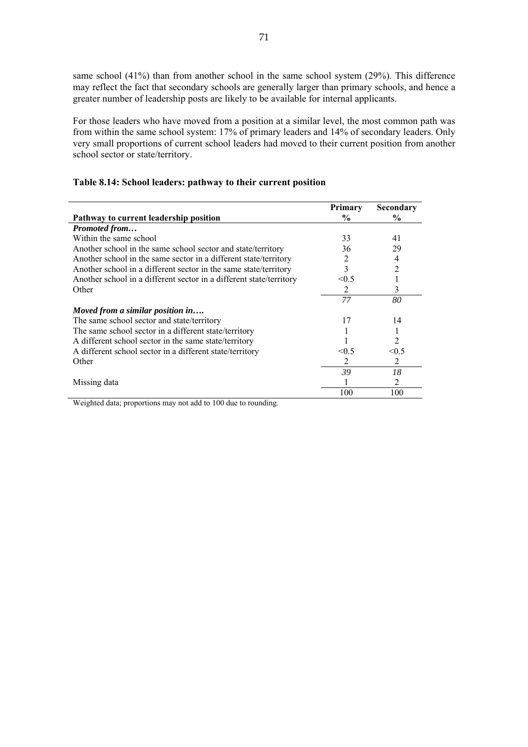same school (41%) than from another school in the same school system (29%). This difference may reflect the fact that secondary schools are generally larger than primary schools, and hence a greater number of leadership posts are likely to be available for internal applicants.

For those leaders who have moved from a position at a similar level, the most common path was from within the same school system: 17% of primary leaders and 14% of secondary leaders. Only very small proportions of current school leaders had moved to their current position from another school sector or state/territory.

**Table 8.14: School leaders: pathway to their current position**

| Pathway to current leadership position | Primary % | Secondary % |
|---|---|---|
| ***Promoted from…*** | | |
| Within the same school | 33 | 41 |
| Another school in the same school sector and state/territory | 36 | 29 |
| Another school in the same sector in a different state/territory | 2 | 4 |
| Another school in a different sector in the same state/territory | 3 | 2 |
| Another school in a different sector in a different state/territory | <0.5 | 1 |
| Other | 2 | 3 |
| | *77* | *80* |
| ***Moved from a similar position in….*** | | |
| The same school sector and state/territory | 17 | 14 |
| The same school sector in a different state/territory | 1 | 1 |
| A different school sector in the same state/territory | 1 | 2 |
| A different school sector in a different state/territory | <0.5 | <0.5 |
| Other | 2 | 2 |
| | *39* | *18* |
| Missing data | 1 | 2 |
| | 100 | 100 |

Weighted data; proportions may not add to 100 due to rounding.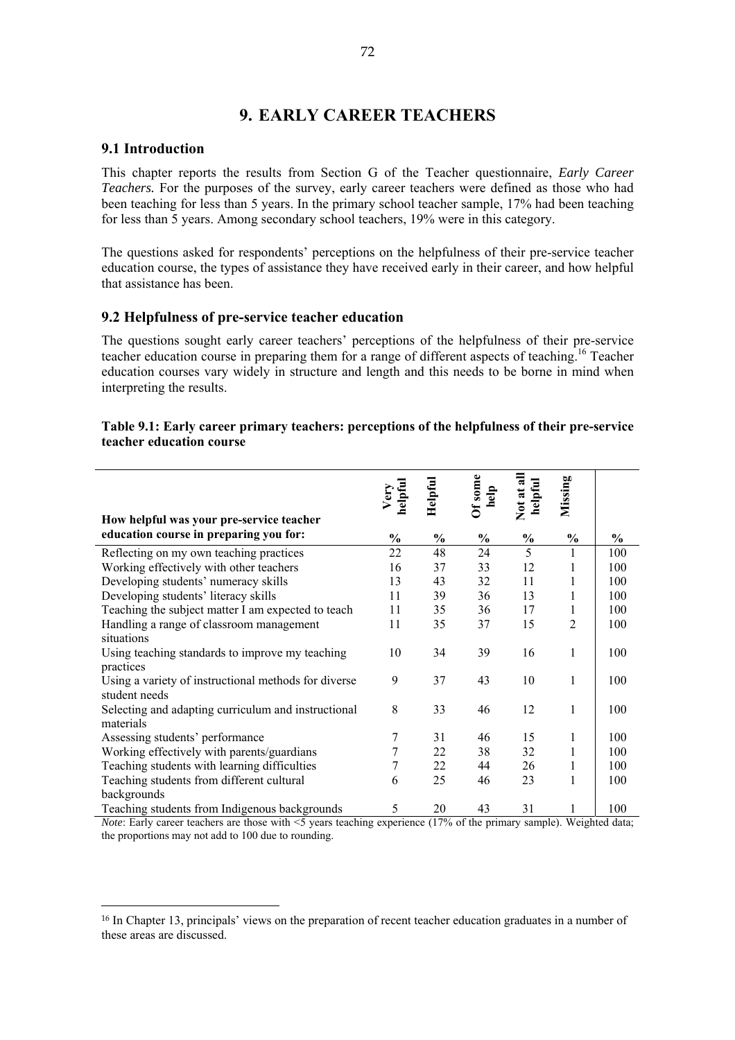# 9. EARLY CAREER TEACHERS

## 9.1 Introduction

This chapter reports the results from Section G of the Teacher questionnaire, *Early Career Teachers.* For the purposes of the survey, early career teachers were defined as those who had been teaching for less than 5 years. In the primary school teacher sample, 17% had been teaching for less than 5 years. Among secondary school teachers, 19% were in this category.

The questions asked for respondents' perceptions on the helpfulness of their pre-service teacher education course, the types of assistance they have received early in their career, and how helpful that assistance has been.

## 9.2 Helpfulness of pre-service teacher education

The questions sought early career teachers' perceptions of the helpfulness of their pre-service teacher education course in preparing them for a range of different aspects of teaching.[16] Teacher education courses vary widely in structure and length and this needs to be borne in mind when interpreting the results.

**Table 9.1: Early career primary teachers: perceptions of the helpfulness of their pre-service teacher education course**

| How helpful was your pre-service teacher education course in preparing you for: | Very helpful % | Helpful % | Of some help % | Not at all helpful % | Missing % | % |
|---|---|---|---|---|---|---|
| Reflecting on my own teaching practices | 22 | 48 | 24 | 5 | 1 | 100 |
| Working effectively with other teachers | 16 | 37 | 33 | 12 | 1 | 100 |
| Developing students' numeracy skills | 13 | 43 | 32 | 11 | 1 | 100 |
| Developing students' literacy skills | 11 | 39 | 36 | 13 | 1 | 100 |
| Teaching the subject matter I am expected to teach | 11 | 35 | 36 | 17 | 1 | 100 |
| Handling a range of classroom management situations | 11 | 35 | 37 | 15 | 2 | 100 |
| Using teaching standards to improve my teaching practices | 10 | 34 | 39 | 16 | 1 | 100 |
| Using a variety of instructional methods for diverse student needs | 9 | 37 | 43 | 10 | 1 | 100 |
| Selecting and adapting curriculum and instructional materials | 8 | 33 | 46 | 12 | 1 | 100 |
| Assessing students' performance | 7 | 31 | 46 | 15 | 1 | 100 |
| Working effectively with parents/guardians | 7 | 22 | 38 | 32 | 1 | 100 |
| Teaching students with learning difficulties | 7 | 22 | 44 | 26 | 1 | 100 |
| Teaching students from different cultural backgrounds | 6 | 25 | 46 | 23 | 1 | 100 |
| Teaching students from Indigenous backgrounds | 5 | 20 | 43 | 31 | 1 | 100 |

*Note*: Early career teachers are those with <5 years teaching experience (17% of the primary sample). Weighted data; the proportions may not add to 100 due to rounding.

[16] In Chapter 13, principals' views on the preparation of recent teacher education graduates in a number of these areas are discussed.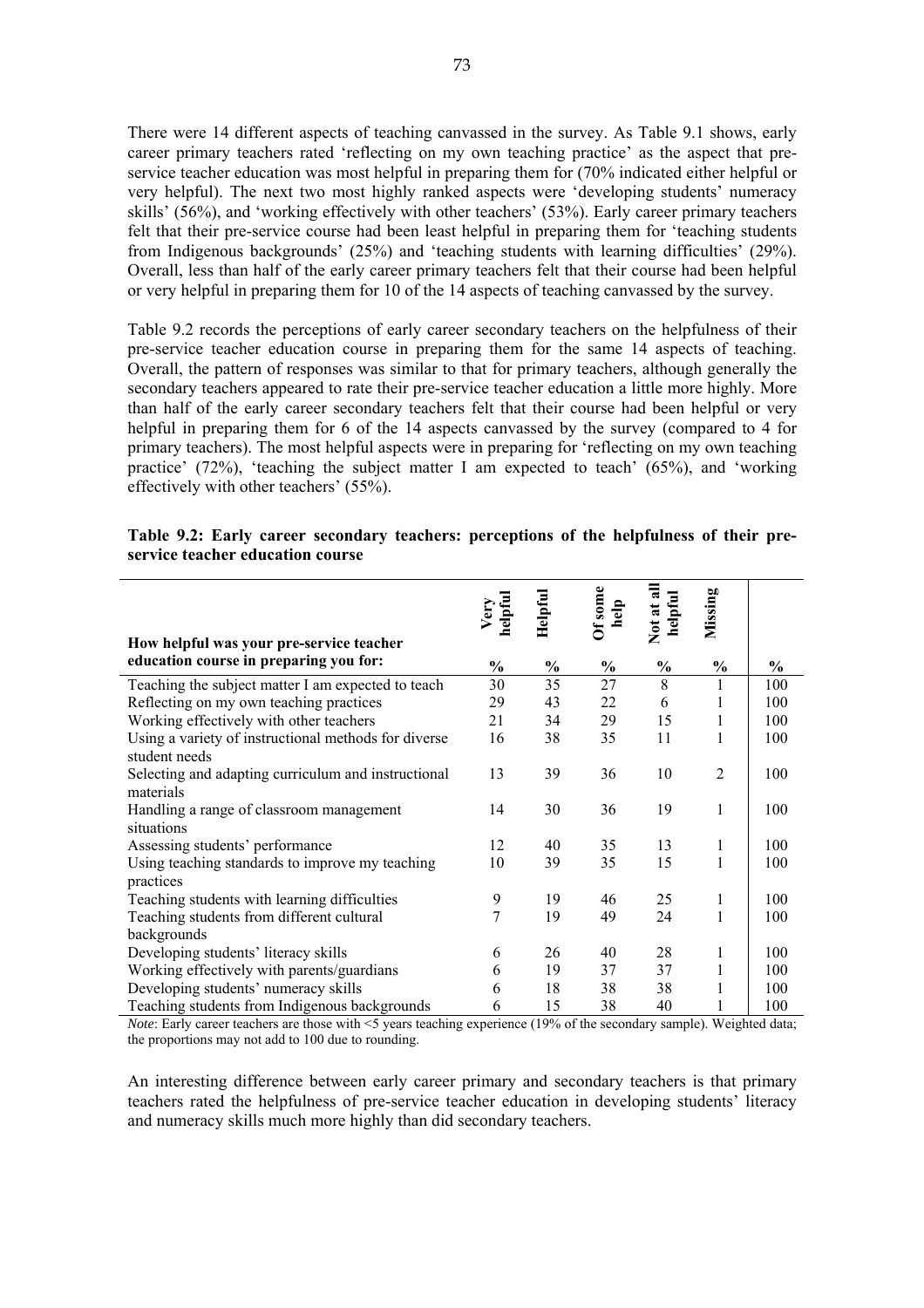There were 14 different aspects of teaching canvassed in the survey. As Table 9.1 shows, early career primary teachers rated 'reflecting on my own teaching practice' as the aspect that pre-service teacher education was most helpful in preparing them for (70% indicated either helpful or very helpful). The next two most highly ranked aspects were 'developing students' numeracy skills' (56%), and 'working effectively with other teachers' (53%). Early career primary teachers felt that their pre-service course had been least helpful in preparing them for 'teaching students from Indigenous backgrounds' (25%) and 'teaching students with learning difficulties' (29%). Overall, less than half of the early career primary teachers felt that their course had been helpful or very helpful in preparing them for 10 of the 14 aspects of teaching canvassed by the survey.

Table 9.2 records the perceptions of early career secondary teachers on the helpfulness of their pre-service teacher education course in preparing them for the same 14 aspects of teaching. Overall, the pattern of responses was similar to that for primary teachers, although generally the secondary teachers appeared to rate their pre-service teacher education a little more highly. More than half of the early career secondary teachers felt that their course had been helpful or very helpful in preparing them for 6 of the 14 aspects canvassed by the survey (compared to 4 for primary teachers). The most helpful aspects were in preparing for 'reflecting on my own teaching practice' (72%), 'teaching the subject matter I am expected to teach' (65%), and 'working effectively with other teachers' (55%).

**Table 9.2: Early career secondary teachers: perceptions of the helpfulness of their pre-service teacher education course**

| How helpful was your pre-service teacher education course in preparing you for: | Very helpful % | Helpful % | Of some help % | Not at all helpful % | Missing % | % |
|---|---|---|---|---|---|---|
| Teaching the subject matter I am expected to teach | 30 | 35 | 27 | 8 | 1 | 100 |
| Reflecting on my own teaching practices | 29 | 43 | 22 | 6 | 1 | 100 |
| Working effectively with other teachers | 21 | 34 | 29 | 15 | 1 | 100 |
| Using a variety of instructional methods for diverse student needs | 16 | 38 | 35 | 11 | 1 | 100 |
| Selecting and adapting curriculum and instructional materials | 13 | 39 | 36 | 10 | 2 | 100 |
| Handling a range of classroom management situations | 14 | 30 | 36 | 19 | 1 | 100 |
| Assessing students' performance | 12 | 40 | 35 | 13 | 1 | 100 |
| Using teaching standards to improve my teaching practices | 10 | 39 | 35 | 15 | 1 | 100 |
| Teaching students with learning difficulties | 9 | 19 | 46 | 25 | 1 | 100 |
| Teaching students from different cultural backgrounds | 7 | 19 | 49 | 24 | 1 | 100 |
| Developing students' literacy skills | 6 | 26 | 40 | 28 | 1 | 100 |
| Working effectively with parents/guardians | 6 | 19 | 37 | 37 | 1 | 100 |
| Developing students' numeracy skills | 6 | 18 | 38 | 38 | 1 | 100 |
| Teaching students from Indigenous backgrounds | 6 | 15 | 38 | 40 | 1 | 100 |

*Note*: Early career teachers are those with <5 years teaching experience (19% of the secondary sample). Weighted data; the proportions may not add to 100 due to rounding.

An interesting difference between early career primary and secondary teachers is that primary teachers rated the helpfulness of pre-service teacher education in developing students' literacy and numeracy skills much more highly than did secondary teachers.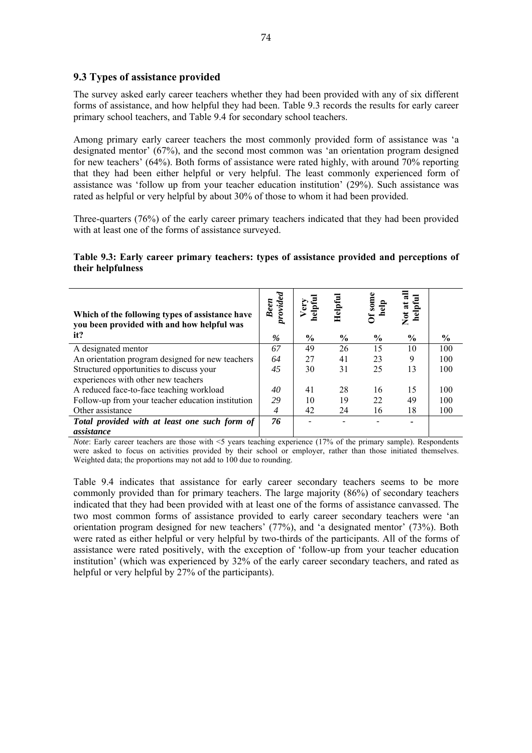### 9.3 Types of assistance provided

The survey asked early career teachers whether they had been provided with any of six different forms of assistance, and how helpful they had been. Table 9.3 records the results for early career primary school teachers, and Table 9.4 for secondary school teachers.

Among primary early career teachers the most commonly provided form of assistance was 'a designated mentor' (67%), and the second most common was 'an orientation program designed for new teachers' (64%). Both forms of assistance were rated highly, with around 70% reporting that they had been either helpful or very helpful. The least commonly experienced form of assistance was 'follow up from your teacher education institution' (29%). Such assistance was rated as helpful or very helpful by about 30% of those to whom it had been provided.

Three-quarters (76%) of the early career primary teachers indicated that they had been provided with at least one of the forms of assistance surveyed.

**Table 9.3: Early career primary teachers: types of assistance provided and perceptions of their helpfulness**

| **Which of the following types of assistance have you been provided with and how helpful was it?** | ***Been provided*** *%* | **Very helpful** **%** | **Helpful** **%** | **Of some help** **%** | **Not at all helpful** **%** | **%** |
|---|---|---|---|---|---|---|
| A designated mentor | *67* | 49 | 26 | 15 | 10 | 100 |
| An orientation program designed for new teachers | *64* | 27 | 41 | 23 | 9 | 100 |
| Structured opportunities to discuss your experiences with other new teachers | *45* | 30 | 31 | 25 | 13 | 100 |
| A reduced face-to-face teaching workload | *40* | 41 | 28 | 16 | 15 | 100 |
| Follow-up from your teacher education institution | *29* | 10 | 19 | 22 | 49 | 100 |
| Other assistance | *4* | 42 | 24 | 16 | 18 | 100 |
| ***Total provided with at least one such form of assistance*** | ***76*** | - | - | - | - | |

*Note*: Early career teachers are those with <5 years teaching experience (17% of the primary sample). Respondents were asked to focus on activities provided by their school or employer, rather than those initiated themselves. Weighted data; the proportions may not add to 100 due to rounding.

Table 9.4 indicates that assistance for early career secondary teachers seems to be more commonly provided than for primary teachers. The large majority (86%) of secondary teachers indicated that they had been provided with at least one of the forms of assistance canvassed. The two most common forms of assistance provided to early career secondary teachers were 'an orientation program designed for new teachers' (77%), and 'a designated mentor' (73%). Both were rated as either helpful or very helpful by two-thirds of the participants. All of the forms of assistance were rated positively, with the exception of 'follow-up from your teacher education institution' (which was experienced by 32% of the early career secondary teachers, and rated as helpful or very helpful by 27% of the participants).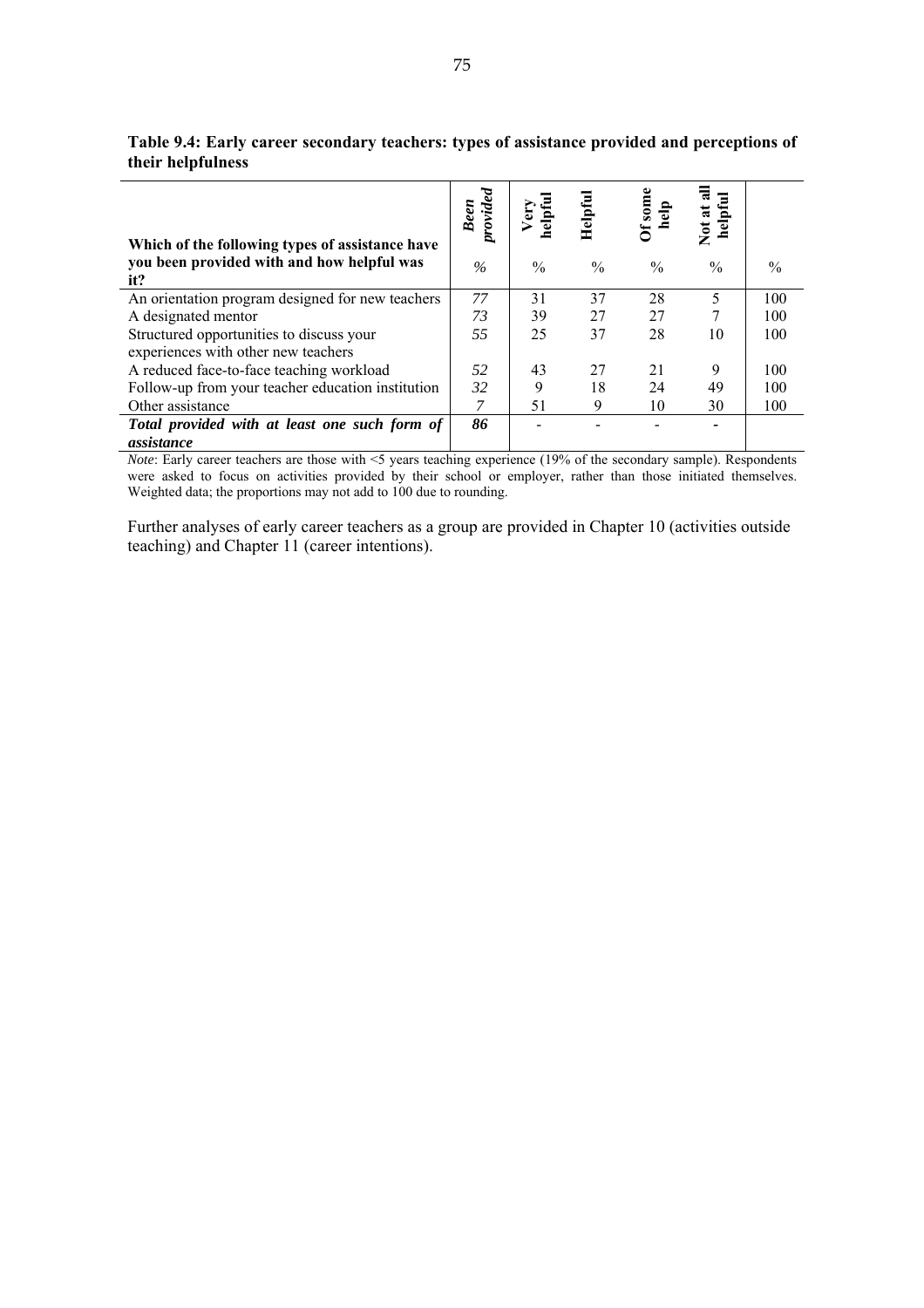**Table 9.4: Early career secondary teachers: types of assistance provided and perceptions of their helpfulness**

| Which of the following types of assistance have you been provided with and how helpful was it? | *Been provided* | Very helpful | Helpful | Of some help | Not at all helpful | |
|---|---|---|---|---|---|---|
| | *%* | % | % | % | % | % |
| An orientation program designed for new teachers | *77* | 31 | 37 | 28 | 5 | 100 |
| A designated mentor | *73* | 39 | 27 | 27 | 7 | 100 |
| Structured opportunities to discuss your experiences with other new teachers | *55* | 25 | 37 | 28 | 10 | 100 |
| A reduced face-to-face teaching workload | *52* | 43 | 27 | 21 | 9 | 100 |
| Follow-up from your teacher education institution | *32* | 9 | 18 | 24 | 49 | 100 |
| Other assistance | *7* | 51 | 9 | 10 | 30 | 100 |
| ***Total provided with at least one such form of assistance*** | ***86*** | - | - | - | - | |

*Note*: Early career teachers are those with <5 years teaching experience (19% of the secondary sample). Respondents were asked to focus on activities provided by their school or employer, rather than those initiated themselves. Weighted data; the proportions may not add to 100 due to rounding.

Further analyses of early career teachers as a group are provided in Chapter 10 (activities outside teaching) and Chapter 11 (career intentions).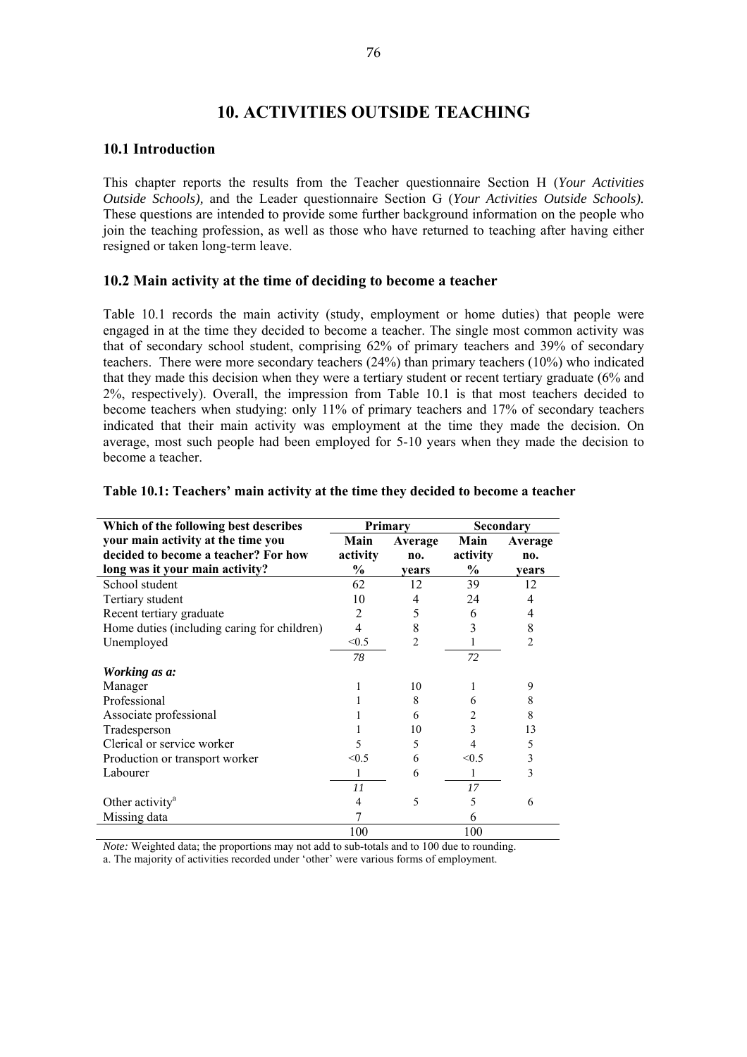# 10. ACTIVITIES OUTSIDE TEACHING

## 10.1 Introduction

This chapter reports the results from the Teacher questionnaire Section H (*Your Activities Outside Schools),* and the Leader questionnaire Section G (*Your Activities Outside Schools).* These questions are intended to provide some further background information on the people who join the teaching profession, as well as those who have returned to teaching after having either resigned or taken long-term leave.

## 10.2 Main activity at the time of deciding to become a teacher

Table 10.1 records the main activity (study, employment or home duties) that people were engaged in at the time they decided to become a teacher. The single most common activity was that of secondary school student, comprising 62% of primary teachers and 39% of secondary teachers. There were more secondary teachers (24%) than primary teachers (10%) who indicated that they made this decision when they were a tertiary student or recent tertiary graduate (6% and 2%, respectively). Overall, the impression from Table 10.1 is that most teachers decided to become teachers when studying: only 11% of primary teachers and 17% of secondary teachers indicated that their main activity was employment at the time they made the decision. On average, most such people had been employed for 5-10 years when they made the decision to become a teacher.

**Table 10.1: Teachers' main activity at the time they decided to become a teacher**

| Which of the following best describes your main activity at the time you decided to become a teacher? For how long was it your main activity? | Primary | | Secondary | |
|---|---|---|---|---|
| | Main activity % | Average no. years | Main activity % | Average no. years |
| School student | 62 | 12 | 39 | 12 |
| Tertiary student | 10 | 4 | 24 | 4 |
| Recent tertiary graduate | 2 | 5 | 6 | 4 |
| Home duties (including caring for children) | 4 | 8 | 3 | 8 |
| Unemployed | <0.5 | 2 | 1 | 2 |
| | *78* | | *72* | |
| ***Working as a:*** | | | | |
| Manager | 1 | 10 | 1 | 9 |
| Professional | 1 | 8 | 6 | 8 |
| Associate professional | 1 | 6 | 2 | 8 |
| Tradesperson | 1 | 10 | 3 | 13 |
| Clerical or service worker | 5 | 5 | 4 | 5 |
| Production or transport worker | <0.5 | 6 | <0.5 | 3 |
| Labourer | 1 | 6 | 1 | 3 |
| | *11* | | *17* | |
| Other activity[a] | 4 | 5 | 5 | 6 |
| Missing data | 7 | | 6 | |
| | 100 | | 100 | |

*Note:* Weighted data; the proportions may not add to sub-totals and to 100 due to rounding.

a. The majority of activities recorded under 'other' were various forms of employment.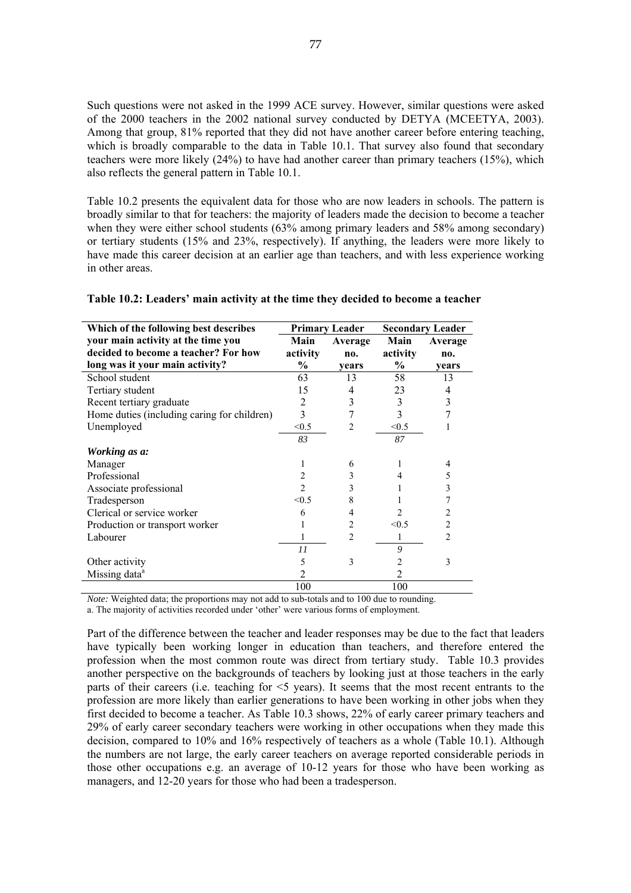Such questions were not asked in the 1999 ACE survey. However, similar questions were asked of the 2000 teachers in the 2002 national survey conducted by DETYA (MCEETYA, 2003). Among that group, 81% reported that they did not have another career before entering teaching, which is broadly comparable to the data in Table 10.1. That survey also found that secondary teachers were more likely (24%) to have had another career than primary teachers (15%), which also reflects the general pattern in Table 10.1.

Table 10.2 presents the equivalent data for those who are now leaders in schools. The pattern is broadly similar to that for teachers: the majority of leaders made the decision to become a teacher when they were either school students (63% among primary leaders and 58% among secondary) or tertiary students (15% and 23%, respectively). If anything, the leaders were more likely to have made this career decision at an earlier age than teachers, and with less experience working in other areas.

**Table 10.2: Leaders' main activity at the time they decided to become a teacher**

| Which of the following best describes your main activity at the time you decided to become a teacher? For how long was it your main activity? | Primary Leader | | Secondary Leader | |
|---|---|---|---|---|
| | Main activity % | Average no. years | Main activity % | Average no. years |
| School student | 63 | 13 | 58 | 13 |
| Tertiary student | 15 | 4 | 23 | 4 |
| Recent tertiary graduate | 2 | 3 | 3 | 3 |
| Home duties (including caring for children) | 3 | 7 | 3 | 7 |
| Unemployed | <0.5 | 2 | <0.5 | 1 |
| | *83* | | *87* | |
| ***Working as a:*** | | | | |
| Manager | 1 | 6 | 1 | 4 |
| Professional | 2 | 3 | 4 | 5 |
| Associate professional | 2 | 3 | 1 | 3 |
| Tradesperson | <0.5 | 8 | 1 | 7 |
| Clerical or service worker | 6 | 4 | 2 | 2 |
| Production or transport worker | 1 | 2 | <0.5 | 2 |
| Labourer | 1 | 2 | 1 | 2 |
| | *11* | | *9* | |
| Other activity | 5 | 3 | 2 | 3 |
| Missing data[a] | 2 | | 2 | |
| | 100 | | 100 | |

*Note:* Weighted data; the proportions may not add to sub-totals and to 100 due to rounding.

a. The majority of activities recorded under 'other' were various forms of employment.

Part of the difference between the teacher and leader responses may be due to the fact that leaders have typically been working longer in education than teachers, and therefore entered the profession when the most common route was direct from tertiary study. Table 10.3 provides another perspective on the backgrounds of teachers by looking just at those teachers in the early parts of their careers (i.e. teaching for <5 years). It seems that the most recent entrants to the profession are more likely than earlier generations to have been working in other jobs when they first decided to become a teacher. As Table 10.3 shows, 22% of early career primary teachers and 29% of early career secondary teachers were working in other occupations when they made this decision, compared to 10% and 16% respectively of teachers as a whole (Table 10.1). Although the numbers are not large, the early career teachers on average reported considerable periods in those other occupations e.g. an average of 10-12 years for those who have been working as managers, and 12-20 years for those who had been a tradesperson.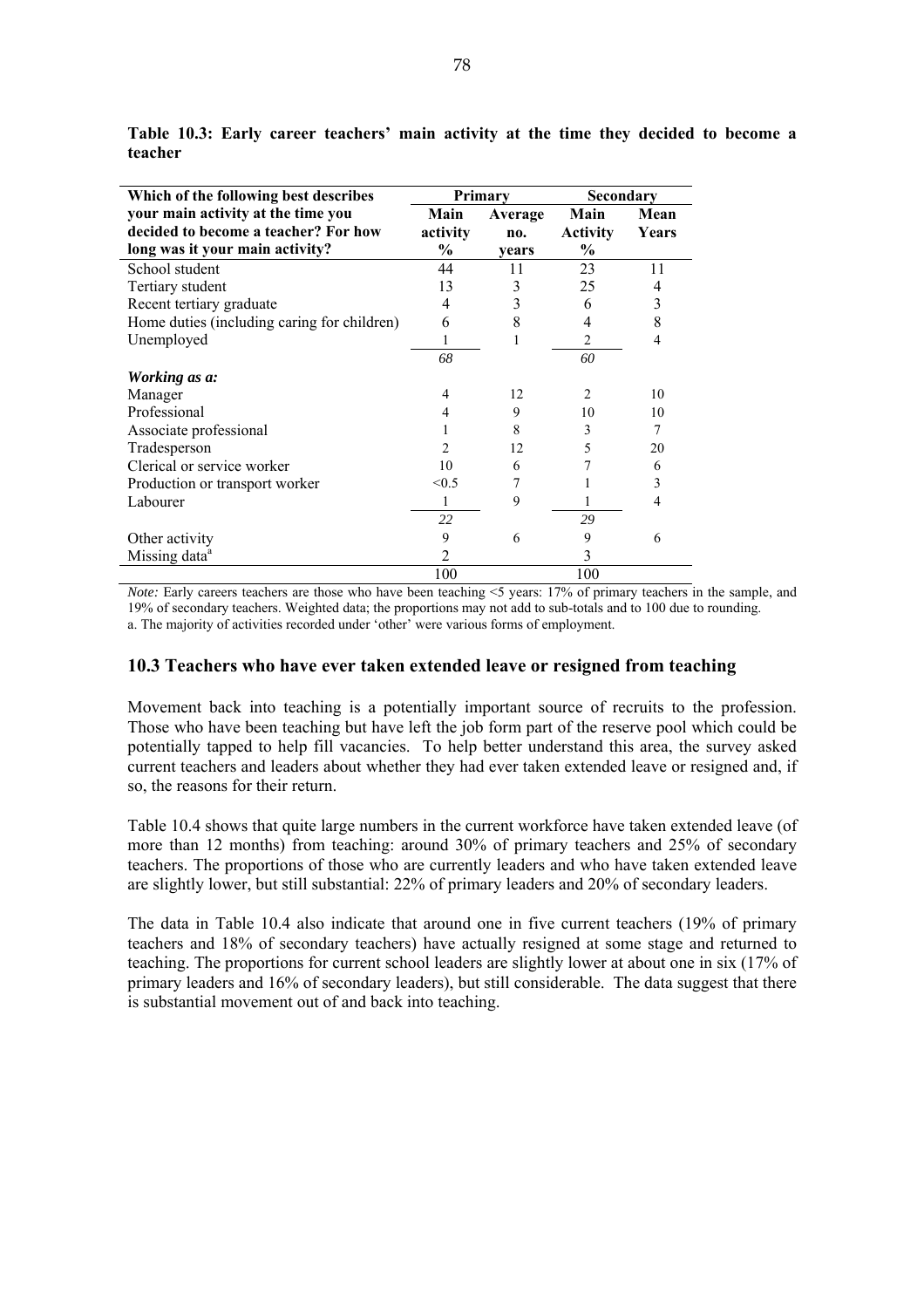**Table 10.3: Early career teachers' main activity at the time they decided to become a teacher**

| Which of the following best describes your main activity at the time you decided to become a teacher? For how long was it your main activity? | Primary | | Secondary | |
|---|---|---|---|---|
| | Main activity % | Average no. years | Main Activity % | Mean Years |
| School student | 44 | 11 | 23 | 11 |
| Tertiary student | 13 | 3 | 25 | 4 |
| Recent tertiary graduate | 4 | 3 | 6 | 3 |
| Home duties (including caring for children) | 6 | 8 | 4 | 8 |
| Unemployed | 1 | 1 | 2 | 4 |
| | *68* | | *60* | |
| ***Working as a:*** | | | | |
| Manager | 4 | 12 | 2 | 10 |
| Professional | 4 | 9 | 10 | 10 |
| Associate professional | 1 | 8 | 3 | 7 |
| Tradesperson | 2 | 12 | 5 | 20 |
| Clerical or service worker | 10 | 6 | 7 | 6 |
| Production or transport worker | <0.5 | 7 | 1 | 3 |
| Labourer | 1 | 9 | 1 | 4 |
| | *22* | | *29* | |
| Other activity | 9 | 6 | 9 | 6 |
| Missing data[a] | 2 | | 3 | |
| | 100 | | 100 | |

*Note:* Early careers teachers are those who have been teaching <5 years: 17% of primary teachers in the sample, and 19% of secondary teachers. Weighted data; the proportions may not add to sub-totals and to 100 due to rounding.
a. The majority of activities recorded under 'other' were various forms of employment.

## 10.3 Teachers who have ever taken extended leave or resigned from teaching

Movement back into teaching is a potentially important source of recruits to the profession. Those who have been teaching but have left the job form part of the reserve pool which could be potentially tapped to help fill vacancies. To help better understand this area, the survey asked current teachers and leaders about whether they had ever taken extended leave or resigned and, if so, the reasons for their return.

Table 10.4 shows that quite large numbers in the current workforce have taken extended leave (of more than 12 months) from teaching: around 30% of primary teachers and 25% of secondary teachers. The proportions of those who are currently leaders and who have taken extended leave are slightly lower, but still substantial: 22% of primary leaders and 20% of secondary leaders.

The data in Table 10.4 also indicate that around one in five current teachers (19% of primary teachers and 18% of secondary teachers) have actually resigned at some stage and returned to teaching. The proportions for current school leaders are slightly lower at about one in six (17% of primary leaders and 16% of secondary leaders), but still considerable. The data suggest that there is substantial movement out of and back into teaching.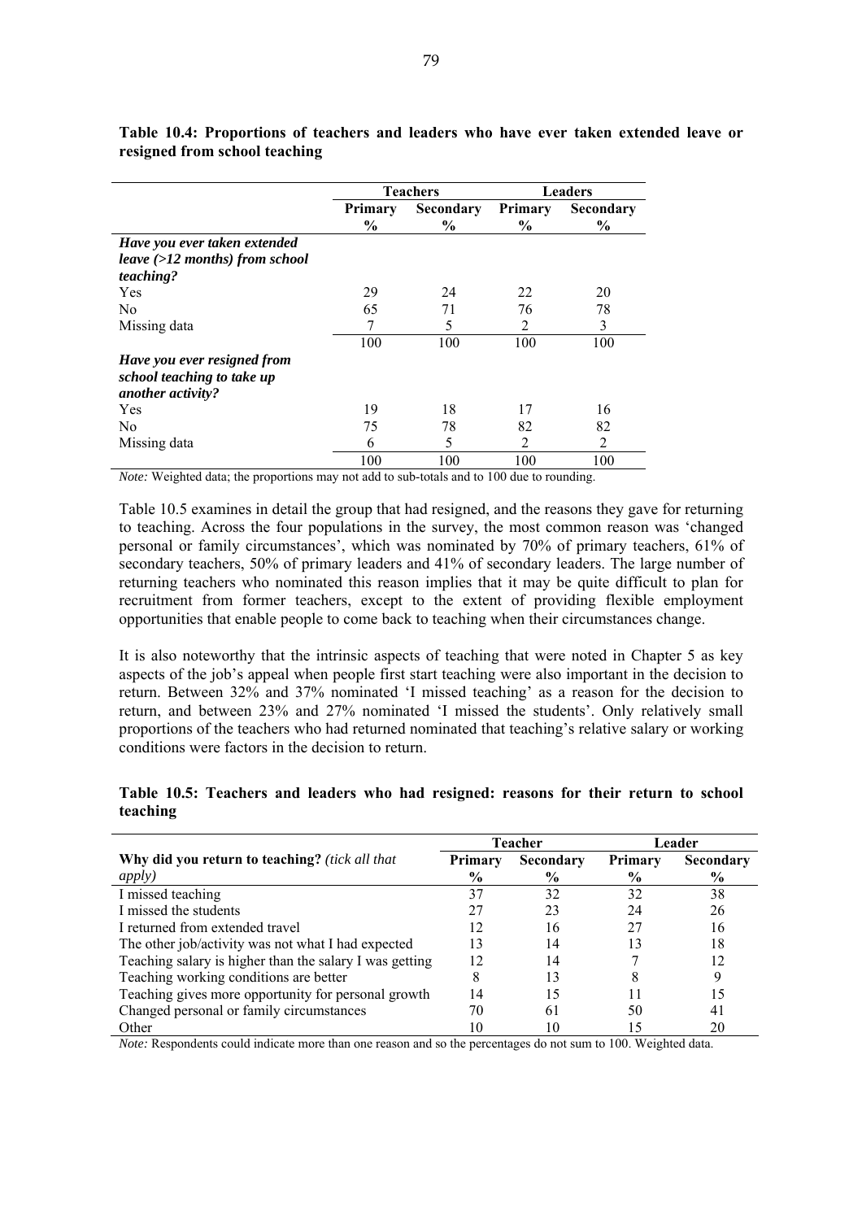**Table 10.4: Proportions of teachers and leaders who have ever taken extended leave or resigned from school teaching**

| | Teachers | | Leaders | |
|---|---|---|---|---|
| | Primary | Secondary | Primary | Secondary |
| | % | % | % | % |
| ***Have you ever taken extended leave (>12 months) from school teaching?*** | | | | |
| Yes | 29 | 24 | 22 | 20 |
| No | 65 | 71 | 76 | 78 |
| Missing data | 7 | 5 | 2 | 3 |
| | 100 | 100 | 100 | 100 |
| ***Have you ever resigned from school teaching to take up another activity?*** | | | | |
| Yes | 19 | 18 | 17 | 16 |
| No | 75 | 78 | 82 | 82 |
| Missing data | 6 | 5 | 2 | 2 |
| | 100 | 100 | 100 | 100 |

*Note:* Weighted data; the proportions may not add to sub-totals and to 100 due to rounding.

Table 10.5 examines in detail the group that had resigned, and the reasons they gave for returning to teaching. Across the four populations in the survey, the most common reason was 'changed personal or family circumstances', which was nominated by 70% of primary teachers, 61% of secondary teachers, 50% of primary leaders and 41% of secondary leaders. The large number of returning teachers who nominated this reason implies that it may be quite difficult to plan for recruitment from former teachers, except to the extent of providing flexible employment opportunities that enable people to come back to teaching when their circumstances change.

It is also noteworthy that the intrinsic aspects of teaching that were noted in Chapter 5 as key aspects of the job's appeal when people first start teaching were also important in the decision to return. Between 32% and 37% nominated 'I missed teaching' as a reason for the decision to return, and between 23% and 27% nominated 'I missed the students'. Only relatively small proportions of the teachers who had returned nominated that teaching's relative salary or working conditions were factors in the decision to return.

**Table 10.5: Teachers and leaders who had resigned: reasons for their return to school teaching**

| | Teacher | | Leader | |
|---|---|---|---|---|
| **Why did you return to teaching?** *(tick all that apply)* | Primary % | Secondary % | Primary % | Secondary % |
| I missed teaching | 37 | 32 | 32 | 38 |
| I missed the students | 27 | 23 | 24 | 26 |
| I returned from extended travel | 12 | 16 | 27 | 16 |
| The other job/activity was not what I had expected | 13 | 14 | 13 | 18 |
| Teaching salary is higher than the salary I was getting | 12 | 14 | 7 | 12 |
| Teaching working conditions are better | 8 | 13 | 8 | 9 |
| Teaching gives more opportunity for personal growth | 14 | 15 | 11 | 15 |
| Changed personal or family circumstances | 70 | 61 | 50 | 41 |
| Other | 10 | 10 | 15 | 20 |

*Note:* Respondents could indicate more than one reason and so the percentages do not sum to 100. Weighted data.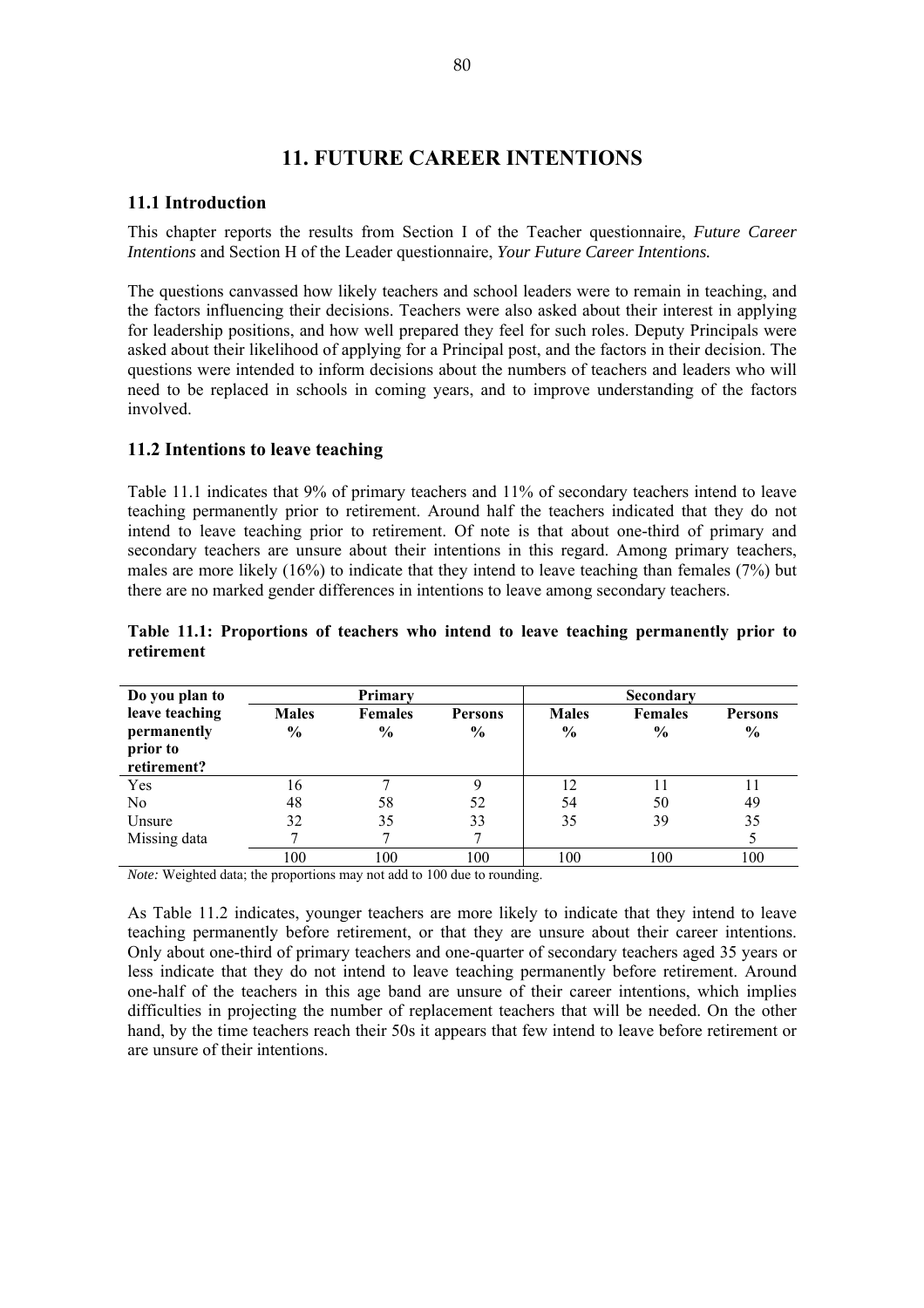# 11. FUTURE CAREER INTENTIONS

## 11.1 Introduction

This chapter reports the results from Section I of the Teacher questionnaire, *Future Career Intentions* and Section H of the Leader questionnaire, *Your Future Career Intentions.*

The questions canvassed how likely teachers and school leaders were to remain in teaching, and the factors influencing their decisions. Teachers were also asked about their interest in applying for leadership positions, and how well prepared they feel for such roles. Deputy Principals were asked about their likelihood of applying for a Principal post, and the factors in their decision. The questions were intended to inform decisions about the numbers of teachers and leaders who will need to be replaced in schools in coming years, and to improve understanding of the factors involved.

## 11.2 Intentions to leave teaching

Table 11.1 indicates that 9% of primary teachers and 11% of secondary teachers intend to leave teaching permanently prior to retirement. Around half the teachers indicated that they do not intend to leave teaching prior to retirement. Of note is that about one-third of primary and secondary teachers are unsure about their intentions in this regard. Among primary teachers, males are more likely (16%) to indicate that they intend to leave teaching than females (7%) but there are no marked gender differences in intentions to leave among secondary teachers.

**Table 11.1: Proportions of teachers who intend to leave teaching permanently prior to retirement**

| Do you plan to leave teaching permanently prior to retirement? | Primary | | | Secondary | | |
|---|---|---|---|---|---|---|
| | Males % | Females % | Persons % | Males % | Females % | Persons % |
| Yes | 16 | 7 | 9 | 12 | 11 | 11 |
| No | 48 | 58 | 52 | 54 | 50 | 49 |
| Unsure | 32 | 35 | 33 | 35 | 39 | 35 |
| Missing data | 7 | 7 | 7 | | | 5 |
| | 100 | 100 | 100 | 100 | 100 | 100 |

*Note:* Weighted data; the proportions may not add to 100 due to rounding.

As Table 11.2 indicates, younger teachers are more likely to indicate that they intend to leave teaching permanently before retirement, or that they are unsure about their career intentions. Only about one-third of primary teachers and one-quarter of secondary teachers aged 35 years or less indicate that they do not intend to leave teaching permanently before retirement. Around one-half of the teachers in this age band are unsure of their career intentions, which implies difficulties in projecting the number of replacement teachers that will be needed. On the other hand, by the time teachers reach their 50s it appears that few intend to leave before retirement or are unsure of their intentions.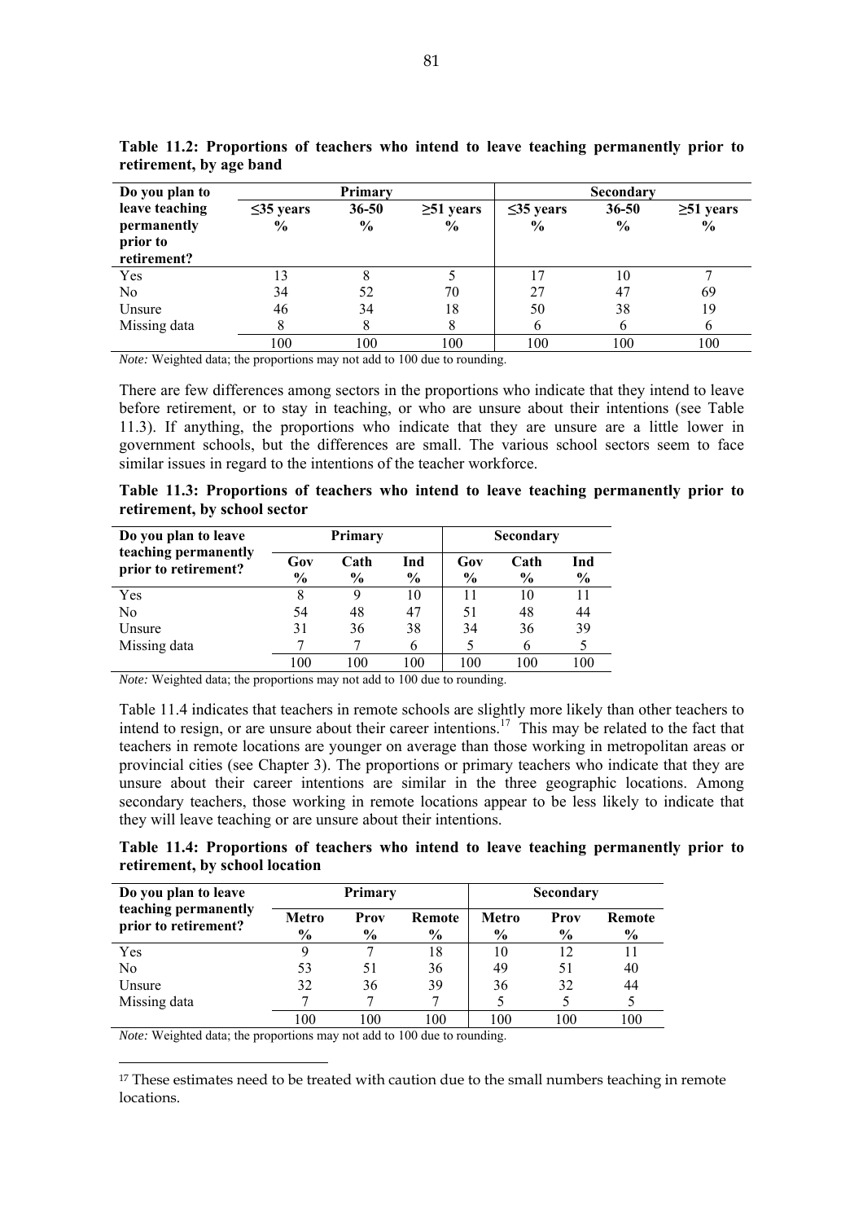**Table 11.2: Proportions of teachers who intend to leave teaching permanently prior to retirement, by age band**

| Do you plan to leave teaching permanently prior to retirement? | Primary | | | Secondary | | |
|---|---|---|---|---|---|---|
| | ≤35 years % | 36-50 % | ≥51 years % | ≤35 years % | 36-50 % | ≥51 years % |
| Yes | 13 | 8 | 5 | 17 | 10 | 7 |
| No | 34 | 52 | 70 | 27 | 47 | 69 |
| Unsure | 46 | 34 | 18 | 50 | 38 | 19 |
| Missing data | 8 | 8 | 8 | 6 | 6 | 6 |
| | 100 | 100 | 100 | 100 | 100 | 100 |

*Note:* Weighted data; the proportions may not add to 100 due to rounding.

There are few differences among sectors in the proportions who indicate that they intend to leave before retirement, or to stay in teaching, or who are unsure about their intentions (see Table 11.3). If anything, the proportions who indicate that they are unsure are a little lower in government schools, but the differences are small. The various school sectors seem to face similar issues in regard to the intentions of the teacher workforce.

**Table 11.3: Proportions of teachers who intend to leave teaching permanently prior to retirement, by school sector**

| Do you plan to leave teaching permanently prior to retirement? | Primary | | | Secondary | | |
|---|---|---|---|---|---|---|
| | Gov % | Cath % | Ind % | Gov % | Cath % | Ind % |
| Yes | 8 | 9 | 10 | 11 | 10 | 11 |
| No | 54 | 48 | 47 | 51 | 48 | 44 |
| Unsure | 31 | 36 | 38 | 34 | 36 | 39 |
| Missing data | 7 | 7 | 6 | 5 | 6 | 5 |
| | 100 | 100 | 100 | 100 | 100 | 100 |

*Note:* Weighted data; the proportions may not add to 100 due to rounding.

Table 11.4 indicates that teachers in remote schools are slightly more likely than other teachers to intend to resign, or are unsure about their career intentions.[17] This may be related to the fact that teachers in remote locations are younger on average than those working in metropolitan areas or provincial cities (see Chapter 3). The proportions or primary teachers who indicate that they are unsure about their career intentions are similar in the three geographic locations. Among secondary teachers, those working in remote locations appear to be less likely to indicate that they will leave teaching or are unsure about their intentions.

**Table 11.4: Proportions of teachers who intend to leave teaching permanently prior to retirement, by school location**

| Do you plan to leave teaching permanently prior to retirement? | Primary | | | Secondary | | |
|---|---|---|---|---|---|---|
| | Metro % | Prov % | Remote % | Metro % | Prov % | Remote % |
| Yes | 9 | 7 | 18 | 10 | 12 | 11 |
| No | 53 | 51 | 36 | 49 | 51 | 40 |
| Unsure | 32 | 36 | 39 | 36 | 32 | 44 |
| Missing data | 7 | 7 | 7 | 5 | 5 | 5 |
| | 100 | 100 | 100 | 100 | 100 | 100 |

*Note:* Weighted data; the proportions may not add to 100 due to rounding.

---

[17] These estimates need to be treated with caution due to the small numbers teaching in remote locations.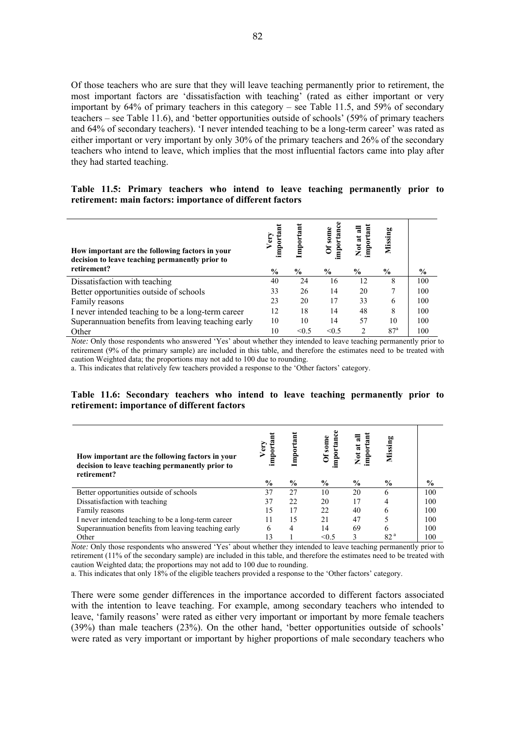Of those teachers who are sure that they will leave teaching permanently prior to retirement, the most important factors are 'dissatisfaction with teaching' (rated as either important or very important by 64% of primary teachers in this category – see Table 11.5, and 59% of secondary teachers – see Table 11.6), and 'better opportunities outside of schools' (59% of primary teachers and 64% of secondary teachers). 'I never intended teaching to be a long-term career' was rated as either important or very important by only 30% of the primary teachers and 26% of the secondary teachers who intend to leave, which implies that the most influential factors came into play after they had started teaching.

**Table 11.5: Primary teachers who intend to leave teaching permanently prior to retirement: main factors: importance of different factors**

| How important are the following factors in your decision to leave teaching permanently prior to retirement? | Very important | Important | Of some importance | Not at all important | Missing | |
|---|---|---|---|---|---|---|
| | % | % | % | % | % | % |
| Dissatisfaction with teaching | 40 | 24 | 16 | 12 | 8 | 100 |
| Better opportunities outside of schools | 33 | 26 | 14 | 20 | 7 | 100 |
| Family reasons | 23 | 20 | 17 | 33 | 6 | 100 |
| I never intended teaching to be a long-term career | 12 | 18 | 14 | 48 | 8 | 100 |
| Superannuation benefits from leaving teaching early | 10 | 10 | 14 | 57 | 10 | 100 |
| Other | 10 | <0.5 | <0.5 | 2 | 87[a] | 100 |

*Note:* Only those respondents who answered 'Yes' about whether they intended to leave teaching permanently prior to retirement (9% of the primary sample) are included in this table, and therefore the estimates need to be treated with caution Weighted data; the proportions may not add to 100 due to rounding.

a. This indicates that relatively few teachers provided a response to the 'Other factors' category.

**Table 11.6: Secondary teachers who intend to leave teaching permanently prior to retirement: importance of different factors**

| How important are the following factors in your decision to leave teaching permanently prior to retirement? | Very important | Important | Of some importance | Not at all important | Missing | |
|---|---|---|---|---|---|---|
| | % | % | % | % | % | % |
| Better opportunities outside of schools | 37 | 27 | 10 | 20 | 6 | 100 |
| Dissatisfaction with teaching | 37 | 22 | 20 | 17 | 4 | 100 |
| Family reasons | 15 | 17 | 22 | 40 | 6 | 100 |
| I never intended teaching to be a long-term career | 11 | 15 | 21 | 47 | 5 | 100 |
| Superannuation benefits from leaving teaching early | 6 | 4 | 14 | 69 | 6 | 100 |
| Other | 13 | 1 | <0.5 | 3 | 82[a] | 100 |

*Note:* Only those respondents who answered 'Yes' about whether they intended to leave teaching permanently prior to retirement (11% of the secondary sample) are included in this table, and therefore the estimates need to be treated with caution Weighted data; the proportions may not add to 100 due to rounding.

a. This indicates that only 18% of the eligible teachers provided a response to the 'Other factors' category.

There were some gender differences in the importance accorded to different factors associated with the intention to leave teaching. For example, among secondary teachers who intended to leave, 'family reasons' were rated as either very important or important by more female teachers (39%) than male teachers (23%). On the other hand, 'better opportunities outside of schools' were rated as very important or important by higher proportions of male secondary teachers who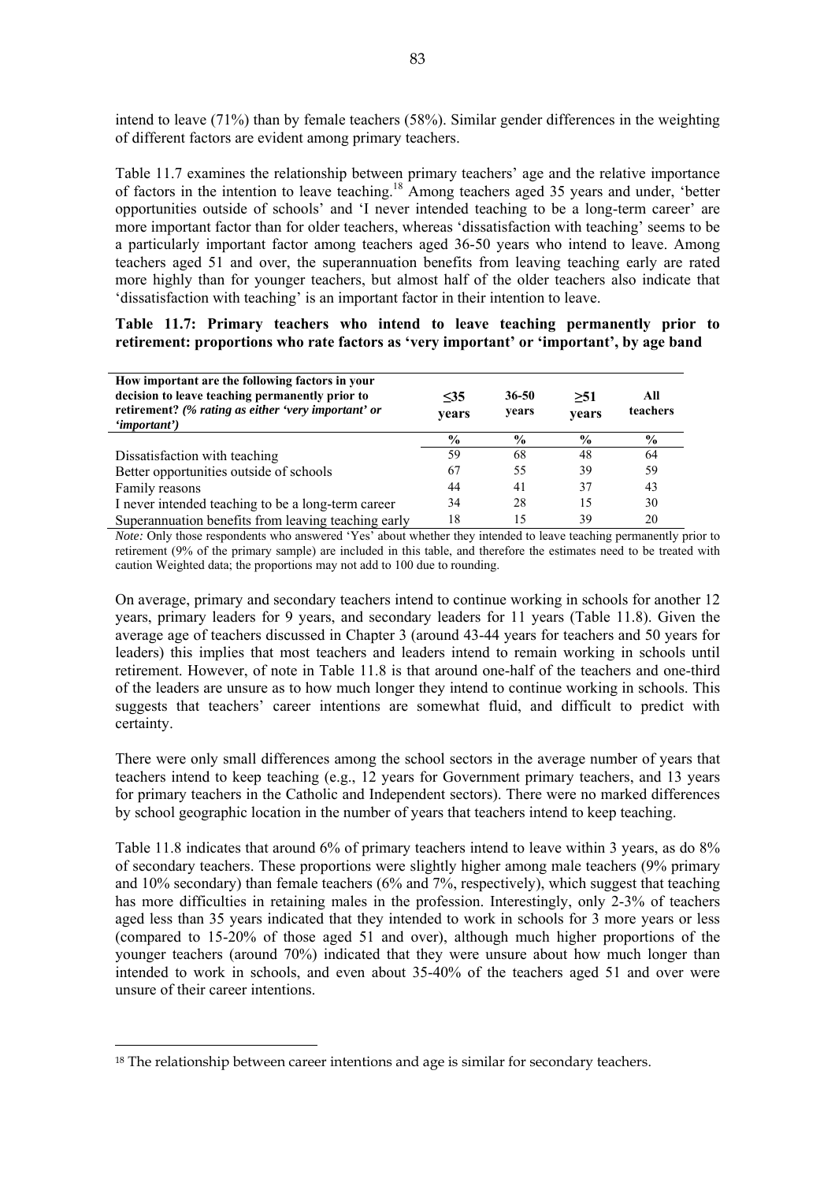intend to leave (71%) than by female teachers (58%). Similar gender differences in the weighting of different factors are evident among primary teachers.

Table 11.7 examines the relationship between primary teachers' age and the relative importance of factors in the intention to leave teaching.[18] Among teachers aged 35 years and under, 'better opportunities outside of schools' and 'I never intended teaching to be a long-term career' are more important factor than for older teachers, whereas 'dissatisfaction with teaching' seems to be a particularly important factor among teachers aged 36-50 years who intend to leave. Among teachers aged 51 and over, the superannuation benefits from leaving teaching early are rated more highly than for younger teachers, but almost half of the older teachers also indicate that 'dissatisfaction with teaching' is an important factor in their intention to leave.

**Table 11.7: Primary teachers who intend to leave teaching permanently prior to retirement: proportions who rate factors as 'very important' or 'important', by age band**

| How important are the following factors in your decision to leave teaching permanently prior to retirement? *(% rating as either 'very important' or 'important')* | ≤35 years | 36-50 years | ≥51 years | All teachers |
|---|---|---|---|---|
| | % | % | % | % |
| Dissatisfaction with teaching | 59 | 68 | 48 | 64 |
| Better opportunities outside of schools | 67 | 55 | 39 | 59 |
| Family reasons | 44 | 41 | 37 | 43 |
| I never intended teaching to be a long-term career | 34 | 28 | 15 | 30 |
| Superannuation benefits from leaving teaching early | 18 | 15 | 39 | 20 |

*Note:* Only those respondents who answered 'Yes' about whether they intended to leave teaching permanently prior to retirement (9% of the primary sample) are included in this table, and therefore the estimates need to be treated with caution Weighted data; the proportions may not add to 100 due to rounding.

On average, primary and secondary teachers intend to continue working in schools for another 12 years, primary leaders for 9 years, and secondary leaders for 11 years (Table 11.8). Given the average age of teachers discussed in Chapter 3 (around 43-44 years for teachers and 50 years for leaders) this implies that most teachers and leaders intend to remain working in schools until retirement. However, of note in Table 11.8 is that around one-half of the teachers and one-third of the leaders are unsure as to how much longer they intend to continue working in schools. This suggests that teachers' career intentions are somewhat fluid, and difficult to predict with certainty.

There were only small differences among the school sectors in the average number of years that teachers intend to keep teaching (e.g., 12 years for Government primary teachers, and 13 years for primary teachers in the Catholic and Independent sectors). There were no marked differences by school geographic location in the number of years that teachers intend to keep teaching.

Table 11.8 indicates that around 6% of primary teachers intend to leave within 3 years, as do 8% of secondary teachers. These proportions were slightly higher among male teachers (9% primary and 10% secondary) than female teachers (6% and 7%, respectively), which suggest that teaching has more difficulties in retaining males in the profession. Interestingly, only 2-3% of teachers aged less than 35 years indicated that they intended to work in schools for 3 more years or less (compared to 15-20% of those aged 51 and over), although much higher proportions of the younger teachers (around 70%) indicated that they were unsure about how much longer than intended to work in schools, and even about 35-40% of the teachers aged 51 and over were unsure of their career intentions.

---

[18] The relationship between career intentions and age is similar for secondary teachers.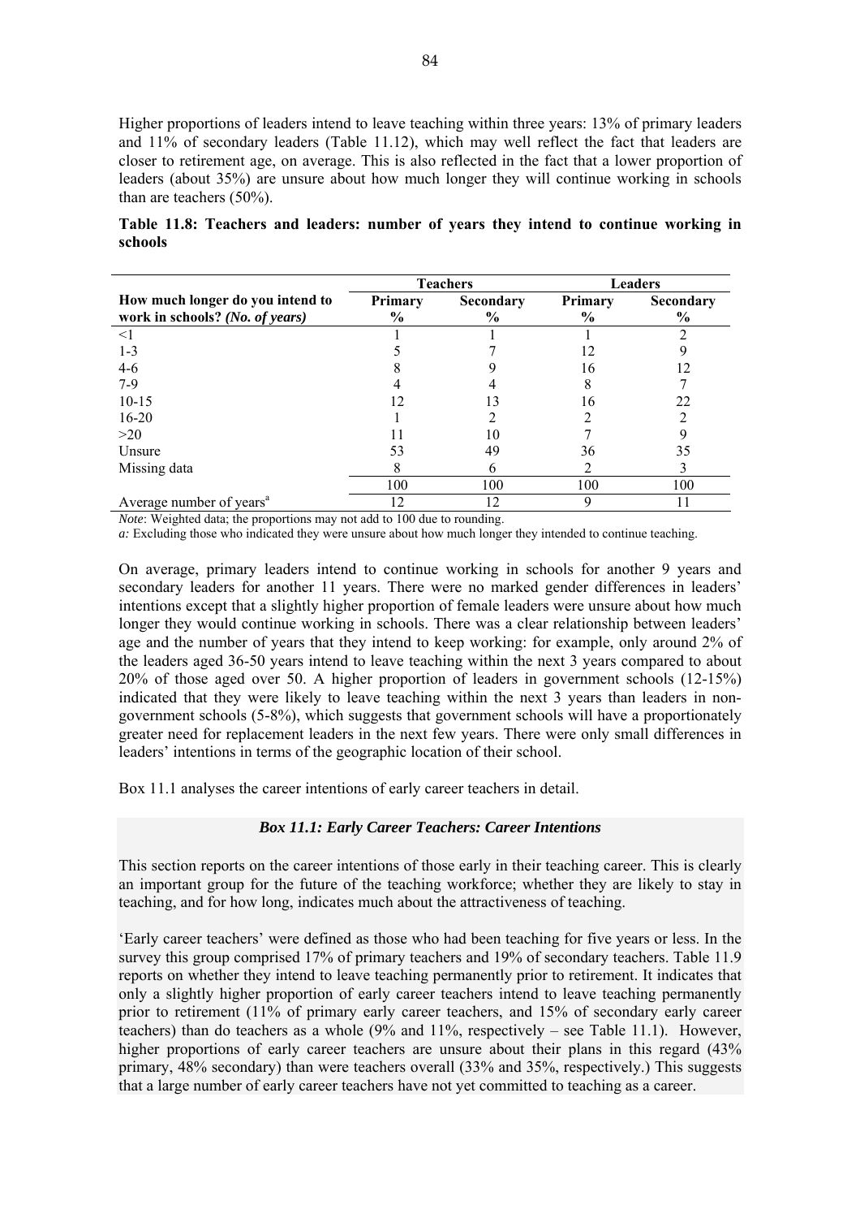Higher proportions of leaders intend to leave teaching within three years: 13% of primary leaders and 11% of secondary leaders (Table 11.12), which may well reflect the fact that leaders are closer to retirement age, on average. This is also reflected in the fact that a lower proportion of leaders (about 35%) are unsure about how much longer they will continue working in schools than are teachers (50%).

**Table 11.8: Teachers and leaders: number of years they intend to continue working in schools**

| | Teachers | | Leaders | |
|---|---|---|---|---|
| **How much longer do you intend to work in schools?** *(No. of years)* | **Primary %** | **Secondary %** | **Primary %** | **Secondary %** |
| <1 | 1 | 1 | 1 | 2 |
| 1-3 | 5 | 7 | 12 | 9 |
| 4-6 | 8 | 9 | 16 | 12 |
| 7-9 | 4 | 4 | 8 | 7 |
| 10-15 | 12 | 13 | 16 | 22 |
| 16-20 | 1 | 2 | 2 | 2 |
| >20 | 11 | 10 | 7 | 9 |
| Unsure | 53 | 49 | 36 | 35 |
| Missing data | 8 | 6 | 2 | 3 |
| | 100 | 100 | 100 | 100 |
| Average number of years[a] | 12 | 12 | 9 | 11 |

*Note*: Weighted data; the proportions may not add to 100 due to rounding.
*a:* Excluding those who indicated they were unsure about how much longer they intended to continue teaching.

On average, primary leaders intend to continue working in schools for another 9 years and secondary leaders for another 11 years. There were no marked gender differences in leaders' intentions except that a slightly higher proportion of female leaders were unsure about how much longer they would continue working in schools. There was a clear relationship between leaders' age and the number of years that they intend to keep working: for example, only around 2% of the leaders aged 36-50 years intend to leave teaching within the next 3 years compared to about 20% of those aged over 50. A higher proportion of leaders in government schools (12-15%) indicated that they were likely to leave teaching within the next 3 years than leaders in non-government schools (5-8%), which suggests that government schools will have a proportionately greater need for replacement leaders in the next few years. There were only small differences in leaders' intentions in terms of the geographic location of their school.

Box 11.1 analyses the career intentions of early career teachers in detail.

### *Box 11.1: Early Career Teachers: Career Intentions*

This section reports on the career intentions of those early in their teaching career. This is clearly an important group for the future of the teaching workforce; whether they are likely to stay in teaching, and for how long, indicates much about the attractiveness of teaching.

'Early career teachers' were defined as those who had been teaching for five years or less. In the survey this group comprised 17% of primary teachers and 19% of secondary teachers. Table 11.9 reports on whether they intend to leave teaching permanently prior to retirement. It indicates that only a slightly higher proportion of early career teachers intend to leave teaching permanently prior to retirement (11% of primary early career teachers, and 15% of secondary early career teachers) than do teachers as a whole (9% and 11%, respectively – see Table 11.1). However, higher proportions of early career teachers are unsure about their plans in this regard (43% primary, 48% secondary) than were teachers overall (33% and 35%, respectively.) This suggests that a large number of early career teachers have not yet committed to teaching as a career.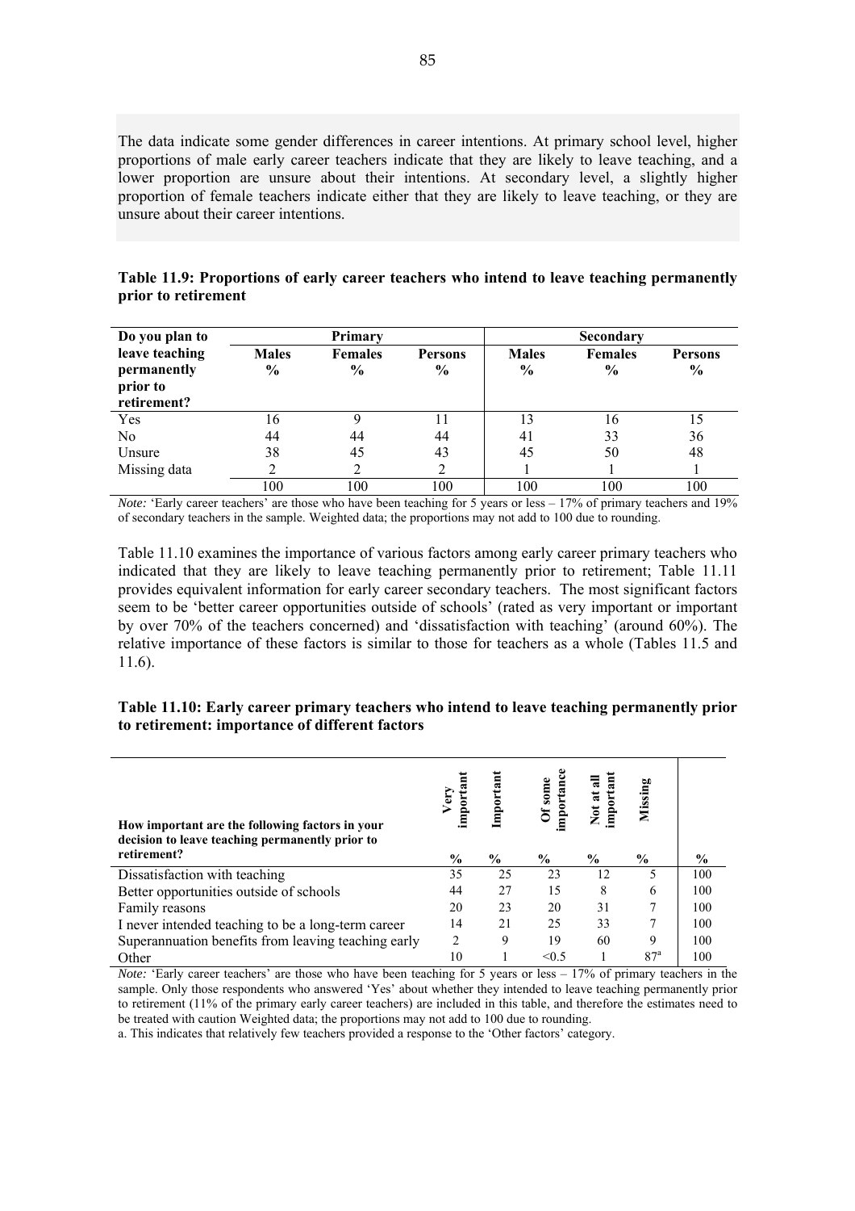The data indicate some gender differences in career intentions. At primary school level, higher proportions of male early career teachers indicate that they are likely to leave teaching, and a lower proportion are unsure about their intentions. At secondary level, a slightly higher proportion of female teachers indicate either that they are likely to leave teaching, or they are unsure about their career intentions.

**Table 11.9: Proportions of early career teachers who intend to leave teaching permanently prior to retirement**

| Do you plan to leave teaching permanently prior to retirement? | Primary | | | Secondary | | |
|---|---|---|---|---|---|---|
| | Males % | Females % | Persons % | Males % | Females % | Persons % |
| Yes | 16 | 9 | 11 | 13 | 16 | 15 |
| No | 44 | 44 | 44 | 41 | 33 | 36 |
| Unsure | 38 | 45 | 43 | 45 | 50 | 48 |
| Missing data | 2 | 2 | 2 | 1 | 1 | 1 |
| | 100 | 100 | 100 | 100 | 100 | 100 |

*Note:* 'Early career teachers' are those who have been teaching for 5 years or less – 17% of primary teachers and 19% of secondary teachers in the sample. Weighted data; the proportions may not add to 100 due to rounding.

Table 11.10 examines the importance of various factors among early career primary teachers who indicated that they are likely to leave teaching permanently prior to retirement; Table 11.11 provides equivalent information for early career secondary teachers. The most significant factors seem to be 'better career opportunities outside of schools' (rated as very important or important by over 70% of the teachers concerned) and 'dissatisfaction with teaching' (around 60%). The relative importance of these factors is similar to those for teachers as a whole (Tables 11.5 and 11.6).

**Table 11.10: Early career primary teachers who intend to leave teaching permanently prior to retirement: importance of different factors**

| How important are the following factors in your decision to leave teaching permanently prior to retirement? | Very important % | Important % | Of some importance % | Not at all important % | Missing % | % |
|---|---|---|---|---|---|---|
| Dissatisfaction with teaching | 35 | 25 | 23 | 12 | 5 | 100 |
| Better opportunities outside of schools | 44 | 27 | 15 | 8 | 6 | 100 |
| Family reasons | 20 | 23 | 20 | 31 | 7 | 100 |
| I never intended teaching to be a long-term career | 14 | 21 | 25 | 33 | 7 | 100 |
| Superannuation benefits from leaving teaching early | 2 | 9 | 19 | 60 | 9 | 100 |
| Other | 10 | 1 | <0.5 | 1 | 87[a] | 100 |

*Note:* 'Early career teachers' are those who have been teaching for 5 years or less – 17% of primary teachers in the sample. Only those respondents who answered 'Yes' about whether they intended to leave teaching permanently prior to retirement (11% of the primary early career teachers) are included in this table, and therefore the estimates need to be treated with caution Weighted data; the proportions may not add to 100 due to rounding.

a. This indicates that relatively few teachers provided a response to the 'Other factors' category.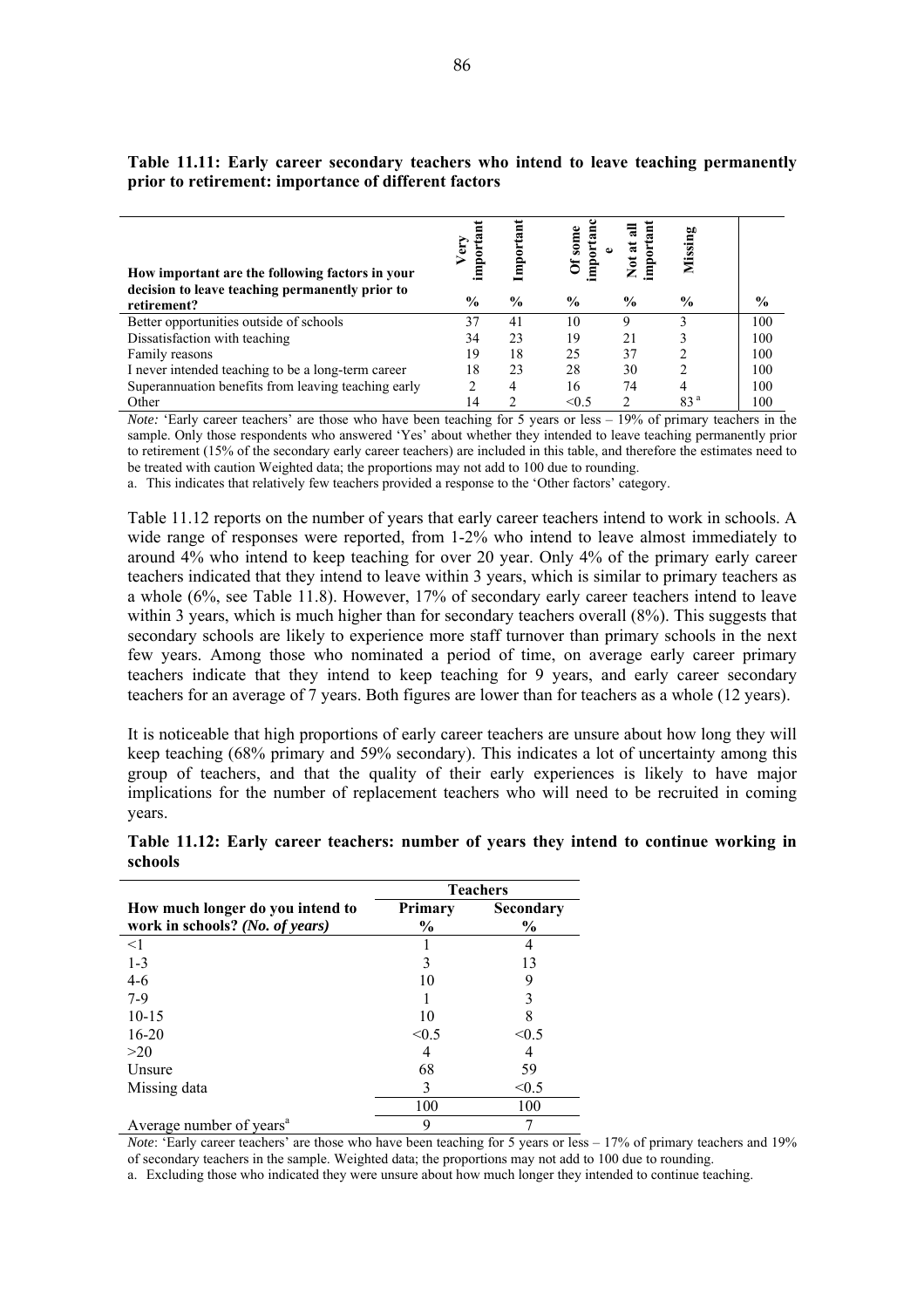**Table 11.11: Early career secondary teachers who intend to leave teaching permanently prior to retirement: importance of different factors**

| How important are the following factors in your decision to leave teaching permanently prior to retirement? | Very important | Important | Of some importance | Not at all important | Missing | |
|---|---|---|---|---|---|---|
| | % | % | % | % | % | % |
| Better opportunities outside of schools | 37 | 41 | 10 | 9 | 3 | 100 |
| Dissatisfaction with teaching | 34 | 23 | 19 | 21 | 3 | 100 |
| Family reasons | 19 | 18 | 25 | 37 | 2 | 100 |
| I never intended teaching to be a long-term career | 18 | 23 | 28 | 30 | 2 | 100 |
| Superannuation benefits from leaving teaching early | 2 | 4 | 16 | 74 | 4 | 100 |
| Other | 14 | 2 | <0.5 | 2 | 83 [a] | 100 |

*Note:* 'Early career teachers' are those who have been teaching for 5 years or less – 19% of primary teachers in the sample. Only those respondents who answered 'Yes' about whether they intended to leave teaching permanently prior to retirement (15% of the secondary early career teachers) are included in this table, and therefore the estimates need to be treated with caution Weighted data; the proportions may not add to 100 due to rounding.

a. This indicates that relatively few teachers provided a response to the 'Other factors' category.

Table 11.12 reports on the number of years that early career teachers intend to work in schools. A wide range of responses were reported, from 1-2% who intend to leave almost immediately to around 4% who intend to keep teaching for over 20 year. Only 4% of the primary early career teachers indicated that they intend to leave within 3 years, which is similar to primary teachers as a whole (6%, see Table 11.8). However, 17% of secondary early career teachers intend to leave within 3 years, which is much higher than for secondary teachers overall (8%). This suggests that secondary schools are likely to experience more staff turnover than primary schools in the next few years. Among those who nominated a period of time, on average early career primary teachers indicate that they intend to keep teaching for 9 years, and early career secondary teachers for an average of 7 years. Both figures are lower than for teachers as a whole (12 years).

It is noticeable that high proportions of early career teachers are unsure about how long they will keep teaching (68% primary and 59% secondary). This indicates a lot of uncertainty among this group of teachers, and that the quality of their early experiences is likely to have major implications for the number of replacement teachers who will need to be recruited in coming years.

**Table 11.12: Early career teachers: number of years they intend to continue working in schools**

| | Teachers | |
|---|---|---|
| How much longer do you intend to work in schools? *(No. of years)* | Primary % | Secondary % |
| <1 | 1 | 4 |
| 1-3 | 3 | 13 |
| 4-6 | 10 | 9 |
| 7-9 | 1 | 3 |
| 10-15 | 10 | 8 |
| 16-20 | <0.5 | <0.5 |
| >20 | 4 | 4 |
| Unsure | 68 | 59 |
| Missing data | 3 | <0.5 |
| | 100 | 100 |
| Average number of years[a] | 9 | 7 |

*Note*: 'Early career teachers' are those who have been teaching for 5 years or less – 17% of primary teachers and 19% of secondary teachers in the sample. Weighted data; the proportions may not add to 100 due to rounding.

a. Excluding those who indicated they were unsure about how much longer they intended to continue teaching.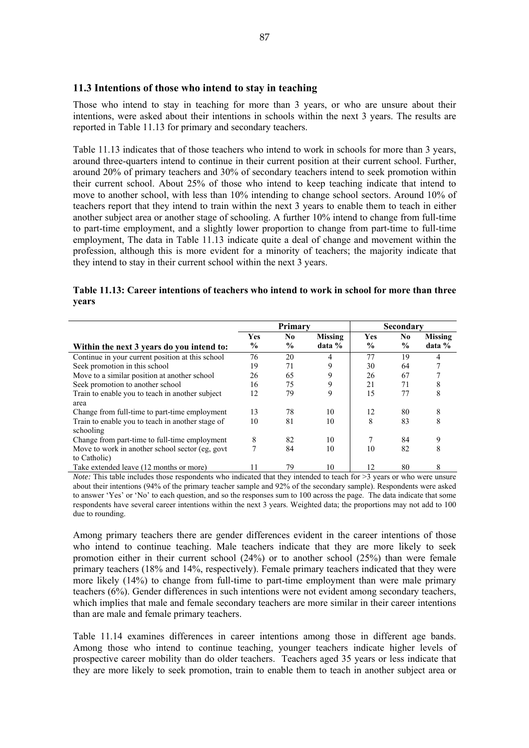### 11.3 Intentions of those who intend to stay in teaching

Those who intend to stay in teaching for more than 3 years, or who are unsure about their intentions, were asked about their intentions in schools within the next 3 years. The results are reported in Table 11.13 for primary and secondary teachers.

Table 11.13 indicates that of those teachers who intend to work in schools for more than 3 years, around three-quarters intend to continue in their current position at their current school. Further, around 20% of primary teachers and 30% of secondary teachers intend to seek promotion within their current school. About 25% of those who intend to keep teaching indicate that intend to move to another school, with less than 10% intending to change school sectors. Around 10% of teachers report that they intend to train within the next 3 years to enable them to teach in either another subject area or another stage of schooling. A further 10% intend to change from full-time to part-time employment, and a slightly lower proportion to change from part-time to full-time employment, The data in Table 11.13 indicate quite a deal of change and movement within the profession, although this is more evident for a minority of teachers; the majority indicate that they intend to stay in their current school within the next 3 years.

**Table 11.13: Career intentions of teachers who intend to work in school for more than three years**

| | Primary | | | Secondary | | |
|---|---|---|---|---|---|---|
| **Within the next 3 years do you intend to:** | **Yes %** | **No %** | **Missing data %** | **Yes %** | **No %** | **Missing data %** |
| Continue in your current position at this school | 76 | 20 | 4 | 77 | 19 | 4 |
| Seek promotion in this school | 19 | 71 | 9 | 30 | 64 | 7 |
| Move to a similar position at another school | 26 | 65 | 9 | 26 | 67 | 7 |
| Seek promotion to another school | 16 | 75 | 9 | 21 | 71 | 8 |
| Train to enable you to teach in another subject area | 12 | 79 | 9 | 15 | 77 | 8 |
| Change from full-time to part-time employment | 13 | 78 | 10 | 12 | 80 | 8 |
| Train to enable you to teach in another stage of schooling | 10 | 81 | 10 | 8 | 83 | 8 |
| Change from part-time to full-time employment | 8 | 82 | 10 | 7 | 84 | 9 |
| Move to work in another school sector (eg, govt to Catholic) | 7 | 84 | 10 | 10 | 82 | 8 |
| Take extended leave (12 months or more) | 11 | 79 | 10 | 12 | 80 | 8 |

*Note:* This table includes those respondents who indicated that they intended to teach for >3 years or who were unsure about their intentions (94% of the primary teacher sample and 92% of the secondary sample). Respondents were asked to answer 'Yes' or 'No' to each question, and so the responses sum to 100 across the page. The data indicate that some respondents have several career intentions within the next 3 years. Weighted data; the proportions may not add to 100 due to rounding.

Among primary teachers there are gender differences evident in the career intentions of those who intend to continue teaching. Male teachers indicate that they are more likely to seek promotion either in their current school (24%) or to another school (25%) than were female primary teachers (18% and 14%, respectively). Female primary teachers indicated that they were more likely (14%) to change from full-time to part-time employment than were male primary teachers (6%). Gender differences in such intentions were not evident among secondary teachers, which implies that male and female secondary teachers are more similar in their career intentions than are male and female primary teachers.

Table 11.14 examines differences in career intentions among those in different age bands. Among those who intend to continue teaching, younger teachers indicate higher levels of prospective career mobility than do older teachers. Teachers aged 35 years or less indicate that they are more likely to seek promotion, train to enable them to teach in another subject area or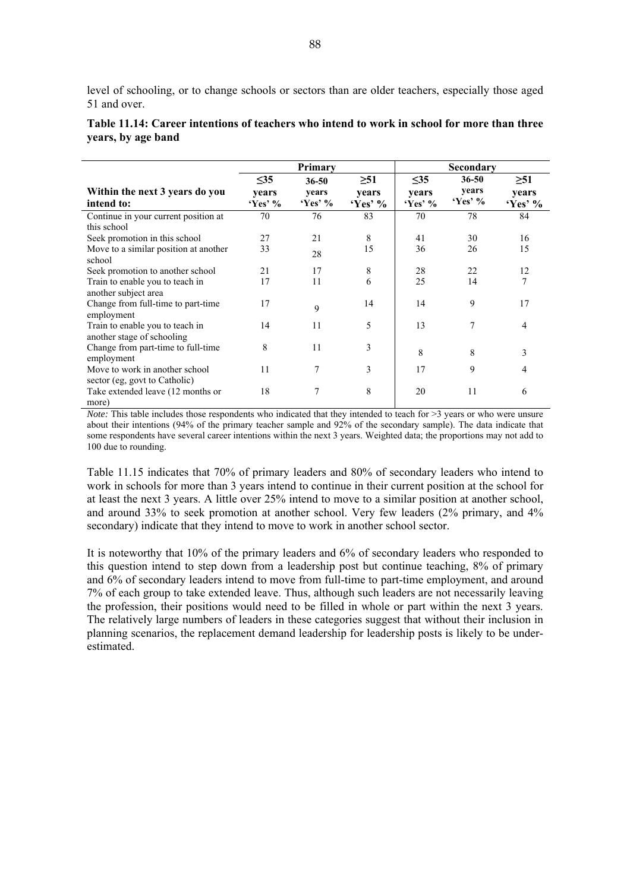level of schooling, or to change schools or sectors than are older teachers, especially those aged 51 and over.

**Table 11.14: Career intentions of teachers who intend to work in school for more than three years, by age band**

| | Primary | | | Secondary | | |
|---|---|---|---|---|---|---|
| **Within the next 3 years do you intend to:** | **≤35 years 'Yes' %** | **36-50 years 'Yes' %** | **≥51 years 'Yes' %** | **≤35 years 'Yes' %** | **36-50 years 'Yes' %** | **≥51 years 'Yes' %** |
| Continue in your current position at this school | 70 | 76 | 83 | 70 | 78 | 84 |
| Seek promotion in this school | 27 | 21 | 8 | 41 | 30 | 16 |
| Move to a similar position at another school | 33 | 28 | 15 | 36 | 26 | 15 |
| Seek promotion to another school | 21 | 17 | 8 | 28 | 22 | 12 |
| Train to enable you to teach in another subject area | 17 | 11 | 6 | 25 | 14 | 7 |
| Change from full-time to part-time employment | 17 | 9 | 14 | 14 | 9 | 17 |
| Train to enable you to teach in another stage of schooling | 14 | 11 | 5 | 13 | 7 | 4 |
| Change from part-time to full-time employment | 8 | 11 | 3 | 8 | 8 | 3 |
| Move to work in another school sector (eg, govt to Catholic) | 11 | 7 | 3 | 17 | 9 | 4 |
| Take extended leave (12 months or more) | 18 | 7 | 8 | 20 | 11 | 6 |

*Note:* This table includes those respondents who indicated that they intended to teach for >3 years or who were unsure about their intentions (94% of the primary teacher sample and 92% of the secondary sample). The data indicate that some respondents have several career intentions within the next 3 years. Weighted data; the proportions may not add to 100 due to rounding.

Table 11.15 indicates that 70% of primary leaders and 80% of secondary leaders who intend to work in schools for more than 3 years intend to continue in their current position at the school for at least the next 3 years. A little over 25% intend to move to a similar position at another school, and around 33% to seek promotion at another school. Very few leaders (2% primary, and 4% secondary) indicate that they intend to move to work in another school sector.

It is noteworthy that 10% of the primary leaders and 6% of secondary leaders who responded to this question intend to step down from a leadership post but continue teaching, 8% of primary and 6% of secondary leaders intend to move from full-time to part-time employment, and around 7% of each group to take extended leave. Thus, although such leaders are not necessarily leaving the profession, their positions would need to be filled in whole or part within the next 3 years. The relatively large numbers of leaders in these categories suggest that without their inclusion in planning scenarios, the replacement demand leadership for leadership posts is likely to be under-estimated.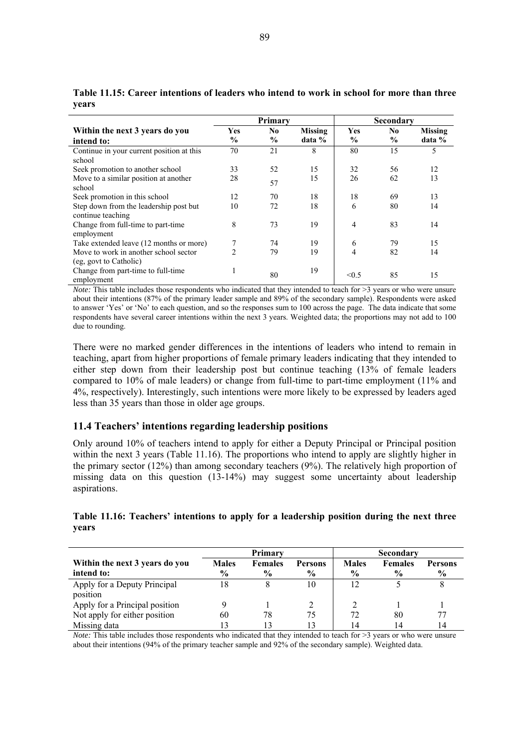**Table 11.15: Career intentions of leaders who intend to work in school for more than three years**

| Within the next 3 years do you intend to: | Primary | | | Secondary | | |
|---|---|---|---|---|---|---|
| | Yes % | No % | Missing data % | Yes % | No % | Missing data % |
| Continue in your current position at this school | 70 | 21 | 8 | 80 | 15 | 5 |
| Seek promotion to another school | 33 | 52 | 15 | 32 | 56 | 12 |
| Move to a similar position at another school | 28 | 57 | 15 | 26 | 62 | 13 |
| Seek promotion in this school | 12 | 70 | 18 | 18 | 69 | 13 |
| Step down from the leadership post but continue teaching | 10 | 72 | 18 | 6 | 80 | 14 |
| Change from full-time to part-time employment | 8 | 73 | 19 | 4 | 83 | 14 |
| Take extended leave (12 months or more) | 7 | 74 | 19 | 6 | 79 | 15 |
| Move to work in another school sector (eg, govt to Catholic) | 2 | 79 | 19 | 4 | 82 | 14 |
| Change from part-time to full-time employment | 1 | 80 | 19 | <0.5 | 85 | 15 |

*Note:* This table includes those respondents who indicated that they intended to teach for >3 years or who were unsure about their intentions (87% of the primary leader sample and 89% of the secondary sample). Respondents were asked to answer 'Yes' or 'No' to each question, and so the responses sum to 100 across the page. The data indicate that some respondents have several career intentions within the next 3 years. Weighted data; the proportions may not add to 100 due to rounding.

There were no marked gender differences in the intentions of leaders who intend to remain in teaching, apart from higher proportions of female primary leaders indicating that they intended to either step down from their leadership post but continue teaching (13% of female leaders compared to 10% of male leaders) or change from full-time to part-time employment (11% and 4%, respectively). Interestingly, such intentions were more likely to be expressed by leaders aged less than 35 years than those in older age groups.

## 11.4 Teachers' intentions regarding leadership positions

Only around 10% of teachers intend to apply for either a Deputy Principal or Principal position within the next 3 years (Table 11.16). The proportions who intend to apply are slightly higher in the primary sector (12%) than among secondary teachers (9%). The relatively high proportion of missing data on this question (13-14%) may suggest some uncertainty about leadership aspirations.

**Table 11.16: Teachers' intentions to apply for a leadership position during the next three years**

| Within the next 3 years do you intend to: | Primary | | | Secondary | | |
|---|---|---|---|---|---|---|
| | Males % | Females % | Persons % | Males % | Females % | Persons % |
| Apply for a Deputy Principal position | 18 | 8 | 10 | 12 | 5 | 8 |
| Apply for a Principal position | 9 | 1 | 2 | 2 | 1 | 1 |
| Not apply for either position | 60 | 78 | 75 | 72 | 80 | 77 |
| Missing data | 13 | 13 | 13 | 14 | 14 | 14 |

*Note:* This table includes those respondents who indicated that they intended to teach for >3 years or who were unsure about their intentions (94% of the primary teacher sample and 92% of the secondary sample). Weighted data.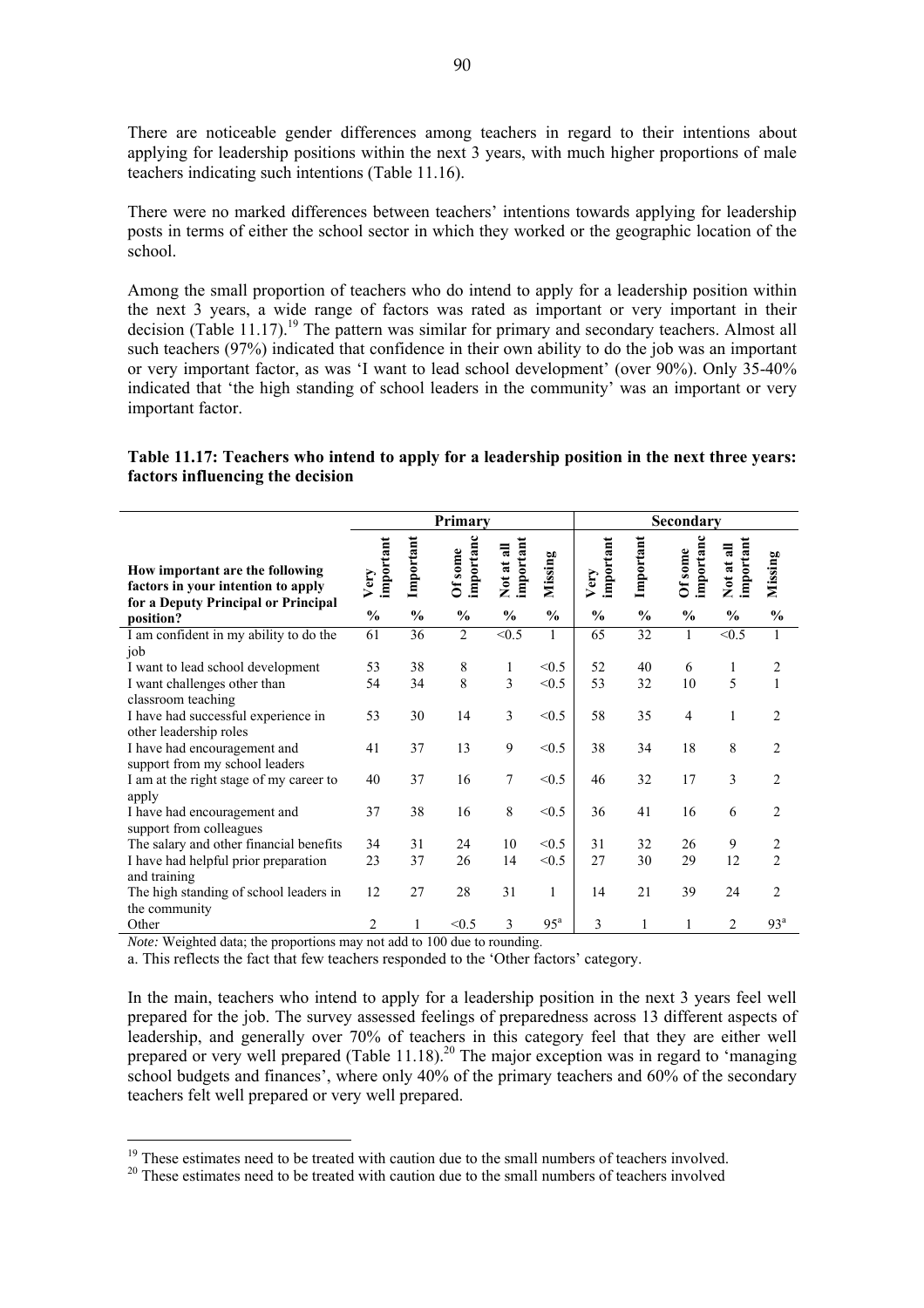There are noticeable gender differences among teachers in regard to their intentions about applying for leadership positions within the next 3 years, with much higher proportions of male teachers indicating such intentions (Table 11.16).

There were no marked differences between teachers' intentions towards applying for leadership posts in terms of either the school sector in which they worked or the geographic location of the school.

Among the small proportion of teachers who do intend to apply for a leadership position within the next 3 years, a wide range of factors was rated as important or very important in their decision (Table 11.17).[19] The pattern was similar for primary and secondary teachers. Almost all such teachers (97%) indicated that confidence in their own ability to do the job was an important or very important factor, as was 'I want to lead school development' (over 90%). Only 35-40% indicated that 'the high standing of school leaders in the community' was an important or very important factor.

**Table 11.17: Teachers who intend to apply for a leadership position in the next three years: factors influencing the decision**

| | Primary | | | | | Secondary | | | | |
|---|---|---|---|---|---|---|---|---|---|---|
| **How important are the following factors in your intention to apply for a Deputy Principal or Principal position?** | **Very important** | **Important** | **Of some importance** | **Not at all important** | **Missing** | **Very important** | **Important** | **Of some importance** | **Not at all important** | **Missing** |
| | **%** | **%** | **%** | **%** | **%** | **%** | **%** | **%** | **%** | **%** |
| I am confident in my ability to do the job | 61 | 36 | 2 | <0.5 | 1 | 65 | 32 | 1 | <0.5 | 1 |
| I want to lead school development | 53 | 38 | 8 | 1 | <0.5 | 52 | 40 | 6 | 1 | 2 |
| I want challenges other than classroom teaching | 54 | 34 | 8 | 3 | <0.5 | 53 | 32 | 10 | 5 | 1 |
| I have had successful experience in other leadership roles | 53 | 30 | 14 | 3 | <0.5 | 58 | 35 | 4 | 1 | 2 |
| I have had encouragement and support from my school leaders | 41 | 37 | 13 | 9 | <0.5 | 38 | 34 | 18 | 8 | 2 |
| I am at the right stage of my career to apply | 40 | 37 | 16 | 7 | <0.5 | 46 | 32 | 17 | 3 | 2 |
| I have had encouragement and support from colleagues | 37 | 38 | 16 | 8 | <0.5 | 36 | 41 | 16 | 6 | 2 |
| The salary and other financial benefits | 34 | 31 | 24 | 10 | <0.5 | 31 | 32 | 26 | 9 | 2 |
| I have had helpful prior preparation and training | 23 | 37 | 26 | 14 | <0.5 | 27 | 30 | 29 | 12 | 2 |
| The high standing of school leaders in the community | 12 | 27 | 28 | 31 | 1 | 14 | 21 | 39 | 24 | 2 |
| Other | 2 | 1 | <0.5 | 3 | 95[a] | 3 | 1 | 1 | 2 | 93[a] |

*Note:* Weighted data; the proportions may not add to 100 due to rounding.

a. This reflects the fact that few teachers responded to the 'Other factors' category.

In the main, teachers who intend to apply for a leadership position in the next 3 years feel well prepared for the job. The survey assessed feelings of preparedness across 13 different aspects of leadership, and generally over 70% of teachers in this category feel that they are either well prepared or very well prepared (Table 11.18).[20] The major exception was in regard to 'managing school budgets and finances', where only 40% of the primary teachers and 60% of the secondary teachers felt well prepared or very well prepared.

[19] These estimates need to be treated with caution due to the small numbers of teachers involved.

[20] These estimates need to be treated with caution due to the small numbers of teachers involved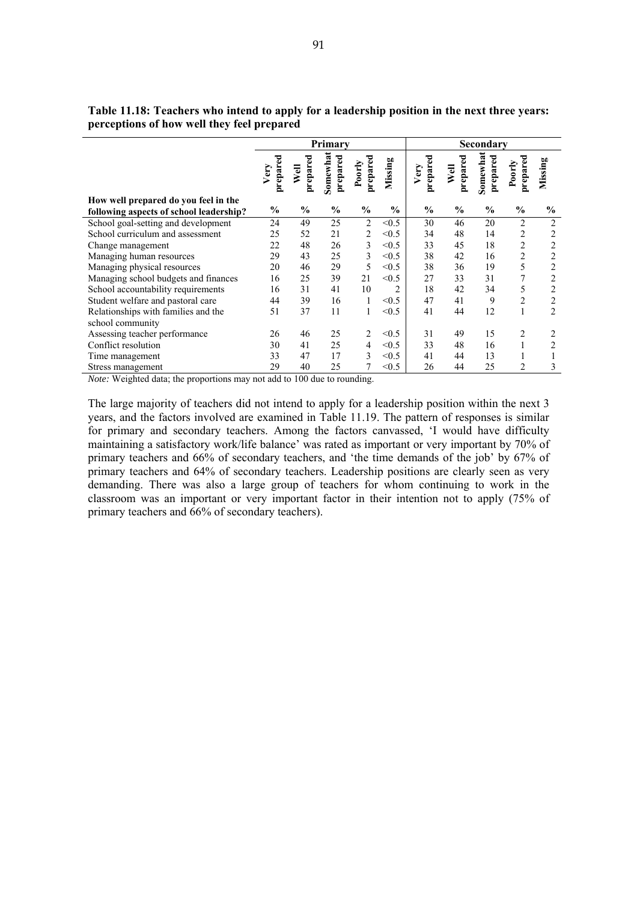**Table 11.18: Teachers who intend to apply for a leadership position in the next three years: perceptions of how well they feel prepared**

| | Primary | | | | | Secondary | | | | |
|---|---|---|---|---|---|---|---|---|---|---|
| | Very prepared | Well prepared | Somewhat prepared | Poorly prepared | Missing | Very prepared | Well prepared | Somewhat prepared | Poorly prepared | Missing |
| **How well prepared do you feel in the following aspects of school leadership?** | **%** | **%** | **%** | **%** | **%** | **%** | **%** | **%** | **%** | **%** |
| School goal-setting and development | 24 | 49 | 25 | 2 | <0.5 | 30 | 46 | 20 | 2 | 2 |
| School curriculum and assessment | 25 | 52 | 21 | 2 | <0.5 | 34 | 48 | 14 | 2 | 2 |
| Change management | 22 | 48 | 26 | 3 | <0.5 | 33 | 45 | 18 | 2 | 2 |
| Managing human resources | 29 | 43 | 25 | 3 | <0.5 | 38 | 42 | 16 | 2 | 2 |
| Managing physical resources | 20 | 46 | 29 | 5 | <0.5 | 38 | 36 | 19 | 5 | 2 |
| Managing school budgets and finances | 16 | 25 | 39 | 21 | <0.5 | 27 | 33 | 31 | 7 | 2 |
| School accountability requirements | 16 | 31 | 41 | 10 | 2 | 18 | 42 | 34 | 5 | 2 |
| Student welfare and pastoral care | 44 | 39 | 16 | 1 | <0.5 | 47 | 41 | 9 | 2 | 2 |
| Relationships with families and the school community | 51 | 37 | 11 | 1 | <0.5 | 41 | 44 | 12 | 1 | 2 |
| Assessing teacher performance | 26 | 46 | 25 | 2 | <0.5 | 31 | 49 | 15 | 2 | 2 |
| Conflict resolution | 30 | 41 | 25 | 4 | <0.5 | 33 | 48 | 16 | 1 | 2 |
| Time management | 33 | 47 | 17 | 3 | <0.5 | 41 | 44 | 13 | 1 | 1 |
| Stress management | 29 | 40 | 25 | 7 | <0.5 | 26 | 44 | 25 | 2 | 3 |

*Note:* Weighted data; the proportions may not add to 100 due to rounding.

The large majority of teachers did not intend to apply for a leadership position within the next 3 years, and the factors involved are examined in Table 11.19. The pattern of responses is similar for primary and secondary teachers. Among the factors canvassed, 'I would have difficulty maintaining a satisfactory work/life balance' was rated as important or very important by 70% of primary teachers and 66% of secondary teachers, and 'the time demands of the job' by 67% of primary teachers and 64% of secondary teachers. Leadership positions are clearly seen as very demanding. There was also a large group of teachers for whom continuing to work in the classroom was an important or very important factor in their intention not to apply (75% of primary teachers and 66% of secondary teachers).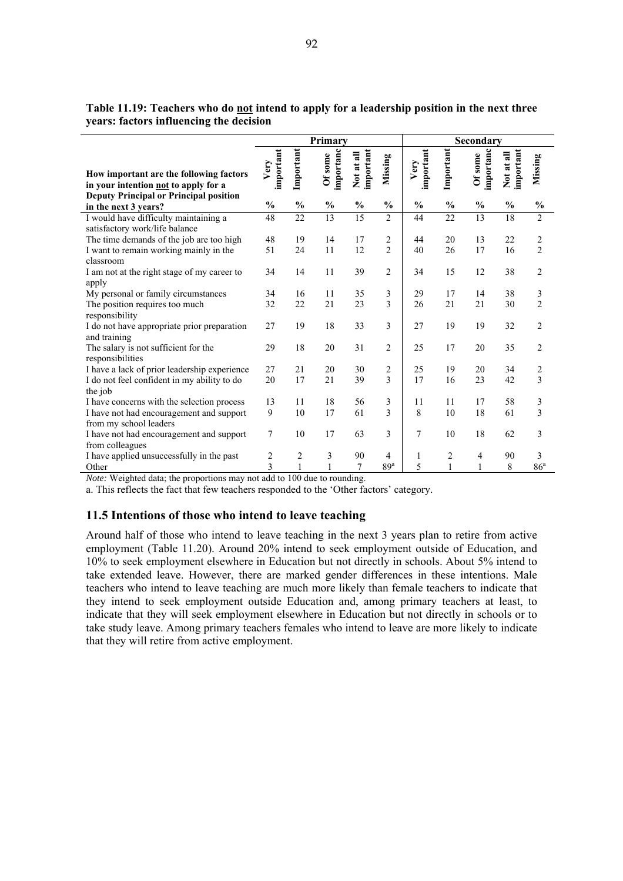**Table 11.19: Teachers who do not intend to apply for a leadership position in the next three years: factors influencing the decision**

| How important are the following factors in your intention not to apply for a Deputy Principal or Principal position in the next 3 years? | Primary | | | | | Secondary | | | | |
|---|---|---|---|---|---|---|---|---|---|---|
| | Very important | Important | Of some importanc | Not at all important | Missing | Very important | Important | Of some importanc | Not at all important | Missing |
| | % | % | % | % | % | % | % | % | % | % |
| I would have difficulty maintaining a satisfactory work/life balance | 48 | 22 | 13 | 15 | 2 | 44 | 22 | 13 | 18 | 2 |
| The time demands of the job are too high | 48 | 19 | 14 | 17 | 2 | 44 | 20 | 13 | 22 | 2 |
| I want to remain working mainly in the classroom | 51 | 24 | 11 | 12 | 2 | 40 | 26 | 17 | 16 | 2 |
| I am not at the right stage of my career to apply | 34 | 14 | 11 | 39 | 2 | 34 | 15 | 12 | 38 | 2 |
| My personal or family circumstances | 34 | 16 | 11 | 35 | 3 | 29 | 17 | 14 | 38 | 3 |
| The position requires too much responsibility | 32 | 22 | 21 | 23 | 3 | 26 | 21 | 21 | 30 | 2 |
| I do not have appropriate prior preparation and training | 27 | 19 | 18 | 33 | 3 | 27 | 19 | 19 | 32 | 2 |
| The salary is not sufficient for the responsibilities | 29 | 18 | 20 | 31 | 2 | 25 | 17 | 20 | 35 | 2 |
| I have a lack of prior leadership experience | 27 | 21 | 20 | 30 | 2 | 25 | 19 | 20 | 34 | 2 |
| I do not feel confident in my ability to do the job | 20 | 17 | 21 | 39 | 3 | 17 | 16 | 23 | 42 | 3 |
| I have concerns with the selection process | 13 | 11 | 18 | 56 | 3 | 11 | 11 | 17 | 58 | 3 |
| I have not had encouragement and support from my school leaders | 9 | 10 | 17 | 61 | 3 | 8 | 10 | 18 | 61 | 3 |
| I have not had encouragement and support from colleagues | 7 | 10 | 17 | 63 | 3 | 7 | 10 | 18 | 62 | 3 |
| I have applied unsuccessfully in the past | 2 | 2 | 3 | 90 | 4 | 1 | 2 | 4 | 90 | 3 |
| Other | 3 | 1 | 1 | 7 | 89[a] | 5 | 1 | 1 | 8 | 86[a] |

*Note:* Weighted data; the proportions may not add to 100 due to rounding.

a. This reflects the fact that few teachers responded to the 'Other factors' category.

## 11.5 Intentions of those who intend to leave teaching

Around half of those who intend to leave teaching in the next 3 years plan to retire from active employment (Table 11.20). Around 20% intend to seek employment outside of Education, and 10% to seek employment elsewhere in Education but not directly in schools. About 5% intend to take extended leave. However, there are marked gender differences in these intentions. Male teachers who intend to leave teaching are much more likely than female teachers to indicate that they intend to seek employment outside Education and, among primary teachers at least, to indicate that they will seek employment elsewhere in Education but not directly in schools or to take study leave. Among primary teachers females who intend to leave are more likely to indicate that they will retire from active employment.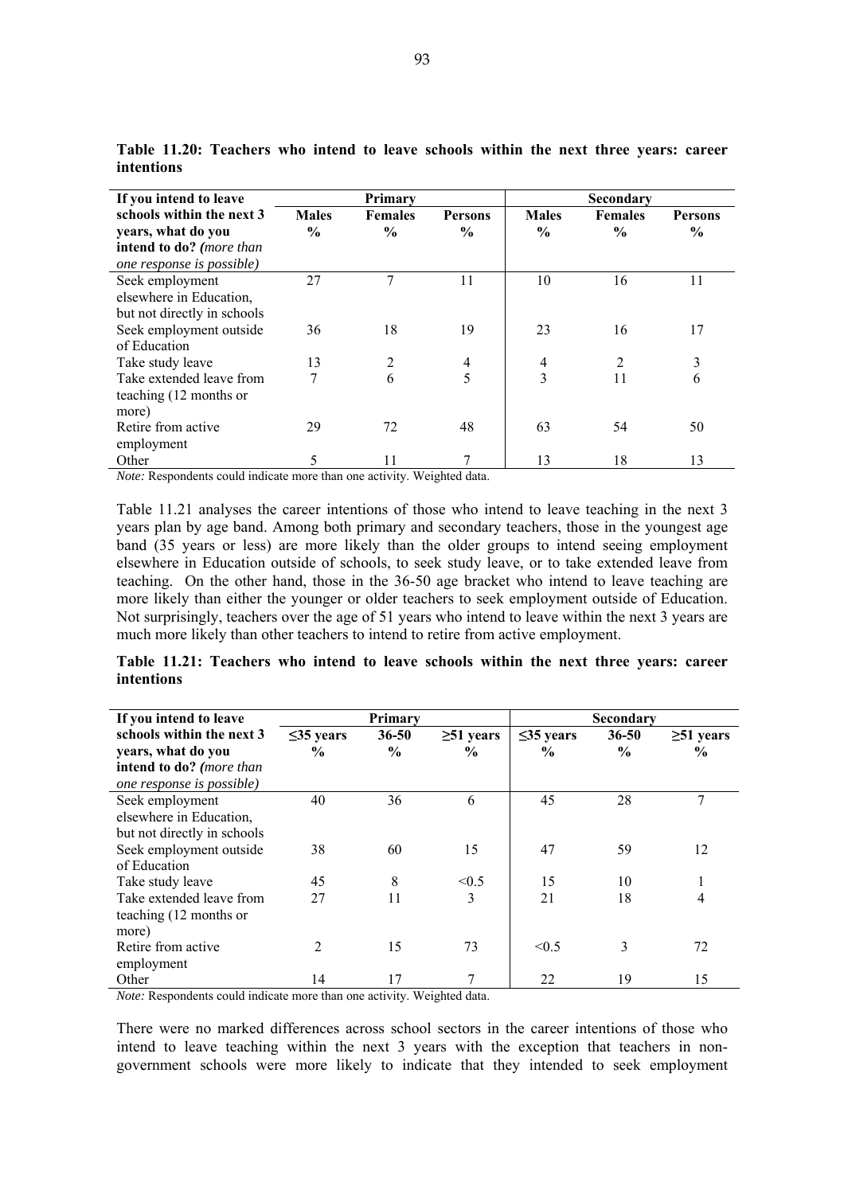**Table 11.20: Teachers who intend to leave schools within the next three years: career intentions**

| If you intend to leave schools within the next 3 years, what do you intend to do? *(more than one response is possible)* | Primary | | | Secondary | | |
|---|---|---|---|---|---|---|
| | Males % | Females % | Persons % | Males % | Females % | Persons % |
| Seek employment elsewhere in Education, but not directly in schools | 27 | 7 | 11 | 10 | 16 | 11 |
| Seek employment outside of Education | 36 | 18 | 19 | 23 | 16 | 17 |
| Take study leave | 13 | 2 | 4 | 4 | 2 | 3 |
| Take extended leave from teaching (12 months or more) | 7 | 6 | 5 | 3 | 11 | 6 |
| Retire from active employment | 29 | 72 | 48 | 63 | 54 | 50 |
| Other | 5 | 11 | 7 | 13 | 18 | 13 |

*Note:* Respondents could indicate more than one activity. Weighted data.

Table 11.21 analyses the career intentions of those who intend to leave teaching in the next 3 years plan by age band. Among both primary and secondary teachers, those in the youngest age band (35 years or less) are more likely than the older groups to intend seeing employment elsewhere in Education outside of schools, to seek study leave, or to take extended leave from teaching. On the other hand, those in the 36-50 age bracket who intend to leave teaching are more likely than either the younger or older teachers to seek employment outside of Education. Not surprisingly, teachers over the age of 51 years who intend to leave within the next 3 years are much more likely than other teachers to intend to retire from active employment.

**Table 11.21: Teachers who intend to leave schools within the next three years: career intentions**

| If you intend to leave schools within the next 3 years, what do you intend to do? *(more than one response is possible)* | Primary | | | Secondary | | |
|---|---|---|---|---|---|---|
| | ≤35 years % | 36-50 % | ≥51 years % | ≤35 years % | 36-50 % | ≥51 years % |
| Seek employment elsewhere in Education, but not directly in schools | 40 | 36 | 6 | 45 | 28 | 7 |
| Seek employment outside of Education | 38 | 60 | 15 | 47 | 59 | 12 |
| Take study leave | 45 | 8 | <0.5 | 15 | 10 | 1 |
| Take extended leave from teaching (12 months or more) | 27 | 11 | 3 | 21 | 18 | 4 |
| Retire from active employment | 2 | 15 | 73 | <0.5 | 3 | 72 |
| Other | 14 | 17 | 7 | 22 | 19 | 15 |

*Note:* Respondents could indicate more than one activity. Weighted data.

There were no marked differences across school sectors in the career intentions of those who intend to leave teaching within the next 3 years with the exception that teachers in non-government schools were more likely to indicate that they intended to seek employment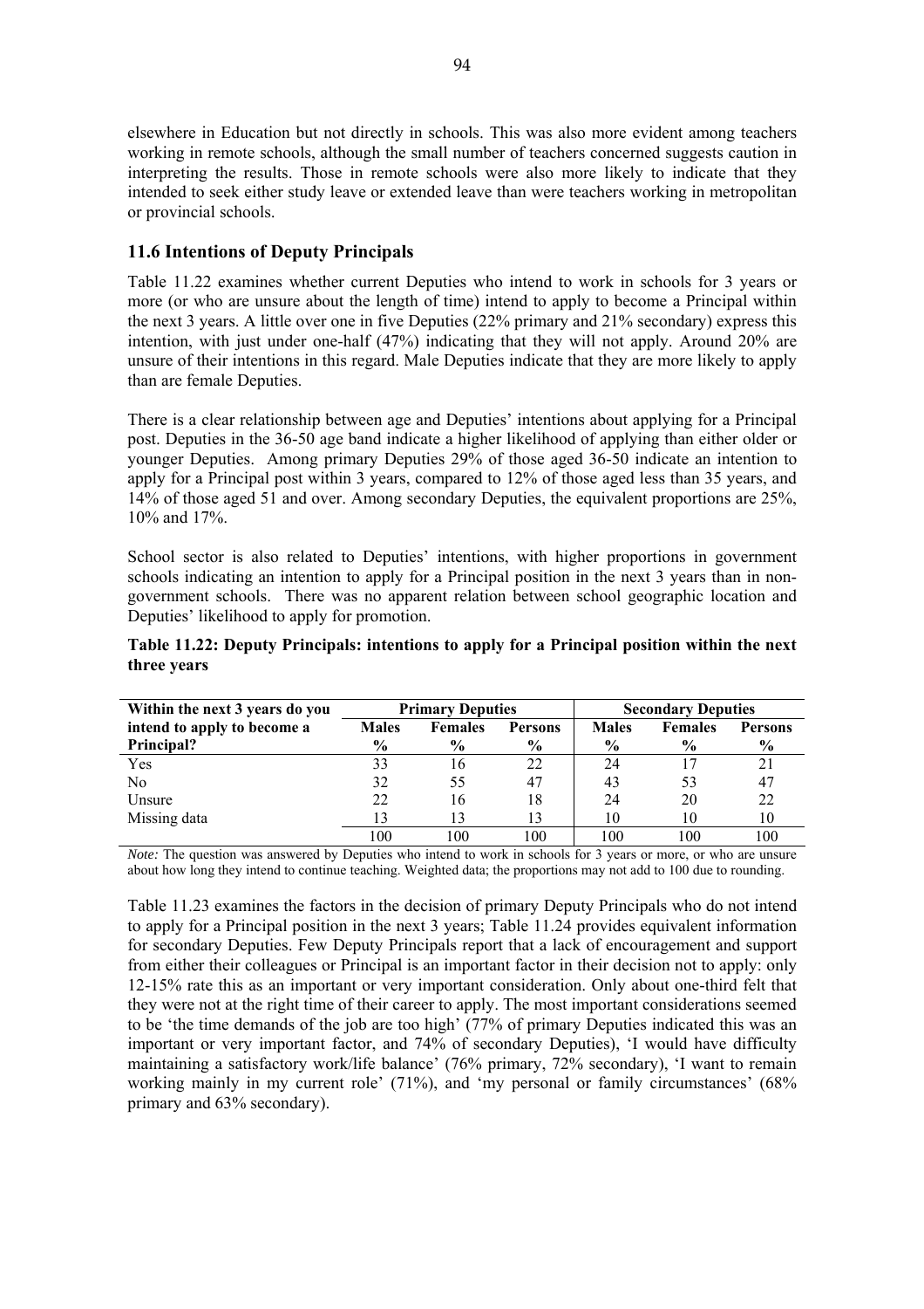elsewhere in Education but not directly in schools. This was also more evident among teachers working in remote schools, although the small number of teachers concerned suggests caution in interpreting the results. Those in remote schools were also more likely to indicate that they intended to seek either study leave or extended leave than were teachers working in metropolitan or provincial schools.

## 11.6 Intentions of Deputy Principals

Table 11.22 examines whether current Deputies who intend to work in schools for 3 years or more (or who are unsure about the length of time) intend to apply to become a Principal within the next 3 years. A little over one in five Deputies (22% primary and 21% secondary) express this intention, with just under one-half (47%) indicating that they will not apply. Around 20% are unsure of their intentions in this regard. Male Deputies indicate that they are more likely to apply than are female Deputies.

There is a clear relationship between age and Deputies' intentions about applying for a Principal post. Deputies in the 36-50 age band indicate a higher likelihood of applying than either older or younger Deputies. Among primary Deputies 29% of those aged 36-50 indicate an intention to apply for a Principal post within 3 years, compared to 12% of those aged less than 35 years, and 14% of those aged 51 and over. Among secondary Deputies, the equivalent proportions are 25%, 10% and 17%.

School sector is also related to Deputies' intentions, with higher proportions in government schools indicating an intention to apply for a Principal position in the next 3 years than in non-government schools. There was no apparent relation between school geographic location and Deputies' likelihood to apply for promotion.

**Table 11.22: Deputy Principals: intentions to apply for a Principal position within the next three years**

| Within the next 3 years do you intend to apply to become a Principal? | Primary Deputies | | | Secondary Deputies | | |
|---|---|---|---|---|---|---|
| | Males % | Females % | Persons % | Males % | Females % | Persons % |
| Yes | 33 | 16 | 22 | 24 | 17 | 21 |
| No | 32 | 55 | 47 | 43 | 53 | 47 |
| Unsure | 22 | 16 | 18 | 24 | 20 | 22 |
| Missing data | 13 | 13 | 13 | 10 | 10 | 10 |
| | 100 | 100 | 100 | 100 | 100 | 100 |

*Note:* The question was answered by Deputies who intend to work in schools for 3 years or more, or who are unsure about how long they intend to continue teaching. Weighted data; the proportions may not add to 100 due to rounding.

Table 11.23 examines the factors in the decision of primary Deputy Principals who do not intend to apply for a Principal position in the next 3 years; Table 11.24 provides equivalent information for secondary Deputies. Few Deputy Principals report that a lack of encouragement and support from either their colleagues or Principal is an important factor in their decision not to apply: only 12-15% rate this as an important or very important consideration. Only about one-third felt that they were not at the right time of their career to apply. The most important considerations seemed to be 'the time demands of the job are too high' (77% of primary Deputies indicated this was an important or very important factor, and 74% of secondary Deputies), 'I would have difficulty maintaining a satisfactory work/life balance' (76% primary, 72% secondary), 'I want to remain working mainly in my current role' (71%), and 'my personal or family circumstances' (68% primary and 63% secondary).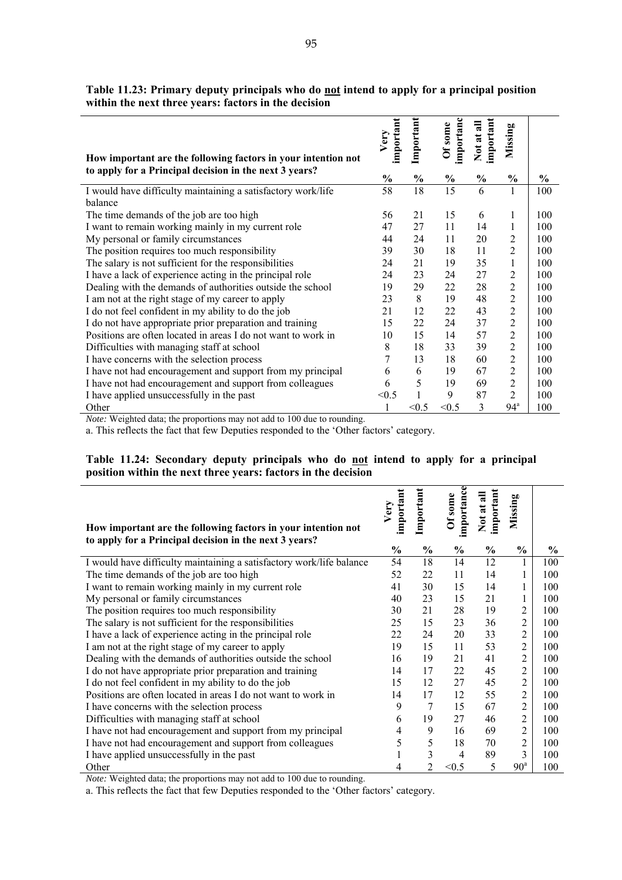**Table 11.23: Primary deputy principals who do not intend to apply for a principal position within the next three years: factors in the decision**

| How important are the following factors in your intention not to apply for a Principal decision in the next 3 years? | Very important | Important | Of some importance | Not at all important | Missing | |
|---|---|---|---|---|---|---|
| | % | % | % | % | % | % |
| I would have difficulty maintaining a satisfactory work/life balance | 58 | 18 | 15 | 6 | 1 | 100 |
| The time demands of the job are too high | 56 | 21 | 15 | 6 | 1 | 100 |
| I want to remain working mainly in my current role | 47 | 27 | 11 | 14 | 1 | 100 |
| My personal or family circumstances | 44 | 24 | 11 | 20 | 2 | 100 |
| The position requires too much responsibility | 39 | 30 | 18 | 11 | 2 | 100 |
| The salary is not sufficient for the responsibilities | 24 | 21 | 19 | 35 | 1 | 100 |
| I have a lack of experience acting in the principal role | 24 | 23 | 24 | 27 | 2 | 100 |
| Dealing with the demands of authorities outside the school | 19 | 29 | 22 | 28 | 2 | 100 |
| I am not at the right stage of my career to apply | 23 | 8 | 19 | 48 | 2 | 100 |
| I do not feel confident in my ability to do the job | 21 | 12 | 22 | 43 | 2 | 100 |
| I do not have appropriate prior preparation and training | 15 | 22 | 24 | 37 | 2 | 100 |
| Positions are often located in areas I do not want to work in | 10 | 15 | 14 | 57 | 2 | 100 |
| Difficulties with managing staff at school | 8 | 18 | 33 | 39 | 2 | 100 |
| I have concerns with the selection process | 7 | 13 | 18 | 60 | 2 | 100 |
| I have not had encouragement and support from my principal | 6 | 6 | 19 | 67 | 2 | 100 |
| I have not had encouragement and support from colleagues | 6 | 5 | 19 | 69 | 2 | 100 |
| I have applied unsuccessfully in the past | <0.5 | 1 | 9 | 87 | 2 | 100 |
| Other | 1 | <0.5 | <0.5 | 3 | 94[a] | 100 |

*Note:* Weighted data; the proportions may not add to 100 due to rounding.

a. This reflects the fact that few Deputies responded to the 'Other factors' category.

**Table 11.24: Secondary deputy principals who do not intend to apply for a principal position within the next three years: factors in the decision**

| How important are the following factors in your intention not to apply for a Principal decision in the next 3 years? | Very important | Important | Of some importance | Not at all important | Missing | |
|---|---|---|---|---|---|---|
| | % | % | % | % | % | % |
| I would have difficulty maintaining a satisfactory work/life balance | 54 | 18 | 14 | 12 | 1 | 100 |
| The time demands of the job are too high | 52 | 22 | 11 | 14 | 1 | 100 |
| I want to remain working mainly in my current role | 41 | 30 | 15 | 14 | 1 | 100 |
| My personal or family circumstances | 40 | 23 | 15 | 21 | 1 | 100 |
| The position requires too much responsibility | 30 | 21 | 28 | 19 | 2 | 100 |
| The salary is not sufficient for the responsibilities | 25 | 15 | 23 | 36 | 2 | 100 |
| I have a lack of experience acting in the principal role | 22 | 24 | 20 | 33 | 2 | 100 |
| I am not at the right stage of my career to apply | 19 | 15 | 11 | 53 | 2 | 100 |
| Dealing with the demands of authorities outside the school | 16 | 19 | 21 | 41 | 2 | 100 |
| I do not have appropriate prior preparation and training | 14 | 17 | 22 | 45 | 2 | 100 |
| I do not feel confident in my ability to do the job | 15 | 12 | 27 | 45 | 2 | 100 |
| Positions are often located in areas I do not want to work in | 14 | 17 | 12 | 55 | 2 | 100 |
| I have concerns with the selection process | 9 | 7 | 15 | 67 | 2 | 100 |
| Difficulties with managing staff at school | 6 | 19 | 27 | 46 | 2 | 100 |
| I have not had encouragement and support from my principal | 4 | 9 | 16 | 69 | 2 | 100 |
| I have not had encouragement and support from colleagues | 5 | 5 | 18 | 70 | 2 | 100 |
| I have applied unsuccessfully in the past | 1 | 3 | 4 | 89 | 3 | 100 |
| Other | 4 | 2 | <0.5 | 5 | 90[a] | 100 |

*Note:* Weighted data; the proportions may not add to 100 due to rounding.

a. This reflects the fact that few Deputies responded to the 'Other factors' category.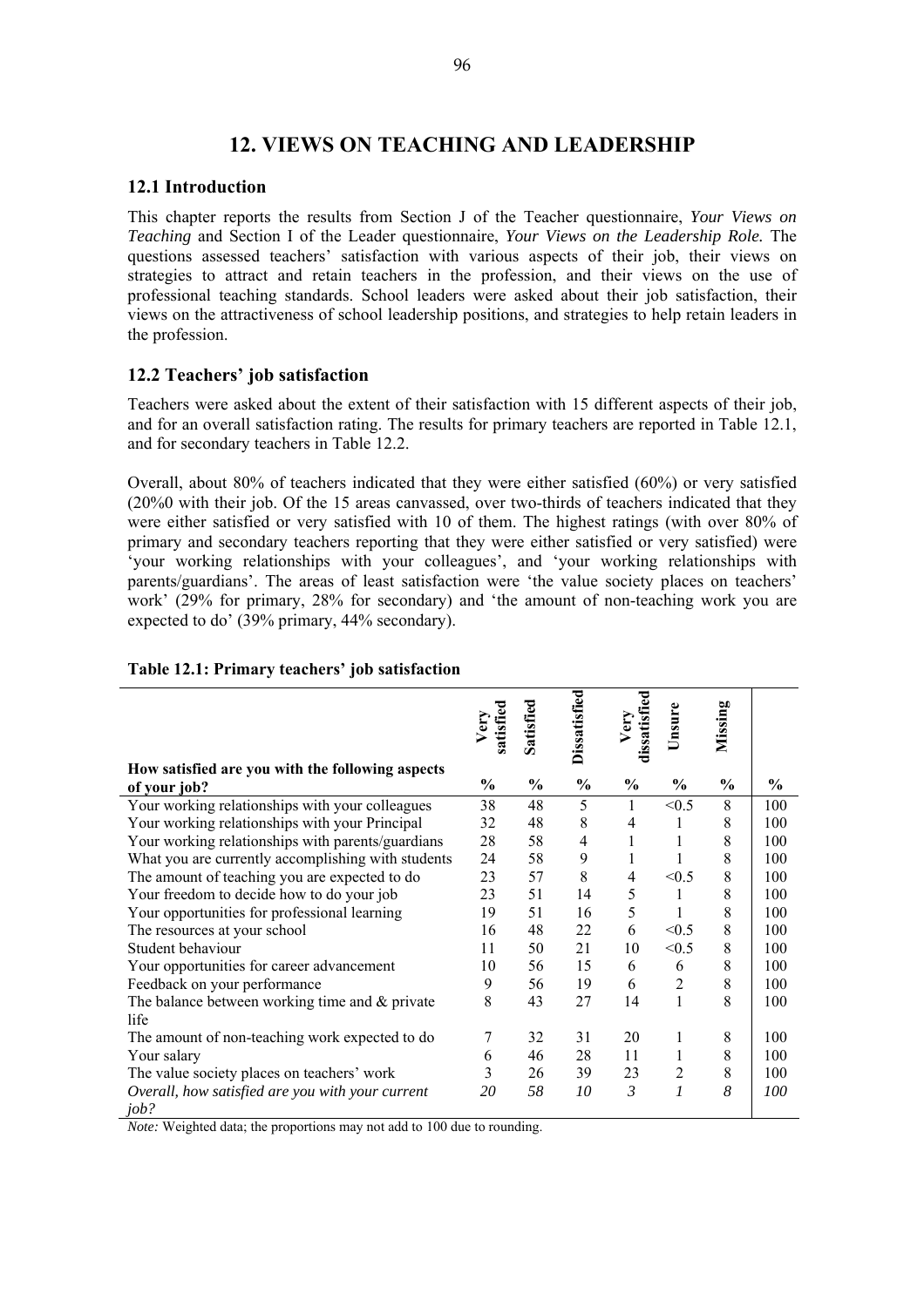# 12. VIEWS ON TEACHING AND LEADERSHIP

## 12.1 Introduction

This chapter reports the results from Section J of the Teacher questionnaire, *Your Views on Teaching* and Section I of the Leader questionnaire, *Your Views on the Leadership Role.* The questions assessed teachers' satisfaction with various aspects of their job, their views on strategies to attract and retain teachers in the profession, and their views on the use of professional teaching standards. School leaders were asked about their job satisfaction, their views on the attractiveness of school leadership positions, and strategies to help retain leaders in the profession.

## 12.2 Teachers' job satisfaction

Teachers were asked about the extent of their satisfaction with 15 different aspects of their job, and for an overall satisfaction rating. The results for primary teachers are reported in Table 12.1, and for secondary teachers in Table 12.2.

Overall, about 80% of teachers indicated that they were either satisfied (60%) or very satisfied (20%0 with their job. Of the 15 areas canvassed, over two-thirds of teachers indicated that they were either satisfied or very satisfied with 10 of them. The highest ratings (with over 80% of primary and secondary teachers reporting that they were either satisfied or very satisfied) were 'your working relationships with your colleagues', and 'your working relationships with parents/guardians'. The areas of least satisfaction were 'the value society places on teachers' work' (29% for primary, 28% for secondary) and 'the amount of non-teaching work you are expected to do' (39% primary, 44% secondary).

**Table 12.1: Primary teachers' job satisfaction**

| How satisfied are you with the following aspects of your job? | Very satisfied % | Satisfied % | Dissatisfied % | Very dissatisfied % | Unsure % | Missing % | % |
|---|---|---|---|---|---|---|---|
| Your working relationships with your colleagues | 38 | 48 | 5 | 1 | <0.5 | 8 | 100 |
| Your working relationships with your Principal | 32 | 48 | 8 | 4 | 1 | 8 | 100 |
| Your working relationships with parents/guardians | 28 | 58 | 4 | 1 | 1 | 8 | 100 |
| What you are currently accomplishing with students | 24 | 58 | 9 | 1 | 1 | 8 | 100 |
| The amount of teaching you are expected to do | 23 | 57 | 8 | 4 | <0.5 | 8 | 100 |
| Your freedom to decide how to do your job | 23 | 51 | 14 | 5 | 1 | 8 | 100 |
| Your opportunities for professional learning | 19 | 51 | 16 | 5 | 1 | 8 | 100 |
| The resources at your school | 16 | 48 | 22 | 6 | <0.5 | 8 | 100 |
| Student behaviour | 11 | 50 | 21 | 10 | <0.5 | 8 | 100 |
| Your opportunities for career advancement | 10 | 56 | 15 | 6 | 6 | 8 | 100 |
| Feedback on your performance | 9 | 56 | 19 | 6 | 2 | 8 | 100 |
| The balance between working time and & private life | 8 | 43 | 27 | 14 | 1 | 8 | 100 |
| The amount of non-teaching work expected to do | 7 | 32 | 31 | 20 | 1 | 8 | 100 |
| Your salary | 6 | 46 | 28 | 11 | 1 | 8 | 100 |
| The value society places on teachers' work | 3 | 26 | 39 | 23 | 2 | 8 | 100 |
| *Overall, how satisfied are you with your current job?* | *20* | *58* | *10* | *3* | *1* | *8* | *100* |

*Note:* Weighted data; the proportions may not add to 100 due to rounding.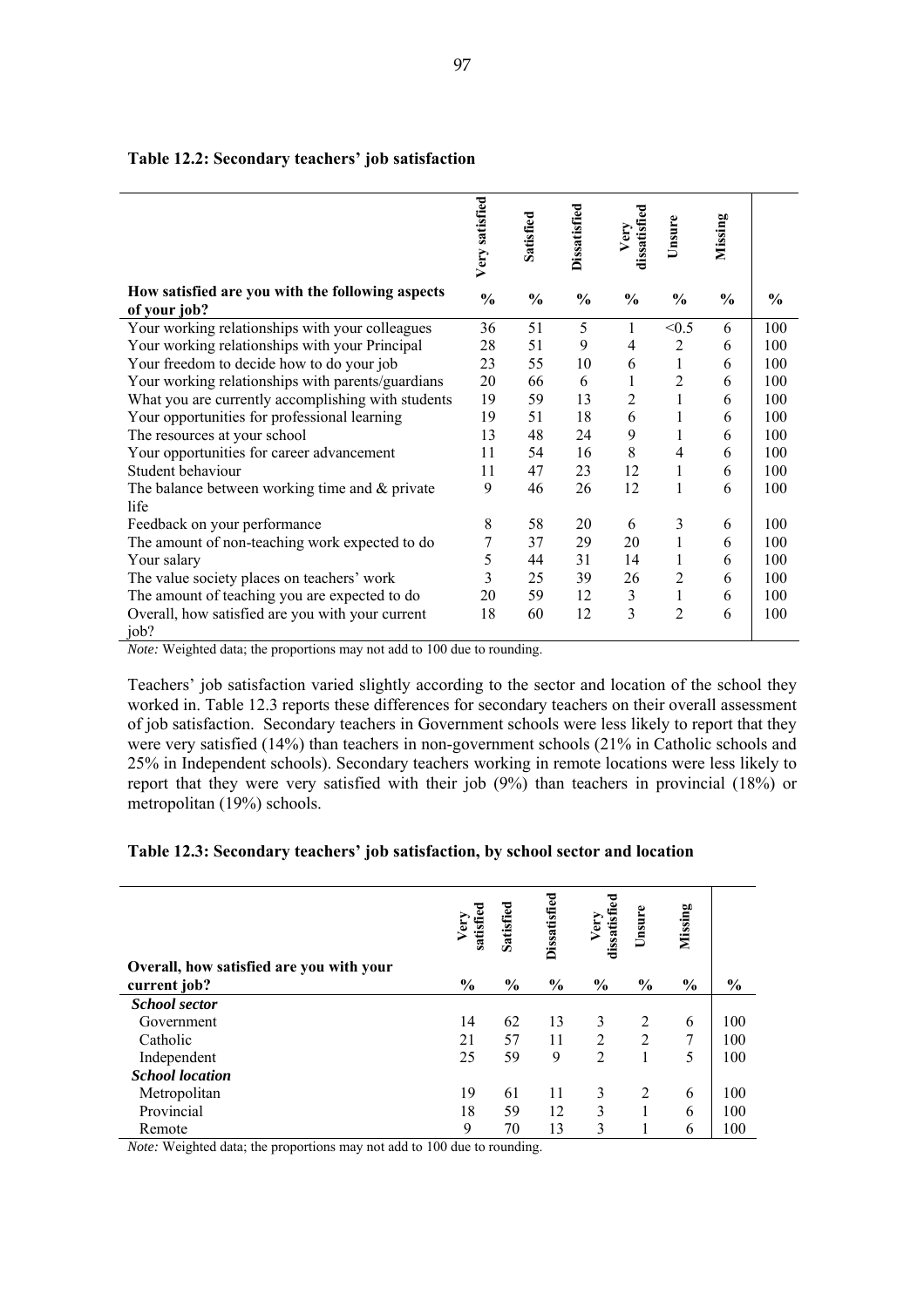**Table 12.2: Secondary teachers' job satisfaction**

| How satisfied are you with the following aspects of your job? | Very satisfied % | Satisfied % | Dissatisfied % | Very dissatisfied % | Unsure % | Missing % | % |
|---|---|---|---|---|---|---|---|
| Your working relationships with your colleagues | 36 | 51 | 5 | 1 | <0.5 | 6 | 100 |
| Your working relationships with your Principal | 28 | 51 | 9 | 4 | 2 | 6 | 100 |
| Your freedom to decide how to do your job | 23 | 55 | 10 | 6 | 1 | 6 | 100 |
| Your working relationships with parents/guardians | 20 | 66 | 6 | 1 | 2 | 6 | 100 |
| What you are currently accomplishing with students | 19 | 59 | 13 | 2 | 1 | 6 | 100 |
| Your opportunities for professional learning | 19 | 51 | 18 | 6 | 1 | 6 | 100 |
| The resources at your school | 13 | 48 | 24 | 9 | 1 | 6 | 100 |
| Your opportunities for career advancement | 11 | 54 | 16 | 8 | 4 | 6 | 100 |
| Student behaviour | 11 | 47 | 23 | 12 | 1 | 6 | 100 |
| The balance between working time and & private life | 9 | 46 | 26 | 12 | 1 | 6 | 100 |
| Feedback on your performance | 8 | 58 | 20 | 6 | 3 | 6 | 100 |
| The amount of non-teaching work expected to do | 7 | 37 | 29 | 20 | 1 | 6 | 100 |
| Your salary | 5 | 44 | 31 | 14 | 1 | 6 | 100 |
| The value society places on teachers' work | 3 | 25 | 39 | 26 | 2 | 6 | 100 |
| The amount of teaching you are expected to do | 20 | 59 | 12 | 3 | 1 | 6 | 100 |
| Overall, how satisfied are you with your current job? | 18 | 60 | 12 | 3 | 2 | 6 | 100 |

*Note:* Weighted data; the proportions may not add to 100 due to rounding.

Teachers' job satisfaction varied slightly according to the sector and location of the school they worked in. Table 12.3 reports these differences for secondary teachers on their overall assessment of job satisfaction. Secondary teachers in Government schools were less likely to report that they were very satisfied (14%) than teachers in non-government schools (21% in Catholic schools and 25% in Independent schools). Secondary teachers working in remote locations were less likely to report that they were very satisfied with their job (9%) than teachers in provincial (18%) or metropolitan (19%) schools.

**Table 12.3: Secondary teachers' job satisfaction, by school sector and location**

| Overall, how satisfied are you with your current job? | Very satisfied % | Satisfied % | Dissatisfied % | Very dissatisfied % | Unsure % | Missing % | % |
|---|---|---|---|---|---|---|---|
| ***School sector*** | | | | | | | |
| Government | 14 | 62 | 13 | 3 | 2 | 6 | 100 |
| Catholic | 21 | 57 | 11 | 2 | 2 | 7 | 100 |
| Independent | 25 | 59 | 9 | 2 | 1 | 5 | 100 |
| ***School location*** | | | | | | | |
| Metropolitan | 19 | 61 | 11 | 3 | 2 | 6 | 100 |
| Provincial | 18 | 59 | 12 | 3 | 1 | 6 | 100 |
| Remote | 9 | 70 | 13 | 3 | 1 | 6 | 100 |

*Note:* Weighted data; the proportions may not add to 100 due to rounding.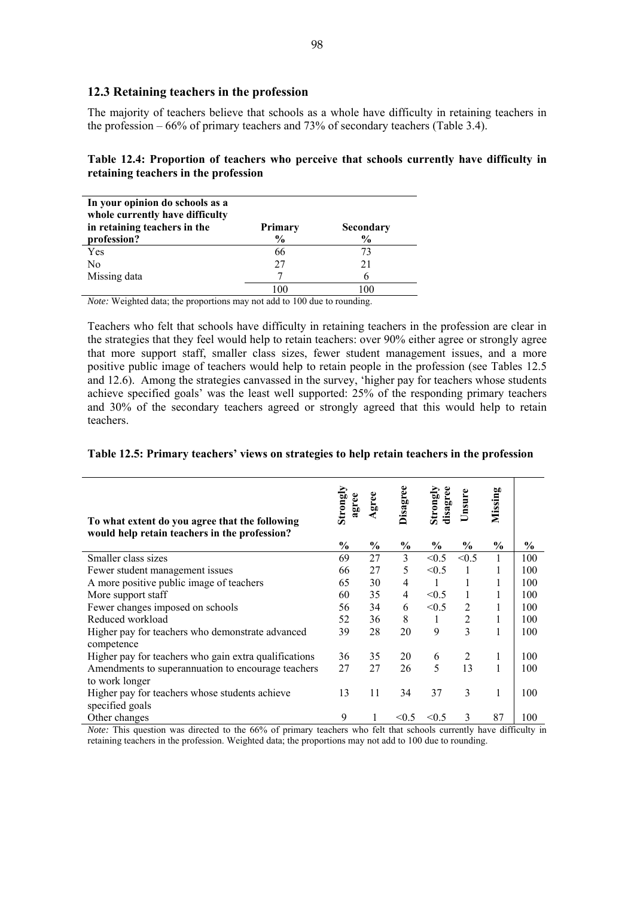## 12.3 Retaining teachers in the profession

The majority of teachers believe that schools as a whole have difficulty in retaining teachers in the profession – 66% of primary teachers and 73% of secondary teachers (Table 3.4).

**Table 12.4: Proportion of teachers who perceive that schools currently have difficulty in retaining teachers in the profession**

| In your opinion do schools as a whole currently have difficulty in retaining teachers in the profession? | Primary % | Secondary % |
|---|---|---|
| Yes | 66 | 73 |
| No | 27 | 21 |
| Missing data | 7 | 6 |
| | 100 | 100 |

*Note:* Weighted data; the proportions may not add to 100 due to rounding.

Teachers who felt that schools have difficulty in retaining teachers in the profession are clear in the strategies that they feel would help to retain teachers: over 90% either agree or strongly agree that more support staff, smaller class sizes, fewer student management issues, and a more positive public image of teachers would help to retain people in the profession (see Tables 12.5 and 12.6). Among the strategies canvassed in the survey, 'higher pay for teachers whose students achieve specified goals' was the least well supported: 25% of the responding primary teachers and 30% of the secondary teachers agreed or strongly agreed that this would help to retain teachers.

**Table 12.5: Primary teachers' views on strategies to help retain teachers in the profession**

| To what extent do you agree that the following would help retain teachers in the profession? | Strongly agree % | Agree % | Disagree % | Strongly disagree % | Unsure % | Missing % | % |
|---|---|---|---|---|---|---|---|
| Smaller class sizes | 69 | 27 | 3 | <0.5 | <0.5 | 1 | 100 |
| Fewer student management issues | 66 | 27 | 5 | <0.5 | 1 | 1 | 100 |
| A more positive public image of teachers | 65 | 30 | 4 | 1 | 1 | 1 | 100 |
| More support staff | 60 | 35 | 4 | <0.5 | 1 | 1 | 100 |
| Fewer changes imposed on schools | 56 | 34 | 6 | <0.5 | 2 | 1 | 100 |
| Reduced workload | 52 | 36 | 8 | 1 | 2 | 1 | 100 |
| Higher pay for teachers who demonstrate advanced competence | 39 | 28 | 20 | 9 | 3 | 1 | 100 |
| Higher pay for teachers who gain extra qualifications | 36 | 35 | 20 | 6 | 2 | 1 | 100 |
| Amendments to superannuation to encourage teachers to work longer | 27 | 27 | 26 | 5 | 13 | 1 | 100 |
| Higher pay for teachers whose students achieve specified goals | 13 | 11 | 34 | 37 | 3 | 1 | 100 |
| Other changes | 9 | 1 | <0.5 | <0.5 | 3 | 87 | 100 |

*Note:* This question was directed to the 66% of primary teachers who felt that schools currently have difficulty in retaining teachers in the profession. Weighted data; the proportions may not add to 100 due to rounding.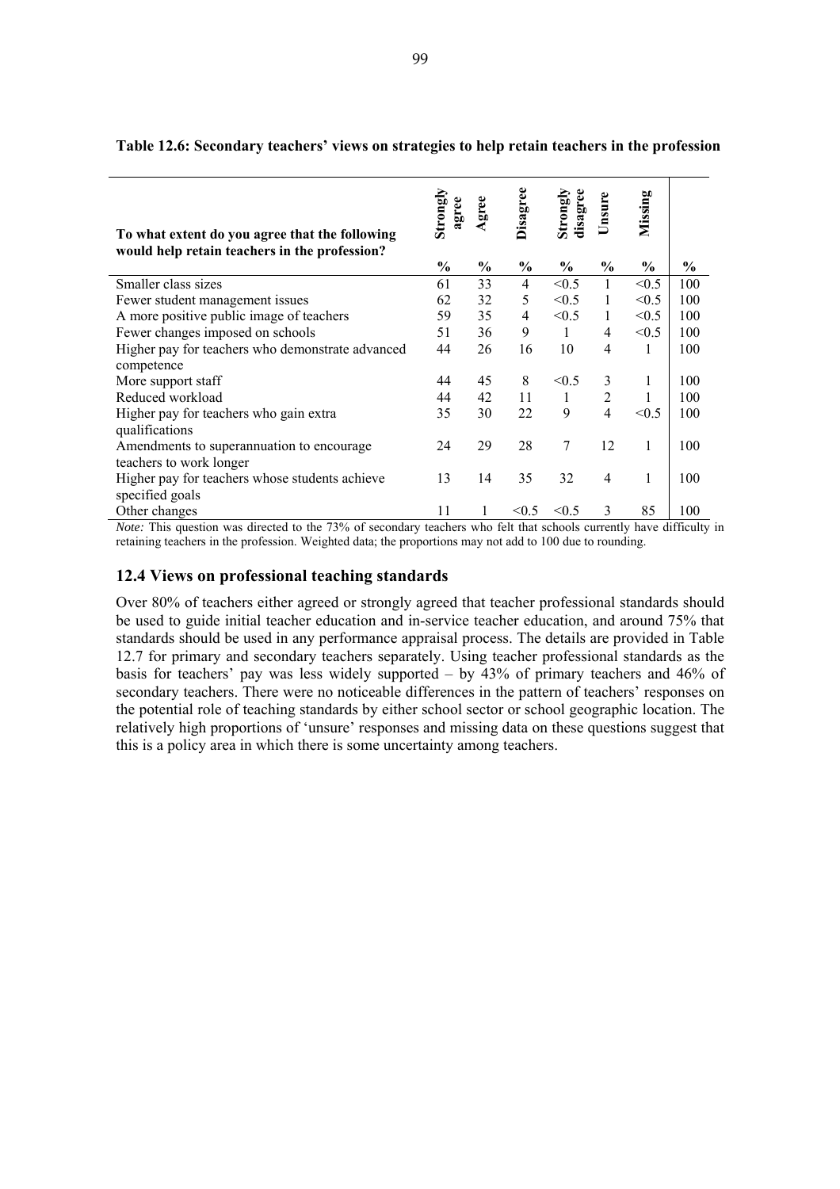**Table 12.6: Secondary teachers' views on strategies to help retain teachers in the profession**

| To what extent do you agree that the following would help retain teachers in the profession? | Strongly agree | Agree | Disagree | Strongly disagree | Unsure | Missing | |
|---|---|---|---|---|---|---|---|
| | % | % | % | % | % | % | % |
| Smaller class sizes | 61 | 33 | 4 | <0.5 | 1 | <0.5 | 100 |
| Fewer student management issues | 62 | 32 | 5 | <0.5 | 1 | <0.5 | 100 |
| A more positive public image of teachers | 59 | 35 | 4 | <0.5 | 1 | <0.5 | 100 |
| Fewer changes imposed on schools | 51 | 36 | 9 | 1 | 4 | <0.5 | 100 |
| Higher pay for teachers who demonstrate advanced competence | 44 | 26 | 16 | 10 | 4 | 1 | 100 |
| More support staff | 44 | 45 | 8 | <0.5 | 3 | 1 | 100 |
| Reduced workload | 44 | 42 | 11 | 1 | 2 | 1 | 100 |
| Higher pay for teachers who gain extra qualifications | 35 | 30 | 22 | 9 | 4 | <0.5 | 100 |
| Amendments to superannuation to encourage teachers to work longer | 24 | 29 | 28 | 7 | 12 | 1 | 100 |
| Higher pay for teachers whose students achieve specified goals | 13 | 14 | 35 | 32 | 4 | 1 | 100 |
| Other changes | 11 | 1 | <0.5 | <0.5 | 3 | 85 | 100 |

*Note:* This question was directed to the 73% of secondary teachers who felt that schools currently have difficulty in retaining teachers in the profession. Weighted data; the proportions may not add to 100 due to rounding.

## 12.4 Views on professional teaching standards

Over 80% of teachers either agreed or strongly agreed that teacher professional standards should be used to guide initial teacher education and in-service teacher education, and around 75% that standards should be used in any performance appraisal process. The details are provided in Table 12.7 for primary and secondary teachers separately. Using teacher professional standards as the basis for teachers' pay was less widely supported – by 43% of primary teachers and 46% of secondary teachers. There were no noticeable differences in the pattern of teachers' responses on the potential role of teaching standards by either school sector or school geographic location. The relatively high proportions of 'unsure' responses and missing data on these questions suggest that this is a policy area in which there is some uncertainty among teachers.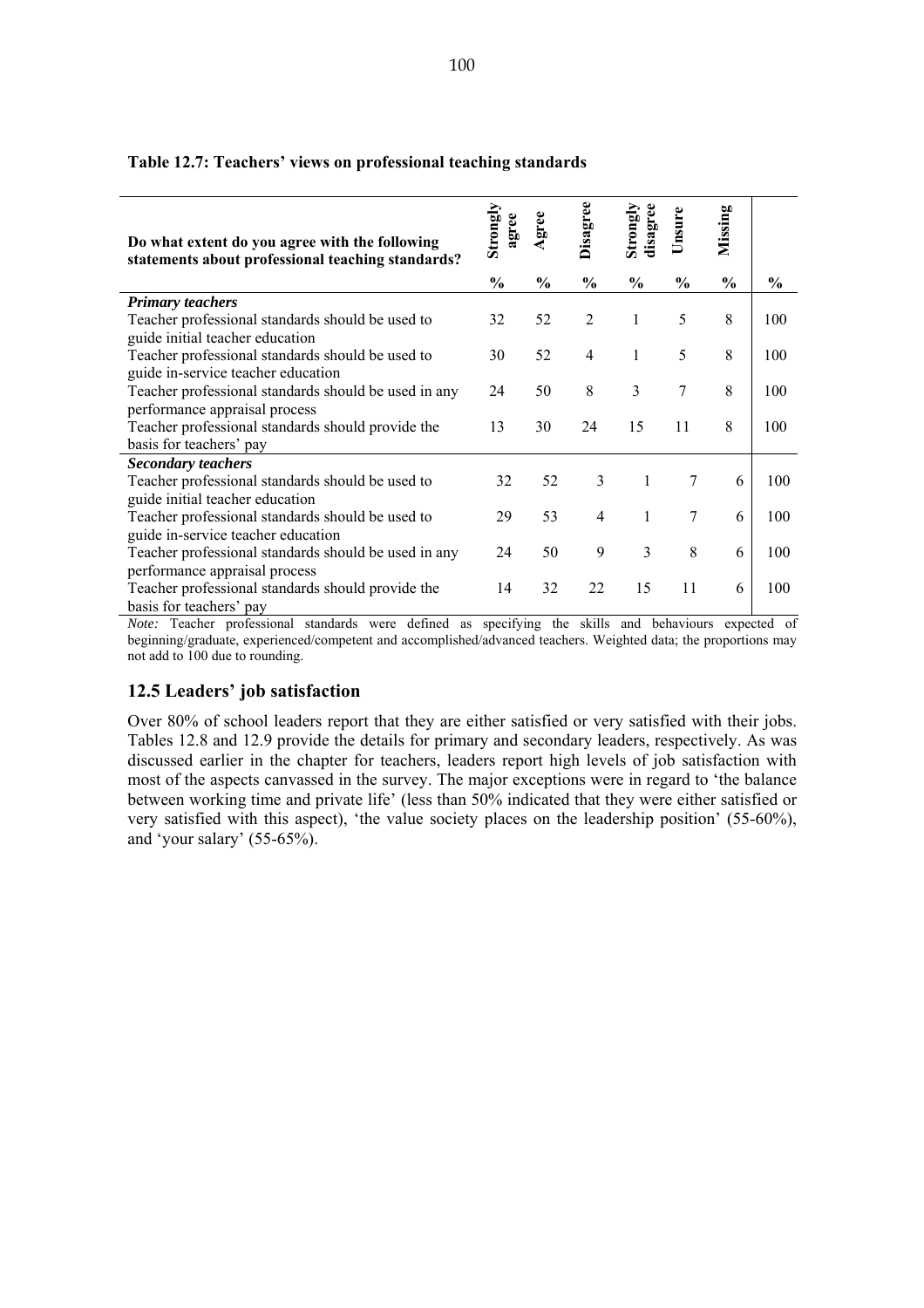**Table 12.7: Teachers' views on professional teaching standards**

| Do what extent do you agree with the following statements about professional teaching standards? | Strongly agree | Agree | Disagree | Strongly disagree | Unsure | Missing | |
|---|---|---|---|---|---|---|---|
| | % | % | % | % | % | % | % |
| ***Primary teachers*** | | | | | | | |
| Teacher professional standards should be used to guide initial teacher education | 32 | 52 | 2 | 1 | 5 | 8 | 100 |
| Teacher professional standards should be used to guide in-service teacher education | 30 | 52 | 4 | 1 | 5 | 8 | 100 |
| Teacher professional standards should be used in any performance appraisal process | 24 | 50 | 8 | 3 | 7 | 8 | 100 |
| Teacher professional standards should provide the basis for teachers' pay | 13 | 30 | 24 | 15 | 11 | 8 | 100 |
| ***Secondary teachers*** | | | | | | | |
| Teacher professional standards should be used to guide initial teacher education | 32 | 52 | 3 | 1 | 7 | 6 | 100 |
| Teacher professional standards should be used to guide in-service teacher education | 29 | 53 | 4 | 1 | 7 | 6 | 100 |
| Teacher professional standards should be used in any performance appraisal process | 24 | 50 | 9 | 3 | 8 | 6 | 100 |
| Teacher professional standards should provide the basis for teachers' pay | 14 | 32 | 22 | 15 | 11 | 6 | 100 |

*Note:* Teacher professional standards were defined as specifying the skills and behaviours expected of beginning/graduate, experienced/competent and accomplished/advanced teachers. Weighted data; the proportions may not add to 100 due to rounding.

## 12.5 Leaders' job satisfaction

Over 80% of school leaders report that they are either satisfied or very satisfied with their jobs. Tables 12.8 and 12.9 provide the details for primary and secondary leaders, respectively. As was discussed earlier in the chapter for teachers, leaders report high levels of job satisfaction with most of the aspects canvassed in the survey. The major exceptions were in regard to 'the balance between working time and private life' (less than 50% indicated that they were either satisfied or very satisfied with this aspect), 'the value society places on the leadership position' (55-60%), and 'your salary' (55-65%).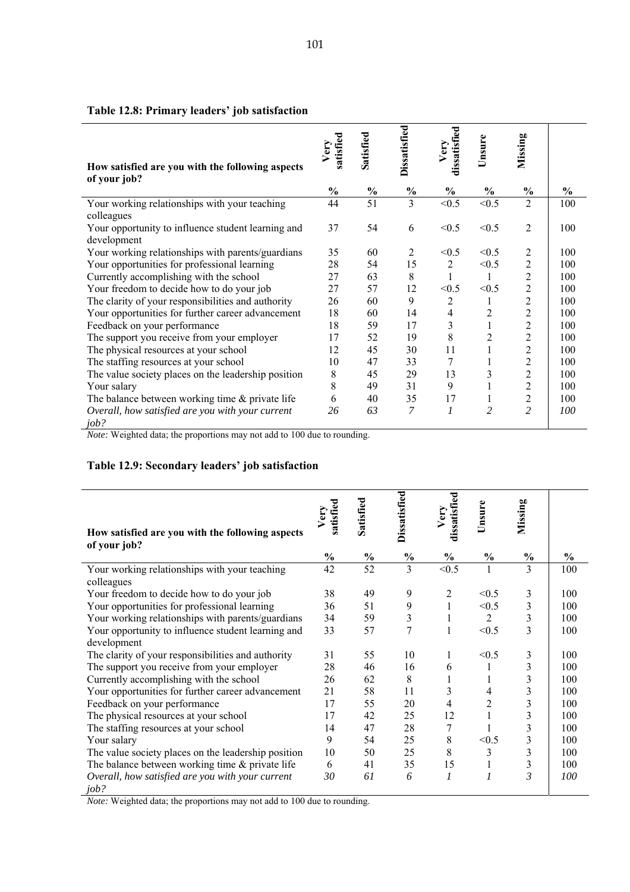**Table 12.8: Primary leaders' job satisfaction**

| How satisfied are you with the following aspects of your job? | Very satisfied | Satisfied | Dissatisfied | Very dissatisfied | Unsure | Missing | |
|---|---|---|---|---|---|---|---|
| | % | % | % | % | % | % | % |
| Your working relationships with your teaching colleagues | 44 | 51 | 3 | <0.5 | <0.5 | 2 | 100 |
| Your opportunity to influence student learning and development | 37 | 54 | 6 | <0.5 | <0.5 | 2 | 100 |
| Your working relationships with parents/guardians | 35 | 60 | 2 | <0.5 | <0.5 | 2 | 100 |
| Your opportunities for professional learning | 28 | 54 | 15 | 2 | <0.5 | 2 | 100 |
| Currently accomplishing with the school | 27 | 63 | 8 | 1 | 1 | 2 | 100 |
| Your freedom to decide how to do your job | 27 | 57 | 12 | <0.5 | <0.5 | 2 | 100 |
| The clarity of your responsibilities and authority | 26 | 60 | 9 | 2 | 1 | 2 | 100 |
| Your opportunities for further career advancement | 18 | 60 | 14 | 4 | 2 | 2 | 100 |
| Feedback on your performance | 18 | 59 | 17 | 3 | 1 | 2 | 100 |
| The support you receive from your employer | 17 | 52 | 19 | 8 | 2 | 2 | 100 |
| The physical resources at your school | 12 | 45 | 30 | 11 | 1 | 2 | 100 |
| The staffing resources at your school | 10 | 47 | 33 | 7 | 1 | 2 | 100 |
| The value society places on the leadership position | 8 | 45 | 29 | 13 | 3 | 2 | 100 |
| Your salary | 8 | 49 | 31 | 9 | 1 | 2 | 100 |
| The balance between working time & private life | 6 | 40 | 35 | 17 | 1 | 2 | 100 |
| *Overall, how satisfied are you with your current job?* | *26* | *63* | *7* | *1* | *2* | *2* | *100* |

*Note:* Weighted data; the proportions may not add to 100 due to rounding.

**Table 12.9: Secondary leaders' job satisfaction**

| How satisfied are you with the following aspects of your job? | Very satisfied | Satisfied | Dissatisfied | Very dissatisfied | Unsure | Missing | |
|---|---|---|---|---|---|---|---|
| | % | % | % | % | % | % | % |
| Your working relationships with your teaching colleagues | 42 | 52 | 3 | <0.5 | 1 | 3 | 100 |
| Your freedom to decide how to do your job | 38 | 49 | 9 | 2 | <0.5 | 3 | 100 |
| Your opportunities for professional learning | 36 | 51 | 9 | 1 | <0.5 | 3 | 100 |
| Your working relationships with parents/guardians | 34 | 59 | 3 | 1 | 2 | 3 | 100 |
| Your opportunity to influence student learning and development | 33 | 57 | 7 | 1 | <0.5 | 3 | 100 |
| The clarity of your responsibilities and authority | 31 | 55 | 10 | 1 | <0.5 | 3 | 100 |
| The support you receive from your employer | 28 | 46 | 16 | 6 | 1 | 3 | 100 |
| Currently accomplishing with the school | 26 | 62 | 8 | 1 | 1 | 3 | 100 |
| Your opportunities for further career advancement | 21 | 58 | 11 | 3 | 4 | 3 | 100 |
| Feedback on your performance | 17 | 55 | 20 | 4 | 2 | 3 | 100 |
| The physical resources at your school | 17 | 42 | 25 | 12 | 1 | 3 | 100 |
| The staffing resources at your school | 14 | 47 | 28 | 7 | 1 | 3 | 100 |
| Your salary | 9 | 54 | 25 | 8 | <0.5 | 3 | 100 |
| The value society places on the leadership position | 10 | 50 | 25 | 8 | 3 | 3 | 100 |
| The balance between working time & private life | 6 | 41 | 35 | 15 | 1 | 3 | 100 |
| *Overall, how satisfied are you with your current job?* | *30* | *61* | *6* | *1* | *1* | *3* | *100* |

*Note:* Weighted data; the proportions may not add to 100 due to rounding.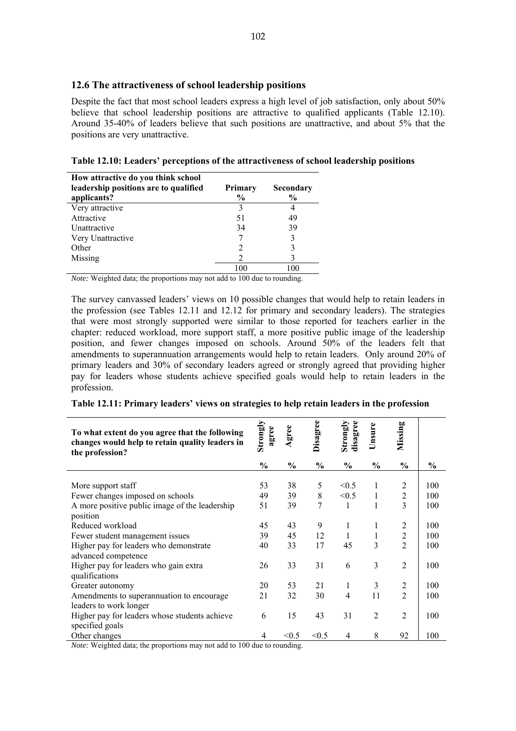### 12.6 The attractiveness of school leadership positions

Despite the fact that most school leaders express a high level of job satisfaction, only about 50% believe that school leadership positions are attractive to qualified applicants (Table 12.10). Around 35-40% of leaders believe that such positions are unattractive, and about 5% that the positions are very unattractive.

**Table 12.10: Leaders' perceptions of the attractiveness of school leadership positions**

| How attractive do you think school leadership positions are to qualified applicants? | Primary % | Secondary % |
|---|---|---|
| Very attractive | 3 | 4 |
| Attractive | 51 | 49 |
| Unattractive | 34 | 39 |
| Very Unattractive | 7 | 3 |
| Other | 2 | 3 |
| Missing | 2 | 3 |
| | 100 | 100 |

*Note:* Weighted data; the proportions may not add to 100 due to rounding.

The survey canvassed leaders' views on 10 possible changes that would help to retain leaders in the profession (see Tables 12.11 and 12.12 for primary and secondary leaders). The strategies that were most strongly supported were similar to those reported for teachers earlier in the chapter: reduced workload, more support staff, a more positive public image of the leadership position, and fewer changes imposed on schools. Around 50% of the leaders felt that amendments to superannuation arrangements would help to retain leaders. Only around 20% of primary leaders and 30% of secondary leaders agreed or strongly agreed that providing higher pay for leaders whose students achieve specified goals would help to retain leaders in the profession.

**Table 12.11: Primary leaders' views on strategies to help retain leaders in the profession**

| To what extent do you agree that the following changes would help to retain quality leaders in the profession? | Strongly agree % | Agree % | Disagree % | Strongly disagree % | Unsure % | Missing % | % |
|---|---|---|---|---|---|---|---|
| More support staff | 53 | 38 | 5 | <0.5 | 1 | 2 | 100 |
| Fewer changes imposed on schools | 49 | 39 | 8 | <0.5 | 1 | 2 | 100 |
| A more positive public image of the leadership position | 51 | 39 | 7 | 1 | 1 | 3 | 100 |
| Reduced workload | 45 | 43 | 9 | 1 | 1 | 2 | 100 |
| Fewer student management issues | 39 | 45 | 12 | 1 | 1 | 2 | 100 |
| Higher pay for leaders who demonstrate advanced competence | 40 | 33 | 17 | 45 | 3 | 2 | 100 |
| Higher pay for leaders who gain extra qualifications | 26 | 33 | 31 | 6 | 3 | 2 | 100 |
| Greater autonomy | 20 | 53 | 21 | 1 | 3 | 2 | 100 |
| Amendments to superannuation to encourage leaders to work longer | 21 | 32 | 30 | 4 | 11 | 2 | 100 |
| Higher pay for leaders whose students achieve specified goals | 6 | 15 | 43 | 31 | 2 | 2 | 100 |
| Other changes | 4 | <0.5 | <0.5 | 4 | 8 | 92 | 100 |

*Note:* Weighted data; the proportions may not add to 100 due to rounding.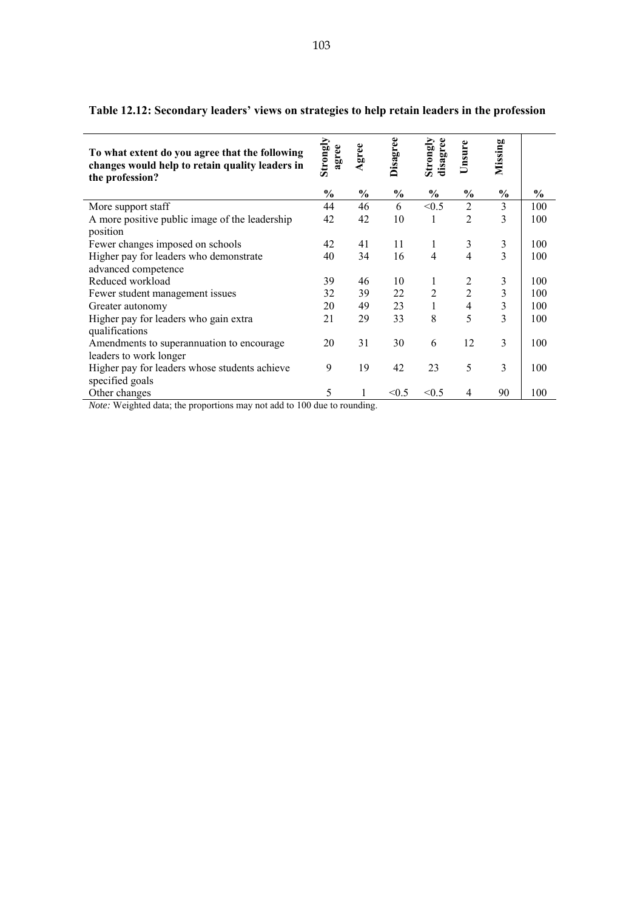**Table 12.12: Secondary leaders' views on strategies to help retain leaders in the profession**

| To what extent do you agree that the following changes would help to retain quality leaders in the profession? | Strongly agree | Agree | Disagree | Strongly disagree | Unsure | Missing | |
|---|---|---|---|---|---|---|---|
| | % | % | % | % | % | % | % |
| More support staff | 44 | 46 | 6 | <0.5 | 2 | 3 | 100 |
| A more positive public image of the leadership position | 42 | 42 | 10 | 1 | 2 | 3 | 100 |
| Fewer changes imposed on schools | 42 | 41 | 11 | 1 | 3 | 3 | 100 |
| Higher pay for leaders who demonstrate advanced competence | 40 | 34 | 16 | 4 | 4 | 3 | 100 |
| Reduced workload | 39 | 46 | 10 | 1 | 2 | 3 | 100 |
| Fewer student management issues | 32 | 39 | 22 | 2 | 2 | 3 | 100 |
| Greater autonomy | 20 | 49 | 23 | 1 | 4 | 3 | 100 |
| Higher pay for leaders who gain extra qualifications | 21 | 29 | 33 | 8 | 5 | 3 | 100 |
| Amendments to superannuation to encourage leaders to work longer | 20 | 31 | 30 | 6 | 12 | 3 | 100 |
| Higher pay for leaders whose students achieve specified goals | 9 | 19 | 42 | 23 | 5 | 3 | 100 |
| Other changes | 5 | 1 | <0.5 | <0.5 | 4 | 90 | 100 |

*Note:* Weighted data; the proportions may not add to 100 due to rounding.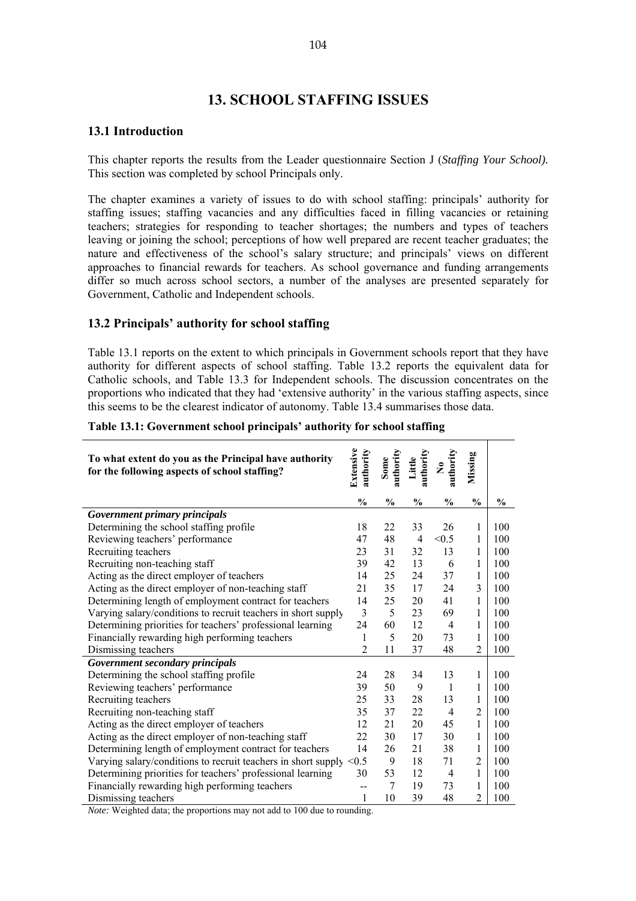# 13. SCHOOL STAFFING ISSUES

## 13.1 Introduction

This chapter reports the results from the Leader questionnaire Section J (*Staffing Your School).* This section was completed by school Principals only.

The chapter examines a variety of issues to do with school staffing: principals' authority for staffing issues; staffing vacancies and any difficulties faced in filling vacancies or retaining teachers; strategies for responding to teacher shortages; the numbers and types of teachers leaving or joining the school; perceptions of how well prepared are recent teacher graduates; the nature and effectiveness of the school's salary structure; and principals' views on different approaches to financial rewards for teachers. As school governance and funding arrangements differ so much across school sectors, a number of the analyses are presented separately for Government, Catholic and Independent schools.

## 13.2 Principals' authority for school staffing

Table 13.1 reports on the extent to which principals in Government schools report that they have authority for different aspects of school staffing. Table 13.2 reports the equivalent data for Catholic schools, and Table 13.3 for Independent schools. The discussion concentrates on the proportions who indicated that they had 'extensive authority' in the various staffing aspects, since this seems to be the clearest indicator of autonomy. Table 13.4 summarises those data.

**Table 13.1: Government school principals' authority for school staffing**

| To what extent do you as the Principal have authority for the following aspects of school staffing? | Extensive authority | Some authority | Little authority | No authority | Missing | |
|---|---|---|---|---|---|---|
| | % | % | % | % | % | % |
| ***Government primary principals*** | | | | | | |
| Determining the school staffing profile | 18 | 22 | 33 | 26 | 1 | 100 |
| Reviewing teachers' performance | 47 | 48 | 4 | <0.5 | 1 | 100 |
| Recruiting teachers | 23 | 31 | 32 | 13 | 1 | 100 |
| Recruiting non-teaching staff | 39 | 42 | 13 | 6 | 1 | 100 |
| Acting as the direct employer of teachers | 14 | 25 | 24 | 37 | 1 | 100 |
| Acting as the direct employer of non-teaching staff | 21 | 35 | 17 | 24 | 3 | 100 |
| Determining length of employment contract for teachers | 14 | 25 | 20 | 41 | 1 | 100 |
| Varying salary/conditions to recruit teachers in short supply | 3 | 5 | 23 | 69 | 1 | 100 |
| Determining priorities for teachers' professional learning | 24 | 60 | 12 | 4 | 1 | 100 |
| Financially rewarding high performing teachers | 1 | 5 | 20 | 73 | 1 | 100 |
| Dismissing teachers | 2 | 11 | 37 | 48 | 2 | 100 |
| ***Government secondary principals*** | | | | | | |
| Determining the school staffing profile | 24 | 28 | 34 | 13 | 1 | 100 |
| Reviewing teachers' performance | 39 | 50 | 9 | 1 | 1 | 100 |
| Recruiting teachers | 25 | 33 | 28 | 13 | 1 | 100 |
| Recruiting non-teaching staff | 35 | 37 | 22 | 4 | 2 | 100 |
| Acting as the direct employer of teachers | 12 | 21 | 20 | 45 | 1 | 100 |
| Acting as the direct employer of non-teaching staff | 22 | 30 | 17 | 30 | 1 | 100 |
| Determining length of employment contract for teachers | 14 | 26 | 21 | 38 | 1 | 100 |
| Varying salary/conditions to recruit teachers in short supply | <0.5 | 9 | 18 | 71 | 2 | 100 |
| Determining priorities for teachers' professional learning | 30 | 53 | 12 | 4 | 1 | 100 |
| Financially rewarding high performing teachers | -- | 7 | 19 | 73 | 1 | 100 |
| Dismissing teachers | 1 | 10 | 39 | 48 | 2 | 100 |

*Note:* Weighted data; the proportions may not add to 100 due to rounding.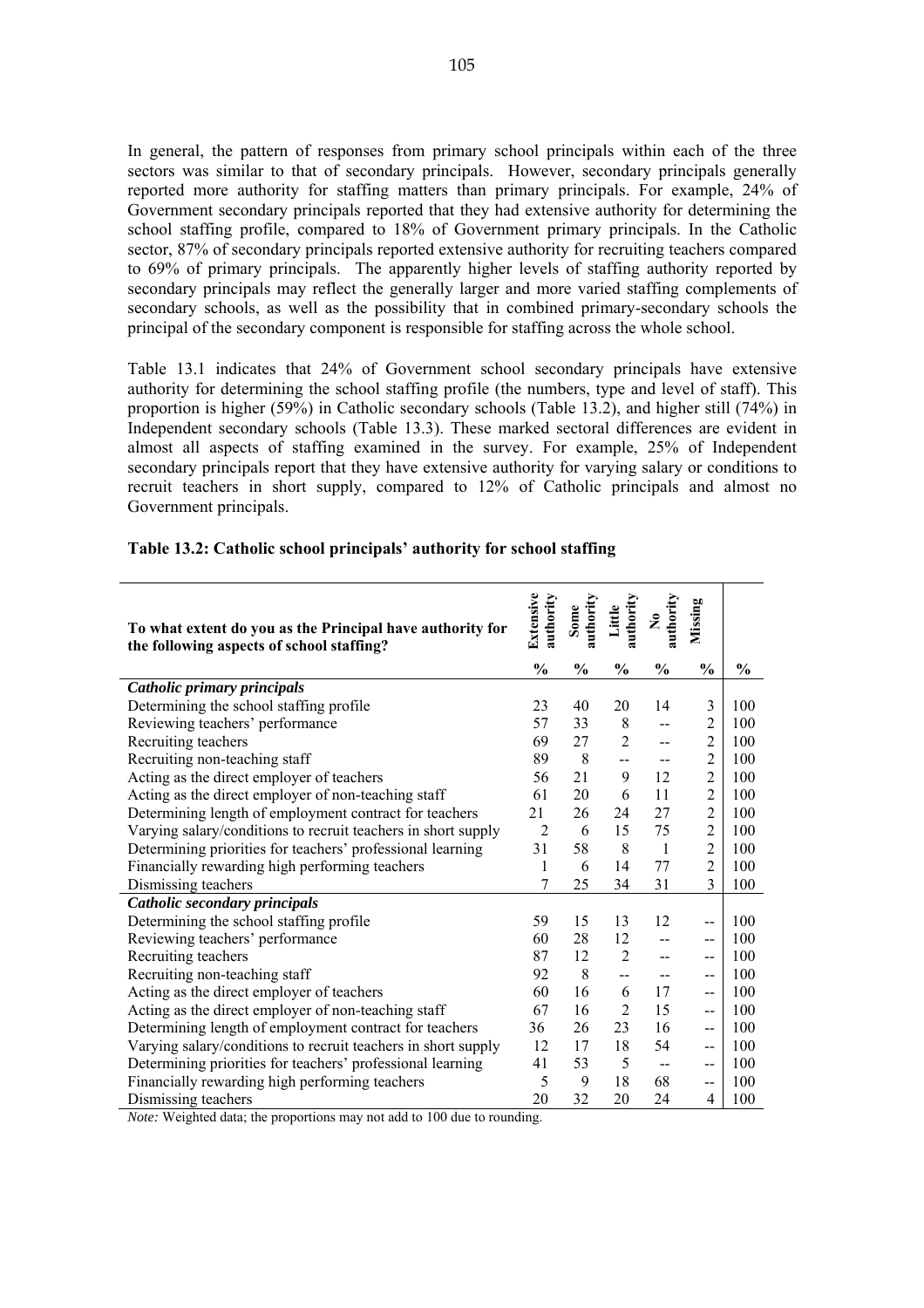In general, the pattern of responses from primary school principals within each of the three sectors was similar to that of secondary principals. However, secondary principals generally reported more authority for staffing matters than primary principals. For example, 24% of Government secondary principals reported that they had extensive authority for determining the school staffing profile, compared to 18% of Government primary principals. In the Catholic sector, 87% of secondary principals reported extensive authority for recruiting teachers compared to 69% of primary principals. The apparently higher levels of staffing authority reported by secondary principals may reflect the generally larger and more varied staffing complements of secondary schools, as well as the possibility that in combined primary-secondary schools the principal of the secondary component is responsible for staffing across the whole school.

Table 13.1 indicates that 24% of Government school secondary principals have extensive authority for determining the school staffing profile (the numbers, type and level of staff). This proportion is higher (59%) in Catholic secondary schools (Table 13.2), and higher still (74%) in Independent secondary schools (Table 13.3). These marked sectoral differences are evident in almost all aspects of staffing examined in the survey. For example, 25% of Independent secondary principals report that they have extensive authority for varying salary or conditions to recruit teachers in short supply, compared to 12% of Catholic principals and almost no Government principals.

**Table 13.2: Catholic school principals' authority for school staffing**

| To what extent do you as the Principal have authority for the following aspects of school staffing? | Extensive authority | Some authority | Little authority | No authority | Missing | |
|---|---|---|---|---|---|---|
| | % | % | % | % | % | % |
| ***Catholic primary principals*** | | | | | | |
| Determining the school staffing profile | 23 | 40 | 20 | 14 | 3 | 100 |
| Reviewing teachers' performance | 57 | 33 | 8 | -- | 2 | 100 |
| Recruiting teachers | 69 | 27 | 2 | -- | 2 | 100 |
| Recruiting non-teaching staff | 89 | 8 | -- | -- | 2 | 100 |
| Acting as the direct employer of teachers | 56 | 21 | 9 | 12 | 2 | 100 |
| Acting as the direct employer of non-teaching staff | 61 | 20 | 6 | 11 | 2 | 100 |
| Determining length of employment contract for teachers | 21 | 26 | 24 | 27 | 2 | 100 |
| Varying salary/conditions to recruit teachers in short supply | 2 | 6 | 15 | 75 | 2 | 100 |
| Determining priorities for teachers' professional learning | 31 | 58 | 8 | 1 | 2 | 100 |
| Financially rewarding high performing teachers | 1 | 6 | 14 | 77 | 2 | 100 |
| Dismissing teachers | 7 | 25 | 34 | 31 | 3 | 100 |
| ***Catholic secondary principals*** | | | | | | |
| Determining the school staffing profile | 59 | 15 | 13 | 12 | -- | 100 |
| Reviewing teachers' performance | 60 | 28 | 12 | -- | -- | 100 |
| Recruiting teachers | 87 | 12 | 2 | -- | -- | 100 |
| Recruiting non-teaching staff | 92 | 8 | -- | -- | -- | 100 |
| Acting as the direct employer of teachers | 60 | 16 | 6 | 17 | -- | 100 |
| Acting as the direct employer of non-teaching staff | 67 | 16 | 2 | 15 | -- | 100 |
| Determining length of employment contract for teachers | 36 | 26 | 23 | 16 | -- | 100 |
| Varying salary/conditions to recruit teachers in short supply | 12 | 17 | 18 | 54 | -- | 100 |
| Determining priorities for teachers' professional learning | 41 | 53 | 5 | -- | -- | 100 |
| Financially rewarding high performing teachers | 5 | 9 | 18 | 68 | -- | 100 |
| Dismissing teachers | 20 | 32 | 20 | 24 | 4 | 100 |

*Note:* Weighted data; the proportions may not add to 100 due to rounding.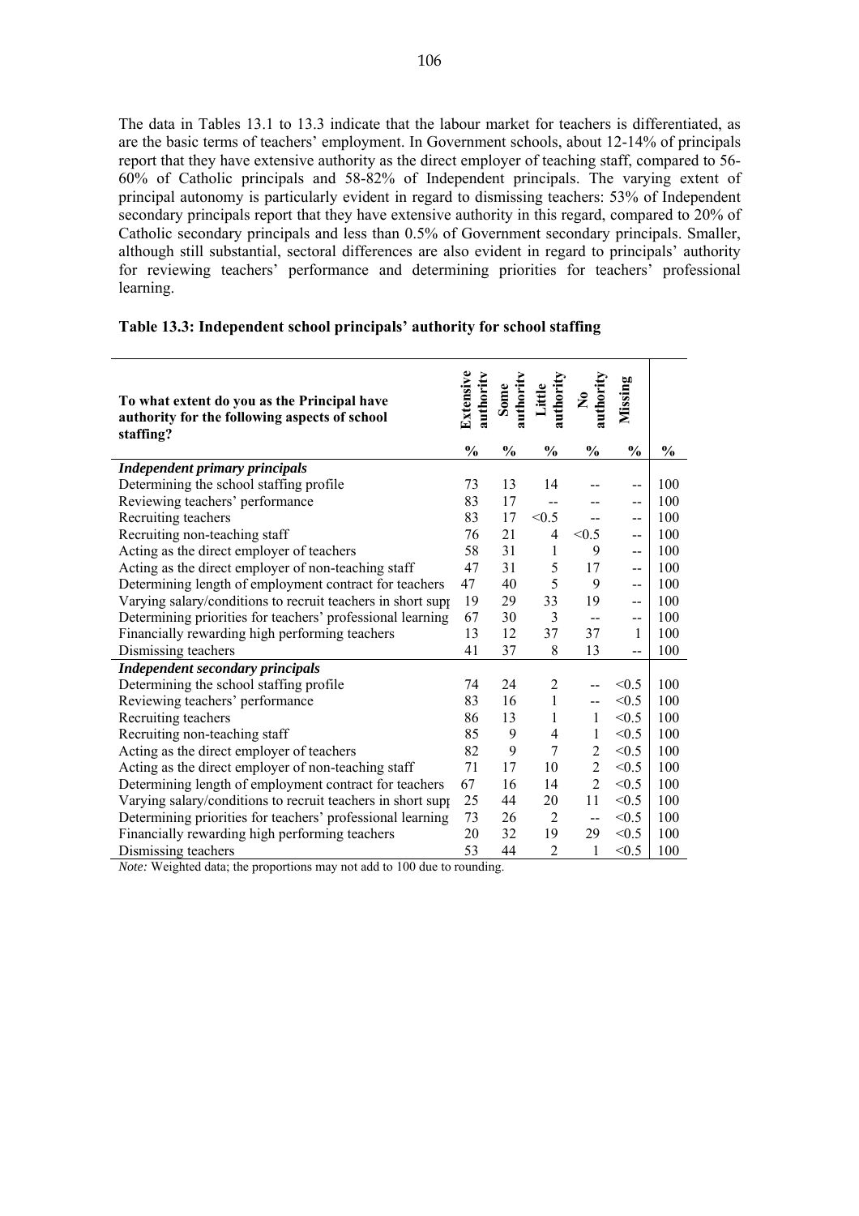The data in Tables 13.1 to 13.3 indicate that the labour market for teachers is differentiated, as are the basic terms of teachers' employment. In Government schools, about 12-14% of principals report that they have extensive authority as the direct employer of teaching staff, compared to 56-60% of Catholic principals and 58-82% of Independent principals. The varying extent of principal autonomy is particularly evident in regard to dismissing teachers: 53% of Independent secondary principals report that they have extensive authority in this regard, compared to 20% of Catholic secondary principals and less than 0.5% of Government secondary principals. Smaller, although still substantial, sectoral differences are also evident in regard to principals' authority for reviewing teachers' performance and determining priorities for teachers' professional learning.

**Table 13.3: Independent school principals' authority for school staffing**

| To what extent do you as the Principal have authority for the following aspects of school staffing? | Extensive authority | Some authority | Little authority | No authority | Missing | |
|---|---|---|---|---|---|---|
| | % | % | % | % | % | % |
| ***Independent primary principals*** | | | | | | |
| Determining the school staffing profile | 73 | 13 | 14 | -- | -- | 100 |
| Reviewing teachers' performance | 83 | 17 | -- | -- | -- | 100 |
| Recruiting teachers | 83 | 17 | <0.5 | -- | -- | 100 |
| Recruiting non-teaching staff | 76 | 21 | 4 | <0.5 | -- | 100 |
| Acting as the direct employer of teachers | 58 | 31 | 1 | 9 | -- | 100 |
| Acting as the direct employer of non-teaching staff | 47 | 31 | 5 | 17 | -- | 100 |
| Determining length of employment contract for teachers | 47 | 40 | 5 | 9 | -- | 100 |
| Varying salary/conditions to recruit teachers in short supp | 19 | 29 | 33 | 19 | -- | 100 |
| Determining priorities for teachers' professional learning | 67 | 30 | 3 | -- | -- | 100 |
| Financially rewarding high performing teachers | 13 | 12 | 37 | 37 | 1 | 100 |
| Dismissing teachers | 41 | 37 | 8 | 13 | -- | 100 |
| ***Independent secondary principals*** | | | | | | |
| Determining the school staffing profile | 74 | 24 | 2 | -- | <0.5 | 100 |
| Reviewing teachers' performance | 83 | 16 | 1 | -- | <0.5 | 100 |
| Recruiting teachers | 86 | 13 | 1 | 1 | <0.5 | 100 |
| Recruiting non-teaching staff | 85 | 9 | 4 | 1 | <0.5 | 100 |
| Acting as the direct employer of teachers | 82 | 9 | 7 | 2 | <0.5 | 100 |
| Acting as the direct employer of non-teaching staff | 71 | 17 | 10 | 2 | <0.5 | 100 |
| Determining length of employment contract for teachers | 67 | 16 | 14 | 2 | <0.5 | 100 |
| Varying salary/conditions to recruit teachers in short supp | 25 | 44 | 20 | 11 | <0.5 | 100 |
| Determining priorities for teachers' professional learning | 73 | 26 | 2 | -- | <0.5 | 100 |
| Financially rewarding high performing teachers | 20 | 32 | 19 | 29 | <0.5 | 100 |
| Dismissing teachers | 53 | 44 | 2 | 1 | <0.5 | 100 |

*Note:* Weighted data; the proportions may not add to 100 due to rounding.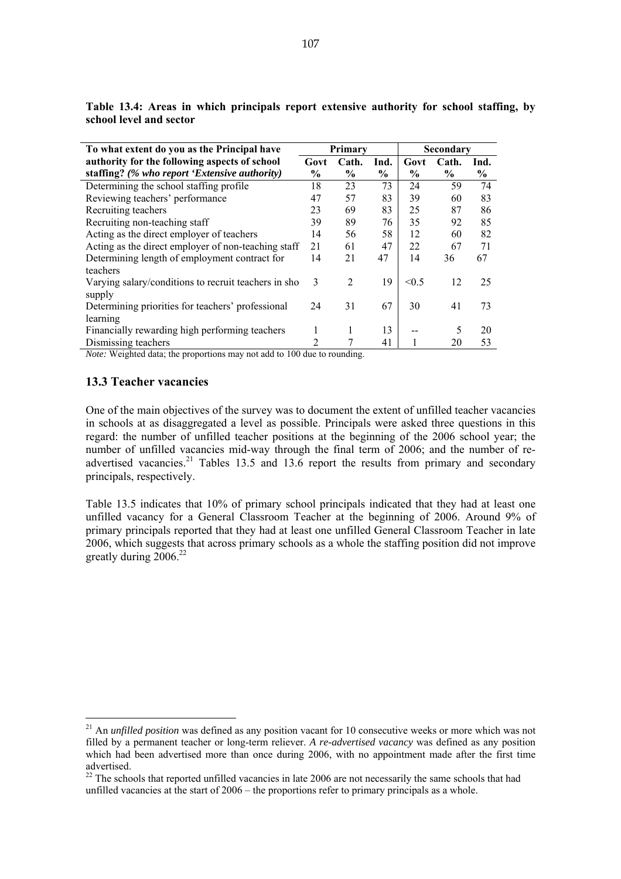**Table 13.4: Areas in which principals report extensive authority for school staffing, by school level and sector**

| To what extent do you as the Principal have authority for the following aspects of school staffing? *(% who report 'Extensive authority)* | Primary | | | Secondary | | |
|---|---|---|---|---|---|---|
| | Govt % | Cath. % | Ind. % | Govt % | Cath. % | Ind. % |
| Determining the school staffing profile | 18 | 23 | 73 | 24 | 59 | 74 |
| Reviewing teachers' performance | 47 | 57 | 83 | 39 | 60 | 83 |
| Recruiting teachers | 23 | 69 | 83 | 25 | 87 | 86 |
| Recruiting non-teaching staff | 39 | 89 | 76 | 35 | 92 | 85 |
| Acting as the direct employer of teachers | 14 | 56 | 58 | 12 | 60 | 82 |
| Acting as the direct employer of non-teaching staff | 21 | 61 | 47 | 22 | 67 | 71 |
| Determining length of employment contract for teachers | 14 | 21 | 47 | 14 | 36 | 67 |
| Varying salary/conditions to recruit teachers in sho supply | 3 | 2 | 19 | <0.5 | 12 | 25 |
| Determining priorities for teachers' professional learning | 24 | 31 | 67 | 30 | 41 | 73 |
| Financially rewarding high performing teachers | 1 | 1 | 13 | -- | 5 | 20 |
| Dismissing teachers | 2 | 7 | 41 | 1 | 20 | 53 |

*Note:* Weighted data; the proportions may not add to 100 due to rounding.

### 13.3 Teacher vacancies

One of the main objectives of the survey was to document the extent of unfilled teacher vacancies in schools at as disaggregated a level as possible. Principals were asked three questions in this regard: the number of unfilled teacher positions at the beginning of the 2006 school year; the number of unfilled vacancies mid-way through the final term of 2006; and the number of re-advertised vacancies.[21] Tables 13.5 and 13.6 report the results from primary and secondary principals, respectively.

Table 13.5 indicates that 10% of primary school principals indicated that they had at least one unfilled vacancy for a General Classroom Teacher at the beginning of 2006. Around 9% of primary principals reported that they had at least one unfilled General Classroom Teacher in late 2006, which suggests that across primary schools as a whole the staffing position did not improve greatly during 2006.[22]

[21] An *unfilled position* was defined as any position vacant for 10 consecutive weeks or more which was not filled by a permanent teacher or long-term reliever. *A re-advertised vacancy* was defined as any position which had been advertised more than once during 2006, with no appointment made after the first time advertised.

[22] The schools that reported unfilled vacancies in late 2006 are not necessarily the same schools that had unfilled vacancies at the start of 2006 – the proportions refer to primary principals as a whole.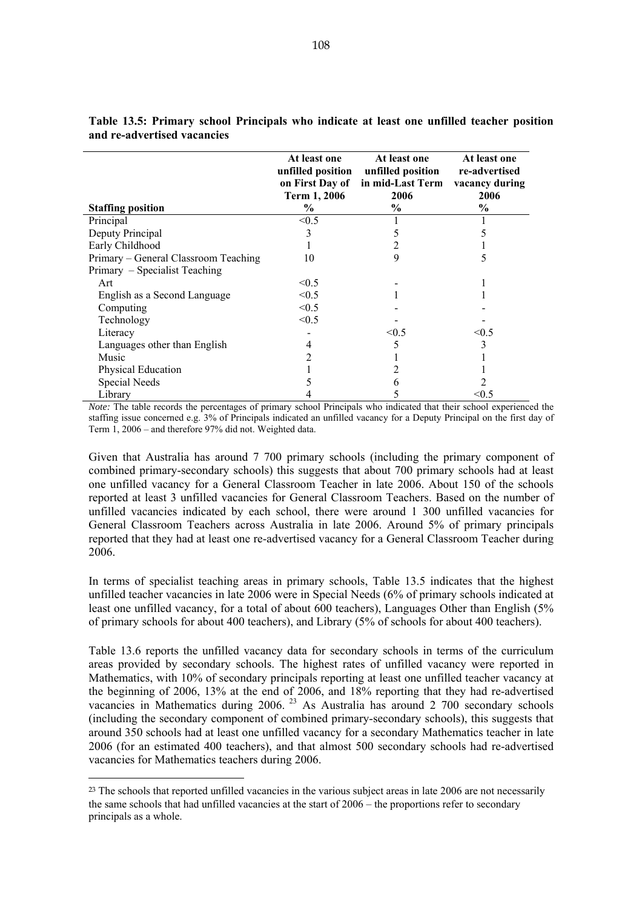**Table 13.5: Primary school Principals who indicate at least one unfilled teacher position and re-advertised vacancies**

| Staffing position | At least one unfilled position on First Day of Term 1, 2006 % | At least one unfilled position in mid-Last Term 2006 % | At least one re-advertised vacancy during 2006 % |
|---|---|---|---|
| Principal | <0.5 | 1 | 1 |
| Deputy Principal | 3 | 5 | 5 |
| Early Childhood | 1 | 2 | 1 |
| Primary – General Classroom Teaching | 10 | 9 | 5 |
| Primary – Specialist Teaching | | | |
| Art | <0.5 | - | 1 |
| English as a Second Language | <0.5 | 1 | 1 |
| Computing | <0.5 | - | - |
| Technology | <0.5 | - | - |
| Literacy | - | <0.5 | <0.5 |
| Languages other than English | 4 | 5 | 3 |
| Music | 2 | 1 | 1 |
| Physical Education | 1 | 2 | 1 |
| Special Needs | 5 | 6 | 2 |
| Library | 4 | 5 | <0.5 |

*Note:* The table records the percentages of primary school Principals who indicated that their school experienced the staffing issue concerned e.g. 3% of Principals indicated an unfilled vacancy for a Deputy Principal on the first day of Term 1, 2006 – and therefore 97% did not. Weighted data.

Given that Australia has around 7 700 primary schools (including the primary component of combined primary-secondary schools) this suggests that about 700 primary schools had at least one unfilled vacancy for a General Classroom Teacher in late 2006. About 150 of the schools reported at least 3 unfilled vacancies for General Classroom Teachers. Based on the number of unfilled vacancies indicated by each school, there were around 1 300 unfilled vacancies for General Classroom Teachers across Australia in late 2006. Around 5% of primary principals reported that they had at least one re-advertised vacancy for a General Classroom Teacher during 2006.

In terms of specialist teaching areas in primary schools, Table 13.5 indicates that the highest unfilled teacher vacancies in late 2006 were in Special Needs (6% of primary schools indicated at least one unfilled vacancy, for a total of about 600 teachers), Languages Other than English (5% of primary schools for about 400 teachers), and Library (5% of schools for about 400 teachers).

Table 13.6 reports the unfilled vacancy data for secondary schools in terms of the curriculum areas provided by secondary schools. The highest rates of unfilled vacancy were reported in Mathematics, with 10% of secondary principals reporting at least one unfilled teacher vacancy at the beginning of 2006, 13% at the end of 2006, and 18% reporting that they had re-advertised vacancies in Mathematics during 2006.[23] As Australia has around 2 700 secondary schools (including the secondary component of combined primary-secondary schools), this suggests that around 350 schools had at least one unfilled vacancy for a secondary Mathematics teacher in late 2006 (for an estimated 400 teachers), and that almost 500 secondary schools had re-advertised vacancies for Mathematics teachers during 2006.

[23] The schools that reported unfilled vacancies in the various subject areas in late 2006 are not necessarily the same schools that had unfilled vacancies at the start of 2006 – the proportions refer to secondary principals as a whole.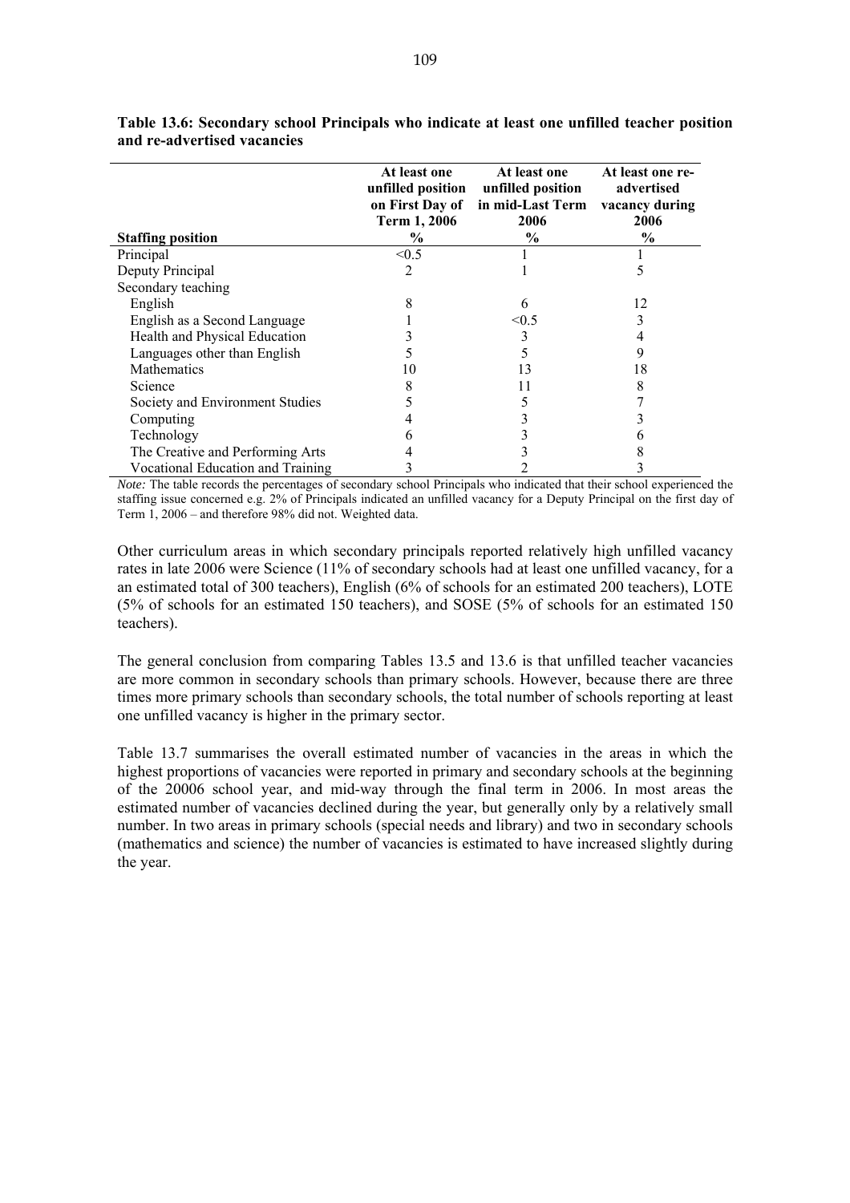**Table 13.6: Secondary school Principals who indicate at least one unfilled teacher position and re-advertised vacancies**

| Staffing position | At least one unfilled position on First Day of Term 1, 2006 % | At least one unfilled position in mid-Last Term 2006 % | At least one re-advertised vacancy during 2006 % |
|---|---|---|---|
| Principal | <0.5 | 1 | 1 |
| Deputy Principal | 2 | 1 | 5 |
| Secondary teaching | | | |
| English | 8 | 6 | 12 |
| English as a Second Language | 1 | <0.5 | 3 |
| Health and Physical Education | 3 | 3 | 4 |
| Languages other than English | 5 | 5 | 9 |
| Mathematics | 10 | 13 | 18 |
| Science | 8 | 11 | 8 |
| Society and Environment Studies | 5 | 5 | 7 |
| Computing | 4 | 3 | 3 |
| Technology | 6 | 3 | 6 |
| The Creative and Performing Arts | 4 | 3 | 8 |
| Vocational Education and Training | 3 | 2 | 3 |

*Note:* The table records the percentages of secondary school Principals who indicated that their school experienced the staffing issue concerned e.g. 2% of Principals indicated an unfilled vacancy for a Deputy Principal on the first day of Term 1, 2006 – and therefore 98% did not. Weighted data.

Other curriculum areas in which secondary principals reported relatively high unfilled vacancy rates in late 2006 were Science (11% of secondary schools had at least one unfilled vacancy, for a an estimated total of 300 teachers), English (6% of schools for an estimated 200 teachers), LOTE (5% of schools for an estimated 150 teachers), and SOSE (5% of schools for an estimated 150 teachers).

The general conclusion from comparing Tables 13.5 and 13.6 is that unfilled teacher vacancies are more common in secondary schools than primary schools. However, because there are three times more primary schools than secondary schools, the total number of schools reporting at least one unfilled vacancy is higher in the primary sector.

Table 13.7 summarises the overall estimated number of vacancies in the areas in which the highest proportions of vacancies were reported in primary and secondary schools at the beginning of the 20006 school year, and mid-way through the final term in 2006. In most areas the estimated number of vacancies declined during the year, but generally only by a relatively small number. In two areas in primary schools (special needs and library) and two in secondary schools (mathematics and science) the number of vacancies is estimated to have increased slightly during the year.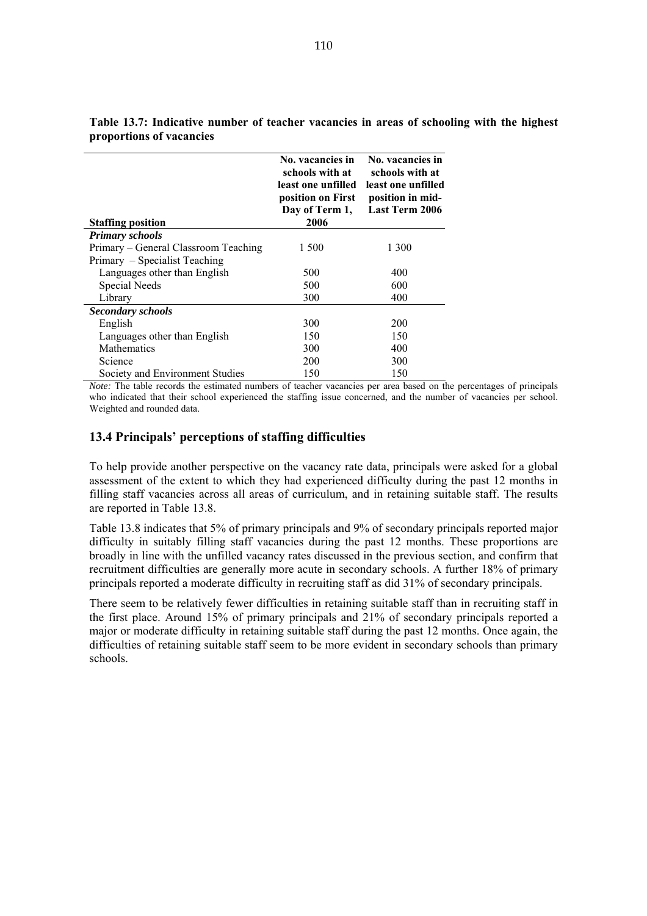**Table 13.7: Indicative number of teacher vacancies in areas of schooling with the highest proportions of vacancies**

| Staffing position | No. vacancies in schools with at least one unfilled position on First Day of Term 1, 2006 | No. vacancies in schools with at least one unfilled position in mid-Last Term 2006 |
|---|---|---|
| ***Primary schools*** | | |
| Primary – General Classroom Teaching | 1 500 | 1 300 |
| Primary – Specialist Teaching | | |
| Languages other than English | 500 | 400 |
| Special Needs | 500 | 600 |
| Library | 300 | 400 |
| ***Secondary schools*** | | |
| English | 300 | 200 |
| Languages other than English | 150 | 150 |
| Mathematics | 300 | 400 |
| Science | 200 | 300 |
| Society and Environment Studies | 150 | 150 |

*Note:* The table records the estimated numbers of teacher vacancies per area based on the percentages of principals who indicated that their school experienced the staffing issue concerned, and the number of vacancies per school. Weighted and rounded data.

## 13.4 Principals' perceptions of staffing difficulties

To help provide another perspective on the vacancy rate data, principals were asked for a global assessment of the extent to which they had experienced difficulty during the past 12 months in filling staff vacancies across all areas of curriculum, and in retaining suitable staff. The results are reported in Table 13.8.

Table 13.8 indicates that 5% of primary principals and 9% of secondary principals reported major difficulty in suitably filling staff vacancies during the past 12 months. These proportions are broadly in line with the unfilled vacancy rates discussed in the previous section, and confirm that recruitment difficulties are generally more acute in secondary schools. A further 18% of primary principals reported a moderate difficulty in recruiting staff as did 31% of secondary principals.

There seem to be relatively fewer difficulties in retaining suitable staff than in recruiting staff in the first place. Around 15% of primary principals and 21% of secondary principals reported a major or moderate difficulty in retaining suitable staff during the past 12 months. Once again, the difficulties of retaining suitable staff seem to be more evident in secondary schools than primary schools.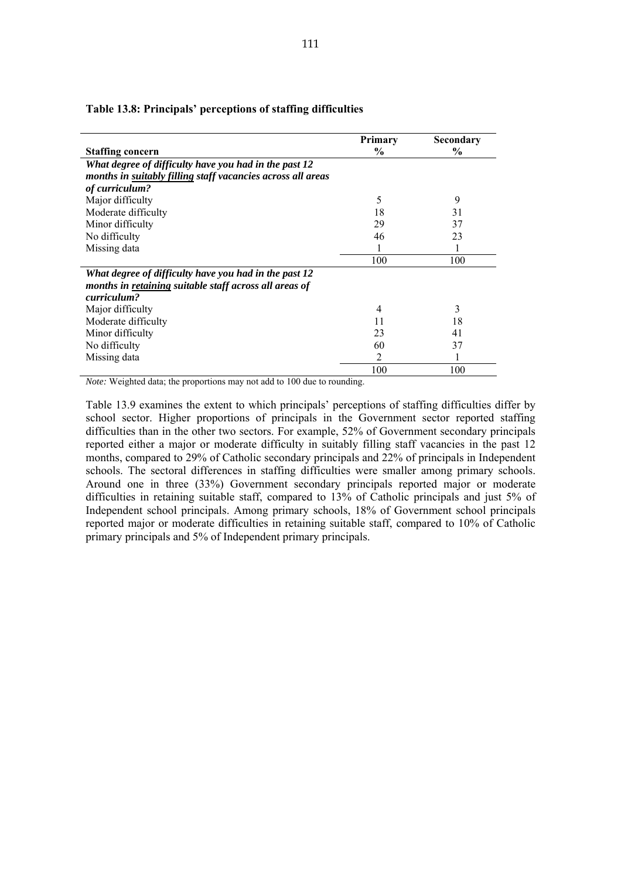**Table 13.8: Principals' perceptions of staffing difficulties**

| Staffing concern | Primary % | Secondary % |
|---|---|---|
| ***What degree of difficulty have you had in the past 12 months in suitably filling staff vacancies across all areas of curriculum?*** | | |
| Major difficulty | 5 | 9 |
| Moderate difficulty | 18 | 31 |
| Minor difficulty | 29 | 37 |
| No difficulty | 46 | 23 |
| Missing data | 1 | 1 |
| | 100 | 100 |
| ***What degree of difficulty have you had in the past 12 months in retaining suitable staff across all areas of curriculum?*** | | |
| Major difficulty | 4 | 3 |
| Moderate difficulty | 11 | 18 |
| Minor difficulty | 23 | 41 |
| No difficulty | 60 | 37 |
| Missing data | 2 | 1 |
| | 100 | 100 |

*Note:* Weighted data; the proportions may not add to 100 due to rounding.

Table 13.9 examines the extent to which principals' perceptions of staffing difficulties differ by school sector. Higher proportions of principals in the Government sector reported staffing difficulties than in the other two sectors. For example, 52% of Government secondary principals reported either a major or moderate difficulty in suitably filling staff vacancies in the past 12 months, compared to 29% of Catholic secondary principals and 22% of principals in Independent schools. The sectoral differences in staffing difficulties were smaller among primary schools. Around one in three (33%) Government secondary principals reported major or moderate difficulties in retaining suitable staff, compared to 13% of Catholic principals and just 5% of Independent school principals. Among primary schools, 18% of Government school principals reported major or moderate difficulties in retaining suitable staff, compared to 10% of Catholic primary principals and 5% of Independent primary principals.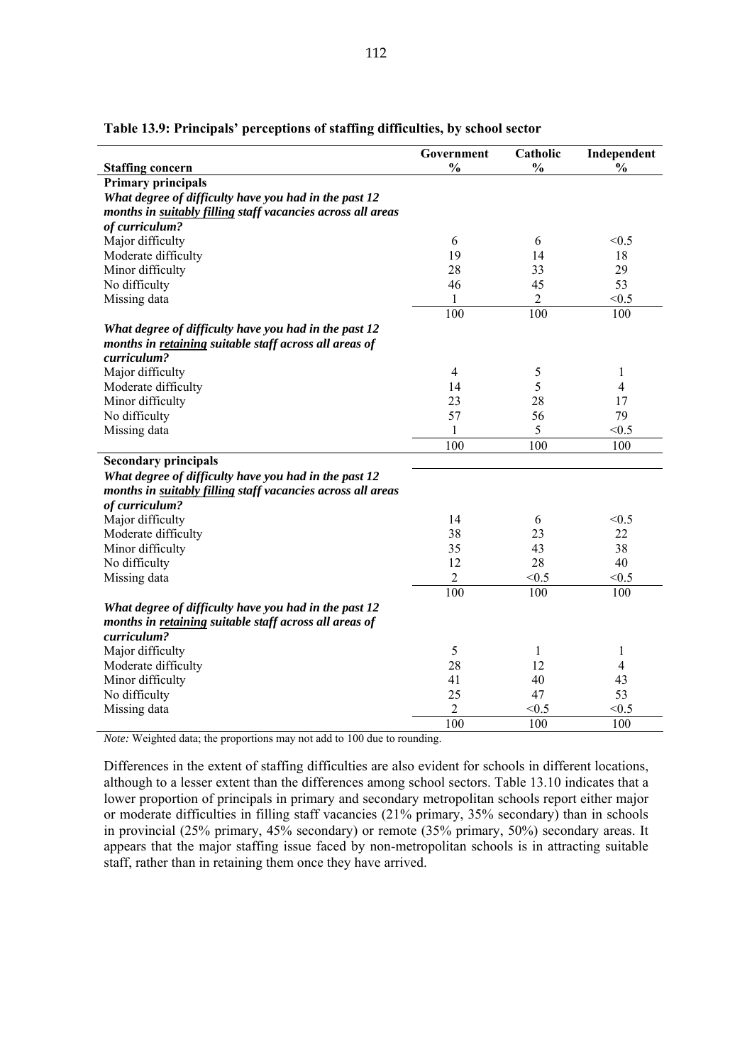**Table 13.9: Principals' perceptions of staffing difficulties, by school sector**

| Staffing concern | Government % | Catholic % | Independent % |
|---|---|---|---|
| **Primary principals** | | | |
| ***What degree of difficulty have you had in the past 12 months in suitably filling staff vacancies across all areas of curriculum?*** | | | |
| Major difficulty | 6 | 6 | <0.5 |
| Moderate difficulty | 19 | 14 | 18 |
| Minor difficulty | 28 | 33 | 29 |
| No difficulty | 46 | 45 | 53 |
| Missing data | 1 | 2 | <0.5 |
| | 100 | 100 | 100 |
| ***What degree of difficulty have you had in the past 12 months in retaining suitable staff across all areas of curriculum?*** | | | |
| Major difficulty | 4 | 5 | 1 |
| Moderate difficulty | 14 | 5 | 4 |
| Minor difficulty | 23 | 28 | 17 |
| No difficulty | 57 | 56 | 79 |
| Missing data | 1 | 5 | <0.5 |
| | 100 | 100 | 100 |
| **Secondary principals** | | | |
| ***What degree of difficulty have you had in the past 12 months in suitably filling staff vacancies across all areas of curriculum?*** | | | |
| Major difficulty | 14 | 6 | <0.5 |
| Moderate difficulty | 38 | 23 | 22 |
| Minor difficulty | 35 | 43 | 38 |
| No difficulty | 12 | 28 | 40 |
| Missing data | 2 | <0.5 | <0.5 |
| | 100 | 100 | 100 |
| ***What degree of difficulty have you had in the past 12 months in retaining suitable staff across all areas of curriculum?*** | | | |
| Major difficulty | 5 | 1 | 1 |
| Moderate difficulty | 28 | 12 | 4 |
| Minor difficulty | 41 | 40 | 43 |
| No difficulty | 25 | 47 | 53 |
| Missing data | 2 | <0.5 | <0.5 |
| | 100 | 100 | 100 |

*Note:* Weighted data; the proportions may not add to 100 due to rounding.

Differences in the extent of staffing difficulties are also evident for schools in different locations, although to a lesser extent than the differences among school sectors. Table 13.10 indicates that a lower proportion of principals in primary and secondary metropolitan schools report either major or moderate difficulties in filling staff vacancies (21% primary, 35% secondary) than in schools in provincial (25% primary, 45% secondary) or remote (35% primary, 50%) secondary areas. It appears that the major staffing issue faced by non-metropolitan schools is in attracting suitable staff, rather than in retaining them once they have arrived.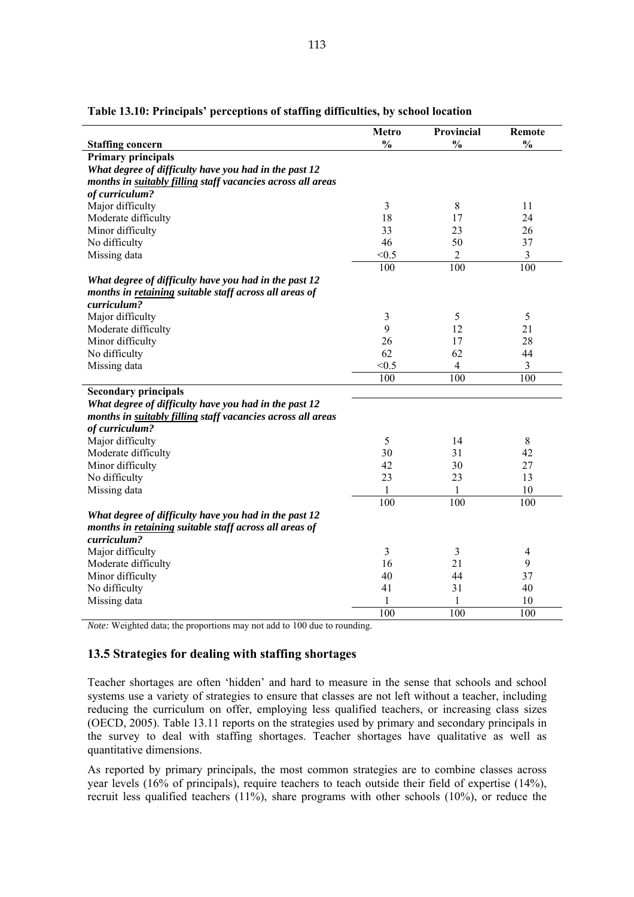**Table 13.10: Principals' perceptions of staffing difficulties, by school location**

| Staffing concern | Metro % | Provincial % | Remote % |
|---|---|---|---|
| **Primary principals** | | | |
| ***What degree of difficulty have you had in the past 12 months in suitably filling staff vacancies across all areas of curriculum?*** | | | |
| Major difficulty | 3 | 8 | 11 |
| Moderate difficulty | 18 | 17 | 24 |
| Minor difficulty | 33 | 23 | 26 |
| No difficulty | 46 | 50 | 37 |
| Missing data | <0.5 | 2 | 3 |
| | 100 | 100 | 100 |
| ***What degree of difficulty have you had in the past 12 months in retaining suitable staff across all areas of curriculum?*** | | | |
| Major difficulty | 3 | 5 | 5 |
| Moderate difficulty | 9 | 12 | 21 |
| Minor difficulty | 26 | 17 | 28 |
| No difficulty | 62 | 62 | 44 |
| Missing data | <0.5 | 4 | 3 |
| | 100 | 100 | 100 |
| **Secondary principals** | | | |
| ***What degree of difficulty have you had in the past 12 months in suitably filling staff vacancies across all areas of curriculum?*** | | | |
| Major difficulty | 5 | 14 | 8 |
| Moderate difficulty | 30 | 31 | 42 |
| Minor difficulty | 42 | 30 | 27 |
| No difficulty | 23 | 23 | 13 |
| Missing data | 1 | 1 | 10 |
| | 100 | 100 | 100 |
| ***What degree of difficulty have you had in the past 12 months in retaining suitable staff across all areas of curriculum?*** | | | |
| Major difficulty | 3 | 3 | 4 |
| Moderate difficulty | 16 | 21 | 9 |
| Minor difficulty | 40 | 44 | 37 |
| No difficulty | 41 | 31 | 40 |
| Missing data | 1 | 1 | 10 |
| | 100 | 100 | 100 |

*Note:* Weighted data; the proportions may not add to 100 due to rounding.

## 13.5 Strategies for dealing with staffing shortages

Teacher shortages are often 'hidden' and hard to measure in the sense that schools and school systems use a variety of strategies to ensure that classes are not left without a teacher, including reducing the curriculum on offer, employing less qualified teachers, or increasing class sizes (OECD, 2005). Table 13.11 reports on the strategies used by primary and secondary principals in the survey to deal with staffing shortages. Teacher shortages have qualitative as well as quantitative dimensions.

As reported by primary principals, the most common strategies are to combine classes across year levels (16% of principals), require teachers to teach outside their field of expertise (14%), recruit less qualified teachers (11%), share programs with other schools (10%), or reduce the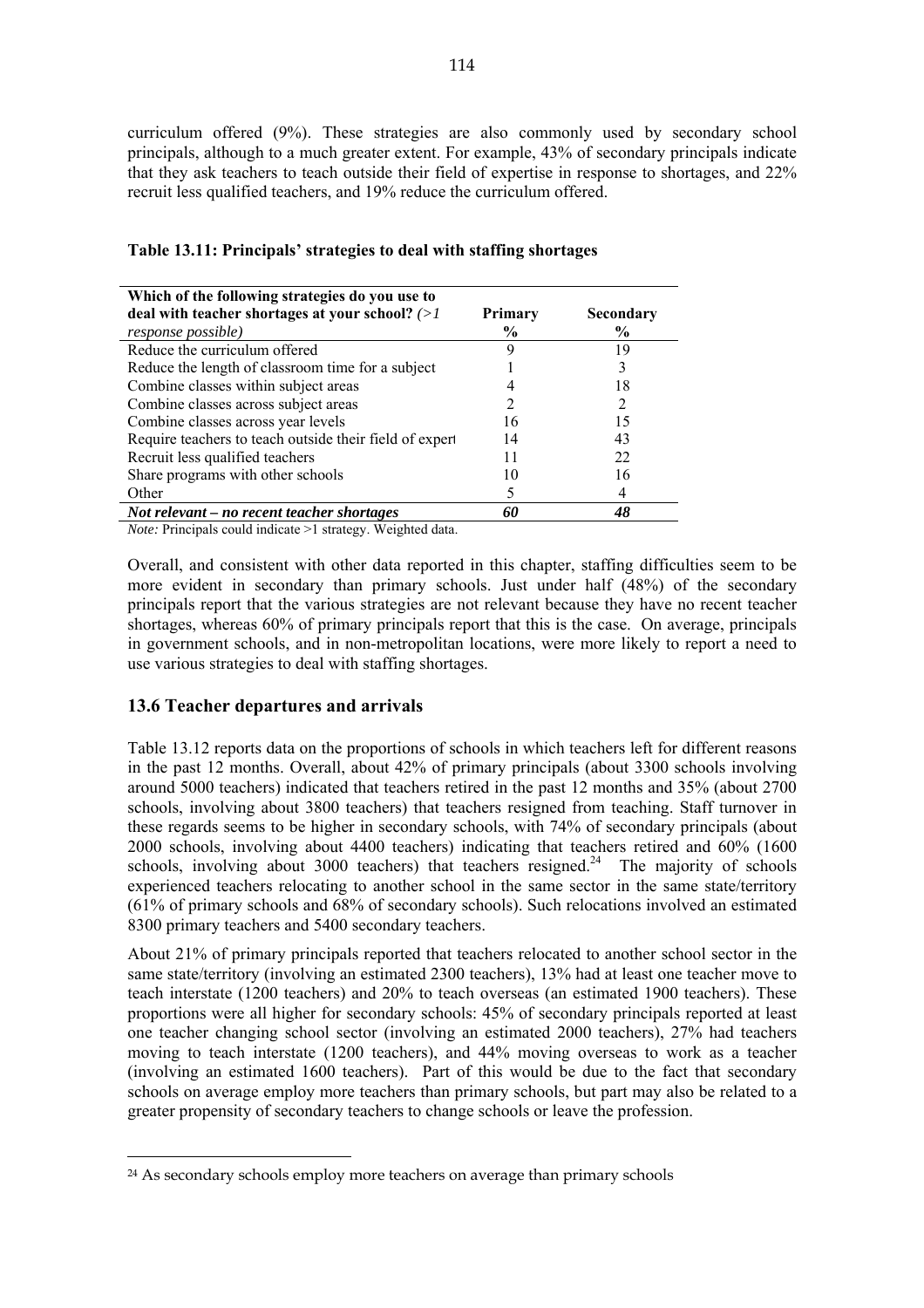curriculum offered (9%). These strategies are also commonly used by secondary school principals, although to a much greater extent. For example, 43% of secondary principals indicate that they ask teachers to teach outside their field of expertise in response to shortages, and 22% recruit less qualified teachers, and 19% reduce the curriculum offered.

**Table 13.11: Principals' strategies to deal with staffing shortages**

| Which of the following strategies do you use to deal with teacher shortages at your school? *(>1 response possible)* | Primary % | Secondary % |
|---|---|---|
| Reduce the curriculum offered | 9 | 19 |
| Reduce the length of classroom time for a subject | 1 | 3 |
| Combine classes within subject areas | 4 | 18 |
| Combine classes across subject areas | 2 | 2 |
| Combine classes across year levels | 16 | 15 |
| Require teachers to teach outside their field of expert | 14 | 43 |
| Recruit less qualified teachers | 11 | 22 |
| Share programs with other schools | 10 | 16 |
| Other | 5 | 4 |
| ***Not relevant – no recent teacher shortages*** | ***60*** | ***48*** |

*Note:* Principals could indicate >1 strategy. Weighted data.

Overall, and consistent with other data reported in this chapter, staffing difficulties seem to be more evident in secondary than primary schools. Just under half (48%) of the secondary principals report that the various strategies are not relevant because they have no recent teacher shortages, whereas 60% of primary principals report that this is the case. On average, principals in government schools, and in non-metropolitan locations, were more likely to report a need to use various strategies to deal with staffing shortages.

## 13.6 Teacher departures and arrivals

Table 13.12 reports data on the proportions of schools in which teachers left for different reasons in the past 12 months. Overall, about 42% of primary principals (about 3300 schools involving around 5000 teachers) indicated that teachers retired in the past 12 months and 35% (about 2700 schools, involving about 3800 teachers) that teachers resigned from teaching. Staff turnover in these regards seems to be higher in secondary schools, with 74% of secondary principals (about 2000 schools, involving about 4400 teachers) indicating that teachers retired and 60% (1600 schools, involving about 3000 teachers) that teachers resigned.[24] The majority of schools experienced teachers relocating to another school in the same sector in the same state/territory (61% of primary schools and 68% of secondary schools). Such relocations involved an estimated 8300 primary teachers and 5400 secondary teachers.

About 21% of primary principals reported that teachers relocated to another school sector in the same state/territory (involving an estimated 2300 teachers), 13% had at least one teacher move to teach interstate (1200 teachers) and 20% to teach overseas (an estimated 1900 teachers). These proportions were all higher for secondary schools: 45% of secondary principals reported at least one teacher changing school sector (involving an estimated 2000 teachers), 27% had teachers moving to teach interstate (1200 teachers), and 44% moving overseas to work as a teacher (involving an estimated 1600 teachers). Part of this would be due to the fact that secondary schools on average employ more teachers than primary schools, but part may also be related to a greater propensity of secondary teachers to change schools or leave the profession.

[24] As secondary schools employ more teachers on average than primary schools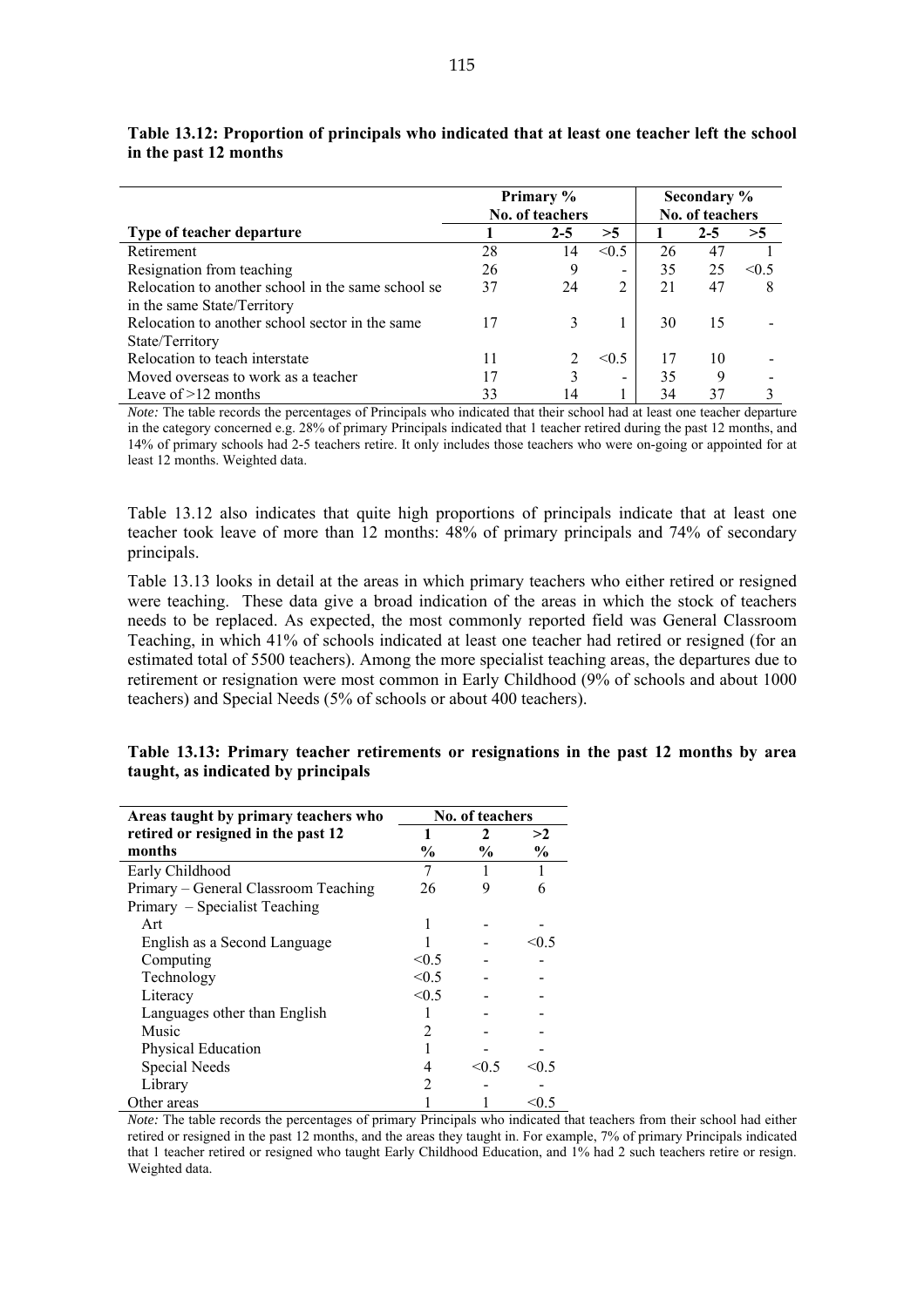**Table 13.12: Proportion of principals who indicated that at least one teacher left the school in the past 12 months**

| | Primary % No. of teachers | | | Secondary % No. of teachers | | |
|---|---|---|---|---|---|---|
| **Type of teacher departure** | **1** | **2-5** | **>5** | **1** | **2-5** | **>5** |
| Retirement | 28 | 14 | <0.5 | 26 | 47 | 1 |
| Resignation from teaching | 26 | 9 | - | 35 | 25 | <0.5 |
| Relocation to another school in the same school se in the same State/Territory | 37 | 24 | 2 | 21 | 47 | 8 |
| Relocation to another school sector in the same State/Territory | 17 | 3 | 1 | 30 | 15 | - |
| Relocation to teach interstate | 11 | 2 | <0.5 | 17 | 10 | - |
| Moved overseas to work as a teacher | 17 | 3 | - | 35 | 9 | - |
| Leave of >12 months | 33 | 14 | 1 | 34 | 37 | 3 |

*Note:* The table records the percentages of Principals who indicated that their school had at least one teacher departure in the category concerned e.g. 28% of primary Principals indicated that 1 teacher retired during the past 12 months, and 14% of primary schools had 2-5 teachers retire. It only includes those teachers who were on-going or appointed for at least 12 months. Weighted data.

Table 13.12 also indicates that quite high proportions of principals indicate that at least one teacher took leave of more than 12 months: 48% of primary principals and 74% of secondary principals.

Table 13.13 looks in detail at the areas in which primary teachers who either retired or resigned were teaching. These data give a broad indication of the areas in which the stock of teachers needs to be replaced. As expected, the most commonly reported field was General Classroom Teaching, in which 41% of schools indicated at least one teacher had retired or resigned (for an estimated total of 5500 teachers). Among the more specialist teaching areas, the departures due to retirement or resignation were most common in Early Childhood (9% of schools and about 1000 teachers) and Special Needs (5% of schools or about 400 teachers).

**Table 13.13: Primary teacher retirements or resignations in the past 12 months by area taught, as indicated by principals**

| Areas taught by primary teachers who retired or resigned in the past 12 months | No. of teachers 1 % | 2 % | >2 % |
|---|---|---|---|
| Early Childhood | 7 | 1 | 1 |
| Primary – General Classroom Teaching | 26 | 9 | 6 |
| Primary – Specialist Teaching | | | |
| Art | 1 | - | - |
| English as a Second Language | 1 | - | <0.5 |
| Computing | <0.5 | - | - |
| Technology | <0.5 | - | - |
| Literacy | <0.5 | - | - |
| Languages other than English | 1 | - | - |
| Music | 2 | - | - |
| Physical Education | 1 | - | - |
| Special Needs | 4 | <0.5 | <0.5 |
| Library | 2 | - | - |
| Other areas | 1 | 1 | <0.5 |

*Note:* The table records the percentages of primary Principals who indicated that teachers from their school had either retired or resigned in the past 12 months, and the areas they taught in. For example, 7% of primary Principals indicated that 1 teacher retired or resigned who taught Early Childhood Education, and 1% had 2 such teachers retire or resign. Weighted data.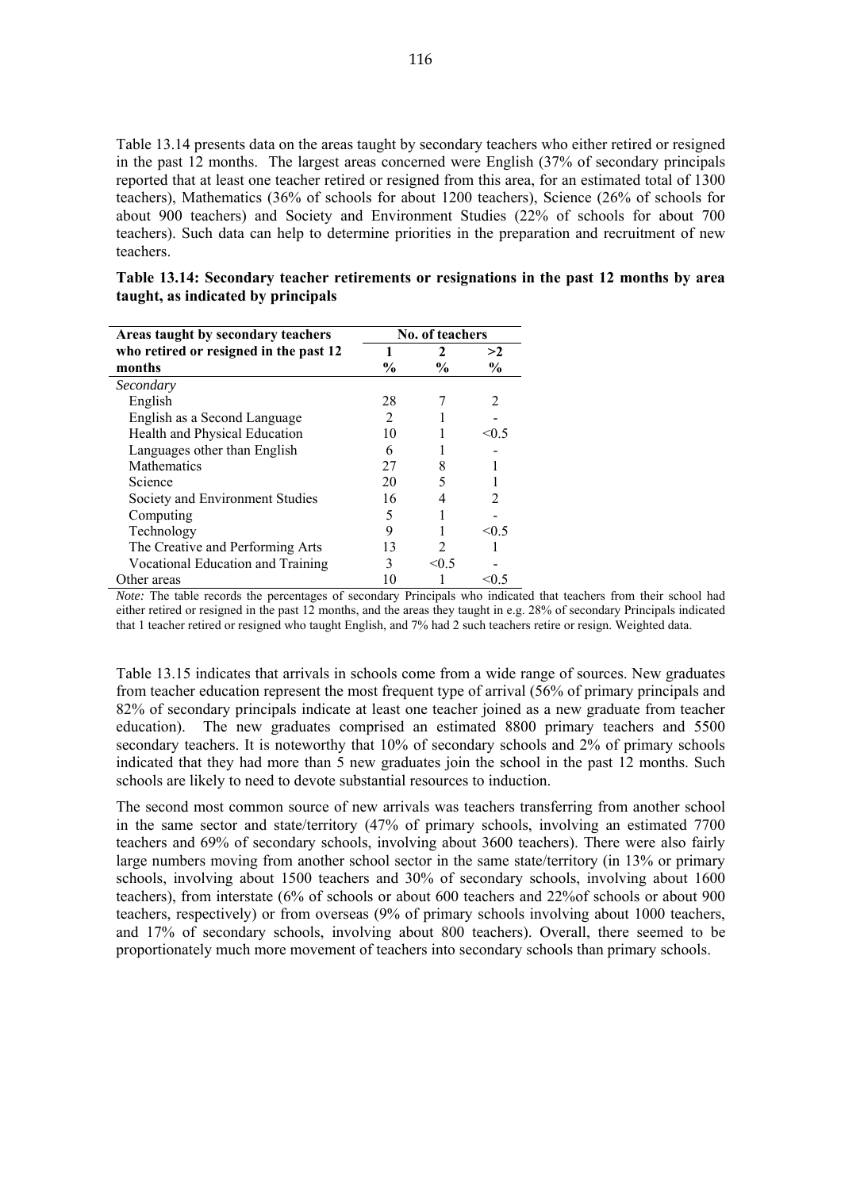Table 13.14 presents data on the areas taught by secondary teachers who either retired or resigned in the past 12 months. The largest areas concerned were English (37% of secondary principals reported that at least one teacher retired or resigned from this area, for an estimated total of 1300 teachers), Mathematics (36% of schools for about 1200 teachers), Science (26% of schools for about 900 teachers) and Society and Environment Studies (22% of schools for about 700 teachers). Such data can help to determine priorities in the preparation and recruitment of new teachers.

**Table 13.14: Secondary teacher retirements or resignations in the past 12 months by area taught, as indicated by principals**

| Areas taught by secondary teachers who retired or resigned in the past 12 months | No. of teachers | | |
|---|---|---|---|
| | 1 | 2 | >2 |
| | % | % | % |
| *Secondary* | | | |
| English | 28 | 7 | 2 |
| English as a Second Language | 2 | 1 | - |
| Health and Physical Education | 10 | 1 | <0.5 |
| Languages other than English | 6 | 1 | - |
| Mathematics | 27 | 8 | 1 |
| Science | 20 | 5 | 1 |
| Society and Environment Studies | 16 | 4 | 2 |
| Computing | 5 | 1 | - |
| Technology | 9 | 1 | <0.5 |
| The Creative and Performing Arts | 13 | 2 | 1 |
| Vocational Education and Training | 3 | <0.5 | - |
| Other areas | 10 | 1 | <0.5 |

*Note:* The table records the percentages of secondary Principals who indicated that teachers from their school had either retired or resigned in the past 12 months, and the areas they taught in e.g. 28% of secondary Principals indicated that 1 teacher retired or resigned who taught English, and 7% had 2 such teachers retire or resign. Weighted data.

Table 13.15 indicates that arrivals in schools come from a wide range of sources. New graduates from teacher education represent the most frequent type of arrival (56% of primary principals and 82% of secondary principals indicate at least one teacher joined as a new graduate from teacher education). The new graduates comprised an estimated 8800 primary teachers and 5500 secondary teachers. It is noteworthy that 10% of secondary schools and 2% of primary schools indicated that they had more than 5 new graduates join the school in the past 12 months. Such schools are likely to need to devote substantial resources to induction.

The second most common source of new arrivals was teachers transferring from another school in the same sector and state/territory (47% of primary schools, involving an estimated 7700 teachers and 69% of secondary schools, involving about 3600 teachers). There were also fairly large numbers moving from another school sector in the same state/territory (in 13% or primary schools, involving about 1500 teachers and 30% of secondary schools, involving about 1600 teachers), from interstate (6% of schools or about 600 teachers and 22%of schools or about 900 teachers, respectively) or from overseas (9% of primary schools involving about 1000 teachers, and 17% of secondary schools, involving about 800 teachers). Overall, there seemed to be proportionately much more movement of teachers into secondary schools than primary schools.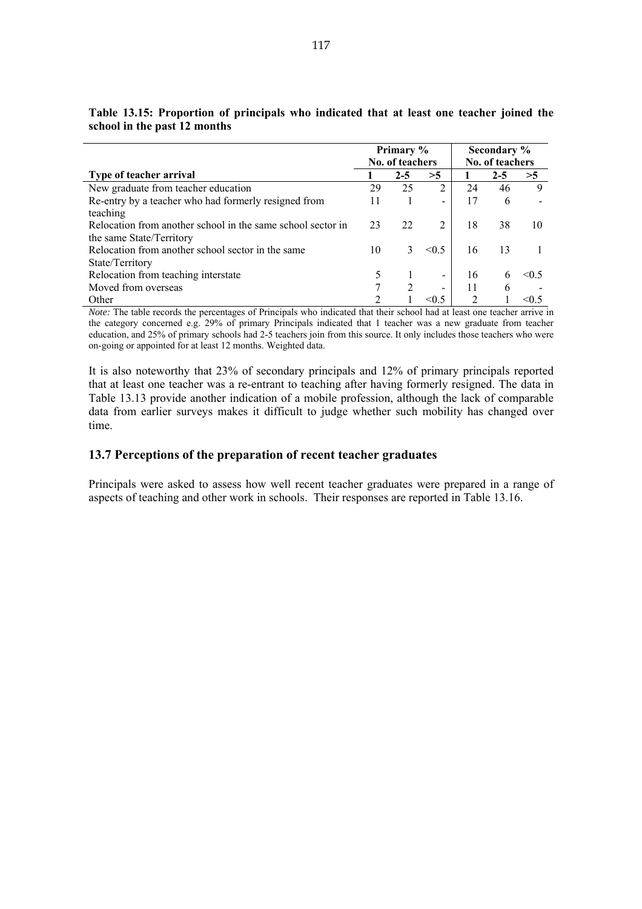**Table 13.15: Proportion of principals who indicated that at least one teacher joined the school in the past 12 months**

| | Primary % No. of teachers | | | Secondary % No. of teachers | | |
|---|---|---|---|---|---|---|
| **Type of teacher arrival** | **1** | **2-5** | **>5** | **1** | **2-5** | **>5** |
| New graduate from teacher education | 29 | 25 | 2 | 24 | 46 | 9 |
| Re-entry by a teacher who had formerly resigned from teaching | 11 | 1 | - | 17 | 6 | - |
| Relocation from another school in the same school sector in the same State/Territory | 23 | 22 | 2 | 18 | 38 | 10 |
| Relocation from another school sector in the same State/Territory | 10 | 3 | <0.5 | 16 | 13 | 1 |
| Relocation from teaching interstate | 5 | 1 | - | 16 | 6 | <0.5 |
| Moved from overseas | 7 | 2 | - | 11 | 6 | - |
| Other | 2 | 1 | <0.5 | 2 | 1 | <0.5 |

*Note:* The table records the percentages of Principals who indicated that their school had at least one teacher arrive in the category concerned e.g. 29% of primary Principals indicated that 1 teacher was a new graduate from teacher education, and 25% of primary schools had 2-5 teachers join from this source. It only includes those teachers who were on-going or appointed for at least 12 months. Weighted data.

It is also noteworthy that 23% of secondary principals and 12% of primary principals reported that at least one teacher was a re-entrant to teaching after having formerly resigned. The data in Table 13.13 provide another indication of a mobile profession, although the lack of comparable data from earlier surveys makes it difficult to judge whether such mobility has changed over time.

## 13.7 Perceptions of the preparation of recent teacher graduates

Principals were asked to assess how well recent teacher graduates were prepared in a range of aspects of teaching and other work in schools. Their responses are reported in Table 13.16.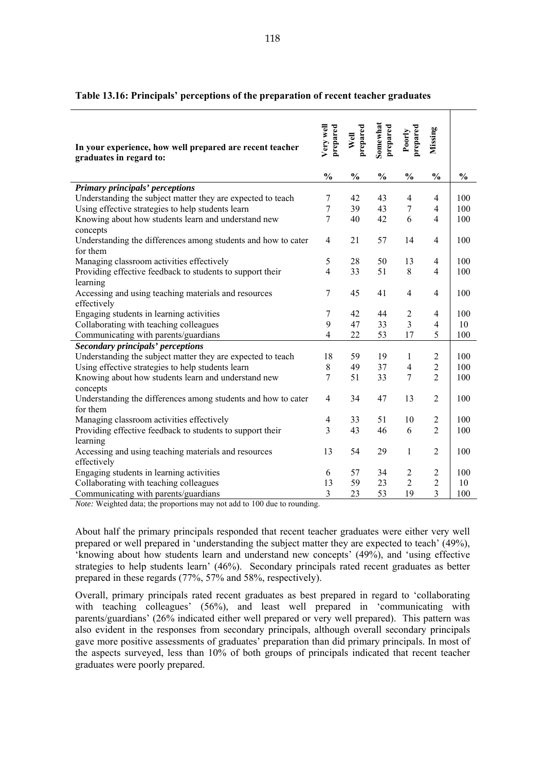**Table 13.16: Principals' perceptions of the preparation of recent teacher graduates**

| In your experience, how well prepared are recent teacher graduates in regard to: | Very well prepared | Well prepared | Somewhat prepared | Poorly prepared | Missing | |
|---|---|---|---|---|---|---|
| | % | % | % | % | % | % |
| ***Primary principals' perceptions*** | | | | | | |
| Understanding the subject matter they are expected to teach | 7 | 42 | 43 | 4 | 4 | 100 |
| Using effective strategies to help students learn | 7 | 39 | 43 | 7 | 4 | 100 |
| Knowing about how students learn and understand new concepts | 7 | 40 | 42 | 6 | 4 | 100 |
| Understanding the differences among students and how to cater for them | 4 | 21 | 57 | 14 | 4 | 100 |
| Managing classroom activities effectively | 5 | 28 | 50 | 13 | 4 | 100 |
| Providing effective feedback to students to support their learning | 4 | 33 | 51 | 8 | 4 | 100 |
| Accessing and using teaching materials and resources effectively | 7 | 45 | 41 | 4 | 4 | 100 |
| Engaging students in learning activities | 7 | 42 | 44 | 2 | 4 | 100 |
| Collaborating with teaching colleagues | 9 | 47 | 33 | 3 | 4 | 10 |
| Communicating with parents/guardians | 4 | 22 | 53 | 17 | 5 | 100 |
| ***Secondary principals' perceptions*** | | | | | | |
| Understanding the subject matter they are expected to teach | 18 | 59 | 19 | 1 | 2 | 100 |
| Using effective strategies to help students learn | 8 | 49 | 37 | 4 | 2 | 100 |
| Knowing about how students learn and understand new concepts | 7 | 51 | 33 | 7 | 2 | 100 |
| Understanding the differences among students and how to cater for them | 4 | 34 | 47 | 13 | 2 | 100 |
| Managing classroom activities effectively | 4 | 33 | 51 | 10 | 2 | 100 |
| Providing effective feedback to students to support their learning | 3 | 43 | 46 | 6 | 2 | 100 |
| Accessing and using teaching materials and resources effectively | 13 | 54 | 29 | 1 | 2 | 100 |
| Engaging students in learning activities | 6 | 57 | 34 | 2 | 2 | 100 |
| Collaborating with teaching colleagues | 13 | 59 | 23 | 2 | 2 | 10 |
| Communicating with parents/guardians | 3 | 23 | 53 | 19 | 3 | 100 |

*Note:* Weighted data; the proportions may not add to 100 due to rounding.

About half the primary principals responded that recent teacher graduates were either very well prepared or well prepared in 'understanding the subject matter they are expected to teach' (49%), 'knowing about how students learn and understand new concepts' (49%), and 'using effective strategies to help students learn' (46%). Secondary principals rated recent graduates as better prepared in these regards (77%, 57% and 58%, respectively).

Overall, primary principals rated recent graduates as best prepared in regard to 'collaborating with teaching colleagues' (56%), and least well prepared in 'communicating with parents/guardians' (26% indicated either well prepared or very well prepared). This pattern was also evident in the responses from secondary principals, although overall secondary principals gave more positive assessments of graduates' preparation than did primary principals. In most of the aspects surveyed, less than 10% of both groups of principals indicated that recent teacher graduates were poorly prepared.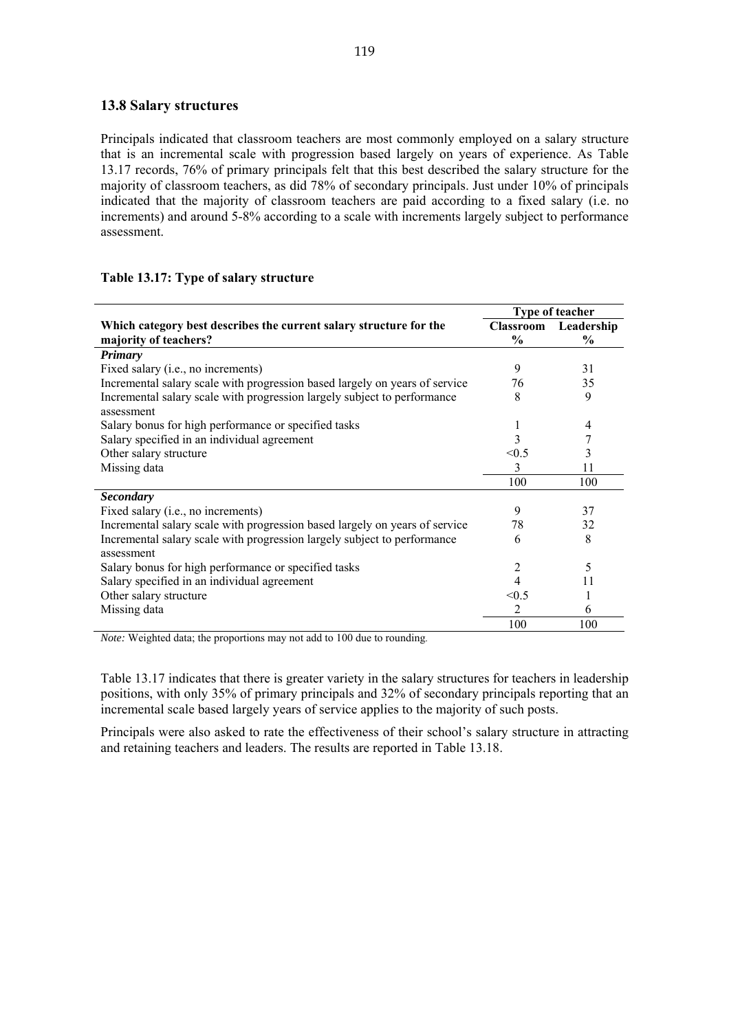## 13.8 Salary structures

Principals indicated that classroom teachers are most commonly employed on a salary structure that is an incremental scale with progression based largely on years of experience. As Table 13.17 records, 76% of primary principals felt that this best described the salary structure for the majority of classroom teachers, as did 78% of secondary principals. Just under 10% of principals indicated that the majority of classroom teachers are paid according to a fixed salary (i.e. no increments) and around 5-8% according to a scale with increments largely subject to performance assessment.

**Table 13.17: Type of salary structure**

| | Type of teacher | |
|---|---|---|
| **Which category best describes the current salary structure for the majority of teachers?** | **Classroom %** | **Leadership %** |
| ***Primary*** | | |
| Fixed salary (i.e., no increments) | 9 | 31 |
| Incremental salary scale with progression based largely on years of service | 76 | 35 |
| Incremental salary scale with progression largely subject to performance assessment | 8 | 9 |
| Salary bonus for high performance or specified tasks | 1 | 4 |
| Salary specified in an individual agreement | 3 | 7 |
| Other salary structure | <0.5 | 3 |
| Missing data | 3 | 11 |
| | 100 | 100 |
| ***Secondary*** | | |
| Fixed salary (i.e., no increments) | 9 | 37 |
| Incremental salary scale with progression based largely on years of service | 78 | 32 |
| Incremental salary scale with progression largely subject to performance assessment | 6 | 8 |
| Salary bonus for high performance or specified tasks | 2 | 5 |
| Salary specified in an individual agreement | 4 | 11 |
| Other salary structure | <0.5 | 1 |
| Missing data | 2 | 6 |
| | 100 | 100 |

*Note:* Weighted data; the proportions may not add to 100 due to rounding.

Table 13.17 indicates that there is greater variety in the salary structures for teachers in leadership positions, with only 35% of primary principals and 32% of secondary principals reporting that an incremental scale based largely years of service applies to the majority of such posts.

Principals were also asked to rate the effectiveness of their school's salary structure in attracting and retaining teachers and leaders. The results are reported in Table 13.18.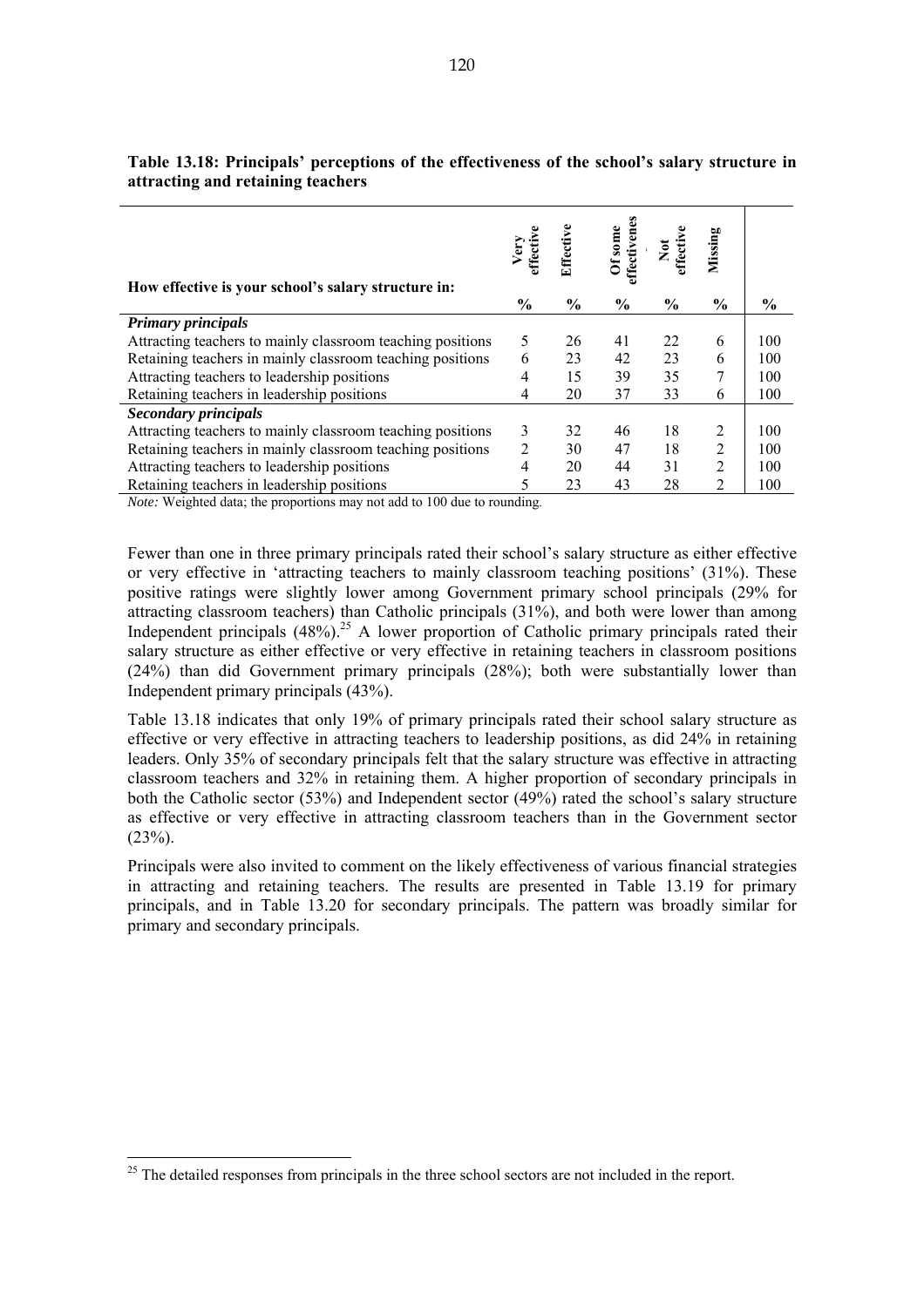**Table 13.18: Principals' perceptions of the effectiveness of the school's salary structure in attracting and retaining teachers**

| How effective is your school's salary structure in: | Very effective % | Effective % | Of some effectiveness % | Not effective % | Missing % | % |
|---|---|---|---|---|---|---|
| ***Primary principals*** | | | | | | |
| Attracting teachers to mainly classroom teaching positions | 5 | 26 | 41 | 22 | 6 | 100 |
| Retaining teachers in mainly classroom teaching positions | 6 | 23 | 42 | 23 | 6 | 100 |
| Attracting teachers to leadership positions | 4 | 15 | 39 | 35 | 7 | 100 |
| Retaining teachers in leadership positions | 4 | 20 | 37 | 33 | 6 | 100 |
| ***Secondary principals*** | | | | | | |
| Attracting teachers to mainly classroom teaching positions | 3 | 32 | 46 | 18 | 2 | 100 |
| Retaining teachers in mainly classroom teaching positions | 2 | 30 | 47 | 18 | 2 | 100 |
| Attracting teachers to leadership positions | 4 | 20 | 44 | 31 | 2 | 100 |
| Retaining teachers in leadership positions | 5 | 23 | 43 | 28 | 2 | 100 |

*Note:* Weighted data; the proportions may not add to 100 due to rounding.

Fewer than one in three primary principals rated their school's salary structure as either effective or very effective in 'attracting teachers to mainly classroom teaching positions' (31%). These positive ratings were slightly lower among Government primary school principals (29% for attracting classroom teachers) than Catholic principals (31%), and both were lower than among Independent principals (48%).[25] A lower proportion of Catholic primary principals rated their salary structure as either effective or very effective in retaining teachers in classroom positions (24%) than did Government primary principals (28%); both were substantially lower than Independent primary principals (43%).

Table 13.18 indicates that only 19% of primary principals rated their school salary structure as effective or very effective in attracting teachers to leadership positions, as did 24% in retaining leaders. Only 35% of secondary principals felt that the salary structure was effective in attracting classroom teachers and 32% in retaining them. A higher proportion of secondary principals in both the Catholic sector (53%) and Independent sector (49%) rated the school's salary structure as effective or very effective in attracting classroom teachers than in the Government sector (23%).

Principals were also invited to comment on the likely effectiveness of various financial strategies in attracting and retaining teachers. The results are presented in Table 13.19 for primary principals, and in Table 13.20 for secondary principals. The pattern was broadly similar for primary and secondary principals.

[25] The detailed responses from principals in the three school sectors are not included in the report.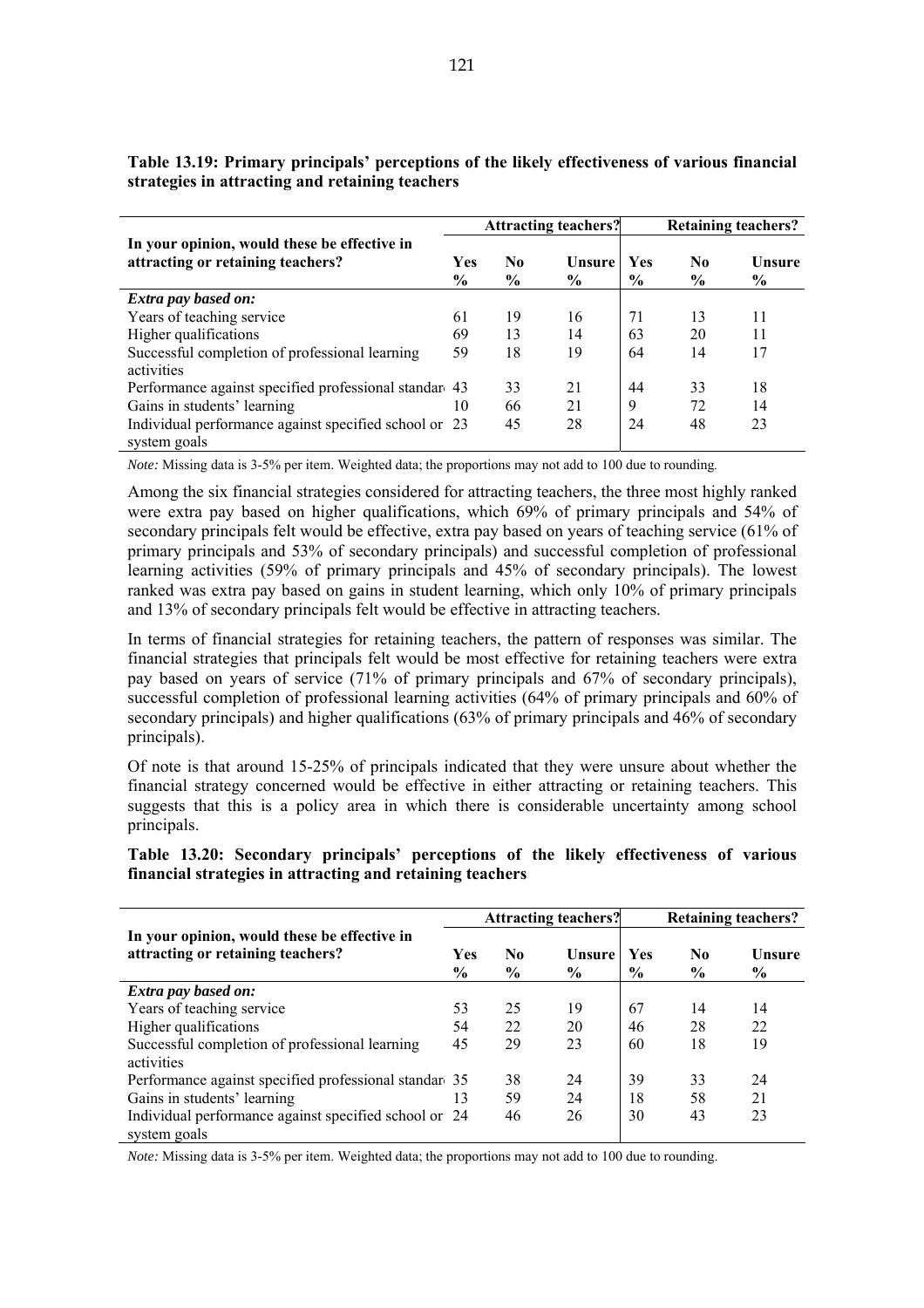**Table 13.19: Primary principals' perceptions of the likely effectiveness of various financial strategies in attracting and retaining teachers**

| In your opinion, would these be effective in attracting or retaining teachers? | Attracting teachers? | | | Retaining teachers? | | |
|---|---|---|---|---|---|---|
| | Yes % | No % | Unsure % | Yes % | No % | Unsure % |
| *Extra pay based on:* | | | | | | |
| Years of teaching service | 61 | 19 | 16 | 71 | 13 | 11 |
| Higher qualifications | 69 | 13 | 14 | 63 | 20 | 11 |
| Successful completion of professional learning activities | 59 | 18 | 19 | 64 | 14 | 17 |
| Performance against specified professional standard | 43 | 33 | 21 | 44 | 33 | 18 |
| Gains in students' learning | 10 | 66 | 21 | 9 | 72 | 14 |
| Individual performance against specified school or system goals | 23 | 45 | 28 | 24 | 48 | 23 |

*Note:* Missing data is 3-5% per item. Weighted data; the proportions may not add to 100 due to rounding.

Among the six financial strategies considered for attracting teachers, the three most highly ranked were extra pay based on higher qualifications, which 69% of primary principals and 54% of secondary principals felt would be effective, extra pay based on years of teaching service (61% of primary principals and 53% of secondary principals) and successful completion of professional learning activities (59% of primary principals and 45% of secondary principals). The lowest ranked was extra pay based on gains in student learning, which only 10% of primary principals and 13% of secondary principals felt would be effective in attracting teachers.

In terms of financial strategies for retaining teachers, the pattern of responses was similar. The financial strategies that principals felt would be most effective for retaining teachers were extra pay based on years of service (71% of primary principals and 67% of secondary principals), successful completion of professional learning activities (64% of primary principals and 60% of secondary principals) and higher qualifications (63% of primary principals and 46% of secondary principals).

Of note is that around 15-25% of principals indicated that they were unsure about whether the financial strategy concerned would be effective in either attracting or retaining teachers. This suggests that this is a policy area in which there is considerable uncertainty among school principals.

**Table 13.20: Secondary principals' perceptions of the likely effectiveness of various financial strategies in attracting and retaining teachers**

| In your opinion, would these be effective in attracting or retaining teachers? | Attracting teachers? | | | Retaining teachers? | | |
|---|---|---|---|---|---|---|
| | Yes % | No % | Unsure % | Yes % | No % | Unsure % |
| *Extra pay based on:* | | | | | | |
| Years of teaching service | 53 | 25 | 19 | 67 | 14 | 14 |
| Higher qualifications | 54 | 22 | 20 | 46 | 28 | 22 |
| Successful completion of professional learning activities | 45 | 29 | 23 | 60 | 18 | 19 |
| Performance against specified professional standard | 35 | 38 | 24 | 39 | 33 | 24 |
| Gains in students' learning | 13 | 59 | 24 | 18 | 58 | 21 |
| Individual performance against specified school or system goals | 24 | 46 | 26 | 30 | 43 | 23 |

*Note:* Missing data is 3-5% per item. Weighted data; the proportions may not add to 100 due to rounding.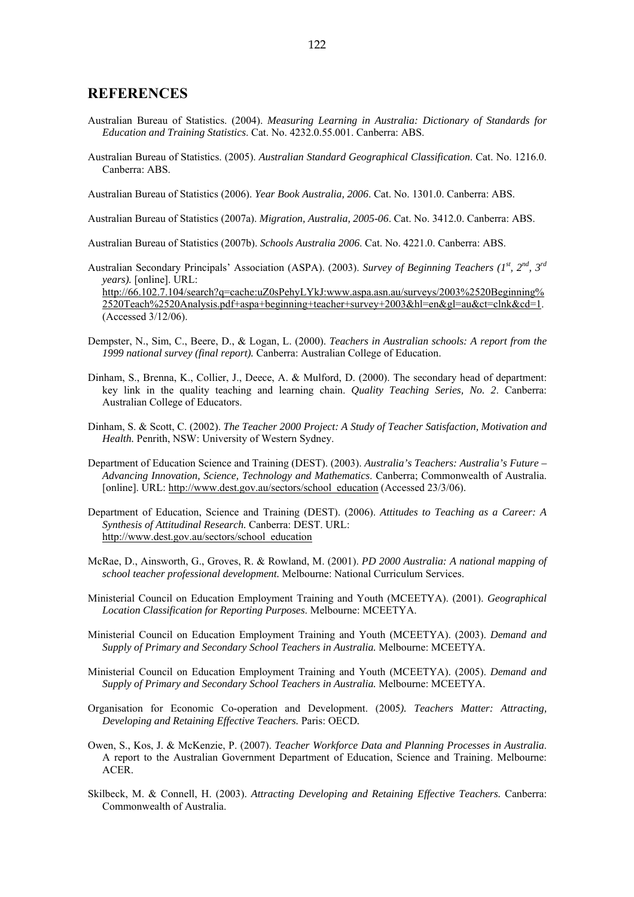## REFERENCES

Australian Bureau of Statistics. (2004). *Measuring Learning in Australia: Dictionary of Standards for Education and Training Statistics*. Cat. No. 4232.0.55.001. Canberra: ABS.

Australian Bureau of Statistics. (2005). *Australian Standard Geographical Classification*. Cat. No. 1216.0. Canberra: ABS.

Australian Bureau of Statistics (2006). *Year Book Australia, 2006*. Cat. No. 1301.0. Canberra: ABS.

Australian Bureau of Statistics (2007a). *Migration, Australia, 2005-06*. Cat. No. 3412.0. Canberra: ABS.

Australian Bureau of Statistics (2007b). *Schools Australia 2006*. Cat. No. 4221.0. Canberra: ABS.

Australian Secondary Principals' Association (ASPA). (2003). *Survey of Beginning Teachers (1st, 2nd, 3rd years).* [online]. URL: http://66.102.7.104/search?q=cache:uZ0sPehyLYkJ:www.aspa.asn.au/surveys/2003%2520Beginning%2520Teach%2520Analysis.pdf+aspa+beginning+teacher+survey+2003&hl=en&gl=au&ct=clnk&cd=1. (Accessed 3/12/06).

Dempster, N., Sim, C., Beere, D., & Logan, L. (2000). *Teachers in Australian schools: A report from the 1999 national survey (final report).* Canberra: Australian College of Education.

Dinham, S., Brenna, K., Collier, J., Deece, A. & Mulford, D. (2000). The secondary head of department: key link in the quality teaching and learning chain. *Quality Teaching Series, No. 2*. Canberra: Australian College of Educators.

Dinham, S. & Scott, C. (2002). *The Teacher 2000 Project: A Study of Teacher Satisfaction, Motivation and Health.* Penrith, NSW: University of Western Sydney.

Department of Education Science and Training (DEST). (2003). *Australia's Teachers: Australia's Future – Advancing Innovation, Science, Technology and Mathematics*. Canberra; Commonwealth of Australia. [online]. URL: http://www.dest.gov.au/sectors/school_education (Accessed 23/3/06).

Department of Education, Science and Training (DEST). (2006). *Attitudes to Teaching as a Career: A Synthesis of Attitudinal Research.* Canberra: DEST. URL: http://www.dest.gov.au/sectors/school_education

McRae, D., Ainsworth, G., Groves, R. & Rowland, M. (2001). *PD 2000 Australia: A national mapping of school teacher professional development.* Melbourne: National Curriculum Services.

Ministerial Council on Education Employment Training and Youth (MCEETYA). (2001). *Geographical Location Classification for Reporting Purposes*. Melbourne: MCEETYA.

Ministerial Council on Education Employment Training and Youth (MCEETYA). (2003). *Demand and Supply of Primary and Secondary School Teachers in Australia.* Melbourne: MCEETYA.

Ministerial Council on Education Employment Training and Youth (MCEETYA). (2005). *Demand and Supply of Primary and Secondary School Teachers in Australia.* Melbourne: MCEETYA.

Organisation for Economic Co-operation and Development. (2005). *Teachers Matter: Attracting, Developing and Retaining Effective Teachers.* Paris: OECD.

Owen, S., Kos, J. & McKenzie, P. (2007). *Teacher Workforce Data and Planning Processes in Australia*. A report to the Australian Government Department of Education, Science and Training. Melbourne: ACER.

Skilbeck, M. & Connell, H. (2003). *Attracting Developing and Retaining Effective Teachers.* Canberra: Commonwealth of Australia.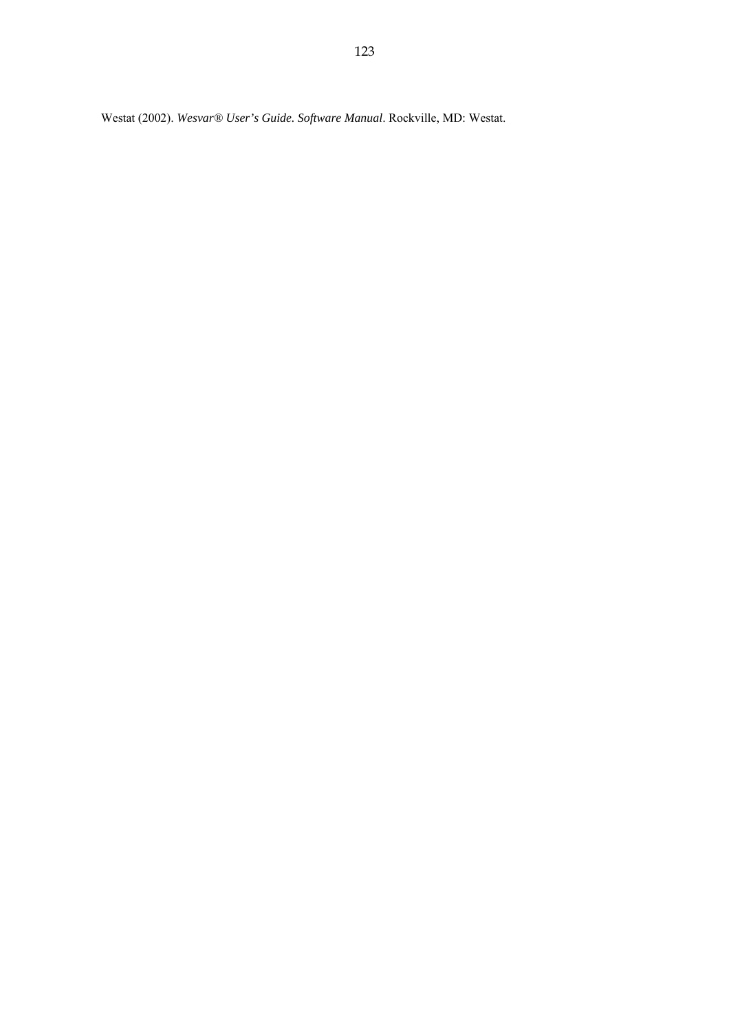Westat (2002). *Wesvar® User's Guide. Software Manual*. Rockville, MD: Westat.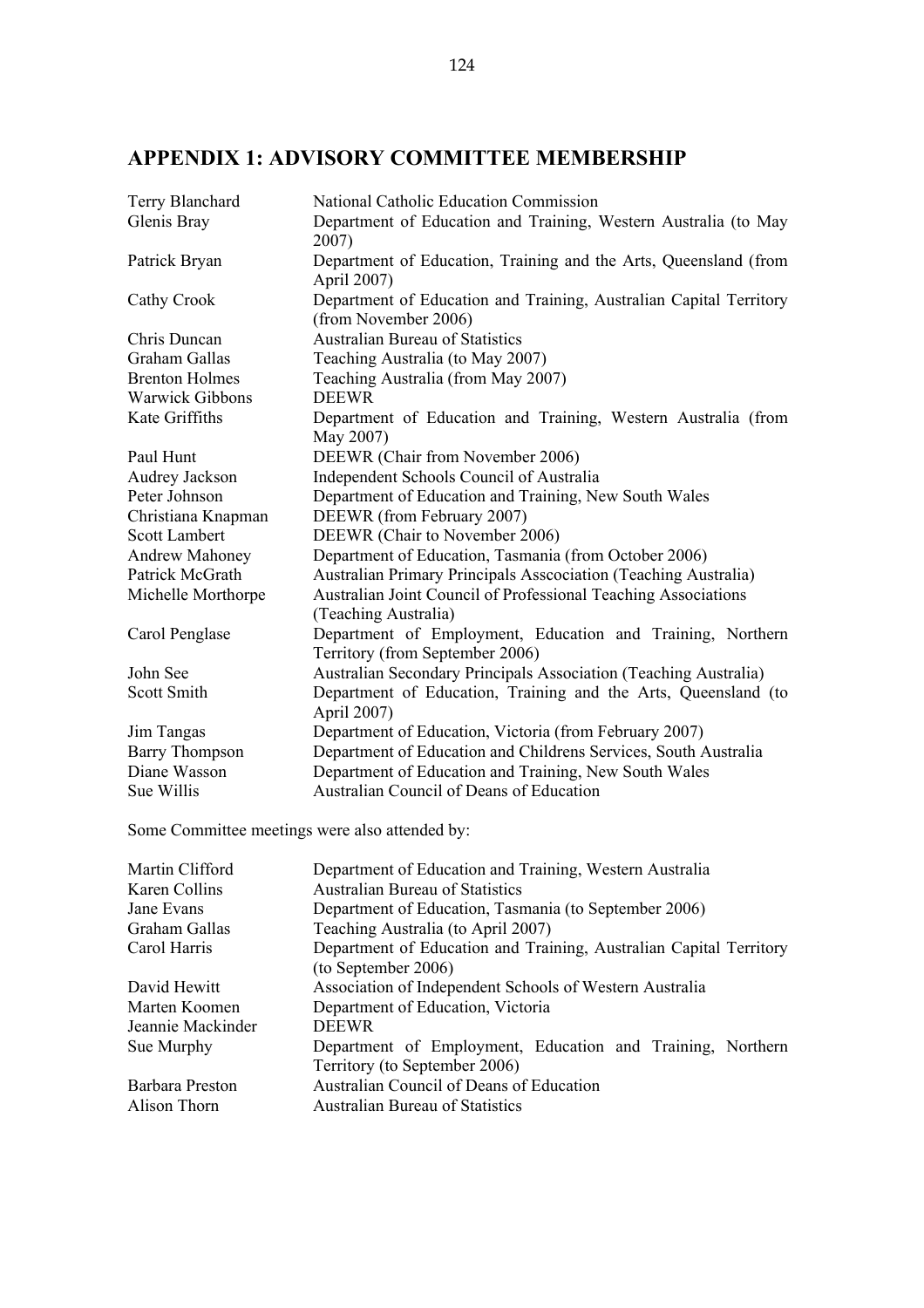## APPENDIX 1: ADVISORY COMMITTEE MEMBERSHIP

| | |
|---|---|
| Terry Blanchard | National Catholic Education Commission |
| Glenis Bray | Department of Education and Training, Western Australia (to May 2007) |
| Patrick Bryan | Department of Education, Training and the Arts, Queensland (from April 2007) |
| Cathy Crook | Department of Education and Training, Australian Capital Territory (from November 2006) |
| Chris Duncan | Australian Bureau of Statistics |
| Graham Gallas | Teaching Australia (to May 2007) |
| Brenton Holmes | Teaching Australia (from May 2007) |
| Warwick Gibbons | DEEWR |
| Kate Griffiths | Department of Education and Training, Western Australia (from May 2007) |
| Paul Hunt | DEEWR (Chair from November 2006) |
| Audrey Jackson | Independent Schools Council of Australia |
| Peter Johnson | Department of Education and Training, New South Wales |
| Christiana Knapman | DEEWR (from February 2007) |
| Scott Lambert | DEEWR (Chair to November 2006) |
| Andrew Mahoney | Department of Education, Tasmania (from October 2006) |
| Patrick McGrath | Australian Primary Principals Asscociation (Teaching Australia) |
| Michelle Morthorpe | Australian Joint Council of Professional Teaching Associations (Teaching Australia) |
| Carol Penglase | Department of Employment, Education and Training, Northern Territory (from September 2006) |
| John See | Australian Secondary Principals Association (Teaching Australia) |
| Scott Smith | Department of Education, Training and the Arts, Queensland (to April 2007) |
| Jim Tangas | Department of Education, Victoria (from February 2007) |
| Barry Thompson | Department of Education and Childrens Services, South Australia |
| Diane Wasson | Department of Education and Training, New South Wales |
| Sue Willis | Australian Council of Deans of Education |

Some Committee meetings were also attended by:

| | |
|---|---|
| Martin Clifford | Department of Education and Training, Western Australia |
| Karen Collins | Australian Bureau of Statistics |
| Jane Evans | Department of Education, Tasmania (to September 2006) |
| Graham Gallas | Teaching Australia (to April 2007) |
| Carol Harris | Department of Education and Training, Australian Capital Territory (to September 2006) |
| David Hewitt | Association of Independent Schools of Western Australia |
| Marten Koomen | Department of Education, Victoria |
| Jeannie Mackinder | DEEWR |
| Sue Murphy | Department of Employment, Education and Training, Northern Territory (to September 2006) |
| Barbara Preston | Australian Council of Deans of Education |
| Alison Thorn | Australian Bureau of Statistics |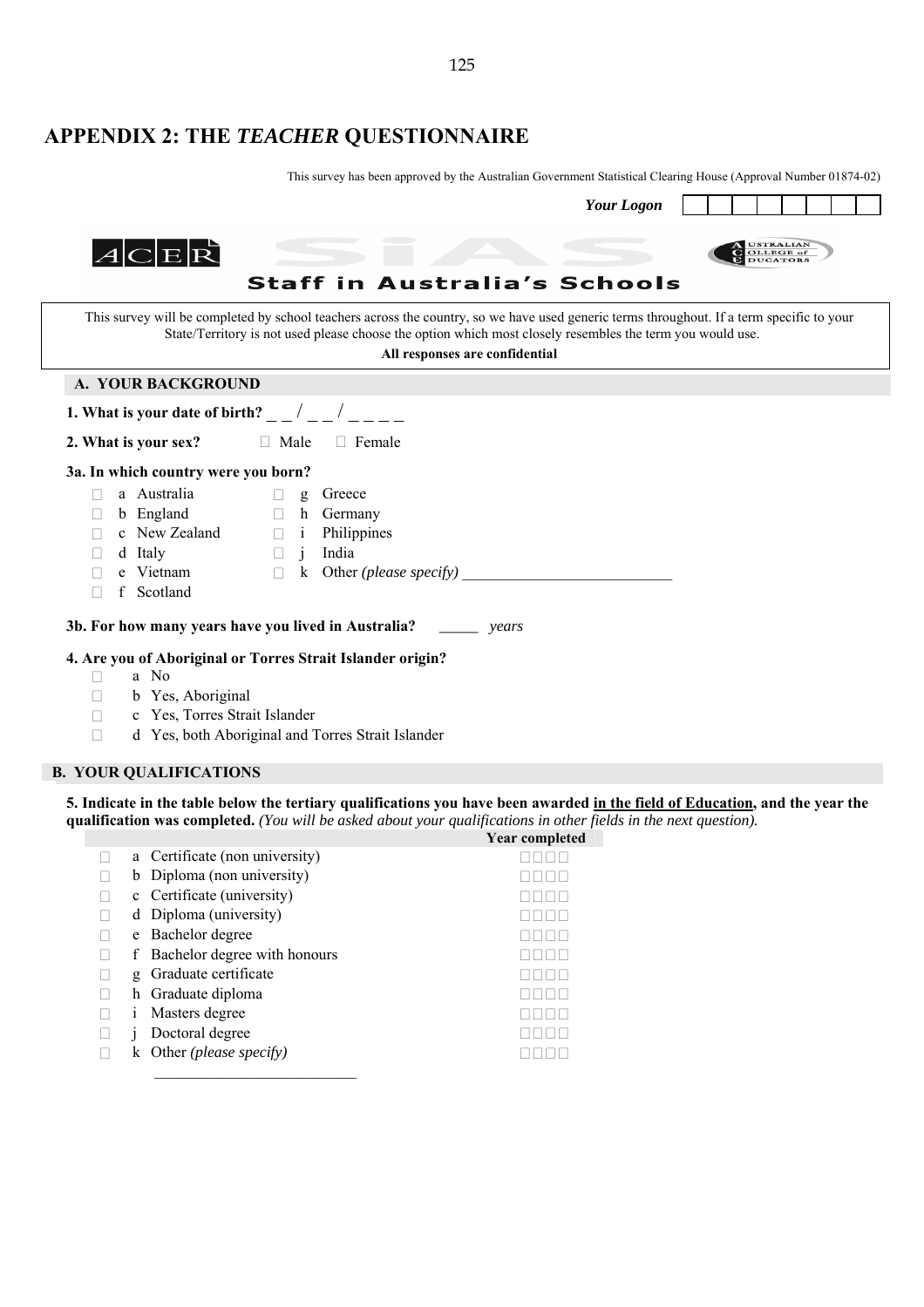# APPENDIX 2: THE *TEACHER* QUESTIONNAIRE

This survey has been approved by the Australian Government Statistical Clearing House (Approval Number 01874-02)

***Your Logon*** ☐☐☐☐☐☐☐☐

ACER SiAS Australian College of Educators

**Staff in Australia's Schools**

This survey will be completed by school teachers across the country, so we have used generic terms throughout. If a term specific to your State/Territory is not used please choose the option which most closely resembles the term you would use.

**All responses are confidential**

## A. YOUR BACKGROUND

**1. What is your date of birth?** _ _ / _ _ / _ _ _ _

**2. What is your sex?** ☐ Male ☐ Female

**3a. In which country were you born?**

- ☐ a Australia
- ☐ b England
- ☐ c New Zealand
- ☐ d Italy
- ☐ e Vietnam
- ☐ f Scotland
- ☐ g Greece
- ☐ h Germany
- ☐ i Philippines
- ☐ j India
- ☐ k Other *(please specify)* ___________________________

**3b. For how many years have you lived in Australia?** _____ *years*

**4. Are you of Aboriginal or Torres Strait Islander origin?**

- ☐ a No
- ☐ b Yes, Aboriginal
- ☐ c Yes, Torres Strait Islander
- ☐ d Yes, both Aboriginal and Torres Strait Islander

## B. YOUR QUALIFICATIONS

**5. Indicate in the table below the tertiary qualifications you have been awarded <u>in the field of Education</u>, and the year the qualification was completed.** *(You will be asked about your qualifications in other fields in the next question).*

| | | Year completed |
|---|---|---|
| ☐ | a Certificate (non university) | ☐☐☐☐ |
| ☐ | b Diploma (non university) | ☐☐☐☐ |
| ☐ | c Certificate (university) | ☐☐☐☐ |
| ☐ | d Diploma (university) | ☐☐☐☐ |
| ☐ | e Bachelor degree | ☐☐☐☐ |
| ☐ | f Bachelor degree with honours | ☐☐☐☐ |
| ☐ | g Graduate certificate | ☐☐☐☐ |
| ☐ | h Graduate diploma | ☐☐☐☐ |
| ☐ | i Masters degree | ☐☐☐☐ |
| ☐ | j Doctoral degree | ☐☐☐☐ |
| ☐ | k Other *(please specify)* ___________________________ | ☐☐☐☐ |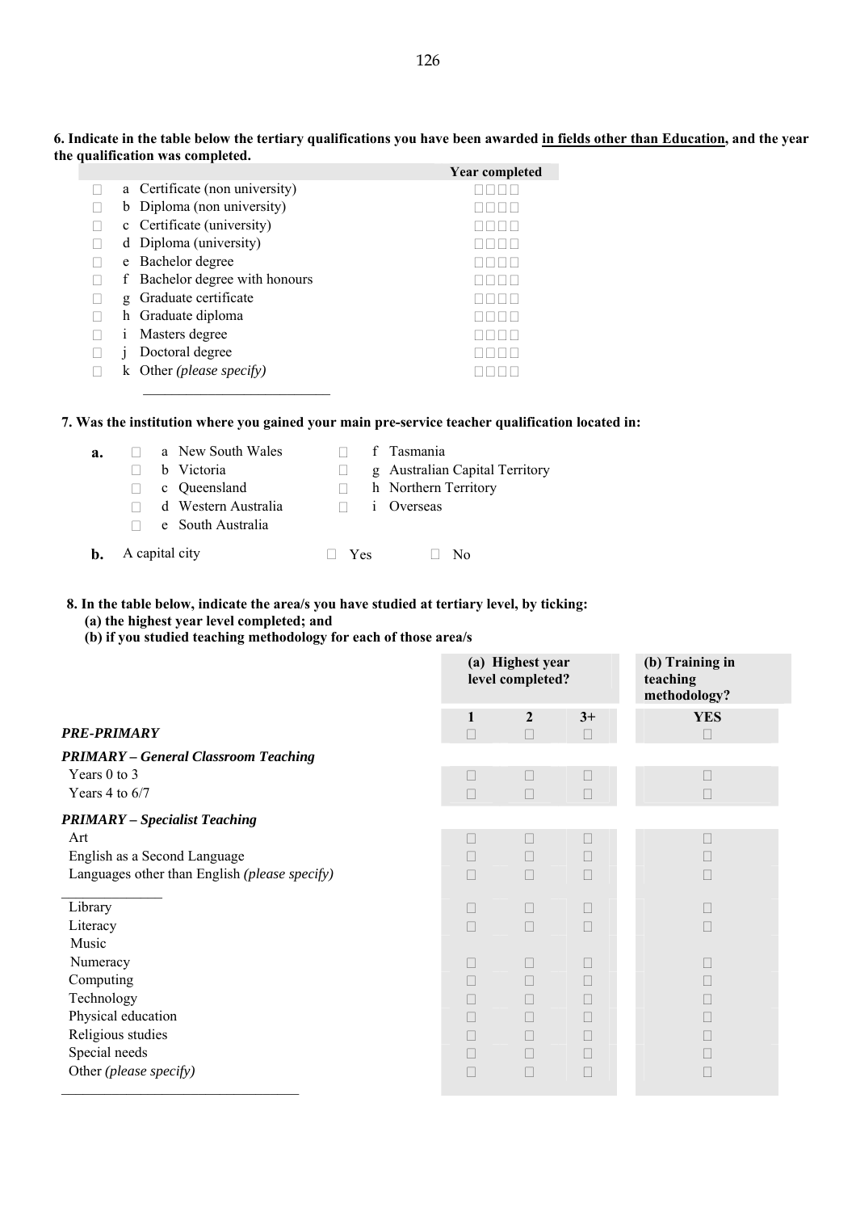**6. Indicate in the table below the tertiary qualifications you have been awarded <u>in fields other than Education</u>, and the year the qualification was completed.**

| | | Year completed |
|---|---|---|
| ☐ | a Certificate (non university) | ☐☐☐☐ |
| ☐ | b Diploma (non university) | ☐☐☐☐ |
| ☐ | c Certificate (university) | ☐☐☐☐ |
| ☐ | d Diploma (university) | ☐☐☐☐ |
| ☐ | e Bachelor degree | ☐☐☐☐ |
| ☐ | f Bachelor degree with honours | ☐☐☐☐ |
| ☐ | g Graduate certificate | ☐☐☐☐ |
| ☐ | h Graduate diploma | ☐☐☐☐ |
| ☐ | i Masters degree | ☐☐☐☐ |
| ☐ | j Doctoral degree | ☐☐☐☐ |
| ☐ | k Other *(please specify)* | ☐☐☐☐ |

_________________________

**7. Was the institution where you gained your main pre-service teacher qualification located in:**

**a.**

- ☐ a New South Wales
- ☐ b Victoria
- ☐ c Queensland
- ☐ d Western Australia
- ☐ e South Australia
- ☐ f Tasmania
- ☐ g Australian Capital Territory
- ☐ h Northern Territory
- ☐ i Overseas

**b.** A capital city ☐ Yes ☐ No

**8. In the table below, indicate the area/s you have studied at tertiary level, by ticking:**
**(a) the highest year level completed; and**
**(b) if you studied teaching methodology for each of those area/s**

| | (a) Highest year level completed? | | | (b) Training in teaching methodology? |
|---|---|---|---|---|
| | **1** | **2** | **3+** | **YES** |
| ***PRE-PRIMARY*** | ☐ | ☐ | ☐ | ☐ |
| ***PRIMARY – General Classroom Teaching*** | | | | |
| Years 0 to 3 | ☐ | ☐ | ☐ | ☐ |
| Years 4 to 6/7 | ☐ | ☐ | ☐ | ☐ |
| ***PRIMARY – Specialist Teaching*** | | | | |
| Art | ☐ | ☐ | ☐ | ☐ |
| English as a Second Language | ☐ | ☐ | ☐ | ☐ |
| Languages other than English *(please specify)* _____________ | ☐ | ☐ | ☐ | ☐ |
| Library | ☐ | ☐ | ☐ | ☐ |
| Literacy | ☐ | ☐ | ☐ | ☐ |
| Music | | | | |
| Numeracy | ☐ | ☐ | ☐ | ☐ |
| Computing | ☐ | ☐ | ☐ | ☐ |
| Technology | ☐ | ☐ | ☐ | ☐ |
| Physical education | ☐ | ☐ | ☐ | ☐ |
| Religious studies | ☐ | ☐ | ☐ | ☐ |
| Special needs | ☐ | ☐ | ☐ | ☐ |
| Other *(please specify)* _________________________ | ☐ | ☐ | ☐ | ☐ |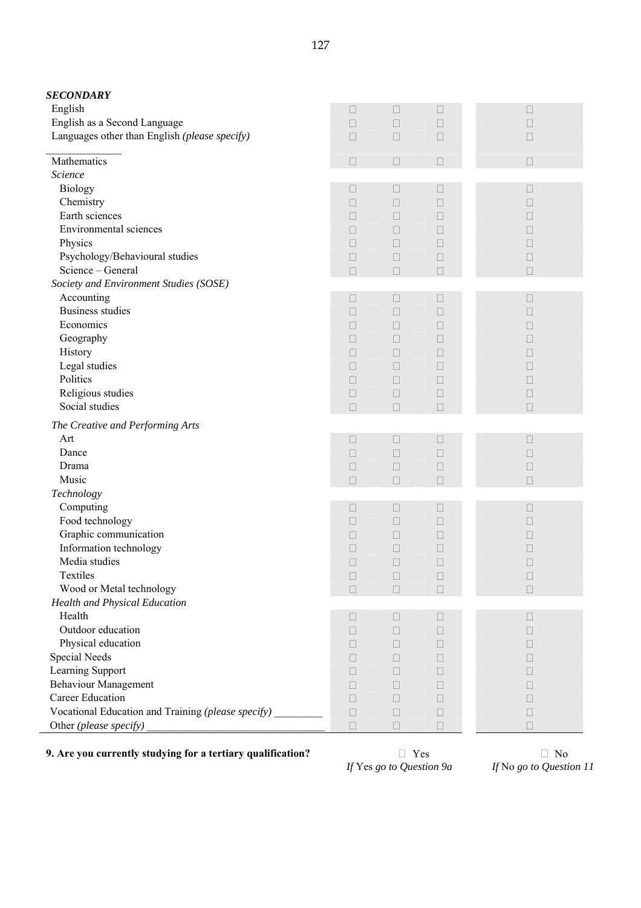***SECONDARY***

| | | | | |
|---|---|---|---|---|
| English | ☐ | ☐ | ☐ | ☐ |
| English as a Second Language | ☐ | ☐ | ☐ | ☐ |
| Languages other than English *(please specify)* ______________ | ☐ | ☐ | ☐ | ☐ |
| Mathematics | ☐ | ☐ | ☐ | ☐ |
| *Science* | | | | |
| Biology | ☐ | ☐ | ☐ | ☐ |
| Chemistry | ☐ | ☐ | ☐ | ☐ |
| Earth sciences | ☐ | ☐ | ☐ | ☐ |
| Environmental sciences | ☐ | ☐ | ☐ | ☐ |
| Physics | ☐ | ☐ | ☐ | ☐ |
| Psychology/Behavioural studies | ☐ | ☐ | ☐ | ☐ |
| Science – General | ☐ | ☐ | ☐ | ☐ |
| *Society and Environment Studies (SOSE)* | | | | |
| Accounting | ☐ | ☐ | ☐ | ☐ |
| Business studies | ☐ | ☐ | ☐ | ☐ |
| Economics | ☐ | ☐ | ☐ | ☐ |
| Geography | ☐ | ☐ | ☐ | ☐ |
| History | ☐ | ☐ | ☐ | ☐ |
| Legal studies | ☐ | ☐ | ☐ | ☐ |
| Politics | ☐ | ☐ | ☐ | ☐ |
| Religious studies | ☐ | ☐ | ☐ | ☐ |
| Social studies | ☐ | ☐ | ☐ | ☐ |
| *The Creative and Performing Arts* | | | | |
| Art | ☐ | ☐ | ☐ | ☐ |
| Dance | ☐ | ☐ | ☐ | ☐ |
| Drama | ☐ | ☐ | ☐ | ☐ |
| Music | ☐ | ☐ | ☐ | ☐ |
| *Technology* | | | | |
| Computing | ☐ | ☐ | ☐ | ☐ |
| Food technology | ☐ | ☐ | ☐ | ☐ |
| Graphic communication | ☐ | ☐ | ☐ | ☐ |
| Information technology | ☐ | ☐ | ☐ | ☐ |
| Media studies | ☐ | ☐ | ☐ | ☐ |
| Textiles | ☐ | ☐ | ☐ | ☐ |
| Wood or Metal technology | ☐ | ☐ | ☐ | ☐ |
| *Health and Physical Education* | | | | |
| Health | ☐ | ☐ | ☐ | ☐ |
| Outdoor education | ☐ | ☐ | ☐ | ☐ |
| Physical education | ☐ | ☐ | ☐ | ☐ |
| Special Needs | ☐ | ☐ | ☐ | ☐ |
| Learning Support | ☐ | ☐ | ☐ | ☐ |
| Behaviour Management | ☐ | ☐ | ☐ | ☐ |
| Career Education | ☐ | ☐ | ☐ | ☐ |
| Vocational Education and Training *(please specify)* _________ | ☐ | ☐ | ☐ | ☐ |
| Other *(please specify)* _________________________________ | ☐ | ☐ | ☐ | ☐ |

**9. Are you currently studying for a tertiary qualification?** ☐ Yes *If* Yes *go to Question 9a* ☐ No *If* No *go to Question 11*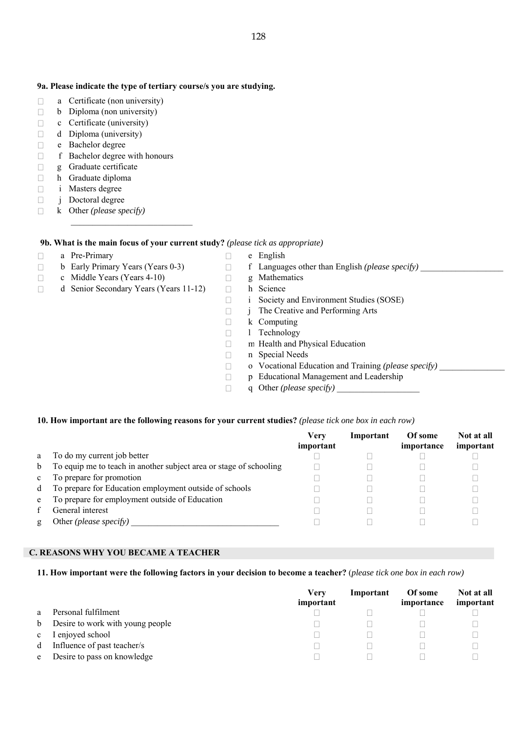**9a. Please indicate the type of tertiary course/s you are studying.**

- ☐ a Certificate (non university)
- ☐ b Diploma (non university)
- ☐ c Certificate (university)
- ☐ d Diploma (university)
- ☐ e Bachelor degree
- ☐ f Bachelor degree with honours
- ☐ g Graduate certificate
- ☐ h Graduate diploma
- ☐ i Masters degree
- ☐ j Doctoral degree
- ☐ k Other *(please specify)*

  ____________________________

**9b. What is the main focus of your current study?** *(please tick as appropriate)*

- ☐ a Pre-Primary
- ☐ b Early Primary Years (Years 0-3)
- ☐ c Middle Years (Years 4-10)
- ☐ d Senior Secondary Years (Years 11-12)
- ☐ e English
- ☐ f Languages other than English *(please specify)* ___________________
- ☐ g Mathematics
- ☐ h Science
- ☐ i Society and Environment Studies (SOSE)
- ☐ j The Creative and Performing Arts
- ☐ k Computing
- ☐ l Technology
- ☐ m Health and Physical Education
- ☐ n Special Needs
- ☐ o Vocational Education and Training *(please specify)* _______________
- ☐ p Educational Management and Leadership
- ☐ q Other *(please specify)* ___________________

**10. How important are the following reasons for your current studies?** *(please tick one box in each row)*

| | | Very important | Important | Of some importance | Not at all important |
|---|---|---|---|---|---|
| a | To do my current job better | ☐ | ☐ | ☐ | ☐ |
| b | To equip me to teach in another subject area or stage of schooling | ☐ | ☐ | ☐ | ☐ |
| c | To prepare for promotion | ☐ | ☐ | ☐ | ☐ |
| d | To prepare for Education employment outside of schools | ☐ | ☐ | ☐ | ☐ |
| e | To prepare for employment outside of Education | ☐ | ☐ | ☐ | ☐ |
| f | General interest | ☐ | ☐ | ☐ | ☐ |
| g | Other *(please specify)* _________________________________ | ☐ | ☐ | ☐ | ☐ |

## C. REASONS WHY YOU BECAME A TEACHER

**11. How important were the following factors in your decision to become a teacher?** (*please tick one box in each row)*

| | | Very important | Important | Of some importance | Not at all important |
|---|---|---|---|---|---|
| a | Personal fulfilment | ☐ | ☐ | ☐ | ☐ |
| b | Desire to work with young people | ☐ | ☐ | ☐ | ☐ |
| c | I enjoyed school | ☐ | ☐ | ☐ | ☐ |
| d | Influence of past teacher/s | ☐ | ☐ | ☐ | ☐ |
| e | Desire to pass on knowledge | ☐ | ☐ | ☐ | ☐ |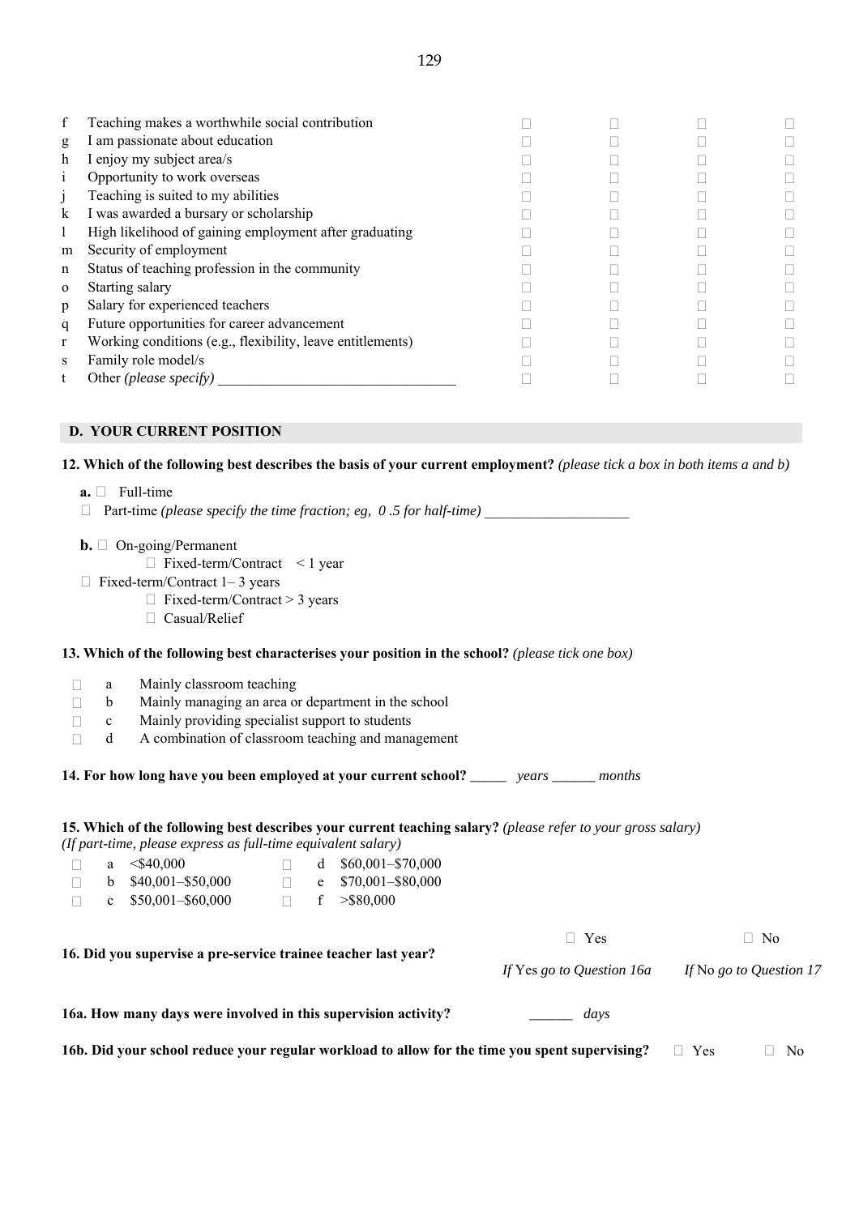| | | | | | |
|---|---|---|---|---|---|
| f | Teaching makes a worthwhile social contribution | ☐ | ☐ | ☐ | ☐ |
| g | I am passionate about education | ☐ | ☐ | ☐ | ☐ |
| h | I enjoy my subject area/s | ☐ | ☐ | ☐ | ☐ |
| i | Opportunity to work overseas | ☐ | ☐ | ☐ | ☐ |
| j | Teaching is suited to my abilities | ☐ | ☐ | ☐ | ☐ |
| k | I was awarded a bursary or scholarship | ☐ | ☐ | ☐ | ☐ |
| l | High likelihood of gaining employment after graduating | ☐ | ☐ | ☐ | ☐ |
| m | Security of employment | ☐ | ☐ | ☐ | ☐ |
| n | Status of teaching profession in the community | ☐ | ☐ | ☐ | ☐ |
| o | Starting salary | ☐ | ☐ | ☐ | ☐ |
| p | Salary for experienced teachers | ☐ | ☐ | ☐ | ☐ |
| q | Future opportunities for career advancement | ☐ | ☐ | ☐ | ☐ |
| r | Working conditions (e.g., flexibility, leave entitlements) | ☐ | ☐ | ☐ | ☐ |
| s | Family role model/s | ☐ | ☐ | ☐ | ☐ |
| t | Other *(please specify)* ________________________________ | ☐ | ☐ | ☐ | ☐ |

## D. YOUR CURRENT POSITION

**12. Which of the following best describes the basis of your current employment?** *(please tick a box in both items a and b)*

**a.** ☐ Full-time

☐ Part-time *(please specify the time fraction; eg, 0 .5 for half-time)* ___________________

**b.** ☐ On-going/Permanent

☐ Fixed-term/Contract < 1 year

☐ Fixed-term/Contract 1– 3 years

☐ Fixed-term/Contract > 3 years

☐ Casual/Relief

**13. Which of the following best characterises your position in the school?** *(please tick one box)*

- ☐ a Mainly classroom teaching
- ☐ b Mainly managing an area or department in the school
- ☐ c Mainly providing specialist support to students
- ☐ d A combination of classroom teaching and management

**14. For how long have you been employed at your current school?** _____ *years* ______ *months*

**15. Which of the following best describes your current teaching salary?** *(please refer to your gross salary)*
*(If part-time, please express as full-time equivalent salary)*

- ☐ a <$40,000
- ☐ b $40,001–$50,000
- ☐ c $50,001–$60,000
- ☐ d $60,001–$70,000
- ☐ e $70,001–$80,000
- ☐ f >$80,000

**16. Did you supervise a pre-service trainee teacher last year?** ☐ Yes ☐ No

*If* Yes *go to Question 16a* *If* No *go to Question 17*

**16a. How many days were involved in this supervision activity?** ______ *days*

**16b. Did your school reduce your regular workload to allow for the time you spent supervising?** ☐ Yes ☐ No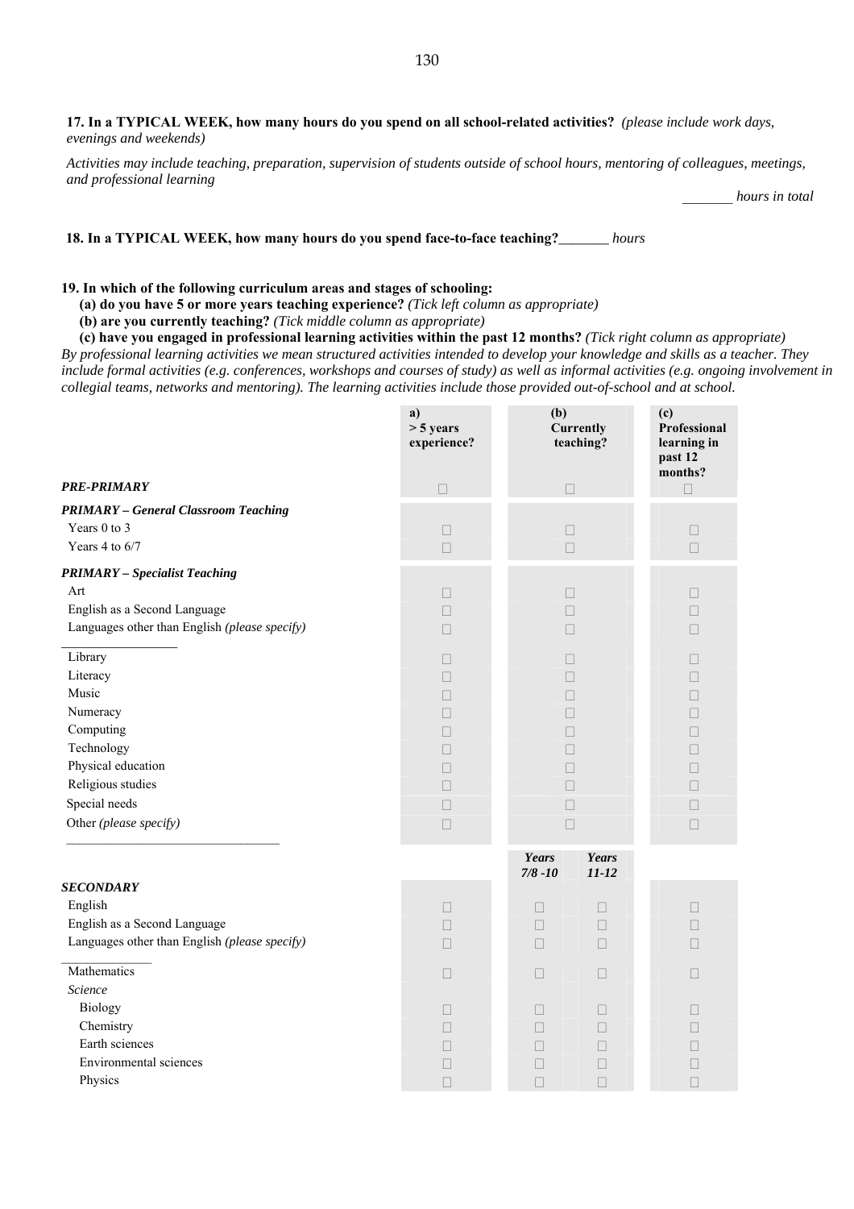**17. In a TYPICAL WEEK, how many hours do you spend on all school-related activities?** *(please include work days, evenings and weekends)*

*Activities may include teaching, preparation, supervision of students outside of school hours, mentoring of colleagues, meetings, and professional learning*

_______ *hours in total*

**18. In a TYPICAL WEEK, how many hours do you spend face-to-face teaching?**_______ *hours*

**19. In which of the following curriculum areas and stages of schooling:**

**(a) do you have 5 or more years teaching experience?** *(Tick left column as appropriate)*

**(b) are you currently teaching?** *(Tick middle column as appropriate)*

**(c) have you engaged in professional learning activities within the past 12 months?** *(Tick right column as appropriate)*

*By professional learning activities we mean structured activities intended to develop your knowledge and skills as a teacher. They include formal activities (e.g. conferences, workshops and courses of study) as well as informal activities (e.g. ongoing involvement in collegial teams, networks and mentoring). The learning activities include those provided out-of-school and at school.*

| | a) > 5 years experience? | (b) Currently teaching? | | (c) Professional learning in past 12 months? |
|---|---|---|---|---|
| ***PRE-PRIMARY*** | ☐ | ☐ | | ☐ |
| ***PRIMARY – General Classroom Teaching*** | | | | |
| Years 0 to 3 | ☐ | ☐ | | ☐ |
| Years 4 to 6/7 | ☐ | ☐ | | ☐ |
| ***PRIMARY – Specialist Teaching*** | | | | |
| Art | ☐ | ☐ | | ☐ |
| English as a Second Language | ☐ | ☐ | | ☐ |
| Languages other than English *(please specify)* ________________ | ☐ | ☐ | | ☐ |
| Library | ☐ | ☐ | | ☐ |
| Literacy | ☐ | ☐ | | ☐ |
| Music | ☐ | ☐ | | ☐ |
| Numeracy | ☐ | ☐ | | ☐ |
| Computing | ☐ | ☐ | | ☐ |
| Technology | ☐ | ☐ | | ☐ |
| Physical education | ☐ | ☐ | | ☐ |
| Religious studies | ☐ | ☐ | | ☐ |
| Special needs | ☐ | ☐ | | ☐ |
| Other *(please specify)* ________________________________ | ☐ | ☐ | | ☐ |
| | | ***Years 7/8 -10*** | ***Years 11-12*** | |
| ***SECONDARY*** | | | | |
| English | ☐ | ☐ | ☐ | ☐ |
| English as a Second Language | ☐ | ☐ | ☐ | ☐ |
| Languages other than English *(please specify)* _____________ | ☐ | ☐ | ☐ | ☐ |
| Mathematics | ☐ | ☐ | ☐ | ☐ |
| *Science* | | | | |
| Biology | ☐ | ☐ | ☐ | ☐ |
| Chemistry | ☐ | ☐ | ☐ | ☐ |
| Earth sciences | ☐ | ☐ | ☐ | ☐ |
| Environmental sciences | ☐ | ☐ | ☐ | ☐ |
| Physics | ☐ | ☐ | ☐ | ☐ |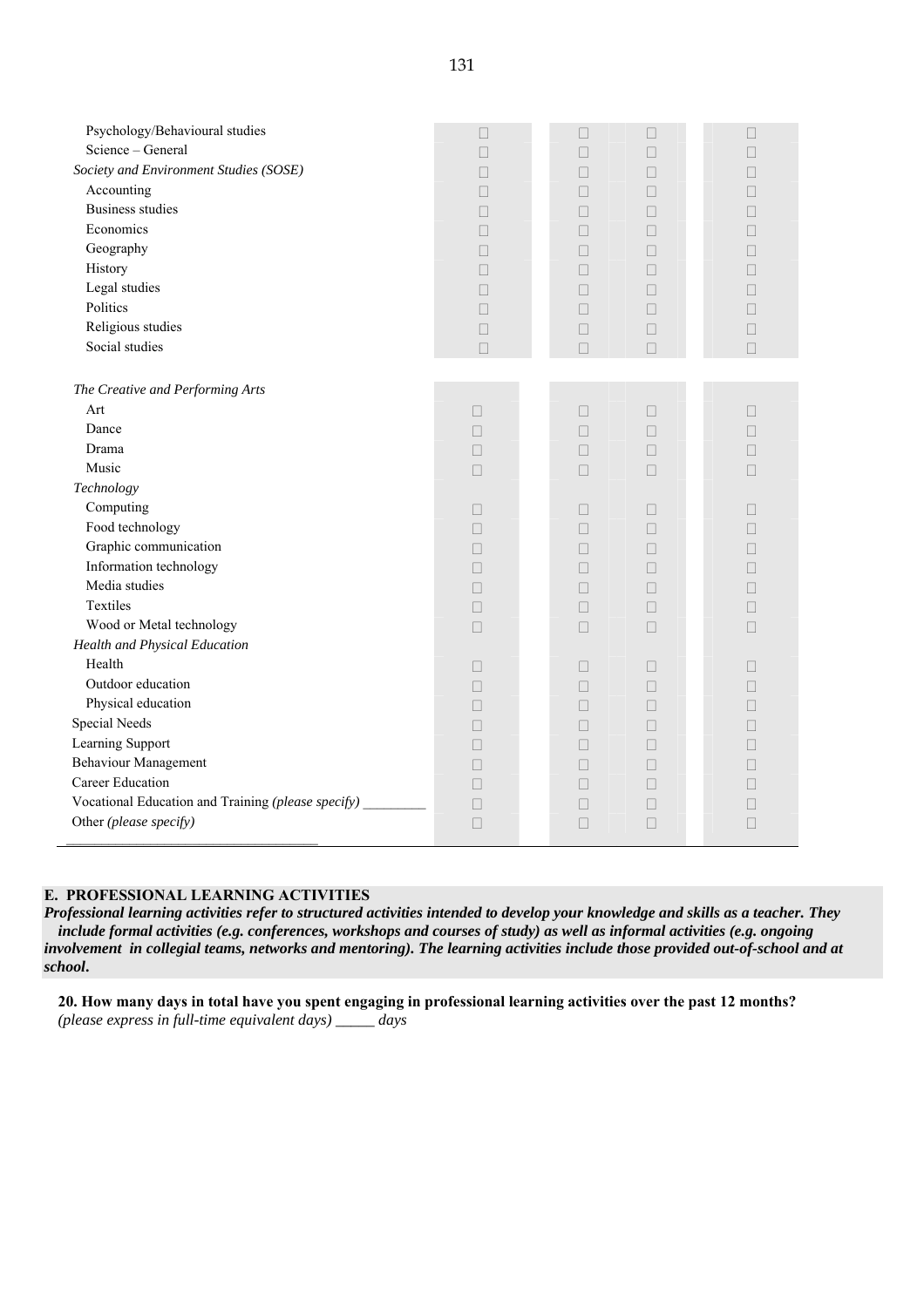| | | | | |
|---|---|---|---|---|
| Psychology/Behavioural studies | ☐ | ☐ | ☐ | ☐ |
| Science – General | ☐ | ☐ | ☐ | ☐ |
| *Society and Environment Studies (SOSE)* | ☐ | ☐ | ☐ | ☐ |
| Accounting | ☐ | ☐ | ☐ | ☐ |
| Business studies | ☐ | ☐ | ☐ | ☐ |
| Economics | ☐ | ☐ | ☐ | ☐ |
| Geography | ☐ | ☐ | ☐ | ☐ |
| History | ☐ | ☐ | ☐ | ☐ |
| Legal studies | ☐ | ☐ | ☐ | ☐ |
| Politics | ☐ | ☐ | ☐ | ☐ |
| Religious studies | ☐ | ☐ | ☐ | ☐ |
| Social studies | ☐ | ☐ | ☐ | ☐ |
| *The Creative and Performing Arts* | | | | |
| Art | ☐ | ☐ | ☐ | ☐ |
| Dance | ☐ | ☐ | ☐ | ☐ |
| Drama | ☐ | ☐ | ☐ | ☐ |
| Music | ☐ | ☐ | ☐ | ☐ |
| *Technology* | | | | |
| Computing | ☐ | ☐ | ☐ | ☐ |
| Food technology | ☐ | ☐ | ☐ | ☐ |
| Graphic communication | ☐ | ☐ | ☐ | ☐ |
| Information technology | ☐ | ☐ | ☐ | ☐ |
| Media studies | ☐ | ☐ | ☐ | ☐ |
| Textiles | ☐ | ☐ | ☐ | ☐ |
| Wood or Metal technology | ☐ | ☐ | ☐ | ☐ |
| *Health and Physical Education* | | | | |
| Health | ☐ | ☐ | ☐ | ☐ |
| Outdoor education | ☐ | ☐ | ☐ | ☐ |
| Physical education | ☐ | ☐ | ☐ | ☐ |
| Special Needs | ☐ | ☐ | ☐ | ☐ |
| Learning Support | ☐ | ☐ | ☐ | ☐ |
| Behaviour Management | ☐ | ☐ | ☐ | ☐ |
| Career Education | ☐ | ☐ | ☐ | ☐ |
| Vocational Education and Training *(please specify)* _________ | ☐ | ☐ | ☐ | ☐ |
| Other *(please specify)* ___________________________________ | ☐ | ☐ | ☐ | ☐ |

## E. PROFESSIONAL LEARNING ACTIVITIES

***Professional learning activities refer to structured activities intended to develop your knowledge and skills as a teacher. They include formal activities (e.g. conferences, workshops and courses of study) as well as informal activities (e.g. ongoing involvement in collegial teams, networks and mentoring). The learning activities include those provided out-of-school and at school.***

**20. How many days in total have you spent engaging in professional learning activities over the past 12 months?**
*(please express in full-time equivalent days) _____ days*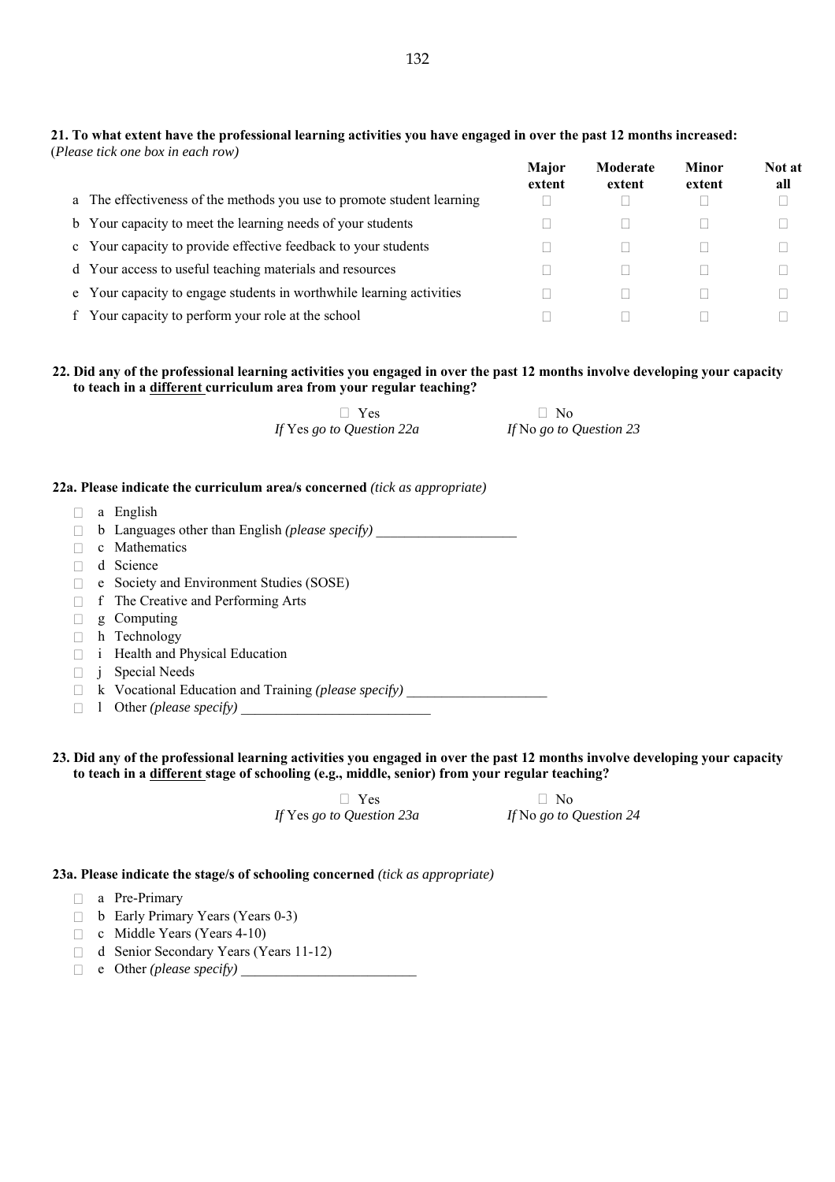**21. To what extent have the professional learning activities you have engaged in over the past 12 months increased:**
(*Please tick one box in each row*)

| | Major extent | Moderate extent | Minor extent | Not at all |
|---|---|---|---|---|
| a The effectiveness of the methods you use to promote student learning | ☐ | ☐ | ☐ | ☐ |
| b Your capacity to meet the learning needs of your students | ☐ | ☐ | ☐ | ☐ |
| c Your capacity to provide effective feedback to your students | ☐ | ☐ | ☐ | ☐ |
| d Your access to useful teaching materials and resources | ☐ | ☐ | ☐ | ☐ |
| e Your capacity to engage students in worthwhile learning activities | ☐ | ☐ | ☐ | ☐ |
| f Your capacity to perform your role at the school | ☐ | ☐ | ☐ | ☐ |

**22. Did any of the professional learning activities you engaged in over the past 12 months involve developing your capacity to teach in a <u>different</u> curriculum area from your regular teaching?**

☐ Yes — *If* Yes *go to Question 22a*
☐ No — *If* No *go to Question 23*

**22a. Please indicate the curriculum area/s concerned** *(tick as appropriate)*

- ☐ a English
- ☐ b Languages other than English *(please specify)* ____________________
- ☐ c Mathematics
- ☐ d Science
- ☐ e Society and Environment Studies (SOSE)
- ☐ f The Creative and Performing Arts
- ☐ g Computing
- ☐ h Technology
- ☐ i Health and Physical Education
- ☐ j Special Needs
- ☐ k Vocational Education and Training *(please specify)* ____________________
- ☐ l Other *(please specify)* ___________________________

**23. Did any of the professional learning activities you engaged in over the past 12 months involve developing your capacity to teach in a <u>different</u> stage of schooling (e.g., middle, senior) from your regular teaching?**

☐ Yes — *If* Yes *go to Question 23a*
☐ No — *If* No *go to Question 24*

**23a. Please indicate the stage/s of schooling concerned** *(tick as appropriate)*

- ☐ a Pre-Primary
- ☐ b Early Primary Years (Years 0-3)
- ☐ c Middle Years (Years 4-10)
- ☐ d Senior Secondary Years (Years 11-12)
- ☐ e Other *(please specify)* _________________________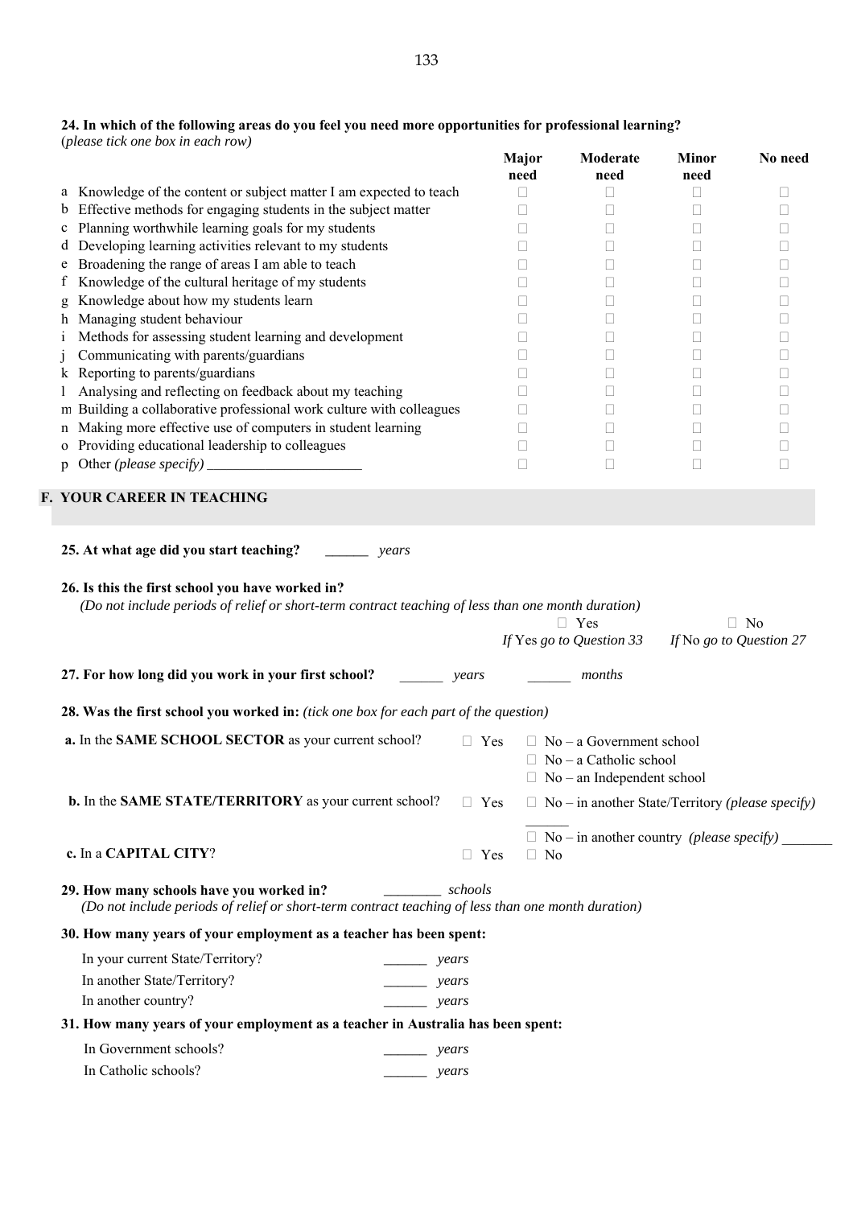**24. In which of the following areas do you feel you need more opportunities for professional learning?**
(*please tick one box in each row*)

| | Major need | Moderate need | Minor need | No need |
|---|---|---|---|---|
| a Knowledge of the content or subject matter I am expected to teach | ☐ | ☐ | ☐ | ☐ |
| b Effective methods for engaging students in the subject matter | ☐ | ☐ | ☐ | ☐ |
| c Planning worthwhile learning goals for my students | ☐ | ☐ | ☐ | ☐ |
| d Developing learning activities relevant to my students | ☐ | ☐ | ☐ | ☐ |
| e Broadening the range of areas I am able to teach | ☐ | ☐ | ☐ | ☐ |
| f Knowledge of the cultural heritage of my students | ☐ | ☐ | ☐ | ☐ |
| g Knowledge about how my students learn | ☐ | ☐ | ☐ | ☐ |
| h Managing student behaviour | ☐ | ☐ | ☐ | ☐ |
| i Methods for assessing student learning and development | ☐ | ☐ | ☐ | ☐ |
| j Communicating with parents/guardians | ☐ | ☐ | ☐ | ☐ |
| k Reporting to parents/guardians | ☐ | ☐ | ☐ | ☐ |
| l Analysing and reflecting on feedback about my teaching | ☐ | ☐ | ☐ | ☐ |
| m Building a collaborative professional work culture with colleagues | ☐ | ☐ | ☐ | ☐ |
| n Making more effective use of computers in student learning | ☐ | ☐ | ☐ | ☐ |
| o Providing educational leadership to colleagues | ☐ | ☐ | ☐ | ☐ |
| p Other *(please specify)* ______________________ | ☐ | ☐ | ☐ | ☐ |

## F. YOUR CAREER IN TEACHING

**25. At what age did you start teaching?** ______ *years*

**26. Is this the first school you have worked in?**
*(Do not include periods of relief or short-term contract teaching of less than one month duration)*

☐ Yes — *If* Yes *go to Question 33*
☐ No — *If* No *go to Question 27*

**27. For how long did you work in your first school?** ______ *years* ______ *months*

**28. Was the first school you worked in:** *(tick one box for each part of the question)*

**a.** In the **SAME SCHOOL SECTOR** as your current school?
☐ Yes
☐ No – a Government school
☐ No – a Catholic school
☐ No – an Independent school

**b.** In the **SAME STATE/TERRITORY** as your current school?
☐ Yes
☐ No – in another State/Territory *(please specify)* ______
☐ No – in another country *(please specify)* _______

**c.** In a **CAPITAL CITY**?
☐ Yes
☐ No

**29. How many schools have you worked in?** ________ *schools*
*(Do not include periods of relief or short-term contract teaching of less than one month duration)*

**30. How many years of your employment as a teacher has been spent:**

In your current State/Territory? ______ *years*
In another State/Territory? ______ *years*
In another country? ______ *years*

**31. How many years of your employment as a teacher in Australia has been spent:**

In Government schools? ______ *years*
In Catholic schools? ______ *years*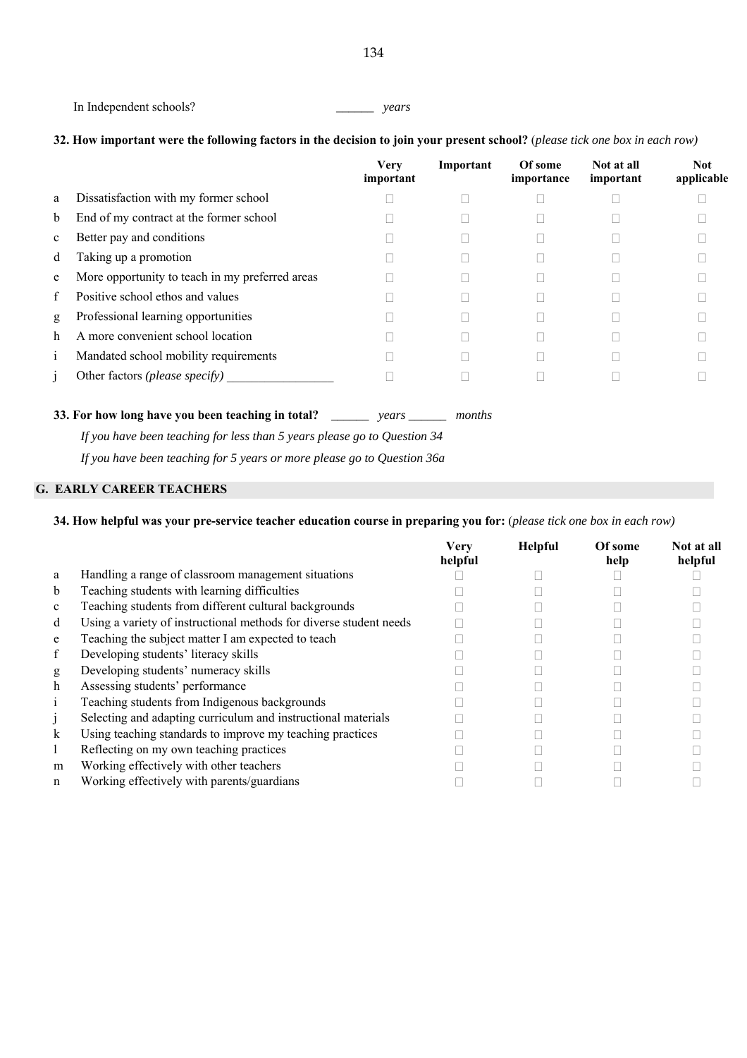In Independent schools? ______ *years*

**32. How important were the following factors in the decision to join your present school?** (*please tick one box in each row)*

| | | Very important | Important | Of some importance | Not at all important | Not applicable |
|---|---|---|---|---|---|---|
| a | Dissatisfaction with my former school | □ | □ | □ | □ | □ |
| b | End of my contract at the former school | □ | □ | □ | □ | □ |
| c | Better pay and conditions | □ | □ | □ | □ | □ |
| d | Taking up a promotion | □ | □ | □ | □ | □ |
| e | More opportunity to teach in my preferred areas | □ | □ | □ | □ | □ |
| f | Positive school ethos and values | □ | □ | □ | □ | □ |
| g | Professional learning opportunities | □ | □ | □ | □ | □ |
| h | A more convenient school location | □ | □ | □ | □ | □ |
| i | Mandated school mobility requirements | □ | □ | □ | □ | □ |
| j | Other factors *(please specify)* ________________ | □ | □ | □ | □ | □ |

**33. For how long have you been teaching in total?** ______ *years* ______ *months*

*If you have been teaching for less than 5 years please go to Question 34*

*If you have been teaching for 5 years or more please go to Question 36a*

## G. EARLY CAREER TEACHERS

**34. How helpful was your pre-service teacher education course in preparing you for:** (*please tick one box in each row)*

| | | Very helpful | Helpful | Of some help | Not at all helpful |
|---|---|---|---|---|---|
| a | Handling a range of classroom management situations | □ | □ | □ | □ |
| b | Teaching students with learning difficulties | □ | □ | □ | □ |
| c | Teaching students from different cultural backgrounds | □ | □ | □ | □ |
| d | Using a variety of instructional methods for diverse student needs | □ | □ | □ | □ |
| e | Teaching the subject matter I am expected to teach | □ | □ | □ | □ |
| f | Developing students' literacy skills | □ | □ | □ | □ |
| g | Developing students' numeracy skills | □ | □ | □ | □ |
| h | Assessing students' performance | □ | □ | □ | □ |
| i | Teaching students from Indigenous backgrounds | □ | □ | □ | □ |
| j | Selecting and adapting curriculum and instructional materials | □ | □ | □ | □ |
| k | Using teaching standards to improve my teaching practices | □ | □ | □ | □ |
| l | Reflecting on my own teaching practices | □ | □ | □ | □ |
| m | Working effectively with other teachers | □ | □ | □ | □ |
| n | Working effectively with parents/guardians | □ | □ | □ | □ |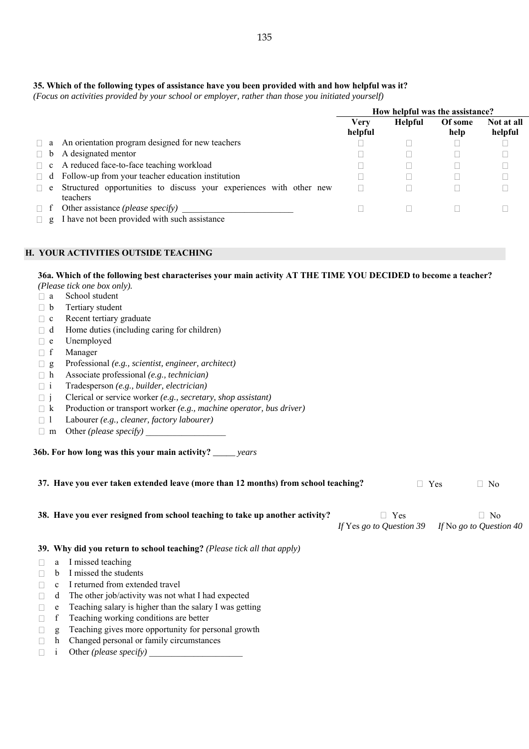**35. Which of the following types of assistance have you been provided with and how helpful was it?**
*(Focus on activities provided by your school or employer, rather than those you initiated yourself)*

| | | How helpful was the assistance? | | | |
|---|---|---|---|---|---|
| | | **Very helpful** | **Helpful** | **Of some help** | **Not at all helpful** |
| □ a | An orientation program designed for new teachers | □ | □ | □ | □ |
| □ b | A designated mentor | □ | □ | □ | □ |
| □ c | A reduced face-to-face teaching workload | □ | □ | □ | □ |
| □ d | Follow-up from your teacher education institution | □ | □ | □ | □ |
| □ e | Structured opportunities to discuss your experiences with other new teachers | □ | □ | □ | □ |
| □ f | Other assistance *(please specify)* ________________________ | □ | □ | □ | □ |
| □ g | I have not been provided with such assistance | | | | |

## H. YOUR ACTIVITIES OUTSIDE TEACHING

**36a. Which of the following best characterises your main activity AT THE TIME YOU DECIDED to become a teacher?**
*(Please tick one box only).*

- □ a School student
- □ b Tertiary student
- □ c Recent tertiary graduate
- □ d Home duties (including caring for children)
- □ e Unemployed
- □ f Manager
- □ g Professional *(e.g., scientist, engineer, architect)*
- □ h Associate professional *(e.g., technician)*
- □ i Tradesperson *(e.g., builder, electrician)*
- □ j Clerical or service worker *(e.g., secretary, shop assistant)*
- □ k Production or transport worker *(e.g., machine operator, bus driver)*
- □ l Labourer *(e.g., cleaner, factory labourer)*
- □ m Other *(please specify)* __________________

**36b. For how long was this your main activity?** _____ *years*

**37. Have you ever taken extended leave (more than 12 months) from school teaching?** □ Yes □ No

**38. Have you ever resigned from school teaching to take up another activity?** □ Yes *If* Yes *go to Question 39* □ No *If* No *go to Question 40*

**39. Why did you return to school teaching?** *(Please tick all that apply)*

- □ a I missed teaching
- □ b I missed the students
- □ c I returned from extended travel
- □ d The other job/activity was not what I had expected
- □ e Teaching salary is higher than the salary I was getting
- □ f Teaching working conditions are better
- □ g Teaching gives more opportunity for personal growth
- □ h Changed personal or family circumstances
- □ i Other *(please specify)* _____________________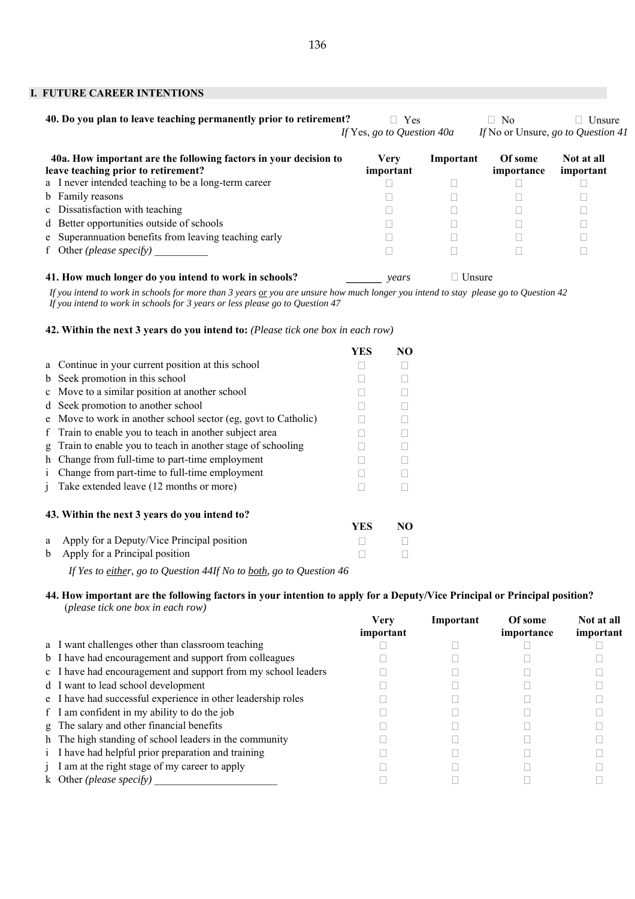## I. FUTURE CAREER INTENTIONS

**40. Do you plan to leave teaching permanently prior to retirement?**

☐ Yes — *If* Yes, *go to Question 40a*
☐ No ☐ Unsure — *If* No or Unsure, *go to Question 41*

| **40a. How important are the following factors in your decision to leave teaching prior to retirement?** | **Very important** | **Important** | **Of some importance** | **Not at all important** |
|---|---|---|---|---|
| a I never intended teaching to be a long-term career | ☐ | ☐ | ☐ | ☐ |
| b Family reasons | ☐ | ☐ | ☐ | ☐ |
| c Dissatisfaction with teaching | ☐ | ☐ | ☐ | ☐ |
| d Better opportunities outside of schools | ☐ | ☐ | ☐ | ☐ |
| e Superannuation benefits from leaving teaching early | ☐ | ☐ | ☐ | ☐ |
| f Other *(please specify)* __________ | ☐ | ☐ | ☐ | ☐ |

**41. How much longer do you intend to work in schools?** _______ *years* ☐ Unsure

*If you intend to work in schools for more than 3 years or you are unsure how much longer you intend to stay please go to Question 42*
*If you intend to work in schools for 3 years or less please go to Question 47*

**42. Within the next 3 years do you intend to:** *(Please tick one box in each row)*

| | **YES** | **NO** |
|---|---|---|
| a Continue in your current position at this school | ☐ | ☐ |
| b Seek promotion in this school | ☐ | ☐ |
| c Move to a similar position at another school | ☐ | ☐ |
| d Seek promotion to another school | ☐ | ☐ |
| e Move to work in another school sector (eg, govt to Catholic) | ☐ | ☐ |
| f Train to enable you to teach in another subject area | ☐ | ☐ |
| g Train to enable you to teach in another stage of schooling | ☐ | ☐ |
| h Change from full-time to part-time employment | ☐ | ☐ |
| i Change from part-time to full-time employment | ☐ | ☐ |
| j Take extended leave (12 months or more) | ☐ | ☐ |

**43. Within the next 3 years do you intend to?**

| | **YES** | **NO** |
|---|---|---|
| a Apply for a Deputy/Vice Principal position | ☐ | ☐ |
| b Apply for a Principal position | ☐ | ☐ |

*If Yes to either, go to Question 44If No to both, go to Question 46*

**44. How important are the following factors in your intention to apply for a Deputy/Vice Principal or Principal position?** (*please tick one box in each row)*

| | **Very important** | **Important** | **Of some importance** | **Not at all important** |
|---|---|---|---|---|
| a I want challenges other than classroom teaching | ☐ | ☐ | ☐ | ☐ |
| b I have had encouragement and support from colleagues | ☐ | ☐ | ☐ | ☐ |
| c I have had encouragement and support from my school leaders | ☐ | ☐ | ☐ | ☐ |
| d I want to lead school development | ☐ | ☐ | ☐ | ☐ |
| e I have had successful experience in other leadership roles | ☐ | ☐ | ☐ | ☐ |
| f I am confident in my ability to do the job | ☐ | ☐ | ☐ | ☐ |
| g The salary and other financial benefits | ☐ | ☐ | ☐ | ☐ |
| h The high standing of school leaders in the community | ☐ | ☐ | ☐ | ☐ |
| i I have had helpful prior preparation and training | ☐ | ☐ | ☐ | ☐ |
| j I am at the right stage of my career to apply | ☐ | ☐ | ☐ | ☐ |
| k Other *(please specify)* ______________________ | ☐ | ☐ | ☐ | ☐ |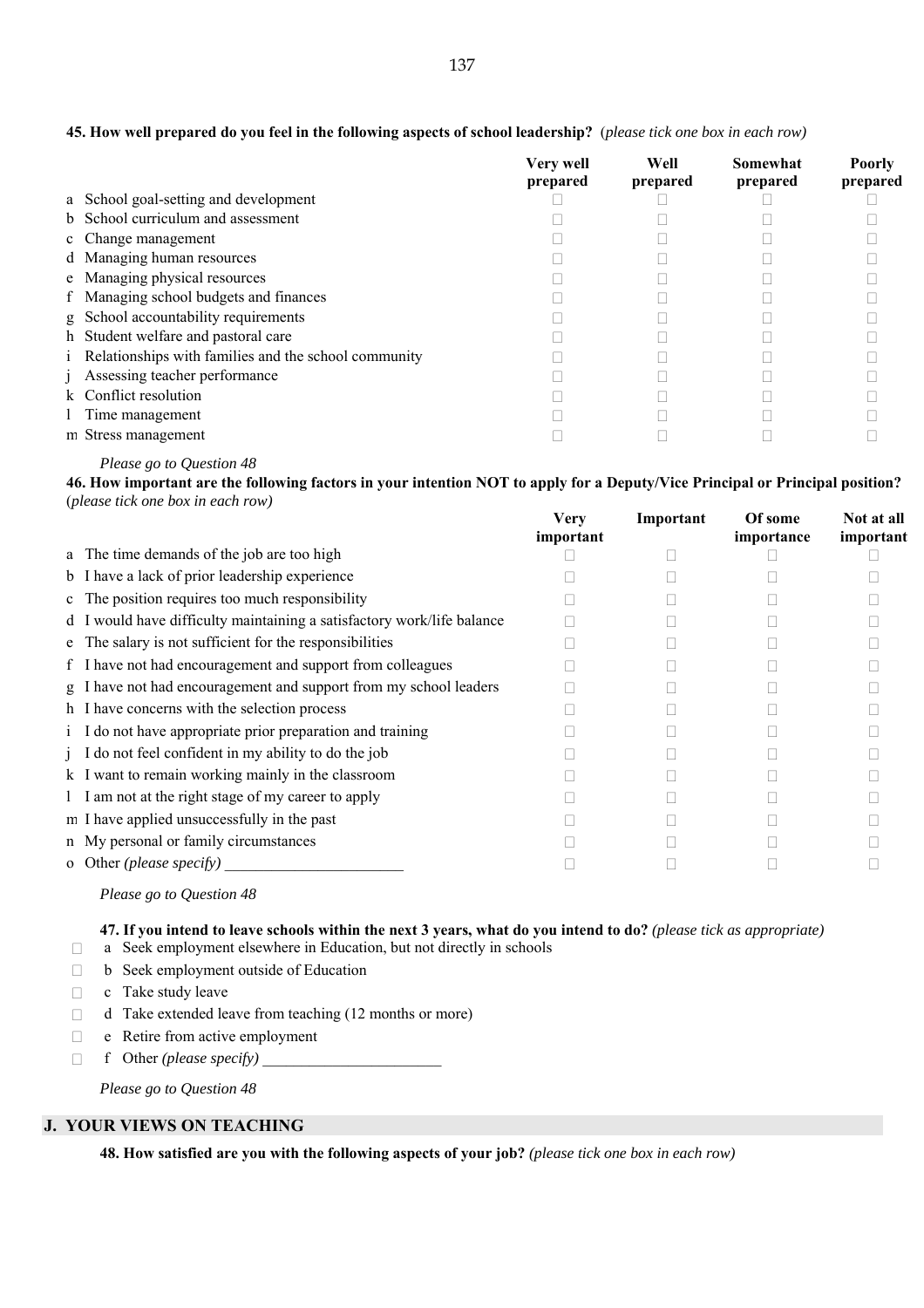**45. How well prepared do you feel in the following aspects of school leadership?** (*please tick one box in each row*)

| | Very well prepared | Well prepared | Somewhat prepared | Poorly prepared |
|---|---|---|---|---|
| a School goal-setting and development | ☐ | ☐ | ☐ | ☐ |
| b School curriculum and assessment | ☐ | ☐ | ☐ | ☐ |
| c Change management | ☐ | ☐ | ☐ | ☐ |
| d Managing human resources | ☐ | ☐ | ☐ | ☐ |
| e Managing physical resources | ☐ | ☐ | ☐ | ☐ |
| f Managing school budgets and finances | ☐ | ☐ | ☐ | ☐ |
| g School accountability requirements | ☐ | ☐ | ☐ | ☐ |
| h Student welfare and pastoral care | ☐ | ☐ | ☐ | ☐ |
| i Relationships with families and the school community | ☐ | ☐ | ☐ | ☐ |
| j Assessing teacher performance | ☐ | ☐ | ☐ | ☐ |
| k Conflict resolution | ☐ | ☐ | ☐ | ☐ |
| l Time management | ☐ | ☐ | ☐ | ☐ |
| m Stress management | ☐ | ☐ | ☐ | ☐ |

*Please go to Question 48*

**46. How important are the following factors in your intention NOT to apply for a Deputy/Vice Principal or Principal position?** (*please tick one box in each row*)

| | Very important | Important | Of some importance | Not at all important |
|---|---|---|---|---|
| a The time demands of the job are too high | ☐ | ☐ | ☐ | ☐ |
| b I have a lack of prior leadership experience | ☐ | ☐ | ☐ | ☐ |
| c The position requires too much responsibility | ☐ | ☐ | ☐ | ☐ |
| d I would have difficulty maintaining a satisfactory work/life balance | ☐ | ☐ | ☐ | ☐ |
| e The salary is not sufficient for the responsibilities | ☐ | ☐ | ☐ | ☐ |
| f I have not had encouragement and support from colleagues | ☐ | ☐ | ☐ | ☐ |
| g I have not had encouragement and support from my school leaders | ☐ | ☐ | ☐ | ☐ |
| h I have concerns with the selection process | ☐ | ☐ | ☐ | ☐ |
| i I do not have appropriate prior preparation and training | ☐ | ☐ | ☐ | ☐ |
| j I do not feel confident in my ability to do the job | ☐ | ☐ | ☐ | ☐ |
| k I want to remain working mainly in the classroom | ☐ | ☐ | ☐ | ☐ |
| l I am not at the right stage of my career to apply | ☐ | ☐ | ☐ | ☐ |
| m I have applied unsuccessfully in the past | ☐ | ☐ | ☐ | ☐ |
| n My personal or family circumstances | ☐ | ☐ | ☐ | ☐ |
| o Other *(please specify)* _______________________ | ☐ | ☐ | ☐ | ☐ |

*Please go to Question 48*

**47. If you intend to leave schools within the next 3 years, what do you intend to do?** *(please tick as appropriate)*

- ☐ a Seek employment elsewhere in Education, but not directly in schools
- ☐ b Seek employment outside of Education
- ☐ c Take study leave
- ☐ d Take extended leave from teaching (12 months or more)
- ☐ e Retire from active employment
- ☐ f Other *(please specify)* _______________________

*Please go to Question 48*

## J. YOUR VIEWS ON TEACHING

**48. How satisfied are you with the following aspects of your job?** *(please tick one box in each row)*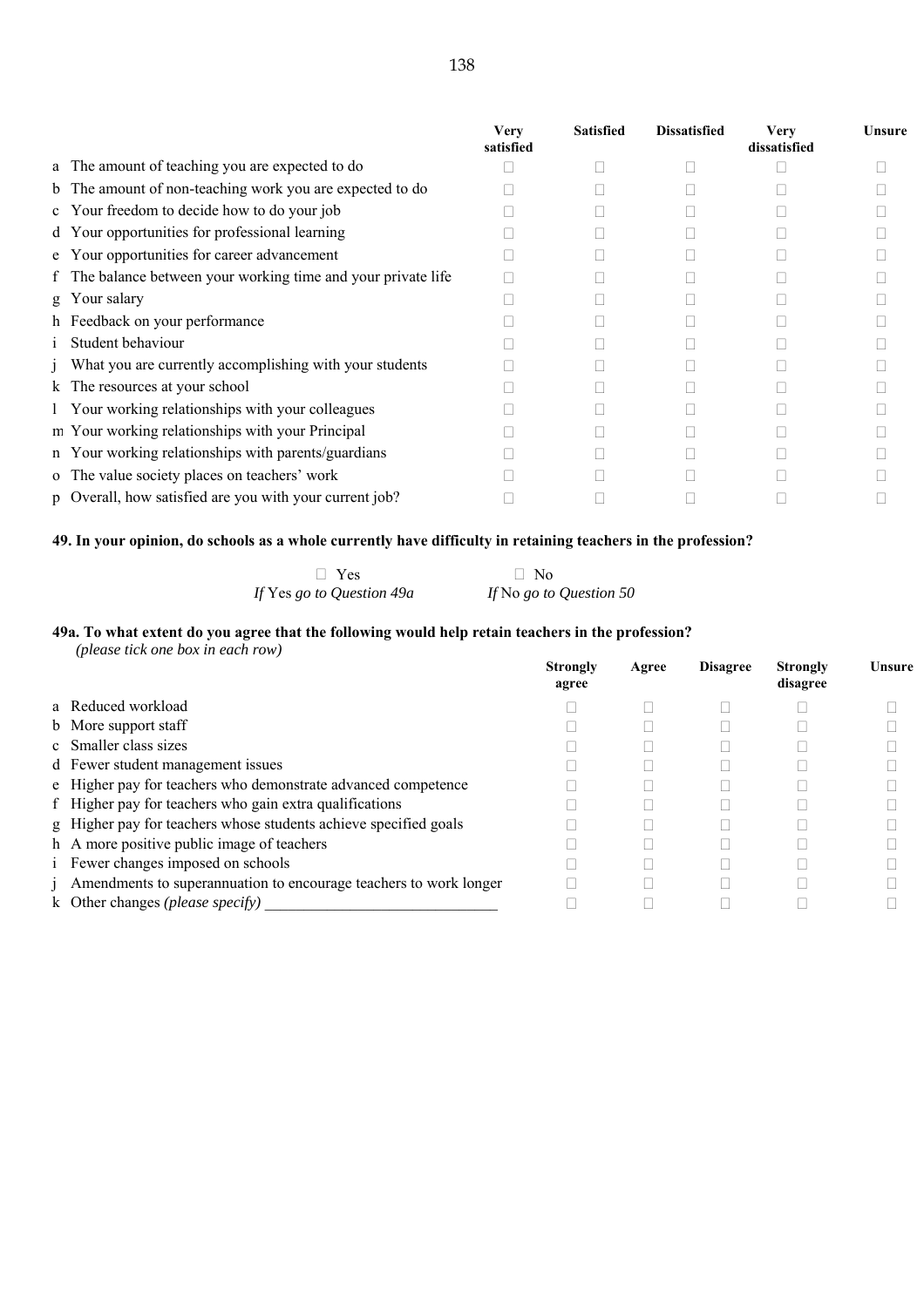| | Very satisfied | Satisfied | Dissatisfied | Very dissatisfied | Unsure |
|---|---|---|---|---|---|
| a The amount of teaching you are expected to do | ☐ | ☐ | ☐ | ☐ | ☐ |
| b The amount of non-teaching work you are expected to do | ☐ | ☐ | ☐ | ☐ | ☐ |
| c Your freedom to decide how to do your job | ☐ | ☐ | ☐ | ☐ | ☐ |
| d Your opportunities for professional learning | ☐ | ☐ | ☐ | ☐ | ☐ |
| e Your opportunities for career advancement | ☐ | ☐ | ☐ | ☐ | ☐ |
| f The balance between your working time and your private life | ☐ | ☐ | ☐ | ☐ | ☐ |
| g Your salary | ☐ | ☐ | ☐ | ☐ | ☐ |
| h Feedback on your performance | ☐ | ☐ | ☐ | ☐ | ☐ |
| i Student behaviour | ☐ | ☐ | ☐ | ☐ | ☐ |
| j What you are currently accomplishing with your students | ☐ | ☐ | ☐ | ☐ | ☐ |
| k The resources at your school | ☐ | ☐ | ☐ | ☐ | ☐ |
| l Your working relationships with your colleagues | ☐ | ☐ | ☐ | ☐ | ☐ |
| m Your working relationships with your Principal | ☐ | ☐ | ☐ | ☐ | ☐ |
| n Your working relationships with parents/guardians | ☐ | ☐ | ☐ | ☐ | ☐ |
| o The value society places on teachers' work | ☐ | ☐ | ☐ | ☐ | ☐ |
| p Overall, how satisfied are you with your current job? | ☐ | ☐ | ☐ | ☐ | ☐ |

**49. In your opinion, do schools as a whole currently have difficulty in retaining teachers in the profession?**

☐ Yes — *If* Yes *go to Question 49a*

☐ No — *If* No *go to Question 50*

**49a. To what extent do you agree that the following would help retain teachers in the profession?**
*(please tick one box in each row)*

| | Strongly agree | Agree | Disagree | Strongly disagree | Unsure |
|---|---|---|---|---|---|
| a Reduced workload | ☐ | ☐ | ☐ | ☐ | ☐ |
| b More support staff | ☐ | ☐ | ☐ | ☐ | ☐ |
| c Smaller class sizes | ☐ | ☐ | ☐ | ☐ | ☐ |
| d Fewer student management issues | ☐ | ☐ | ☐ | ☐ | ☐ |
| e Higher pay for teachers who demonstrate advanced competence | ☐ | ☐ | ☐ | ☐ | ☐ |
| f Higher pay for teachers who gain extra qualifications | ☐ | ☐ | ☐ | ☐ | ☐ |
| g Higher pay for teachers whose students achieve specified goals | ☐ | ☐ | ☐ | ☐ | ☐ |
| h A more positive public image of teachers | ☐ | ☐ | ☐ | ☐ | ☐ |
| i Fewer changes imposed on schools | ☐ | ☐ | ☐ | ☐ | ☐ |
| j Amendments to superannuation to encourage teachers to work longer | ☐ | ☐ | ☐ | ☐ | ☐ |
| k Other changes *(please specify)* ______________________________ | ☐ | ☐ | ☐ | ☐ | ☐ |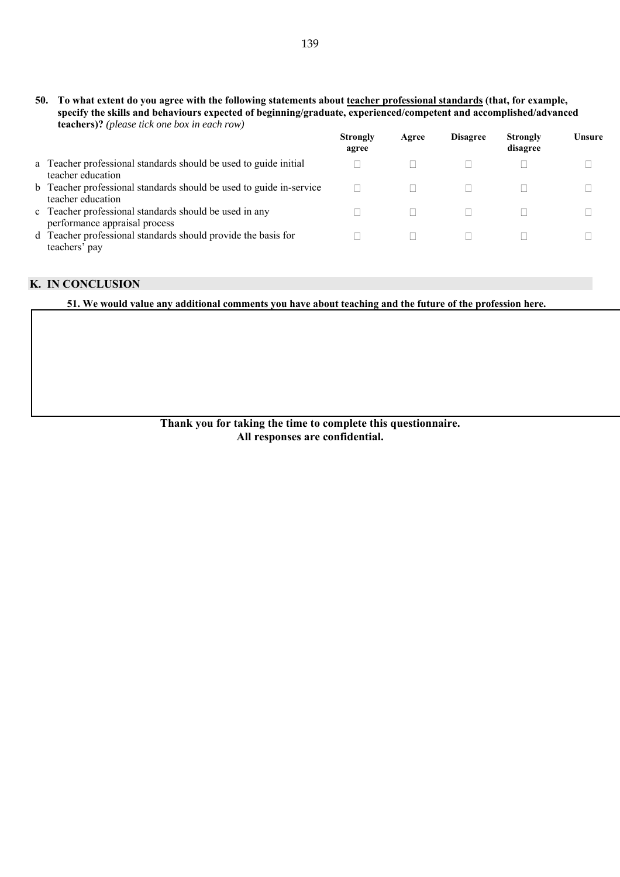**50. To what extent do you agree with the following statements about <u>teacher professional standards</u> (that, for example, specify the skills and behaviours expected of beginning/graduate, experienced/competent and accomplished/advanced teachers)?** *(please tick one box in each row)*

| | Strongly agree | Agree | Disagree | Strongly disagree | Unsure |
|---|---|---|---|---|---|
| a Teacher professional standards should be used to guide initial teacher education | □ | □ | □ | □ | □ |
| b Teacher professional standards should be used to guide in-service teacher education | □ | □ | □ | □ | □ |
| c Teacher professional standards should be used in any performance appraisal process | □ | □ | □ | □ | □ |
| d Teacher professional standards should provide the basis for teachers' pay | □ | □ | □ | □ | □ |

## K. IN CONCLUSION

**51. We would value any additional comments you have about teaching and the future of the profession here.**

**Thank you for taking the time to complete this questionnaire.**
**All responses are confidential.**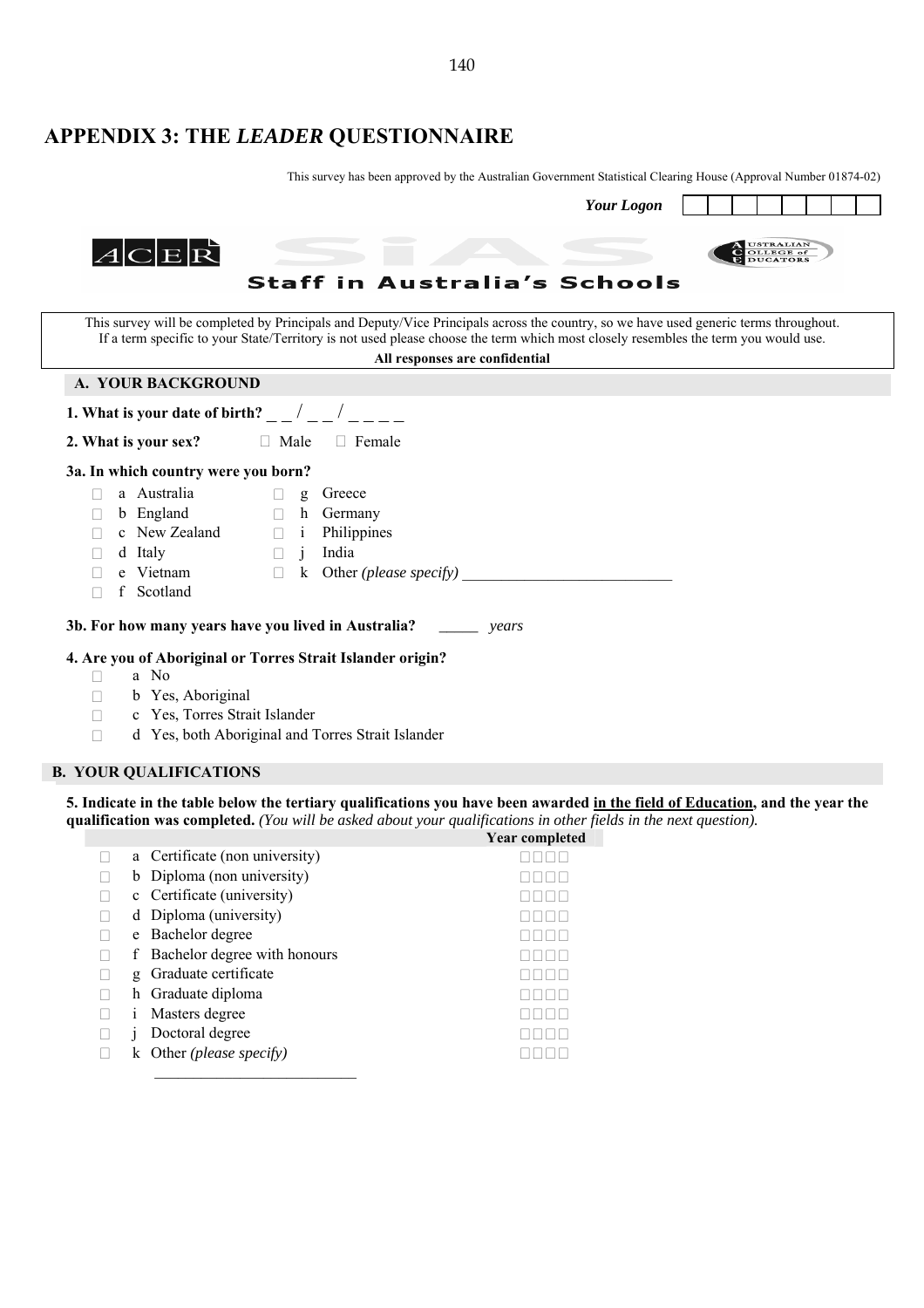# APPENDIX 3: THE *LEADER* QUESTIONNAIRE

This survey has been approved by the Australian Government Statistical Clearing House (Approval Number 01874-02)

***Your Logon*** ☐☐☐☐☐☐☐☐

ACER | SiAS | Australian College of Educators

**Staff in Australia's Schools**

This survey will be completed by Principals and Deputy/Vice Principals across the country, so we have used generic terms throughout. If a term specific to your State/Territory is not used please choose the term which most closely resembles the term you would use.

**All responses are confidential**

## A. YOUR BACKGROUND

**1. What is your date of birth?** _ _ / _ _ / _ _ _ _

**2. What is your sex?** ☐ Male ☐ Female

**3a. In which country were you born?**

- ☐ a Australia
- ☐ b England
- ☐ c New Zealand
- ☐ d Italy
- ☐ e Vietnam
- ☐ f Scotland
- ☐ g Greece
- ☐ h Germany
- ☐ i Philippines
- ☐ j India
- ☐ k Other *(please specify)* ___________________________

**3b. For how many years have you lived in Australia?** _____ *years*

**4. Are you of Aboriginal or Torres Strait Islander origin?**

- ☐ a No
- ☐ b Yes, Aboriginal
- ☐ c Yes, Torres Strait Islander
- ☐ d Yes, both Aboriginal and Torres Strait Islander

## B. YOUR QUALIFICATIONS

**5. Indicate in the table below the tertiary qualifications you have been awarded <u>in the field of Education</u>, and the year the qualification was completed.** *(You will be asked about your qualifications in other fields in the next question).*

| | | Year completed |
|---|---|---|
| ☐ | a Certificate (non university) | ☐☐☐☐ |
| ☐ | b Diploma (non university) | ☐☐☐☐ |
| ☐ | c Certificate (university) | ☐☐☐☐ |
| ☐ | d Diploma (university) | ☐☐☐☐ |
| ☐ | e Bachelor degree | ☐☐☐☐ |
| ☐ | f Bachelor degree with honours | ☐☐☐☐ |
| ☐ | g Graduate certificate | ☐☐☐☐ |
| ☐ | h Graduate diploma | ☐☐☐☐ |
| ☐ | i Masters degree | ☐☐☐☐ |
| ☐ | j Doctoral degree | ☐☐☐☐ |
| ☐ | k Other *(please specify)* ___________________________ | ☐☐☐☐ |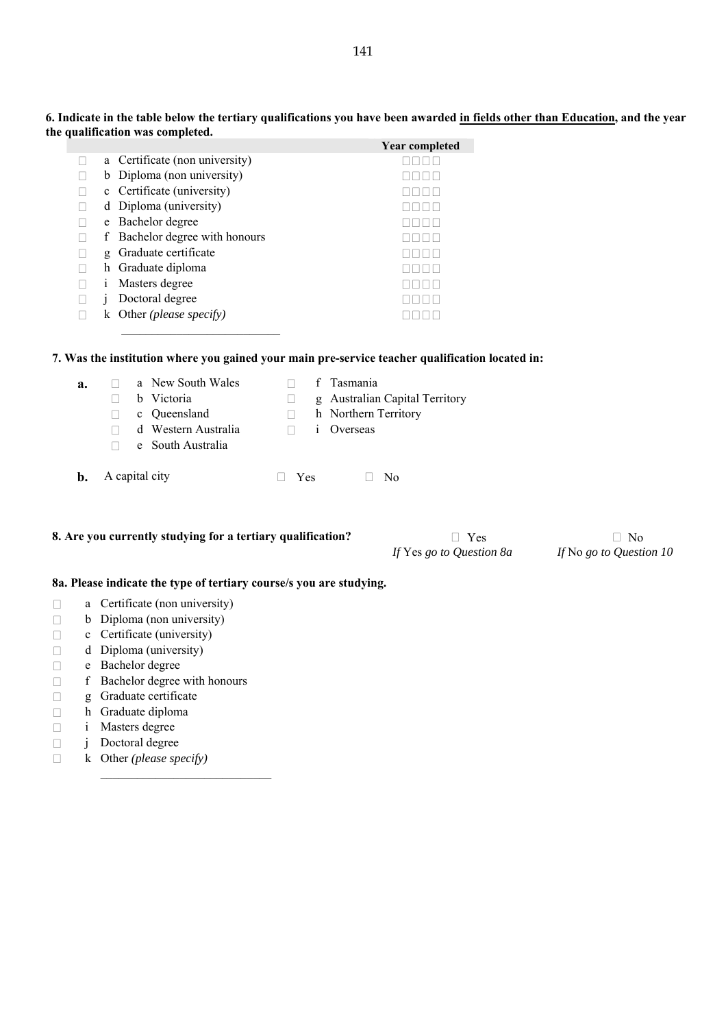**6. Indicate in the table below the tertiary qualifications you have been awarded <u>in fields other than Education</u>, and the year the qualification was completed.**

| | | Year completed |
|---|---|---|
| ☐ | a Certificate (non university) | ☐☐☐☐ |
| ☐ | b Diploma (non university) | ☐☐☐☐ |
| ☐ | c Certificate (university) | ☐☐☐☐ |
| ☐ | d Diploma (university) | ☐☐☐☐ |
| ☐ | e Bachelor degree | ☐☐☐☐ |
| ☐ | f Bachelor degree with honours | ☐☐☐☐ |
| ☐ | g Graduate certificate | ☐☐☐☐ |
| ☐ | h Graduate diploma | ☐☐☐☐ |
| ☐ | i Masters degree | ☐☐☐☐ |
| ☐ | j Doctoral degree | ☐☐☐☐ |
| ☐ | k Other *(please specify)* ___________________________ | ☐☐☐☐ |

**7. Was the institution where you gained your main pre-service teacher qualification located in:**

**a.**

- ☐ a New South Wales
- ☐ b Victoria
- ☐ c Queensland
- ☐ d Western Australia
- ☐ e South Australia
- ☐ f Tasmania
- ☐ g Australian Capital Territory
- ☐ h Northern Territory
- ☐ i Overseas

**b.** A capital city ☐ Yes ☐ No

**8. Are you currently studying for a tertiary qualification?**

☐ Yes — *If* Yes *go to Question 8a*

☐ No — *If* No *go to Question 10*

**8a. Please indicate the type of tertiary course/s you are studying.**

- ☐ a Certificate (non university)
- ☐ b Diploma (non university)
- ☐ c Certificate (university)
- ☐ d Diploma (university)
- ☐ e Bachelor degree
- ☐ f Bachelor degree with honours
- ☐ g Graduate certificate
- ☐ h Graduate diploma
- ☐ i Masters degree
- ☐ j Doctoral degree
- ☐ k Other *(please specify)* ___________________________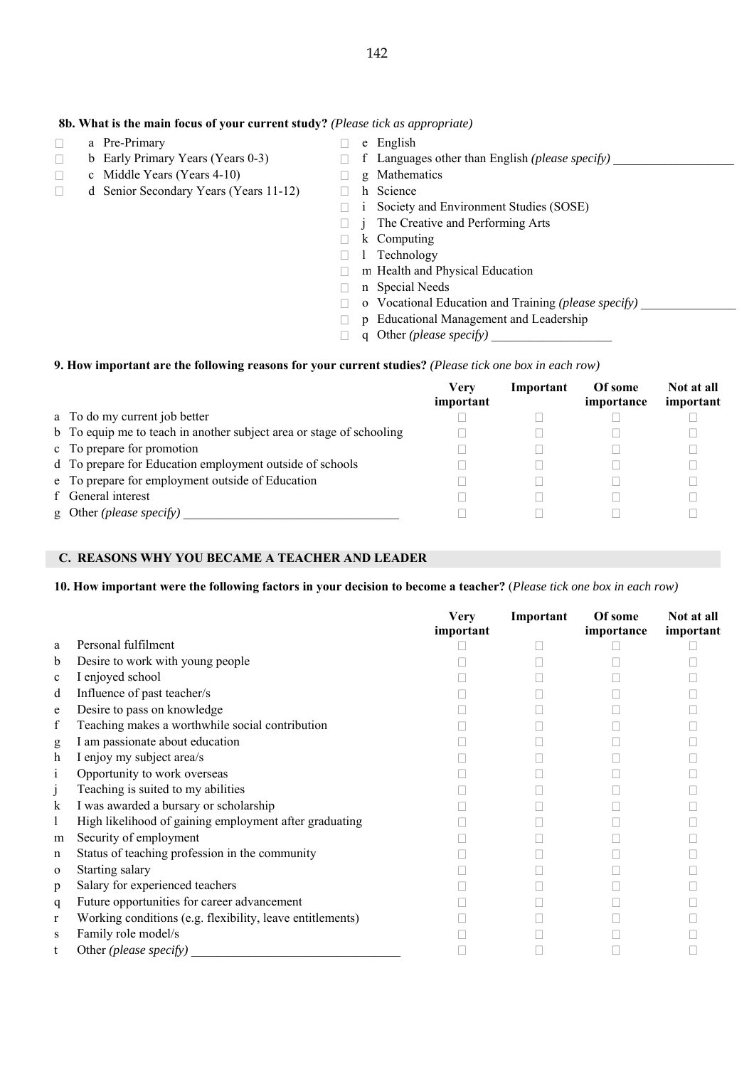**8b. What is the main focus of your current study?** *(Please tick as appropriate)*

- ☐ a Pre-Primary
- ☐ b Early Primary Years (Years 0-3)
- ☐ c Middle Years (Years 4-10)
- ☐ d Senior Secondary Years (Years 11-12)
- ☐ e English
- ☐ f Languages other than English *(please specify)* ___________________
- ☐ g Mathematics
- ☐ h Science
- ☐ i Society and Environment Studies (SOSE)
- ☐ j The Creative and Performing Arts
- ☐ k Computing
- ☐ l Technology
- ☐ m Health and Physical Education
- ☐ n Special Needs
- ☐ o Vocational Education and Training *(please specify)* _______________
- ☐ p Educational Management and Leadership
- ☐ q Other *(please specify)* ___________________

**9. How important are the following reasons for your current studies?** *(Please tick one box in each row)*

| | Very important | Important | Of some importance | Not at all important |
|---|---|---|---|---|
| a To do my current job better | ☐ | ☐ | ☐ | ☐ |
| b To equip me to teach in another subject area or stage of schooling | ☐ | ☐ | ☐ | ☐ |
| c To prepare for promotion | ☐ | ☐ | ☐ | ☐ |
| d To prepare for Education employment outside of schools | ☐ | ☐ | ☐ | ☐ |
| e To prepare for employment outside of Education | ☐ | ☐ | ☐ | ☐ |
| f General interest | ☐ | ☐ | ☐ | ☐ |
| g Other *(please specify)* _________________________________ | ☐ | ☐ | ☐ | ☐ |

## C. REASONS WHY YOU BECAME A TEACHER AND LEADER

**10. How important were the following factors in your decision to become a teacher?** (*Please tick one box in each row)*

| | | Very important | Important | Of some importance | Not at all important |
|---|---|---|---|---|---|
| a | Personal fulfilment | ☐ | ☐ | ☐ | ☐ |
| b | Desire to work with young people | ☐ | ☐ | ☐ | ☐ |
| c | I enjoyed school | ☐ | ☐ | ☐ | ☐ |
| d | Influence of past teacher/s | ☐ | ☐ | ☐ | ☐ |
| e | Desire to pass on knowledge | ☐ | ☐ | ☐ | ☐ |
| f | Teaching makes a worthwhile social contribution | ☐ | ☐ | ☐ | ☐ |
| g | I am passionate about education | ☐ | ☐ | ☐ | ☐ |
| h | I enjoy my subject area/s | ☐ | ☐ | ☐ | ☐ |
| i | Opportunity to work overseas | ☐ | ☐ | ☐ | ☐ |
| j | Teaching is suited to my abilities | ☐ | ☐ | ☐ | ☐ |
| k | I was awarded a bursary or scholarship | ☐ | ☐ | ☐ | ☐ |
| l | High likelihood of gaining employment after graduating | ☐ | ☐ | ☐ | ☐ |
| m | Security of employment | ☐ | ☐ | ☐ | ☐ |
| n | Status of teaching profession in the community | ☐ | ☐ | ☐ | ☐ |
| o | Starting salary | ☐ | ☐ | ☐ | ☐ |
| p | Salary for experienced teachers | ☐ | ☐ | ☐ | ☐ |
| q | Future opportunities for career advancement | ☐ | ☐ | ☐ | ☐ |
| r | Working conditions (e.g. flexibility, leave entitlements) | ☐ | ☐ | ☐ | ☐ |
| s | Family role model/s | ☐ | ☐ | ☐ | ☐ |
| t | Other *(please specify)* _________________________________ | ☐ | ☐ | ☐ | ☐ |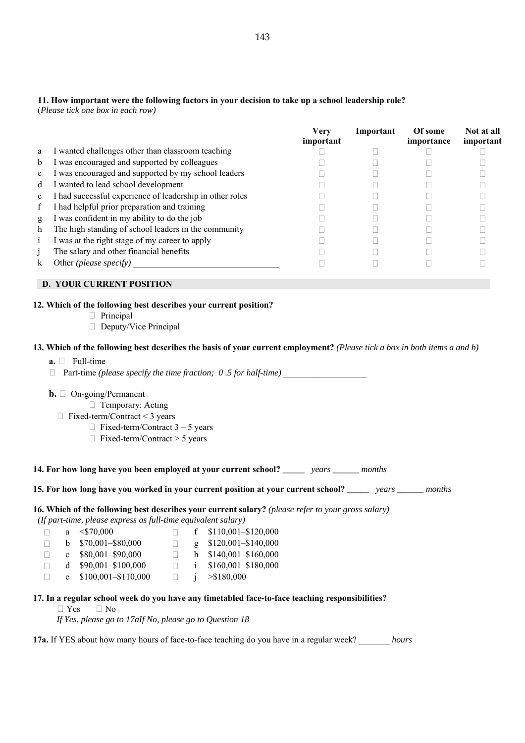**11. How important were the following factors in your decision to take up a school leadership role?**
(*Please tick one box in each row)*

| | | Very important | Important | Of some importance | Not at all important |
|---|---|---|---|---|---|
| a | I wanted challenges other than classroom teaching | ☐ | ☐ | ☐ | ☐ |
| b | I was encouraged and supported by colleagues | ☐ | ☐ | ☐ | ☐ |
| c | I was encouraged and supported by my school leaders | ☐ | ☐ | ☐ | ☐ |
| d | I wanted to lead school development | ☐ | ☐ | ☐ | ☐ |
| e | I had successful experience of leadership in other roles | ☐ | ☐ | ☐ | ☐ |
| f | I had helpful prior preparation and training | ☐ | ☐ | ☐ | ☐ |
| g | I was confident in my ability to do the job | ☐ | ☐ | ☐ | ☐ |
| h | The high standing of school leaders in the community | ☐ | ☐ | ☐ | ☐ |
| i | I was at the right stage of my career to apply | ☐ | ☐ | ☐ | ☐ |
| j | The salary and other financial benefits | ☐ | ☐ | ☐ | ☐ |
| k | Other *(please specify)* ________________________________ | ☐ | ☐ | ☐ | ☐ |

## D. YOUR CURRENT POSITION

**12. Which of the following best describes your current position?**

- ☐ Principal
- ☐ Deputy/Vice Principal

**13. Which of the following best describes the basis of your current employment?** *(Please tick a box in both items a and b)*

**a.** ☐ Full-time
☐ Part-time *(please specify the time fraction; 0 .5 for half-time)* ___________________

**b.** ☐ On-going/Permanent
☐ Temporary: Acting
☐ Fixed-term/Contract < 3 years
☐ Fixed-term/Contract 3 – 5 years
☐ Fixed-term/Contract > 5 years

**14. For how long have you been employed at your current school?** _____ *years* ______ *months*

**15. For how long have you worked in your current position at your current school?** _____ *years* ______ *months*

**16. Which of the following best describes your current salary?** *(please refer to your gross salary)*
*(If part-time, please express as full-time equivalent salary)*

| | | | | | |
|---|---|---|---|---|---|
| ☐ | a | <$70,000 | ☐ | f | $110,001–$120,000 |
| ☐ | b | $70,001–$80,000 | ☐ | g | $120,001–$140,000 |
| ☐ | c | $80,001–$90,000 | ☐ | h | $140,001–$160,000 |
| ☐ | d | $90,001–$100,000 | ☐ | i | $160,001–$180,000 |
| ☐ | e | $100,001–$110,000 | ☐ | j | >$180,000 |

**17. In a regular school week do you have any timetabled face-to-face teaching responsibilities?**
☐ Yes ☐ No
*If Yes, please go to 17aIf No, please go to Question 18*

**17a.** If YES about how many hours of face-to-face teaching do you have in a regular week? _______ *hours*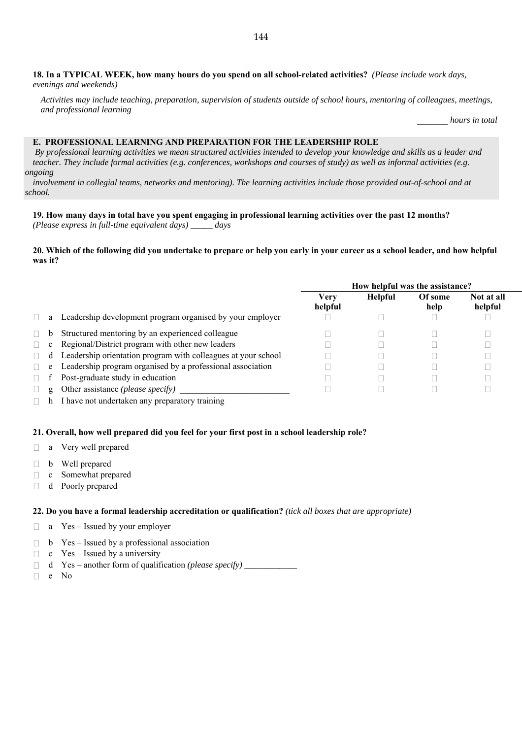**18. In a TYPICAL WEEK, how many hours do you spend on all school-related activities?** *(Please include work days, evenings and weekends)*

*Activities may include teaching, preparation, supervision of students outside of school hours, mentoring of colleagues, meetings, and professional learning*

_______ *hours in total*

## E. PROFESSIONAL LEARNING AND PREPARATION FOR THE LEADERSHIP ROLE

*By professional learning activities we mean structured activities intended to develop your knowledge and skills as a leader and teacher. They include formal activities (e.g. conferences, workshops and courses of study) as well as informal activities (e.g. ongoing involvement in collegial teams, networks and mentoring). The learning activities include those provided out-of-school and at school.*

**19. How many days in total have you spent engaging in professional learning activities over the past 12 months?** *(Please express in full-time equivalent days) _____ days*

**20. Which of the following did you undertake to prepare or help you early in your career as a school leader, and how helpful was it?**

| | | How helpful was the assistance? | | | |
|---|---|---|---|---|---|
| | | **Very helpful** | **Helpful** | **Of some help** | **Not at all helpful** |
| ☐ a | Leadership development program organised by your employer | ☐ | ☐ | ☐ | ☐ |
| ☐ b | Structured mentoring by an experienced colleague | ☐ | ☐ | ☐ | ☐ |
| ☐ c | Regional/District program with other new leaders | ☐ | ☐ | ☐ | ☐ |
| ☐ d | Leadership orientation program with colleagues at your school | ☐ | ☐ | ☐ | ☐ |
| ☐ e | Leadership program organised by a professional association | ☐ | ☐ | ☐ | ☐ |
| ☐ f | Post-graduate study in education | ☐ | ☐ | ☐ | ☐ |
| ☐ g | Other assistance *(please specify)* ________________________ | ☐ | ☐ | ☐ | ☐ |
| ☐ h | I have not undertaken any preparatory training | | | | |

**21. Overall, how well prepared did you feel for your first post in a school leadership role?**

- ☐ a Very well prepared
- ☐ b Well prepared
- ☐ c Somewhat prepared
- ☐ d Poorly prepared

**22. Do you have a formal leadership accreditation or qualification?** *(tick all boxes that are appropriate)*

- ☐ a Yes – Issued by your employer
- ☐ b Yes – Issued by a professional association
- ☐ c Yes – Issued by a university
- ☐ d Yes – another form of qualification *(please specify)* ____________
- ☐ e No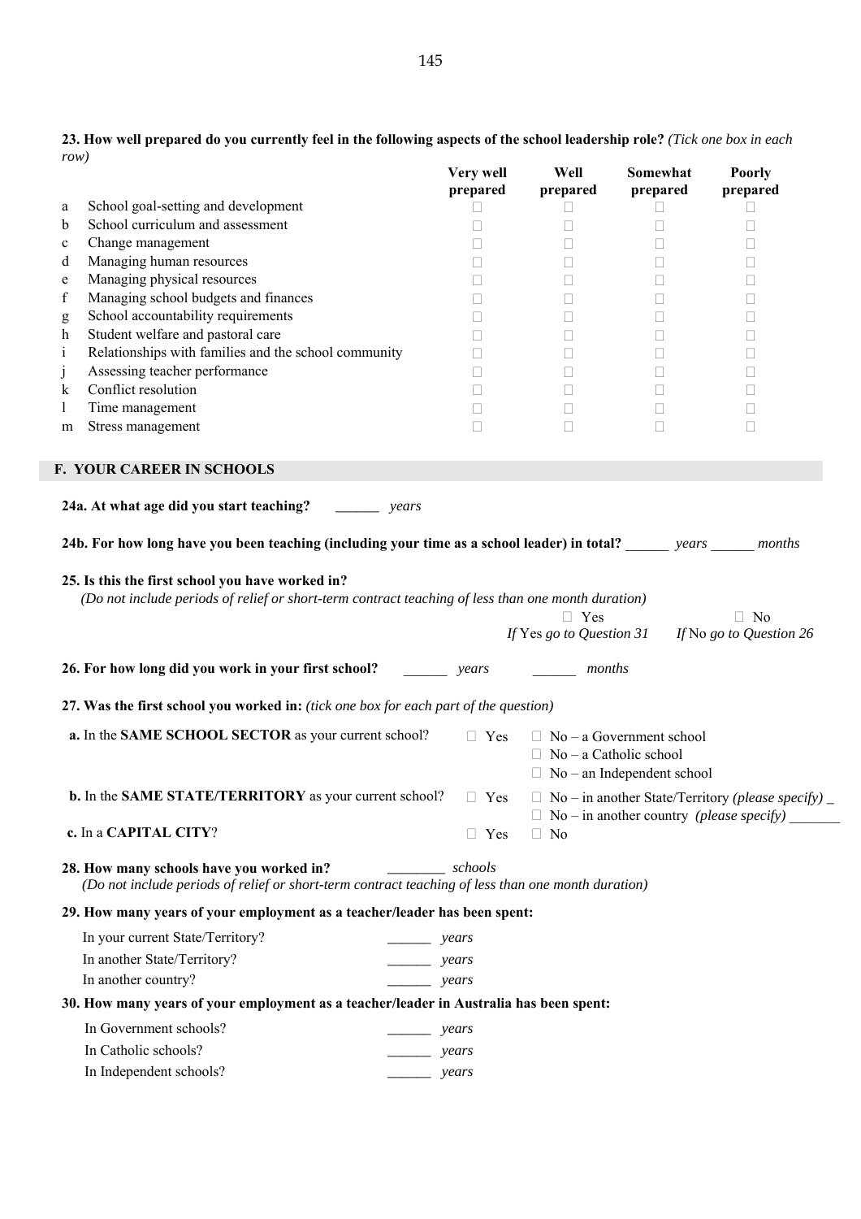**23. How well prepared do you currently feel in the following aspects of the school leadership role?** *(Tick one box in each row)*

| | | Very well prepared | Well prepared | Somewhat prepared | Poorly prepared |
|---|---|---|---|---|---|
| a | School goal-setting and development | □ | □ | □ | □ |
| b | School curriculum and assessment | □ | □ | □ | □ |
| c | Change management | □ | □ | □ | □ |
| d | Managing human resources | □ | □ | □ | □ |
| e | Managing physical resources | □ | □ | □ | □ |
| f | Managing school budgets and finances | □ | □ | □ | □ |
| g | School accountability requirements | □ | □ | □ | □ |
| h | Student welfare and pastoral care | □ | □ | □ | □ |
| i | Relationships with families and the school community | □ | □ | □ | □ |
| j | Assessing teacher performance | □ | □ | □ | □ |
| k | Conflict resolution | □ | □ | □ | □ |
| l | Time management | □ | □ | □ | □ |
| m | Stress management | □ | □ | □ | □ |

## F. YOUR CAREER IN SCHOOLS

**24a. At what age did you start teaching?** ______ *years*

**24b. For how long have you been teaching (including your time as a school leader) in total?** ______ *years* ______ *months*

**25. Is this the first school you have worked in?**
*(Do not include periods of relief or short-term contract teaching of less than one month duration)*

□ Yes — *If* Yes *go to Question 31*

□ No — *If* No *go to Question 26*

**26. For how long did you work in your first school?** ______ *years* ______ *months*

**27. Was the first school you worked in:** *(tick one box for each part of the question)*

**a.** In the **SAME SCHOOL SECTOR** as your current school?
□ Yes
□ No – a Government school
□ No – a Catholic school
□ No – an Independent school

**b.** In the **SAME STATE/TERRITORY** as your current school?
□ Yes
□ No – in another State/Territory *(please specify)* _
□ No – in another country *(please specify)* _______

**c.** In a **CAPITAL CITY**?
□ Yes
□ No

**28. How many schools have you worked in?** ________ *schools*
*(Do not include periods of relief or short-term contract teaching of less than one month duration)*

**29. How many years of your employment as a teacher/leader has been spent:**

In your current State/Territory? ______ *years*
In another State/Territory? ______ *years*
In another country? ______ *years*

**30. How many years of your employment as a teacher/leader in Australia has been spent:**

In Government schools? ______ *years*
In Catholic schools? ______ *years*
In Independent schools? ______ *years*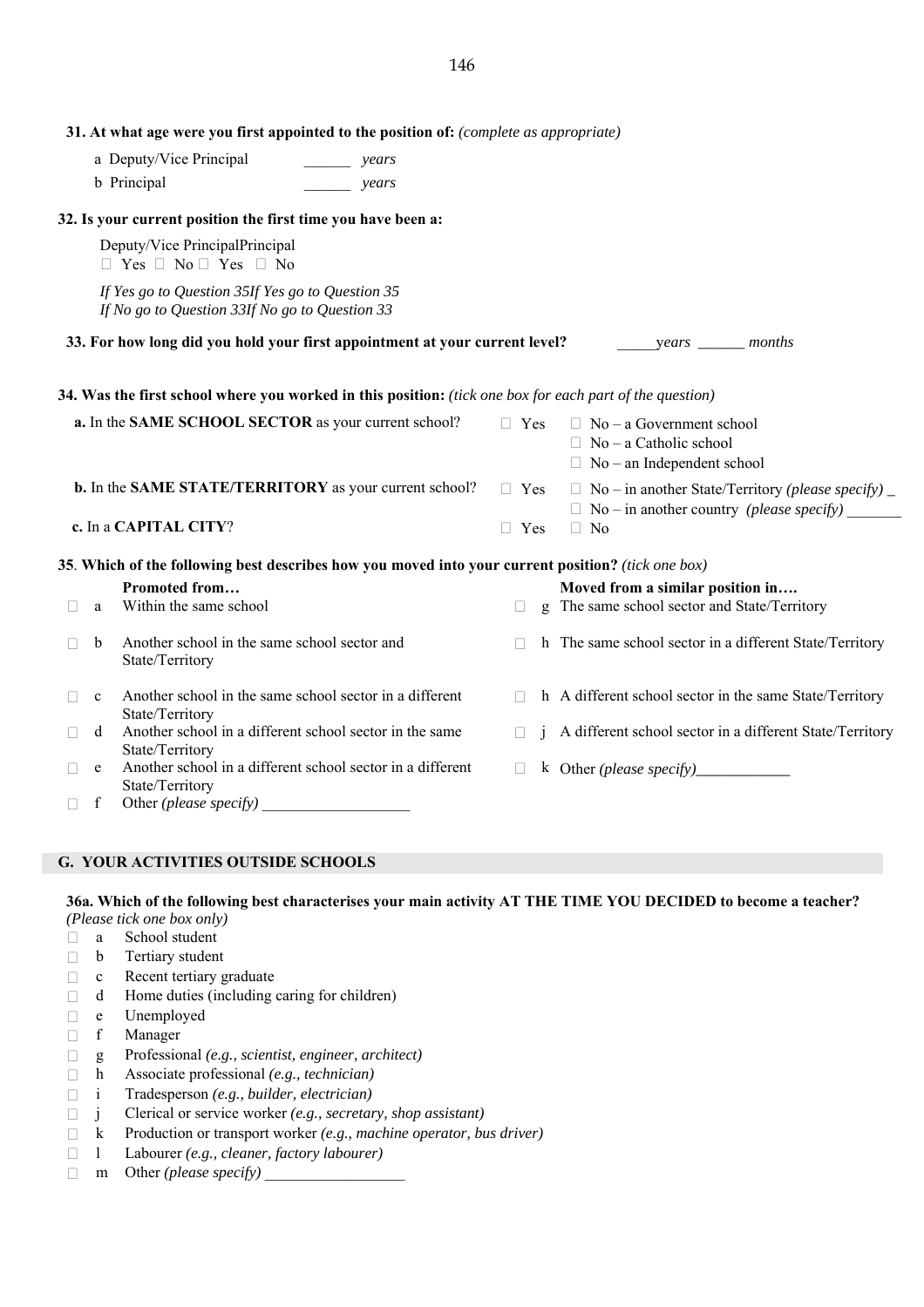**31. At what age were you first appointed to the position of:** *(complete as appropriate)*

a Deputy/Vice Principal ______ *years*

b Principal ______ *years*

**32. Is your current position the first time you have been a:**

| Deputy/Vice Principal | Principal |
|---|---|
| ☐ Yes ☐ No | ☐ Yes ☐ No |
| *If Yes go to Question 35* | *If Yes go to Question 35* |
| *If No go to Question 33* | *If No go to Question 33* |

**33. For how long did you hold your first appointment at your current level?** _____*years* ______ *months*

**34. Was the first school where you worked in this position:** *(tick one box for each part of the question)*

**a.** In the **SAME SCHOOL SECTOR** as your current school? ☐ Yes ☐ No – a Government school ☐ No – a Catholic school ☐ No – an Independent school

**b.** In the **SAME STATE/TERRITORY** as your current school? ☐ Yes ☐ No – in another State/Territory *(please specify)* _ ☐ No – in another country *(please specify)* _______

**c.** In a **CAPITAL CITY**? ☐ Yes ☐ No

**35**. **Which of the following best describes how you moved into your current position?** *(tick one box)*

**Promoted from…**

- ☐ a Within the same school
- ☐ b Another school in the same school sector and State/Territory
- ☐ c Another school in the same school sector in a different State/Territory
- ☐ d Another school in a different school sector in the same State/Territory
- ☐ e Another school in a different school sector in a different State/Territory
- ☐ f Other *(please specify)* ___________________

**Moved from a similar position in….**

- ☐ g The same school sector and State/Territory
- ☐ h The same school sector in a different State/Territory
- ☐ h A different school sector in the same State/Territory
- ☐ j A different school sector in a different State/Territory
- ☐ k Other *(please specify)*____________

## G. YOUR ACTIVITIES OUTSIDE SCHOOLS

**36a. Which of the following best characterises your main activity AT THE TIME YOU DECIDED to become a teacher?** *(Please tick one box only)*

- ☐ a School student
- ☐ b Tertiary student
- ☐ c Recent tertiary graduate
- ☐ d Home duties (including caring for children)
- ☐ e Unemployed
- ☐ f Manager
- ☐ g Professional *(e.g., scientist, engineer, architect)*
- ☐ h Associate professional *(e.g., technician)*
- ☐ i Tradesperson *(e.g., builder, electrician)*
- ☐ j Clerical or service worker *(e.g., secretary, shop assistant)*
- ☐ k Production or transport worker *(e.g., machine operator, bus driver)*
- ☐ l Labourer *(e.g., cleaner, factory labourer)*
- ☐ m Other *(please specify)* __________________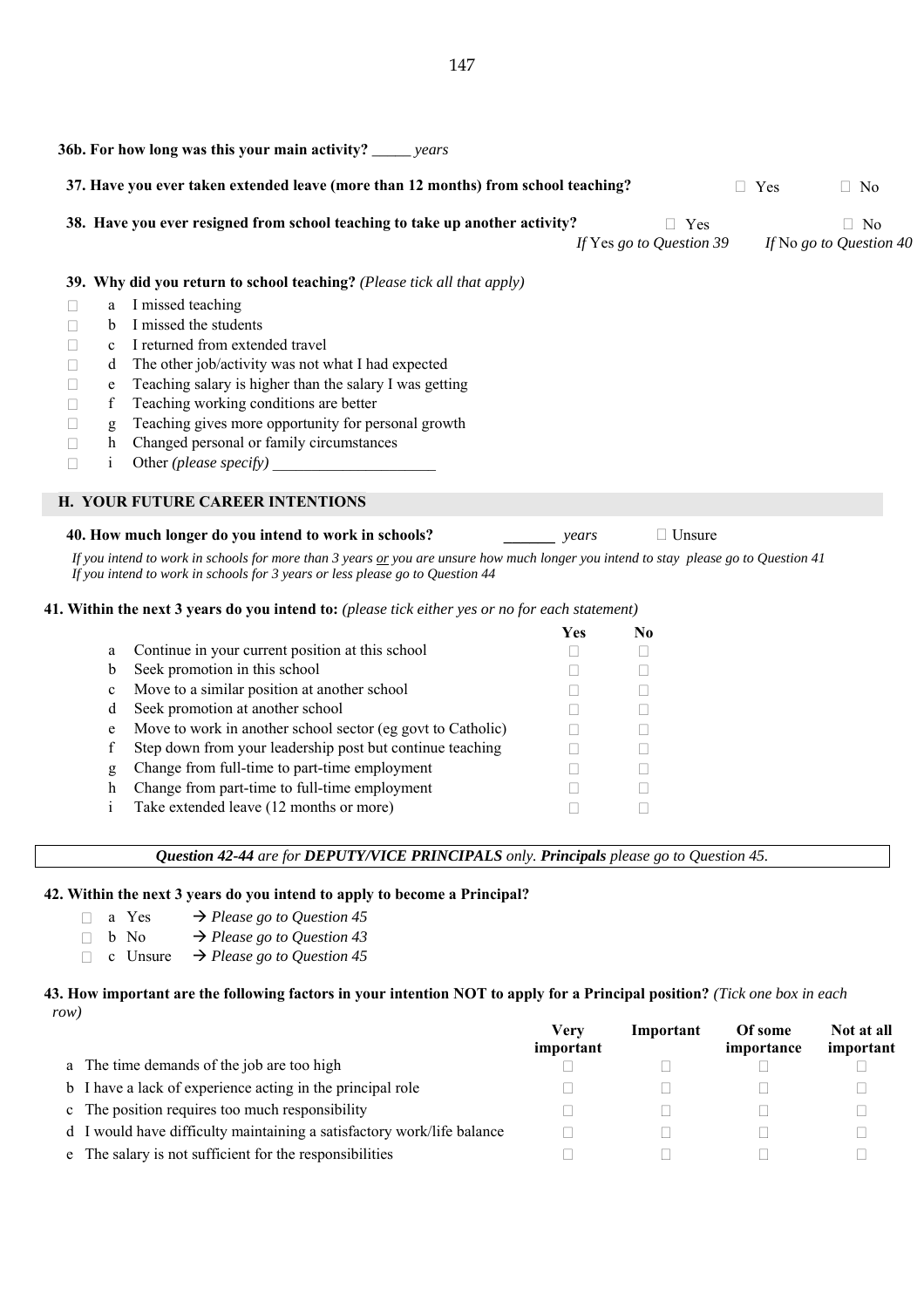**36b. For how long was this your main activity?** _____ *years*

**37. Have you ever taken extended leave (more than 12 months) from school teaching?** ☐ Yes ☐ No

**38. Have you ever resigned from school teaching to take up another activity?** ☐ Yes *If* Yes *go to Question 39* ☐ No *If* No *go to Question 40*

**39. Why did you return to school teaching?** *(Please tick all that apply)*

- ☐ a I missed teaching
- ☐ b I missed the students
- ☐ c I returned from extended travel
- ☐ d The other job/activity was not what I had expected
- ☐ e Teaching salary is higher than the salary I was getting
- ☐ f Teaching working conditions are better
- ☐ g Teaching gives more opportunity for personal growth
- ☐ h Changed personal or family circumstances
- ☐ i Other *(please specify)* ____________________

## H. YOUR FUTURE CAREER INTENTIONS

**40. How much longer do you intend to work in schools?** _______ *years* ☐ Unsure

*If you intend to work in schools for more than 3 years or you are unsure how much longer you intend to stay please go to Question 41*
*If you intend to work in schools for 3 years or less please go to Question 44*

**41. Within the next 3 years do you intend to:** *(please tick either yes or no for each statement)*

| | | Yes | No |
|---|---|---|---|
| a | Continue in your current position at this school | ☐ | ☐ |
| b | Seek promotion in this school | ☐ | ☐ |
| c | Move to a similar position at another school | ☐ | ☐ |
| d | Seek promotion at another school | ☐ | ☐ |
| e | Move to work in another school sector (eg govt to Catholic) | ☐ | ☐ |
| f | Step down from your leadership post but continue teaching | ☐ | ☐ |
| g | Change from full-time to part-time employment | ☐ | ☐ |
| h | Change from part-time to full-time employment | ☐ | ☐ |
| i | Take extended leave (12 months or more) | ☐ | ☐ |

***Question 42-44** are for **DEPUTY/VICE PRINCIPALS** only. **Principals** please go to Question 45.*

**42. Within the next 3 years do you intend to apply to become a Principal?**

- ☐ a Yes → *Please go to Question 45*
- ☐ b No → *Please go to Question 43*
- ☐ c Unsure → *Please go to Question 45*

**43. How important are the following factors in your intention NOT to apply for a Principal position?** *(Tick one box in each row)*

| | Very important | Important | Of some importance | Not at all important |
|---|---|---|---|---|
| a The time demands of the job are too high | ☐ | ☐ | ☐ | ☐ |
| b I have a lack of experience acting in the principal role | ☐ | ☐ | ☐ | ☐ |
| c The position requires too much responsibility | ☐ | ☐ | ☐ | ☐ |
| d I would have difficulty maintaining a satisfactory work/life balance | ☐ | ☐ | ☐ | ☐ |
| e The salary is not sufficient for the responsibilities | ☐ | ☐ | ☐ | ☐ |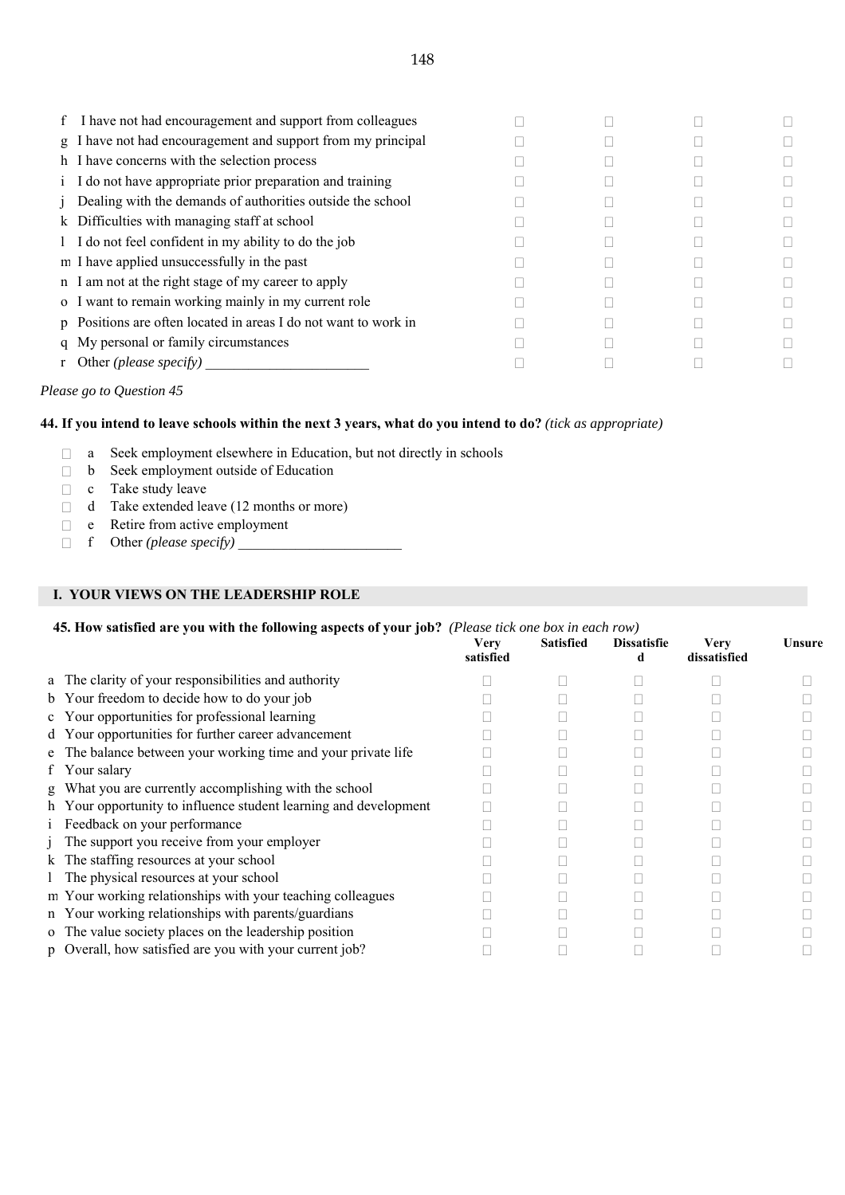| | | | | |
|---|---|---|---|---|
| f I have not had encouragement and support from colleagues | ☐ | ☐ | ☐ | ☐ |
| g I have not had encouragement and support from my principal | ☐ | ☐ | ☐ | ☐ |
| h I have concerns with the selection process | ☐ | ☐ | ☐ | ☐ |
| i I do not have appropriate prior preparation and training | ☐ | ☐ | ☐ | ☐ |
| j Dealing with the demands of authorities outside the school | ☐ | ☐ | ☐ | ☐ |
| k Difficulties with managing staff at school | ☐ | ☐ | ☐ | ☐ |
| l I do not feel confident in my ability to do the job | ☐ | ☐ | ☐ | ☐ |
| m I have applied unsuccessfully in the past | ☐ | ☐ | ☐ | ☐ |
| n I am not at the right stage of my career to apply | ☐ | ☐ | ☐ | ☐ |
| o I want to remain working mainly in my current role | ☐ | ☐ | ☐ | ☐ |
| p Positions are often located in areas I do not want to work in | ☐ | ☐ | ☐ | ☐ |
| q My personal or family circumstances | ☐ | ☐ | ☐ | ☐ |
| r Other *(please specify)* _______________________ | ☐ | ☐ | ☐ | ☐ |

*Please go to Question 45*

**44. If you intend to leave schools within the next 3 years, what do you intend to do?** *(tick as appropriate)*

- ☐ a Seek employment elsewhere in Education, but not directly in schools
- ☐ b Seek employment outside of Education
- ☐ c Take study leave
- ☐ d Take extended leave (12 months or more)
- ☐ e Retire from active employment
- ☐ f Other *(please specify)* _______________________

## I. YOUR VIEWS ON THE LEADERSHIP ROLE

**45. How satisfied are you with the following aspects of your job?** *(Please tick one box in each row)*

| | Very satisfied | Satisfied | Dissatisfied | Very dissatisfied | Unsure |
|---|---|---|---|---|---|
| a The clarity of your responsibilities and authority | ☐ | ☐ | ☐ | ☐ | ☐ |
| b Your freedom to decide how to do your job | ☐ | ☐ | ☐ | ☐ | ☐ |
| c Your opportunities for professional learning | ☐ | ☐ | ☐ | ☐ | ☐ |
| d Your opportunities for further career advancement | ☐ | ☐ | ☐ | ☐ | ☐ |
| e The balance between your working time and your private life | ☐ | ☐ | ☐ | ☐ | ☐ |
| f Your salary | ☐ | ☐ | ☐ | ☐ | ☐ |
| g What you are currently accomplishing with the school | ☐ | ☐ | ☐ | ☐ | ☐ |
| h Your opportunity to influence student learning and development | ☐ | ☐ | ☐ | ☐ | ☐ |
| i Feedback on your performance | ☐ | ☐ | ☐ | ☐ | ☐ |
| j The support you receive from your employer | ☐ | ☐ | ☐ | ☐ | ☐ |
| k The staffing resources at your school | ☐ | ☐ | ☐ | ☐ | ☐ |
| l The physical resources at your school | ☐ | ☐ | ☐ | ☐ | ☐ |
| m Your working relationships with your teaching colleagues | ☐ | ☐ | ☐ | ☐ | ☐ |
| n Your working relationships with parents/guardians | ☐ | ☐ | ☐ | ☐ | ☐ |
| o The value society places on the leadership position | ☐ | ☐ | ☐ | ☐ | ☐ |
| p Overall, how satisfied are you with your current job? | ☐ | ☐ | ☐ | ☐ | ☐ |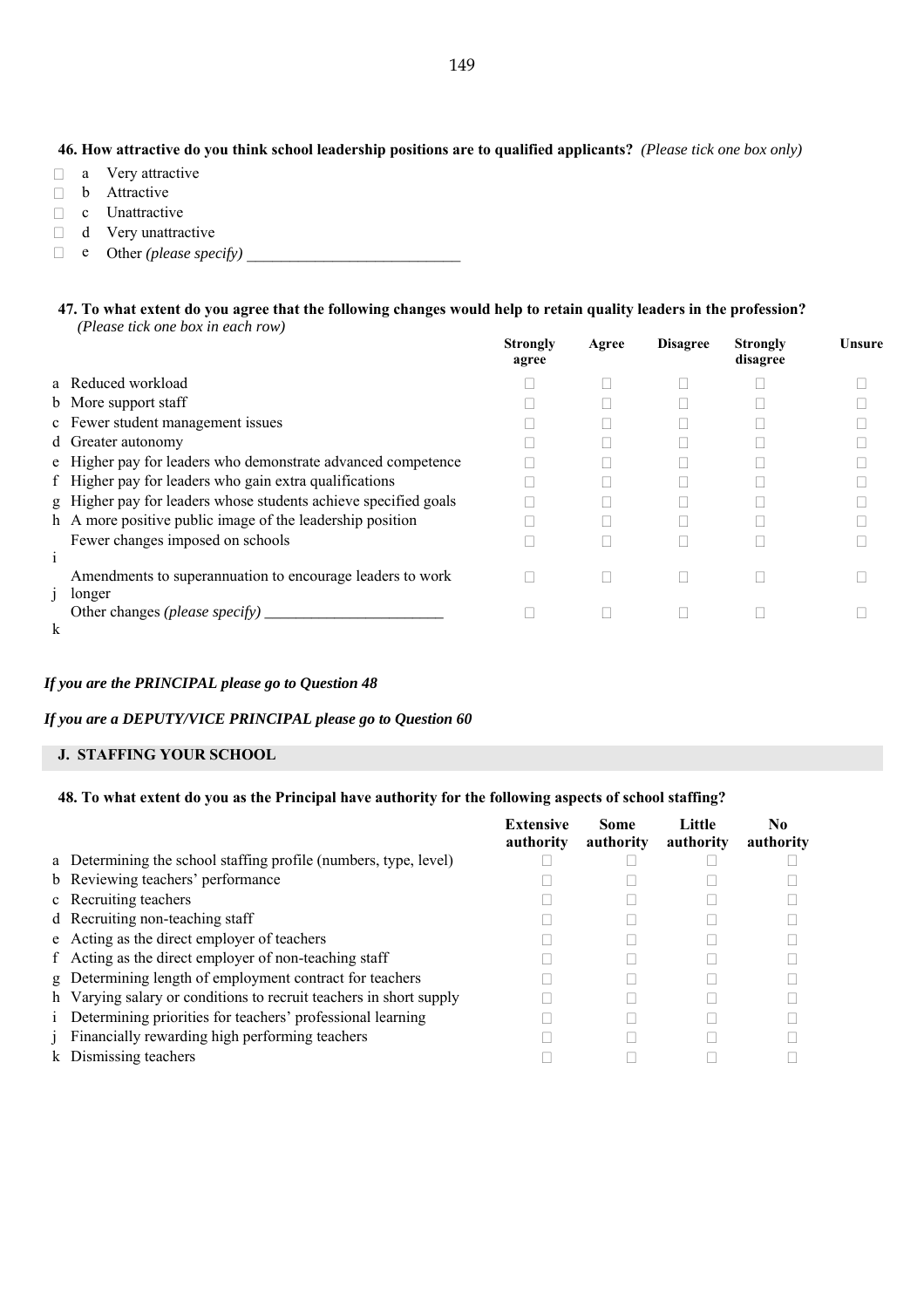**46. How attractive do you think school leadership positions are to qualified applicants?** *(Please tick one box only)*

- ☐ a Very attractive
- ☐ b Attractive
- ☐ c Unattractive
- ☐ d Very unattractive
- ☐ e Other *(please specify)* ___________________________

**47. To what extent do you agree that the following changes would help to retain quality leaders in the profession?** *(Please tick one box in each row)*

| | | Strongly agree | Agree | Disagree | Strongly disagree | Unsure |
|---|---|---|---|---|---|---|
| a | Reduced workload | ☐ | ☐ | ☐ | ☐ | ☐ |
| b | More support staff | ☐ | ☐ | ☐ | ☐ | ☐ |
| c | Fewer student management issues | ☐ | ☐ | ☐ | ☐ | ☐ |
| d | Greater autonomy | ☐ | ☐ | ☐ | ☐ | ☐ |
| e | Higher pay for leaders who demonstrate advanced competence | ☐ | ☐ | ☐ | ☐ | ☐ |
| f | Higher pay for leaders who gain extra qualifications | ☐ | ☐ | ☐ | ☐ | ☐ |
| g | Higher pay for leaders whose students achieve specified goals | ☐ | ☐ | ☐ | ☐ | ☐ |
| h | A more positive public image of the leadership position | ☐ | ☐ | ☐ | ☐ | ☐ |
| i | Fewer changes imposed on schools | ☐ | ☐ | ☐ | ☐ | ☐ |
| j | Amendments to superannuation to encourage leaders to work longer | ☐ | ☐ | ☐ | ☐ | ☐ |
| k | Other changes *(please specify)* _______________________ | ☐ | ☐ | ☐ | ☐ | ☐ |

***If you are the PRINCIPAL please go to Question 48***

***If you are a DEPUTY/VICE PRINCIPAL please go to Question 60***

## J. STAFFING YOUR SCHOOL

**48. To what extent do you as the Principal have authority for the following aspects of school staffing?**

| | | Extensive authority | Some authority | Little authority | No authority |
|---|---|---|---|---|---|
| a | Determining the school staffing profile (numbers, type, level) | ☐ | ☐ | ☐ | ☐ |
| b | Reviewing teachers' performance | ☐ | ☐ | ☐ | ☐ |
| c | Recruiting teachers | ☐ | ☐ | ☐ | ☐ |
| d | Recruiting non-teaching staff | ☐ | ☐ | ☐ | ☐ |
| e | Acting as the direct employer of teachers | ☐ | ☐ | ☐ | ☐ |
| f | Acting as the direct employer of non-teaching staff | ☐ | ☐ | ☐ | ☐ |
| g | Determining length of employment contract for teachers | ☐ | ☐ | ☐ | ☐ |
| h | Varying salary or conditions to recruit teachers in short supply | ☐ | ☐ | ☐ | ☐ |
| i | Determining priorities for teachers' professional learning | ☐ | ☐ | ☐ | ☐ |
| j | Financially rewarding high performing teachers | ☐ | ☐ | ☐ | ☐ |
| k | Dismissing teachers | ☐ | ☐ | ☐ | ☐ |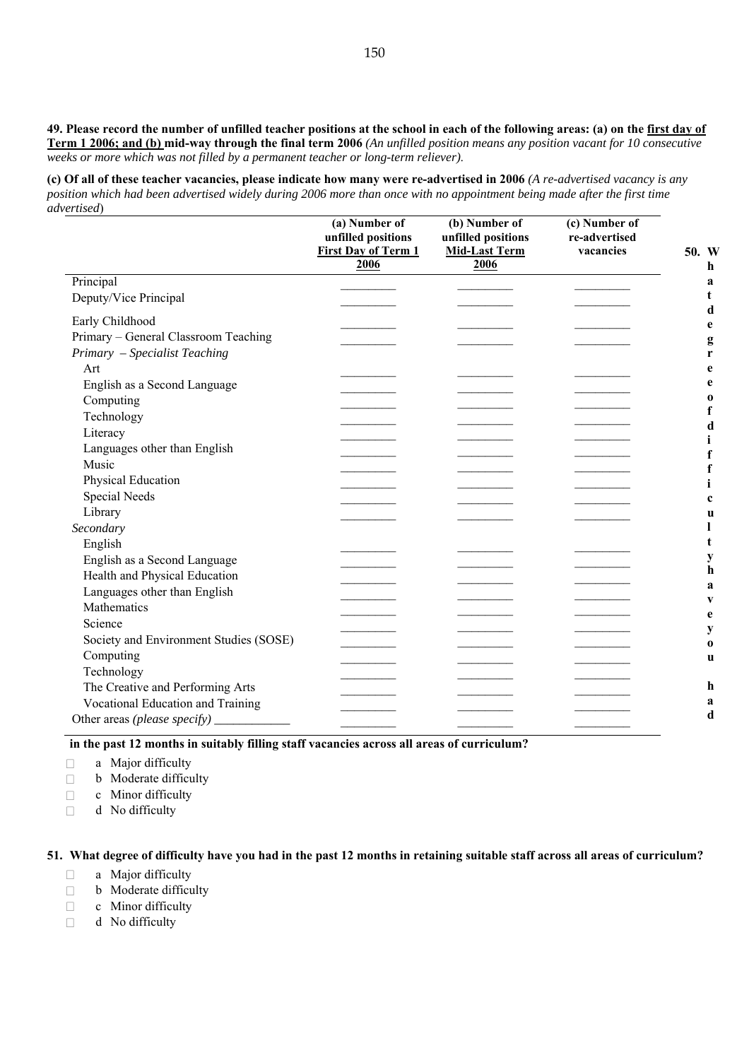**49. Please record the number of unfilled teacher positions at the school in each of the following areas: (a) on the <u>first day of Term 1 2006; and (b)</u> mid-way through the final term 2006** *(An unfilled position means any position vacant for 10 consecutive weeks or more which was not filled by a permanent teacher or long-term reliever).*

**(c) Of all of these teacher vacancies, please indicate how many were re-advertised in 2006** *(A re-advertised vacancy is any position which had been advertised widely during 2006 more than once with no appointment being made after the first time advertised*)

| | (a) Number of unfilled positions <u>First Day of Term 1 2006</u> | (b) Number of unfilled positions <u>Mid-Last Term 2006</u> | (c) Number of re-advertised vacancies |
|---|---|---|---|
| Principal | _________ | _________ | _________ |
| Deputy/Vice Principal | _________ | _________ | _________ |
| Early Childhood | _________ | _________ | _________ |
| Primary – General Classroom Teaching | _________ | _________ | _________ |
| *Primary – Specialist Teaching* | | | |
| Art | _________ | _________ | _________ |
| English as a Second Language | _________ | _________ | _________ |
| Computing | _________ | _________ | _________ |
| Technology | _________ | _________ | _________ |
| Literacy | _________ | _________ | _________ |
| Languages other than English | _________ | _________ | _________ |
| Music | _________ | _________ | _________ |
| Physical Education | _________ | _________ | _________ |
| Special Needs | _________ | _________ | _________ |
| Library | _________ | _________ | _________ |
| *Secondary* | | | |
| English | _________ | _________ | _________ |
| English as a Second Language | _________ | _________ | _________ |
| Health and Physical Education | _________ | _________ | _________ |
| Languages other than English | _________ | _________ | _________ |
| Mathematics | _________ | _________ | _________ |
| Science | _________ | _________ | _________ |
| Society and Environment Studies (SOSE) | _________ | _________ | _________ |
| Computing | _________ | _________ | _________ |
| Technology | _________ | _________ | _________ |
| The Creative and Performing Arts | _________ | _________ | _________ |
| Vocational Education and Training | _________ | _________ | _________ |
| Other areas *(please specify)* ____________ | _________ | _________ | _________ |

**50. What degree of difficulty have you had in the past 12 months in suitably filling staff vacancies across all areas of curriculum?**

- ☐ a Major difficulty
- ☐ b Moderate difficulty
- ☐ c Minor difficulty
- ☐ d No difficulty

**51. What degree of difficulty have you had in the past 12 months in retaining suitable staff across all areas of curriculum?**

- ☐ a Major difficulty
- ☐ b Moderate difficulty
- ☐ c Minor difficulty
- ☐ d No difficulty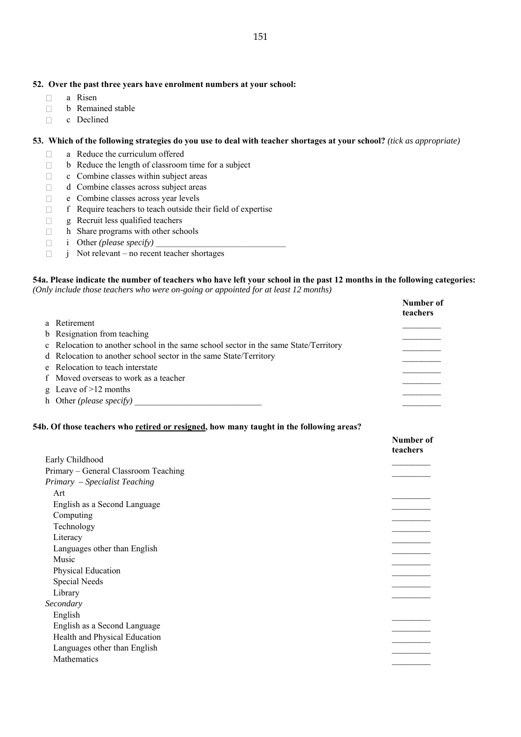**52. Over the past three years have enrolment numbers at your school:**

- ☐ a Risen
- ☐ b Remained stable
- ☐ c Declined

**53. Which of the following strategies do you use to deal with teacher shortages at your school?** *(tick as appropriate)*

- ☐ a Reduce the curriculum offered
- ☐ b Reduce the length of classroom time for a subject
- ☐ c Combine classes within subject areas
- ☐ d Combine classes across subject areas
- ☐ e Combine classes across year levels
- ☐ f Require teachers to teach outside their field of expertise
- ☐ g Recruit less qualified teachers
- ☐ h Share programs with other schools
- ☐ i Other *(please specify)* ______________________________
- ☐ j Not relevant – no recent teacher shortages

**54a. Please indicate the number of teachers who have left your school in the past 12 months in the following categories:**
*(Only include those teachers who were on-going or appointed for at least 12 months)*

| | **Number of teachers** |
|---|---|
| a Retirement | _________ |
| b Resignation from teaching | _________ |
| c Relocation to another school in the same school sector in the same State/Territory | _________ |
| d Relocation to another school sector in the same State/Territory | _________ |
| e Relocation to teach interstate | _________ |
| f Moved overseas to work as a teacher | _________ |
| g Leave of >12 months | _________ |
| h Other *(please specify)* _____________________________ | _________ |

**54b. Of those teachers who retired or resigned, how many taught in the following areas?**

| | **Number of teachers** |
|---|---|
| Early Childhood | _________ |
| Primary – General Classroom Teaching | _________ |
| *Primary – Specialist Teaching* | |
| Art | _________ |
| English as a Second Language | _________ |
| Computing | _________ |
| Technology | _________ |
| Literacy | _________ |
| Languages other than English | _________ |
| Music | _________ |
| Physical Education | _________ |
| Special Needs | _________ |
| Library | _________ |
| *Secondary* | |
| English | _________ |
| English as a Second Language | _________ |
| Health and Physical Education | _________ |
| Languages other than English | _________ |
| Mathematics | _________ |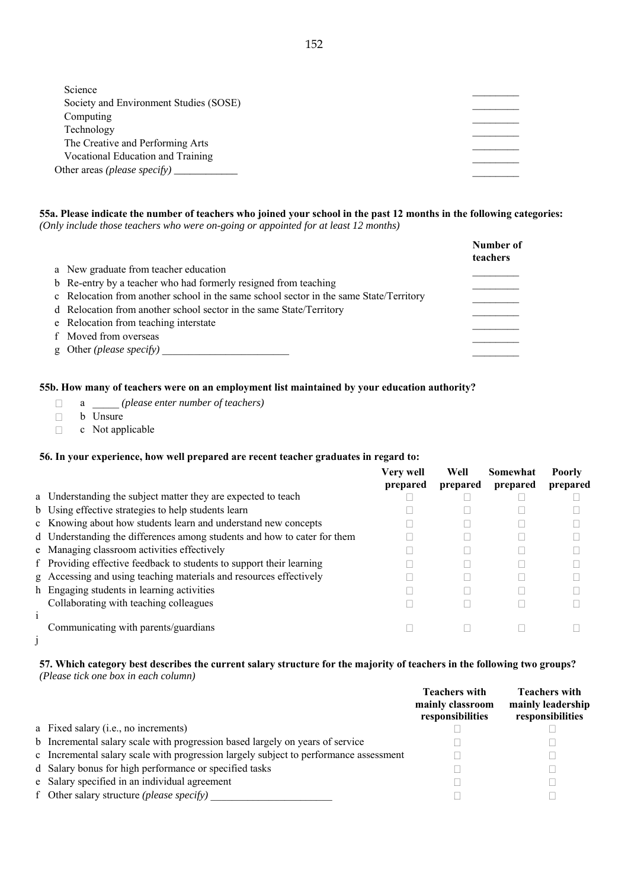| | |
|---|---|
| Science | _________ |
| Society and Environment Studies (SOSE) | _________ |
| Computing | _________ |
| Technology | _________ |
| The Creative and Performing Arts | _________ |
| Vocational Education and Training | _________ |
| Other areas *(please specify)* ____________ | _________ |

**55a. Please indicate the number of teachers who joined your school in the past 12 months in the following categories:**
*(Only include those teachers who were on-going or appointed for at least 12 months)*

| | Number of teachers |
|---|---|
| a New graduate from teacher education | _________ |
| b Re-entry by a teacher who had formerly resigned from teaching | _________ |
| c Relocation from another school in the same school sector in the same State/Territory | _________ |
| d Relocation from another school sector in the same State/Territory | _________ |
| e Relocation from teaching interstate | _________ |
| f Moved from overseas | _________ |
| g Other *(please specify)* ________________________ | _________ |

**55b. How many of teachers were on an employment list maintained by your education authority?**

- ☐ a _____ *(please enter number of teachers)*
- ☐ b Unsure
- ☐ c Not applicable

**56. In your experience, how well prepared are recent teacher graduates in regard to:**

| | Very well prepared | Well prepared | Somewhat prepared | Poorly prepared |
|---|---|---|---|---|
| a Understanding the subject matter they are expected to teach | ☐ | ☐ | ☐ | ☐ |
| b Using effective strategies to help students learn | ☐ | ☐ | ☐ | ☐ |
| c Knowing about how students learn and understand new concepts | ☐ | ☐ | ☐ | ☐ |
| d Understanding the differences among students and how to cater for them | ☐ | ☐ | ☐ | ☐ |
| e Managing classroom activities effectively | ☐ | ☐ | ☐ | ☐ |
| f Providing effective feedback to students to support their learning | ☐ | ☐ | ☐ | ☐ |
| g Accessing and using teaching materials and resources effectively | ☐ | ☐ | ☐ | ☐ |
| h Engaging students in learning activities | ☐ | ☐ | ☐ | ☐ |
| i Collaborating with teaching colleagues | ☐ | ☐ | ☐ | ☐ |
| j Communicating with parents/guardians | ☐ | ☐ | ☐ | ☐ |

**57. Which category best describes the current salary structure for the majority of teachers in the following two groups?**
*(Please tick one box in each column)*

| | Teachers with mainly classroom responsibilities | Teachers with mainly leadership responsibilities |
|---|---|---|
| a Fixed salary (i.e., no increments) | ☐ | ☐ |
| b Incremental salary scale with progression based largely on years of service | ☐ | ☐ |
| c Incremental salary scale with progression largely subject to performance assessment | ☐ | ☐ |
| d Salary bonus for high performance or specified tasks | ☐ | ☐ |
| e Salary specified in an individual agreement | ☐ | ☐ |
| f Other salary structure *(please specify)* ______________________ | ☐ | ☐ |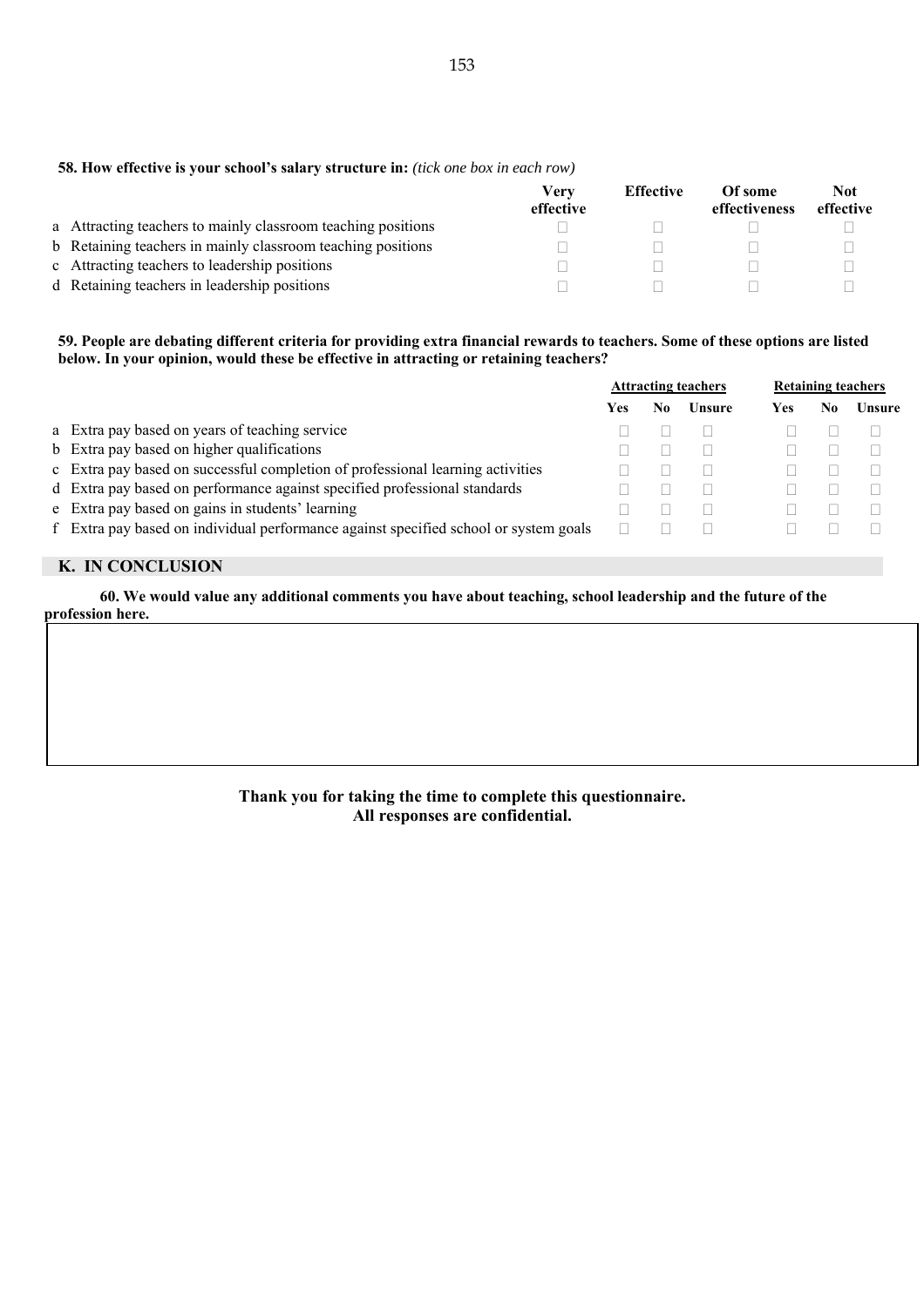**58. How effective is your school's salary structure in:** *(tick one box in each row)*

| | Very effective | Effective | Of some effectiveness | Not effective |
|---|---|---|---|---|
| a Attracting teachers to mainly classroom teaching positions | ☐ | ☐ | ☐ | ☐ |
| b Retaining teachers in mainly classroom teaching positions | ☐ | ☐ | ☐ | ☐ |
| c Attracting teachers to leadership positions | ☐ | ☐ | ☐ | ☐ |
| d Retaining teachers in leadership positions | ☐ | ☐ | ☐ | ☐ |

**59. People are debating different criteria for providing extra financial rewards to teachers. Some of these options are listed below. In your opinion, would these be effective in attracting or retaining teachers?**

| | Attracting teachers | | | Retaining teachers | | |
|---|---|---|---|---|---|---|
| | Yes | No | Unsure | Yes | No | Unsure |
| a Extra pay based on years of teaching service | ☐ | ☐ | ☐ | ☐ | ☐ | ☐ |
| b Extra pay based on higher qualifications | ☐ | ☐ | ☐ | ☐ | ☐ | ☐ |
| c Extra pay based on successful completion of professional learning activities | ☐ | ☐ | ☐ | ☐ | ☐ | ☐ |
| d Extra pay based on performance against specified professional standards | ☐ | ☐ | ☐ | ☐ | ☐ | ☐ |
| e Extra pay based on gains in students' learning | ☐ | ☐ | ☐ | ☐ | ☐ | ☐ |
| f Extra pay based on individual performance against specified school or system goals | ☐ | ☐ | ☐ | ☐ | ☐ | ☐ |

## K. IN CONCLUSION

**60. We would value any additional comments you have about teaching, school leadership and the future of the profession here.**

**Thank you for taking the time to complete this questionnaire.**
**All responses are confidential.**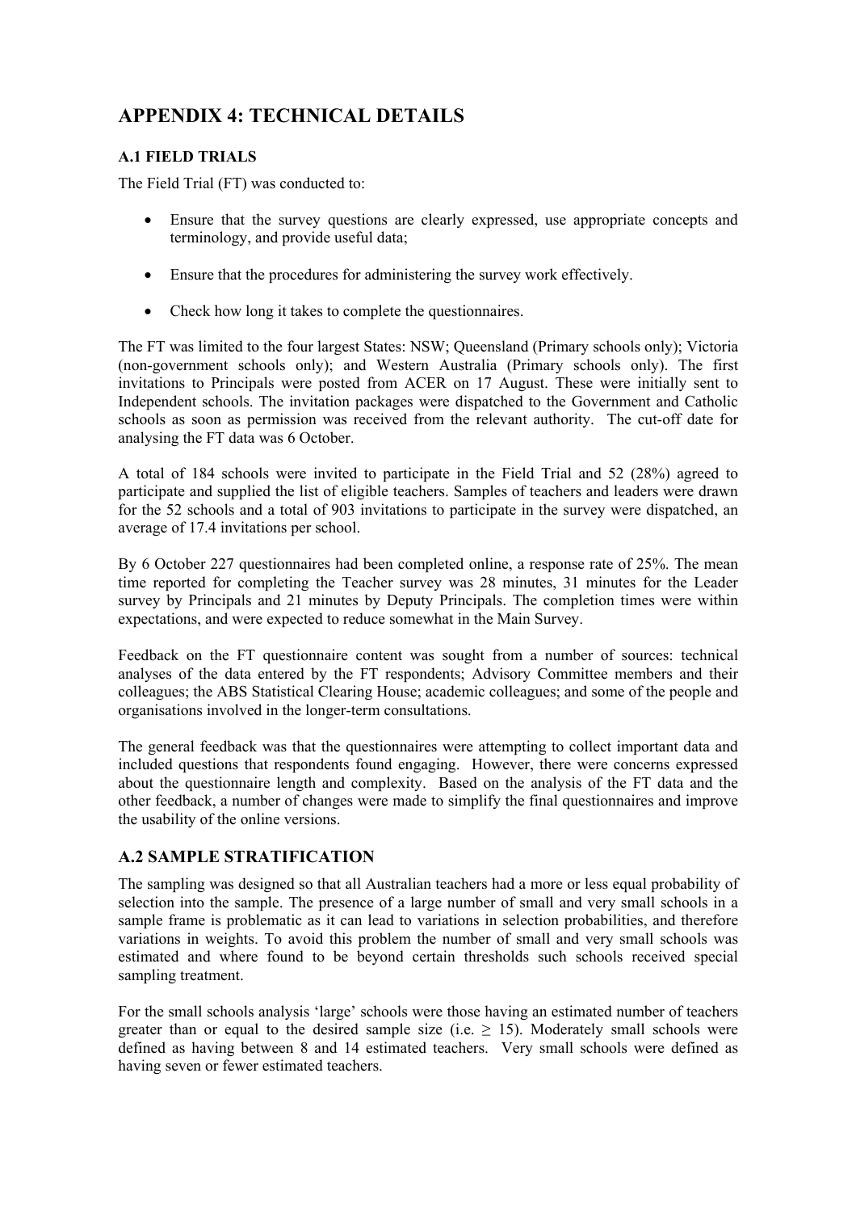# APPENDIX 4: TECHNICAL DETAILS

### A.1 FIELD TRIALS

The Field Trial (FT) was conducted to:

- Ensure that the survey questions are clearly expressed, use appropriate concepts and terminology, and provide useful data;
- Ensure that the procedures for administering the survey work effectively.
- Check how long it takes to complete the questionnaires.

The FT was limited to the four largest States: NSW; Queensland (Primary schools only); Victoria (non-government schools only); and Western Australia (Primary schools only). The first invitations to Principals were posted from ACER on 17 August. These were initially sent to Independent schools. The invitation packages were dispatched to the Government and Catholic schools as soon as permission was received from the relevant authority. The cut-off date for analysing the FT data was 6 October.

A total of 184 schools were invited to participate in the Field Trial and 52 (28%) agreed to participate and supplied the list of eligible teachers. Samples of teachers and leaders were drawn for the 52 schools and a total of 903 invitations to participate in the survey were dispatched, an average of 17.4 invitations per school.

By 6 October 227 questionnaires had been completed online, a response rate of 25%. The mean time reported for completing the Teacher survey was 28 minutes, 31 minutes for the Leader survey by Principals and 21 minutes by Deputy Principals. The completion times were within expectations, and were expected to reduce somewhat in the Main Survey.

Feedback on the FT questionnaire content was sought from a number of sources: technical analyses of the data entered by the FT respondents; Advisory Committee members and their colleagues; the ABS Statistical Clearing House; academic colleagues; and some of the people and organisations involved in the longer-term consultations.

The general feedback was that the questionnaires were attempting to collect important data and included questions that respondents found engaging. However, there were concerns expressed about the questionnaire length and complexity. Based on the analysis of the FT data and the other feedback, a number of changes were made to simplify the final questionnaires and improve the usability of the online versions.

## A.2 SAMPLE STRATIFICATION

The sampling was designed so that all Australian teachers had a more or less equal probability of selection into the sample. The presence of a large number of small and very small schools in a sample frame is problematic as it can lead to variations in selection probabilities, and therefore variations in weights. To avoid this problem the number of small and very small schools was estimated and where found to be beyond certain thresholds such schools received special sampling treatment.

For the small schools analysis 'large' schools were those having an estimated number of teachers greater than or equal to the desired sample size (i.e. $\geq$ 15). Moderately small schools were defined as having between 8 and 14 estimated teachers. Very small schools were defined as having seven or fewer estimated teachers.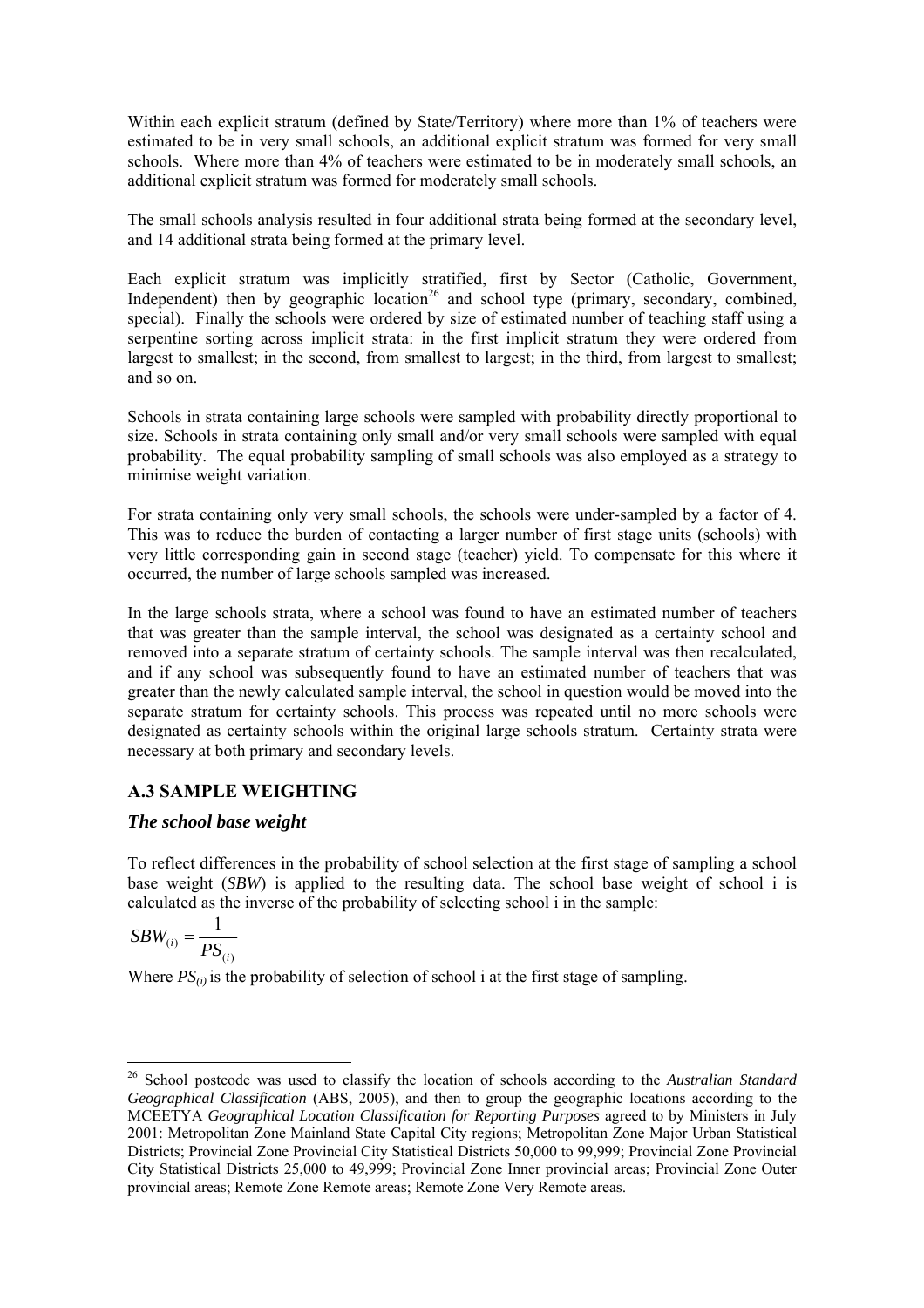Within each explicit stratum (defined by State/Territory) where more than 1% of teachers were estimated to be in very small schools, an additional explicit stratum was formed for very small schools. Where more than 4% of teachers were estimated to be in moderately small schools, an additional explicit stratum was formed for moderately small schools.

The small schools analysis resulted in four additional strata being formed at the secondary level, and 14 additional strata being formed at the primary level.

Each explicit stratum was implicitly stratified, first by Sector (Catholic, Government, Independent) then by geographic location[26] and school type (primary, secondary, combined, special). Finally the schools were ordered by size of estimated number of teaching staff using a serpentine sorting across implicit strata: in the first implicit stratum they were ordered from largest to smallest; in the second, from smallest to largest; in the third, from largest to smallest; and so on.

Schools in strata containing large schools were sampled with probability directly proportional to size. Schools in strata containing only small and/or very small schools were sampled with equal probability. The equal probability sampling of small schools was also employed as a strategy to minimise weight variation.

For strata containing only very small schools, the schools were under-sampled by a factor of 4. This was to reduce the burden of contacting a larger number of first stage units (schools) with very little corresponding gain in second stage (teacher) yield. To compensate for this where it occurred, the number of large schools sampled was increased.

In the large schools strata, where a school was found to have an estimated number of teachers that was greater than the sample interval, the school was designated as a certainty school and removed into a separate stratum of certainty schools. The sample interval was then recalculated, and if any school was subsequently found to have an estimated number of teachers that was greater than the newly calculated sample interval, the school in question would be moved into the separate stratum for certainty schools. This process was repeated until no more schools were designated as certainty schools within the original large schools stratum. Certainty strata were necessary at both primary and secondary levels.

## A.3 SAMPLE WEIGHTING

### *The school base weight*

To reflect differences in the probability of school selection at the first stage of sampling a school base weight (*SBW*) is applied to the resulting data. The school base weight of school i is calculated as the inverse of the probability of selecting school i in the sample:

$$SBW_{(i)} = \frac{1}{PS_{(i)}}$$

Where $PS_{(i)}$ is the probability of selection of school i at the first stage of sampling.

---

[26] School postcode was used to classify the location of schools according to the *Australian Standard Geographical Classification* (ABS, 2005), and then to group the geographic locations according to the MCEETYA *Geographical Location Classification for Reporting Purposes* agreed to by Ministers in July 2001: Metropolitan Zone Mainland State Capital City regions; Metropolitan Zone Major Urban Statistical Districts; Provincial Zone Provincial City Statistical Districts 50,000 to 99,999; Provincial Zone Provincial City Statistical Districts 25,000 to 49,999; Provincial Zone Inner provincial areas; Provincial Zone Outer provincial areas; Remote Zone Remote areas; Remote Zone Very Remote areas.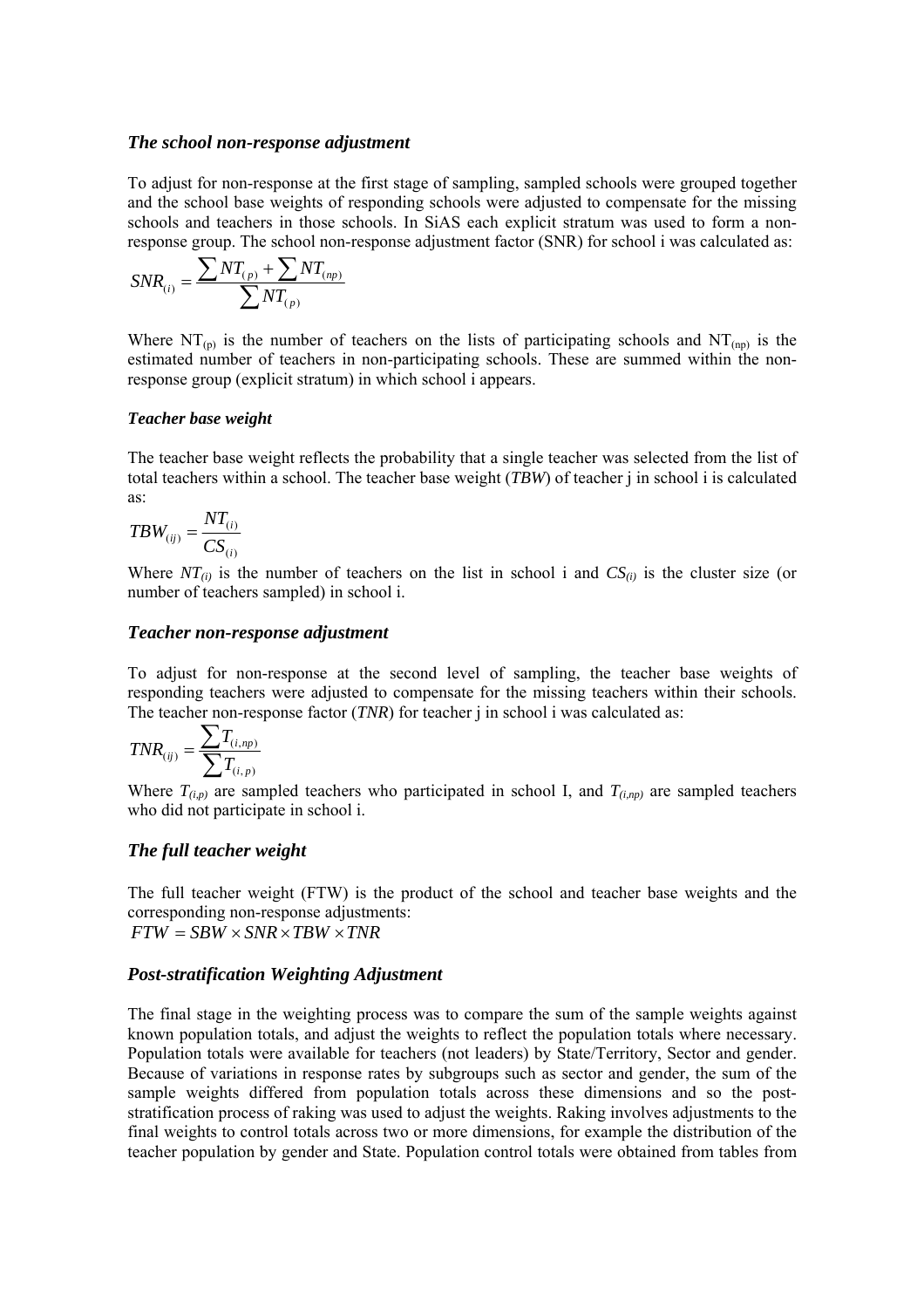### *The school non-response adjustment*

To adjust for non-response at the first stage of sampling, sampled schools were grouped together and the school base weights of responding schools were adjusted to compensate for the missing schools and teachers in those schools. In SiAS each explicit stratum was used to form a non-response group. The school non-response adjustment factor (SNR) for school i was calculated as:

$$SNR_{(i)} = \frac{\sum NT_{(p)} + \sum NT_{(np)}}{\sum NT_{(p)}}$$

Where $NT_{(p)}$ is the number of teachers on the lists of participating schools and $NT_{(np)}$ is the estimated number of teachers in non-participating schools. These are summed within the non-response group (explicit stratum) in which school i appears.

#### *Teacher base weight*

The teacher base weight reflects the probability that a single teacher was selected from the list of total teachers within a school. The teacher base weight (*TBW*) of teacher j in school i is calculated as:

$$TBW_{(ij)} = \frac{NT_{(i)}}{CS_{(i)}}$$

Where $NT_{(i)}$ is the number of teachers on the list in school i and $CS_{(i)}$ is the cluster size (or number of teachers sampled) in school i.

### *Teacher non-response adjustment*

To adjust for non-response at the second level of sampling, the teacher base weights of responding teachers were adjusted to compensate for the missing teachers within their schools. The teacher non-response factor (*TNR*) for teacher j in school i was calculated as:

$$TNR_{(ij)} = \frac{\sum T_{(i,np)}}{\sum T_{(i,p)}}$$

Where $T_{(i,p)}$ are sampled teachers who participated in school I, and $T_{(i,np)}$ are sampled teachers who did not participate in school i.

### *The full teacher weight*

The full teacher weight (FTW) is the product of the school and teacher base weights and the corresponding non-response adjustments:

$$FTW = SBW \times SNR \times TBW \times TNR$$

### *Post-stratification Weighting Adjustment*

The final stage in the weighting process was to compare the sum of the sample weights against known population totals, and adjust the weights to reflect the population totals where necessary. Population totals were available for teachers (not leaders) by State/Territory, Sector and gender. Because of variations in response rates by subgroups such as sector and gender, the sum of the sample weights differed from population totals across these dimensions and so the post-stratification process of raking was used to adjust the weights. Raking involves adjustments to the final weights to control totals across two or more dimensions, for example the distribution of the teacher population by gender and State. Population control totals were obtained from tables from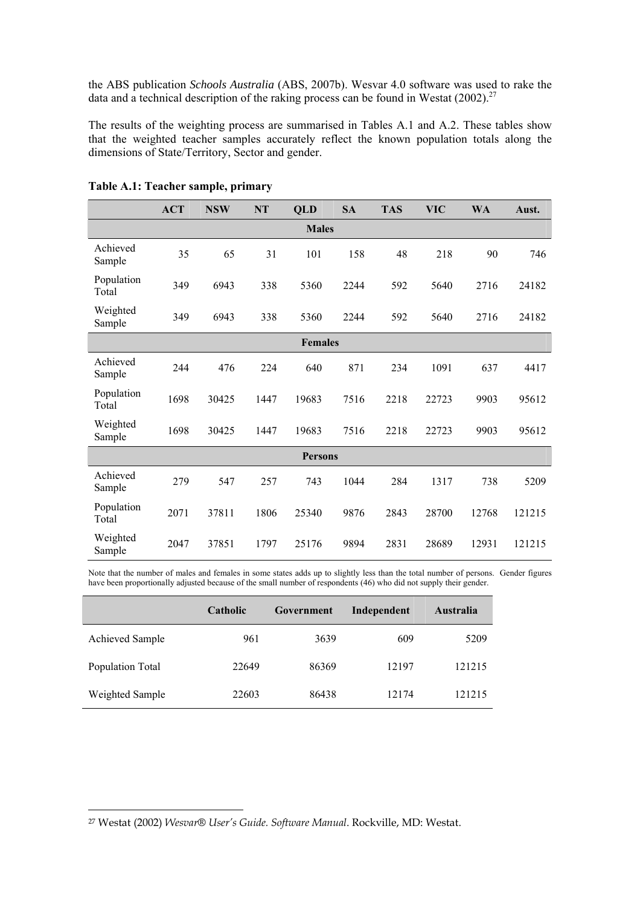the ABS publication *Schools Australia* (ABS, 2007b). Wesvar 4.0 software was used to rake the data and a technical description of the raking process can be found in Westat (2002).[27]

The results of the weighting process are summarised in Tables A.1 and A.2. These tables show that the weighted teacher samples accurately reflect the known population totals along the dimensions of State/Territory, Sector and gender.

**Table A.1: Teacher sample, primary**

| | ACT | NSW | NT | QLD | SA | TAS | VIC | WA | Aust. |
|---|---|---|---|---|---|---|---|---|---|
| **Males** | | | | | | | | | |
| Achieved Sample | 35 | 65 | 31 | 101 | 158 | 48 | 218 | 90 | 746 |
| Population Total | 349 | 6943 | 338 | 5360 | 2244 | 592 | 5640 | 2716 | 24182 |
| Weighted Sample | 349 | 6943 | 338 | 5360 | 2244 | 592 | 5640 | 2716 | 24182 |
| **Females** | | | | | | | | | |
| Achieved Sample | 244 | 476 | 224 | 640 | 871 | 234 | 1091 | 637 | 4417 |
| Population Total | 1698 | 30425 | 1447 | 19683 | 7516 | 2218 | 22723 | 9903 | 95612 |
| Weighted Sample | 1698 | 30425 | 1447 | 19683 | 7516 | 2218 | 22723 | 9903 | 95612 |
| **Persons** | | | | | | | | | |
| Achieved Sample | 279 | 547 | 257 | 743 | 1044 | 284 | 1317 | 738 | 5209 |
| Population Total | 2071 | 37811 | 1806 | 25340 | 9876 | 2843 | 28700 | 12768 | 121215 |
| Weighted Sample | 2047 | 37851 | 1797 | 25176 | 9894 | 2831 | 28689 | 12931 | 121215 |

Note that the number of males and females in some states adds up to slightly less than the total number of persons. Gender figures have been proportionally adjusted because of the small number of respondents (46) who did not supply their gender.

| | Catholic | Government | Independent | Australia |
|---|---|---|---|---|
| Achieved Sample | 961 | 3639 | 609 | 5209 |
| Population Total | 22649 | 86369 | 12197 | 121215 |
| Weighted Sample | 22603 | 86438 | 12174 | 121215 |

[27] Westat (2002) *Wesvar® User's Guide. Software Manual*. Rockville, MD: Westat.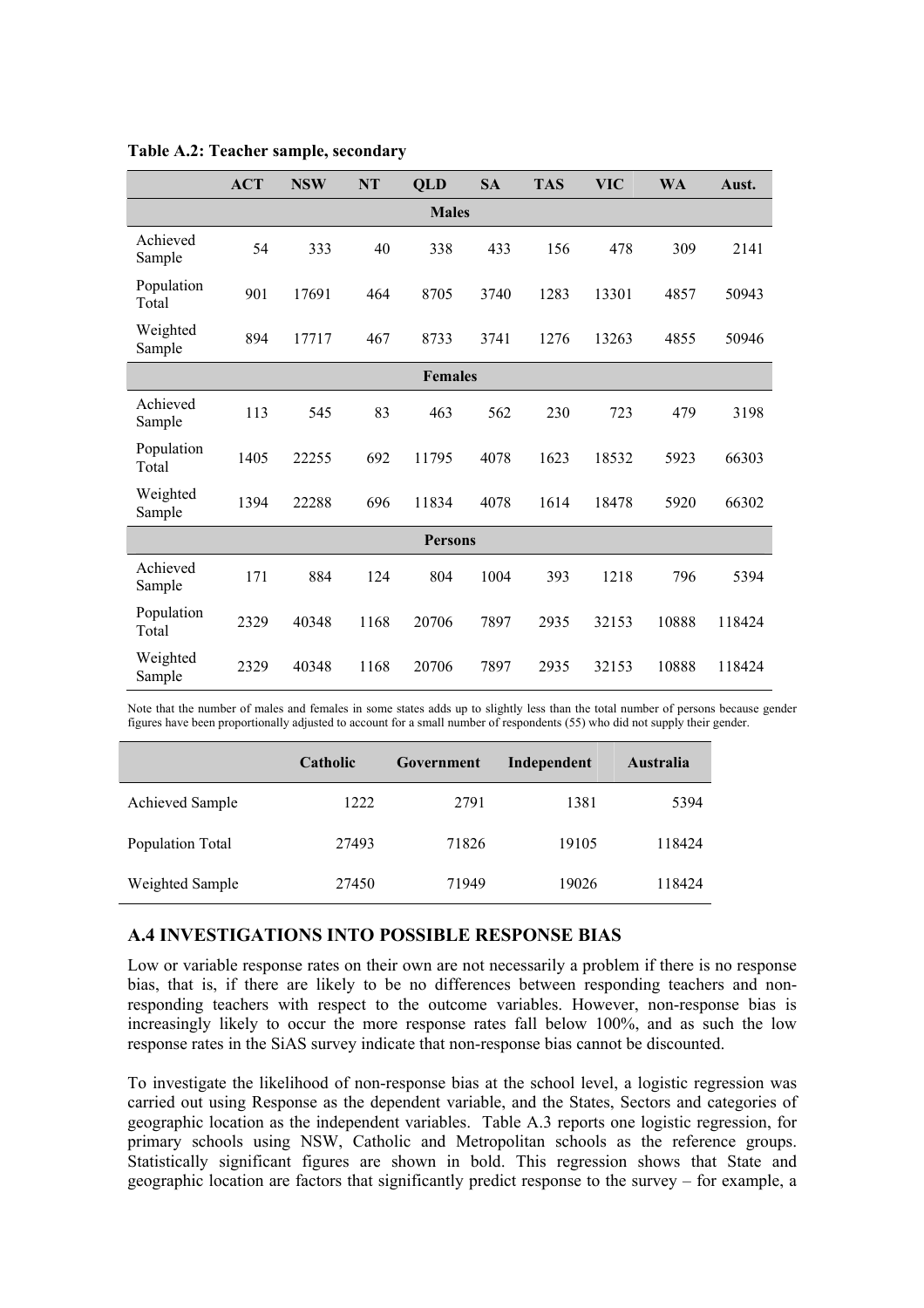**Table A.2: Teacher sample, secondary**

| | ACT | NSW | NT | QLD | SA | TAS | VIC | WA | Aust. |
|---|---|---|---|---|---|---|---|---|---|
| **Males** | | | | | | | | | |
| Achieved Sample | 54 | 333 | 40 | 338 | 433 | 156 | 478 | 309 | 2141 |
| Population Total | 901 | 17691 | 464 | 8705 | 3740 | 1283 | 13301 | 4857 | 50943 |
| Weighted Sample | 894 | 17717 | 467 | 8733 | 3741 | 1276 | 13263 | 4855 | 50946 |
| **Females** | | | | | | | | | |
| Achieved Sample | 113 | 545 | 83 | 463 | 562 | 230 | 723 | 479 | 3198 |
| Population Total | 1405 | 22255 | 692 | 11795 | 4078 | 1623 | 18532 | 5923 | 66303 |
| Weighted Sample | 1394 | 22288 | 696 | 11834 | 4078 | 1614 | 18478 | 5920 | 66302 |
| **Persons** | | | | | | | | | |
| Achieved Sample | 171 | 884 | 124 | 804 | 1004 | 393 | 1218 | 796 | 5394 |
| Population Total | 2329 | 40348 | 1168 | 20706 | 7897 | 2935 | 32153 | 10888 | 118424 |
| Weighted Sample | 2329 | 40348 | 1168 | 20706 | 7897 | 2935 | 32153 | 10888 | 118424 |

Note that the number of males and females in some states adds up to slightly less than the total number of persons because gender figures have been proportionally adjusted to account for a small number of respondents (55) who did not supply their gender.

| | Catholic | Government | Independent | Australia |
|---|---|---|---|---|
| Achieved Sample | 1222 | 2791 | 1381 | 5394 |
| Population Total | 27493 | 71826 | 19105 | 118424 |
| Weighted Sample | 27450 | 71949 | 19026 | 118424 |

## A.4 INVESTIGATIONS INTO POSSIBLE RESPONSE BIAS

Low or variable response rates on their own are not necessarily a problem if there is no response bias, that is, if there are likely to be no differences between responding teachers and non-responding teachers with respect to the outcome variables. However, non-response bias is increasingly likely to occur the more response rates fall below 100%, and as such the low response rates in the SiAS survey indicate that non-response bias cannot be discounted.

To investigate the likelihood of non-response bias at the school level, a logistic regression was carried out using Response as the dependent variable, and the States, Sectors and categories of geographic location as the independent variables. Table A.3 reports one logistic regression, for primary schools using NSW, Catholic and Metropolitan schools as the reference groups. Statistically significant figures are shown in bold. This regression shows that State and geographic location are factors that significantly predict response to the survey – for example, a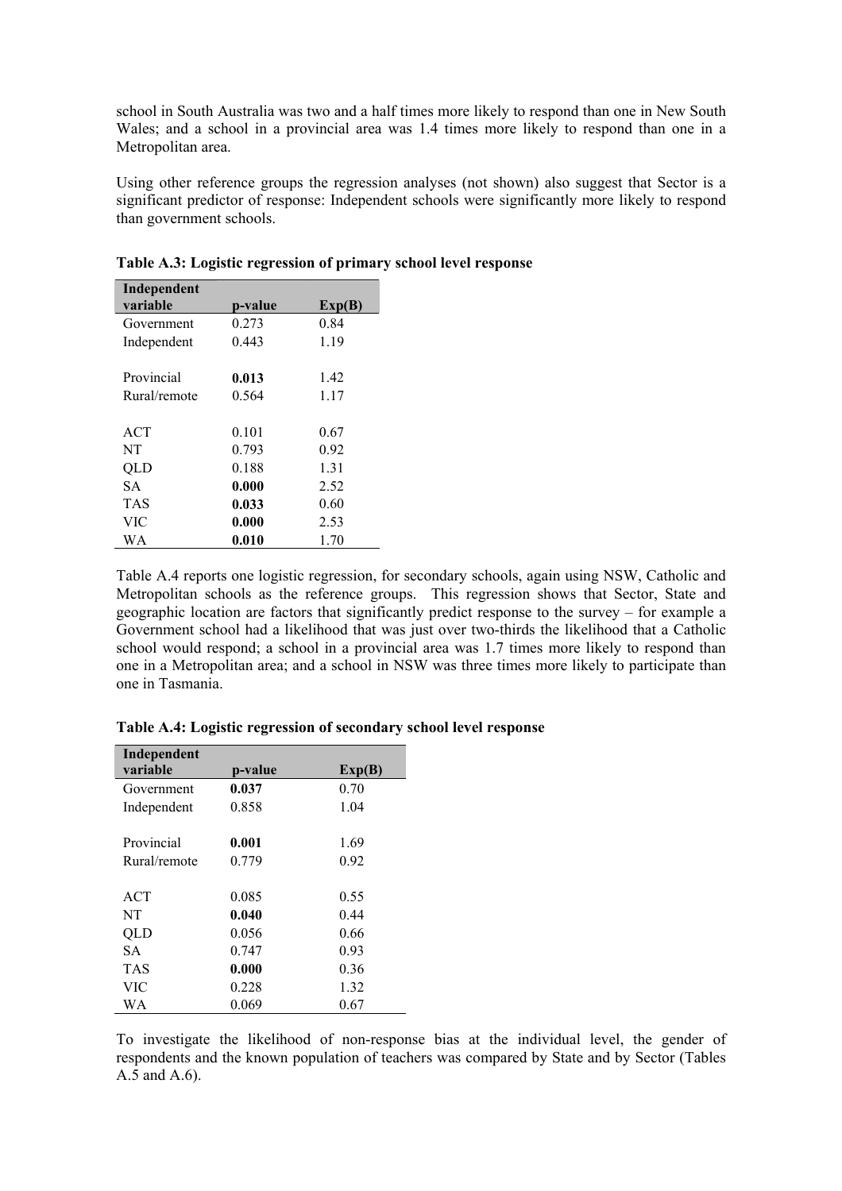school in South Australia was two and a half times more likely to respond than one in New South Wales; and a school in a provincial area was 1.4 times more likely to respond than one in a Metropolitan area.

Using other reference groups the regression analyses (not shown) also suggest that Sector is a significant predictor of response: Independent schools were significantly more likely to respond than government schools.

**Table A.3: Logistic regression of primary school level response**

| Independent variable | p-value | Exp(B) |
|---|---|---|
| Government | 0.273 | 0.84 |
| Independent | 0.443 | 1.19 |
| | | |
| Provincial | **0.013** | 1.42 |
| Rural/remote | 0.564 | 1.17 |
| | | |
| ACT | 0.101 | 0.67 |
| NT | 0.793 | 0.92 |
| QLD | 0.188 | 1.31 |
| SA | **0.000** | 2.52 |
| TAS | **0.033** | 0.60 |
| VIC | **0.000** | 2.53 |
| WA | **0.010** | 1.70 |

Table A.4 reports one logistic regression, for secondary schools, again using NSW, Catholic and Metropolitan schools as the reference groups. This regression shows that Sector, State and geographic location are factors that significantly predict response to the survey – for example a Government school had a likelihood that was just over two-thirds the likelihood that a Catholic school would respond; a school in a provincial area was 1.7 times more likely to respond than one in a Metropolitan area; and a school in NSW was three times more likely to participate than one in Tasmania.

**Table A.4: Logistic regression of secondary school level response**

| Independent variable | p-value | Exp(B) |
|---|---|---|
| Government | **0.037** | 0.70 |
| Independent | 0.858 | 1.04 |
| | | |
| Provincial | **0.001** | 1.69 |
| Rural/remote | 0.779 | 0.92 |
| | | |
| ACT | 0.085 | 0.55 |
| NT | **0.040** | 0.44 |
| QLD | 0.056 | 0.66 |
| SA | 0.747 | 0.93 |
| TAS | **0.000** | 0.36 |
| VIC | 0.228 | 1.32 |
| WA | 0.069 | 0.67 |

To investigate the likelihood of non-response bias at the individual level, the gender of respondents and the known population of teachers was compared by State and by Sector (Tables A.5 and A.6).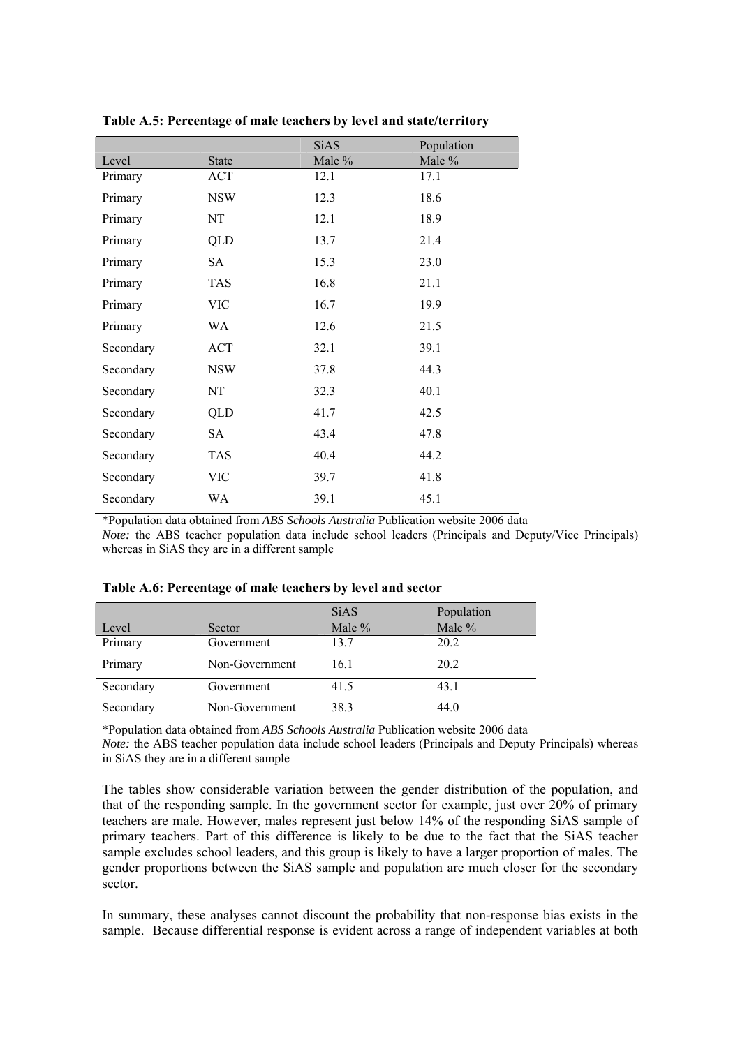**Table A.5: Percentage of male teachers by level and state/territory**

| Level | State | SiAS Male % | Population Male % |
|---|---|---|---|
| Primary | ACT | 12.1 | 17.1 |
| Primary | NSW | 12.3 | 18.6 |
| Primary | NT | 12.1 | 18.9 |
| Primary | QLD | 13.7 | 21.4 |
| Primary | SA | 15.3 | 23.0 |
| Primary | TAS | 16.8 | 21.1 |
| Primary | VIC | 16.7 | 19.9 |
| Primary | WA | 12.6 | 21.5 |
| Secondary | ACT | 32.1 | 39.1 |
| Secondary | NSW | 37.8 | 44.3 |
| Secondary | NT | 32.3 | 40.1 |
| Secondary | QLD | 41.7 | 42.5 |
| Secondary | SA | 43.4 | 47.8 |
| Secondary | TAS | 40.4 | 44.2 |
| Secondary | VIC | 39.7 | 41.8 |
| Secondary | WA | 39.1 | 45.1 |

*Population data obtained from *ABS Schools Australia* Publication website 2006 data
*Note:* the ABS teacher population data include school leaders (Principals and Deputy/Vice Principals) whereas in SiAS they are in a different sample

**Table A.6: Percentage of male teachers by level and sector**

| Level | Sector | SiAS Male % | Population Male % |
|---|---|---|---|
| Primary | Government | 13.7 | 20.2 |
| Primary | Non-Government | 16.1 | 20.2 |
| Secondary | Government | 41.5 | 43.1 |
| Secondary | Non-Government | 38.3 | 44.0 |

*Population data obtained from *ABS Schools Australia* Publication website 2006 data
*Note:* the ABS teacher population data include school leaders (Principals and Deputy Principals) whereas in SiAS they are in a different sample

The tables show considerable variation between the gender distribution of the population, and that of the responding sample. In the government sector for example, just over 20% of primary teachers are male. However, males represent just below 14% of the responding SiAS sample of primary teachers. Part of this difference is likely to be due to the fact that the SiAS teacher sample excludes school leaders, and this group is likely to have a larger proportion of males. The gender proportions between the SiAS sample and population are much closer for the secondary sector.

In summary, these analyses cannot discount the probability that non-response bias exists in the sample. Because differential response is evident across a range of independent variables at both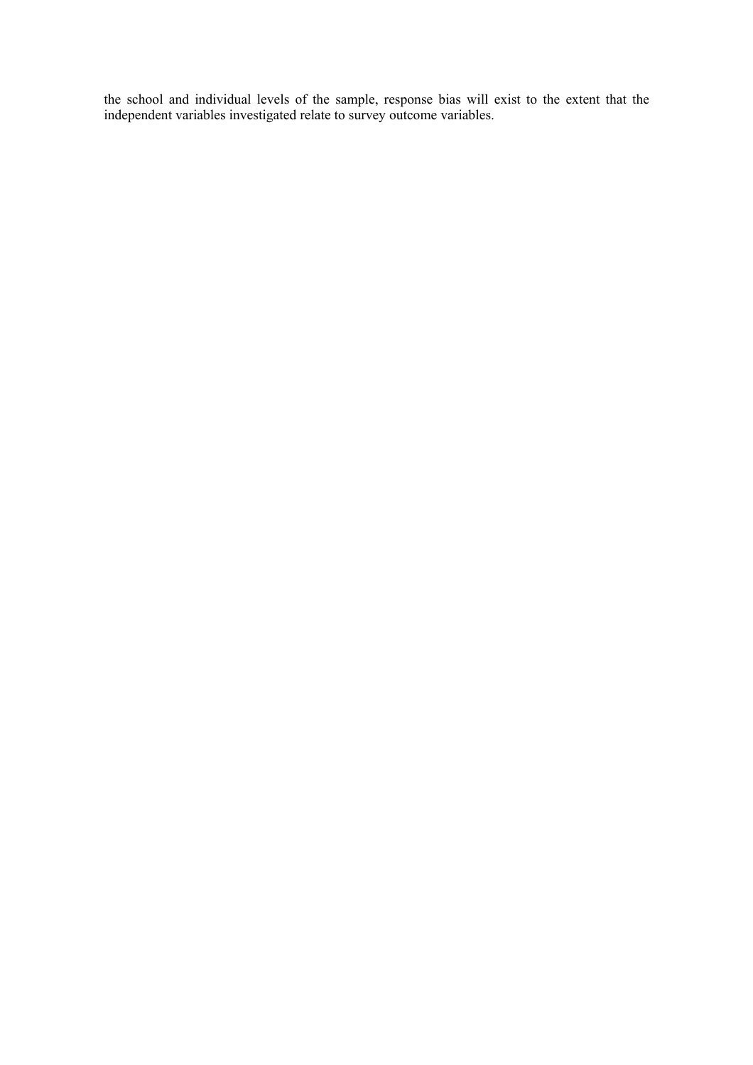the school and individual levels of the sample, response bias will exist to the extent that the independent variables investigated relate to survey outcome variables.